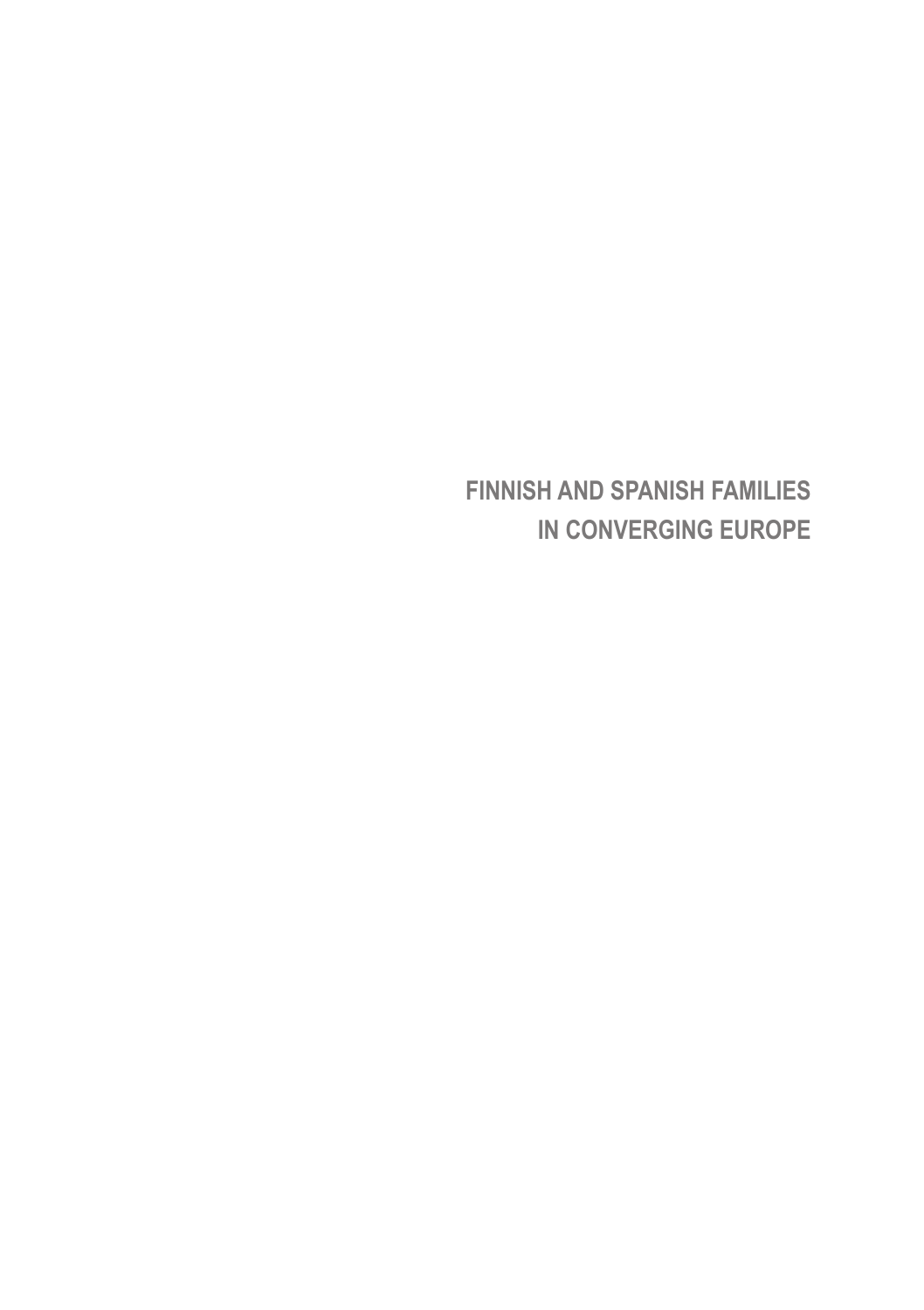# FINNISH AND SPANISH FAMILIES IN CONVERGING EUROPE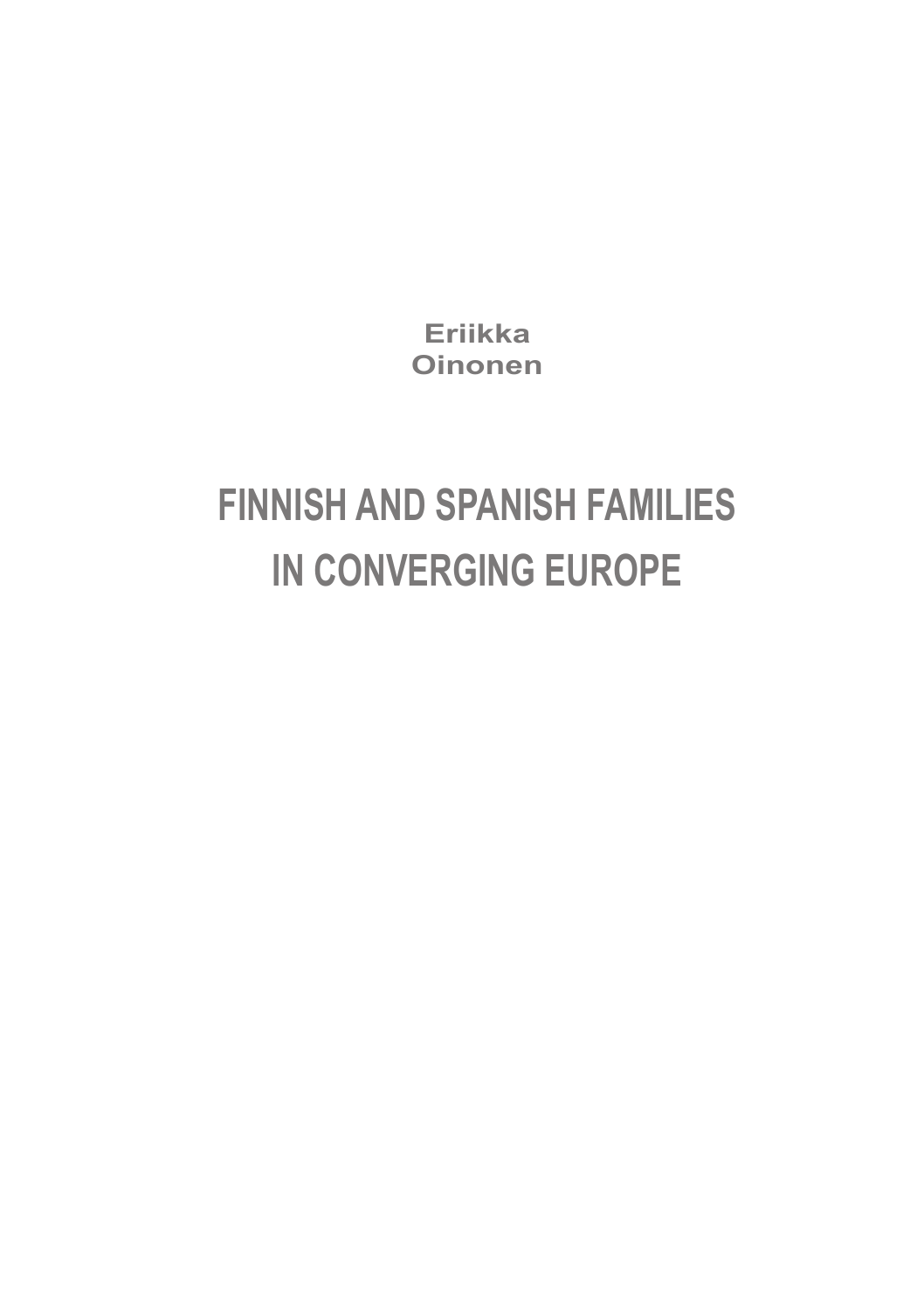Eriikka
Oinonen

# FINNISH AND SPANISH FAMILIES IN CONVERGING EUROPE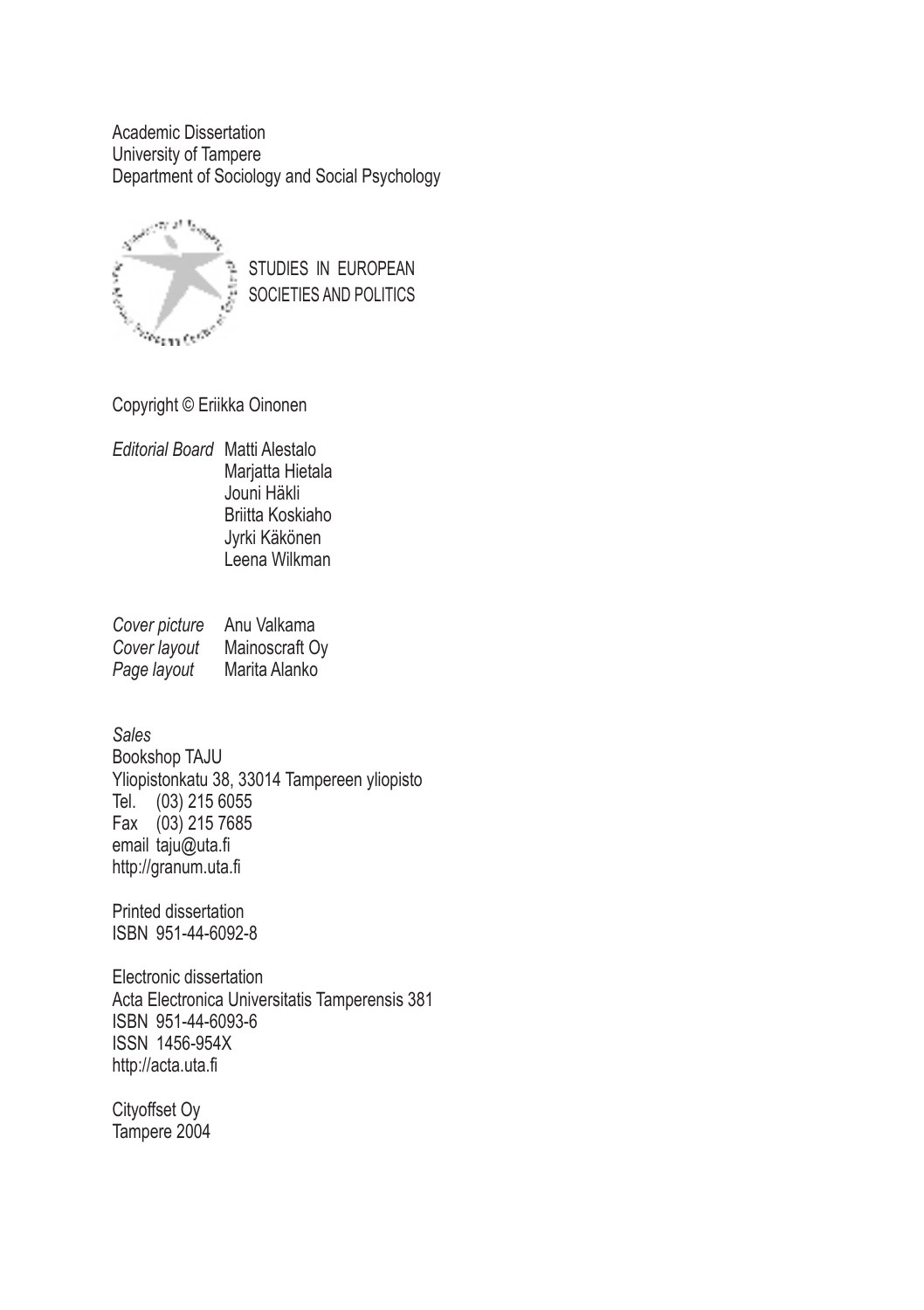Academic Dissertation
University of Tampere
Department of Sociology and Social Psychology

STUDIES IN EUROPEAN
SOCIETIES AND POLITICS

Copyright © Eriikka Oinonen

*Editorial Board* Matti Alestalo
Marjatta Hietala
Jouni Häkli
Briitta Koskiaho
Jyrki Käkönen
Leena Wilkman

*Cover picture* Anu Valkama
*Cover layout* Mainoscraft Oy
*Page layout* Marita Alanko

*Sales*
Bookshop TAJU
Yliopistonkatu 38, 33014 Tampereen yliopisto
Tel. (03) 215 6055
Fax (03) 215 7685
email taju@uta.fi
http://granum.uta.fi

Printed dissertation
ISBN 951-44-6092-8

Electronic dissertation
Acta Electronica Universitatis Tamperensis 381
ISBN 951-44-6093-6
ISSN 1456-954X
http://acta.uta.fi

Cityoffset Oy
Tampere 2004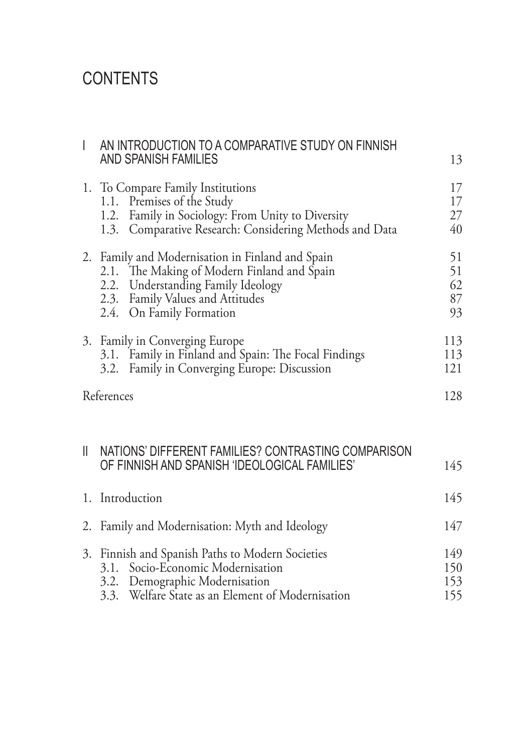# CONTENTS

| | | |
|---|---|---|
| I | AN INTRODUCTION TO A COMPARATIVE STUDY ON FINNISH AND SPANISH FAMILIES | 13 |
| | 1. To Compare Family Institutions | 17 |
| | 1.1. Premises of the Study | 17 |
| | 1.2. Family in Sociology: From Unity to Diversity | 27 |
| | 1.3. Comparative Research: Considering Methods and Data | 40 |
| | 2. Family and Modernisation in Finland and Spain | 51 |
| | 2.1. The Making of Modern Finland and Spain | 51 |
| | 2.2. Understanding Family Ideology | 62 |
| | 2.3. Family Values and Attitudes | 87 |
| | 2.4. On Family Formation | 93 |
| | 3. Family in Converging Europe | 113 |
| | 3.1. Family in Finland and Spain: The Focal Findings | 113 |
| | 3.2. Family in Converging Europe: Discussion | 121 |
| | References | 128 |
| II | NATIONS' DIFFERENT FAMILIES? CONTRASTING COMPARISON OF FINNISH AND SPANISH 'IDEOLOGICAL FAMILIES' | 145 |
| | 1. Introduction | 145 |
| | 2. Family and Modernisation: Myth and Ideology | 147 |
| | 3. Finnish and Spanish Paths to Modern Societies | 149 |
| | 3.1. Socio-Economic Modernisation | 150 |
| | 3.2. Demographic Modernisation | 153 |
| | 3.3. Welfare State as an Element of Modernisation | 155 |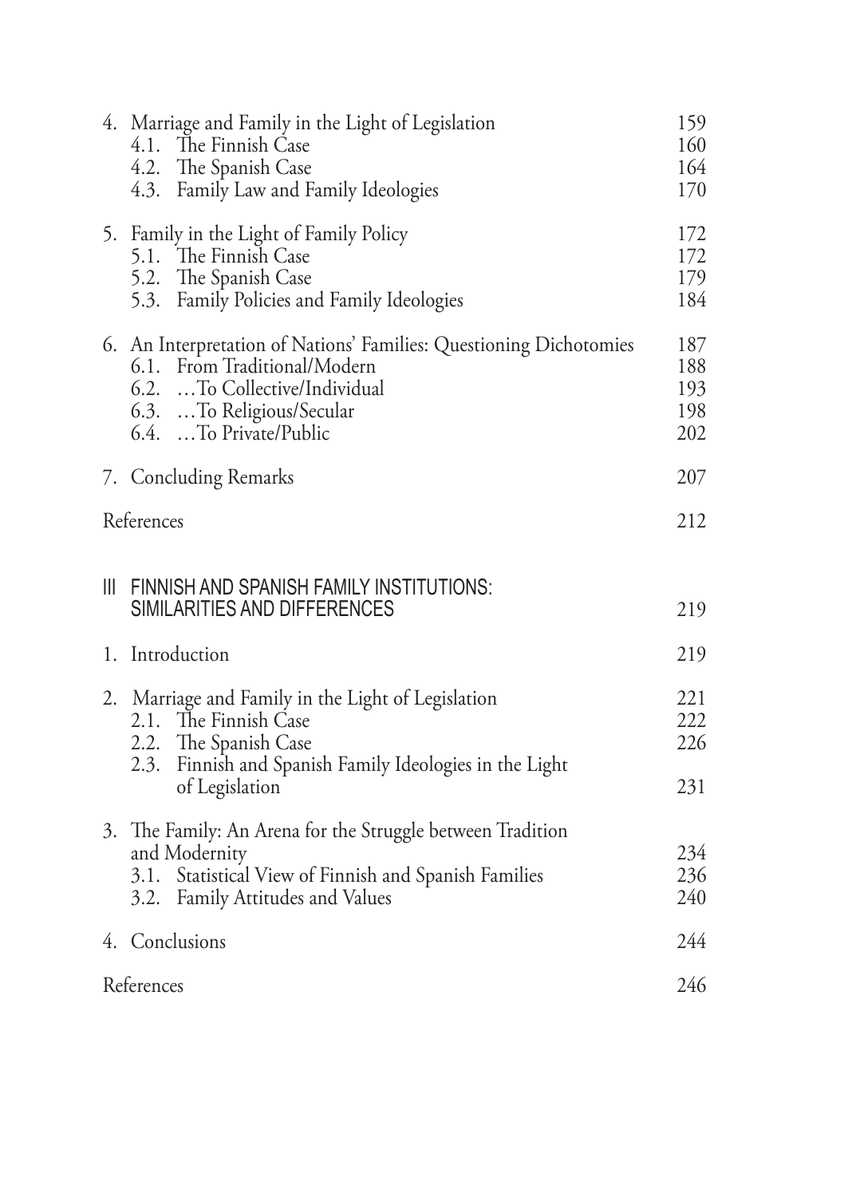4. Marriage and Family in the Light of Legislation 159
   - 4.1. The Finnish Case 160
   - 4.2. The Spanish Case 164
   - 4.3. Family Law and Family Ideologies 170

5. Family in the Light of Family Policy 172
   - 5.1. The Finnish Case 172
   - 5.2. The Spanish Case 179
   - 5.3. Family Policies and Family Ideologies 184

6. An Interpretation of Nations' Families: Questioning Dichotomies 187
   - 6.1. From Traditional/Modern 188
   - 6.2. …To Collective/Individual 193
   - 6.3. …To Religious/Secular 198
   - 6.4. …To Private/Public 202

7. Concluding Remarks 207

References 212

III FINNISH AND SPANISH FAMILY INSTITUTIONS: SIMILARITIES AND DIFFERENCES 219

1. Introduction 219

2. Marriage and Family in the Light of Legislation 221
   - 2.1. The Finnish Case 222
   - 2.2. The Spanish Case 226
   - 2.3. Finnish and Spanish Family Ideologies in the Light of Legislation 231

3. The Family: An Arena for the Struggle between Tradition and Modernity 234
   - 3.1. Statistical View of Finnish and Spanish Families 236
   - 3.2. Family Attitudes and Values 240

4. Conclusions 244

References 246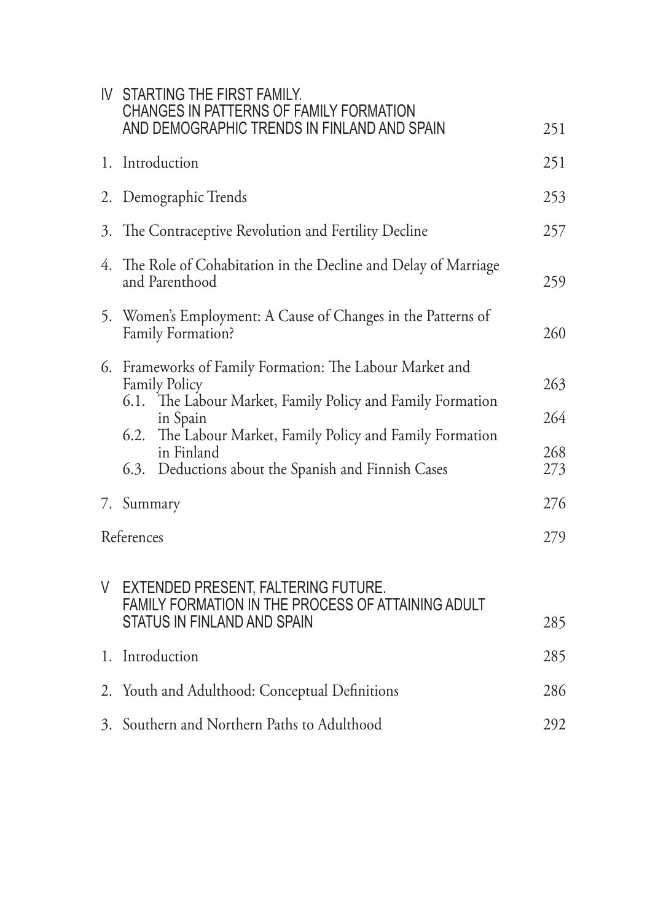| | |
|---|---|
| IV STARTING THE FIRST FAMILY. CHANGES IN PATTERNS OF FAMILY FORMATION AND DEMOGRAPHIC TRENDS IN FINLAND AND SPAIN | 251 |
| 1. Introduction | 251 |
| 2. Demographic Trends | 253 |
| 3. The Contraceptive Revolution and Fertility Decline | 257 |
| 4. The Role of Cohabitation in the Decline and Delay of Marriage and Parenthood | 259 |
| 5. Women's Employment: A Cause of Changes in the Patterns of Family Formation? | 260 |
| 6. Frameworks of Family Formation: The Labour Market and Family Policy | 263 |
| 6.1. The Labour Market, Family Policy and Family Formation in Spain | 264 |
| 6.2. The Labour Market, Family Policy and Family Formation in Finland | 268 |
| 6.3. Deductions about the Spanish and Finnish Cases | 273 |
| 7. Summary | 276 |
| References | 279 |
| V EXTENDED PRESENT, FALTERING FUTURE. FAMILY FORMATION IN THE PROCESS OF ATTAINING ADULT STATUS IN FINLAND AND SPAIN | 285 |
| 1. Introduction | 285 |
| 2. Youth and Adulthood: Conceptual Definitions | 286 |
| 3. Southern and Northern Paths to Adulthood | 292 |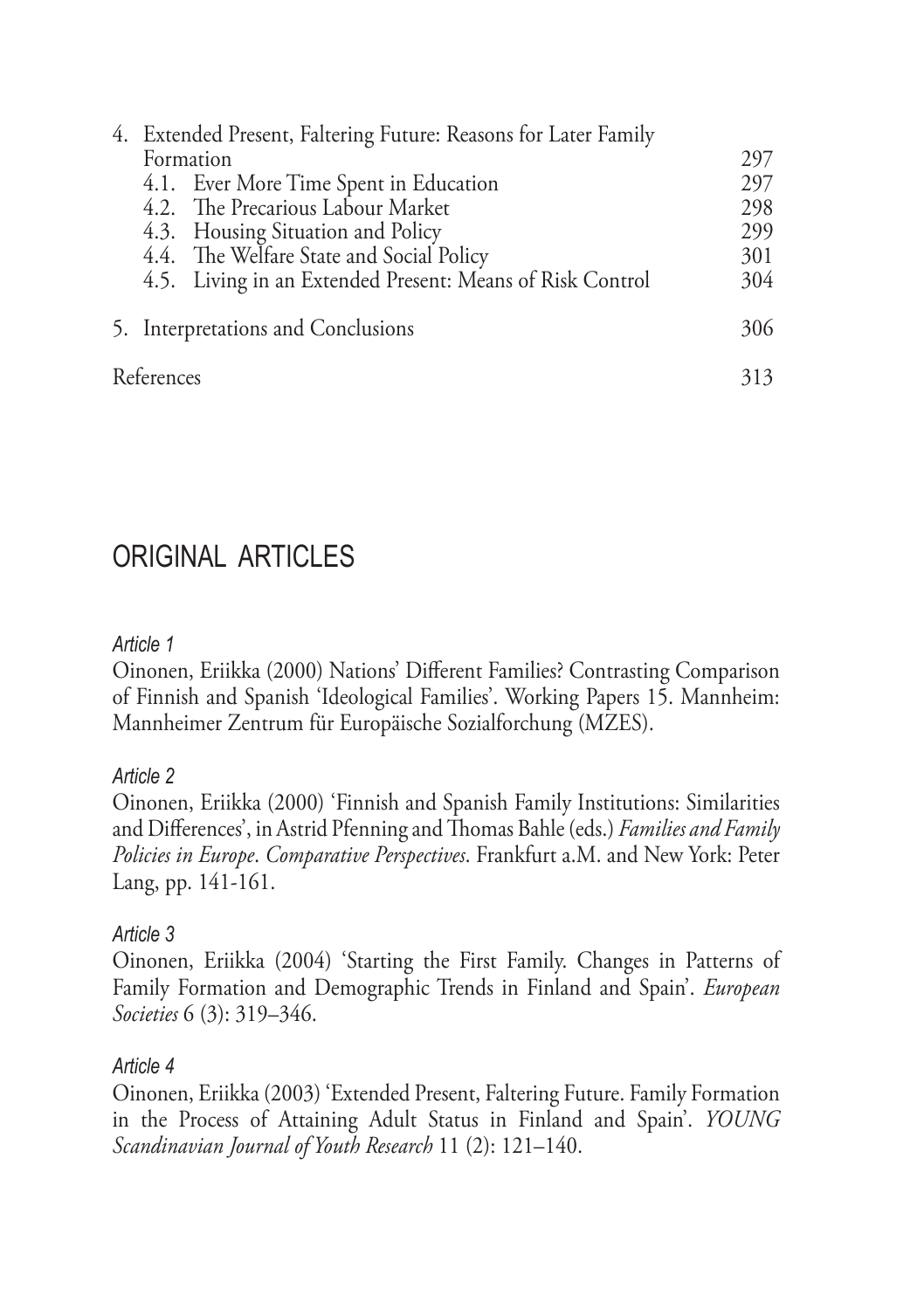4. Extended Present, Faltering Future: Reasons for Later Family Formation 297
   - 4.1. Ever More Time Spent in Education 297
   - 4.2. The Precarious Labour Market 298
   - 4.3. Housing Situation and Policy 299
   - 4.4. The Welfare State and Social Policy 301
   - 4.5. Living in an Extended Present: Means of Risk Control 304

5. Interpretations and Conclusions 306

References 313

## ORIGINAL ARTICLES

*Article 1*

Oinonen, Eriikka (2000) Nations' Different Families? Contrasting Comparison of Finnish and Spanish 'Ideological Families'. Working Papers 15. Mannheim: Mannheimer Zentrum für Europäische Sozialforchung (MZES).

*Article 2*

Oinonen, Eriikka (2000) 'Finnish and Spanish Family Institutions: Similarities and Differences', in Astrid Pfenning and Thomas Bahle (eds.) *Families and Family Policies in Europe*. *Comparative Perspectives*. Frankfurt a.M. and New York: Peter Lang, pp. 141-161.

*Article 3*

Oinonen, Eriikka (2004) 'Starting the First Family. Changes in Patterns of Family Formation and Demographic Trends in Finland and Spain'. *European Societies* 6 (3): 319–346.

*Article 4*

Oinonen, Eriikka (2003) 'Extended Present, Faltering Future. Family Formation in the Process of Attaining Adult Status in Finland and Spain'. *YOUNG Scandinavian Journal of Youth Research* 11 (2): 121–140.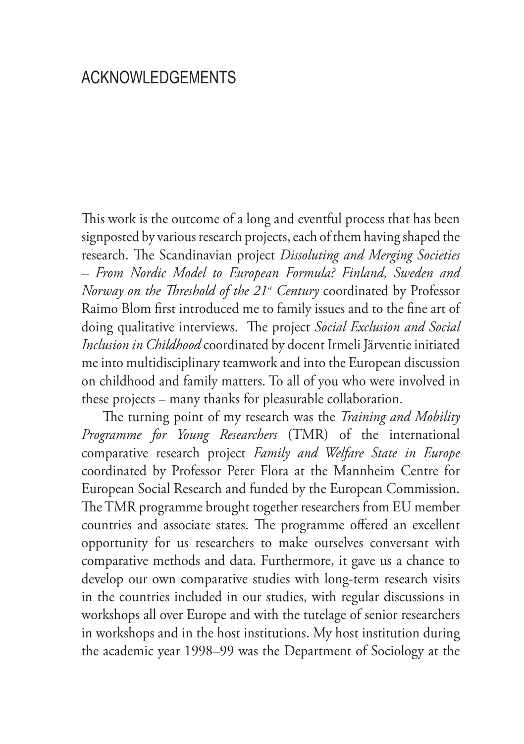# ACKNOWLEDGEMENTS

This work is the outcome of a long and eventful process that has been signposted by various research projects, each of them having shaped the research. The Scandinavian project *Dissoluting and Merging Societies – From Nordic Model to European Formula? Finland, Sweden and Norway on the Threshold of the 21st Century* coordinated by Professor Raimo Blom first introduced me to family issues and to the fine art of doing qualitative interviews. The project *Social Exclusion and Social Inclusion in Childhood* coordinated by docent Irmeli Järventie initiated me into multidisciplinary teamwork and into the European discussion on childhood and family matters. To all of you who were involved in these projects – many thanks for pleasurable collaboration.

The turning point of my research was the *Training and Mobility Programme for Young Researchers* (TMR) of the international comparative research project *Family and Welfare State in Europe* coordinated by Professor Peter Flora at the Mannheim Centre for European Social Research and funded by the European Commission. The TMR programme brought together researchers from EU member countries and associate states. The programme offered an excellent opportunity for us researchers to make ourselves conversant with comparative methods and data. Furthermore, it gave us a chance to develop our own comparative studies with long-term research visits in the countries included in our studies, with regular discussions in workshops all over Europe and with the tutelage of senior researchers in workshops and in the host institutions. My host institution during the academic year 1998–99 was the Department of Sociology at the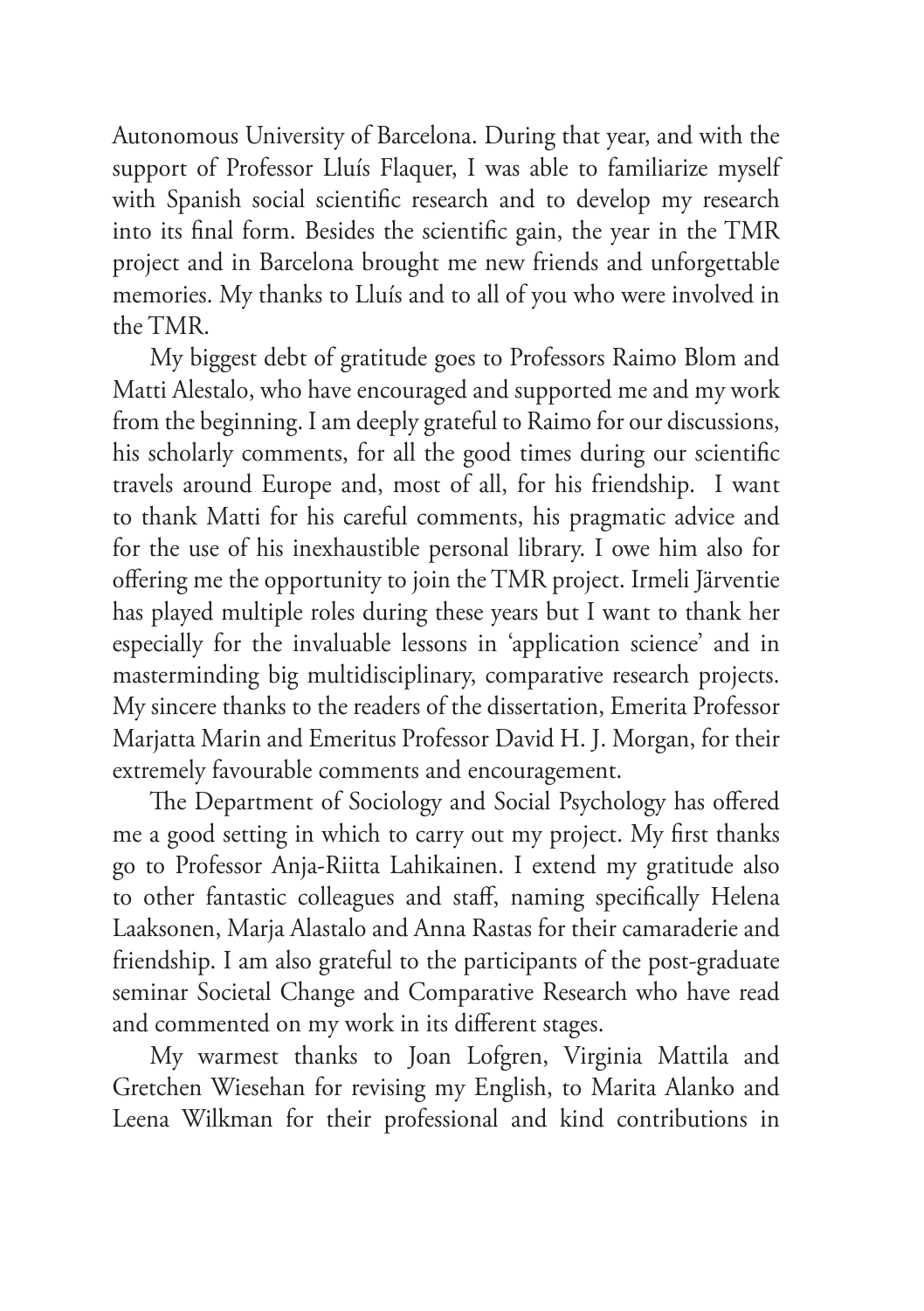Autonomous University of Barcelona. During that year, and with the support of Professor Lluís Flaquer, I was able to familiarize myself with Spanish social scientific research and to develop my research into its final form. Besides the scientific gain, the year in the TMR project and in Barcelona brought me new friends and unforgettable memories. My thanks to Lluís and to all of you who were involved in the TMR.

My biggest debt of gratitude goes to Professors Raimo Blom and Matti Alestalo, who have encouraged and supported me and my work from the beginning. I am deeply grateful to Raimo for our discussions, his scholarly comments, for all the good times during our scientific travels around Europe and, most of all, for his friendship. I want to thank Matti for his careful comments, his pragmatic advice and for the use of his inexhaustible personal library. I owe him also for offering me the opportunity to join the TMR project. Irmeli Järventie has played multiple roles during these years but I want to thank her especially for the invaluable lessons in 'application science' and in masterminding big multidisciplinary, comparative research projects. My sincere thanks to the readers of the dissertation, Emerita Professor Marjatta Marin and Emeritus Professor David H. J. Morgan, for their extremely favourable comments and encouragement.

The Department of Sociology and Social Psychology has offered me a good setting in which to carry out my project. My first thanks go to Professor Anja-Riitta Lahikainen. I extend my gratitude also to other fantastic colleagues and staff, naming specifically Helena Laaksonen, Marja Alastalo and Anna Rastas for their camaraderie and friendship. I am also grateful to the participants of the post-graduate seminar Societal Change and Comparative Research who have read and commented on my work in its different stages.

My warmest thanks to Joan Lofgren, Virginia Mattila and Gretchen Wiesehan for revising my English, to Marita Alanko and Leena Wilkman for their professional and kind contributions in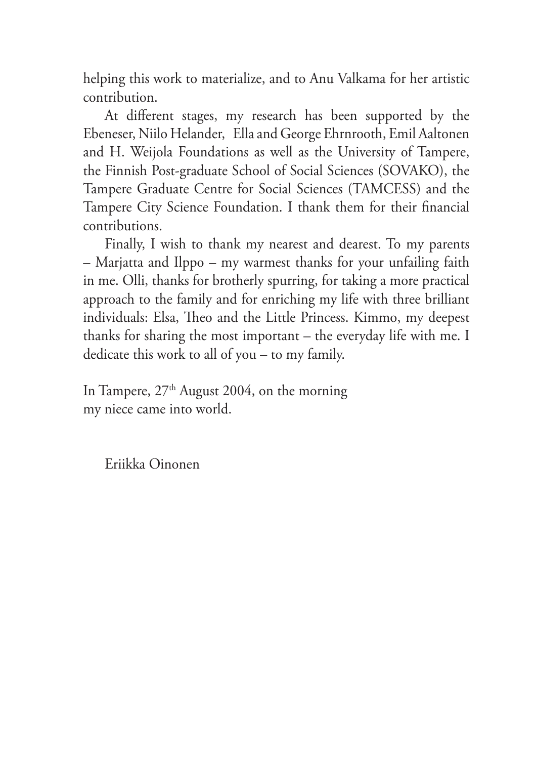helping this work to materialize, and to Anu Valkama for her artistic contribution.

At different stages, my research has been supported by the Ebeneser, Niilo Helander, Ella and George Ehrnrooth, Emil Aaltonen and H. Weijola Foundations as well as the University of Tampere, the Finnish Post-graduate School of Social Sciences (SOVAKO), the Tampere Graduate Centre for Social Sciences (TAMCESS) and the Tampere City Science Foundation. I thank them for their financial contributions.

Finally, I wish to thank my nearest and dearest. To my parents – Marjatta and Ilppo – my warmest thanks for your unfailing faith in me. Olli, thanks for brotherly spurring, for taking a more practical approach to the family and for enriching my life with three brilliant individuals: Elsa, Theo and the Little Princess. Kimmo, my deepest thanks for sharing the most important – the everyday life with me. I dedicate this work to all of you – to my family.

In Tampere, 27th August 2004, on the morning
my niece came into world.

Eriikka Oinonen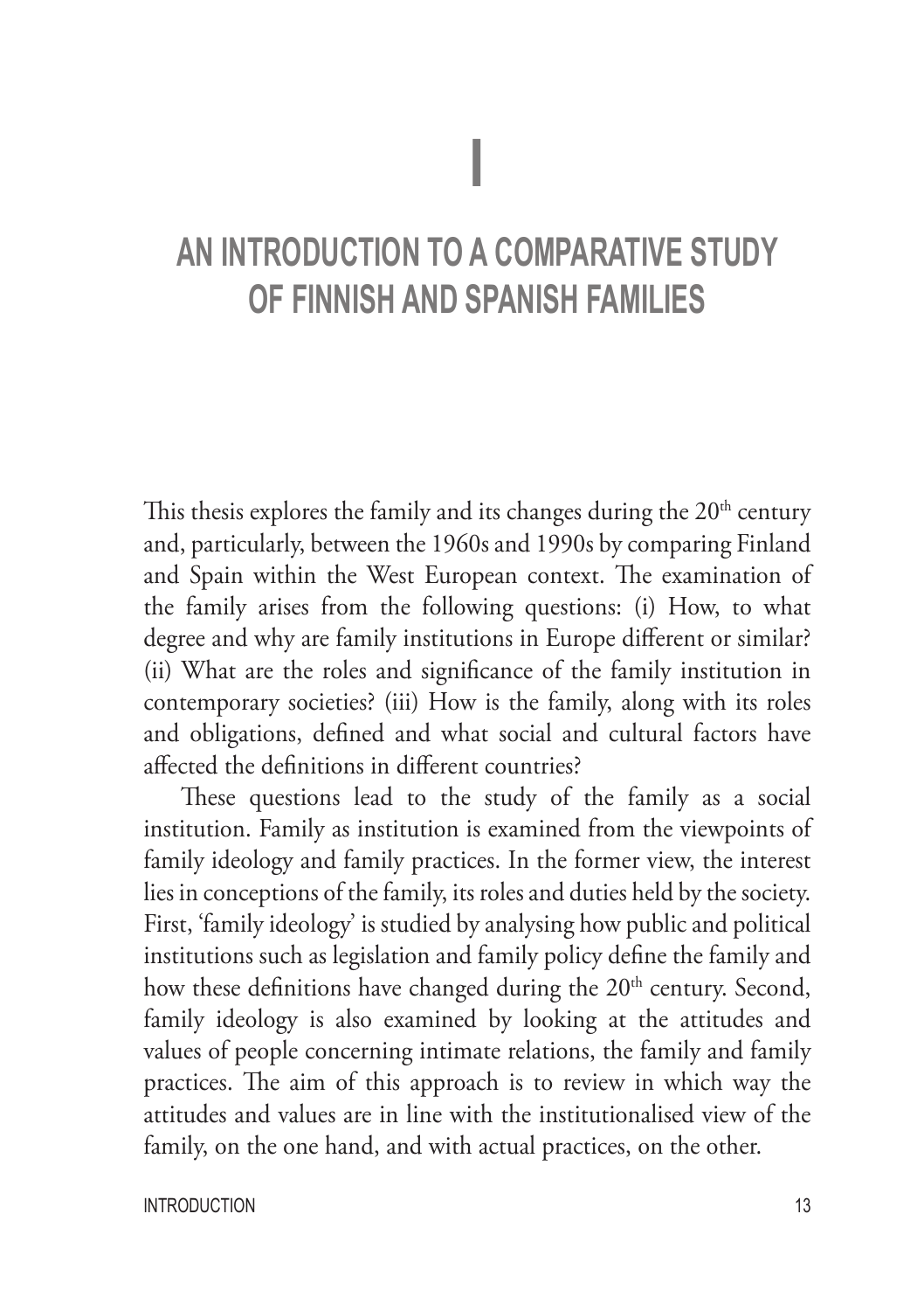# I

# AN INTRODUCTION TO A COMPARATIVE STUDY OF FINNISH AND SPANISH FAMILIES

This thesis explores the family and its changes during the 20th century and, particularly, between the 1960s and 1990s by comparing Finland and Spain within the West European context. The examination of the family arises from the following questions: (i) How, to what degree and why are family institutions in Europe different or similar? (ii) What are the roles and significance of the family institution in contemporary societies? (iii) How is the family, along with its roles and obligations, defined and what social and cultural factors have affected the definitions in different countries?

These questions lead to the study of the family as a social institution. Family as institution is examined from the viewpoints of family ideology and family practices. In the former view, the interest lies in conceptions of the family, its roles and duties held by the society. First, 'family ideology' is studied by analysing how public and political institutions such as legislation and family policy define the family and how these definitions have changed during the 20th century. Second, family ideology is also examined by looking at the attitudes and values of people concerning intimate relations, the family and family practices. The aim of this approach is to review in which way the attitudes and values are in line with the institutionalised view of the family, on the one hand, and with actual practices, on the other.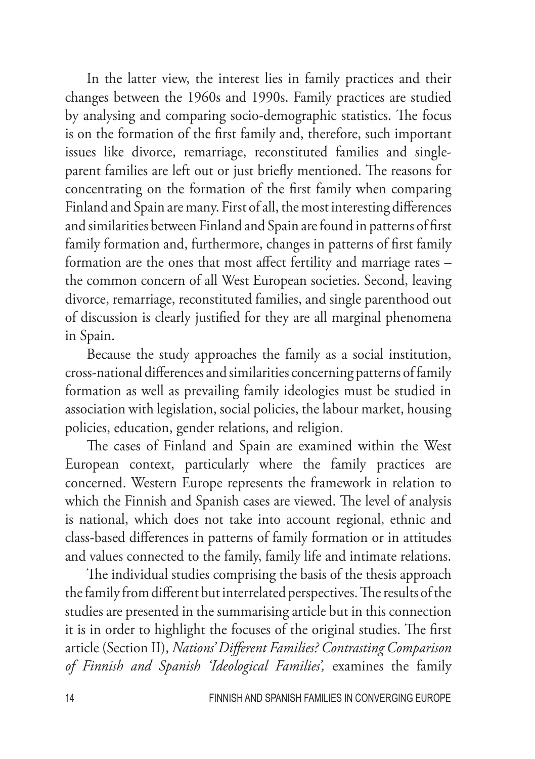In the latter view, the interest lies in family practices and their changes between the 1960s and 1990s. Family practices are studied by analysing and comparing socio-demographic statistics. The focus is on the formation of the first family and, therefore, such important issues like divorce, remarriage, reconstituted families and single-parent families are left out or just briefly mentioned. The reasons for concentrating on the formation of the first family when comparing Finland and Spain are many. First of all, the most interesting differences and similarities between Finland and Spain are found in patterns of first family formation and, furthermore, changes in patterns of first family formation are the ones that most affect fertility and marriage rates – the common concern of all West European societies. Second, leaving divorce, remarriage, reconstituted families, and single parenthood out of discussion is clearly justified for they are all marginal phenomena in Spain.

Because the study approaches the family as a social institution, cross-national differences and similarities concerning patterns of family formation as well as prevailing family ideologies must be studied in association with legislation, social policies, the labour market, housing policies, education, gender relations, and religion.

The cases of Finland and Spain are examined within the West European context, particularly where the family practices are concerned. Western Europe represents the framework in relation to which the Finnish and Spanish cases are viewed. The level of analysis is national, which does not take into account regional, ethnic and class-based differences in patterns of family formation or in attitudes and values connected to the family, family life and intimate relations.

The individual studies comprising the basis of the thesis approach the family from different but interrelated perspectives. The results of the studies are presented in the summarising article but in this connection it is in order to highlight the focuses of the original studies. The first article (Section II), *Nations' Different Families? Contrasting Comparison of Finnish and Spanish 'Ideological Families',* examines the family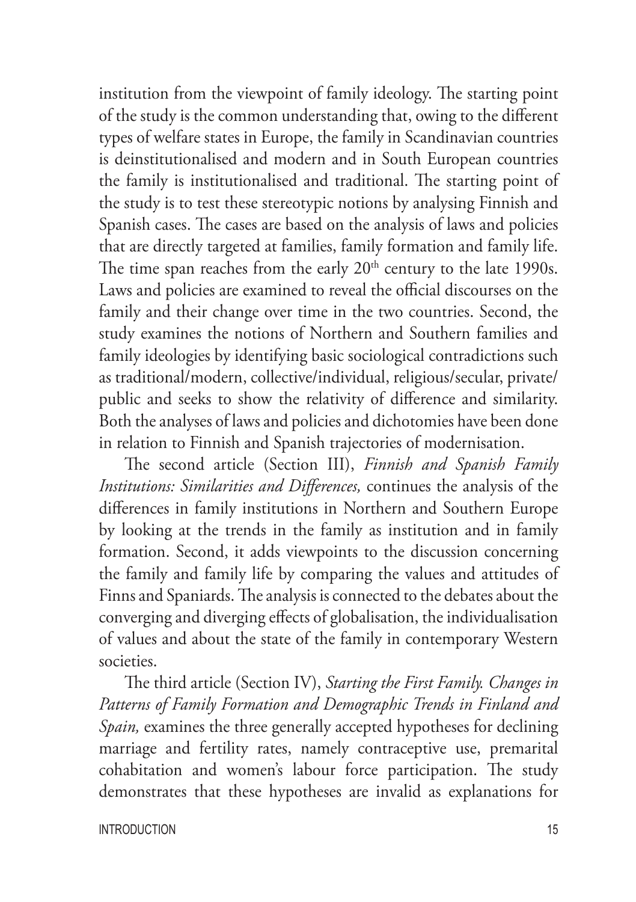institution from the viewpoint of family ideology. The starting point of the study is the common understanding that, owing to the different types of welfare states in Europe, the family in Scandinavian countries is deinstitutionalised and modern and in South European countries the family is institutionalised and traditional. The starting point of the study is to test these stereotypic notions by analysing Finnish and Spanish cases. The cases are based on the analysis of laws and policies that are directly targeted at families, family formation and family life. The time span reaches from the early 20th century to the late 1990s. Laws and policies are examined to reveal the official discourses on the family and their change over time in the two countries. Second, the study examines the notions of Northern and Southern families and family ideologies by identifying basic sociological contradictions such as traditional/modern, collective/individual, religious/secular, private/public and seeks to show the relativity of difference and similarity. Both the analyses of laws and policies and dichotomies have been done in relation to Finnish and Spanish trajectories of modernisation.

The second article (Section III), *Finnish and Spanish Family Institutions: Similarities and Differences,* continues the analysis of the differences in family institutions in Northern and Southern Europe by looking at the trends in the family as institution and in family formation. Second, it adds viewpoints to the discussion concerning the family and family life by comparing the values and attitudes of Finns and Spaniards. The analysis is connected to the debates about the converging and diverging effects of globalisation, the individualisation of values and about the state of the family in contemporary Western societies.

The third article (Section IV), *Starting the First Family. Changes in Patterns of Family Formation and Demographic Trends in Finland and Spain,* examines the three generally accepted hypotheses for declining marriage and fertility rates, namely contraceptive use, premarital cohabitation and women's labour force participation. The study demonstrates that these hypotheses are invalid as explanations for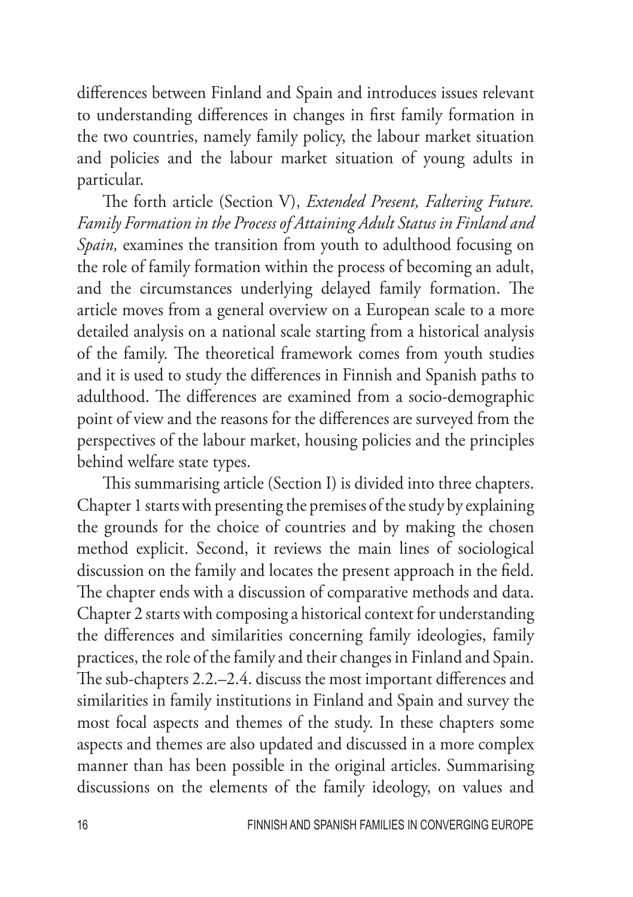differences between Finland and Spain and introduces issues relevant to understanding differences in changes in first family formation in the two countries, namely family policy, the labour market situation and policies and the labour market situation of young adults in particular.

The forth article (Section V), *Extended Present, Faltering Future. Family Formation in the Process of Attaining Adult Status in Finland and Spain,* examines the transition from youth to adulthood focusing on the role of family formation within the process of becoming an adult, and the circumstances underlying delayed family formation. The article moves from a general overview on a European scale to a more detailed analysis on a national scale starting from a historical analysis of the family. The theoretical framework comes from youth studies and it is used to study the differences in Finnish and Spanish paths to adulthood. The differences are examined from a socio-demographic point of view and the reasons for the differences are surveyed from the perspectives of the labour market, housing policies and the principles behind welfare state types.

This summarising article (Section I) is divided into three chapters. Chapter 1 starts with presenting the premises of the study by explaining the grounds for the choice of countries and by making the chosen method explicit. Second, it reviews the main lines of sociological discussion on the family and locates the present approach in the field. The chapter ends with a discussion of comparative methods and data. Chapter 2 starts with composing a historical context for understanding the differences and similarities concerning family ideologies, family practices, the role of the family and their changes in Finland and Spain. The sub-chapters 2.2.–2.4. discuss the most important differences and similarities in family institutions in Finland and Spain and survey the most focal aspects and themes of the study. In these chapters some aspects and themes are also updated and discussed in a more complex manner than has been possible in the original articles. Summarising discussions on the elements of the family ideology, on values and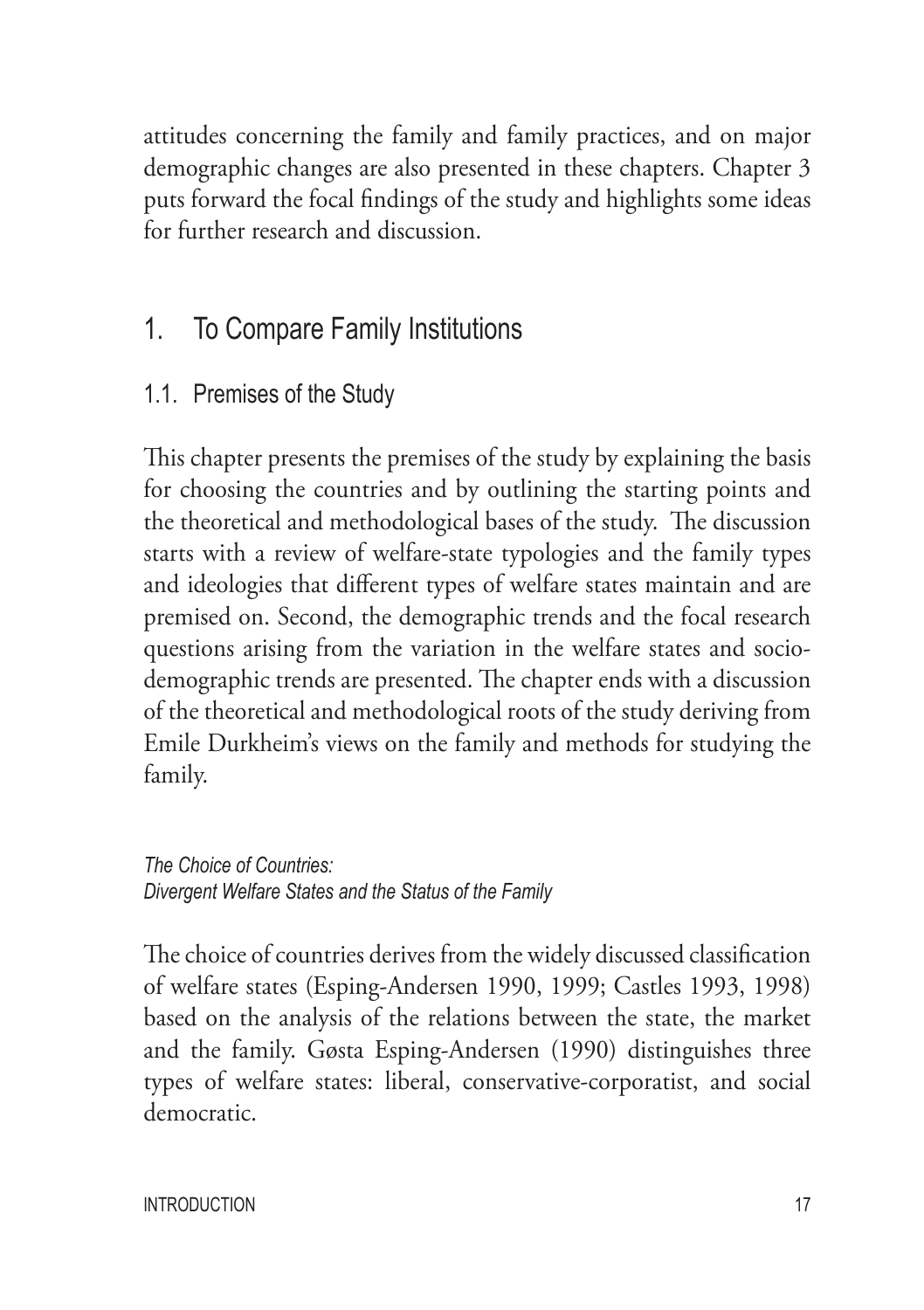attitudes concerning the family and family practices, and on major demographic changes are also presented in these chapters. Chapter 3 puts forward the focal findings of the study and highlights some ideas for further research and discussion.

# 1. To Compare Family Institutions

## 1.1. Premises of the Study

This chapter presents the premises of the study by explaining the basis for choosing the countries and by outlining the starting points and the theoretical and methodological bases of the study. The discussion starts with a review of welfare-state typologies and the family types and ideologies that different types of welfare states maintain and are premised on. Second, the demographic trends and the focal research questions arising from the variation in the welfare states and socio-demographic trends are presented. The chapter ends with a discussion of the theoretical and methodological roots of the study deriving from Emile Durkheim's views on the family and methods for studying the family.

*The Choice of Countries:*
*Divergent Welfare States and the Status of the Family*

The choice of countries derives from the widely discussed classification of welfare states (Esping-Andersen 1990, 1999; Castles 1993, 1998) based on the analysis of the relations between the state, the market and the family. Gøsta Esping-Andersen (1990) distinguishes three types of welfare states: liberal, conservative-corporatist, and social democratic.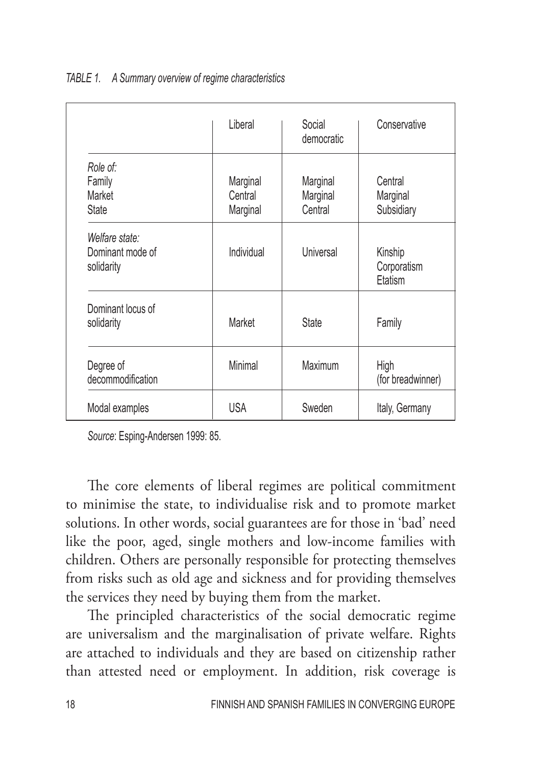*TABLE 1. A Summary overview of regime characteristics*

| | Liberal | Social democratic | Conservative |
|---|---|---|---|
| *Role of:* | | | |
| Family | Marginal | Marginal | Central |
| Market | Central | Marginal | Marginal |
| State | Marginal | Central | Subsidiary |
| *Welfare state:* Dominant mode of solidarity | Individual | Universal | Kinship Corporatism Etatism |
| Dominant locus of solidarity | Market | State | Family |
| Degree of decommodification | Minimal | Maximum | High (for breadwinner) |
| Modal examples | USA | Sweden | Italy, Germany |

*Source*: Esping-Andersen 1999: 85.

The core elements of liberal regimes are political commitment to minimise the state, to individualise risk and to promote market solutions. In other words, social guarantees are for those in 'bad' need like the poor, aged, single mothers and low-income families with children. Others are personally responsible for protecting themselves from risks such as old age and sickness and for providing themselves the services they need by buying them from the market.

The principled characteristics of the social democratic regime are universalism and the marginalisation of private welfare. Rights are attached to individuals and they are based on citizenship rather than attested need or employment. In addition, risk coverage is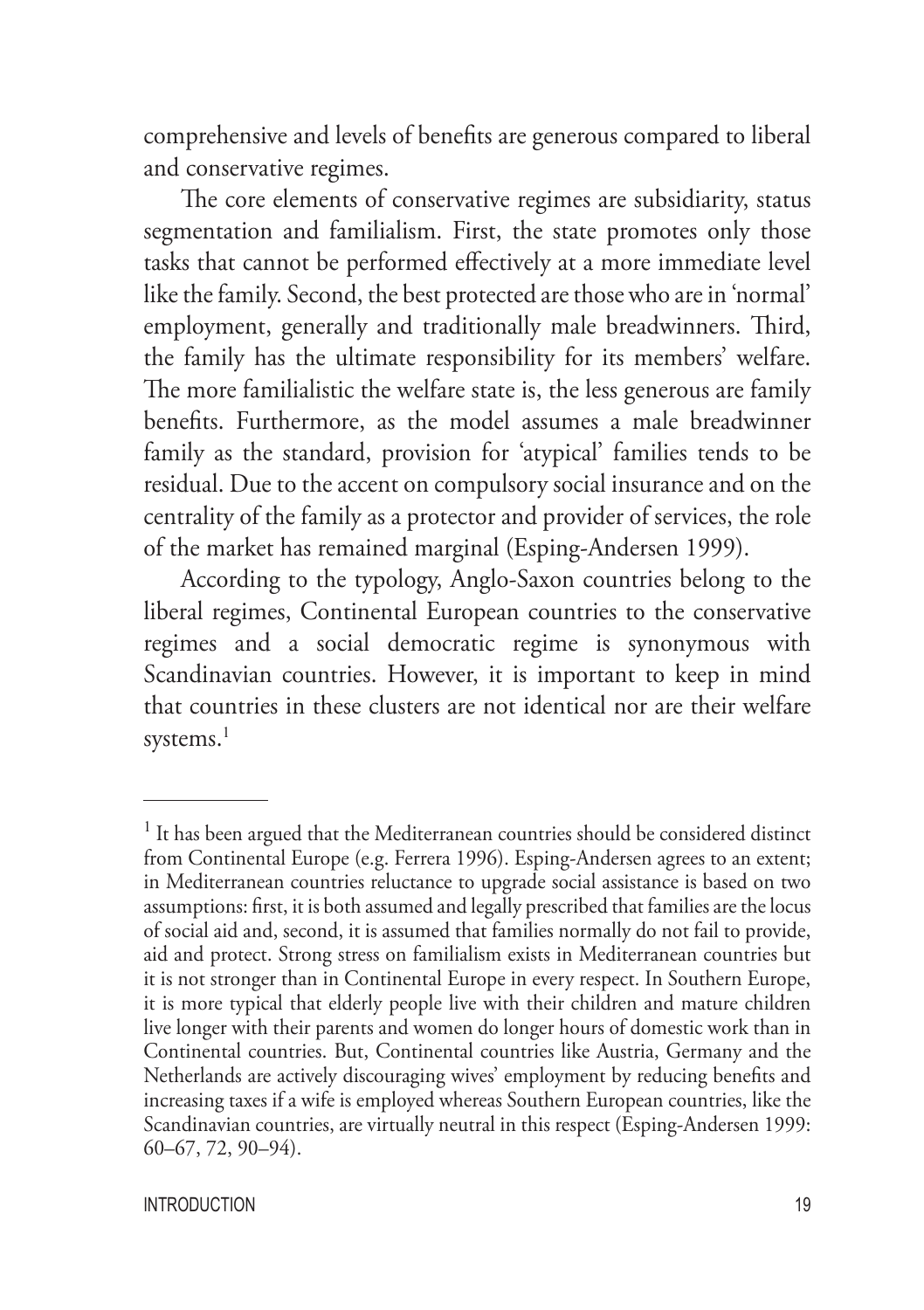comprehensive and levels of benefits are generous compared to liberal and conservative regimes.

The core elements of conservative regimes are subsidiarity, status segmentation and familialism. First, the state promotes only those tasks that cannot be performed effectively at a more immediate level like the family. Second, the best protected are those who are in 'normal' employment, generally and traditionally male breadwinners. Third, the family has the ultimate responsibility for its members' welfare. The more familialistic the welfare state is, the less generous are family benefits. Furthermore, as the model assumes a male breadwinner family as the standard, provision for 'atypical' families tends to be residual. Due to the accent on compulsory social insurance and on the centrality of the family as a protector and provider of services, the role of the market has remained marginal (Esping-Andersen 1999).

According to the typology, Anglo-Saxon countries belong to the liberal regimes, Continental European countries to the conservative regimes and a social democratic regime is synonymous with Scandinavian countries. However, it is important to keep in mind that countries in these clusters are not identical nor are their welfare systems.[1]

---

[1] It has been argued that the Mediterranean countries should be considered distinct from Continental Europe (e.g. Ferrera 1996). Esping-Andersen agrees to an extent; in Mediterranean countries reluctance to upgrade social assistance is based on two assumptions: first, it is both assumed and legally prescribed that families are the locus of social aid and, second, it is assumed that families normally do not fail to provide, aid and protect. Strong stress on familialism exists in Mediterranean countries but it is not stronger than in Continental Europe in every respect. In Southern Europe, it is more typical that elderly people live with their children and mature children live longer with their parents and women do longer hours of domestic work than in Continental countries. But, Continental countries like Austria, Germany and the Netherlands are actively discouraging wives' employment by reducing benefits and increasing taxes if a wife is employed whereas Southern European countries, like the Scandinavian countries, are virtually neutral in this respect (Esping-Andersen 1999: 60–67, 72, 90–94).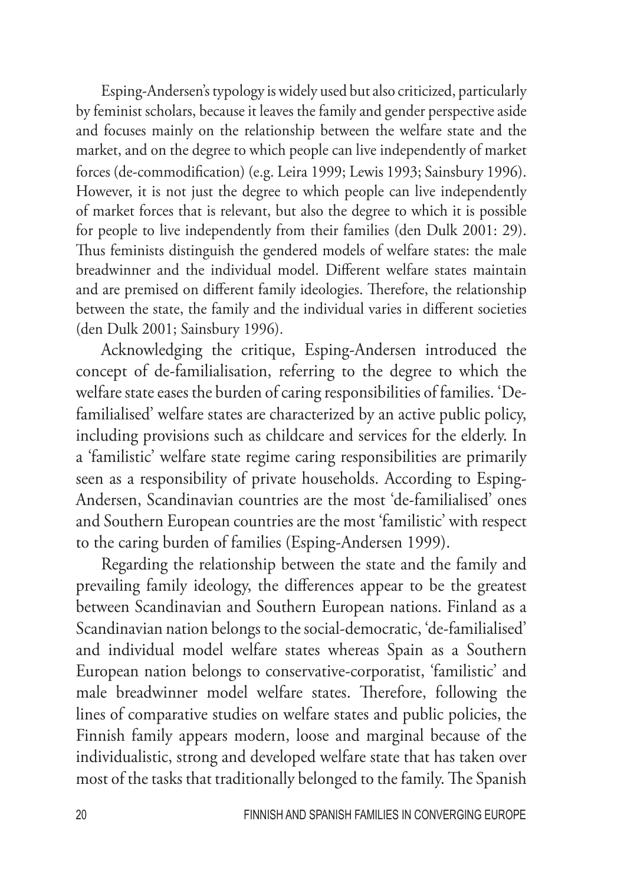Esping-Andersen's typology is widely used but also criticized, particularly by feminist scholars, because it leaves the family and gender perspective aside and focuses mainly on the relationship between the welfare state and the market, and on the degree to which people can live independently of market forces (de-commodification) (e.g. Leira 1999; Lewis 1993; Sainsbury 1996). However, it is not just the degree to which people can live independently of market forces that is relevant, but also the degree to which it is possible for people to live independently from their families (den Dulk 2001: 29). Thus feminists distinguish the gendered models of welfare states: the male breadwinner and the individual model. Different welfare states maintain and are premised on different family ideologies. Therefore, the relationship between the state, the family and the individual varies in different societies (den Dulk 2001; Sainsbury 1996).

Acknowledging the critique, Esping-Andersen introduced the concept of de-familialisation, referring to the degree to which the welfare state eases the burden of caring responsibilities of families. 'De-familialised' welfare states are characterized by an active public policy, including provisions such as childcare and services for the elderly. In a 'familistic' welfare state regime caring responsibilities are primarily seen as a responsibility of private households. According to Esping-Andersen, Scandinavian countries are the most 'de-familialised' ones and Southern European countries are the most 'familistic' with respect to the caring burden of families (Esping-Andersen 1999).

Regarding the relationship between the state and the family and prevailing family ideology, the differences appear to be the greatest between Scandinavian and Southern European nations. Finland as a Scandinavian nation belongs to the social-democratic, 'de-familialised' and individual model welfare states whereas Spain as a Southern European nation belongs to conservative-corporatist, 'familistic' and male breadwinner model welfare states. Therefore, following the lines of comparative studies on welfare states and public policies, the Finnish family appears modern, loose and marginal because of the individualistic, strong and developed welfare state that has taken over most of the tasks that traditionally belonged to the family. The Spanish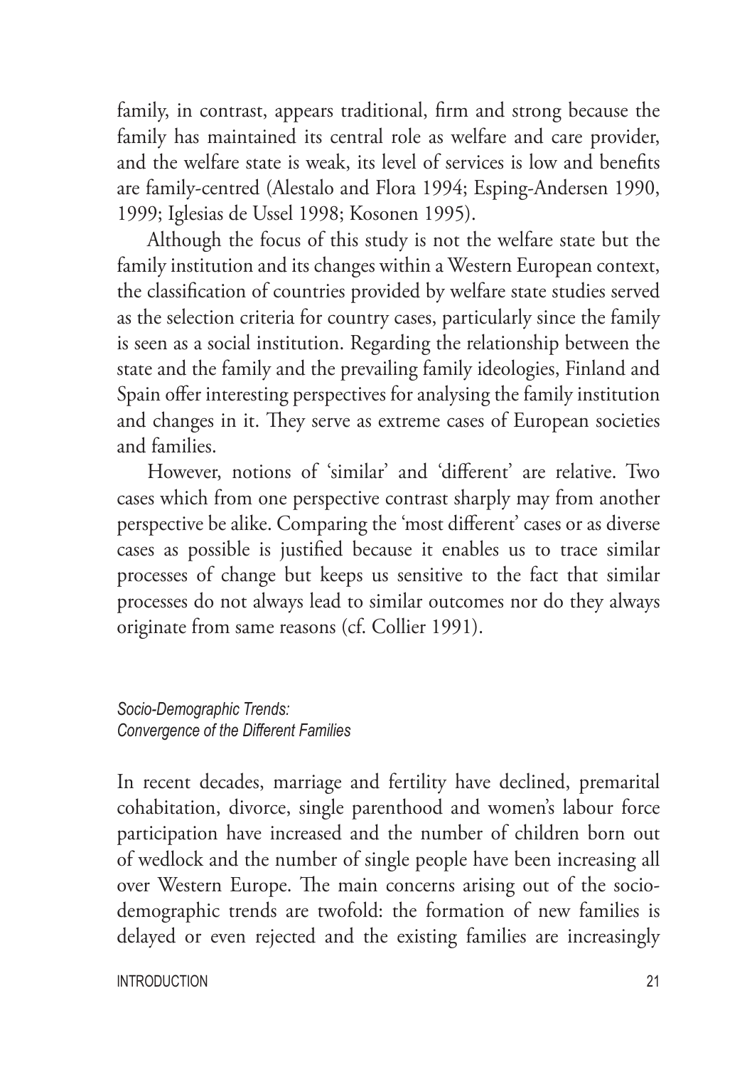family, in contrast, appears traditional, firm and strong because the family has maintained its central role as welfare and care provider, and the welfare state is weak, its level of services is low and benefits are family-centred (Alestalo and Flora 1994; Esping-Andersen 1990, 1999; Iglesias de Ussel 1998; Kosonen 1995).

Although the focus of this study is not the welfare state but the family institution and its changes within a Western European context, the classification of countries provided by welfare state studies served as the selection criteria for country cases, particularly since the family is seen as a social institution. Regarding the relationship between the state and the family and the prevailing family ideologies, Finland and Spain offer interesting perspectives for analysing the family institution and changes in it. They serve as extreme cases of European societies and families.

However, notions of 'similar' and 'different' are relative. Two cases which from one perspective contrast sharply may from another perspective be alike. Comparing the 'most different' cases or as diverse cases as possible is justified because it enables us to trace similar processes of change but keeps us sensitive to the fact that similar processes do not always lead to similar outcomes nor do they always originate from same reasons (cf. Collier 1991).

### *Socio-Demographic Trends: Convergence of the Different Families*

In recent decades, marriage and fertility have declined, premarital cohabitation, divorce, single parenthood and women's labour force participation have increased and the number of children born out of wedlock and the number of single people have been increasing all over Western Europe. The main concerns arising out of the socio-demographic trends are twofold: the formation of new families is delayed or even rejected and the existing families are increasingly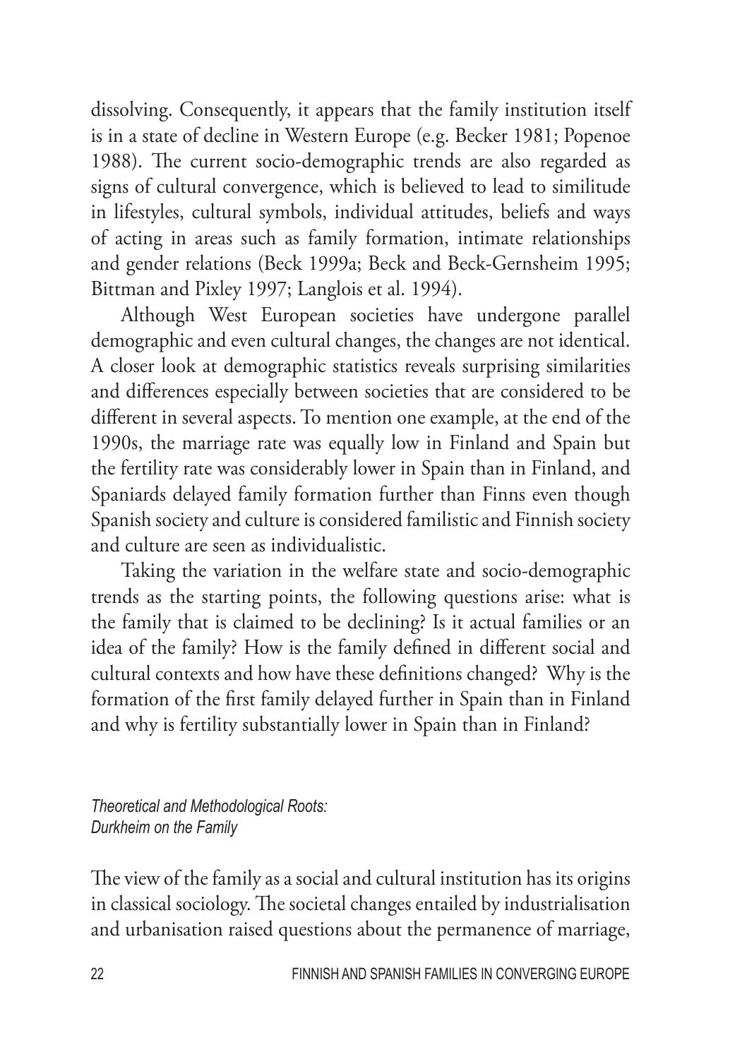dissolving. Consequently, it appears that the family institution itself is in a state of decline in Western Europe (e.g. Becker 1981; Popenoe 1988). The current socio-demographic trends are also regarded as signs of cultural convergence, which is believed to lead to similitude in lifestyles, cultural symbols, individual attitudes, beliefs and ways of acting in areas such as family formation, intimate relationships and gender relations (Beck 1999a; Beck and Beck-Gernsheim 1995; Bittman and Pixley 1997; Langlois et al. 1994).

Although West European societies have undergone parallel demographic and even cultural changes, the changes are not identical. A closer look at demographic statistics reveals surprising similarities and differences especially between societies that are considered to be different in several aspects. To mention one example, at the end of the 1990s, the marriage rate was equally low in Finland and Spain but the fertility rate was considerably lower in Spain than in Finland, and Spaniards delayed family formation further than Finns even though Spanish society and culture is considered familistic and Finnish society and culture are seen as individualistic.

Taking the variation in the welfare state and socio-demographic trends as the starting points, the following questions arise: what is the family that is claimed to be declining? Is it actual families or an idea of the family? How is the family defined in different social and cultural contexts and how have these definitions changed? Why is the formation of the first family delayed further in Spain than in Finland and why is fertility substantially lower in Spain than in Finland?

### *Theoretical and Methodological Roots: Durkheim on the Family*

The view of the family as a social and cultural institution has its origins in classical sociology. The societal changes entailed by industrialisation and urbanisation raised questions about the permanence of marriage,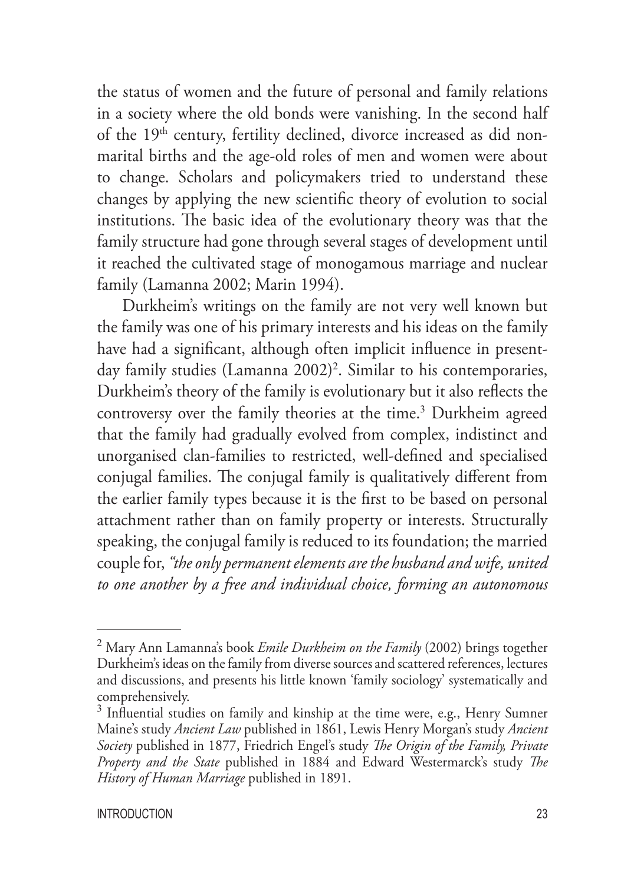the status of women and the future of personal and family relations in a society where the old bonds were vanishing. In the second half of the 19th century, fertility declined, divorce increased as did non-marital births and the age-old roles of men and women were about to change. Scholars and policymakers tried to understand these changes by applying the new scientific theory of evolution to social institutions. The basic idea of the evolutionary theory was that the family structure had gone through several stages of development until it reached the cultivated stage of monogamous marriage and nuclear family (Lamanna 2002; Marin 1994).

Durkheim's writings on the family are not very well known but the family was one of his primary interests and his ideas on the family have had a significant, although often implicit influence in present-day family studies (Lamanna 2002)[2]. Similar to his contemporaries, Durkheim's theory of the family is evolutionary but it also reflects the controversy over the family theories at the time.[3] Durkheim agreed that the family had gradually evolved from complex, indistinct and unorganised clan-families to restricted, well-defined and specialised conjugal families. The conjugal family is qualitatively different from the earlier family types because it is the first to be based on personal attachment rather than on family property or interests. Structurally speaking, the conjugal family is reduced to its foundation; the married couple for, *"the only permanent elements are the husband and wife, united to one another by a free and individual choice, forming an autonomous*

---

[2] Mary Ann Lamanna's book *Emile Durkheim on the Family* (2002) brings together Durkheim's ideas on the family from diverse sources and scattered references, lectures and discussions, and presents his little known 'family sociology' systematically and comprehensively.

[3] Influential studies on family and kinship at the time were, e.g., Henry Sumner Maine's study *Ancient Law* published in 1861, Lewis Henry Morgan's study *Ancient Society* published in 1877, Friedrich Engel's study *The Origin of the Family, Private Property and the State* published in 1884 and Edward Westermarck's study *The History of Human Marriage* published in 1891.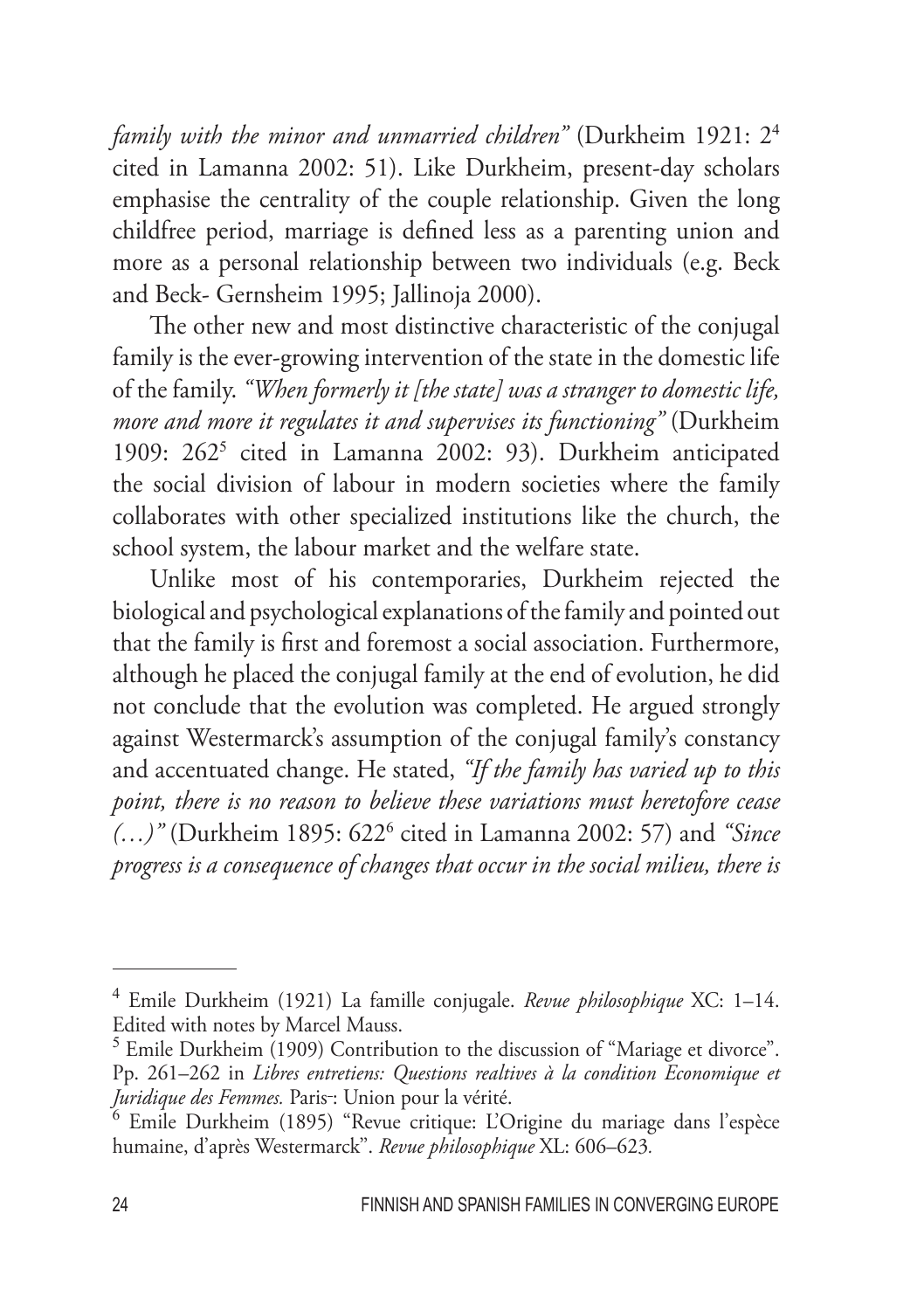*family with the minor and unmarried children"* (Durkheim 1921: 2[4] cited in Lamanna 2002: 51). Like Durkheim, present-day scholars emphasise the centrality of the couple relationship. Given the long childfree period, marriage is defined less as a parenting union and more as a personal relationship between two individuals (e.g. Beck and Beck- Gernsheim 1995; Jallinoja 2000).

The other new and most distinctive characteristic of the conjugal family is the ever-growing intervention of the state in the domestic life of the family. *"When formerly it [the state] was a stranger to domestic life, more and more it regulates it and supervises its functioning"* (Durkheim 1909: 262[5] cited in Lamanna 2002: 93). Durkheim anticipated the social division of labour in modern societies where the family collaborates with other specialized institutions like the church, the school system, the labour market and the welfare state.

Unlike most of his contemporaries, Durkheim rejected the biological and psychological explanations of the family and pointed out that the family is first and foremost a social association. Furthermore, although he placed the conjugal family at the end of evolution, he did not conclude that the evolution was completed. He argued strongly against Westermarck's assumption of the conjugal family's constancy and accentuated change. He stated, *"If the family has varied up to this point, there is no reason to believe these variations must heretofore cease (…)"* (Durkheim 1895: 622[6] cited in Lamanna 2002: 57) and *"Since progress is a consequence of changes that occur in the social milieu, there is*

---

[4] Emile Durkheim (1921) La famille conjugale. *Revue philosophique* XC: 1–14. Edited with notes by Marcel Mauss.

[5] Emile Durkheim (1909) Contribution to the discussion of "Mariage et divorce". Pp. 261–262 in *Libres entretiens: Questions realtives à la condition Economique et Juridique des Femmes.* Paris: Union pour la vérité.

[6] Emile Durkheim (1895) "Revue critique: L'Origine du mariage dans l'espèce humaine, d'après Westermarck". *Revue philosophique* XL: 606–623.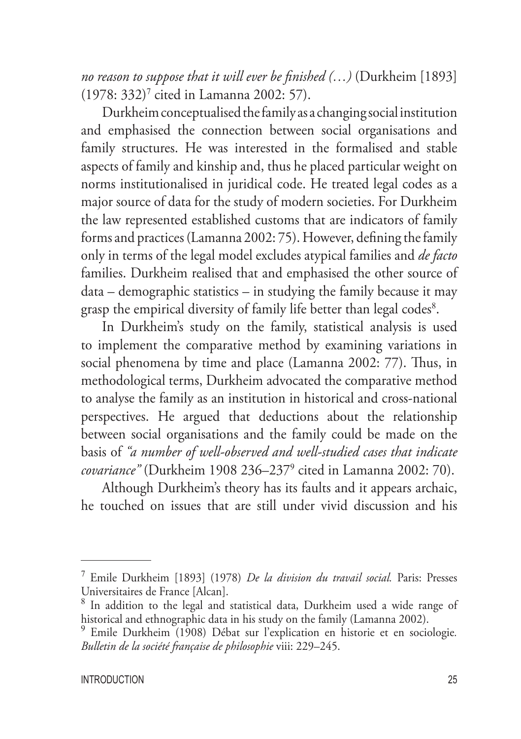*no reason to suppose that it will ever be finished (…)* (Durkheim [1893] (1978: 332)[7] cited in Lamanna 2002: 57).

Durkheim conceptualised the family as a changing social institution and emphasised the connection between social organisations and family structures. He was interested in the formalised and stable aspects of family and kinship and, thus he placed particular weight on norms institutionalised in juridical code. He treated legal codes as a major source of data for the study of modern societies. For Durkheim the law represented established customs that are indicators of family forms and practices (Lamanna 2002: 75). However, defining the family only in terms of the legal model excludes atypical families and *de facto* families. Durkheim realised that and emphasised the other source of data – demographic statistics – in studying the family because it may grasp the empirical diversity of family life better than legal codes[8].

In Durkheim's study on the family, statistical analysis is used to implement the comparative method by examining variations in social phenomena by time and place (Lamanna 2002: 77). Thus, in methodological terms, Durkheim advocated the comparative method to analyse the family as an institution in historical and cross-national perspectives. He argued that deductions about the relationship between social organisations and the family could be made on the basis of *"a number of well-observed and well-studied cases that indicate covariance"* (Durkheim 1908 236–237[9] cited in Lamanna 2002: 70).

Although Durkheim's theory has its faults and it appears archaic, he touched on issues that are still under vivid discussion and his

---

[7] Emile Durkheim [1893] (1978) *De la division du travail social.* Paris: Presses Universitaires de France [Alcan].

[8] In addition to the legal and statistical data, Durkheim used a wide range of historical and ethnographic data in his study on the family (Lamanna 2002).

[9] Emile Durkheim (1908) Débat sur l'explication en historie et en sociologie. *Bulletin de la société française de philosophie* viii: 229–245.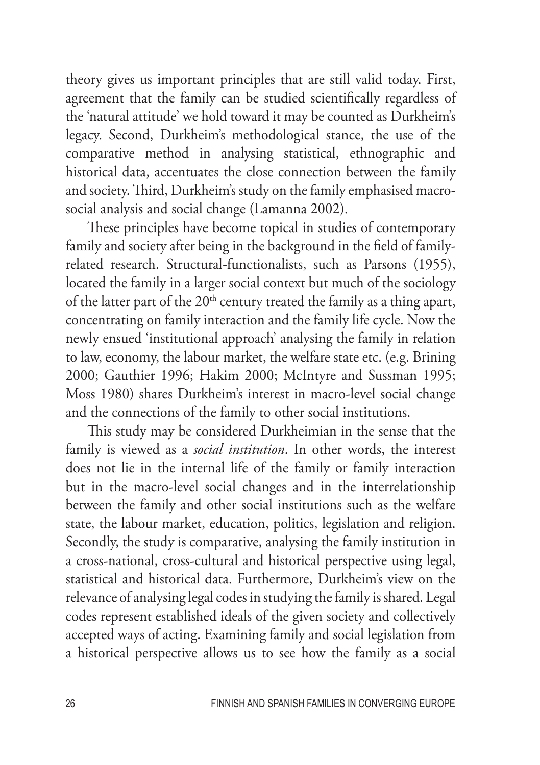theory gives us important principles that are still valid today. First, agreement that the family can be studied scientifically regardless of the 'natural attitude' we hold toward it may be counted as Durkheim's legacy. Second, Durkheim's methodological stance, the use of the comparative method in analysing statistical, ethnographic and historical data, accentuates the close connection between the family and society. Third, Durkheim's study on the family emphasised macro-social analysis and social change (Lamanna 2002).

These principles have become topical in studies of contemporary family and society after being in the background in the field of family-related research. Structural-functionalists, such as Parsons (1955), located the family in a larger social context but much of the sociology of the latter part of the 20th century treated the family as a thing apart, concentrating on family interaction and the family life cycle. Now the newly ensued 'institutional approach' analysing the family in relation to law, economy, the labour market, the welfare state etc. (e.g. Brining 2000; Gauthier 1996; Hakim 2000; McIntyre and Sussman 1995; Moss 1980) shares Durkheim's interest in macro-level social change and the connections of the family to other social institutions.

This study may be considered Durkheimian in the sense that the family is viewed as a *social institution*. In other words, the interest does not lie in the internal life of the family or family interaction but in the macro-level social changes and in the interrelationship between the family and other social institutions such as the welfare state, the labour market, education, politics, legislation and religion. Secondly, the study is comparative, analysing the family institution in a cross-national, cross-cultural and historical perspective using legal, statistical and historical data. Furthermore, Durkheim's view on the relevance of analysing legal codes in studying the family is shared. Legal codes represent established ideals of the given society and collectively accepted ways of acting. Examining family and social legislation from a historical perspective allows us to see how the family as a social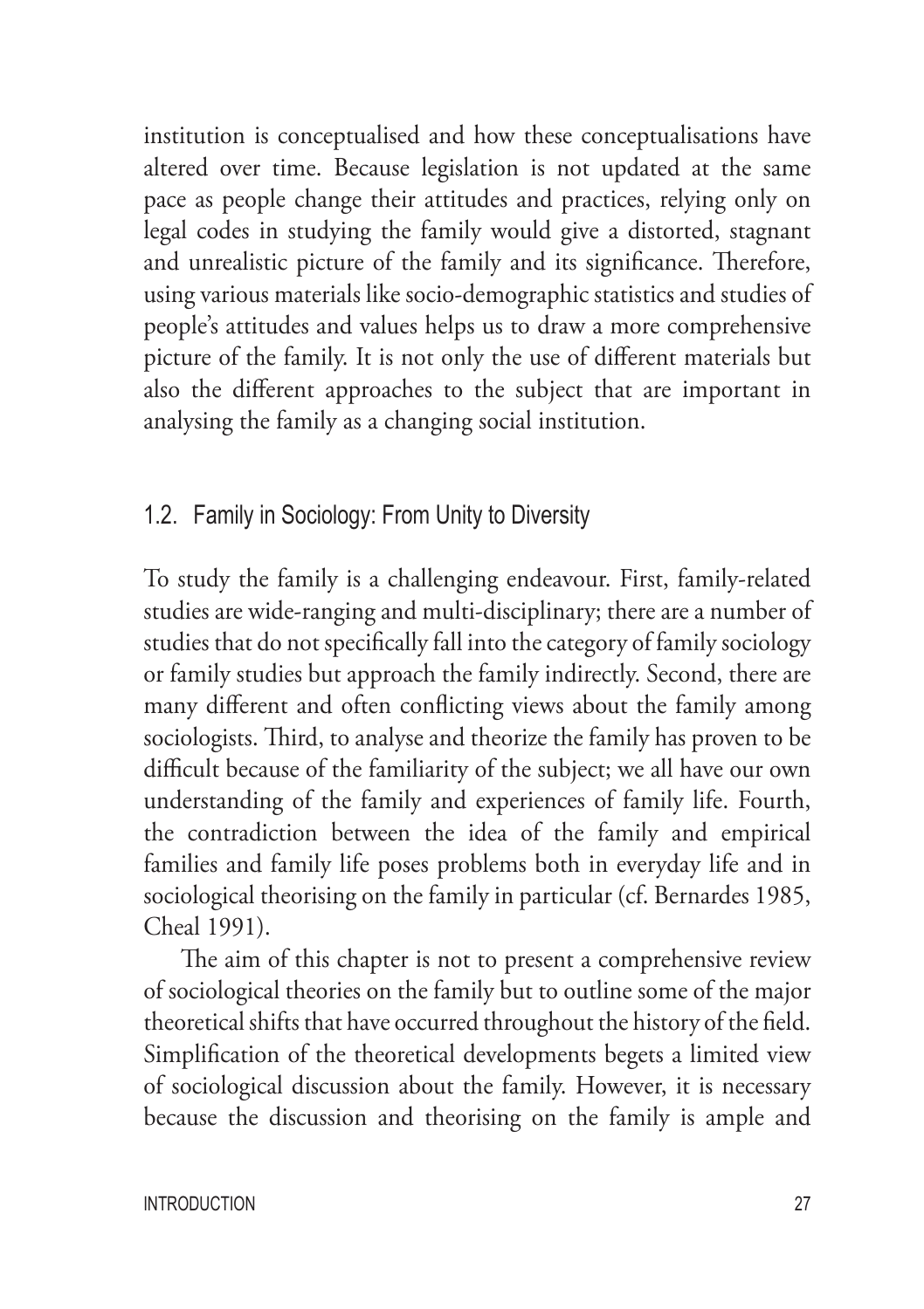institution is conceptualised and how these conceptualisations have altered over time. Because legislation is not updated at the same pace as people change their attitudes and practices, relying only on legal codes in studying the family would give a distorted, stagnant and unrealistic picture of the family and its significance. Therefore, using various materials like socio-demographic statistics and studies of people's attitudes and values helps us to draw a more comprehensive picture of the family. It is not only the use of different materials but also the different approaches to the subject that are important in analysing the family as a changing social institution.

## 1.2. Family in Sociology: From Unity to Diversity

To study the family is a challenging endeavour. First, family-related studies are wide-ranging and multi-disciplinary; there are a number of studies that do not specifically fall into the category of family sociology or family studies but approach the family indirectly. Second, there are many different and often conflicting views about the family among sociologists. Third, to analyse and theorize the family has proven to be difficult because of the familiarity of the subject; we all have our own understanding of the family and experiences of family life. Fourth, the contradiction between the idea of the family and empirical families and family life poses problems both in everyday life and in sociological theorising on the family in particular (cf. Bernardes 1985, Cheal 1991).

The aim of this chapter is not to present a comprehensive review of sociological theories on the family but to outline some of the major theoretical shifts that have occurred throughout the history of the field. Simplification of the theoretical developments begets a limited view of sociological discussion about the family. However, it is necessary because the discussion and theorising on the family is ample and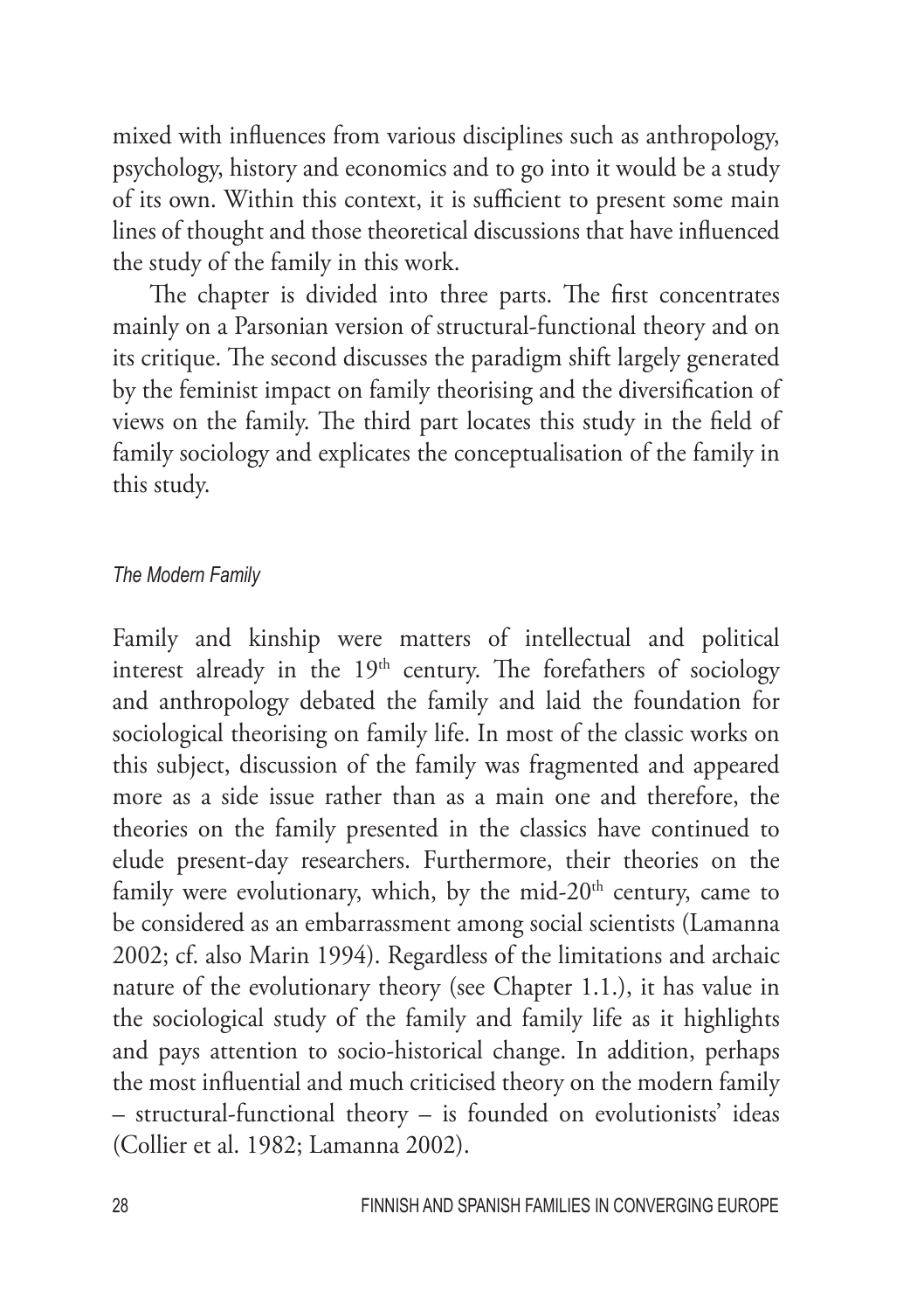mixed with influences from various disciplines such as anthropology, psychology, history and economics and to go into it would be a study of its own. Within this context, it is sufficient to present some main lines of thought and those theoretical discussions that have influenced the study of the family in this work.

The chapter is divided into three parts. The first concentrates mainly on a Parsonian version of structural-functional theory and on its critique. The second discusses the paradigm shift largely generated by the feminist impact on family theorising and the diversification of views on the family. The third part locates this study in the field of family sociology and explicates the conceptualisation of the family in this study.

### *The Modern Family*

Family and kinship were matters of intellectual and political interest already in the 19th century. The forefathers of sociology and anthropology debated the family and laid the foundation for sociological theorising on family life. In most of the classic works on this subject, discussion of the family was fragmented and appeared more as a side issue rather than as a main one and therefore, the theories on the family presented in the classics have continued to elude present-day researchers. Furthermore, their theories on the family were evolutionary, which, by the mid-20th century, came to be considered as an embarrassment among social scientists (Lamanna 2002; cf. also Marin 1994). Regardless of the limitations and archaic nature of the evolutionary theory (see Chapter 1.1.), it has value in the sociological study of the family and family life as it highlights and pays attention to socio-historical change. In addition, perhaps the most influential and much criticised theory on the modern family – structural-functional theory – is founded on evolutionists' ideas (Collier et al. 1982; Lamanna 2002).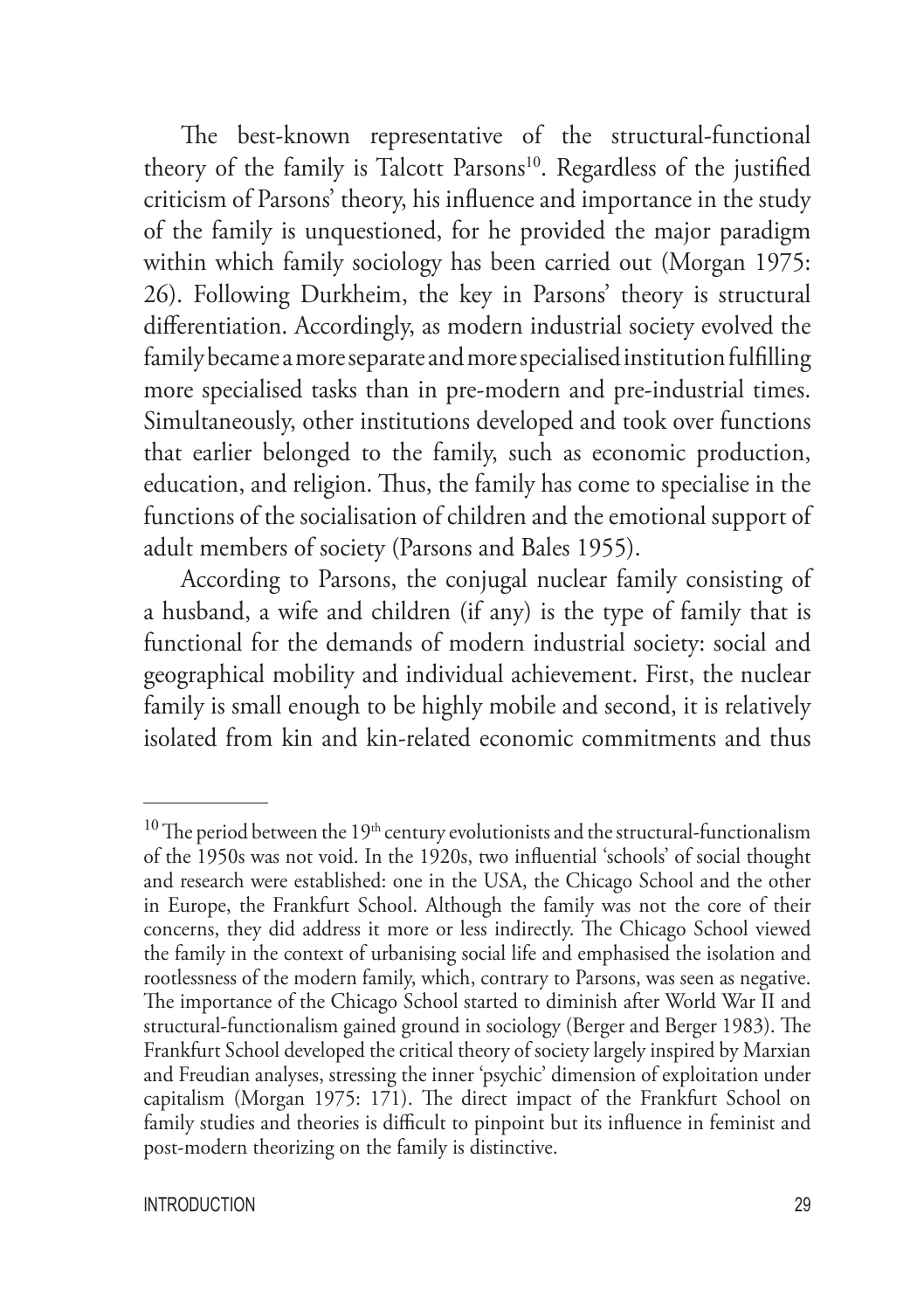The best-known representative of the structural-functional theory of the family is Talcott Parsons[10]. Regardless of the justified criticism of Parsons' theory, his influence and importance in the study of the family is unquestioned, for he provided the major paradigm within which family sociology has been carried out (Morgan 1975: 26). Following Durkheim, the key in Parsons' theory is structural differentiation. Accordingly, as modern industrial society evolved the family became a more separate and more specialised institution fulfilling more specialised tasks than in pre-modern and pre-industrial times. Simultaneously, other institutions developed and took over functions that earlier belonged to the family, such as economic production, education, and religion. Thus, the family has come to specialise in the functions of the socialisation of children and the emotional support of adult members of society (Parsons and Bales 1955).

According to Parsons, the conjugal nuclear family consisting of a husband, a wife and children (if any) is the type of family that is functional for the demands of modern industrial society: social and geographical mobility and individual achievement. First, the nuclear family is small enough to be highly mobile and second, it is relatively isolated from kin and kin-related economic commitments and thus

---

[10] The period between the 19th century evolutionists and the structural-functionalism of the 1950s was not void. In the 1920s, two influential 'schools' of social thought and research were established: one in the USA, the Chicago School and the other in Europe, the Frankfurt School. Although the family was not the core of their concerns, they did address it more or less indirectly. The Chicago School viewed the family in the context of urbanising social life and emphasised the isolation and rootlessness of the modern family, which, contrary to Parsons, was seen as negative. The importance of the Chicago School started to diminish after World War II and structural-functionalism gained ground in sociology (Berger and Berger 1983). The Frankfurt School developed the critical theory of society largely inspired by Marxian and Freudian analyses, stressing the inner 'psychic' dimension of exploitation under capitalism (Morgan 1975: 171). The direct impact of the Frankfurt School on family studies and theories is difficult to pinpoint but its influence in feminist and post-modern theorizing on the family is distinctive.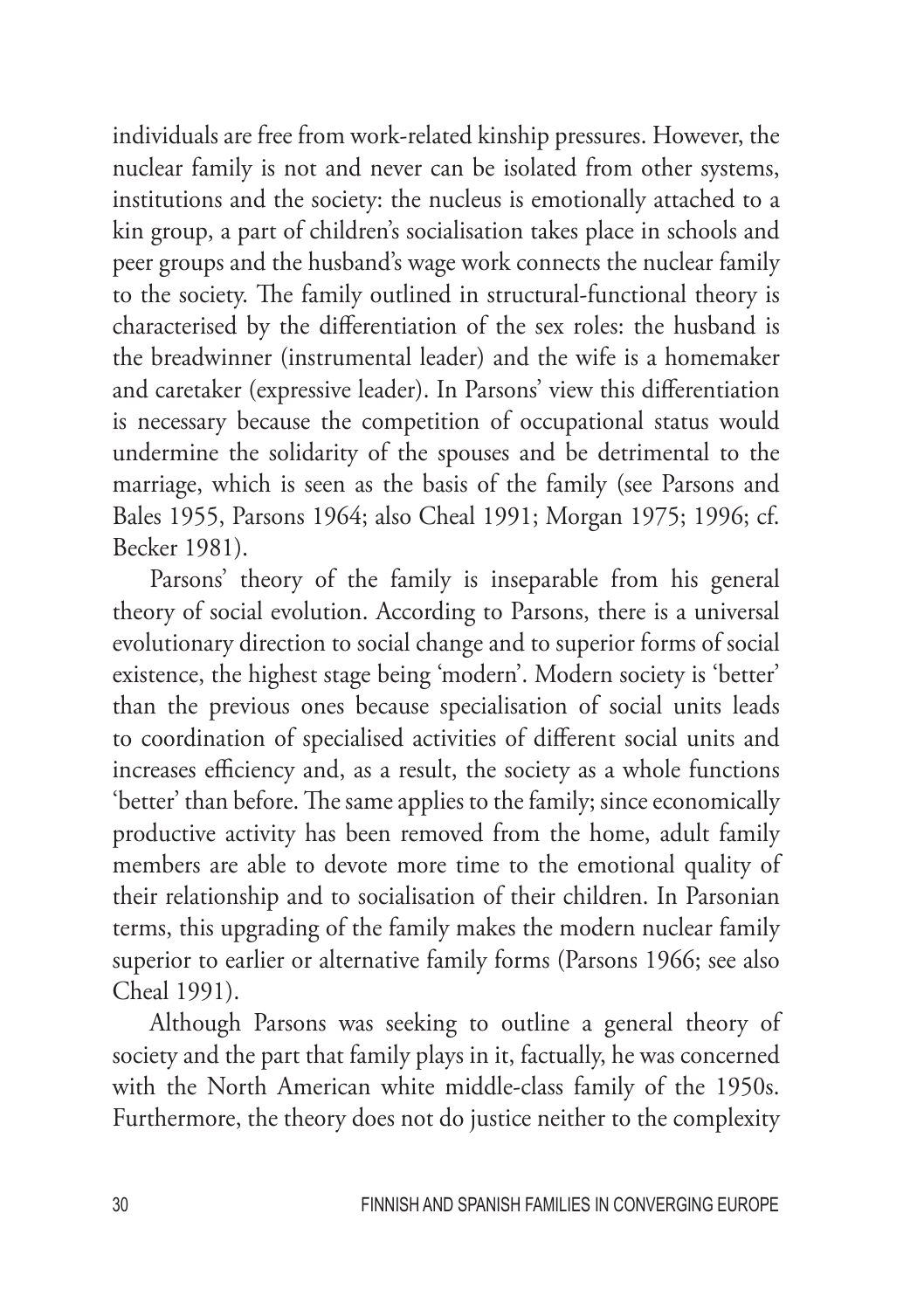individuals are free from work-related kinship pressures. However, the nuclear family is not and never can be isolated from other systems, institutions and the society: the nucleus is emotionally attached to a kin group, a part of children's socialisation takes place in schools and peer groups and the husband's wage work connects the nuclear family to the society. The family outlined in structural-functional theory is characterised by the differentiation of the sex roles: the husband is the breadwinner (instrumental leader) and the wife is a homemaker and caretaker (expressive leader). In Parsons' view this differentiation is necessary because the competition of occupational status would undermine the solidarity of the spouses and be detrimental to the marriage, which is seen as the basis of the family (see Parsons and Bales 1955, Parsons 1964; also Cheal 1991; Morgan 1975; 1996; cf. Becker 1981).

Parsons' theory of the family is inseparable from his general theory of social evolution. According to Parsons, there is a universal evolutionary direction to social change and to superior forms of social existence, the highest stage being 'modern'. Modern society is 'better' than the previous ones because specialisation of social units leads to coordination of specialised activities of different social units and increases efficiency and, as a result, the society as a whole functions 'better' than before. The same applies to the family; since economically productive activity has been removed from the home, adult family members are able to devote more time to the emotional quality of their relationship and to socialisation of their children. In Parsonian terms, this upgrading of the family makes the modern nuclear family superior to earlier or alternative family forms (Parsons 1966; see also Cheal 1991).

Although Parsons was seeking to outline a general theory of society and the part that family plays in it, factually, he was concerned with the North American white middle-class family of the 1950s. Furthermore, the theory does not do justice neither to the complexity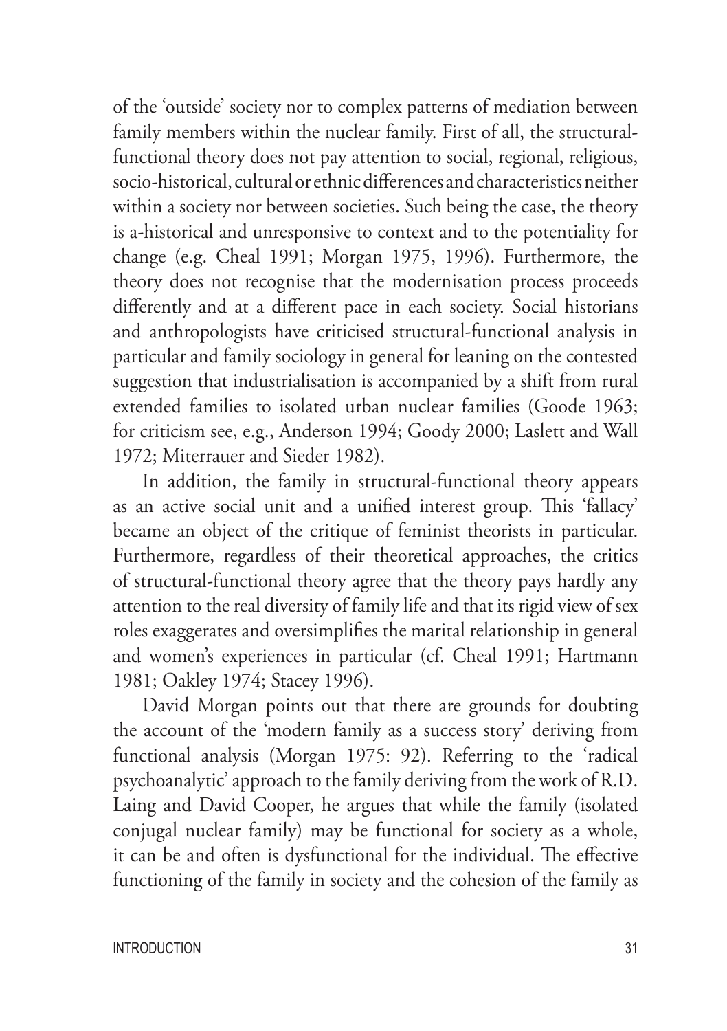of the 'outside' society nor to complex patterns of mediation between family members within the nuclear family. First of all, the structural-functional theory does not pay attention to social, regional, religious, socio-historical, cultural or ethnic differences and characteristics neither within a society nor between societies. Such being the case, the theory is a-historical and unresponsive to context and to the potentiality for change (e.g. Cheal 1991; Morgan 1975, 1996). Furthermore, the theory does not recognise that the modernisation process proceeds differently and at a different pace in each society. Social historians and anthropologists have criticised structural-functional analysis in particular and family sociology in general for leaning on the contested suggestion that industrialisation is accompanied by a shift from rural extended families to isolated urban nuclear families (Goode 1963; for criticism see, e.g., Anderson 1994; Goody 2000; Laslett and Wall 1972; Miterrauer and Sieder 1982).

In addition, the family in structural-functional theory appears as an active social unit and a unified interest group. This 'fallacy' became an object of the critique of feminist theorists in particular. Furthermore, regardless of their theoretical approaches, the critics of structural-functional theory agree that the theory pays hardly any attention to the real diversity of family life and that its rigid view of sex roles exaggerates and oversimplifies the marital relationship in general and women's experiences in particular (cf. Cheal 1991; Hartmann 1981; Oakley 1974; Stacey 1996).

David Morgan points out that there are grounds for doubting the account of the 'modern family as a success story' deriving from functional analysis (Morgan 1975: 92). Referring to the 'radical psychoanalytic' approach to the family deriving from the work of R.D. Laing and David Cooper, he argues that while the family (isolated conjugal nuclear family) may be functional for society as a whole, it can be and often is dysfunctional for the individual. The effective functioning of the family in society and the cohesion of the family as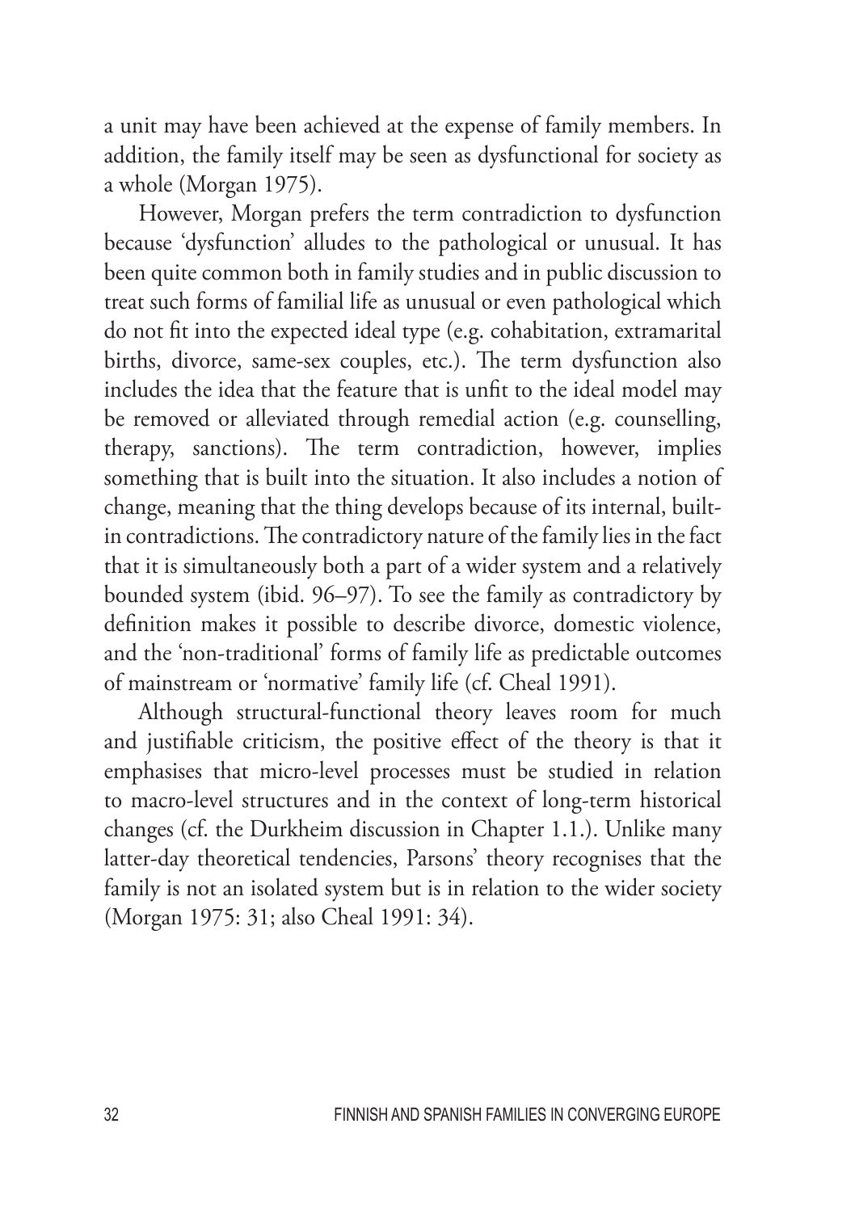a unit may have been achieved at the expense of family members. In addition, the family itself may be seen as dysfunctional for society as a whole (Morgan 1975).

However, Morgan prefers the term contradiction to dysfunction because 'dysfunction' alludes to the pathological or unusual. It has been quite common both in family studies and in public discussion to treat such forms of familial life as unusual or even pathological which do not fit into the expected ideal type (e.g. cohabitation, extramarital births, divorce, same-sex couples, etc.). The term dysfunction also includes the idea that the feature that is unfit to the ideal model may be removed or alleviated through remedial action (e.g. counselling, therapy, sanctions). The term contradiction, however, implies something that is built into the situation. It also includes a notion of change, meaning that the thing develops because of its internal, built-in contradictions. The contradictory nature of the family lies in the fact that it is simultaneously both a part of a wider system and a relatively bounded system (ibid. 96–97). To see the family as contradictory by definition makes it possible to describe divorce, domestic violence, and the 'non-traditional' forms of family life as predictable outcomes of mainstream or 'normative' family life (cf. Cheal 1991).

Although structural-functional theory leaves room for much and justifiable criticism, the positive effect of the theory is that it emphasises that micro-level processes must be studied in relation to macro-level structures and in the context of long-term historical changes (cf. the Durkheim discussion in Chapter 1.1.). Unlike many latter-day theoretical tendencies, Parsons' theory recognises that the family is not an isolated system but is in relation to the wider society (Morgan 1975: 31; also Cheal 1991: 34).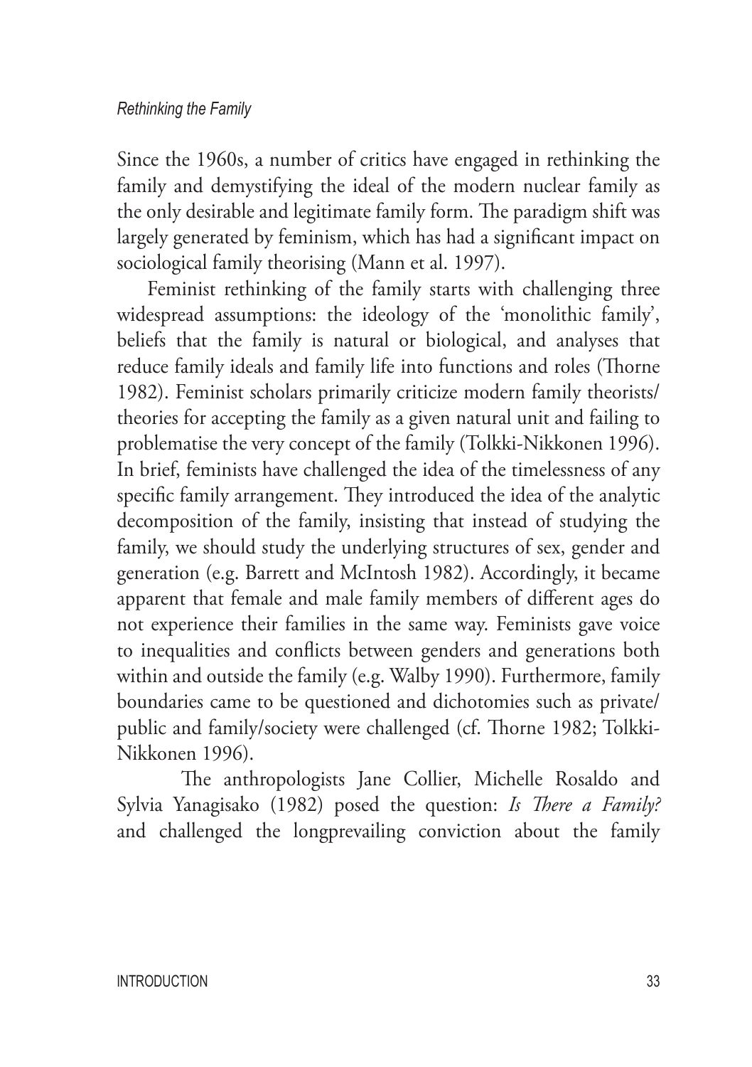Since the 1960s, a number of critics have engaged in rethinking the family and demystifying the ideal of the modern nuclear family as the only desirable and legitimate family form. The paradigm shift was largely generated by feminism, which has had a significant impact on sociological family theorising (Mann et al. 1997).

Feminist rethinking of the family starts with challenging three widespread assumptions: the ideology of the 'monolithic family', beliefs that the family is natural or biological, and analyses that reduce family ideals and family life into functions and roles (Thorne 1982). Feminist scholars primarily criticize modern family theorists/theories for accepting the family as a given natural unit and failing to problematise the very concept of the family (Tolkki-Nikkonen 1996). In brief, feminists have challenged the idea of the timelessness of any specific family arrangement. They introduced the idea of the analytic decomposition of the family, insisting that instead of studying the family, we should study the underlying structures of sex, gender and generation (e.g. Barrett and McIntosh 1982). Accordingly, it became apparent that female and male family members of different ages do not experience their families in the same way. Feminists gave voice to inequalities and conflicts between genders and generations both within and outside the family (e.g. Walby 1990). Furthermore, family boundaries came to be questioned and dichotomies such as private/public and family/society were challenged (cf. Thorne 1982; Tolkki-Nikkonen 1996).

The anthropologists Jane Collier, Michelle Rosaldo and Sylvia Yanagisako (1982) posed the question: *Is There a Family?* and challenged the longprevailing conviction about the family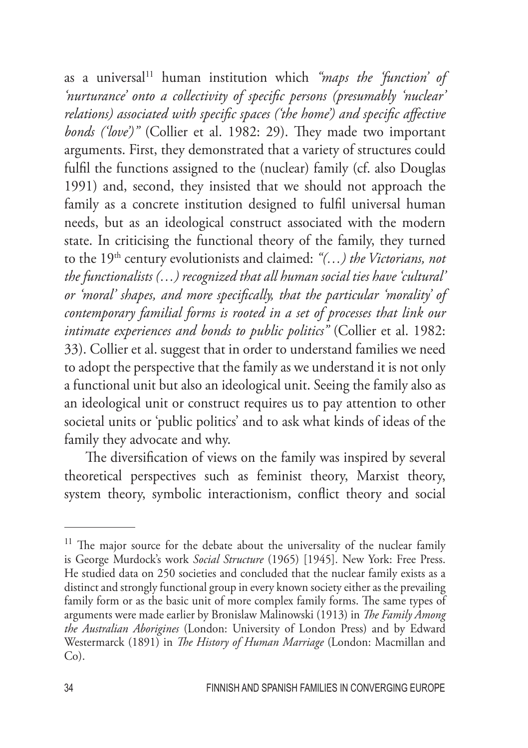as a universal[11] human institution which *"maps the 'function' of 'nurturance' onto a collectivity of specific persons (presumably 'nuclear' relations) associated with specific spaces ('the home') and specific affective bonds ('love')"* (Collier et al. 1982: 29). They made two important arguments. First, they demonstrated that a variety of structures could fulfil the functions assigned to the (nuclear) family (cf. also Douglas 1991) and, second, they insisted that we should not approach the family as a concrete institution designed to fulfil universal human needs, but as an ideological construct associated with the modern state. In criticising the functional theory of the family, they turned to the 19th century evolutionists and claimed: *"(…) the Victorians, not the functionalists (…) recognized that all human social ties have 'cultural' or 'moral' shapes, and more specifically, that the particular 'morality' of contemporary familial forms is rooted in a set of processes that link our intimate experiences and bonds to public politics"* (Collier et al. 1982: 33). Collier et al. suggest that in order to understand families we need to adopt the perspective that the family as we understand it is not only a functional unit but also an ideological unit. Seeing the family also as an ideological unit or construct requires us to pay attention to other societal units or 'public politics' and to ask what kinds of ideas of the family they advocate and why.

The diversification of views on the family was inspired by several theoretical perspectives such as feminist theory, Marxist theory, system theory, symbolic interactionism, conflict theory and social

---

[11] The major source for the debate about the universality of the nuclear family is George Murdock's work *Social Structure* (1965) [1945]. New York: Free Press. He studied data on 250 societies and concluded that the nuclear family exists as a distinct and strongly functional group in every known society either as the prevailing family form or as the basic unit of more complex family forms. The same types of arguments were made earlier by Bronislaw Malinowski (1913) in *The Family Among the Australian Aborigines* (London: University of London Press) and by Edward Westermarck (1891) in *The History of Human Marriage* (London: Macmillan and Co).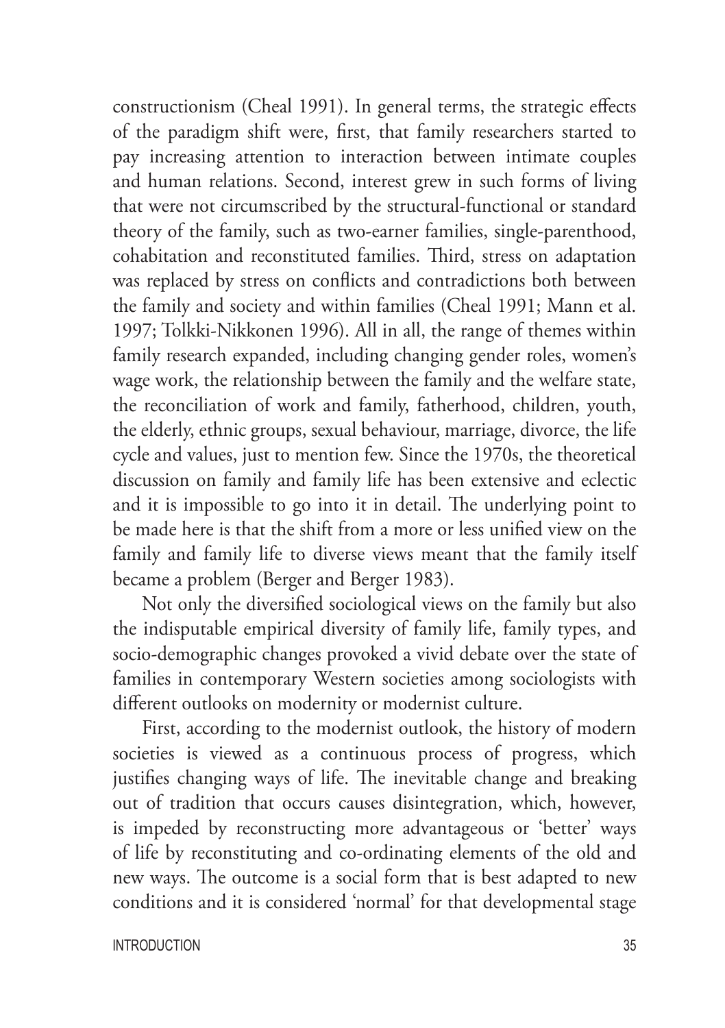constructionism (Cheal 1991). In general terms, the strategic effects of the paradigm shift were, first, that family researchers started to pay increasing attention to interaction between intimate couples and human relations. Second, interest grew in such forms of living that were not circumscribed by the structural-functional or standard theory of the family, such as two-earner families, single-parenthood, cohabitation and reconstituted families. Third, stress on adaptation was replaced by stress on conflicts and contradictions both between the family and society and within families (Cheal 1991; Mann et al. 1997; Tolkki-Nikkonen 1996). All in all, the range of themes within family research expanded, including changing gender roles, women's wage work, the relationship between the family and the welfare state, the reconciliation of work and family, fatherhood, children, youth, the elderly, ethnic groups, sexual behaviour, marriage, divorce, the life cycle and values, just to mention few. Since the 1970s, the theoretical discussion on family and family life has been extensive and eclectic and it is impossible to go into it in detail. The underlying point to be made here is that the shift from a more or less unified view on the family and family life to diverse views meant that the family itself became a problem (Berger and Berger 1983).

Not only the diversified sociological views on the family but also the indisputable empirical diversity of family life, family types, and socio-demographic changes provoked a vivid debate over the state of families in contemporary Western societies among sociologists with different outlooks on modernity or modernist culture.

First, according to the modernist outlook, the history of modern societies is viewed as a continuous process of progress, which justifies changing ways of life. The inevitable change and breaking out of tradition that occurs causes disintegration, which, however, is impeded by reconstructing more advantageous or 'better' ways of life by reconstituting and co-ordinating elements of the old and new ways. The outcome is a social form that is best adapted to new conditions and it is considered 'normal' for that developmental stage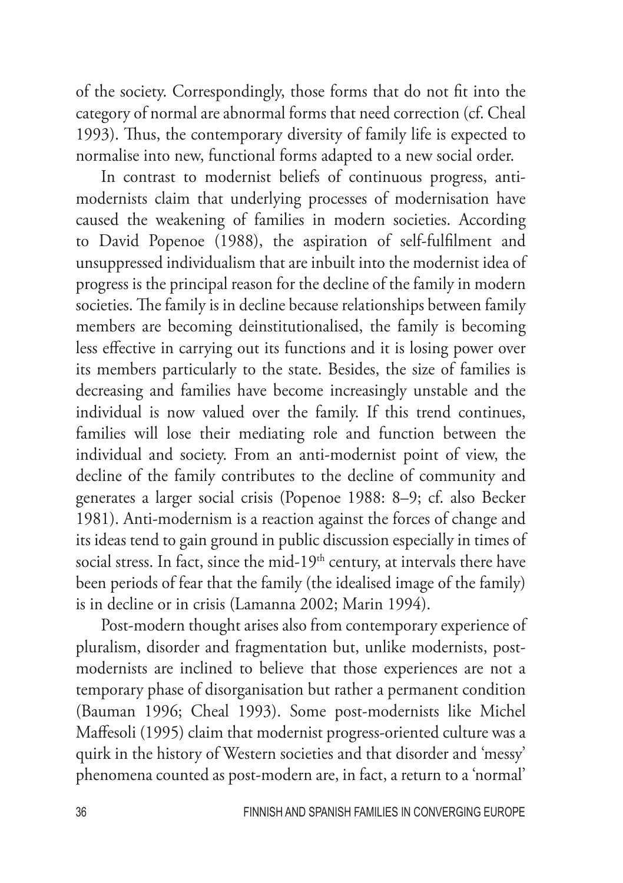of the society. Correspondingly, those forms that do not fit into the category of normal are abnormal forms that need correction (cf. Cheal 1993). Thus, the contemporary diversity of family life is expected to normalise into new, functional forms adapted to a new social order.

In contrast to modernist beliefs of continuous progress, anti-modernists claim that underlying processes of modernisation have caused the weakening of families in modern societies. According to David Popenoe (1988), the aspiration of self-fulfilment and unsuppressed individualism that are inbuilt into the modernist idea of progress is the principal reason for the decline of the family in modern societies. The family is in decline because relationships between family members are becoming deinstitutionalised, the family is becoming less effective in carrying out its functions and it is losing power over its members particularly to the state. Besides, the size of families is decreasing and families have become increasingly unstable and the individual is now valued over the family. If this trend continues, families will lose their mediating role and function between the individual and society. From an anti-modernist point of view, the decline of the family contributes to the decline of community and generates a larger social crisis (Popenoe 1988: 8–9; cf. also Becker 1981). Anti-modernism is a reaction against the forces of change and its ideas tend to gain ground in public discussion especially in times of social stress. In fact, since the mid-19th century, at intervals there have been periods of fear that the family (the idealised image of the family) is in decline or in crisis (Lamanna 2002; Marin 1994).

Post-modern thought arises also from contemporary experience of pluralism, disorder and fragmentation but, unlike modernists, post-modernists are inclined to believe that those experiences are not a temporary phase of disorganisation but rather a permanent condition (Bauman 1996; Cheal 1993). Some post-modernists like Michel Maffesoli (1995) claim that modernist progress-oriented culture was a quirk in the history of Western societies and that disorder and 'messy' phenomena counted as post-modern are, in fact, a return to a 'normal'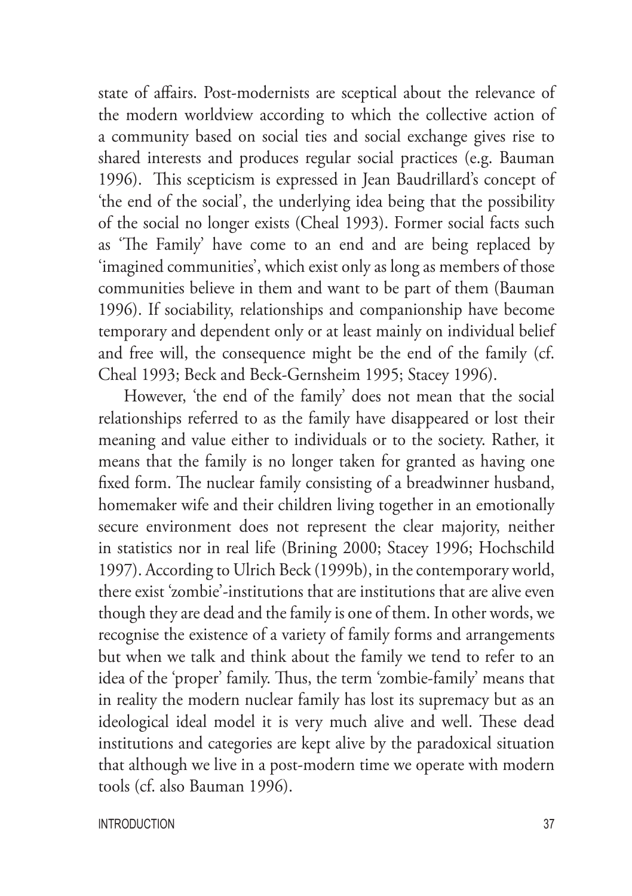state of affairs. Post-modernists are sceptical about the relevance of the modern worldview according to which the collective action of a community based on social ties and social exchange gives rise to shared interests and produces regular social practices (e.g. Bauman 1996). This scepticism is expressed in Jean Baudrillard's concept of 'the end of the social', the underlying idea being that the possibility of the social no longer exists (Cheal 1993). Former social facts such as 'The Family' have come to an end and are being replaced by 'imagined communities', which exist only as long as members of those communities believe in them and want to be part of them (Bauman 1996). If sociability, relationships and companionship have become temporary and dependent only or at least mainly on individual belief and free will, the consequence might be the end of the family (cf. Cheal 1993; Beck and Beck-Gernsheim 1995; Stacey 1996).

However, 'the end of the family' does not mean that the social relationships referred to as the family have disappeared or lost their meaning and value either to individuals or to the society. Rather, it means that the family is no longer taken for granted as having one fixed form. The nuclear family consisting of a breadwinner husband, homemaker wife and their children living together in an emotionally secure environment does not represent the clear majority, neither in statistics nor in real life (Brining 2000; Stacey 1996; Hochschild 1997). According to Ulrich Beck (1999b), in the contemporary world, there exist 'zombie'-institutions that are institutions that are alive even though they are dead and the family is one of them. In other words, we recognise the existence of a variety of family forms and arrangements but when we talk and think about the family we tend to refer to an idea of the 'proper' family. Thus, the term 'zombie-family' means that in reality the modern nuclear family has lost its supremacy but as an ideological ideal model it is very much alive and well. These dead institutions and categories are kept alive by the paradoxical situation that although we live in a post-modern time we operate with modern tools (cf. also Bauman 1996).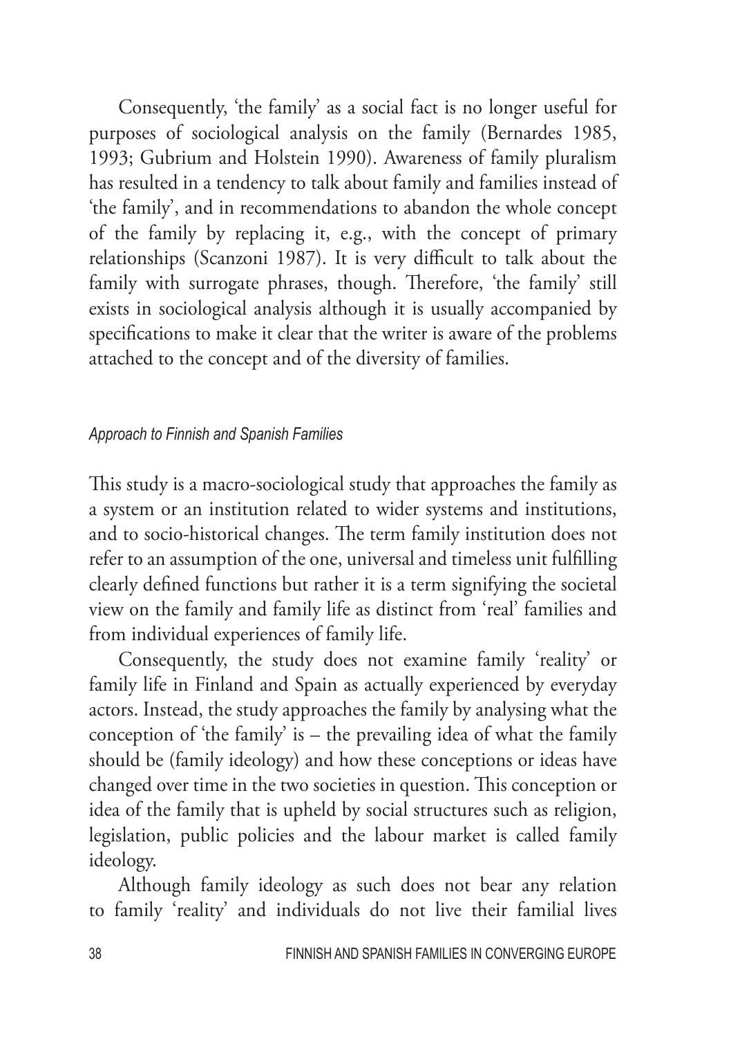Consequently, 'the family' as a social fact is no longer useful for purposes of sociological analysis on the family (Bernardes 1985, 1993; Gubrium and Holstein 1990). Awareness of family pluralism has resulted in a tendency to talk about family and families instead of 'the family', and in recommendations to abandon the whole concept of the family by replacing it, e.g., with the concept of primary relationships (Scanzoni 1987). It is very difficult to talk about the family with surrogate phrases, though. Therefore, 'the family' still exists in sociological analysis although it is usually accompanied by specifications to make it clear that the writer is aware of the problems attached to the concept and of the diversity of families.

### *Approach to Finnish and Spanish Families*

This study is a macro-sociological study that approaches the family as a system or an institution related to wider systems and institutions, and to socio-historical changes. The term family institution does not refer to an assumption of the one, universal and timeless unit fulfilling clearly defined functions but rather it is a term signifying the societal view on the family and family life as distinct from 'real' families and from individual experiences of family life.

Consequently, the study does not examine family 'reality' or family life in Finland and Spain as actually experienced by everyday actors. Instead, the study approaches the family by analysing what the conception of 'the family' is – the prevailing idea of what the family should be (family ideology) and how these conceptions or ideas have changed over time in the two societies in question. This conception or idea of the family that is upheld by social structures such as religion, legislation, public policies and the labour market is called family ideology.

Although family ideology as such does not bear any relation to family 'reality' and individuals do not live their familial lives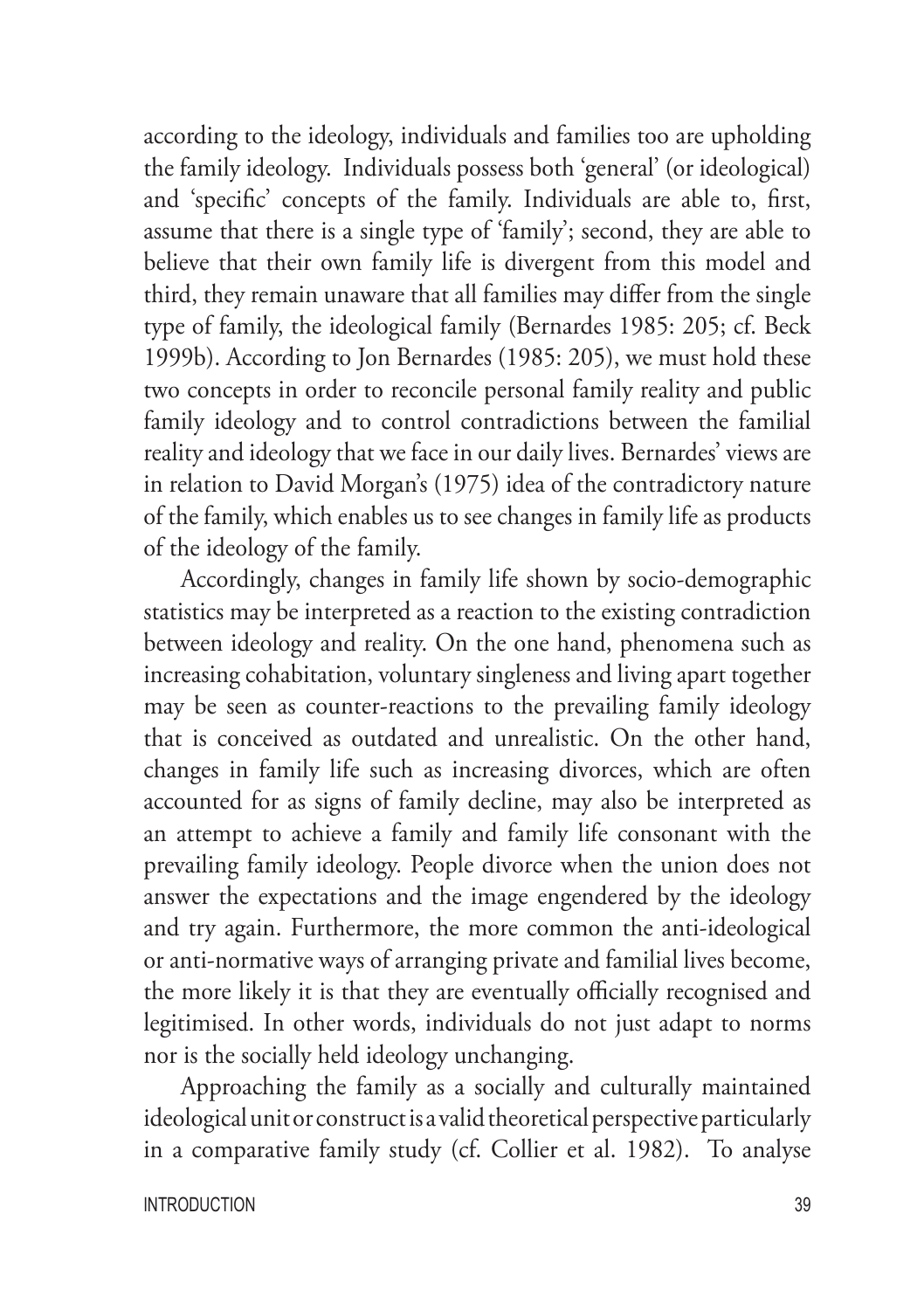according to the ideology, individuals and families too are upholding the family ideology. Individuals possess both 'general' (or ideological) and 'specific' concepts of the family. Individuals are able to, first, assume that there is a single type of 'family'; second, they are able to believe that their own family life is divergent from this model and third, they remain unaware that all families may differ from the single type of family, the ideological family (Bernardes 1985: 205; cf. Beck 1999b). According to Jon Bernardes (1985: 205), we must hold these two concepts in order to reconcile personal family reality and public family ideology and to control contradictions between the familial reality and ideology that we face in our daily lives. Bernardes' views are in relation to David Morgan's (1975) idea of the contradictory nature of the family, which enables us to see changes in family life as products of the ideology of the family.

Accordingly, changes in family life shown by socio-demographic statistics may be interpreted as a reaction to the existing contradiction between ideology and reality. On the one hand, phenomena such as increasing cohabitation, voluntary singleness and living apart together may be seen as counter-reactions to the prevailing family ideology that is conceived as outdated and unrealistic. On the other hand, changes in family life such as increasing divorces, which are often accounted for as signs of family decline, may also be interpreted as an attempt to achieve a family and family life consonant with the prevailing family ideology. People divorce when the union does not answer the expectations and the image engendered by the ideology and try again. Furthermore, the more common the anti-ideological or anti-normative ways of arranging private and familial lives become, the more likely it is that they are eventually officially recognised and legitimised. In other words, individuals do not just adapt to norms nor is the socially held ideology unchanging.

Approaching the family as a socially and culturally maintained ideological unit or construct is a valid theoretical perspective particularly in a comparative family study (cf. Collier et al. 1982). To analyse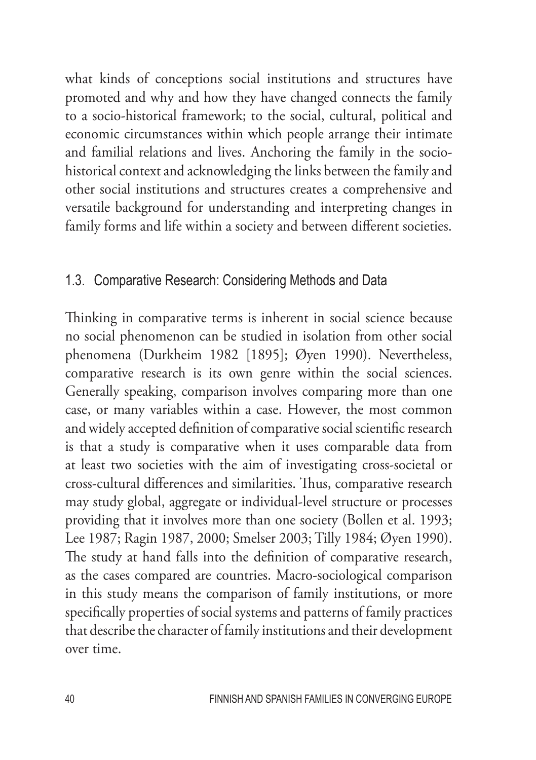what kinds of conceptions social institutions and structures have promoted and why and how they have changed connects the family to a socio-historical framework; to the social, cultural, political and economic circumstances within which people arrange their intimate and familial relations and lives. Anchoring the family in the socio-historical context and acknowledging the links between the family and other social institutions and structures creates a comprehensive and versatile background for understanding and interpreting changes in family forms and life within a society and between different societies.

## 1.3. Comparative Research: Considering Methods and Data

Thinking in comparative terms is inherent in social science because no social phenomenon can be studied in isolation from other social phenomena (Durkheim 1982 [1895]; Øyen 1990). Nevertheless, comparative research is its own genre within the social sciences. Generally speaking, comparison involves comparing more than one case, or many variables within a case. However, the most common and widely accepted definition of comparative social scientific research is that a study is comparative when it uses comparable data from at least two societies with the aim of investigating cross-societal or cross-cultural differences and similarities. Thus, comparative research may study global, aggregate or individual-level structure or processes providing that it involves more than one society (Bollen et al. 1993; Lee 1987; Ragin 1987, 2000; Smelser 2003; Tilly 1984; Øyen 1990). The study at hand falls into the definition of comparative research, as the cases compared are countries. Macro-sociological comparison in this study means the comparison of family institutions, or more specifically properties of social systems and patterns of family practices that describe the character of family institutions and their development over time.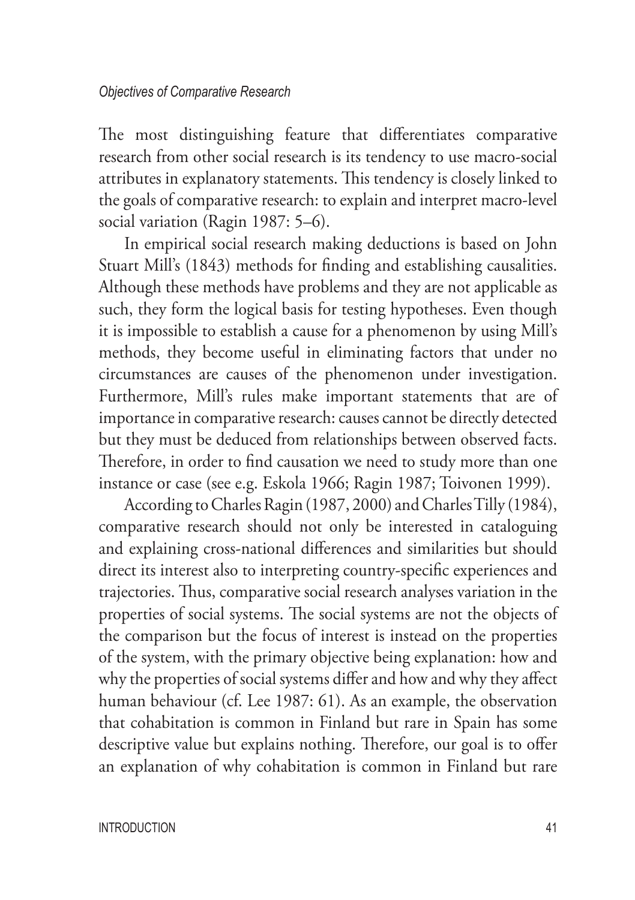### Objectives of Comparative Research

The most distinguishing feature that differentiates comparative research from other social research is its tendency to use macro-social attributes in explanatory statements. This tendency is closely linked to the goals of comparative research: to explain and interpret macro-level social variation (Ragin 1987: 5–6).

In empirical social research making deductions is based on John Stuart Mill's (1843) methods for finding and establishing causalities. Although these methods have problems and they are not applicable as such, they form the logical basis for testing hypotheses. Even though it is impossible to establish a cause for a phenomenon by using Mill's methods, they become useful in eliminating factors that under no circumstances are causes of the phenomenon under investigation. Furthermore, Mill's rules make important statements that are of importance in comparative research: causes cannot be directly detected but they must be deduced from relationships between observed facts. Therefore, in order to find causation we need to study more than one instance or case (see e.g. Eskola 1966; Ragin 1987; Toivonen 1999).

According to Charles Ragin (1987, 2000) and Charles Tilly (1984), comparative research should not only be interested in cataloguing and explaining cross-national differences and similarities but should direct its interest also to interpreting country-specific experiences and trajectories. Thus, comparative social research analyses variation in the properties of social systems. The social systems are not the objects of the comparison but the focus of interest is instead on the properties of the system, with the primary objective being explanation: how and why the properties of social systems differ and how and why they affect human behaviour (cf. Lee 1987: 61). As an example, the observation that cohabitation is common in Finland but rare in Spain has some descriptive value but explains nothing. Therefore, our goal is to offer an explanation of why cohabitation is common in Finland but rare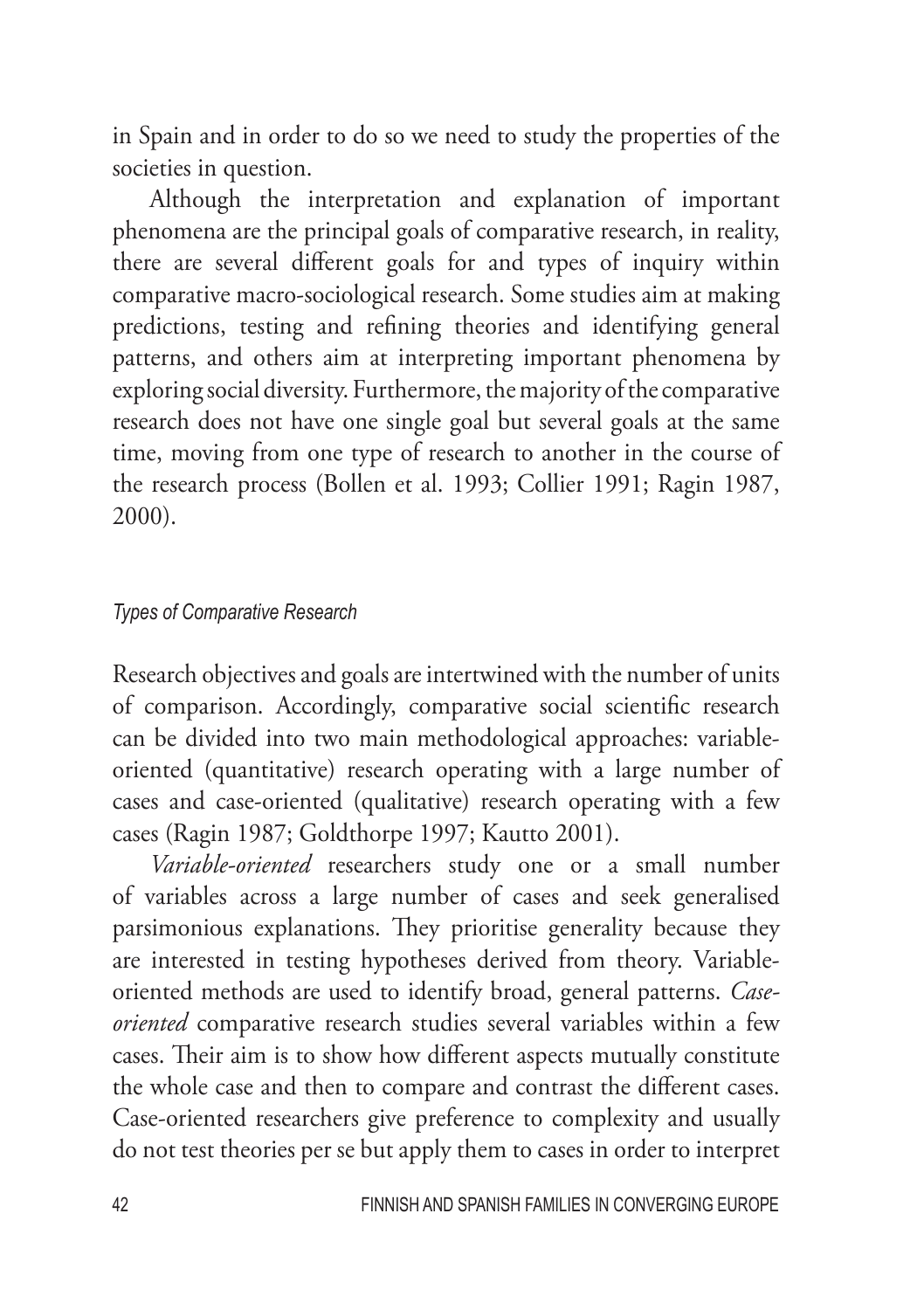in Spain and in order to do so we need to study the properties of the societies in question.

Although the interpretation and explanation of important phenomena are the principal goals of comparative research, in reality, there are several different goals for and types of inquiry within comparative macro-sociological research. Some studies aim at making predictions, testing and refining theories and identifying general patterns, and others aim at interpreting important phenomena by exploring social diversity. Furthermore, the majority of the comparative research does not have one single goal but several goals at the same time, moving from one type of research to another in the course of the research process (Bollen et al. 1993; Collier 1991; Ragin 1987, 2000).

### *Types of Comparative Research*

Research objectives and goals are intertwined with the number of units of comparison. Accordingly, comparative social scientific research can be divided into two main methodological approaches: variable-oriented (quantitative) research operating with a large number of cases and case-oriented (qualitative) research operating with a few cases (Ragin 1987; Goldthorpe 1997; Kautto 2001).

*Variable-oriented* researchers study one or a small number of variables across a large number of cases and seek generalised parsimonious explanations. They prioritise generality because they are interested in testing hypotheses derived from theory. Variable-oriented methods are used to identify broad, general patterns. *Case-oriented* comparative research studies several variables within a few cases. Their aim is to show how different aspects mutually constitute the whole case and then to compare and contrast the different cases. Case-oriented researchers give preference to complexity and usually do not test theories per se but apply them to cases in order to interpret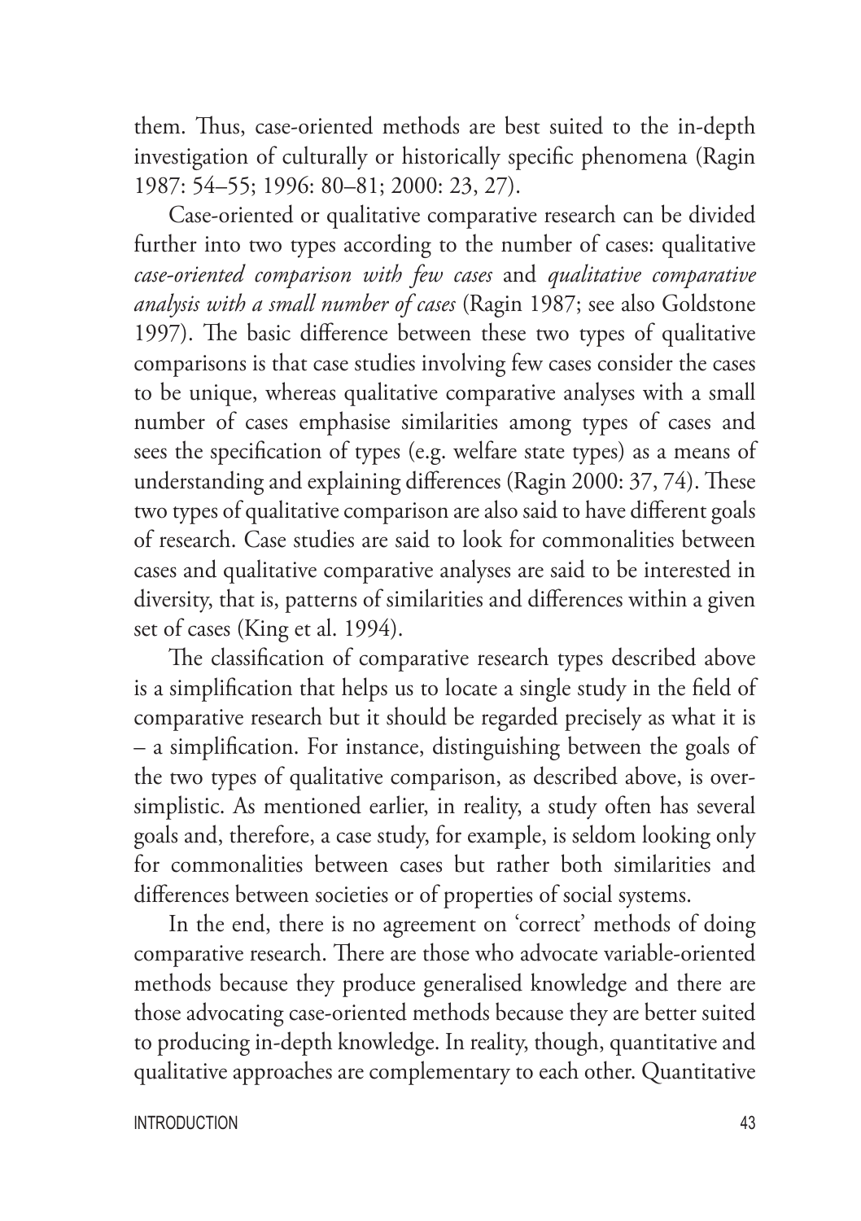them. Thus, case-oriented methods are best suited to the in-depth investigation of culturally or historically specific phenomena (Ragin 1987: 54–55; 1996: 80–81; 2000: 23, 27).

Case-oriented or qualitative comparative research can be divided further into two types according to the number of cases: qualitative *case-oriented comparison with few cases* and *qualitative comparative analysis with a small number of cases* (Ragin 1987; see also Goldstone 1997). The basic difference between these two types of qualitative comparisons is that case studies involving few cases consider the cases to be unique, whereas qualitative comparative analyses with a small number of cases emphasise similarities among types of cases and sees the specification of types (e.g. welfare state types) as a means of understanding and explaining differences (Ragin 2000: 37, 74). These two types of qualitative comparison are also said to have different goals of research. Case studies are said to look for commonalities between cases and qualitative comparative analyses are said to be interested in diversity, that is, patterns of similarities and differences within a given set of cases (King et al. 1994).

The classification of comparative research types described above is a simplification that helps us to locate a single study in the field of comparative research but it should be regarded precisely as what it is – a simplification. For instance, distinguishing between the goals of the two types of qualitative comparison, as described above, is over-simplistic. As mentioned earlier, in reality, a study often has several goals and, therefore, a case study, for example, is seldom looking only for commonalities between cases but rather both similarities and differences between societies or of properties of social systems.

In the end, there is no agreement on 'correct' methods of doing comparative research. There are those who advocate variable-oriented methods because they produce generalised knowledge and there are those advocating case-oriented methods because they are better suited to producing in-depth knowledge. In reality, though, quantitative and qualitative approaches are complementary to each other. Quantitative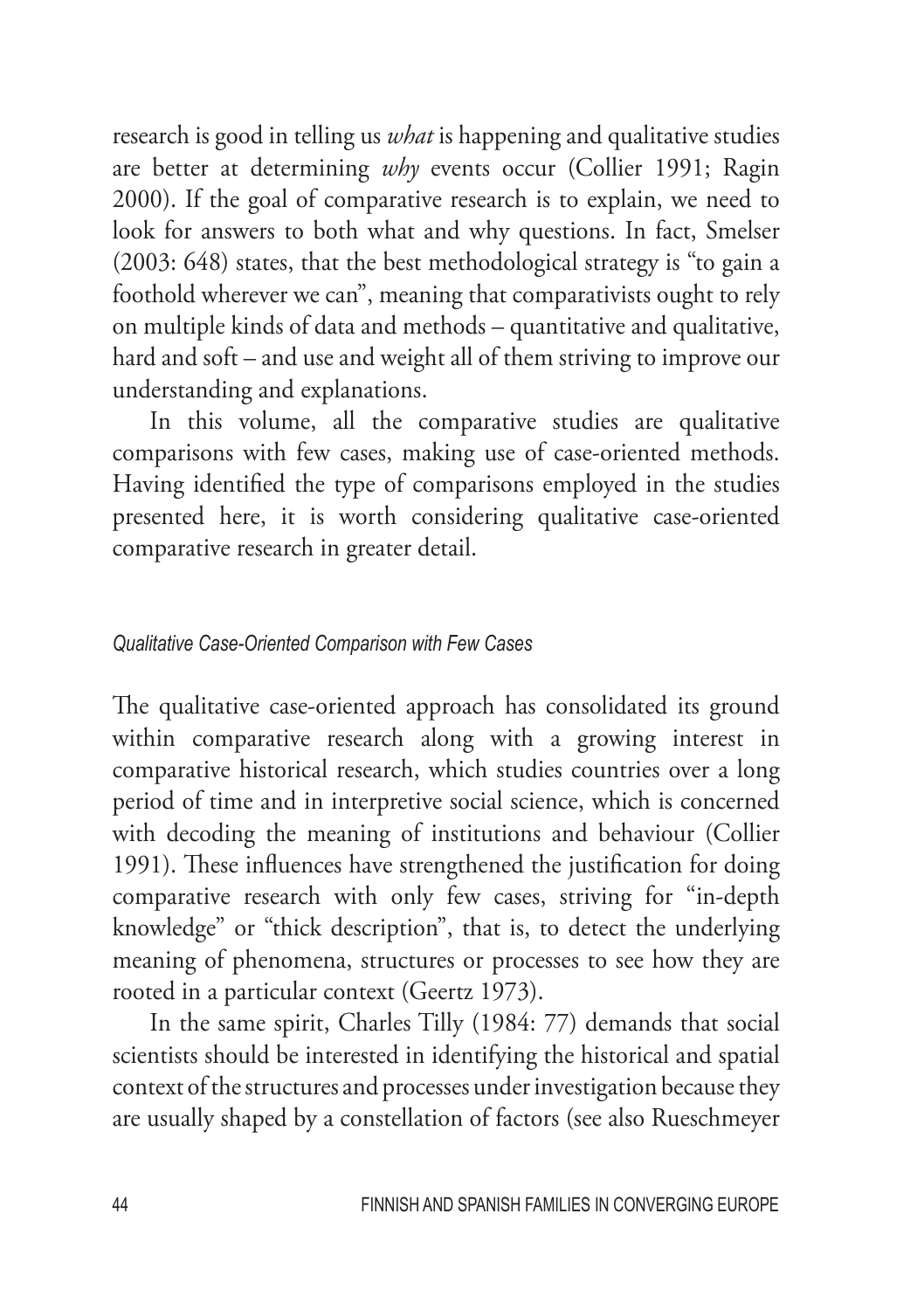research is good in telling us *what* is happening and qualitative studies are better at determining *why* events occur (Collier 1991; Ragin 2000). If the goal of comparative research is to explain, we need to look for answers to both what and why questions. In fact, Smelser (2003: 648) states, that the best methodological strategy is "to gain a foothold wherever we can", meaning that comparativists ought to rely on multiple kinds of data and methods – quantitative and qualitative, hard and soft – and use and weight all of them striving to improve our understanding and explanations.

In this volume, all the comparative studies are qualitative comparisons with few cases, making use of case-oriented methods. Having identified the type of comparisons employed in the studies presented here, it is worth considering qualitative case-oriented comparative research in greater detail.

### *Qualitative Case-Oriented Comparison with Few Cases*

The qualitative case-oriented approach has consolidated its ground within comparative research along with a growing interest in comparative historical research, which studies countries over a long period of time and in interpretive social science, which is concerned with decoding the meaning of institutions and behaviour (Collier 1991). These influences have strengthened the justification for doing comparative research with only few cases, striving for "in-depth knowledge" or "thick description", that is, to detect the underlying meaning of phenomena, structures or processes to see how they are rooted in a particular context (Geertz 1973).

In the same spirit, Charles Tilly (1984: 77) demands that social scientists should be interested in identifying the historical and spatial context of the structures and processes under investigation because they are usually shaped by a constellation of factors (see also Rueschmeyer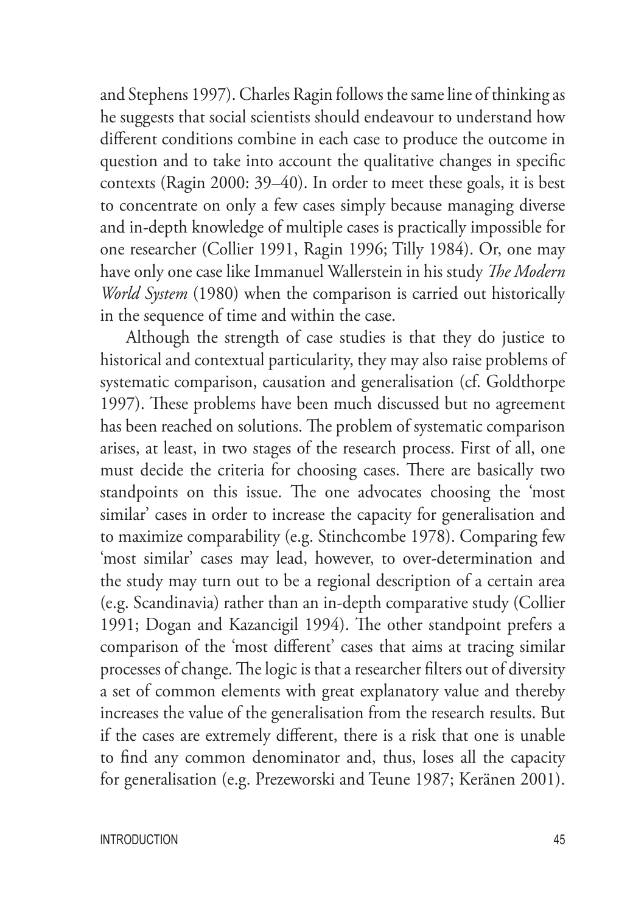and Stephens 1997). Charles Ragin follows the same line of thinking as he suggests that social scientists should endeavour to understand how different conditions combine in each case to produce the outcome in question and to take into account the qualitative changes in specific contexts (Ragin 2000: 39–40). In order to meet these goals, it is best to concentrate on only a few cases simply because managing diverse and in-depth knowledge of multiple cases is practically impossible for one researcher (Collier 1991, Ragin 1996; Tilly 1984). Or, one may have only one case like Immanuel Wallerstein in his study *The Modern World System* (1980) when the comparison is carried out historically in the sequence of time and within the case.

Although the strength of case studies is that they do justice to historical and contextual particularity, they may also raise problems of systematic comparison, causation and generalisation (cf. Goldthorpe 1997). These problems have been much discussed but no agreement has been reached on solutions. The problem of systematic comparison arises, at least, in two stages of the research process. First of all, one must decide the criteria for choosing cases. There are basically two standpoints on this issue. The one advocates choosing the 'most similar' cases in order to increase the capacity for generalisation and to maximize comparability (e.g. Stinchcombe 1978). Comparing few 'most similar' cases may lead, however, to over-determination and the study may turn out to be a regional description of a certain area (e.g. Scandinavia) rather than an in-depth comparative study (Collier 1991; Dogan and Kazancigil 1994). The other standpoint prefers a comparison of the 'most different' cases that aims at tracing similar processes of change. The logic is that a researcher filters out of diversity a set of common elements with great explanatory value and thereby increases the value of the generalisation from the research results. But if the cases are extremely different, there is a risk that one is unable to find any common denominator and, thus, loses all the capacity for generalisation (e.g. Prezeworski and Teune 1987; Keränen 2001).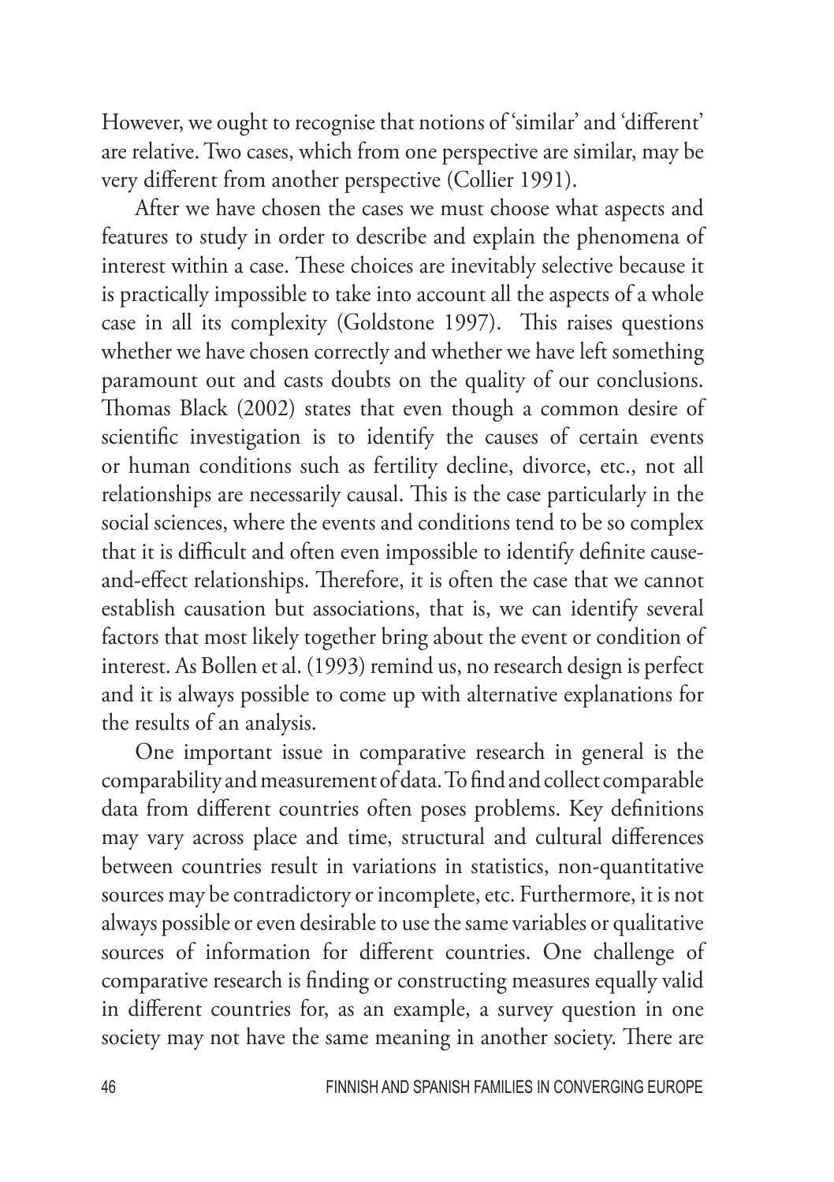However, we ought to recognise that notions of 'similar' and 'different' are relative. Two cases, which from one perspective are similar, may be very different from another perspective (Collier 1991).

After we have chosen the cases we must choose what aspects and features to study in order to describe and explain the phenomena of interest within a case. These choices are inevitably selective because it is practically impossible to take into account all the aspects of a whole case in all its complexity (Goldstone 1997). This raises questions whether we have chosen correctly and whether we have left something paramount out and casts doubts on the quality of our conclusions. Thomas Black (2002) states that even though a common desire of scientific investigation is to identify the causes of certain events or human conditions such as fertility decline, divorce, etc., not all relationships are necessarily causal. This is the case particularly in the social sciences, where the events and conditions tend to be so complex that it is difficult and often even impossible to identify definite cause-and-effect relationships. Therefore, it is often the case that we cannot establish causation but associations, that is, we can identify several factors that most likely together bring about the event or condition of interest. As Bollen et al. (1993) remind us, no research design is perfect and it is always possible to come up with alternative explanations for the results of an analysis.

One important issue in comparative research in general is the comparability and measurement of data. To find and collect comparable data from different countries often poses problems. Key definitions may vary across place and time, structural and cultural differences between countries result in variations in statistics, non-quantitative sources may be contradictory or incomplete, etc. Furthermore, it is not always possible or even desirable to use the same variables or qualitative sources of information for different countries. One challenge of comparative research is finding or constructing measures equally valid in different countries for, as an example, a survey question in one society may not have the same meaning in another society. There are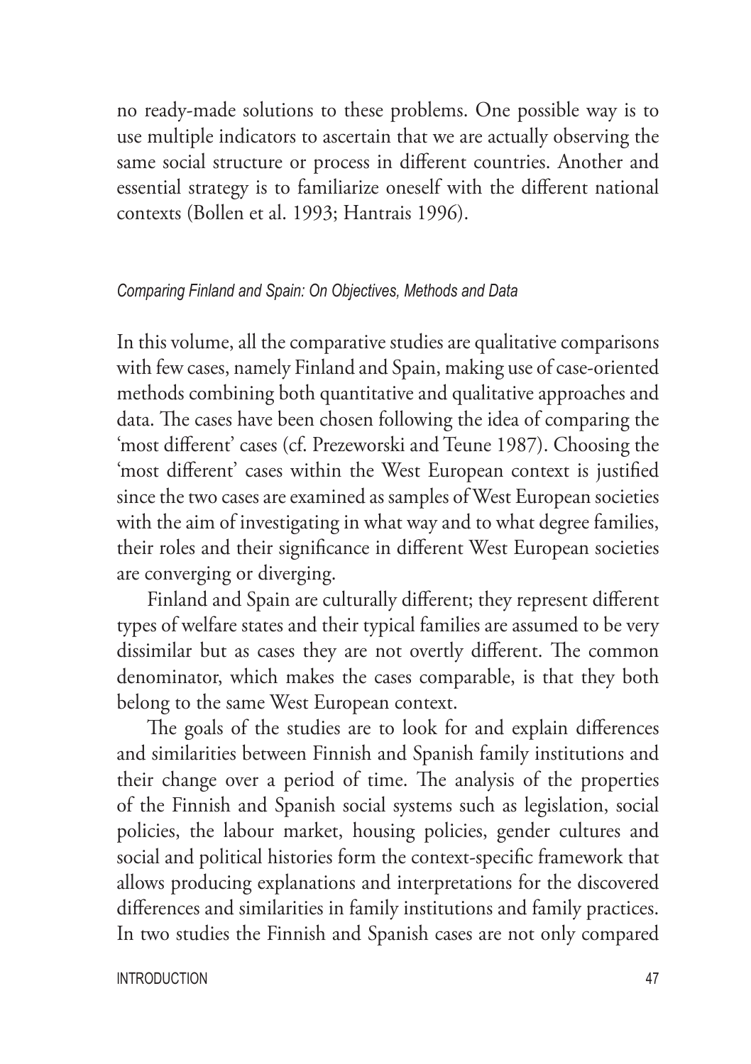no ready-made solutions to these problems. One possible way is to use multiple indicators to ascertain that we are actually observing the same social structure or process in different countries. Another and essential strategy is to familiarize oneself with the different national contexts (Bollen et al. 1993; Hantrais 1996).

### *Comparing Finland and Spain: On Objectives, Methods and Data*

In this volume, all the comparative studies are qualitative comparisons with few cases, namely Finland and Spain, making use of case-oriented methods combining both quantitative and qualitative approaches and data. The cases have been chosen following the idea of comparing the 'most different' cases (cf. Prezeworski and Teune 1987). Choosing the 'most different' cases within the West European context is justified since the two cases are examined as samples of West European societies with the aim of investigating in what way and to what degree families, their roles and their significance in different West European societies are converging or diverging.

Finland and Spain are culturally different; they represent different types of welfare states and their typical families are assumed to be very dissimilar but as cases they are not overtly different. The common denominator, which makes the cases comparable, is that they both belong to the same West European context.

The goals of the studies are to look for and explain differences and similarities between Finnish and Spanish family institutions and their change over a period of time. The analysis of the properties of the Finnish and Spanish social systems such as legislation, social policies, the labour market, housing policies, gender cultures and social and political histories form the context-specific framework that allows producing explanations and interpretations for the discovered differences and similarities in family institutions and family practices. In two studies the Finnish and Spanish cases are not only compared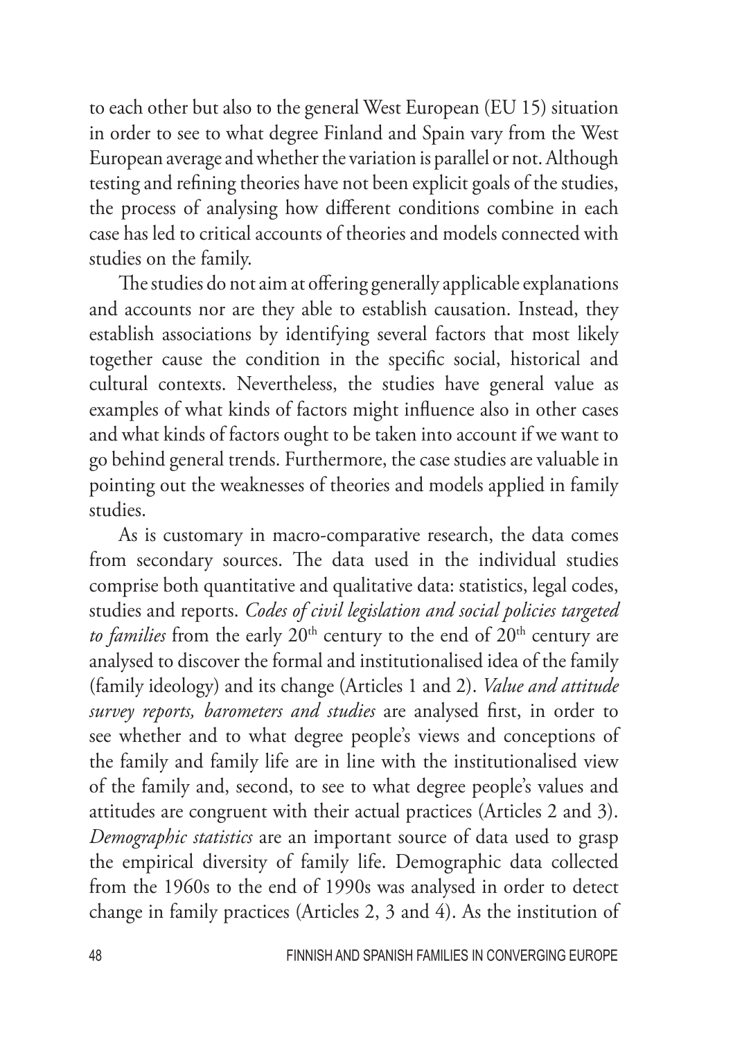to each other but also to the general West European (EU 15) situation in order to see to what degree Finland and Spain vary from the West European average and whether the variation is parallel or not. Although testing and refining theories have not been explicit goals of the studies, the process of analysing how different conditions combine in each case has led to critical accounts of theories and models connected with studies on the family.

The studies do not aim at offering generally applicable explanations and accounts nor are they able to establish causation. Instead, they establish associations by identifying several factors that most likely together cause the condition in the specific social, historical and cultural contexts. Nevertheless, the studies have general value as examples of what kinds of factors might influence also in other cases and what kinds of factors ought to be taken into account if we want to go behind general trends. Furthermore, the case studies are valuable in pointing out the weaknesses of theories and models applied in family studies.

As is customary in macro-comparative research, the data comes from secondary sources. The data used in the individual studies comprise both quantitative and qualitative data: statistics, legal codes, studies and reports. *Codes of civil legislation and social policies targeted to families* from the early 20th century to the end of 20th century are analysed to discover the formal and institutionalised idea of the family (family ideology) and its change (Articles 1 and 2). *Value and attitude survey reports, barometers and studies* are analysed first, in order to see whether and to what degree people's views and conceptions of the family and family life are in line with the institutionalised view of the family and, second, to see to what degree people's values and attitudes are congruent with their actual practices (Articles 2 and 3). *Demographic statistics* are an important source of data used to grasp the empirical diversity of family life. Demographic data collected from the 1960s to the end of 1990s was analysed in order to detect change in family practices (Articles 2, 3 and 4). As the institution of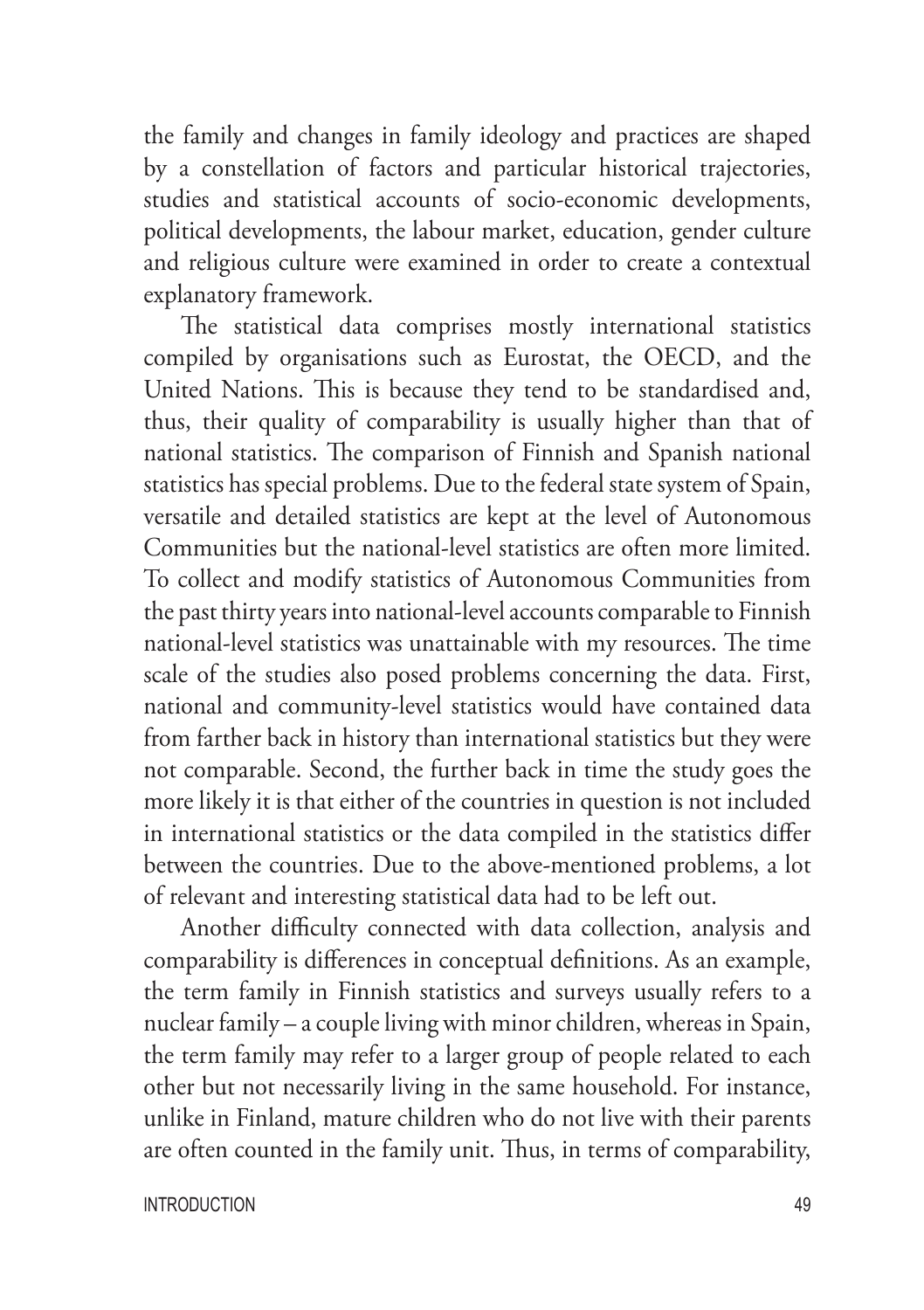the family and changes in family ideology and practices are shaped by a constellation of factors and particular historical trajectories, studies and statistical accounts of socio-economic developments, political developments, the labour market, education, gender culture and religious culture were examined in order to create a contextual explanatory framework.

The statistical data comprises mostly international statistics compiled by organisations such as Eurostat, the OECD, and the United Nations. This is because they tend to be standardised and, thus, their quality of comparability is usually higher than that of national statistics. The comparison of Finnish and Spanish national statistics has special problems. Due to the federal state system of Spain, versatile and detailed statistics are kept at the level of Autonomous Communities but the national-level statistics are often more limited. To collect and modify statistics of Autonomous Communities from the past thirty years into national-level accounts comparable to Finnish national-level statistics was unattainable with my resources. The time scale of the studies also posed problems concerning the data. First, national and community-level statistics would have contained data from farther back in history than international statistics but they were not comparable. Second, the further back in time the study goes the more likely it is that either of the countries in question is not included in international statistics or the data compiled in the statistics differ between the countries. Due to the above-mentioned problems, a lot of relevant and interesting statistical data had to be left out.

Another difficulty connected with data collection, analysis and comparability is differences in conceptual definitions. As an example, the term family in Finnish statistics and surveys usually refers to a nuclear family – a couple living with minor children, whereas in Spain, the term family may refer to a larger group of people related to each other but not necessarily living in the same household. For instance, unlike in Finland, mature children who do not live with their parents are often counted in the family unit. Thus, in terms of comparability,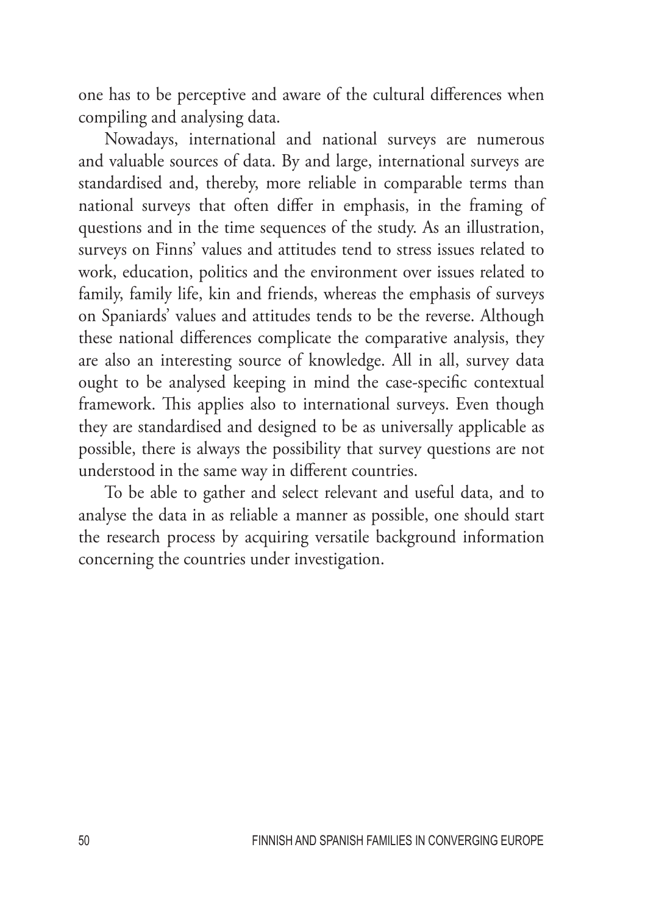one has to be perceptive and aware of the cultural differences when compiling and analysing data.

Nowadays, international and national surveys are numerous and valuable sources of data. By and large, international surveys are standardised and, thereby, more reliable in comparable terms than national surveys that often differ in emphasis, in the framing of questions and in the time sequences of the study. As an illustration, surveys on Finns' values and attitudes tend to stress issues related to work, education, politics and the environment over issues related to family, family life, kin and friends, whereas the emphasis of surveys on Spaniards' values and attitudes tends to be the reverse. Although these national differences complicate the comparative analysis, they are also an interesting source of knowledge. All in all, survey data ought to be analysed keeping in mind the case-specific contextual framework. This applies also to international surveys. Even though they are standardised and designed to be as universally applicable as possible, there is always the possibility that survey questions are not understood in the same way in different countries.

To be able to gather and select relevant and useful data, and to analyse the data in as reliable a manner as possible, one should start the research process by acquiring versatile background information concerning the countries under investigation.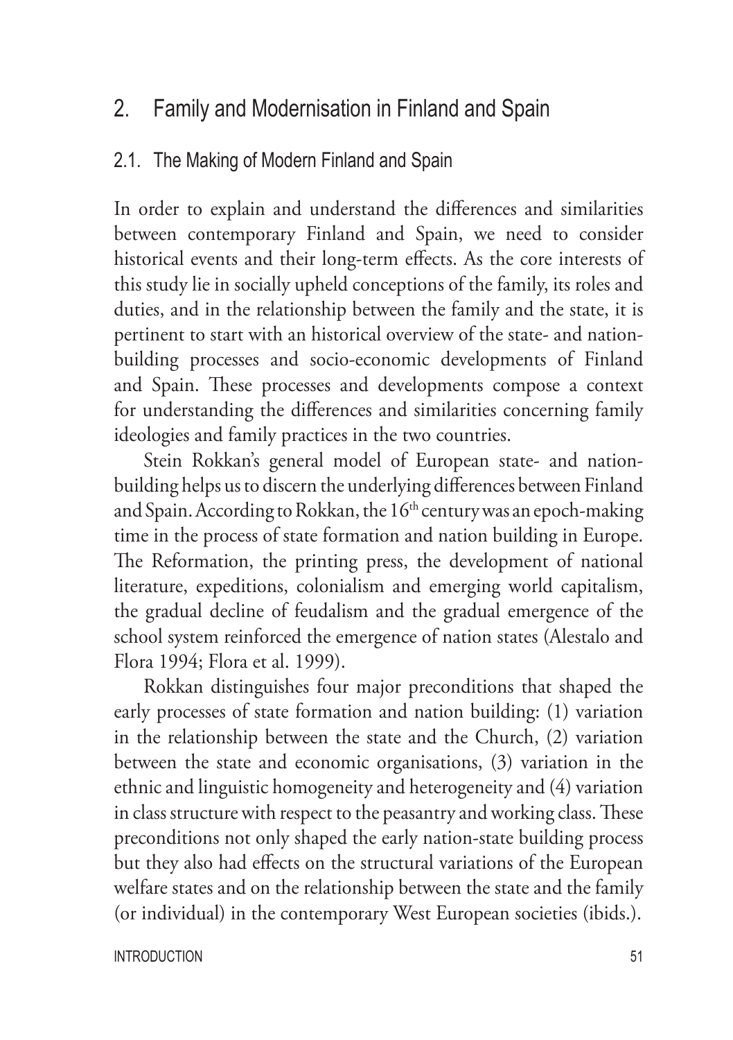# 2. Family and Modernisation in Finland and Spain

## 2.1. The Making of Modern Finland and Spain

In order to explain and understand the differences and similarities between contemporary Finland and Spain, we need to consider historical events and their long-term effects. As the core interests of this study lie in socially upheld conceptions of the family, its roles and duties, and in the relationship between the family and the state, it is pertinent to start with an historical overview of the state- and nation-building processes and socio-economic developments of Finland and Spain. These processes and developments compose a context for understanding the differences and similarities concerning family ideologies and family practices in the two countries.

Stein Rokkan's general model of European state- and nation-building helps us to discern the underlying differences between Finland and Spain. According to Rokkan, the 16th century was an epoch-making time in the process of state formation and nation building in Europe. The Reformation, the printing press, the development of national literature, expeditions, colonialism and emerging world capitalism, the gradual decline of feudalism and the gradual emergence of the school system reinforced the emergence of nation states (Alestalo and Flora 1994; Flora et al. 1999).

Rokkan distinguishes four major preconditions that shaped the early processes of state formation and nation building: (1) variation in the relationship between the state and the Church, (2) variation between the state and economic organisations, (3) variation in the ethnic and linguistic homogeneity and heterogeneity and (4) variation in class structure with respect to the peasantry and working class. These preconditions not only shaped the early nation-state building process but they also had effects on the structural variations of the European welfare states and on the relationship between the state and the family (or individual) in the contemporary West European societies (ibids.).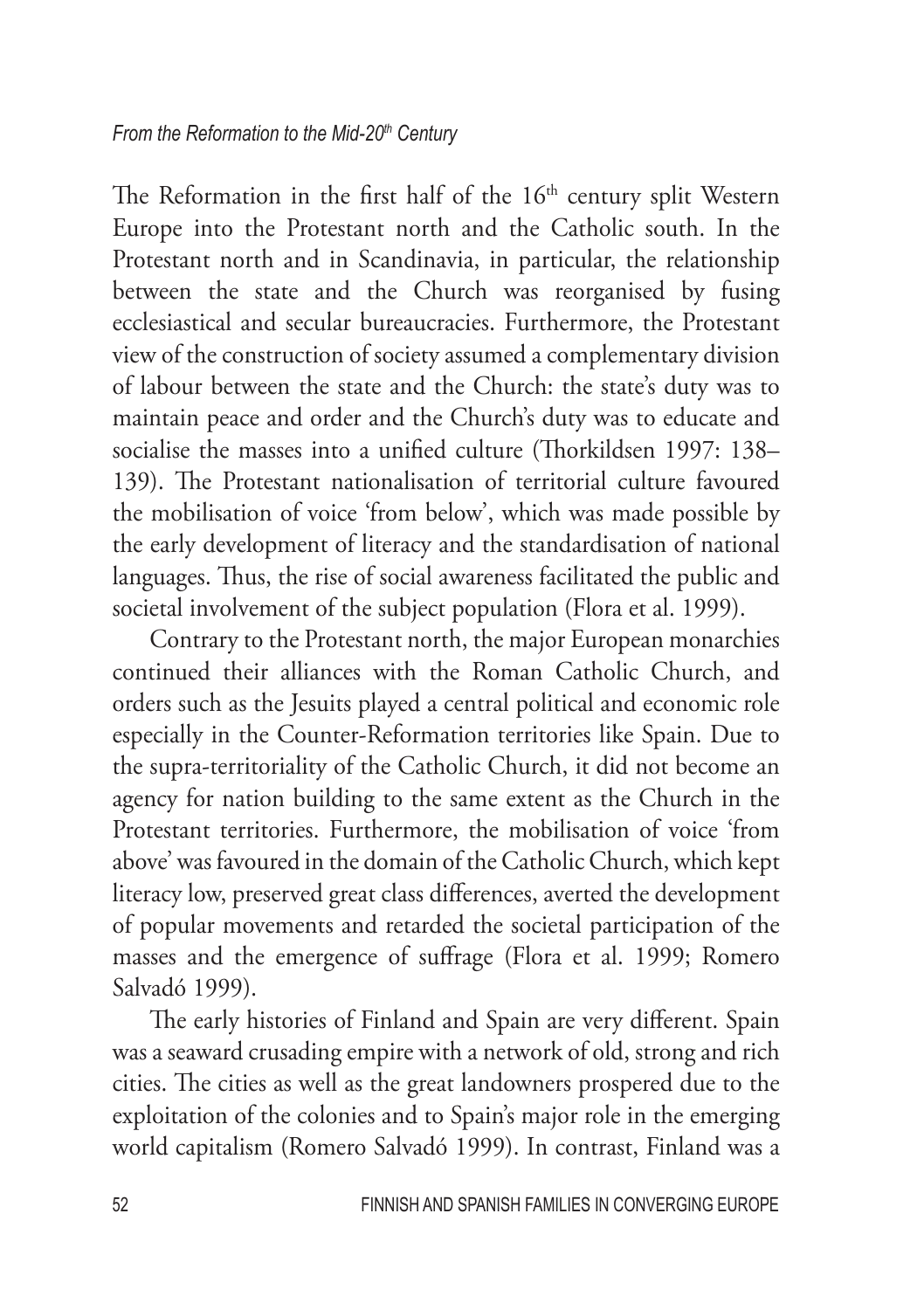The Reformation in the first half of the 16th century split Western Europe into the Protestant north and the Catholic south. In the Protestant north and in Scandinavia, in particular, the relationship between the state and the Church was reorganised by fusing ecclesiastical and secular bureaucracies. Furthermore, the Protestant view of the construction of society assumed a complementary division of labour between the state and the Church: the state's duty was to maintain peace and order and the Church's duty was to educate and socialise the masses into a unified culture (Thorkildsen 1997: 138–139). The Protestant nationalisation of territorial culture favoured the mobilisation of voice 'from below', which was made possible by the early development of literacy and the standardisation of national languages. Thus, the rise of social awareness facilitated the public and societal involvement of the subject population (Flora et al. 1999).

Contrary to the Protestant north, the major European monarchies continued their alliances with the Roman Catholic Church, and orders such as the Jesuits played a central political and economic role especially in the Counter-Reformation territories like Spain. Due to the supra-territoriality of the Catholic Church, it did not become an agency for nation building to the same extent as the Church in the Protestant territories. Furthermore, the mobilisation of voice 'from above' was favoured in the domain of the Catholic Church, which kept literacy low, preserved great class differences, averted the development of popular movements and retarded the societal participation of the masses and the emergence of suffrage (Flora et al. 1999; Romero Salvadó 1999).

The early histories of Finland and Spain are very different. Spain was a seaward crusading empire with a network of old, strong and rich cities. The cities as well as the great landowners prospered due to the exploitation of the colonies and to Spain's major role in the emerging world capitalism (Romero Salvadó 1999). In contrast, Finland was a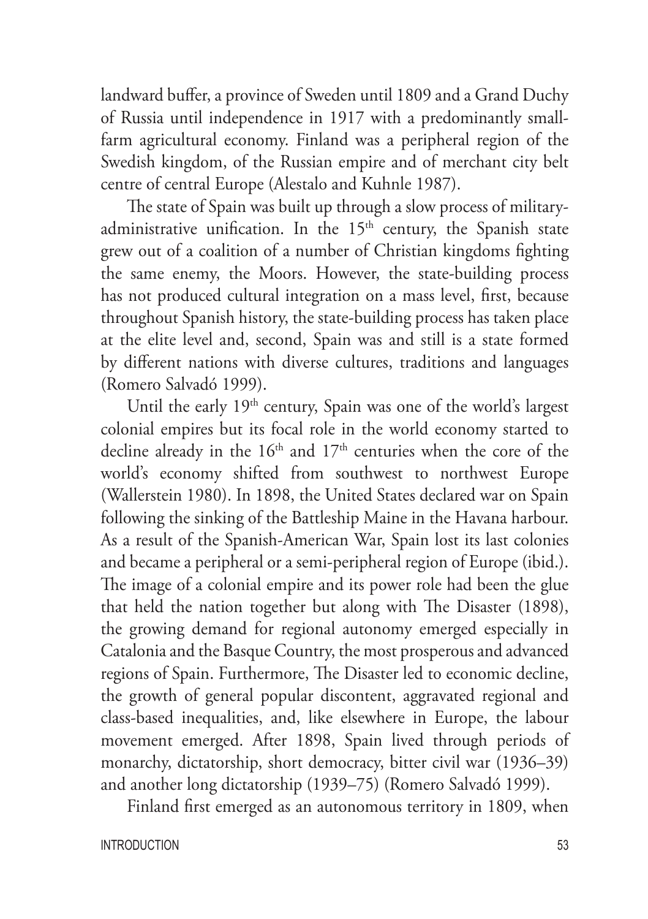landward buffer, a province of Sweden until 1809 and a Grand Duchy of Russia until independence in 1917 with a predominantly small-farm agricultural economy. Finland was a peripheral region of the Swedish kingdom, of the Russian empire and of merchant city belt centre of central Europe (Alestalo and Kuhnle 1987).

The state of Spain was built up through a slow process of military-administrative unification. In the 15th century, the Spanish state grew out of a coalition of a number of Christian kingdoms fighting the same enemy, the Moors. However, the state-building process has not produced cultural integration on a mass level, first, because throughout Spanish history, the state-building process has taken place at the elite level and, second, Spain was and still is a state formed by different nations with diverse cultures, traditions and languages (Romero Salvadó 1999).

Until the early 19th century, Spain was one of the world's largest colonial empires but its focal role in the world economy started to decline already in the 16th and 17th centuries when the core of the world's economy shifted from southwest to northwest Europe (Wallerstein 1980). In 1898, the United States declared war on Spain following the sinking of the Battleship Maine in the Havana harbour. As a result of the Spanish-American War, Spain lost its last colonies and became a peripheral or a semi-peripheral region of Europe (ibid.). The image of a colonial empire and its power role had been the glue that held the nation together but along with The Disaster (1898), the growing demand for regional autonomy emerged especially in Catalonia and the Basque Country, the most prosperous and advanced regions of Spain. Furthermore, The Disaster led to economic decline, the growth of general popular discontent, aggravated regional and class-based inequalities, and, like elsewhere in Europe, the labour movement emerged. After 1898, Spain lived through periods of monarchy, dictatorship, short democracy, bitter civil war (1936–39) and another long dictatorship (1939–75) (Romero Salvadó 1999).

Finland first emerged as an autonomous territory in 1809, when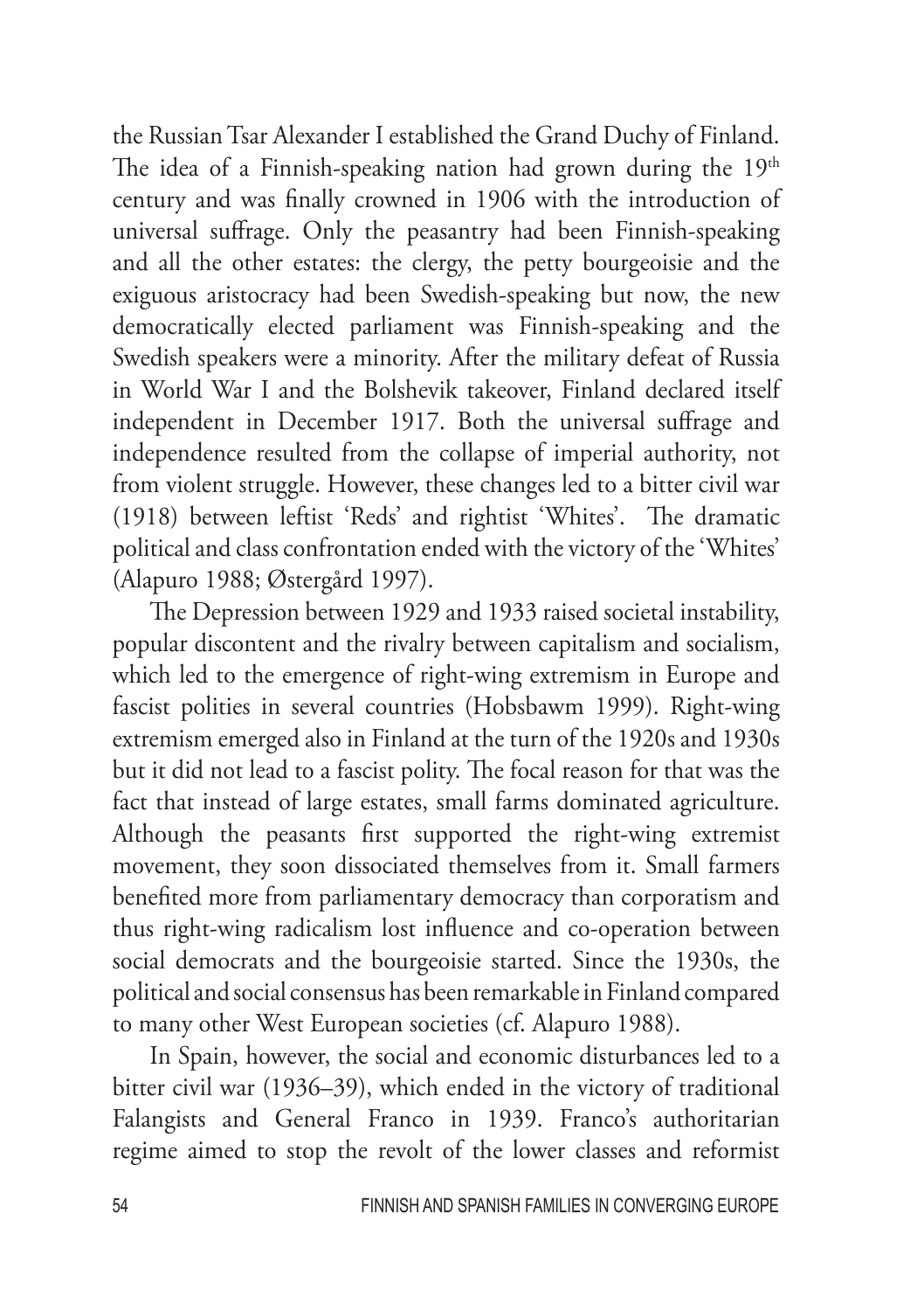the Russian Tsar Alexander I established the Grand Duchy of Finland. The idea of a Finnish-speaking nation had grown during the 19th century and was finally crowned in 1906 with the introduction of universal suffrage. Only the peasantry had been Finnish-speaking and all the other estates: the clergy, the petty bourgeoisie and the exiguous aristocracy had been Swedish-speaking but now, the new democratically elected parliament was Finnish-speaking and the Swedish speakers were a minority. After the military defeat of Russia in World War I and the Bolshevik takeover, Finland declared itself independent in December 1917. Both the universal suffrage and independence resulted from the collapse of imperial authority, not from violent struggle. However, these changes led to a bitter civil war (1918) between leftist 'Reds' and rightist 'Whites'. The dramatic political and class confrontation ended with the victory of the 'Whites' (Alapuro 1988; Østergård 1997).

The Depression between 1929 and 1933 raised societal instability, popular discontent and the rivalry between capitalism and socialism, which led to the emergence of right-wing extremism in Europe and fascist polities in several countries (Hobsbawm 1999). Right-wing extremism emerged also in Finland at the turn of the 1920s and 1930s but it did not lead to a fascist polity. The focal reason for that was the fact that instead of large estates, small farms dominated agriculture. Although the peasants first supported the right-wing extremist movement, they soon dissociated themselves from it. Small farmers benefited more from parliamentary democracy than corporatism and thus right-wing radicalism lost influence and co-operation between social democrats and the bourgeoisie started. Since the 1930s, the political and social consensus has been remarkable in Finland compared to many other West European societies (cf. Alapuro 1988).

In Spain, however, the social and economic disturbances led to a bitter civil war (1936–39), which ended in the victory of traditional Falangists and General Franco in 1939. Franco's authoritarian regime aimed to stop the revolt of the lower classes and reformist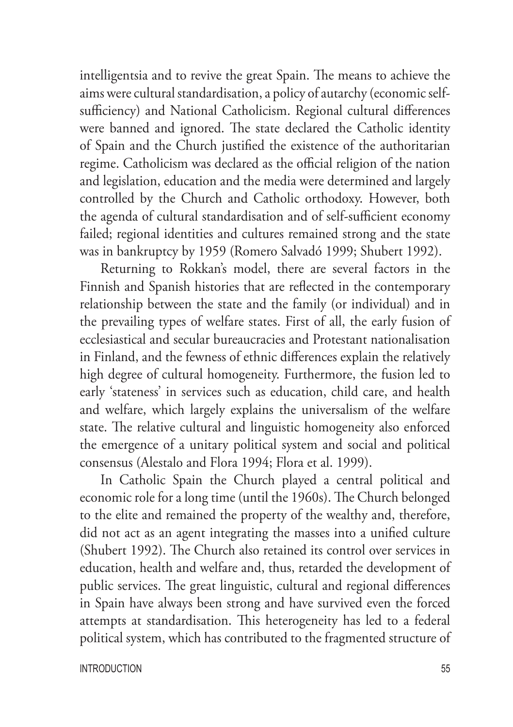intelligentsia and to revive the great Spain. The means to achieve the aims were cultural standardisation, a policy of autarchy (economic self-sufficiency) and National Catholicism. Regional cultural differences were banned and ignored. The state declared the Catholic identity of Spain and the Church justified the existence of the authoritarian regime. Catholicism was declared as the official religion of the nation and legislation, education and the media were determined and largely controlled by the Church and Catholic orthodoxy. However, both the agenda of cultural standardisation and of self-sufficient economy failed; regional identities and cultures remained strong and the state was in bankruptcy by 1959 (Romero Salvadó 1999; Shubert 1992).

Returning to Rokkan's model, there are several factors in the Finnish and Spanish histories that are reflected in the contemporary relationship between the state and the family (or individual) and in the prevailing types of welfare states. First of all, the early fusion of ecclesiastical and secular bureaucracies and Protestant nationalisation in Finland, and the fewness of ethnic differences explain the relatively high degree of cultural homogeneity. Furthermore, the fusion led to early 'stateness' in services such as education, child care, and health and welfare, which largely explains the universalism of the welfare state. The relative cultural and linguistic homogeneity also enforced the emergence of a unitary political system and social and political consensus (Alestalo and Flora 1994; Flora et al. 1999).

In Catholic Spain the Church played a central political and economic role for a long time (until the 1960s). The Church belonged to the elite and remained the property of the wealthy and, therefore, did not act as an agent integrating the masses into a unified culture (Shubert 1992). The Church also retained its control over services in education, health and welfare and, thus, retarded the development of public services. The great linguistic, cultural and regional differences in Spain have always been strong and have survived even the forced attempts at standardisation. This heterogeneity has led to a federal political system, which has contributed to the fragmented structure of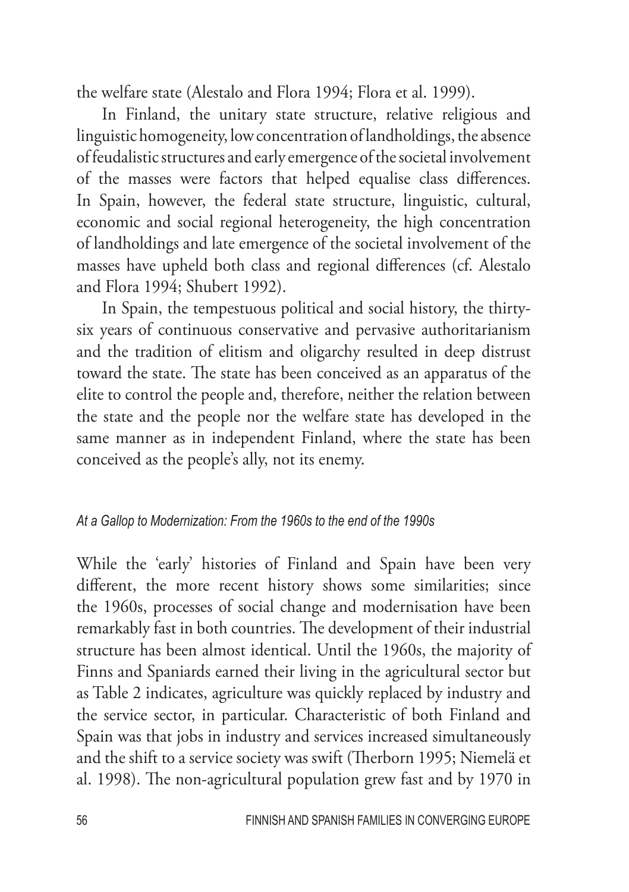the welfare state (Alestalo and Flora 1994; Flora et al. 1999).

In Finland, the unitary state structure, relative religious and linguistic homogeneity, low concentration of landholdings, the absence of feudalistic structures and early emergence of the societal involvement of the masses were factors that helped equalise class differences. In Spain, however, the federal state structure, linguistic, cultural, economic and social regional heterogeneity, the high concentration of landholdings and late emergence of the societal involvement of the masses have upheld both class and regional differences (cf. Alestalo and Flora 1994; Shubert 1992).

In Spain, the tempestuous political and social history, the thirty-six years of continuous conservative and pervasive authoritarianism and the tradition of elitism and oligarchy resulted in deep distrust toward the state. The state has been conceived as an apparatus of the elite to control the people and, therefore, neither the relation between the state and the people nor the welfare state has developed in the same manner as in independent Finland, where the state has been conceived as the people's ally, not its enemy.

### *At a Gallop to Modernization: From the 1960s to the end of the 1990s*

While the 'early' histories of Finland and Spain have been very different, the more recent history shows some similarities; since the 1960s, processes of social change and modernisation have been remarkably fast in both countries. The development of their industrial structure has been almost identical. Until the 1960s, the majority of Finns and Spaniards earned their living in the agricultural sector but as Table 2 indicates, agriculture was quickly replaced by industry and the service sector, in particular. Characteristic of both Finland and Spain was that jobs in industry and services increased simultaneously and the shift to a service society was swift (Therborn 1995; Niemelä et al. 1998). The non-agricultural population grew fast and by 1970 in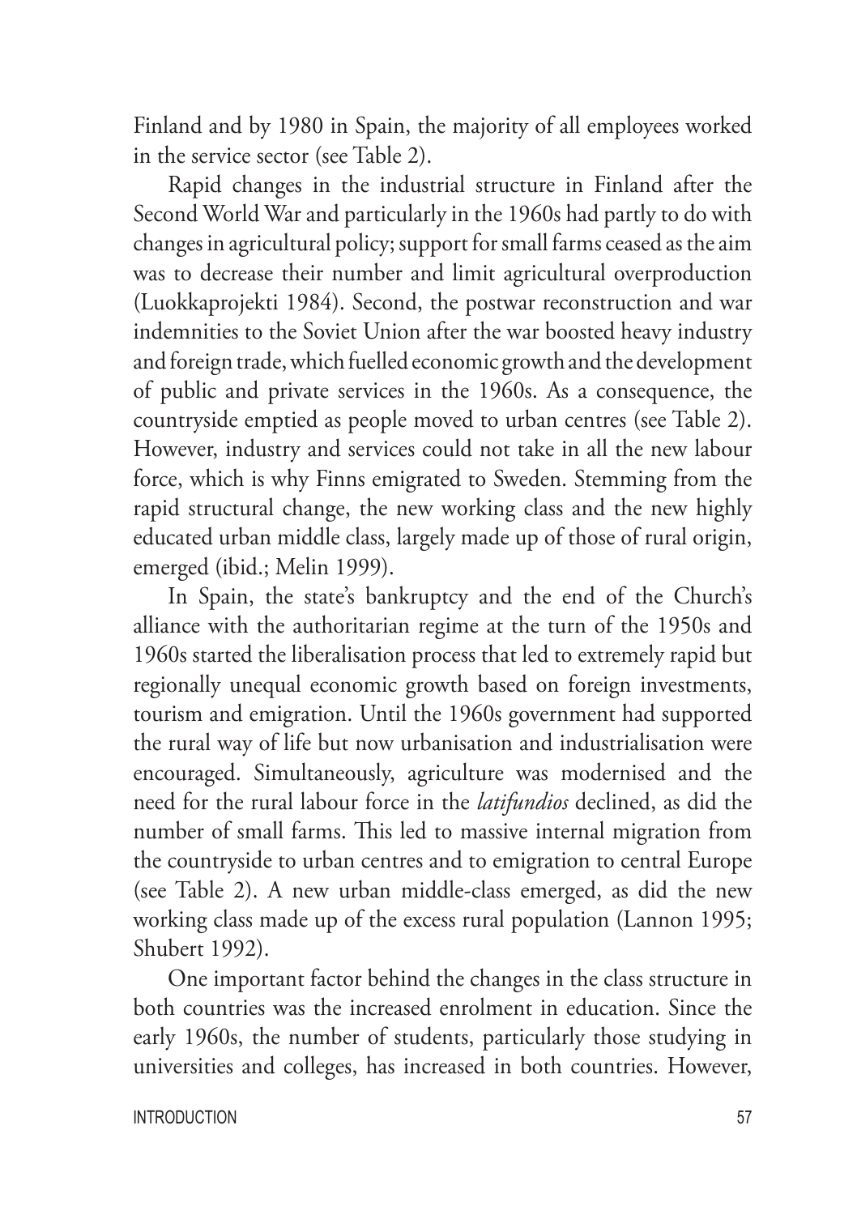Finland and by 1980 in Spain, the majority of all employees worked in the service sector (see Table 2).

Rapid changes in the industrial structure in Finland after the Second World War and particularly in the 1960s had partly to do with changes in agricultural policy; support for small farms ceased as the aim was to decrease their number and limit agricultural overproduction (Luokkaprojekti 1984). Second, the postwar reconstruction and war indemnities to the Soviet Union after the war boosted heavy industry and foreign trade, which fuelled economic growth and the development of public and private services in the 1960s. As a consequence, the countryside emptied as people moved to urban centres (see Table 2). However, industry and services could not take in all the new labour force, which is why Finns emigrated to Sweden. Stemming from the rapid structural change, the new working class and the new highly educated urban middle class, largely made up of those of rural origin, emerged (ibid.; Melin 1999).

In Spain, the state's bankruptcy and the end of the Church's alliance with the authoritarian regime at the turn of the 1950s and 1960s started the liberalisation process that led to extremely rapid but regionally unequal economic growth based on foreign investments, tourism and emigration. Until the 1960s government had supported the rural way of life but now urbanisation and industrialisation were encouraged. Simultaneously, agriculture was modernised and the need for the rural labour force in the *latifundios* declined, as did the number of small farms. This led to massive internal migration from the countryside to urban centres and to emigration to central Europe (see Table 2). A new urban middle-class emerged, as did the new working class made up of the excess rural population (Lannon 1995; Shubert 1992).

One important factor behind the changes in the class structure in both countries was the increased enrolment in education. Since the early 1960s, the number of students, particularly those studying in universities and colleges, has increased in both countries. However,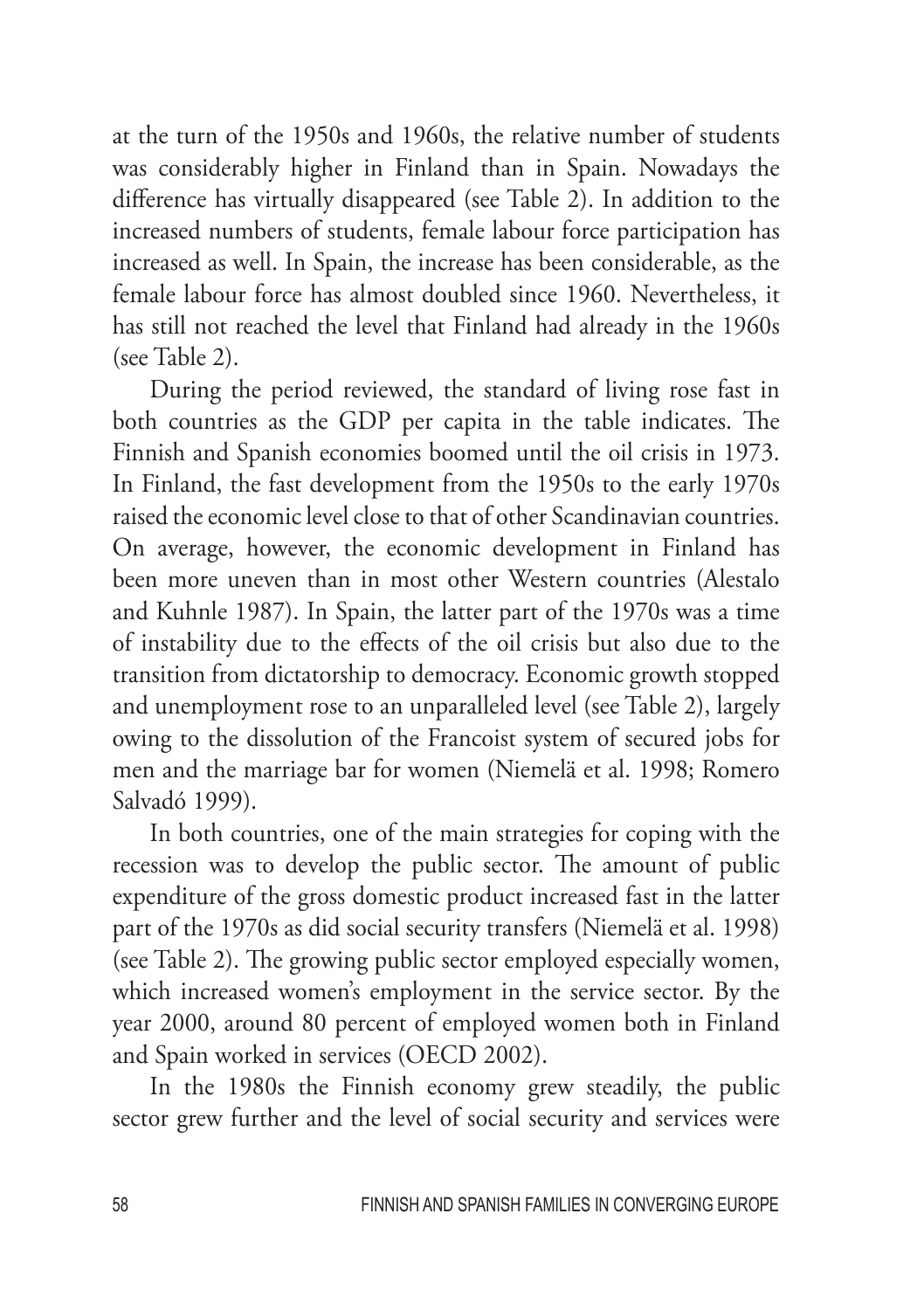at the turn of the 1950s and 1960s, the relative number of students was considerably higher in Finland than in Spain. Nowadays the difference has virtually disappeared (see Table 2). In addition to the increased numbers of students, female labour force participation has increased as well. In Spain, the increase has been considerable, as the female labour force has almost doubled since 1960. Nevertheless, it has still not reached the level that Finland had already in the 1960s (see Table 2).

During the period reviewed, the standard of living rose fast in both countries as the GDP per capita in the table indicates. The Finnish and Spanish economies boomed until the oil crisis in 1973. In Finland, the fast development from the 1950s to the early 1970s raised the economic level close to that of other Scandinavian countries. On average, however, the economic development in Finland has been more uneven than in most other Western countries (Alestalo and Kuhnle 1987). In Spain, the latter part of the 1970s was a time of instability due to the effects of the oil crisis but also due to the transition from dictatorship to democracy. Economic growth stopped and unemployment rose to an unparalleled level (see Table 2), largely owing to the dissolution of the Francoist system of secured jobs for men and the marriage bar for women (Niemelä et al. 1998; Romero Salvadó 1999).

In both countries, one of the main strategies for coping with the recession was to develop the public sector. The amount of public expenditure of the gross domestic product increased fast in the latter part of the 1970s as did social security transfers (Niemelä et al. 1998) (see Table 2). The growing public sector employed especially women, which increased women's employment in the service sector. By the year 2000, around 80 percent of employed women both in Finland and Spain worked in services (OECD 2002).

In the 1980s the Finnish economy grew steadily, the public sector grew further and the level of social security and services were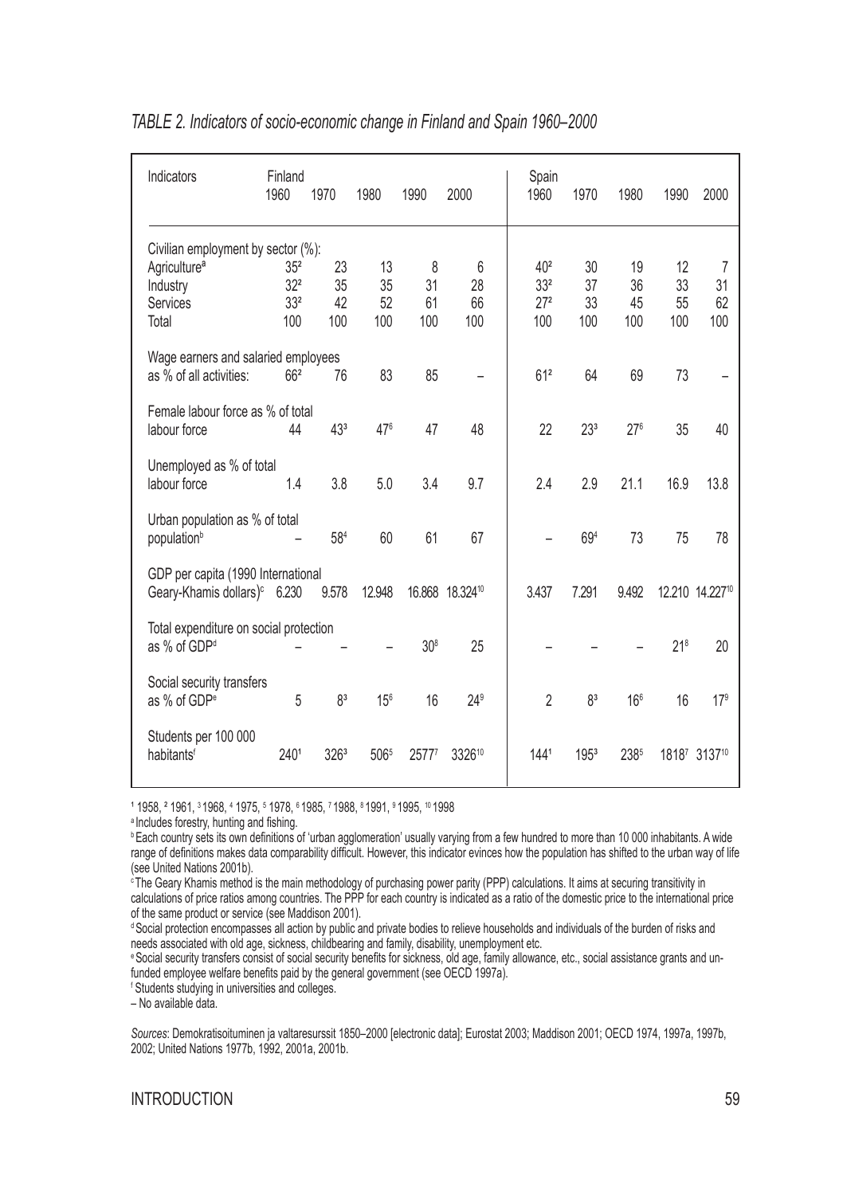*TABLE 2. Indicators of socio-economic change in Finland and Spain 1960–2000*

| Indicators | Finland 1960 | 1970 | 1980 | 1990 | 2000 | Spain 1960 | 1970 | 1980 | 1990 | 2000 |
|---|---|---|---|---|---|---|---|---|---|---|
| Civilian employment by sector (%): | | | | | | | | | | |
| Agriculture[a] | 35[2] | 23 | 13 | 8 | 6 | 40[2] | 30 | 19 | 12 | 7 |
| Industry | 32[2] | 35 | 35 | 31 | 28 | 33[2] | 37 | 36 | 33 | 31 |
| Services | 33[2] | 42 | 52 | 61 | 66 | 27[2] | 33 | 45 | 55 | 62 |
| Total | 100 | 100 | 100 | 100 | 100 | 100 | 100 | 100 | 100 | 100 |
| Wage earners and salaried employees as % of all activities: | 66[2] | 76 | 83 | 85 | – | 61[2] | 64 | 69 | 73 | – |
| Female labour force as % of total labour force | 44 | 43[3] | 47[6] | 47 | 48 | 22 | 23[3] | 27[6] | 35 | 40 |
| Unemployed as % of total labour force | 1.4 | 3.8 | 5.0 | 3.4 | 9.7 | 2.4 | 2.9 | 21.1 | 16.9 | 13.8 |
| Urban population as % of total population[b] | – | 58[4] | 60 | 61 | 67 | – | 69[4] | 73 | 75 | 78 |
| GDP per capita (1990 International Geary-Khamis dollars)[c] | 6.230 | 9.578 | 12.948 | 16.868 | 18.324[10] | 3.437 | 7.291 | 9.492 | 12.210 | 14.227[10] |
| Total expenditure on social protection as % of GDP[d] | – | – | – | 30[8] | 25 | – | – | – | 21[8] | 20 |
| Social security transfers as % of GDP[e] | 5 | 8[3] | 15[6] | 16 | 24[9] | 2 | 8[3] | 16[6] | 16 | 17[9] |
| Students per 100 000 habitants[f] | 240[1] | 326[3] | 506[5] | 2577[7] | 3326[10] | 144[1] | 195[3] | 238[5] | 1818[7] | 3137[10] |

[1] 1958, [2] 1961, [3] 1968, [4] 1975, [5] 1978, [6] 1985, [7] 1988, [8] 1991, [9] 1995, [10] 1998

[a] Includes forestry, hunting and fishing.

[b] Each country sets its own definitions of 'urban agglomeration' usually varying from a few hundred to more than 10 000 inhabitants. A wide range of definitions makes data comparability difficult. However, this indicator evinces how the population has shifted to the urban way of life (see United Nations 2001b).

[c] The Geary Khamis method is the main methodology of purchasing power parity (PPP) calculations. It aims at securing transitivity in calculations of price ratios among countries. The PPP for each country is indicated as a ratio of the domestic price to the international price of the same product or service (see Maddison 2001).

[d] Social protection encompasses all action by public and private bodies to relieve households and individuals of the burden of risks and needs associated with old age, sickness, childbearing and family, disability, unemployment etc.

[e] Social security transfers consist of social security benefits for sickness, old age, family allowance, etc., social assistance grants and unfunded employee welfare benefits paid by the general government (see OECD 1997a).

[f] Students studying in universities and colleges.

– No available data.

*Sources*: Demokratisoituminen ja valtaresurssit 1850–2000 [electronic data]; Eurostat 2003; Maddison 2001; OECD 1974, 1997a, 1997b, 2002; United Nations 1977b, 1992, 2001a, 2001b.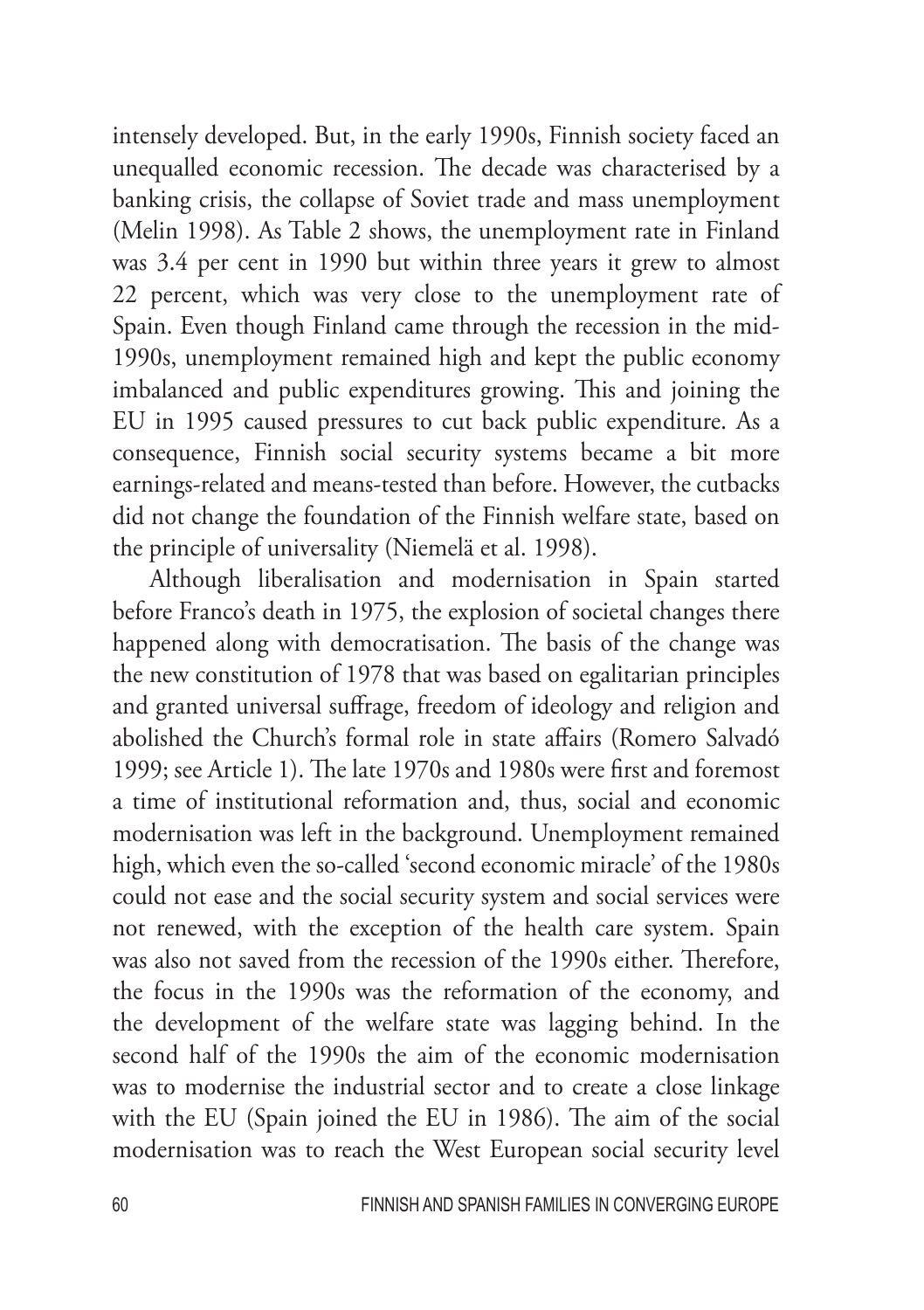intensely developed. But, in the early 1990s, Finnish society faced an unequalled economic recession. The decade was characterised by a banking crisis, the collapse of Soviet trade and mass unemployment (Melin 1998). As Table 2 shows, the unemployment rate in Finland was 3.4 per cent in 1990 but within three years it grew to almost 22 percent, which was very close to the unemployment rate of Spain. Even though Finland came through the recession in the mid-1990s, unemployment remained high and kept the public economy imbalanced and public expenditures growing. This and joining the EU in 1995 caused pressures to cut back public expenditure. As a consequence, Finnish social security systems became a bit more earnings-related and means-tested than before. However, the cutbacks did not change the foundation of the Finnish welfare state, based on the principle of universality (Niemelä et al. 1998).

Although liberalisation and modernisation in Spain started before Franco's death in 1975, the explosion of societal changes there happened along with democratisation. The basis of the change was the new constitution of 1978 that was based on egalitarian principles and granted universal suffrage, freedom of ideology and religion and abolished the Church's formal role in state affairs (Romero Salvadó 1999; see Article 1). The late 1970s and 1980s were first and foremost a time of institutional reformation and, thus, social and economic modernisation was left in the background. Unemployment remained high, which even the so-called 'second economic miracle' of the 1980s could not ease and the social security system and social services were not renewed, with the exception of the health care system. Spain was also not saved from the recession of the 1990s either. Therefore, the focus in the 1990s was the reformation of the economy, and the development of the welfare state was lagging behind. In the second half of the 1990s the aim of the economic modernisation was to modernise the industrial sector and to create a close linkage with the EU (Spain joined the EU in 1986). The aim of the social modernisation was to reach the West European social security level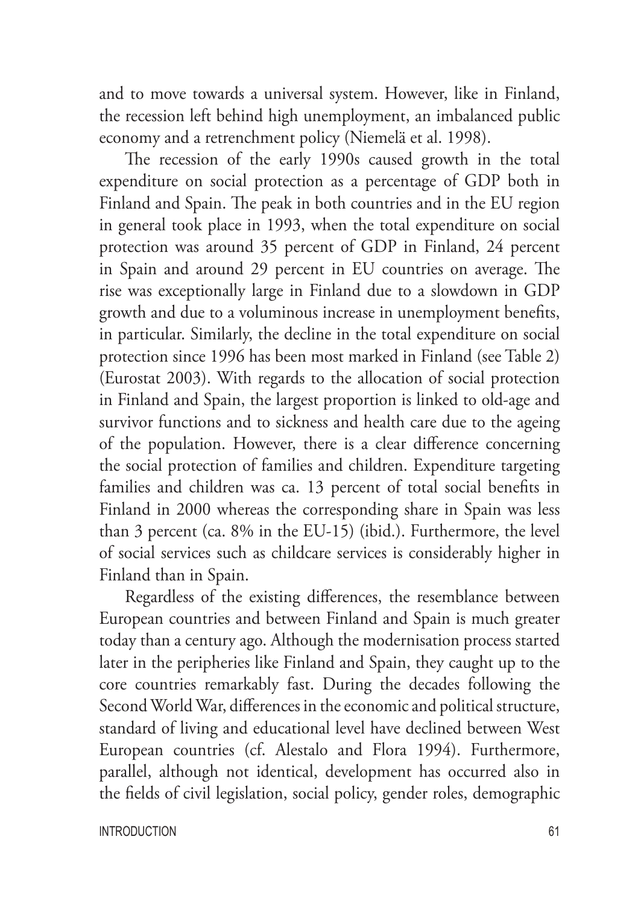and to move towards a universal system. However, like in Finland, the recession left behind high unemployment, an imbalanced public economy and a retrenchment policy (Niemelä et al. 1998).

The recession of the early 1990s caused growth in the total expenditure on social protection as a percentage of GDP both in Finland and Spain. The peak in both countries and in the EU region in general took place in 1993, when the total expenditure on social protection was around 35 percent of GDP in Finland, 24 percent in Spain and around 29 percent in EU countries on average. The rise was exceptionally large in Finland due to a slowdown in GDP growth and due to a voluminous increase in unemployment benefits, in particular. Similarly, the decline in the total expenditure on social protection since 1996 has been most marked in Finland (see Table 2) (Eurostat 2003). With regards to the allocation of social protection in Finland and Spain, the largest proportion is linked to old-age and survivor functions and to sickness and health care due to the ageing of the population. However, there is a clear difference concerning the social protection of families and children. Expenditure targeting families and children was ca. 13 percent of total social benefits in Finland in 2000 whereas the corresponding share in Spain was less than 3 percent (ca. 8% in the EU-15) (ibid.). Furthermore, the level of social services such as childcare services is considerably higher in Finland than in Spain.

Regardless of the existing differences, the resemblance between European countries and between Finland and Spain is much greater today than a century ago. Although the modernisation process started later in the peripheries like Finland and Spain, they caught up to the core countries remarkably fast. During the decades following the Second World War, differences in the economic and political structure, standard of living and educational level have declined between West European countries (cf. Alestalo and Flora 1994). Furthermore, parallel, although not identical, development has occurred also in the fields of civil legislation, social policy, gender roles, demographic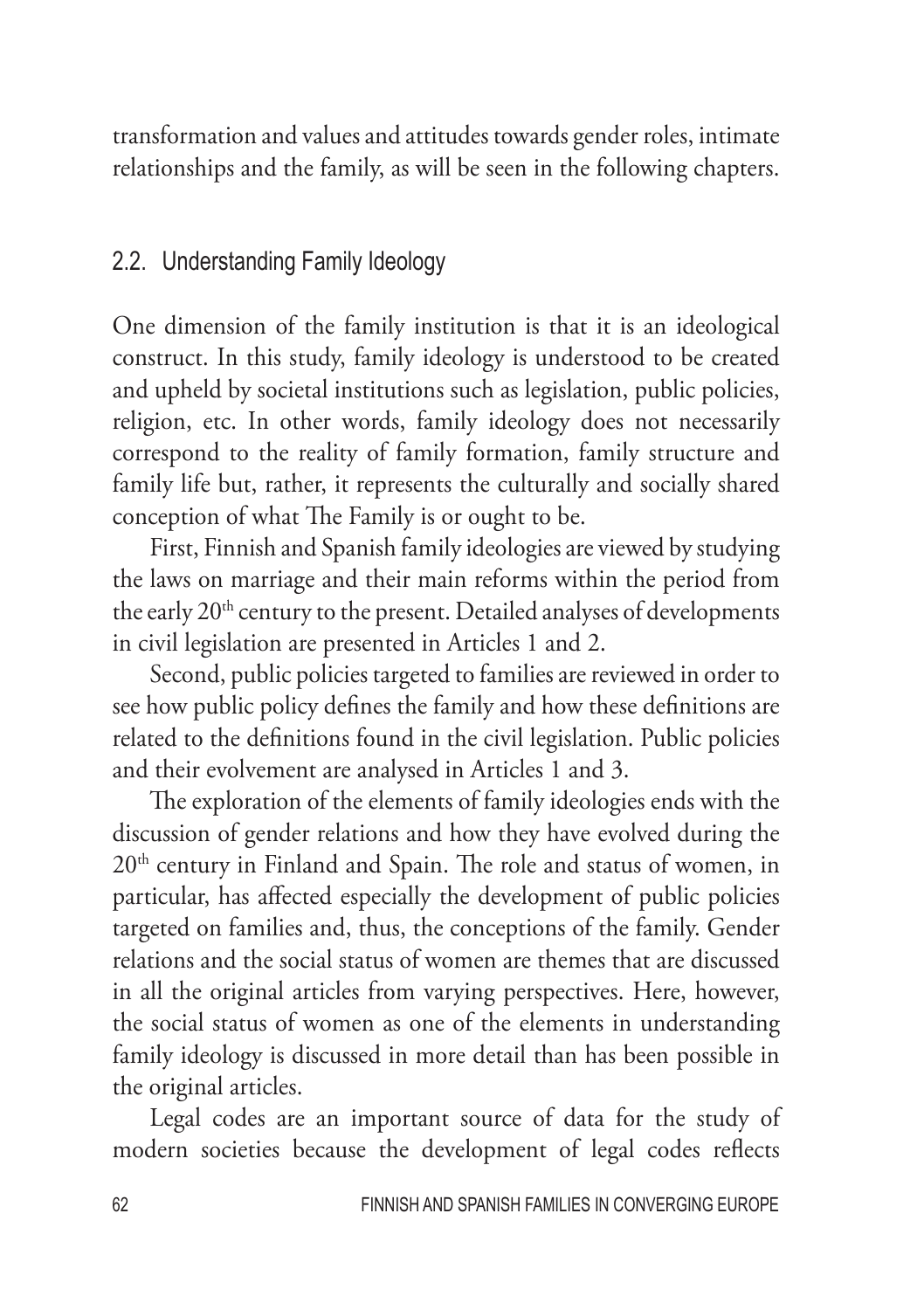transformation and values and attitudes towards gender roles, intimate relationships and the family, as will be seen in the following chapters.

## 2.2. Understanding Family Ideology

One dimension of the family institution is that it is an ideological construct. In this study, family ideology is understood to be created and upheld by societal institutions such as legislation, public policies, religion, etc. In other words, family ideology does not necessarily correspond to the reality of family formation, family structure and family life but, rather, it represents the culturally and socially shared conception of what The Family is or ought to be.

First, Finnish and Spanish family ideologies are viewed by studying the laws on marriage and their main reforms within the period from the early 20th century to the present. Detailed analyses of developments in civil legislation are presented in Articles 1 and 2.

Second, public policies targeted to families are reviewed in order to see how public policy defines the family and how these definitions are related to the definitions found in the civil legislation. Public policies and their evolvement are analysed in Articles 1 and 3.

The exploration of the elements of family ideologies ends with the discussion of gender relations and how they have evolved during the 20th century in Finland and Spain. The role and status of women, in particular, has affected especially the development of public policies targeted on families and, thus, the conceptions of the family. Gender relations and the social status of women are themes that are discussed in all the original articles from varying perspectives. Here, however, the social status of women as one of the elements in understanding family ideology is discussed in more detail than has been possible in the original articles.

Legal codes are an important source of data for the study of modern societies because the development of legal codes reflects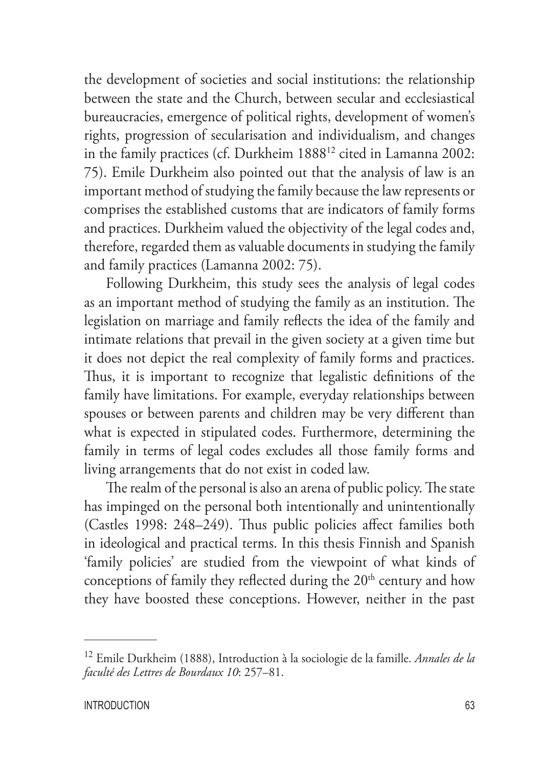the development of societies and social institutions: the relationship between the state and the Church, between secular and ecclesiastical bureaucracies, emergence of political rights, development of women's rights, progression of secularisation and individualism, and changes in the family practices (cf. Durkheim 1888[12] cited in Lamanna 2002: 75). Emile Durkheim also pointed out that the analysis of law is an important method of studying the family because the law represents or comprises the established customs that are indicators of family forms and practices. Durkheim valued the objectivity of the legal codes and, therefore, regarded them as valuable documents in studying the family and family practices (Lamanna 2002: 75).

Following Durkheim, this study sees the analysis of legal codes as an important method of studying the family as an institution. The legislation on marriage and family reflects the idea of the family and intimate relations that prevail in the given society at a given time but it does not depict the real complexity of family forms and practices. Thus, it is important to recognize that legalistic definitions of the family have limitations. For example, everyday relationships between spouses or between parents and children may be very different than what is expected in stipulated codes. Furthermore, determining the family in terms of legal codes excludes all those family forms and living arrangements that do not exist in coded law.

The realm of the personal is also an arena of public policy. The state has impinged on the personal both intentionally and unintentionally (Castles 1998: 248–249). Thus public policies affect families both in ideological and practical terms. In this thesis Finnish and Spanish 'family policies' are studied from the viewpoint of what kinds of conceptions of family they reflected during the 20th century and how they have boosted these conceptions. However, neither in the past

---

[12] Emile Durkheim (1888), Introduction à la sociologie de la famille. *Annales de la faculté des Lettres de Bourdaux 10*: 257–81.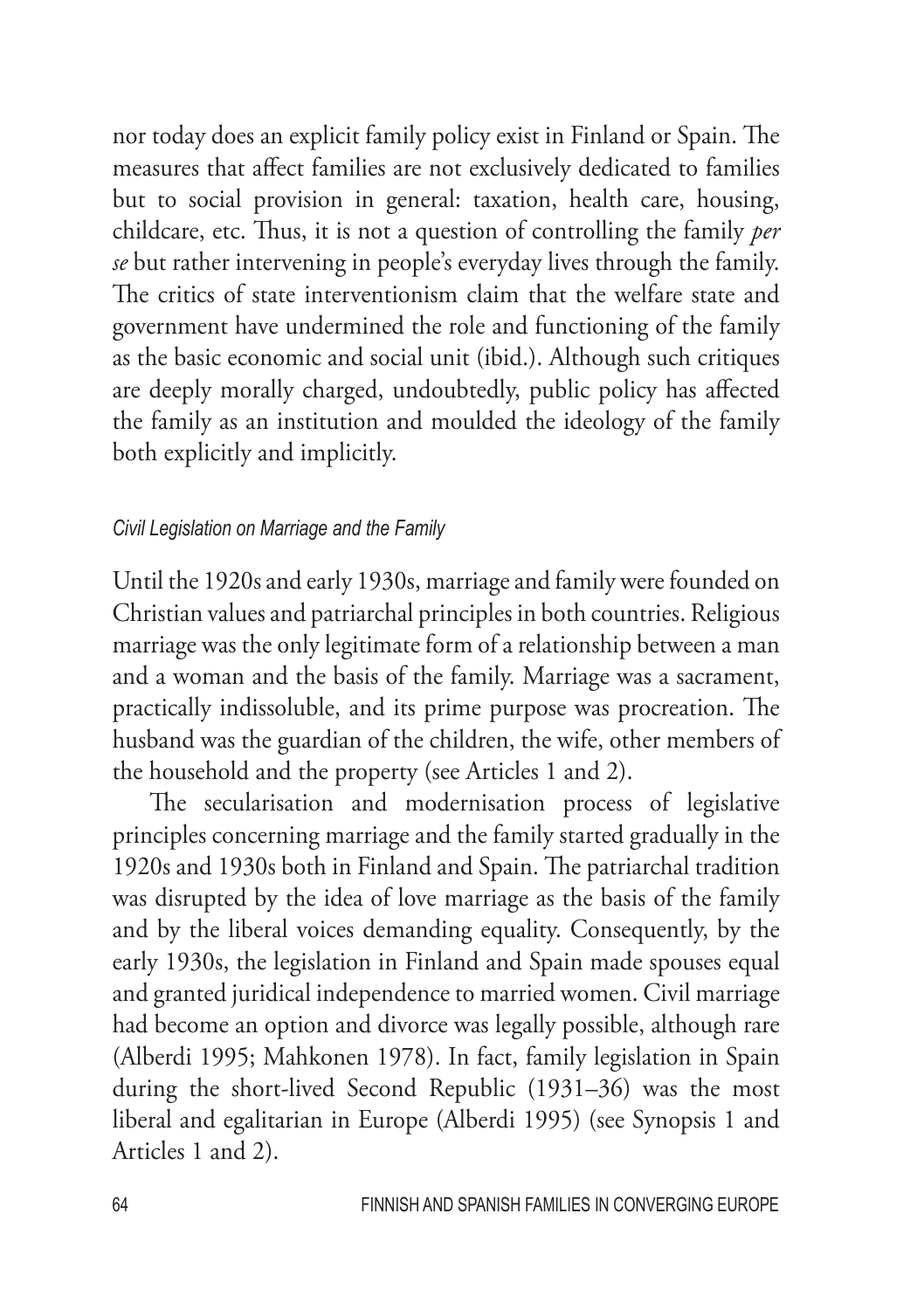nor today does an explicit family policy exist in Finland or Spain. The measures that affect families are not exclusively dedicated to families but to social provision in general: taxation, health care, housing, childcare, etc. Thus, it is not a question of controlling the family *per se* but rather intervening in people's everyday lives through the family. The critics of state interventionism claim that the welfare state and government have undermined the role and functioning of the family as the basic economic and social unit (ibid.). Although such critiques are deeply morally charged, undoubtedly, public policy has affected the family as an institution and moulded the ideology of the family both explicitly and implicitly.

### *Civil Legislation on Marriage and the Family*

Until the 1920s and early 1930s, marriage and family were founded on Christian values and patriarchal principles in both countries. Religious marriage was the only legitimate form of a relationship between a man and a woman and the basis of the family. Marriage was a sacrament, practically indissoluble, and its prime purpose was procreation. The husband was the guardian of the children, the wife, other members of the household and the property (see Articles 1 and 2).

The secularisation and modernisation process of legislative principles concerning marriage and the family started gradually in the 1920s and 1930s both in Finland and Spain. The patriarchal tradition was disrupted by the idea of love marriage as the basis of the family and by the liberal voices demanding equality. Consequently, by the early 1930s, the legislation in Finland and Spain made spouses equal and granted juridical independence to married women. Civil marriage had become an option and divorce was legally possible, although rare (Alberdi 1995; Mahkonen 1978). In fact, family legislation in Spain during the short-lived Second Republic (1931–36) was the most liberal and egalitarian in Europe (Alberdi 1995) (see Synopsis 1 and Articles 1 and 2).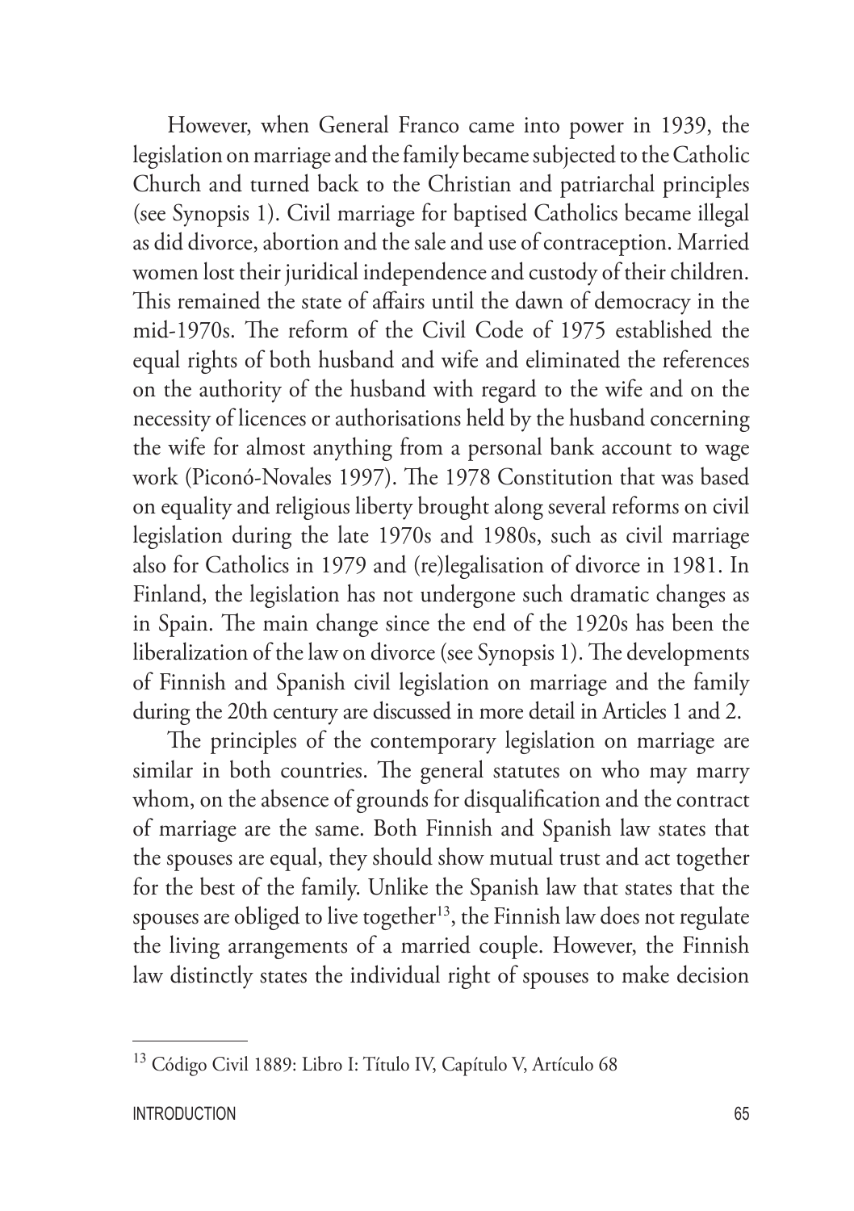However, when General Franco came into power in 1939, the legislation on marriage and the family became subjected to the Catholic Church and turned back to the Christian and patriarchal principles (see Synopsis 1). Civil marriage for baptised Catholics became illegal as did divorce, abortion and the sale and use of contraception. Married women lost their juridical independence and custody of their children. This remained the state of affairs until the dawn of democracy in the mid-1970s. The reform of the Civil Code of 1975 established the equal rights of both husband and wife and eliminated the references on the authority of the husband with regard to the wife and on the necessity of licences or authorisations held by the husband concerning the wife for almost anything from a personal bank account to wage work (Piconó-Novales 1997). The 1978 Constitution that was based on equality and religious liberty brought along several reforms on civil legislation during the late 1970s and 1980s, such as civil marriage also for Catholics in 1979 and (re)legalisation of divorce in 1981. In Finland, the legislation has not undergone such dramatic changes as in Spain. The main change since the end of the 1920s has been the liberalization of the law on divorce (see Synopsis 1). The developments of Finnish and Spanish civil legislation on marriage and the family during the 20th century are discussed in more detail in Articles 1 and 2.

The principles of the contemporary legislation on marriage are similar in both countries. The general statutes on who may marry whom, on the absence of grounds for disqualification and the contract of marriage are the same. Both Finnish and Spanish law states that the spouses are equal, they should show mutual trust and act together for the best of the family. Unlike the Spanish law that states that the spouses are obliged to live together[13], the Finnish law does not regulate the living arrangements of a married couple. However, the Finnish law distinctly states the individual right of spouses to make decision

[13] Código Civil 1889: Libro I: Título IV, Capítulo V, Artículo 68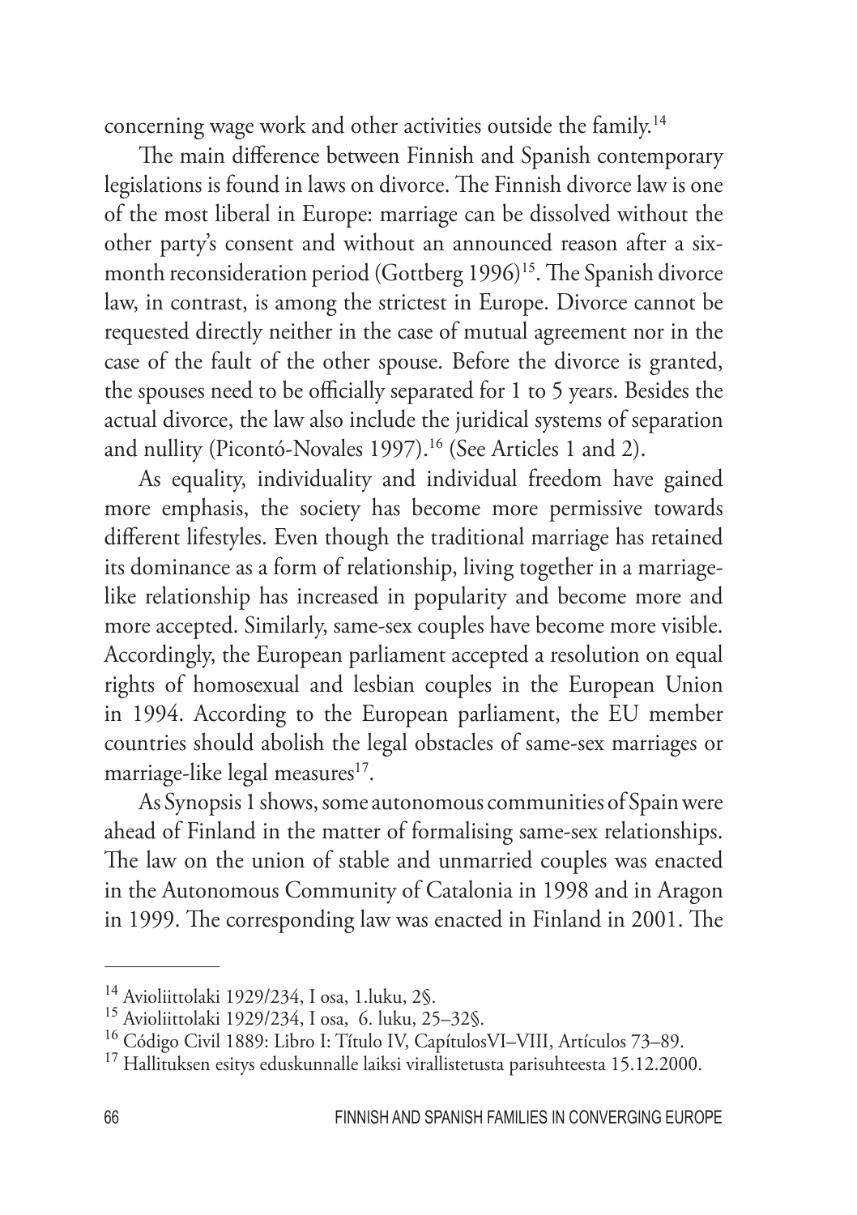concerning wage work and other activities outside the family.[14]

The main difference between Finnish and Spanish contemporary legislations is found in laws on divorce. The Finnish divorce law is one of the most liberal in Europe: marriage can be dissolved without the other party's consent and without an announced reason after a six-month reconsideration period (Gottberg 1996)[15]. The Spanish divorce law, in contrast, is among the strictest in Europe. Divorce cannot be requested directly neither in the case of mutual agreement nor in the case of the fault of the other spouse. Before the divorce is granted, the spouses need to be officially separated for 1 to 5 years. Besides the actual divorce, the law also include the juridical systems of separation and nullity (Picontó-Novales 1997).[16] (See Articles 1 and 2).

As equality, individuality and individual freedom have gained more emphasis, the society has become more permissive towards different lifestyles. Even though the traditional marriage has retained its dominance as a form of relationship, living together in a marriage-like relationship has increased in popularity and become more and more accepted. Similarly, same-sex couples have become more visible. Accordingly, the European parliament accepted a resolution on equal rights of homosexual and lesbian couples in the European Union in 1994. According to the European parliament, the EU member countries should abolish the legal obstacles of same-sex marriages or marriage-like legal measures[17].

As Synopsis 1 shows, some autonomous communities of Spain were ahead of Finland in the matter of formalising same-sex relationships. The law on the union of stable and unmarried couples was enacted in the Autonomous Community of Catalonia in 1998 and in Aragon in 1999. The corresponding law was enacted in Finland in 2001. The

---

[14] Avioliittolaki 1929/234, I osa, 1.luku, 2§.

[15] Avioliittolaki 1929/234, I osa, 6. luku, 25–32§.

[16] Código Civil 1889: Libro I: Título IV, CapítulosVI–VIII, Artículos 73–89.

[17] Hallituksen esitys eduskunnalle laiksi virallistetusta parisuhteesta 15.12.2000.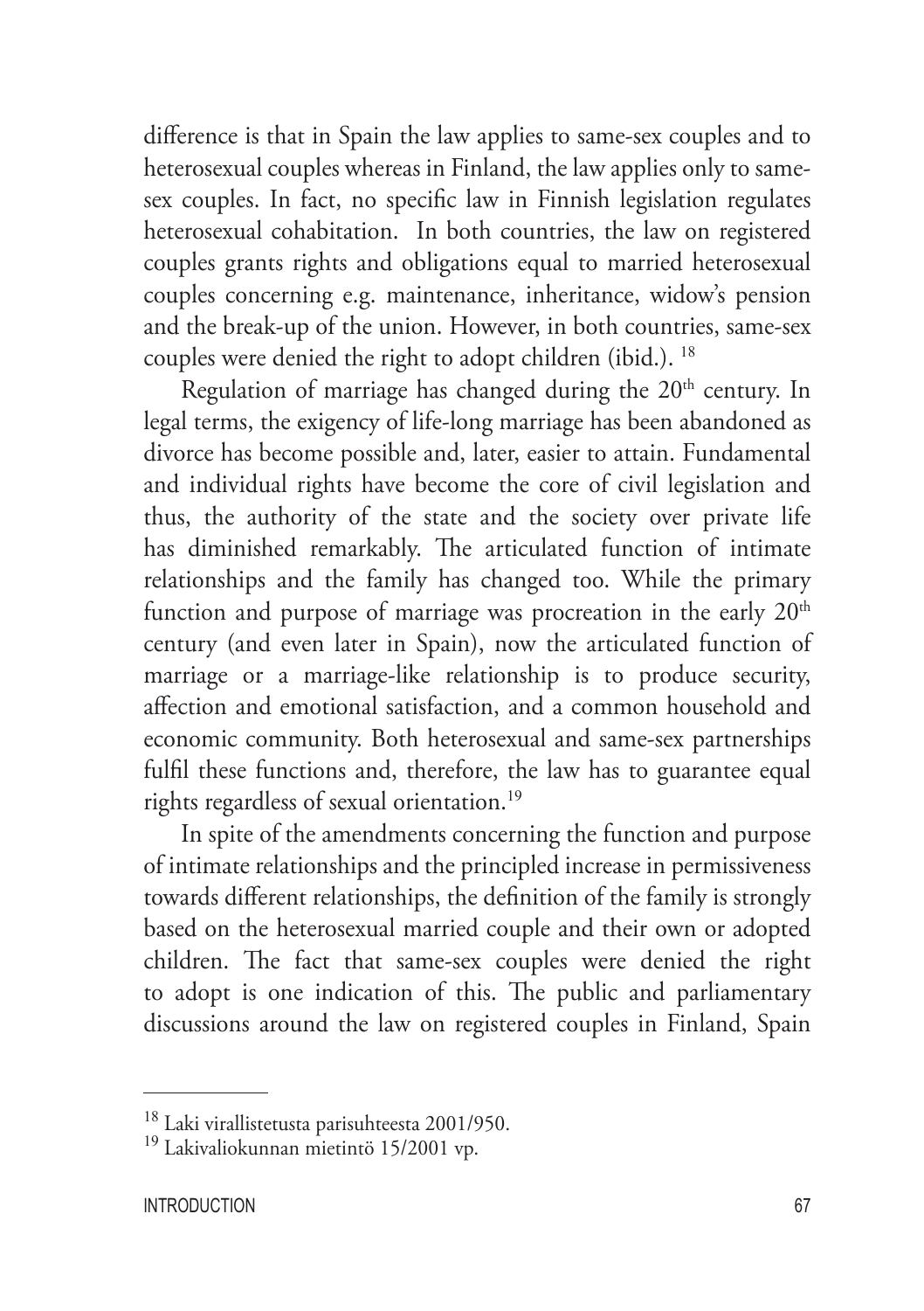difference is that in Spain the law applies to same-sex couples and to heterosexual couples whereas in Finland, the law applies only to same-sex couples. In fact, no specific law in Finnish legislation regulates heterosexual cohabitation. In both countries, the law on registered couples grants rights and obligations equal to married heterosexual couples concerning e.g. maintenance, inheritance, widow's pension and the break-up of the union. However, in both countries, same-sex couples were denied the right to adopt children (ibid.). [18]

Regulation of marriage has changed during the 20th century. In legal terms, the exigency of life-long marriage has been abandoned as divorce has become possible and, later, easier to attain. Fundamental and individual rights have become the core of civil legislation and thus, the authority of the state and the society over private life has diminished remarkably. The articulated function of intimate relationships and the family has changed too. While the primary function and purpose of marriage was procreation in the early 20th century (and even later in Spain), now the articulated function of marriage or a marriage-like relationship is to produce security, affection and emotional satisfaction, and a common household and economic community. Both heterosexual and same-sex partnerships fulfil these functions and, therefore, the law has to guarantee equal rights regardless of sexual orientation.[19]

In spite of the amendments concerning the function and purpose of intimate relationships and the principled increase in permissiveness towards different relationships, the definition of the family is strongly based on the heterosexual married couple and their own or adopted children. The fact that same-sex couples were denied the right to adopt is one indication of this. The public and parliamentary discussions around the law on registered couples in Finland, Spain

[18] Laki virallistetusta parisuhteesta 2001/950.

[19] Lakivaliokunnan mietintö 15/2001 vp.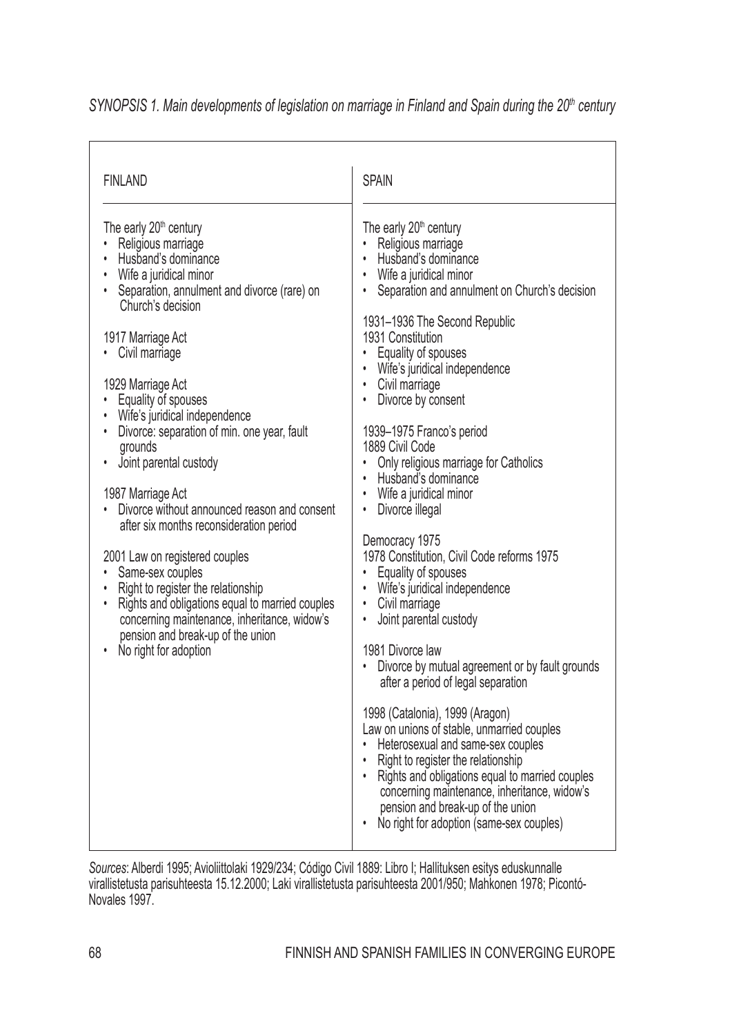*SYNOPSIS 1. Main developments of legislation on marriage in Finland and Spain during the 20th century*

| FINLAND | SPAIN |
|---|---|
| The early 20th century<br>• Religious marriage<br>• Husband's dominance<br>• Wife a juridical minor<br>• Separation, annulment and divorce (rare) on Church's decision<br><br>1917 Marriage Act<br>• Civil marriage<br><br>1929 Marriage Act<br>• Equality of spouses<br>• Wife's juridical independence<br>• Divorce: separation of min. one year, fault grounds<br>• Joint parental custody<br><br>1987 Marriage Act<br>• Divorce without announced reason and consent after six months reconsideration period<br><br>2001 Law on registered couples<br>• Same-sex couples<br>• Right to register the relationship<br>• Rights and obligations equal to married couples concerning maintenance, inheritance, widow's pension and break-up of the union<br>• No right for adoption | The early 20th century<br>• Religious marriage<br>• Husband's dominance<br>• Wife a juridical minor<br>• Separation and annulment on Church's decision<br><br>1931–1936 The Second Republic<br>1931 Constitution<br>• Equality of spouses<br>• Wife's juridical independence<br>• Civil marriage<br>• Divorce by consent<br><br>1939–1975 Franco's period<br>1889 Civil Code<br>• Only religious marriage for Catholics<br>• Husband's dominance<br>• Wife a juridical minor<br>• Divorce illegal<br><br>Democracy 1975<br>1978 Constitution, Civil Code reforms 1975<br>• Equality of spouses<br>• Wife's juridical independence<br>• Civil marriage<br>• Joint parental custody<br><br>1981 Divorce law<br>• Divorce by mutual agreement or by fault grounds after a period of legal separation<br><br>1998 (Catalonia), 1999 (Aragon)<br>Law on unions of stable, unmarried couples<br>• Heterosexual and same-sex couples<br>• Right to register the relationship<br>• Rights and obligations equal to married couples concerning maintenance, inheritance, widow's pension and break-up of the union<br>• No right for adoption (same-sex couples) |

*Sources*: Alberdi 1995; Avioliittolaki 1929/234; Código Civil 1889: Libro I; Hallituksen esitys eduskunnalle virallistetusta parisuhteesta 15.12.2000; Laki virallistetusta parisuhteesta 2001/950; Mahkonen 1978; Picontó-Novales 1997.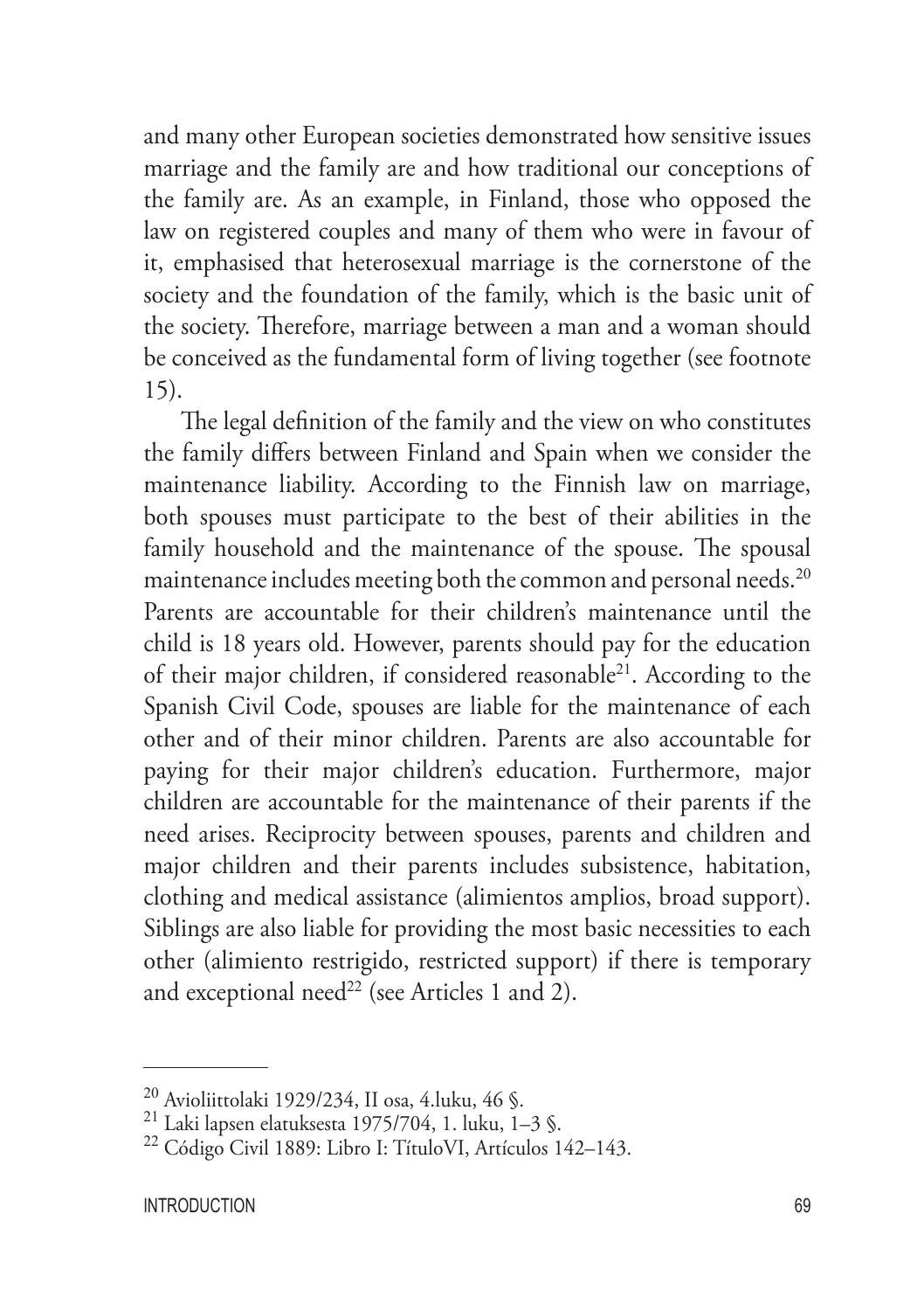and many other European societies demonstrated how sensitive issues marriage and the family are and how traditional our conceptions of the family are. As an example, in Finland, those who opposed the law on registered couples and many of them who were in favour of it, emphasised that heterosexual marriage is the cornerstone of the society and the foundation of the family, which is the basic unit of the society. Therefore, marriage between a man and a woman should be conceived as the fundamental form of living together (see footnote 15).

The legal definition of the family and the view on who constitutes the family differs between Finland and Spain when we consider the maintenance liability. According to the Finnish law on marriage, both spouses must participate to the best of their abilities in the family household and the maintenance of the spouse. The spousal maintenance includes meeting both the common and personal needs.[20] Parents are accountable for their children's maintenance until the child is 18 years old. However, parents should pay for the education of their major children, if considered reasonable[21]. According to the Spanish Civil Code, spouses are liable for the maintenance of each other and of their minor children. Parents are also accountable for paying for their major children's education. Furthermore, major children are accountable for the maintenance of their parents if the need arises. Reciprocity between spouses, parents and children and major children and their parents includes subsistence, habitation, clothing and medical assistance (alimientos amplios, broad support). Siblings are also liable for providing the most basic necessities to each other (alimiento restrigido, restricted support) if there is temporary and exceptional need[22] (see Articles 1 and 2).

---

[20] Avioliittolaki 1929/234, II osa, 4.luku, 46 §.

[21] Laki lapsen elatuksesta 1975/704, 1. luku, 1–3 §.

[22] Código Civil 1889: Libro I: TítuloVI, Artículos 142–143.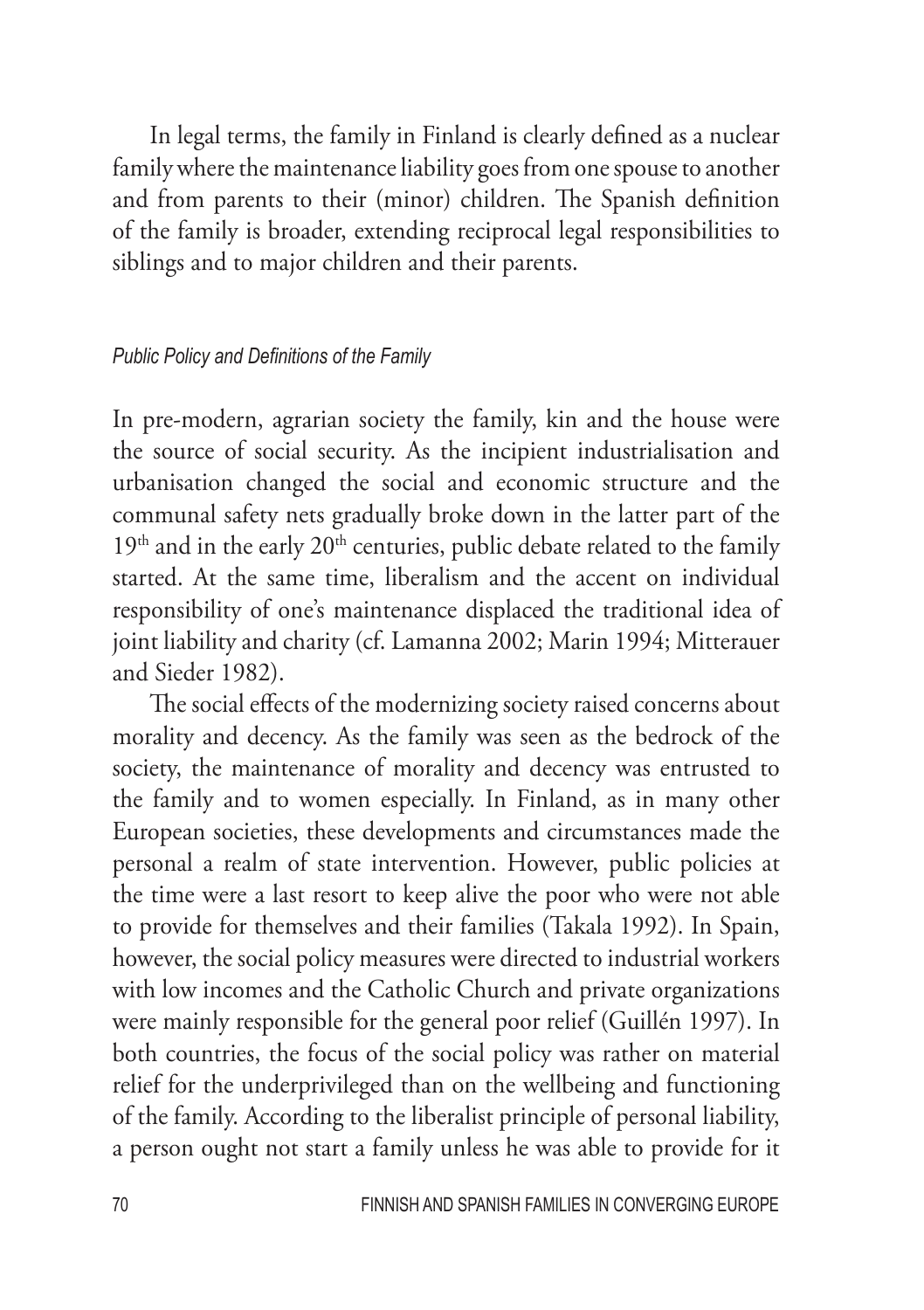In legal terms, the family in Finland is clearly defined as a nuclear family where the maintenance liability goes from one spouse to another and from parents to their (minor) children. The Spanish definition of the family is broader, extending reciprocal legal responsibilities to siblings and to major children and their parents.

### *Public Policy and Definitions of the Family*

In pre-modern, agrarian society the family, kin and the house were the source of social security. As the incipient industrialisation and urbanisation changed the social and economic structure and the communal safety nets gradually broke down in the latter part of the 19th and in the early 20th centuries, public debate related to the family started. At the same time, liberalism and the accent on individual responsibility of one's maintenance displaced the traditional idea of joint liability and charity (cf. Lamanna 2002; Marin 1994; Mitterauer and Sieder 1982).

The social effects of the modernizing society raised concerns about morality and decency. As the family was seen as the bedrock of the society, the maintenance of morality and decency was entrusted to the family and to women especially. In Finland, as in many other European societies, these developments and circumstances made the personal a realm of state intervention. However, public policies at the time were a last resort to keep alive the poor who were not able to provide for themselves and their families (Takala 1992). In Spain, however, the social policy measures were directed to industrial workers with low incomes and the Catholic Church and private organizations were mainly responsible for the general poor relief (Guillén 1997). In both countries, the focus of the social policy was rather on material relief for the underprivileged than on the wellbeing and functioning of the family. According to the liberalist principle of personal liability, a person ought not start a family unless he was able to provide for it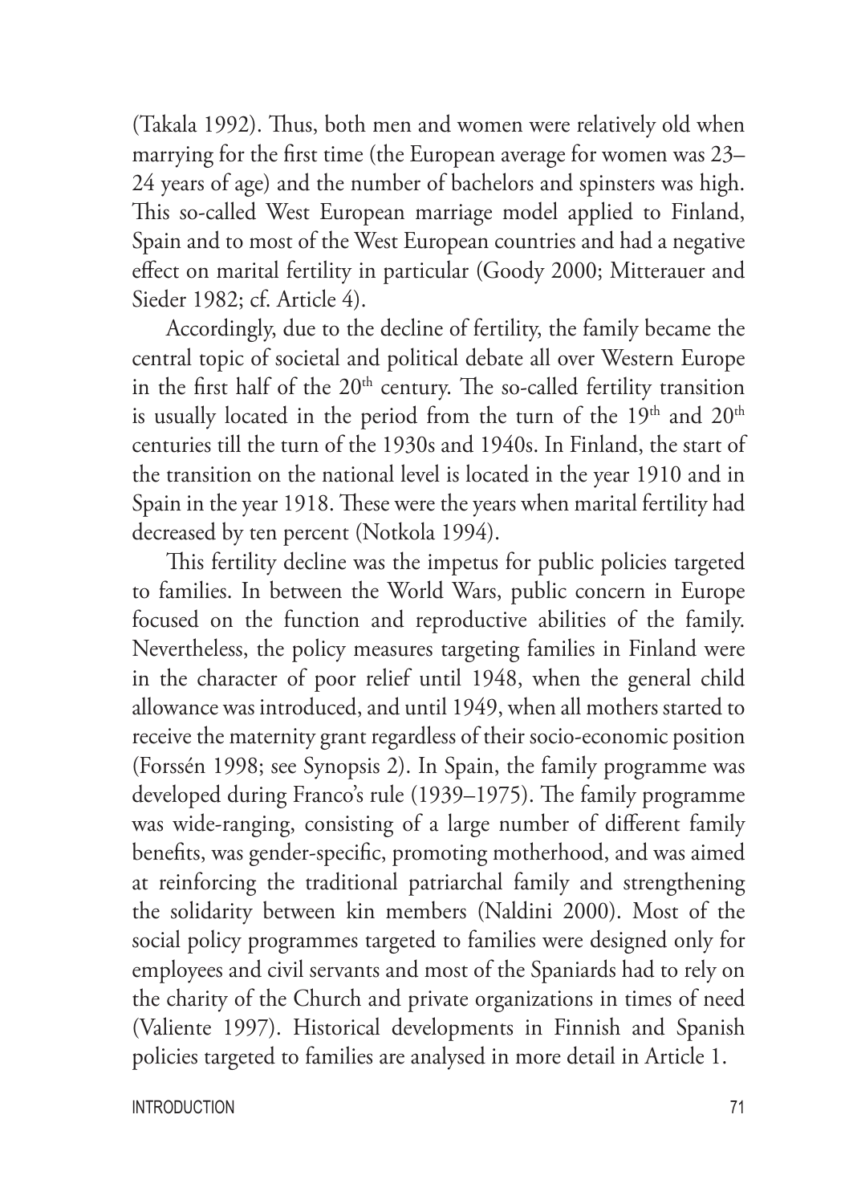(Takala 1992). Thus, both men and women were relatively old when marrying for the first time (the European average for women was 23–24 years of age) and the number of bachelors and spinsters was high. This so-called West European marriage model applied to Finland, Spain and to most of the West European countries and had a negative effect on marital fertility in particular (Goody 2000; Mitterauer and Sieder 1982; cf. Article 4).

Accordingly, due to the decline of fertility, the family became the central topic of societal and political debate all over Western Europe in the first half of the 20th century. The so-called fertility transition is usually located in the period from the turn of the 19th and 20th centuries till the turn of the 1930s and 1940s. In Finland, the start of the transition on the national level is located in the year 1910 and in Spain in the year 1918. These were the years when marital fertility had decreased by ten percent (Notkola 1994).

This fertility decline was the impetus for public policies targeted to families. In between the World Wars, public concern in Europe focused on the function and reproductive abilities of the family. Nevertheless, the policy measures targeting families in Finland were in the character of poor relief until 1948, when the general child allowance was introduced, and until 1949, when all mothers started to receive the maternity grant regardless of their socio-economic position (Forssén 1998; see Synopsis 2). In Spain, the family programme was developed during Franco's rule (1939–1975). The family programme was wide-ranging, consisting of a large number of different family benefits, was gender-specific, promoting motherhood, and was aimed at reinforcing the traditional patriarchal family and strengthening the solidarity between kin members (Naldini 2000). Most of the social policy programmes targeted to families were designed only for employees and civil servants and most of the Spaniards had to rely on the charity of the Church and private organizations in times of need (Valiente 1997). Historical developments in Finnish and Spanish policies targeted to families are analysed in more detail in Article 1.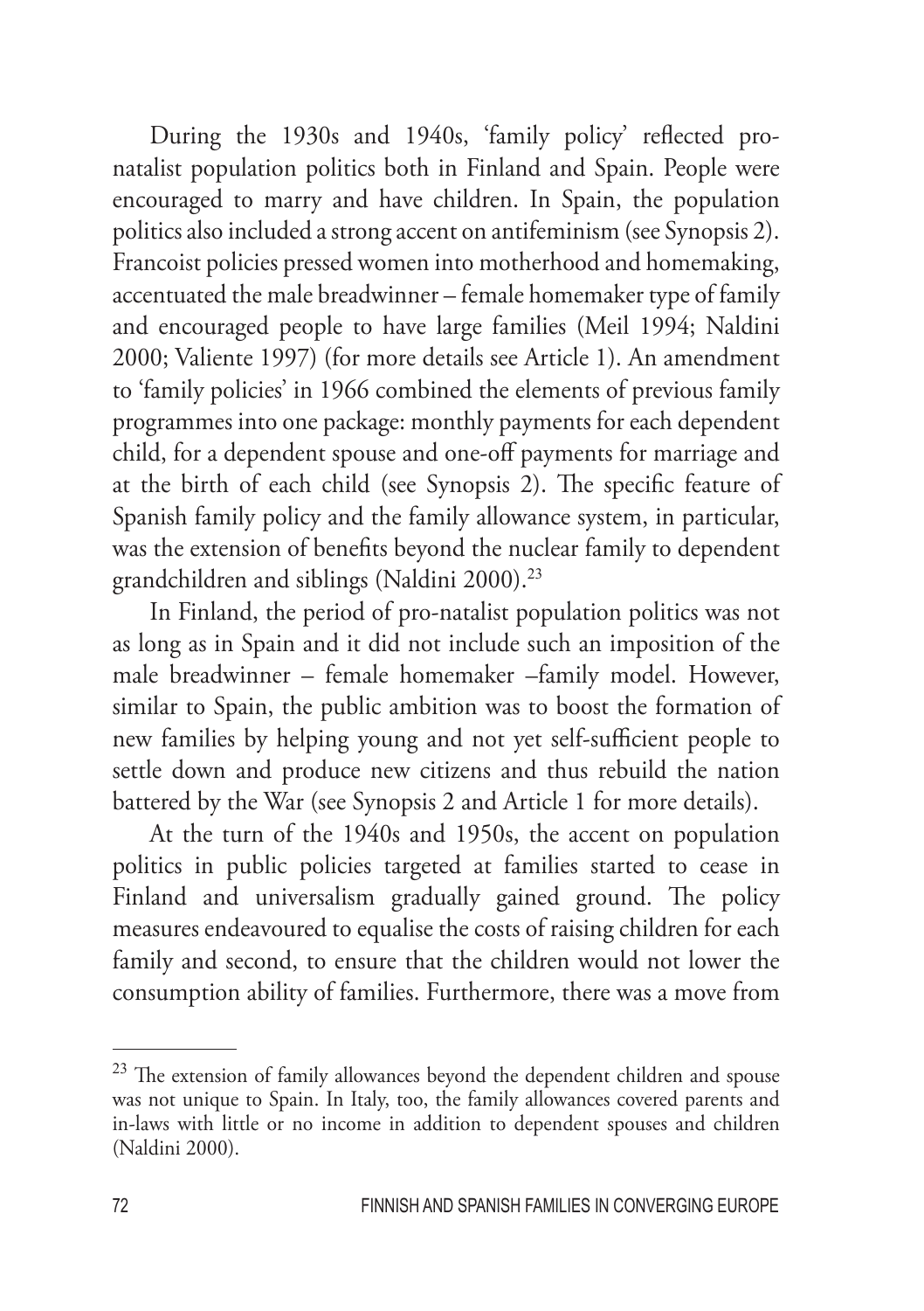During the 1930s and 1940s, 'family policy' reflected pro-natalist population politics both in Finland and Spain. People were encouraged to marry and have children. In Spain, the population politics also included a strong accent on antifeminism (see Synopsis 2). Francoist policies pressed women into motherhood and homemaking, accentuated the male breadwinner – female homemaker type of family and encouraged people to have large families (Meil 1994; Naldini 2000; Valiente 1997) (for more details see Article 1). An amendment to 'family policies' in 1966 combined the elements of previous family programmes into one package: monthly payments for each dependent child, for a dependent spouse and one-off payments for marriage and at the birth of each child (see Synopsis 2). The specific feature of Spanish family policy and the family allowance system, in particular, was the extension of benefits beyond the nuclear family to dependent grandchildren and siblings (Naldini 2000).[23]

In Finland, the period of pro-natalist population politics was not as long as in Spain and it did not include such an imposition of the male breadwinner – female homemaker –family model. However, similar to Spain, the public ambition was to boost the formation of new families by helping young and not yet self-sufficient people to settle down and produce new citizens and thus rebuild the nation battered by the War (see Synopsis 2 and Article 1 for more details).

At the turn of the 1940s and 1950s, the accent on population politics in public policies targeted at families started to cease in Finland and universalism gradually gained ground. The policy measures endeavoured to equalise the costs of raising children for each family and second, to ensure that the children would not lower the consumption ability of families. Furthermore, there was a move from

---

[23] The extension of family allowances beyond the dependent children and spouse was not unique to Spain. In Italy, too, the family allowances covered parents and in-laws with little or no income in addition to dependent spouses and children (Naldini 2000).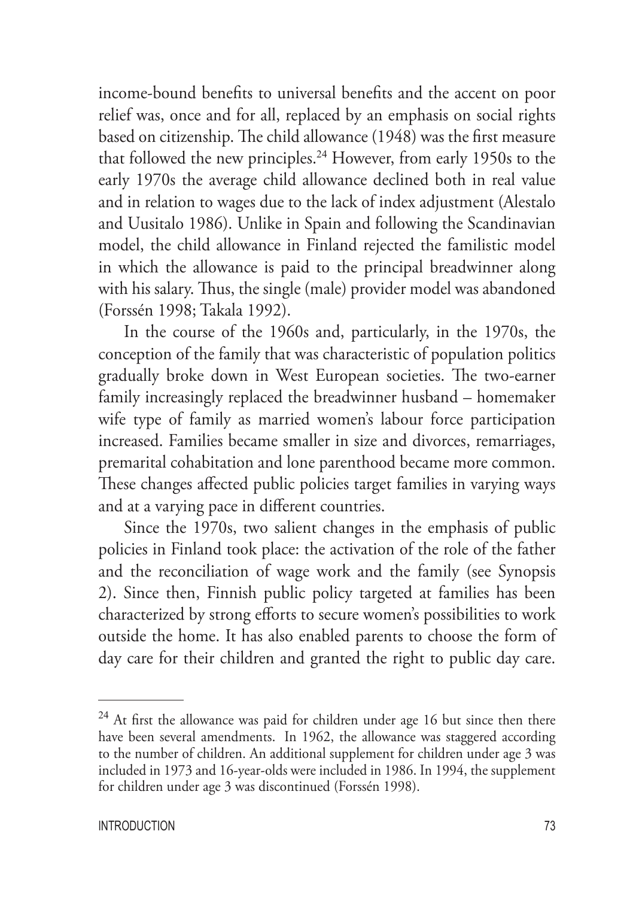income-bound benefits to universal benefits and the accent on poor relief was, once and for all, replaced by an emphasis on social rights based on citizenship. The child allowance (1948) was the first measure that followed the new principles.[24] However, from early 1950s to the early 1970s the average child allowance declined both in real value and in relation to wages due to the lack of index adjustment (Alestalo and Uusitalo 1986). Unlike in Spain and following the Scandinavian model, the child allowance in Finland rejected the familistic model in which the allowance is paid to the principal breadwinner along with his salary. Thus, the single (male) provider model was abandoned (Forssén 1998; Takala 1992).

In the course of the 1960s and, particularly, in the 1970s, the conception of the family that was characteristic of population politics gradually broke down in West European societies. The two-earner family increasingly replaced the breadwinner husband – homemaker wife type of family as married women's labour force participation increased. Families became smaller in size and divorces, remarriages, premarital cohabitation and lone parenthood became more common. These changes affected public policies target families in varying ways and at a varying pace in different countries.

Since the 1970s, two salient changes in the emphasis of public policies in Finland took place: the activation of the role of the father and the reconciliation of wage work and the family (see Synopsis 2). Since then, Finnish public policy targeted at families has been characterized by strong efforts to secure women's possibilities to work outside the home. It has also enabled parents to choose the form of day care for their children and granted the right to public day care.

---

[24] At first the allowance was paid for children under age 16 but since then there have been several amendments. In 1962, the allowance was staggered according to the number of children. An additional supplement for children under age 3 was included in 1973 and 16-year-olds were included in 1986. In 1994, the supplement for children under age 3 was discontinued (Forssén 1998).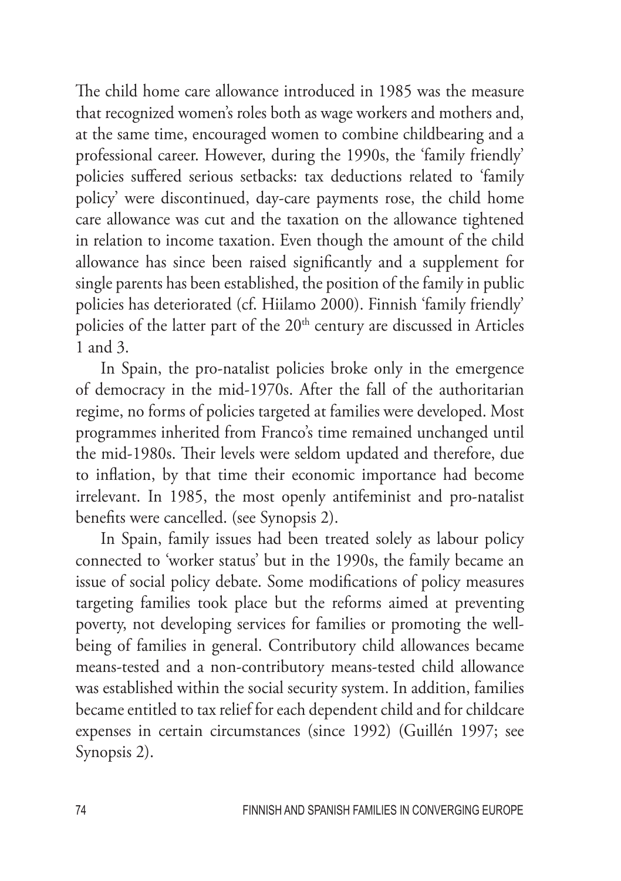The child home care allowance introduced in 1985 was the measure that recognized women's roles both as wage workers and mothers and, at the same time, encouraged women to combine childbearing and a professional career. However, during the 1990s, the 'family friendly' policies suffered serious setbacks: tax deductions related to 'family policy' were discontinued, day-care payments rose, the child home care allowance was cut and the taxation on the allowance tightened in relation to income taxation. Even though the amount of the child allowance has since been raised significantly and a supplement for single parents has been established, the position of the family in public policies has deteriorated (cf. Hiilamo 2000). Finnish 'family friendly' policies of the latter part of the 20th century are discussed in Articles 1 and 3.

In Spain, the pro-natalist policies broke only in the emergence of democracy in the mid-1970s. After the fall of the authoritarian regime, no forms of policies targeted at families were developed. Most programmes inherited from Franco's time remained unchanged until the mid-1980s. Their levels were seldom updated and therefore, due to inflation, by that time their economic importance had become irrelevant. In 1985, the most openly antifeminist and pro-natalist benefits were cancelled. (see Synopsis 2).

In Spain, family issues had been treated solely as labour policy connected to 'worker status' but in the 1990s, the family became an issue of social policy debate. Some modifications of policy measures targeting families took place but the reforms aimed at preventing poverty, not developing services for families or promoting the well-being of families in general. Contributory child allowances became means-tested and a non-contributory means-tested child allowance was established within the social security system. In addition, families became entitled to tax relief for each dependent child and for childcare expenses in certain circumstances (since 1992) (Guillén 1997; see Synopsis 2).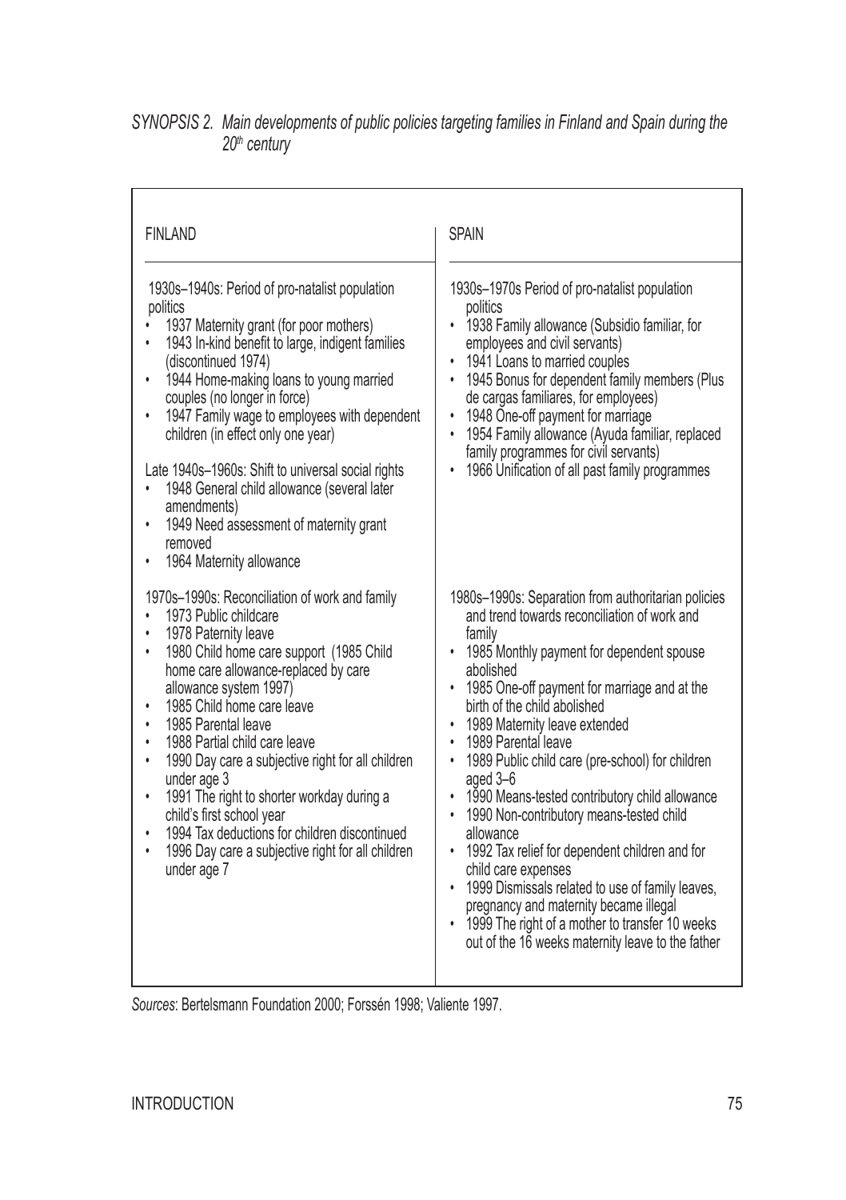*SYNOPSIS 2. Main developments of public policies targeting families in Finland and Spain during the 20th century*

| FINLAND | SPAIN |
|---|---|
| 1930s–1940s: Period of pro-natalist population politics<br>• 1937 Maternity grant (for poor mothers)<br>• 1943 In-kind benefit to large, indigent families (discontinued 1974)<br>• 1944 Home-making loans to young married couples (no longer in force)<br>• 1947 Family wage to employees with dependent children (in effect only one year)<br><br>Late 1940s–1960s: Shift to universal social rights<br>• 1948 General child allowance (several later amendments)<br>• 1949 Need assessment of maternity grant removed<br>• 1964 Maternity allowance | 1930s–1970s Period of pro-natalist population politics<br>• 1938 Family allowance (Subsidio familiar, for employees and civil servants)<br>• 1941 Loans to married couples<br>• 1945 Bonus for dependent family members (Plus de cargas familiares, for employees)<br>• 1948 One-off payment for marriage<br>• 1954 Family allowance (Ayuda familiar, replaced family programmes for civil servants)<br>• 1966 Unification of all past family programmes |
| 1970s–1990s: Reconciliation of work and family<br>• 1973 Public childcare<br>• 1978 Paternity leave<br>• 1980 Child home care support (1985 Child home care allowance-replaced by care allowance system 1997)<br>• 1985 Child home care leave<br>• 1985 Parental leave<br>• 1988 Partial child care leave<br>• 1990 Day care a subjective right for all children under age 3<br>• 1991 The right to shorter workday during a child's first school year<br>• 1994 Tax deductions for children discontinued<br>• 1996 Day care a subjective right for all children under age 7 | 1980s–1990s: Separation from authoritarian policies and trend towards reconciliation of work and family<br>• 1985 Monthly payment for dependent spouse abolished<br>• 1985 One-off payment for marriage and at the birth of the child abolished<br>• 1989 Maternity leave extended<br>• 1989 Parental leave<br>• 1989 Public child care (pre-school) for children aged 3–6<br>• 1990 Means-tested contributory child allowance<br>• 1990 Non-contributory means-tested child allowance<br>• 1992 Tax relief for dependent children and for child care expenses<br>• 1999 Dismissals related to use of family leaves, pregnancy and maternity became illegal<br>• 1999 The right of a mother to transfer 10 weeks out of the 16 weeks maternity leave to the father |

*Sources*: Bertelsmann Foundation 2000; Forssén 1998; Valiente 1997.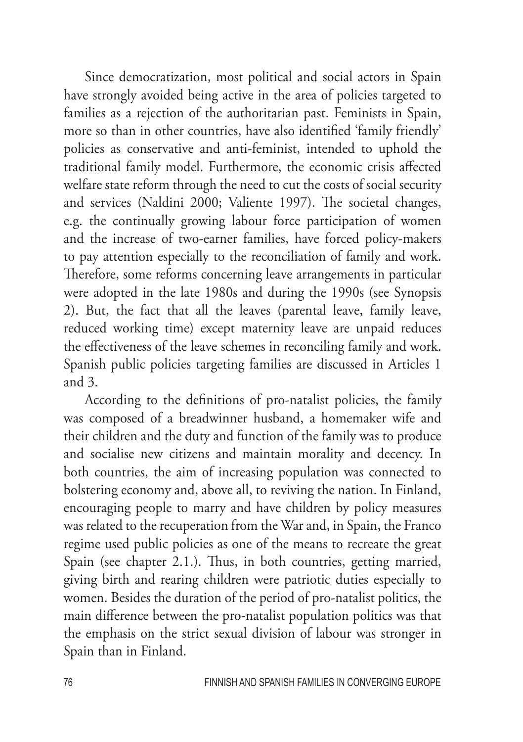Since democratization, most political and social actors in Spain have strongly avoided being active in the area of policies targeted to families as a rejection of the authoritarian past. Feminists in Spain, more so than in other countries, have also identified 'family friendly' policies as conservative and anti-feminist, intended to uphold the traditional family model. Furthermore, the economic crisis affected welfare state reform through the need to cut the costs of social security and services (Naldini 2000; Valiente 1997). The societal changes, e.g. the continually growing labour force participation of women and the increase of two-earner families, have forced policy-makers to pay attention especially to the reconciliation of family and work. Therefore, some reforms concerning leave arrangements in particular were adopted in the late 1980s and during the 1990s (see Synopsis 2). But, the fact that all the leaves (parental leave, family leave, reduced working time) except maternity leave are unpaid reduces the effectiveness of the leave schemes in reconciling family and work. Spanish public policies targeting families are discussed in Articles 1 and 3.

According to the definitions of pro-natalist policies, the family was composed of a breadwinner husband, a homemaker wife and their children and the duty and function of the family was to produce and socialise new citizens and maintain morality and decency. In both countries, the aim of increasing population was connected to bolstering economy and, above all, to reviving the nation. In Finland, encouraging people to marry and have children by policy measures was related to the recuperation from the War and, in Spain, the Franco regime used public policies as one of the means to recreate the great Spain (see chapter 2.1.). Thus, in both countries, getting married, giving birth and rearing children were patriotic duties especially to women. Besides the duration of the period of pro-natalist politics, the main difference between the pro-natalist population politics was that the emphasis on the strict sexual division of labour was stronger in Spain than in Finland.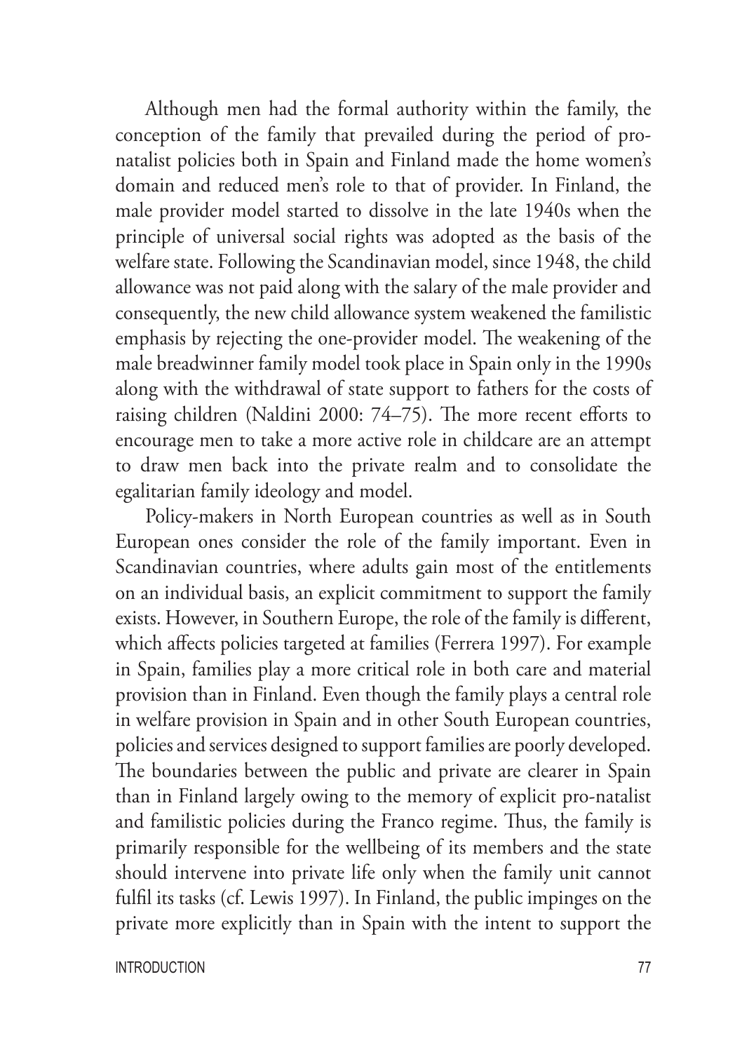Although men had the formal authority within the family, the conception of the family that prevailed during the period of pro-natalist policies both in Spain and Finland made the home women's domain and reduced men's role to that of provider. In Finland, the male provider model started to dissolve in the late 1940s when the principle of universal social rights was adopted as the basis of the welfare state. Following the Scandinavian model, since 1948, the child allowance was not paid along with the salary of the male provider and consequently, the new child allowance system weakened the familistic emphasis by rejecting the one-provider model. The weakening of the male breadwinner family model took place in Spain only in the 1990s along with the withdrawal of state support to fathers for the costs of raising children (Naldini 2000: 74–75). The more recent efforts to encourage men to take a more active role in childcare are an attempt to draw men back into the private realm and to consolidate the egalitarian family ideology and model.

Policy-makers in North European countries as well as in South European ones consider the role of the family important. Even in Scandinavian countries, where adults gain most of the entitlements on an individual basis, an explicit commitment to support the family exists. However, in Southern Europe, the role of the family is different, which affects policies targeted at families (Ferrera 1997). For example in Spain, families play a more critical role in both care and material provision than in Finland. Even though the family plays a central role in welfare provision in Spain and in other South European countries, policies and services designed to support families are poorly developed. The boundaries between the public and private are clearer in Spain than in Finland largely owing to the memory of explicit pro-natalist and familistic policies during the Franco regime. Thus, the family is primarily responsible for the wellbeing of its members and the state should intervene into private life only when the family unit cannot fulfil its tasks (cf. Lewis 1997). In Finland, the public impinges on the private more explicitly than in Spain with the intent to support the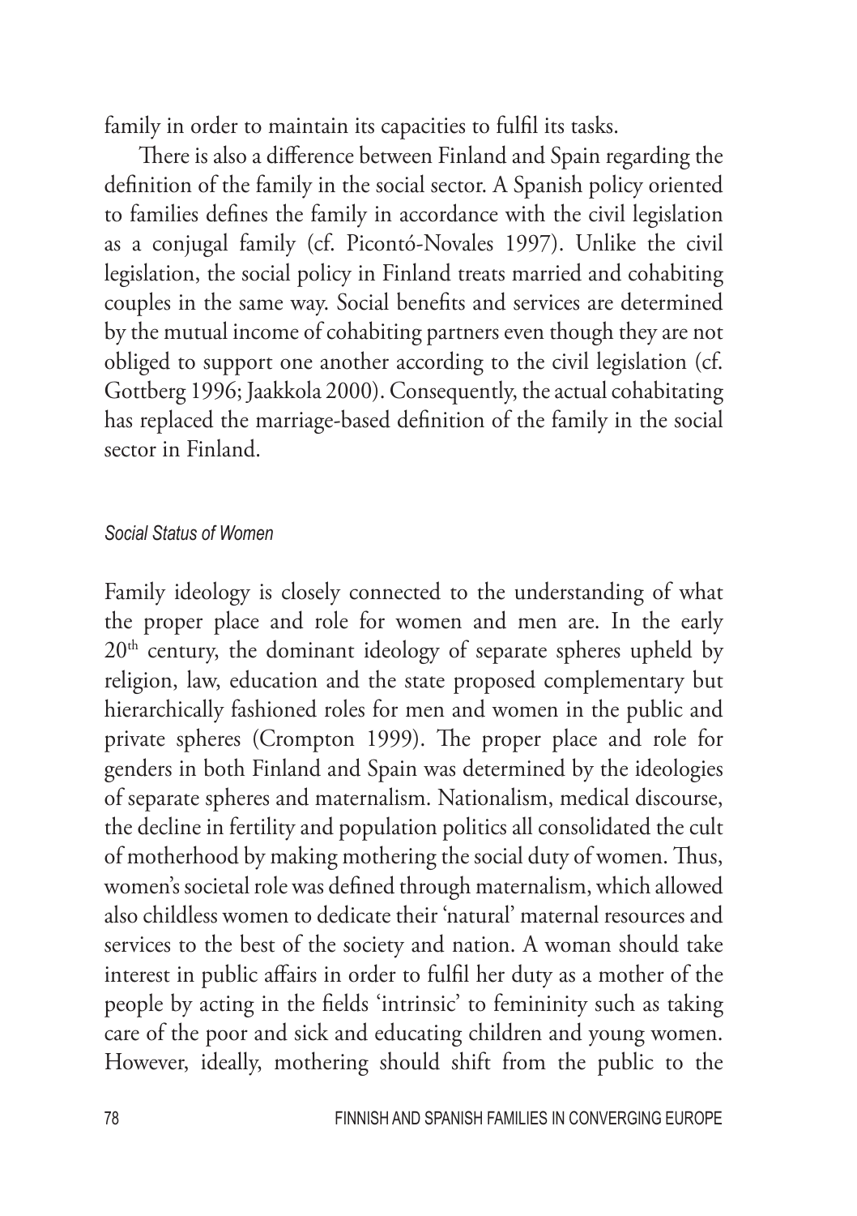family in order to maintain its capacities to fulfil its tasks.

There is also a difference between Finland and Spain regarding the definition of the family in the social sector. A Spanish policy oriented to families defines the family in accordance with the civil legislation as a conjugal family (cf. Picontó-Novales 1997). Unlike the civil legislation, the social policy in Finland treats married and cohabiting couples in the same way. Social benefits and services are determined by the mutual income of cohabiting partners even though they are not obliged to support one another according to the civil legislation (cf. Gottberg 1996; Jaakkola 2000). Consequently, the actual cohabitating has replaced the marriage-based definition of the family in the social sector in Finland.

### *Social Status of Women*

Family ideology is closely connected to the understanding of what the proper place and role for women and men are. In the early 20th century, the dominant ideology of separate spheres upheld by religion, law, education and the state proposed complementary but hierarchically fashioned roles for men and women in the public and private spheres (Crompton 1999). The proper place and role for genders in both Finland and Spain was determined by the ideologies of separate spheres and maternalism. Nationalism, medical discourse, the decline in fertility and population politics all consolidated the cult of motherhood by making mothering the social duty of women. Thus, women's societal role was defined through maternalism, which allowed also childless women to dedicate their 'natural' maternal resources and services to the best of the society and nation. A woman should take interest in public affairs in order to fulfil her duty as a mother of the people by acting in the fields 'intrinsic' to femininity such as taking care of the poor and sick and educating children and young women. However, ideally, mothering should shift from the public to the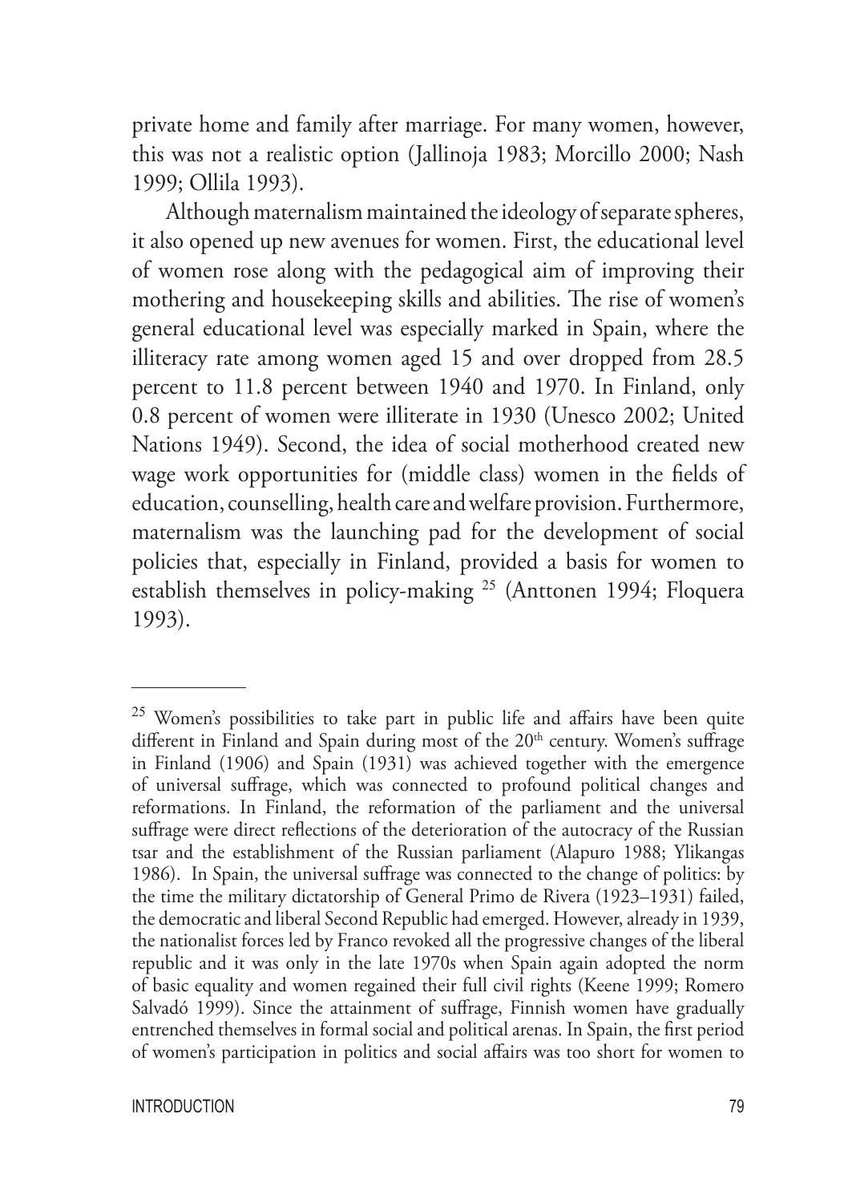private home and family after marriage. For many women, however, this was not a realistic option (Jallinoja 1983; Morcillo 2000; Nash 1999; Ollila 1993).

Although maternalism maintained the ideology of separate spheres, it also opened up new avenues for women. First, the educational level of women rose along with the pedagogical aim of improving their mothering and housekeeping skills and abilities. The rise of women's general educational level was especially marked in Spain, where the illiteracy rate among women aged 15 and over dropped from 28.5 percent to 11.8 percent between 1940 and 1970. In Finland, only 0.8 percent of women were illiterate in 1930 (Unesco 2002; United Nations 1949). Second, the idea of social motherhood created new wage work opportunities for (middle class) women in the fields of education, counselling, health care and welfare provision. Furthermore, maternalism was the launching pad for the development of social policies that, especially in Finland, provided a basis for women to establish themselves in policy-making [25] (Anttonen 1994; Floquera 1993).

---

[25] Women's possibilities to take part in public life and affairs have been quite different in Finland and Spain during most of the 20th century. Women's suffrage in Finland (1906) and Spain (1931) was achieved together with the emergence of universal suffrage, which was connected to profound political changes and reformations. In Finland, the reformation of the parliament and the universal suffrage were direct reflections of the deterioration of the autocracy of the Russian tsar and the establishment of the Russian parliament (Alapuro 1988; Ylikangas 1986). In Spain, the universal suffrage was connected to the change of politics: by the time the military dictatorship of General Primo de Rivera (1923–1931) failed, the democratic and liberal Second Republic had emerged. However, already in 1939, the nationalist forces led by Franco revoked all the progressive changes of the liberal republic and it was only in the late 1970s when Spain again adopted the norm of basic equality and women regained their full civil rights (Keene 1999; Romero Salvadó 1999). Since the attainment of suffrage, Finnish women have gradually entrenched themselves in formal social and political arenas. In Spain, the first period of women's participation in politics and social affairs was too short for women to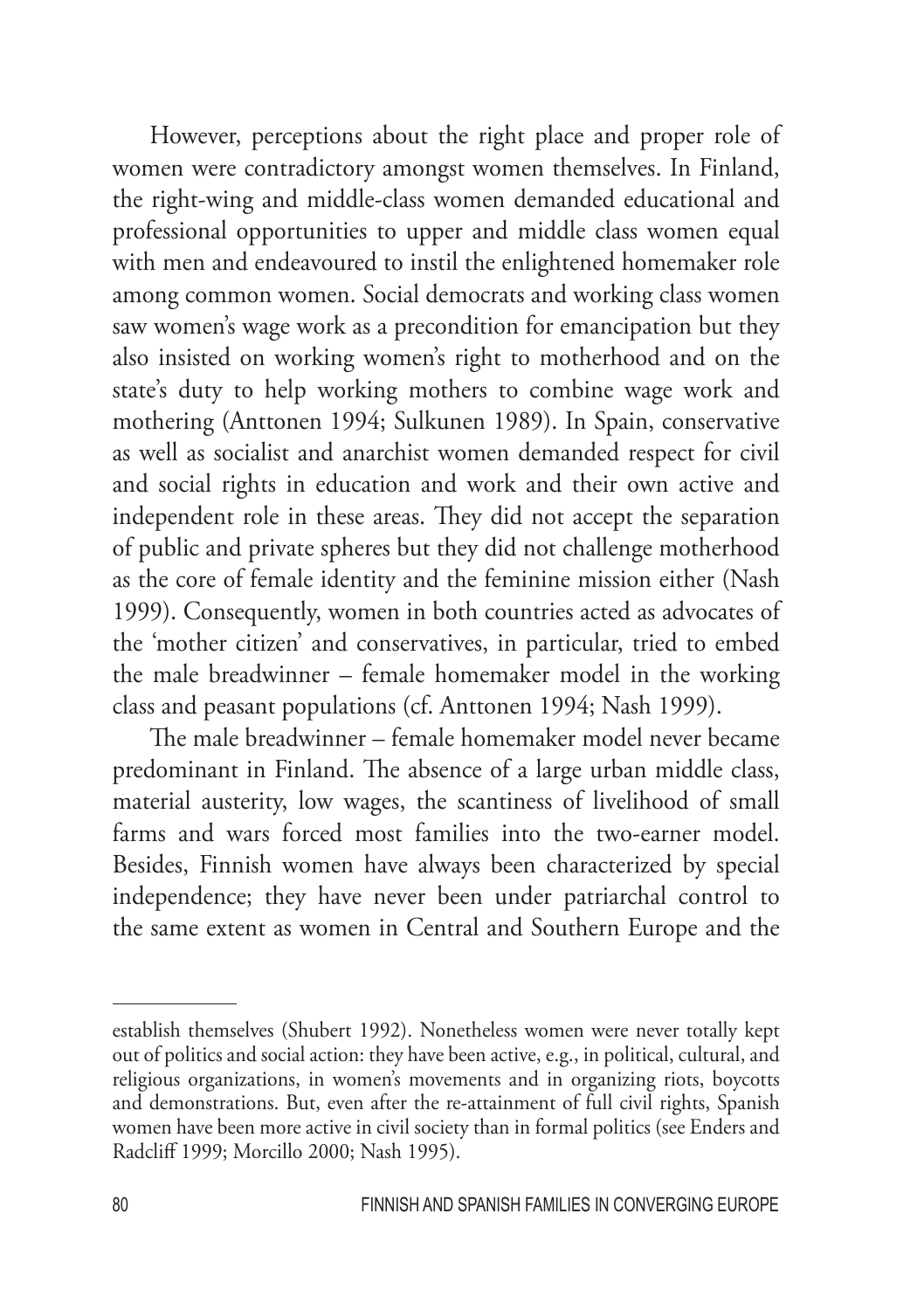However, perceptions about the right place and proper role of women were contradictory amongst women themselves. In Finland, the right-wing and middle-class women demanded educational and professional opportunities to upper and middle class women equal with men and endeavoured to instil the enlightened homemaker role among common women. Social democrats and working class women saw women's wage work as a precondition for emancipation but they also insisted on working women's right to motherhood and on the state's duty to help working mothers to combine wage work and mothering (Anttonen 1994; Sulkunen 1989). In Spain, conservative as well as socialist and anarchist women demanded respect for civil and social rights in education and work and their own active and independent role in these areas. They did not accept the separation of public and private spheres but they did not challenge motherhood as the core of female identity and the feminine mission either (Nash 1999). Consequently, women in both countries acted as advocates of the 'mother citizen' and conservatives, in particular, tried to embed the male breadwinner – female homemaker model in the working class and peasant populations (cf. Anttonen 1994; Nash 1999).

The male breadwinner – female homemaker model never became predominant in Finland. The absence of a large urban middle class, material austerity, low wages, the scantiness of livelihood of small farms and wars forced most families into the two-earner model. Besides, Finnish women have always been characterized by special independence; they have never been under patriarchal control to the same extent as women in Central and Southern Europe and the

---

establish themselves (Shubert 1992). Nonetheless women were never totally kept out of politics and social action: they have been active, e.g., in political, cultural, and religious organizations, in women's movements and in organizing riots, boycotts and demonstrations. But, even after the re-attainment of full civil rights, Spanish women have been more active in civil society than in formal politics (see Enders and Radcliff 1999; Morcillo 2000; Nash 1995).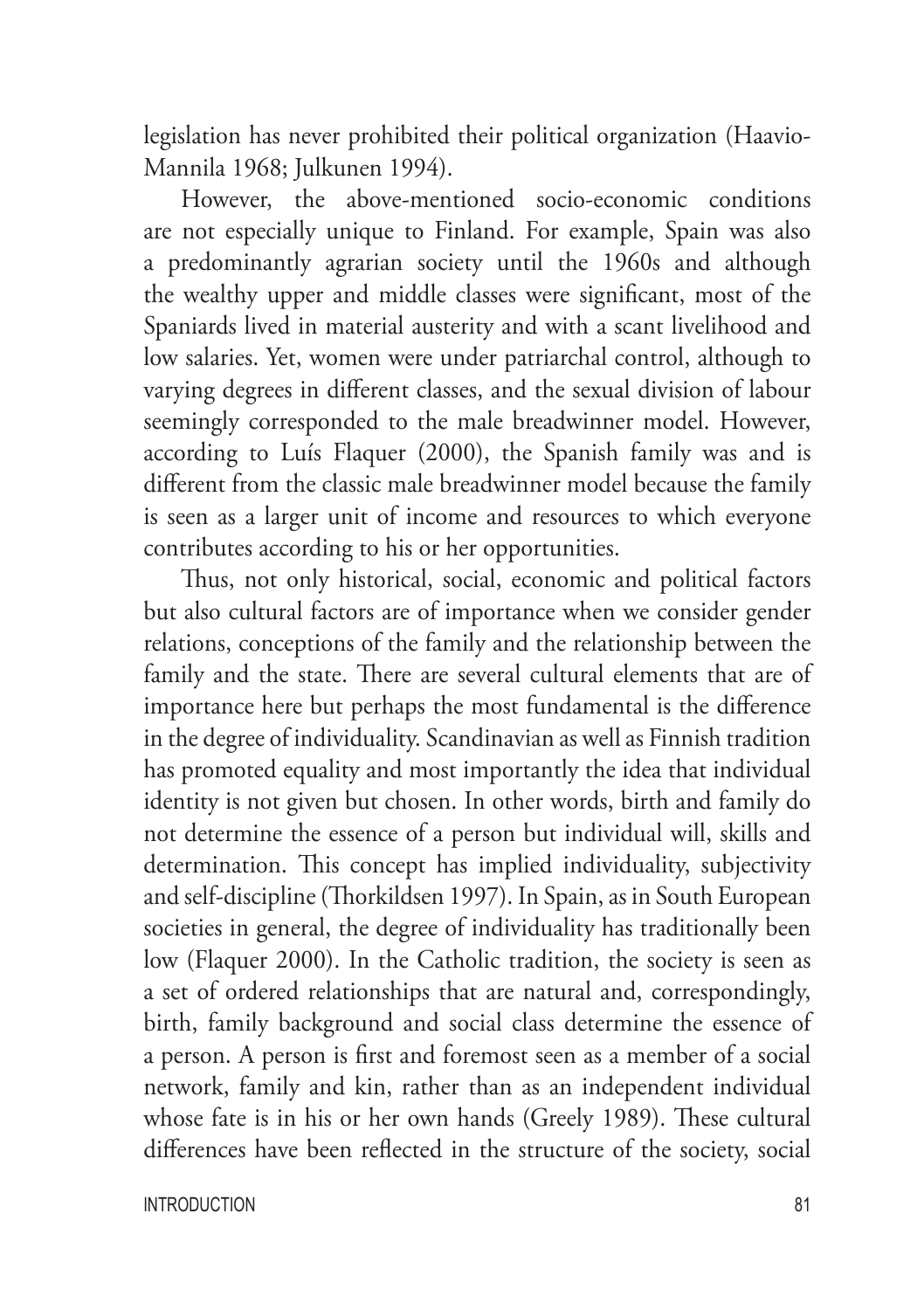legislation has never prohibited their political organization (Haavio-Mannila 1968; Julkunen 1994).

However, the above-mentioned socio-economic conditions are not especially unique to Finland. For example, Spain was also a predominantly agrarian society until the 1960s and although the wealthy upper and middle classes were significant, most of the Spaniards lived in material austerity and with a scant livelihood and low salaries. Yet, women were under patriarchal control, although to varying degrees in different classes, and the sexual division of labour seemingly corresponded to the male breadwinner model. However, according to Luís Flaquer (2000), the Spanish family was and is different from the classic male breadwinner model because the family is seen as a larger unit of income and resources to which everyone contributes according to his or her opportunities.

Thus, not only historical, social, economic and political factors but also cultural factors are of importance when we consider gender relations, conceptions of the family and the relationship between the family and the state. There are several cultural elements that are of importance here but perhaps the most fundamental is the difference in the degree of individuality. Scandinavian as well as Finnish tradition has promoted equality and most importantly the idea that individual identity is not given but chosen. In other words, birth and family do not determine the essence of a person but individual will, skills and determination. This concept has implied individuality, subjectivity and self-discipline (Thorkildsen 1997). In Spain, as in South European societies in general, the degree of individuality has traditionally been low (Flaquer 2000). In the Catholic tradition, the society is seen as a set of ordered relationships that are natural and, correspondingly, birth, family background and social class determine the essence of a person. A person is first and foremost seen as a member of a social network, family and kin, rather than as an independent individual whose fate is in his or her own hands (Greely 1989). These cultural differences have been reflected in the structure of the society, social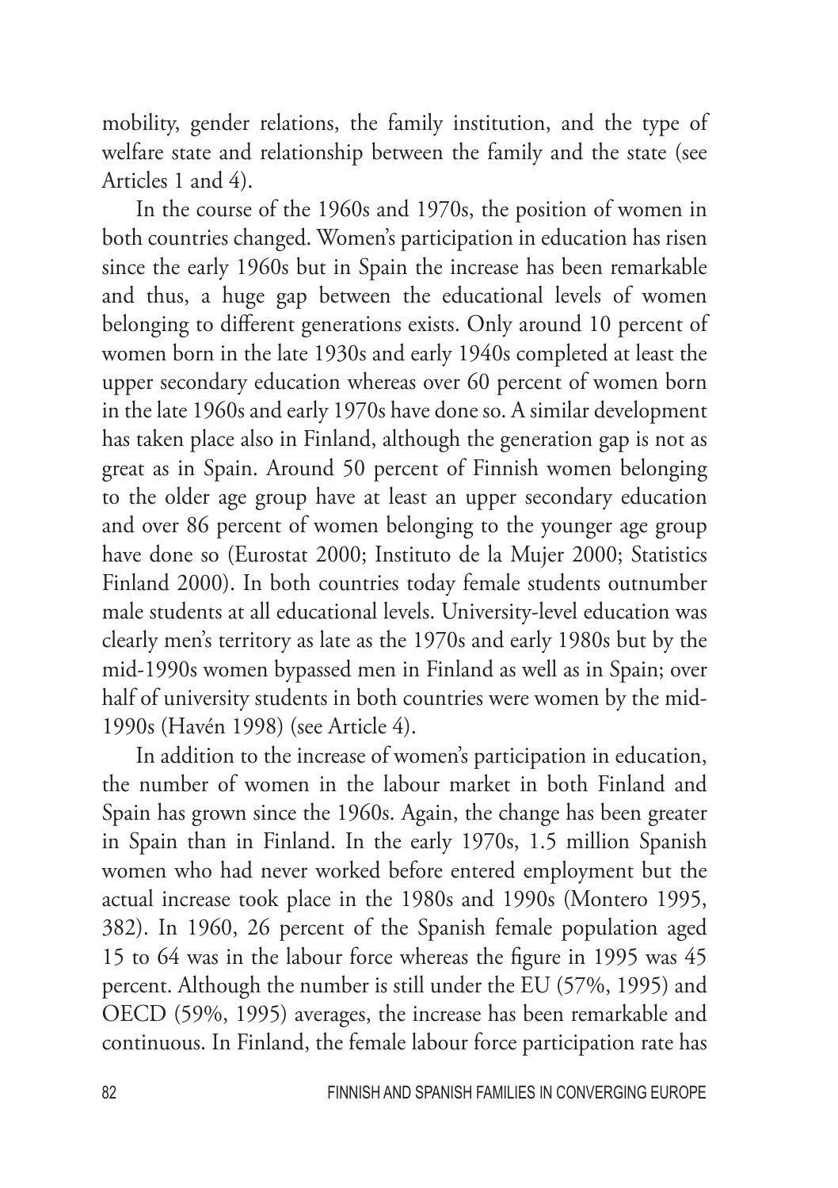mobility, gender relations, the family institution, and the type of welfare state and relationship between the family and the state (see Articles 1 and 4).

In the course of the 1960s and 1970s, the position of women in both countries changed. Women's participation in education has risen since the early 1960s but in Spain the increase has been remarkable and thus, a huge gap between the educational levels of women belonging to different generations exists. Only around 10 percent of women born in the late 1930s and early 1940s completed at least the upper secondary education whereas over 60 percent of women born in the late 1960s and early 1970s have done so. A similar development has taken place also in Finland, although the generation gap is not as great as in Spain. Around 50 percent of Finnish women belonging to the older age group have at least an upper secondary education and over 86 percent of women belonging to the younger age group have done so (Eurostat 2000; Instituto de la Mujer 2000; Statistics Finland 2000). In both countries today female students outnumber male students at all educational levels. University-level education was clearly men's territory as late as the 1970s and early 1980s but by the mid-1990s women bypassed men in Finland as well as in Spain; over half of university students in both countries were women by the mid-1990s (Havén 1998) (see Article 4).

In addition to the increase of women's participation in education, the number of women in the labour market in both Finland and Spain has grown since the 1960s. Again, the change has been greater in Spain than in Finland. In the early 1970s, 1.5 million Spanish women who had never worked before entered employment but the actual increase took place in the 1980s and 1990s (Montero 1995, 382). In 1960, 26 percent of the Spanish female population aged 15 to 64 was in the labour force whereas the figure in 1995 was 45 percent. Although the number is still under the EU (57%, 1995) and OECD (59%, 1995) averages, the increase has been remarkable and continuous. In Finland, the female labour force participation rate has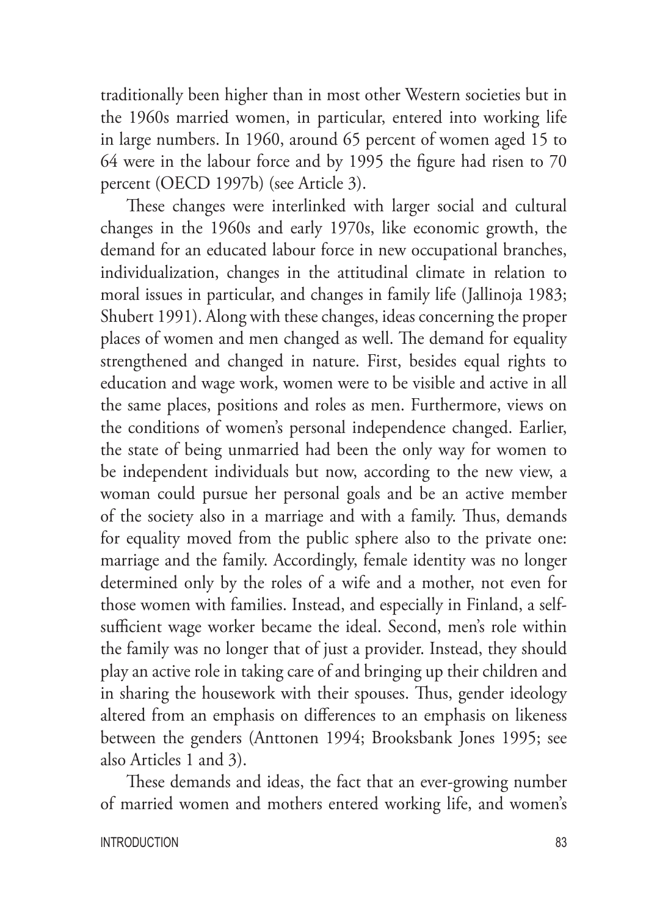traditionally been higher than in most other Western societies but in the 1960s married women, in particular, entered into working life in large numbers. In 1960, around 65 percent of women aged 15 to 64 were in the labour force and by 1995 the figure had risen to 70 percent (OECD 1997b) (see Article 3).

These changes were interlinked with larger social and cultural changes in the 1960s and early 1970s, like economic growth, the demand for an educated labour force in new occupational branches, individualization, changes in the attitudinal climate in relation to moral issues in particular, and changes in family life (Jallinoja 1983; Shubert 1991). Along with these changes, ideas concerning the proper places of women and men changed as well. The demand for equality strengthened and changed in nature. First, besides equal rights to education and wage work, women were to be visible and active in all the same places, positions and roles as men. Furthermore, views on the conditions of women's personal independence changed. Earlier, the state of being unmarried had been the only way for women to be independent individuals but now, according to the new view, a woman could pursue her personal goals and be an active member of the society also in a marriage and with a family. Thus, demands for equality moved from the public sphere also to the private one: marriage and the family. Accordingly, female identity was no longer determined only by the roles of a wife and a mother, not even for those women with families. Instead, and especially in Finland, a self-sufficient wage worker became the ideal. Second, men's role within the family was no longer that of just a provider. Instead, they should play an active role in taking care of and bringing up their children and in sharing the housework with their spouses. Thus, gender ideology altered from an emphasis on differences to an emphasis on likeness between the genders (Anttonen 1994; Brooksbank Jones 1995; see also Articles 1 and 3).

These demands and ideas, the fact that an ever-growing number of married women and mothers entered working life, and women's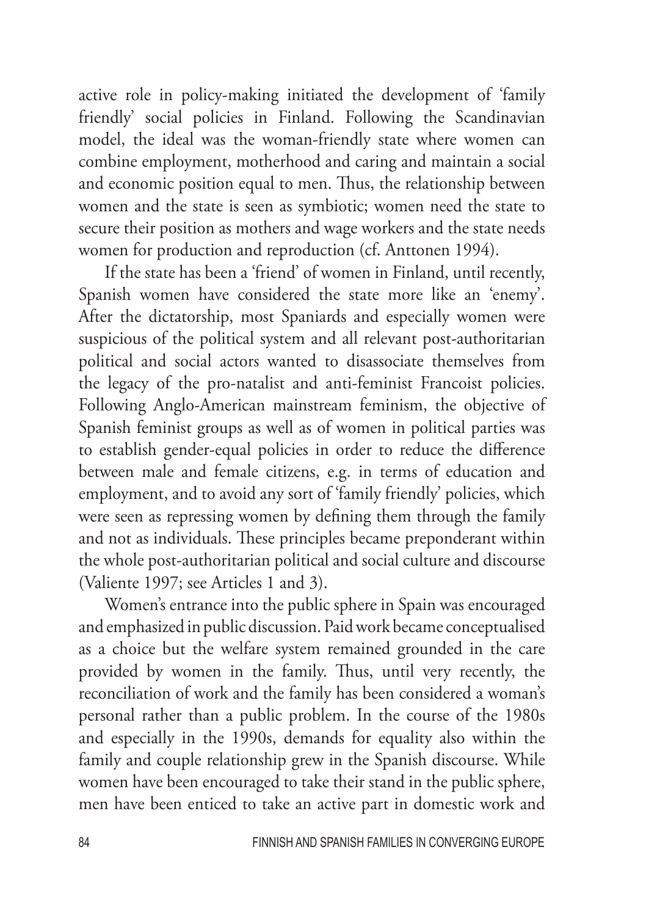active role in policy-making initiated the development of 'family friendly' social policies in Finland. Following the Scandinavian model, the ideal was the woman-friendly state where women can combine employment, motherhood and caring and maintain a social and economic position equal to men. Thus, the relationship between women and the state is seen as symbiotic; women need the state to secure their position as mothers and wage workers and the state needs women for production and reproduction (cf. Anttonen 1994).

If the state has been a 'friend' of women in Finland, until recently, Spanish women have considered the state more like an 'enemy'. After the dictatorship, most Spaniards and especially women were suspicious of the political system and all relevant post-authoritarian political and social actors wanted to disassociate themselves from the legacy of the pro-natalist and anti-feminist Francoist policies. Following Anglo-American mainstream feminism, the objective of Spanish feminist groups as well as of women in political parties was to establish gender-equal policies in order to reduce the difference between male and female citizens, e.g. in terms of education and employment, and to avoid any sort of 'family friendly' policies, which were seen as repressing women by defining them through the family and not as individuals. These principles became preponderant within the whole post-authoritarian political and social culture and discourse (Valiente 1997; see Articles 1 and 3).

Women's entrance into the public sphere in Spain was encouraged and emphasized in public discussion. Paid work became conceptualised as a choice but the welfare system remained grounded in the care provided by women in the family. Thus, until very recently, the reconciliation of work and the family has been considered a woman's personal rather than a public problem. In the course of the 1980s and especially in the 1990s, demands for equality also within the family and couple relationship grew in the Spanish discourse. While women have been encouraged to take their stand in the public sphere, men have been enticed to take an active part in domestic work and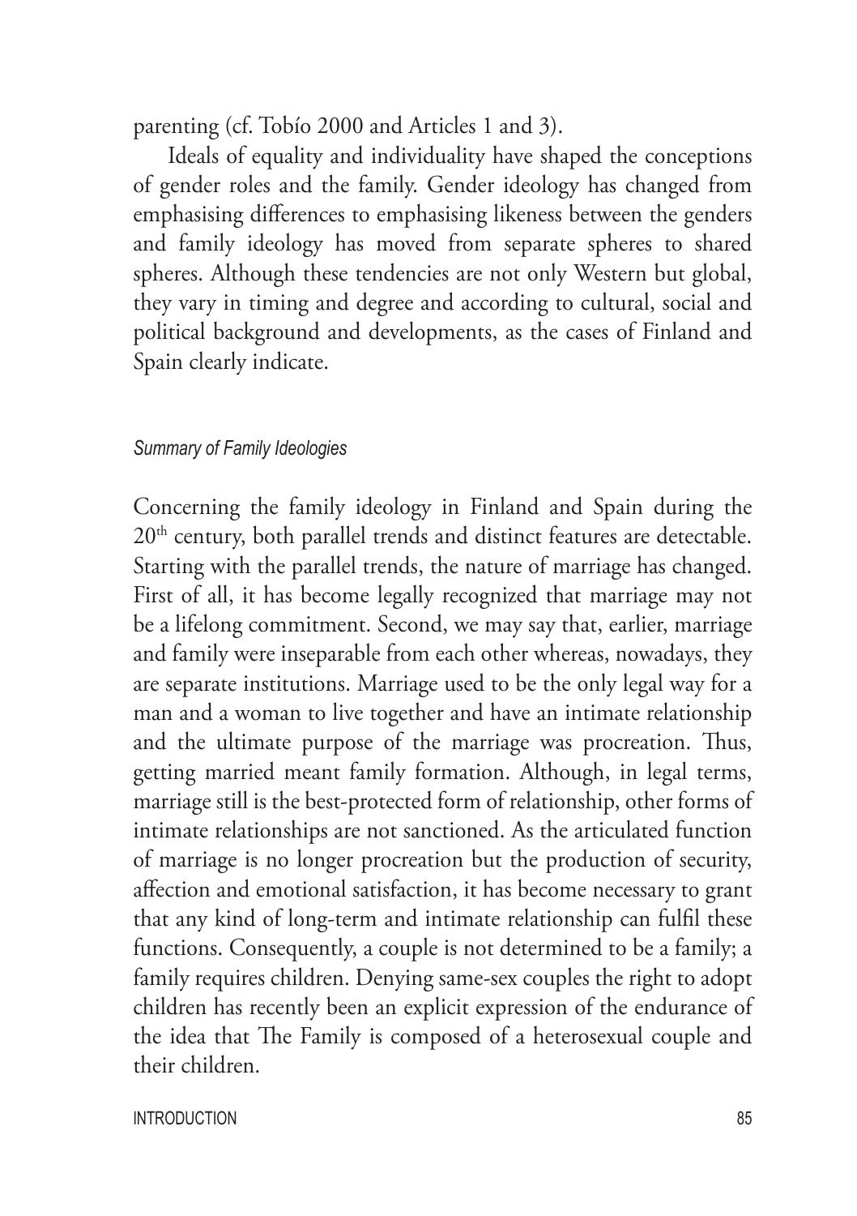parenting (cf. Tobío 2000 and Articles 1 and 3).

Ideals of equality and individuality have shaped the conceptions of gender roles and the family. Gender ideology has changed from emphasising differences to emphasising likeness between the genders and family ideology has moved from separate spheres to shared spheres. Although these tendencies are not only Western but global, they vary in timing and degree and according to cultural, social and political background and developments, as the cases of Finland and Spain clearly indicate.

### *Summary of Family Ideologies*

Concerning the family ideology in Finland and Spain during the 20th century, both parallel trends and distinct features are detectable. Starting with the parallel trends, the nature of marriage has changed. First of all, it has become legally recognized that marriage may not be a lifelong commitment. Second, we may say that, earlier, marriage and family were inseparable from each other whereas, nowadays, they are separate institutions. Marriage used to be the only legal way for a man and a woman to live together and have an intimate relationship and the ultimate purpose of the marriage was procreation. Thus, getting married meant family formation. Although, in legal terms, marriage still is the best-protected form of relationship, other forms of intimate relationships are not sanctioned. As the articulated function of marriage is no longer procreation but the production of security, affection and emotional satisfaction, it has become necessary to grant that any kind of long-term and intimate relationship can fulfil these functions. Consequently, a couple is not determined to be a family; a family requires children. Denying same-sex couples the right to adopt children has recently been an explicit expression of the endurance of the idea that The Family is composed of a heterosexual couple and their children.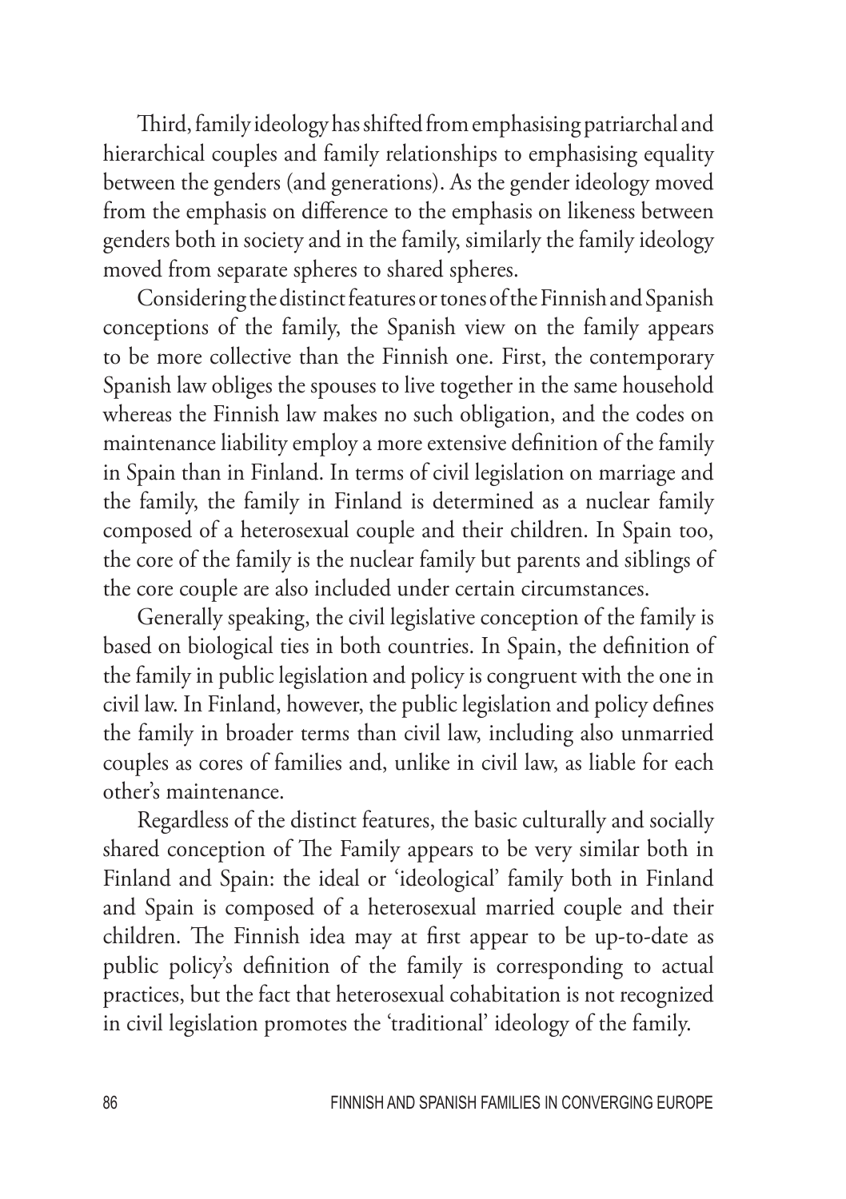Third, family ideology has shifted from emphasising patriarchal and hierarchical couples and family relationships to emphasising equality between the genders (and generations). As the gender ideology moved from the emphasis on difference to the emphasis on likeness between genders both in society and in the family, similarly the family ideology moved from separate spheres to shared spheres.

Considering the distinct features or tones of the Finnish and Spanish conceptions of the family, the Spanish view on the family appears to be more collective than the Finnish one. First, the contemporary Spanish law obliges the spouses to live together in the same household whereas the Finnish law makes no such obligation, and the codes on maintenance liability employ a more extensive definition of the family in Spain than in Finland. In terms of civil legislation on marriage and the family, the family in Finland is determined as a nuclear family composed of a heterosexual couple and their children. In Spain too, the core of the family is the nuclear family but parents and siblings of the core couple are also included under certain circumstances.

Generally speaking, the civil legislative conception of the family is based on biological ties in both countries. In Spain, the definition of the family in public legislation and policy is congruent with the one in civil law. In Finland, however, the public legislation and policy defines the family in broader terms than civil law, including also unmarried couples as cores of families and, unlike in civil law, as liable for each other's maintenance.

Regardless of the distinct features, the basic culturally and socially shared conception of The Family appears to be very similar both in Finland and Spain: the ideal or 'ideological' family both in Finland and Spain is composed of a heterosexual married couple and their children. The Finnish idea may at first appear to be up-to-date as public policy's definition of the family is corresponding to actual practices, but the fact that heterosexual cohabitation is not recognized in civil legislation promotes the 'traditional' ideology of the family.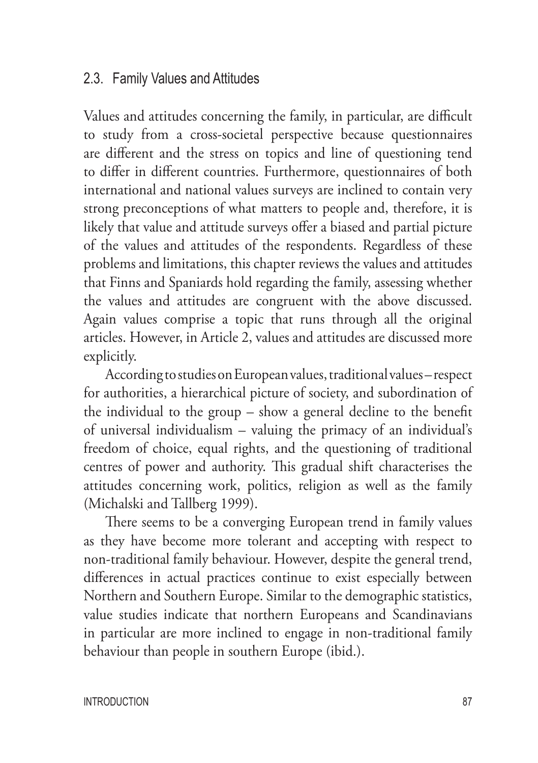## 2.3. Family Values and Attitudes

Values and attitudes concerning the family, in particular, are difficult to study from a cross-societal perspective because questionnaires are different and the stress on topics and line of questioning tend to differ in different countries. Furthermore, questionnaires of both international and national values surveys are inclined to contain very strong preconceptions of what matters to people and, therefore, it is likely that value and attitude surveys offer a biased and partial picture of the values and attitudes of the respondents. Regardless of these problems and limitations, this chapter reviews the values and attitudes that Finns and Spaniards hold regarding the family, assessing whether the values and attitudes are congruent with the above discussed. Again values comprise a topic that runs through all the original articles. However, in Article 2, values and attitudes are discussed more explicitly.

According to studies on European values, traditional values – respect for authorities, a hierarchical picture of society, and subordination of the individual to the group – show a general decline to the benefit of universal individualism – valuing the primacy of an individual's freedom of choice, equal rights, and the questioning of traditional centres of power and authority. This gradual shift characterises the attitudes concerning work, politics, religion as well as the family (Michalski and Tallberg 1999).

There seems to be a converging European trend in family values as they have become more tolerant and accepting with respect to non-traditional family behaviour. However, despite the general trend, differences in actual practices continue to exist especially between Northern and Southern Europe. Similar to the demographic statistics, value studies indicate that northern Europeans and Scandinavians in particular are more inclined to engage in non-traditional family behaviour than people in southern Europe (ibid.).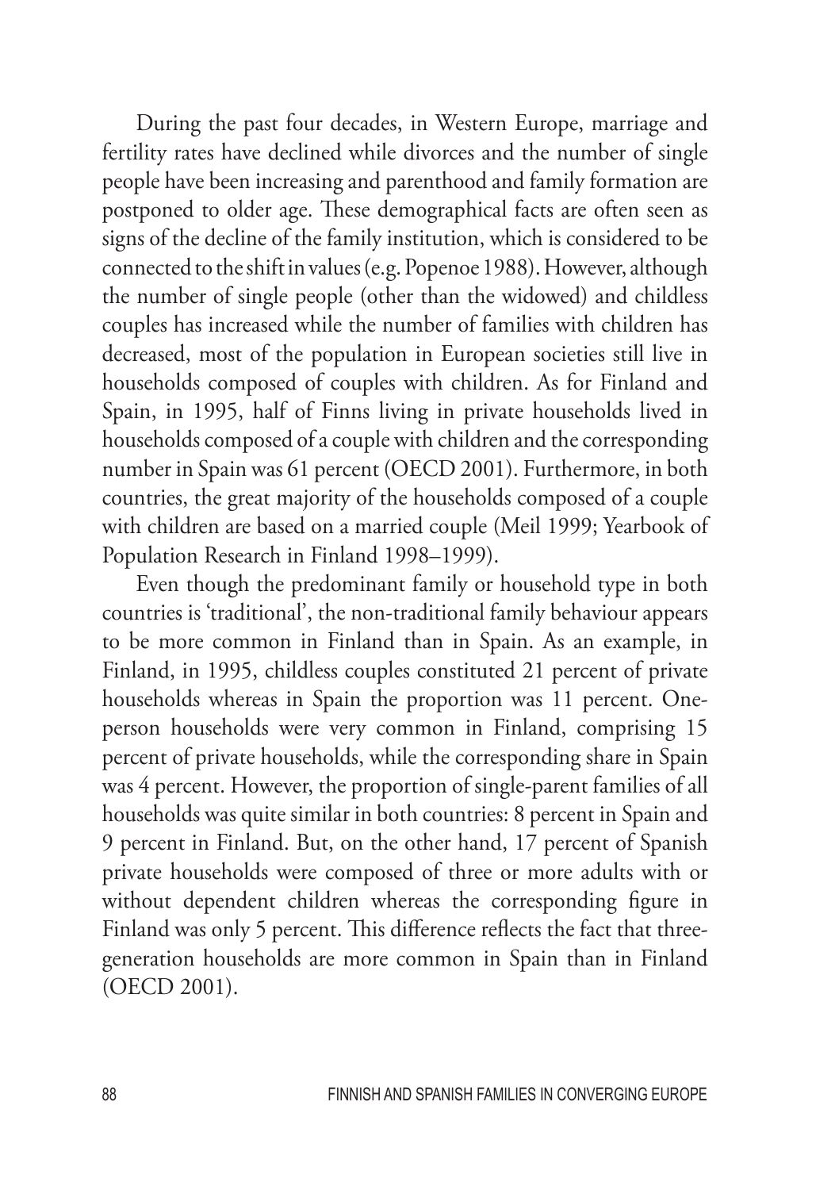During the past four decades, in Western Europe, marriage and fertility rates have declined while divorces and the number of single people have been increasing and parenthood and family formation are postponed to older age. These demographical facts are often seen as signs of the decline of the family institution, which is considered to be connected to the shift in values (e.g. Popenoe 1988). However, although the number of single people (other than the widowed) and childless couples has increased while the number of families with children has decreased, most of the population in European societies still live in households composed of couples with children. As for Finland and Spain, in 1995, half of Finns living in private households lived in households composed of a couple with children and the corresponding number in Spain was 61 percent (OECD 2001). Furthermore, in both countries, the great majority of the households composed of a couple with children are based on a married couple (Meil 1999; Yearbook of Population Research in Finland 1998–1999).

Even though the predominant family or household type in both countries is 'traditional', the non-traditional family behaviour appears to be more common in Finland than in Spain. As an example, in Finland, in 1995, childless couples constituted 21 percent of private households whereas in Spain the proportion was 11 percent. One-person households were very common in Finland, comprising 15 percent of private households, while the corresponding share in Spain was 4 percent. However, the proportion of single-parent families of all households was quite similar in both countries: 8 percent in Spain and 9 percent in Finland. But, on the other hand, 17 percent of Spanish private households were composed of three or more adults with or without dependent children whereas the corresponding figure in Finland was only 5 percent. This difference reflects the fact that three-generation households are more common in Spain than in Finland (OECD 2001).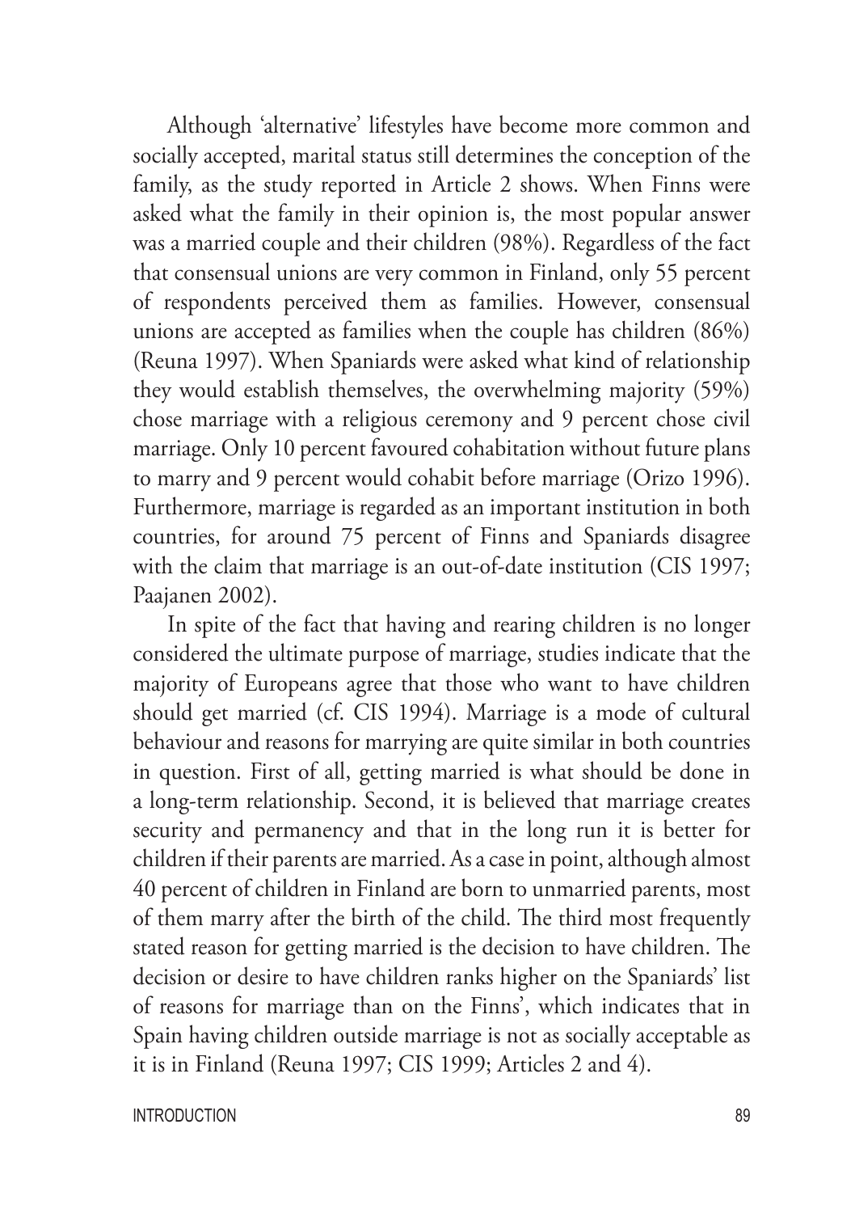Although 'alternative' lifestyles have become more common and socially accepted, marital status still determines the conception of the family, as the study reported in Article 2 shows. When Finns were asked what the family in their opinion is, the most popular answer was a married couple and their children (98%). Regardless of the fact that consensual unions are very common in Finland, only 55 percent of respondents perceived them as families. However, consensual unions are accepted as families when the couple has children (86%) (Reuna 1997). When Spaniards were asked what kind of relationship they would establish themselves, the overwhelming majority (59%) chose marriage with a religious ceremony and 9 percent chose civil marriage. Only 10 percent favoured cohabitation without future plans to marry and 9 percent would cohabit before marriage (Orizo 1996). Furthermore, marriage is regarded as an important institution in both countries, for around 75 percent of Finns and Spaniards disagree with the claim that marriage is an out-of-date institution (CIS 1997; Paajanen 2002).

In spite of the fact that having and rearing children is no longer considered the ultimate purpose of marriage, studies indicate that the majority of Europeans agree that those who want to have children should get married (cf. CIS 1994). Marriage is a mode of cultural behaviour and reasons for marrying are quite similar in both countries in question. First of all, getting married is what should be done in a long-term relationship. Second, it is believed that marriage creates security and permanency and that in the long run it is better for children if their parents are married. As a case in point, although almost 40 percent of children in Finland are born to unmarried parents, most of them marry after the birth of the child. The third most frequently stated reason for getting married is the decision to have children. The decision or desire to have children ranks higher on the Spaniards' list of reasons for marriage than on the Finns', which indicates that in Spain having children outside marriage is not as socially acceptable as it is in Finland (Reuna 1997; CIS 1999; Articles 2 and 4).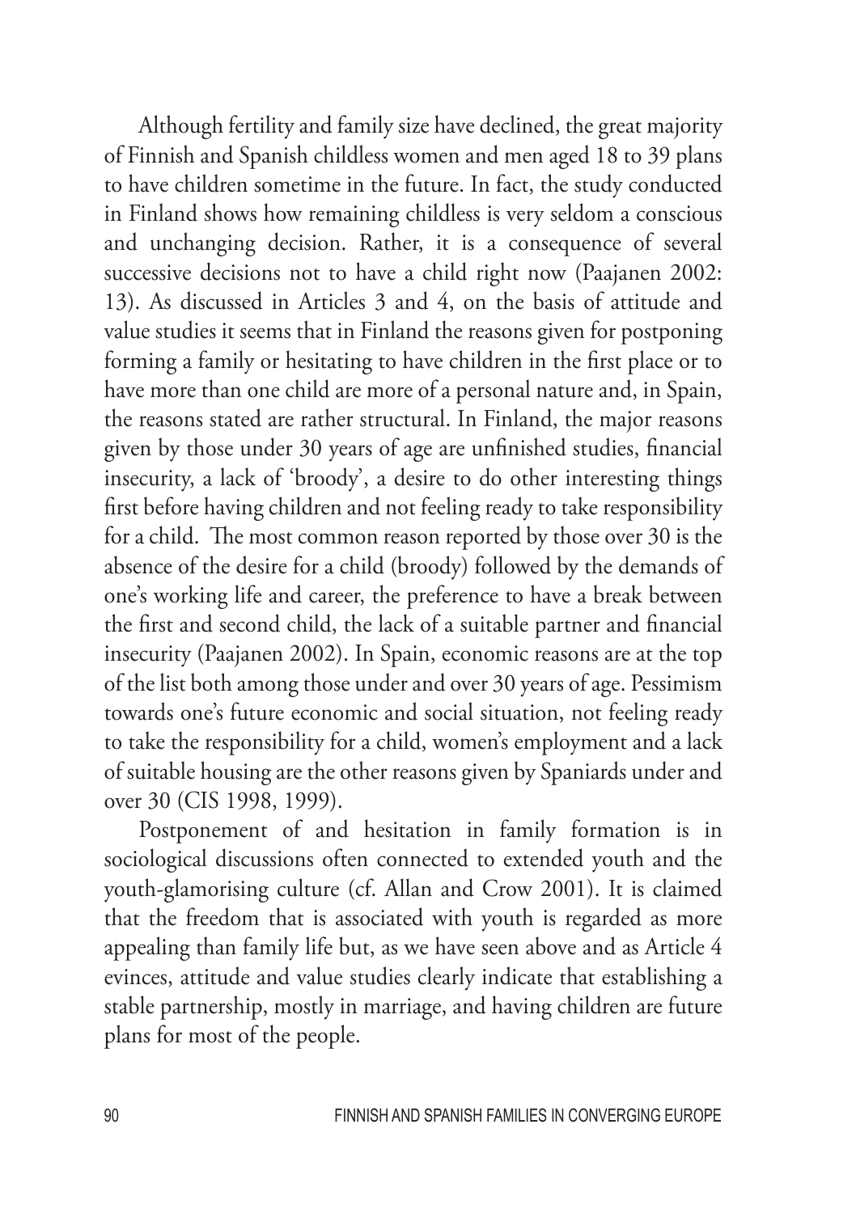Although fertility and family size have declined, the great majority of Finnish and Spanish childless women and men aged 18 to 39 plans to have children sometime in the future. In fact, the study conducted in Finland shows how remaining childless is very seldom a conscious and unchanging decision. Rather, it is a consequence of several successive decisions not to have a child right now (Paajanen 2002: 13). As discussed in Articles 3 and 4, on the basis of attitude and value studies it seems that in Finland the reasons given for postponing forming a family or hesitating to have children in the first place or to have more than one child are more of a personal nature and, in Spain, the reasons stated are rather structural. In Finland, the major reasons given by those under 30 years of age are unfinished studies, financial insecurity, a lack of 'broody', a desire to do other interesting things first before having children and not feeling ready to take responsibility for a child. The most common reason reported by those over 30 is the absence of the desire for a child (broody) followed by the demands of one's working life and career, the preference to have a break between the first and second child, the lack of a suitable partner and financial insecurity (Paajanen 2002). In Spain, economic reasons are at the top of the list both among those under and over 30 years of age. Pessimism towards one's future economic and social situation, not feeling ready to take the responsibility for a child, women's employment and a lack of suitable housing are the other reasons given by Spaniards under and over 30 (CIS 1998, 1999).

Postponement of and hesitation in family formation is in sociological discussions often connected to extended youth and the youth-glamorising culture (cf. Allan and Crow 2001). It is claimed that the freedom that is associated with youth is regarded as more appealing than family life but, as we have seen above and as Article 4 evinces, attitude and value studies clearly indicate that establishing a stable partnership, mostly in marriage, and having children are future plans for most of the people.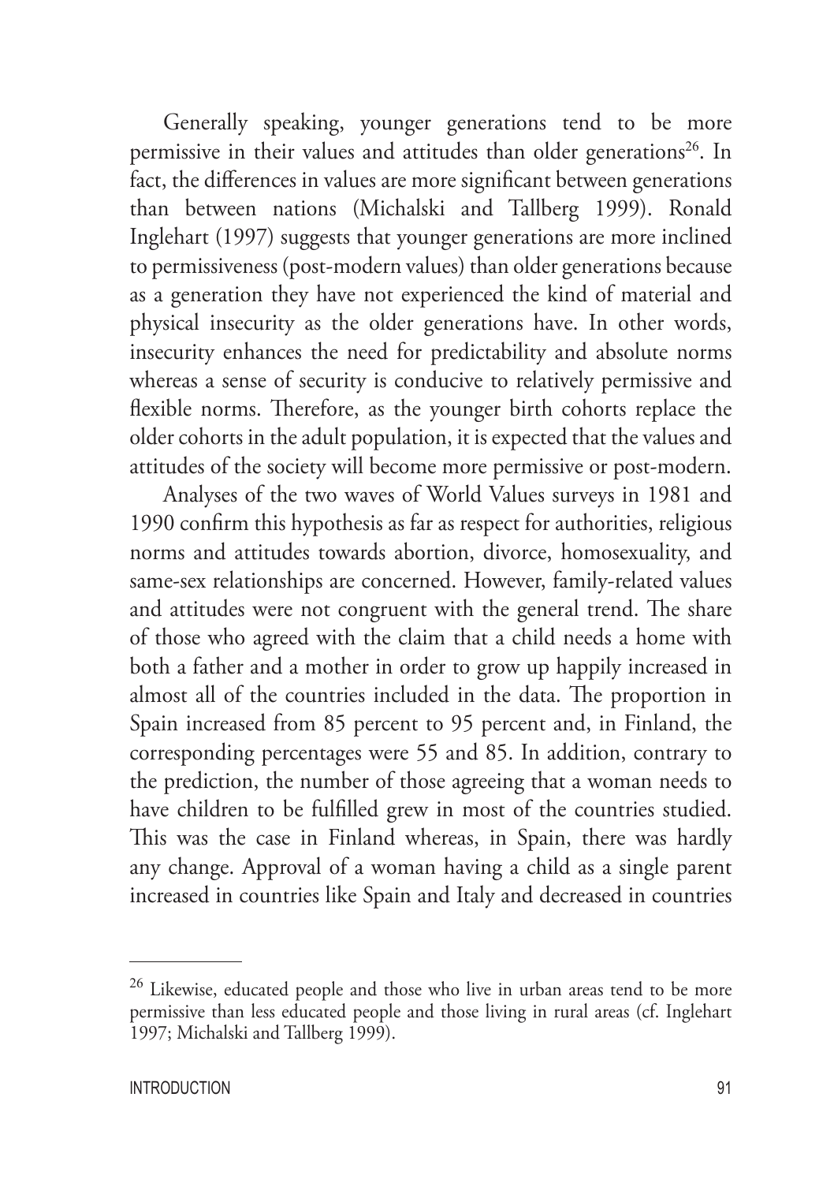Generally speaking, younger generations tend to be more permissive in their values and attitudes than older generations[26]. In fact, the differences in values are more significant between generations than between nations (Michalski and Tallberg 1999). Ronald Inglehart (1997) suggests that younger generations are more inclined to permissiveness (post-modern values) than older generations because as a generation they have not experienced the kind of material and physical insecurity as the older generations have. In other words, insecurity enhances the need for predictability and absolute norms whereas a sense of security is conducive to relatively permissive and flexible norms. Therefore, as the younger birth cohorts replace the older cohorts in the adult population, it is expected that the values and attitudes of the society will become more permissive or post-modern.

Analyses of the two waves of World Values surveys in 1981 and 1990 confirm this hypothesis as far as respect for authorities, religious norms and attitudes towards abortion, divorce, homosexuality, and same-sex relationships are concerned. However, family-related values and attitudes were not congruent with the general trend. The share of those who agreed with the claim that a child needs a home with both a father and a mother in order to grow up happily increased in almost all of the countries included in the data. The proportion in Spain increased from 85 percent to 95 percent and, in Finland, the corresponding percentages were 55 and 85. In addition, contrary to the prediction, the number of those agreeing that a woman needs to have children to be fulfilled grew in most of the countries studied. This was the case in Finland whereas, in Spain, there was hardly any change. Approval of a woman having a child as a single parent increased in countries like Spain and Italy and decreased in countries

---

[26] Likewise, educated people and those who live in urban areas tend to be more permissive than less educated people and those living in rural areas (cf. Inglehart 1997; Michalski and Tallberg 1999).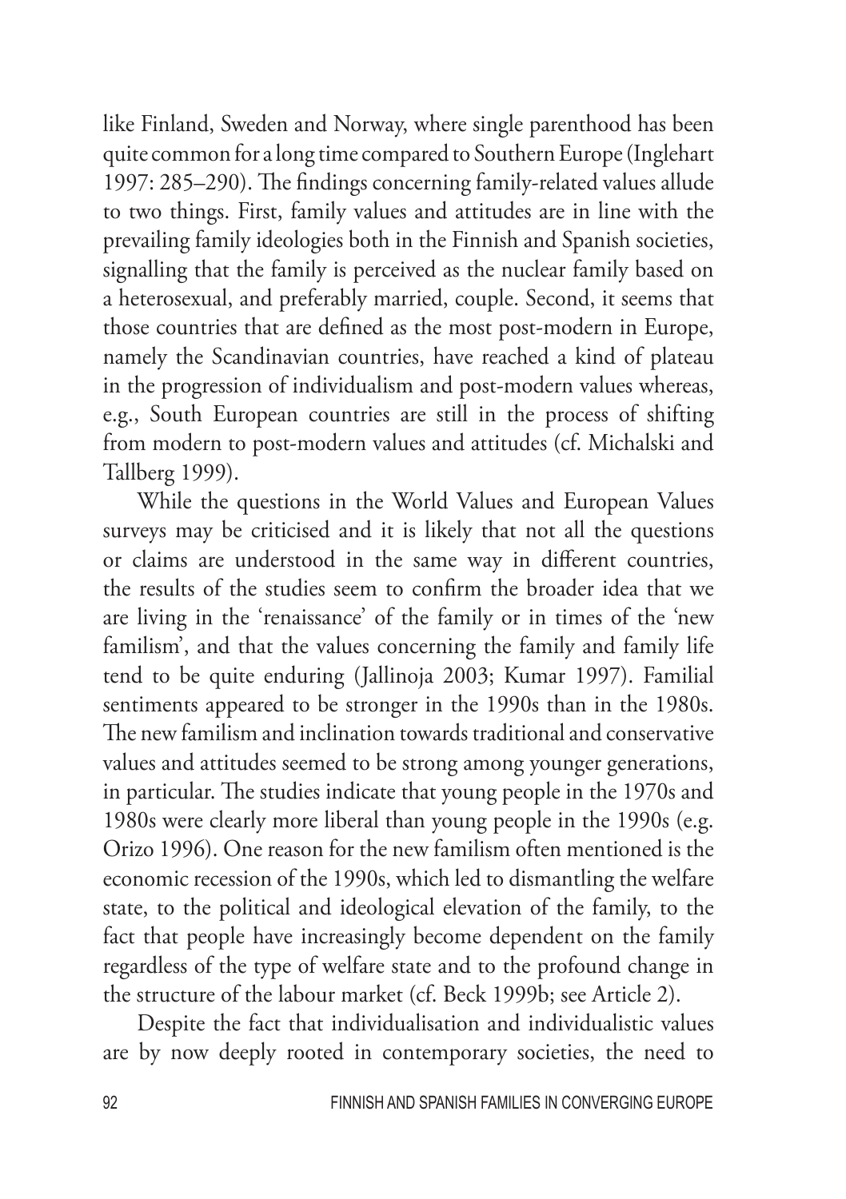like Finland, Sweden and Norway, where single parenthood has been quite common for a long time compared to Southern Europe (Inglehart 1997: 285–290). The findings concerning family-related values allude to two things. First, family values and attitudes are in line with the prevailing family ideologies both in the Finnish and Spanish societies, signalling that the family is perceived as the nuclear family based on a heterosexual, and preferably married, couple. Second, it seems that those countries that are defined as the most post-modern in Europe, namely the Scandinavian countries, have reached a kind of plateau in the progression of individualism and post-modern values whereas, e.g., South European countries are still in the process of shifting from modern to post-modern values and attitudes (cf. Michalski and Tallberg 1999).

While the questions in the World Values and European Values surveys may be criticised and it is likely that not all the questions or claims are understood in the same way in different countries, the results of the studies seem to confirm the broader idea that we are living in the 'renaissance' of the family or in times of the 'new familism', and that the values concerning the family and family life tend to be quite enduring (Jallinoja 2003; Kumar 1997). Familial sentiments appeared to be stronger in the 1990s than in the 1980s. The new familism and inclination towards traditional and conservative values and attitudes seemed to be strong among younger generations, in particular. The studies indicate that young people in the 1970s and 1980s were clearly more liberal than young people in the 1990s (e.g. Orizo 1996). One reason for the new familism often mentioned is the economic recession of the 1990s, which led to dismantling the welfare state, to the political and ideological elevation of the family, to the fact that people have increasingly become dependent on the family regardless of the type of welfare state and to the profound change in the structure of the labour market (cf. Beck 1999b; see Article 2).

Despite the fact that individualisation and individualistic values are by now deeply rooted in contemporary societies, the need to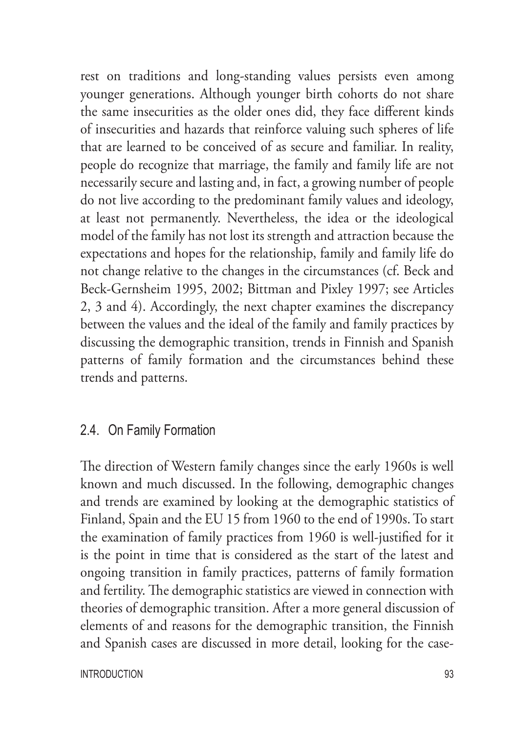rest on traditions and long-standing values persists even among younger generations. Although younger birth cohorts do not share the same insecurities as the older ones did, they face different kinds of insecurities and hazards that reinforce valuing such spheres of life that are learned to be conceived of as secure and familiar. In reality, people do recognize that marriage, the family and family life are not necessarily secure and lasting and, in fact, a growing number of people do not live according to the predominant family values and ideology, at least not permanently. Nevertheless, the idea or the ideological model of the family has not lost its strength and attraction because the expectations and hopes for the relationship, family and family life do not change relative to the changes in the circumstances (cf. Beck and Beck-Gernsheim 1995, 2002; Bittman and Pixley 1997; see Articles 2, 3 and 4). Accordingly, the next chapter examines the discrepancy between the values and the ideal of the family and family practices by discussing the demographic transition, trends in Finnish and Spanish patterns of family formation and the circumstances behind these trends and patterns.

## 2.4. On Family Formation

The direction of Western family changes since the early 1960s is well known and much discussed. In the following, demographic changes and trends are examined by looking at the demographic statistics of Finland, Spain and the EU 15 from 1960 to the end of 1990s. To start the examination of family practices from 1960 is well-justified for it is the point in time that is considered as the start of the latest and ongoing transition in family practices, patterns of family formation and fertility. The demographic statistics are viewed in connection with theories of demographic transition. After a more general discussion of elements of and reasons for the demographic transition, the Finnish and Spanish cases are discussed in more detail, looking for the case-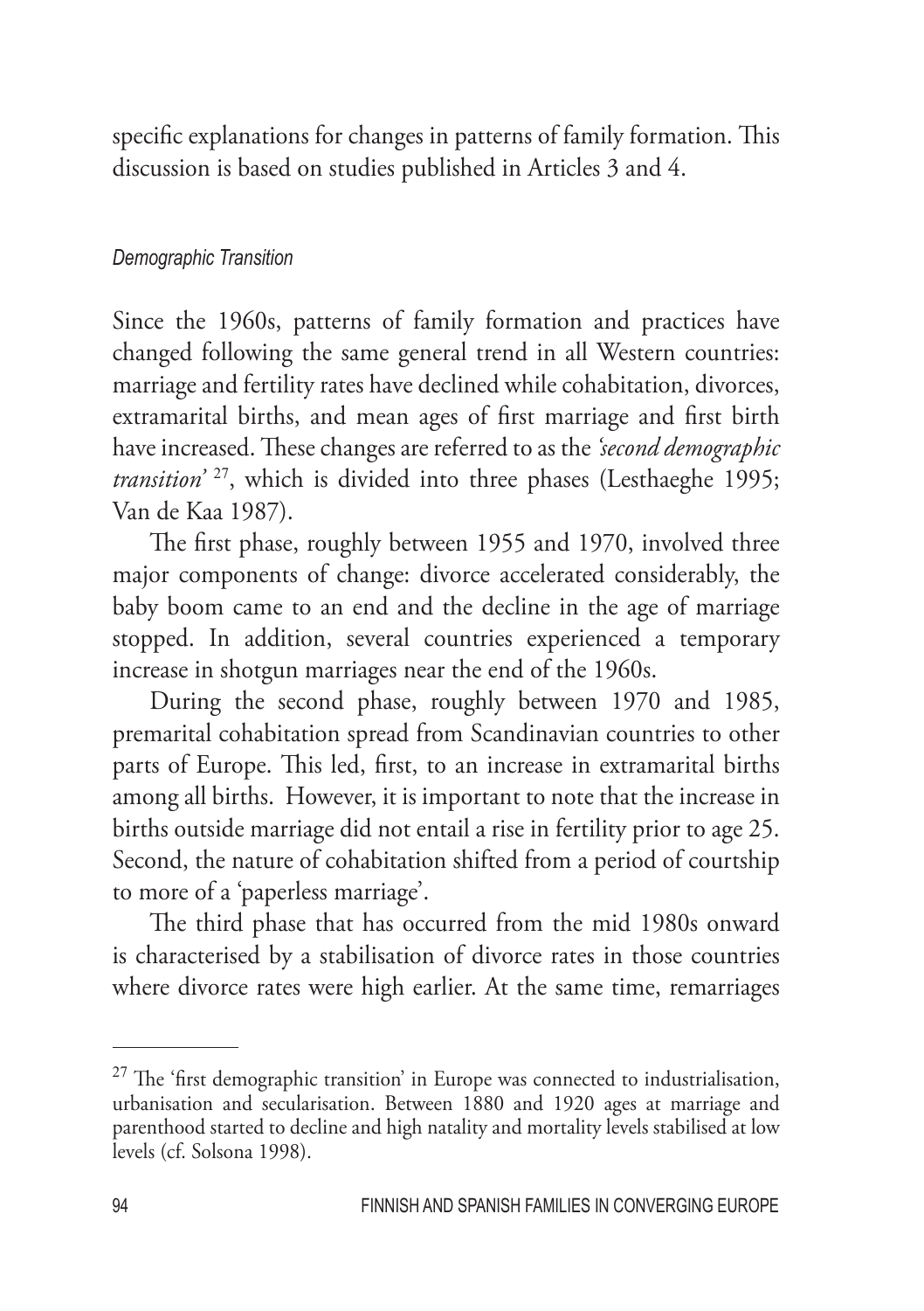specific explanations for changes in patterns of family formation. This discussion is based on studies published in Articles 3 and 4.

### *Demographic Transition*

Since the 1960s, patterns of family formation and practices have changed following the same general trend in all Western countries: marriage and fertility rates have declined while cohabitation, divorces, extramarital births, and mean ages of first marriage and first birth have increased. These changes are referred to as the *'second demographic transition'* [27], which is divided into three phases (Lesthaeghe 1995; Van de Kaa 1987).

The first phase, roughly between 1955 and 1970, involved three major components of change: divorce accelerated considerably, the baby boom came to an end and the decline in the age of marriage stopped. In addition, several countries experienced a temporary increase in shotgun marriages near the end of the 1960s.

During the second phase, roughly between 1970 and 1985, premarital cohabitation spread from Scandinavian countries to other parts of Europe. This led, first, to an increase in extramarital births among all births. However, it is important to note that the increase in births outside marriage did not entail a rise in fertility prior to age 25. Second, the nature of cohabitation shifted from a period of courtship to more of a 'paperless marriage'.

The third phase that has occurred from the mid 1980s onward is characterised by a stabilisation of divorce rates in those countries where divorce rates were high earlier. At the same time, remarriages

---

[27] The 'first demographic transition' in Europe was connected to industrialisation, urbanisation and secularisation. Between 1880 and 1920 ages at marriage and parenthood started to decline and high natality and mortality levels stabilised at low levels (cf. Solsona 1998).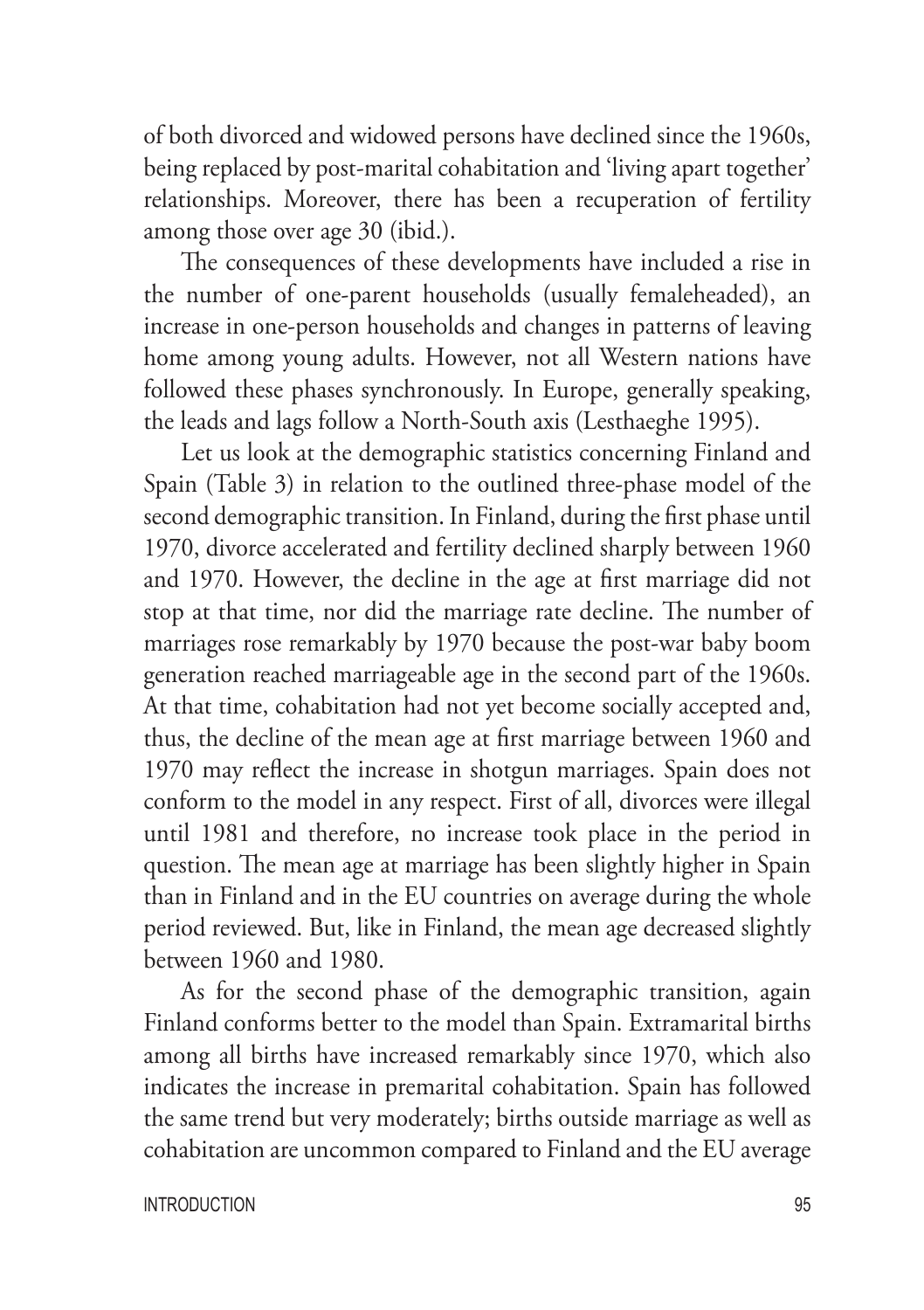of both divorced and widowed persons have declined since the 1960s, being replaced by post-marital cohabitation and 'living apart together' relationships. Moreover, there has been a recuperation of fertility among those over age 30 (ibid.).

The consequences of these developments have included a rise in the number of one-parent households (usually femaleheaded), an increase in one-person households and changes in patterns of leaving home among young adults. However, not all Western nations have followed these phases synchronously. In Europe, generally speaking, the leads and lags follow a North-South axis (Lesthaeghe 1995).

Let us look at the demographic statistics concerning Finland and Spain (Table 3) in relation to the outlined three-phase model of the second demographic transition. In Finland, during the first phase until 1970, divorce accelerated and fertility declined sharply between 1960 and 1970. However, the decline in the age at first marriage did not stop at that time, nor did the marriage rate decline. The number of marriages rose remarkably by 1970 because the post-war baby boom generation reached marriageable age in the second part of the 1960s. At that time, cohabitation had not yet become socially accepted and, thus, the decline of the mean age at first marriage between 1960 and 1970 may reflect the increase in shotgun marriages. Spain does not conform to the model in any respect. First of all, divorces were illegal until 1981 and therefore, no increase took place in the period in question. The mean age at marriage has been slightly higher in Spain than in Finland and in the EU countries on average during the whole period reviewed. But, like in Finland, the mean age decreased slightly between 1960 and 1980.

As for the second phase of the demographic transition, again Finland conforms better to the model than Spain. Extramarital births among all births have increased remarkably since 1970, which also indicates the increase in premarital cohabitation. Spain has followed the same trend but very moderately; births outside marriage as well as cohabitation are uncommon compared to Finland and the EU average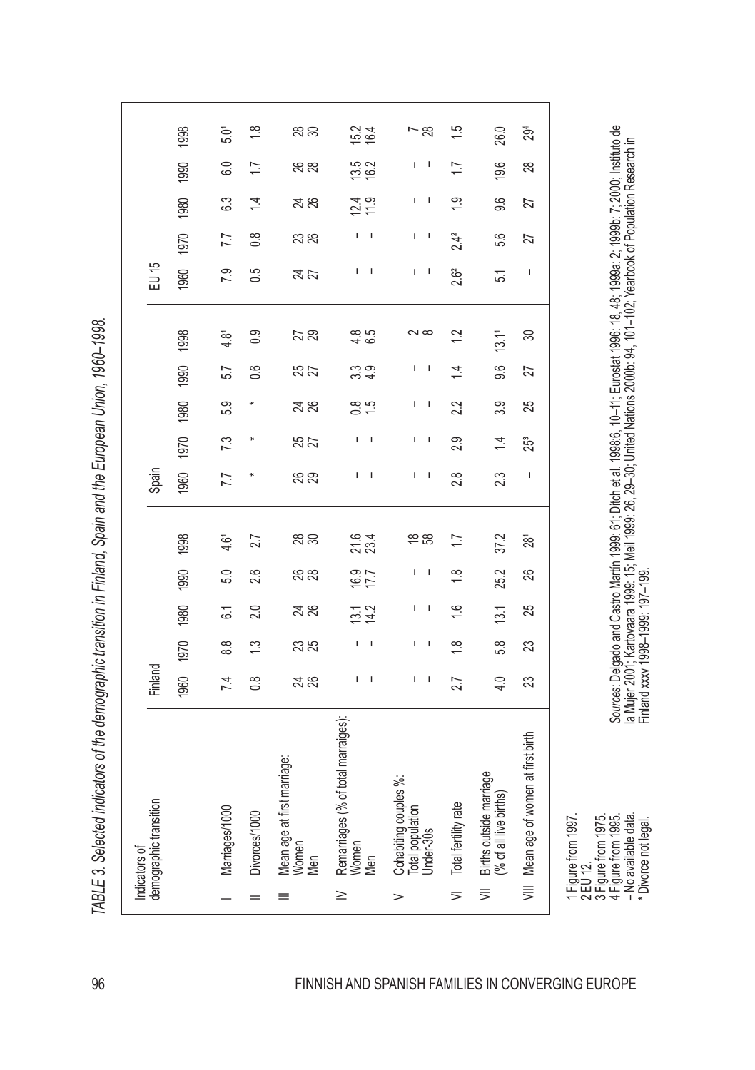*TABLE 3. Selected indicators of the demographic transition in Finland, Spain and the European Union, 1960–1998.*

| | Indicators of demographic transition | Finland | | | | | Spain | | | | | EU 15 | | | | |
|---|---|---|---|---|---|---|---|---|---|---|---|---|---|---|---|---|
| | | 1960 | 1970 | 1980 | 1990 | 1998 | 1960 | 1970 | 1980 | 1990 | 1998 | 1960 | 1970 | 1980 | 1990 | 1998 |
| I | Marriages/1000 | 7.4 | 8.8 | 6.1 | 5.0 | 4.6[1] | 7.7 | 7.3 | 5.9 | 5.7 | 4.8[1] | 7.9 | 7.7 | 6.3 | 6.0 | 5.0[1] |
| II | Divorces/1000 | 0.8 | 1.3 | 2.0 | 2.6 | 2.7 | * | * | * | 0.6 | 0.9 | 0.5 | 0.8 | 1.4 | 1.7 | 1.8 |
| III | Mean age at first marriage: | | | | | | | | | | | | | | | |
| | Women | 24 | 23 | 24 | 26 | 28 | 26 | 25 | 24 | 25 | 27 | 24 | 23 | 24 | 26 | 28 |
| | Men | 26 | 25 | 26 | 28 | 30 | 29 | 27 | 26 | 27 | 29 | 27 | 26 | 26 | 28 | 30 |
| IV | Remarriages (% of total marraiges): | | | | | | | | | | | | | | | |
| | Women | – | – | 13.1 | 16.9 | 21.6 | – | – | 0.8 | 3.3 | 4.8 | – | – | 12.4 | 13.5 | 15.2 |
| | Men | – | – | 14.2 | 17.7 | 23.4 | – | – | 1.5 | 4.9 | 6.5 | – | – | 11.9 | 16.2 | 16.4 |
| V | Cohabiting couples %: | | | | | | | | | | | | | | | |
| | Total population | – | – | – | – | 18 | – | – | – | – | 2 | – | – | – | – | 7 |
| | Under-30s | – | – | – | – | 58 | – | – | – | – | 8 | – | – | – | – | 28 |
| VI | Total fertility rate | 2.7 | 1.8 | 1.6 | 1.8 | 1.7 | 2.8 | 2.9 | 2.2 | 1.4 | 1.2 | 2.6[2] | 2.4[2] | 1.9 | 1.7 | 1.5 |
| VII | Births outside marriage (% of all live births) | 4.0 | 5.8 | 13.1 | 25.2 | 37.2 | 2.3 | 1.4 | 3.9 | 9.6 | 13.1[1] | 5.1 | 5.6 | 9.6 | 19.6 | 26.0 |
| VIII | Mean age of women at first birth | 23 | 23 | 25 | 26 | 28[1] | – | 25[3] | 25 | 27 | 30 | – | 27 | 27 | 28 | 29[4] |

1 Figure from 1997.
2 EU 12.
3 Figure from 1975.
4 Figure from 1995.
– No available data.
\* Divorce not legal.

*Sources*: Delgado and Castro Martín 1999: 61; Ditch et al. 1998:6, 10–11; Eurostat 1996: 18, 48; 1999a: 2; 1999b: 7; 2000; Instituto de la Mujer 2001; Kartovaara 1999: 15; Meil 1999: 26, 29–30; United Nations 2000b: 94, 101–102; Yearbook of Population Research in Finland xxxv 1998–1999: 197–199.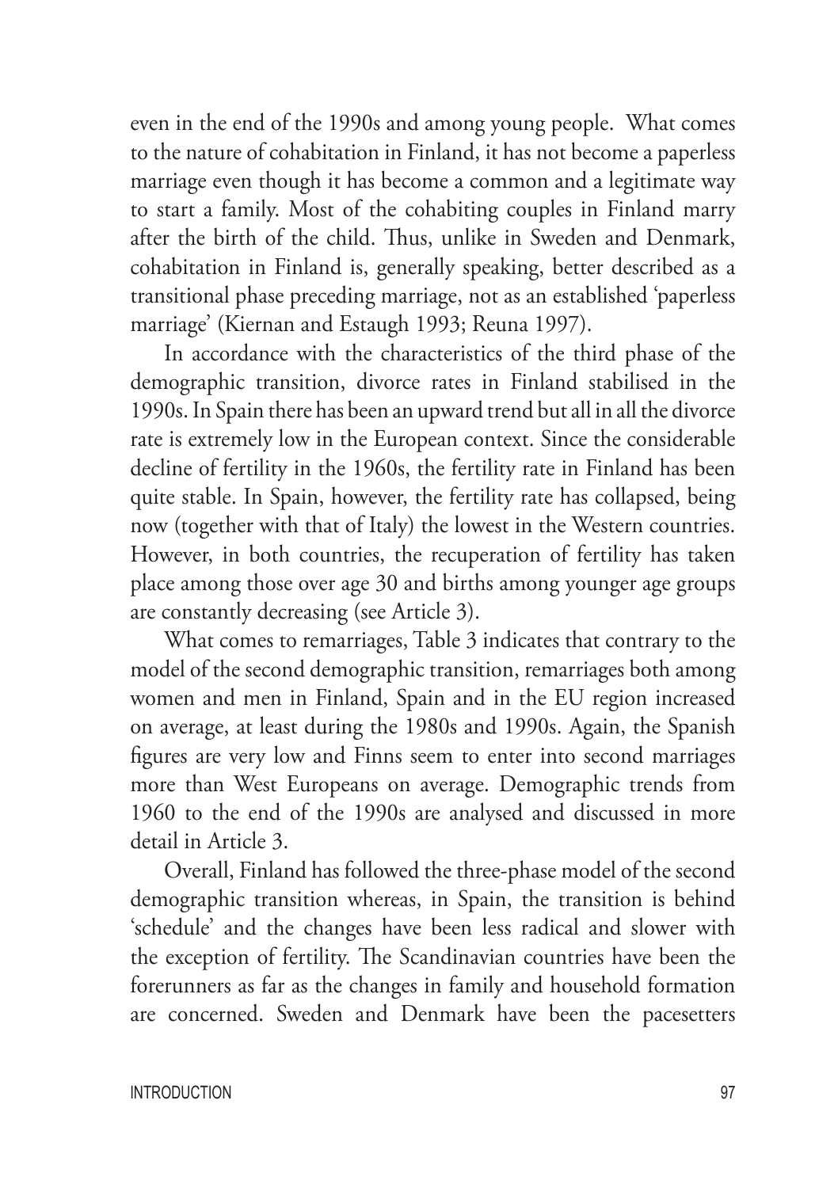even in the end of the 1990s and among young people. What comes to the nature of cohabitation in Finland, it has not become a paperless marriage even though it has become a common and a legitimate way to start a family. Most of the cohabiting couples in Finland marry after the birth of the child. Thus, unlike in Sweden and Denmark, cohabitation in Finland is, generally speaking, better described as a transitional phase preceding marriage, not as an established 'paperless marriage' (Kiernan and Estaugh 1993; Reuna 1997).

In accordance with the characteristics of the third phase of the demographic transition, divorce rates in Finland stabilised in the 1990s. In Spain there has been an upward trend but all in all the divorce rate is extremely low in the European context. Since the considerable decline of fertility in the 1960s, the fertility rate in Finland has been quite stable. In Spain, however, the fertility rate has collapsed, being now (together with that of Italy) the lowest in the Western countries. However, in both countries, the recuperation of fertility has taken place among those over age 30 and births among younger age groups are constantly decreasing (see Article 3).

What comes to remarriages, Table 3 indicates that contrary to the model of the second demographic transition, remarriages both among women and men in Finland, Spain and in the EU region increased on average, at least during the 1980s and 1990s. Again, the Spanish figures are very low and Finns seem to enter into second marriages more than West Europeans on average. Demographic trends from 1960 to the end of the 1990s are analysed and discussed in more detail in Article 3.

Overall, Finland has followed the three-phase model of the second demographic transition whereas, in Spain, the transition is behind 'schedule' and the changes have been less radical and slower with the exception of fertility. The Scandinavian countries have been the forerunners as far as the changes in family and household formation are concerned. Sweden and Denmark have been the pacesetters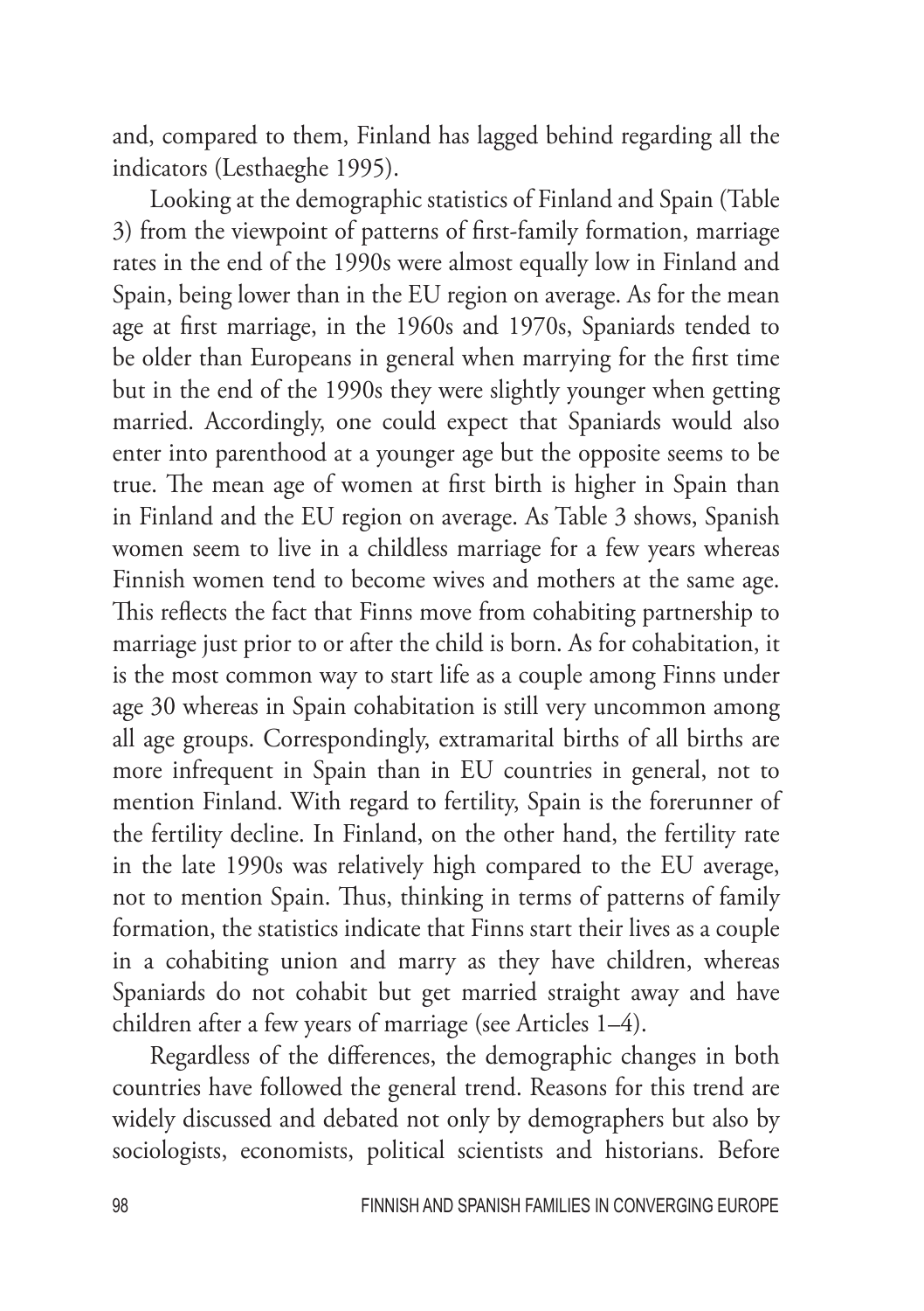and, compared to them, Finland has lagged behind regarding all the indicators (Lesthaeghe 1995).

Looking at the demographic statistics of Finland and Spain (Table 3) from the viewpoint of patterns of first-family formation, marriage rates in the end of the 1990s were almost equally low in Finland and Spain, being lower than in the EU region on average. As for the mean age at first marriage, in the 1960s and 1970s, Spaniards tended to be older than Europeans in general when marrying for the first time but in the end of the 1990s they were slightly younger when getting married. Accordingly, one could expect that Spaniards would also enter into parenthood at a younger age but the opposite seems to be true. The mean age of women at first birth is higher in Spain than in Finland and the EU region on average. As Table 3 shows, Spanish women seem to live in a childless marriage for a few years whereas Finnish women tend to become wives and mothers at the same age. This reflects the fact that Finns move from cohabiting partnership to marriage just prior to or after the child is born. As for cohabitation, it is the most common way to start life as a couple among Finns under age 30 whereas in Spain cohabitation is still very uncommon among all age groups. Correspondingly, extramarital births of all births are more infrequent in Spain than in EU countries in general, not to mention Finland. With regard to fertility, Spain is the forerunner of the fertility decline. In Finland, on the other hand, the fertility rate in the late 1990s was relatively high compared to the EU average, not to mention Spain. Thus, thinking in terms of patterns of family formation, the statistics indicate that Finns start their lives as a couple in a cohabiting union and marry as they have children, whereas Spaniards do not cohabit but get married straight away and have children after a few years of marriage (see Articles 1–4).

Regardless of the differences, the demographic changes in both countries have followed the general trend. Reasons for this trend are widely discussed and debated not only by demographers but also by sociologists, economists, political scientists and historians. Before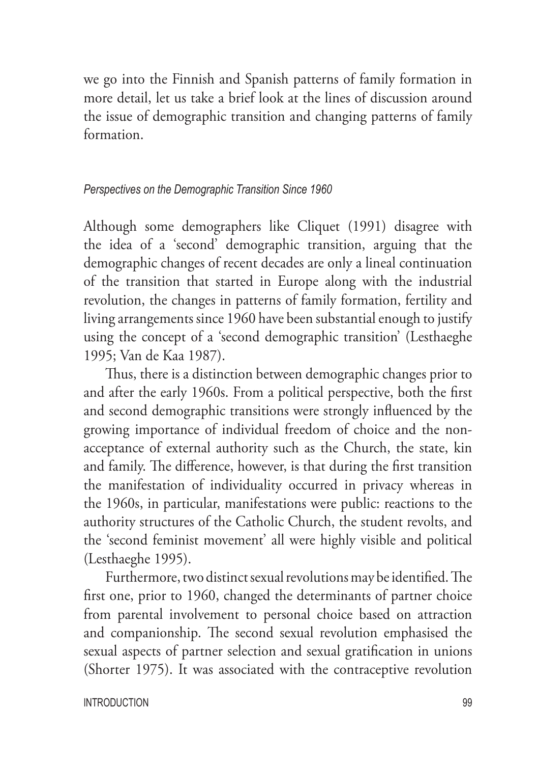we go into the Finnish and Spanish patterns of family formation in more detail, let us take a brief look at the lines of discussion around the issue of demographic transition and changing patterns of family formation.

### *Perspectives on the Demographic Transition Since 1960*

Although some demographers like Cliquet (1991) disagree with the idea of a 'second' demographic transition, arguing that the demographic changes of recent decades are only a lineal continuation of the transition that started in Europe along with the industrial revolution, the changes in patterns of family formation, fertility and living arrangements since 1960 have been substantial enough to justify using the concept of a 'second demographic transition' (Lesthaeghe 1995; Van de Kaa 1987).

Thus, there is a distinction between demographic changes prior to and after the early 1960s. From a political perspective, both the first and second demographic transitions were strongly influenced by the growing importance of individual freedom of choice and the non-acceptance of external authority such as the Church, the state, kin and family. The difference, however, is that during the first transition the manifestation of individuality occurred in privacy whereas in the 1960s, in particular, manifestations were public: reactions to the authority structures of the Catholic Church, the student revolts, and the 'second feminist movement' all were highly visible and political (Lesthaeghe 1995).

Furthermore, two distinct sexual revolutions may be identified. The first one, prior to 1960, changed the determinants of partner choice from parental involvement to personal choice based on attraction and companionship. The second sexual revolution emphasised the sexual aspects of partner selection and sexual gratification in unions (Shorter 1975). It was associated with the contraceptive revolution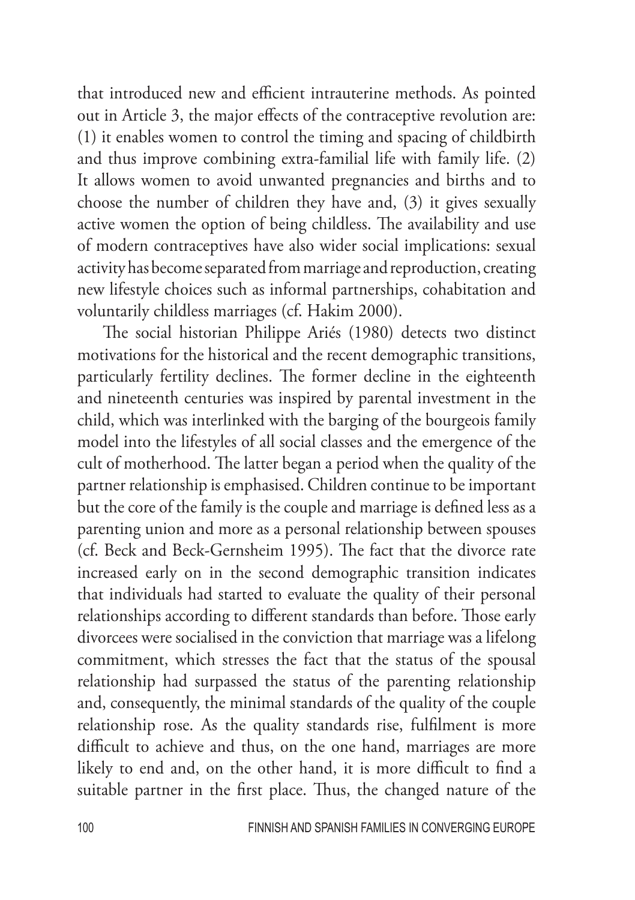that introduced new and efficient intrauterine methods. As pointed out in Article 3, the major effects of the contraceptive revolution are: (1) it enables women to control the timing and spacing of childbirth and thus improve combining extra-familial life with family life. (2) It allows women to avoid unwanted pregnancies and births and to choose the number of children they have and, (3) it gives sexually active women the option of being childless. The availability and use of modern contraceptives have also wider social implications: sexual activity has become separated from marriage and reproduction, creating new lifestyle choices such as informal partnerships, cohabitation and voluntarily childless marriages (cf. Hakim 2000).

The social historian Philippe Ariés (1980) detects two distinct motivations for the historical and the recent demographic transitions, particularly fertility declines. The former decline in the eighteenth and nineteenth centuries was inspired by parental investment in the child, which was interlinked with the barging of the bourgeois family model into the lifestyles of all social classes and the emergence of the cult of motherhood. The latter began a period when the quality of the partner relationship is emphasised. Children continue to be important but the core of the family is the couple and marriage is defined less as a parenting union and more as a personal relationship between spouses (cf. Beck and Beck-Gernsheim 1995). The fact that the divorce rate increased early on in the second demographic transition indicates that individuals had started to evaluate the quality of their personal relationships according to different standards than before. Those early divorcees were socialised in the conviction that marriage was a lifelong commitment, which stresses the fact that the status of the spousal relationship had surpassed the status of the parenting relationship and, consequently, the minimal standards of the quality of the couple relationship rose. As the quality standards rise, fulfilment is more difficult to achieve and thus, on the one hand, marriages are more likely to end and, on the other hand, it is more difficult to find a suitable partner in the first place. Thus, the changed nature of the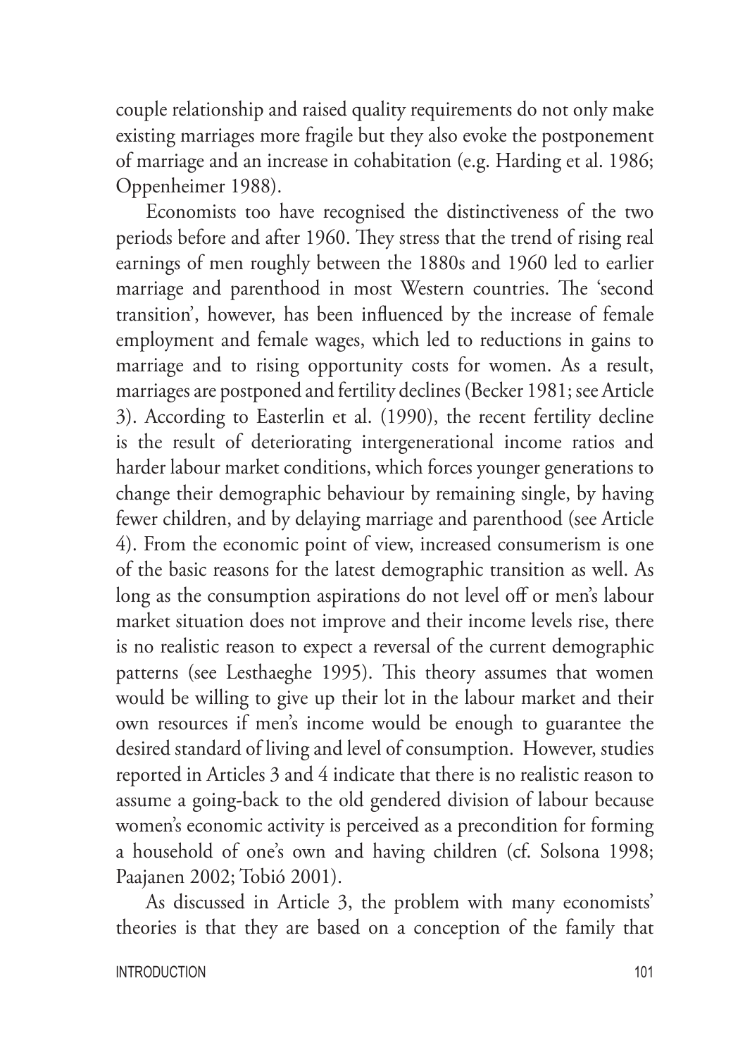couple relationship and raised quality requirements do not only make existing marriages more fragile but they also evoke the postponement of marriage and an increase in cohabitation (e.g. Harding et al. 1986; Oppenheimer 1988).

Economists too have recognised the distinctiveness of the two periods before and after 1960. They stress that the trend of rising real earnings of men roughly between the 1880s and 1960 led to earlier marriage and parenthood in most Western countries. The 'second transition', however, has been influenced by the increase of female employment and female wages, which led to reductions in gains to marriage and to rising opportunity costs for women. As a result, marriages are postponed and fertility declines (Becker 1981; see Article 3). According to Easterlin et al. (1990), the recent fertility decline is the result of deteriorating intergenerational income ratios and harder labour market conditions, which forces younger generations to change their demographic behaviour by remaining single, by having fewer children, and by delaying marriage and parenthood (see Article 4). From the economic point of view, increased consumerism is one of the basic reasons for the latest demographic transition as well. As long as the consumption aspirations do not level off or men's labour market situation does not improve and their income levels rise, there is no realistic reason to expect a reversal of the current demographic patterns (see Lesthaeghe 1995). This theory assumes that women would be willing to give up their lot in the labour market and their own resources if men's income would be enough to guarantee the desired standard of living and level of consumption. However, studies reported in Articles 3 and 4 indicate that there is no realistic reason to assume a going-back to the old gendered division of labour because women's economic activity is perceived as a precondition for forming a household of one's own and having children (cf. Solsona 1998; Paajanen 2002; Tobió 2001).

As discussed in Article 3, the problem with many economists' theories is that they are based on a conception of the family that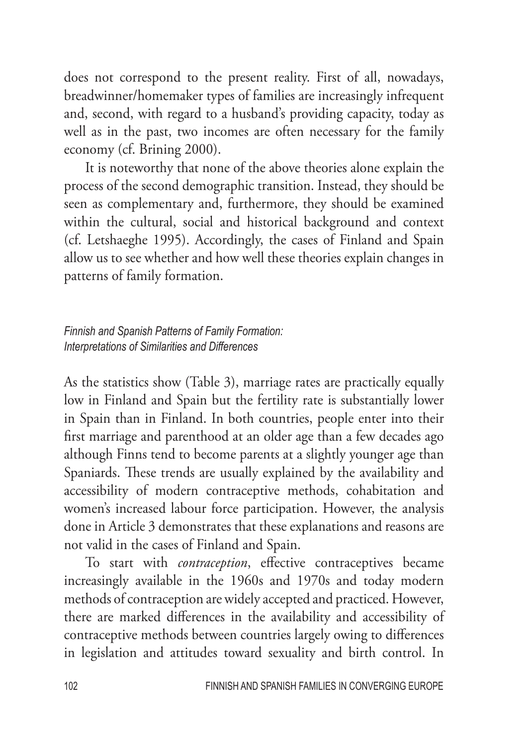does not correspond to the present reality. First of all, nowadays, breadwinner/homemaker types of families are increasingly infrequent and, second, with regard to a husband's providing capacity, today as well as in the past, two incomes are often necessary for the family economy (cf. Brining 2000).

It is noteworthy that none of the above theories alone explain the process of the second demographic transition. Instead, they should be seen as complementary and, furthermore, they should be examined within the cultural, social and historical background and context (cf. Letshaeghe 1995). Accordingly, the cases of Finland and Spain allow us to see whether and how well these theories explain changes in patterns of family formation.

### *Finnish and Spanish Patterns of Family Formation: Interpretations of Similarities and Differences*

As the statistics show (Table 3), marriage rates are practically equally low in Finland and Spain but the fertility rate is substantially lower in Spain than in Finland. In both countries, people enter into their first marriage and parenthood at an older age than a few decades ago although Finns tend to become parents at a slightly younger age than Spaniards. These trends are usually explained by the availability and accessibility of modern contraceptive methods, cohabitation and women's increased labour force participation. However, the analysis done in Article 3 demonstrates that these explanations and reasons are not valid in the cases of Finland and Spain.

To start with *contraception*, effective contraceptives became increasingly available in the 1960s and 1970s and today modern methods of contraception are widely accepted and practiced. However, there are marked differences in the availability and accessibility of contraceptive methods between countries largely owing to differences in legislation and attitudes toward sexuality and birth control. In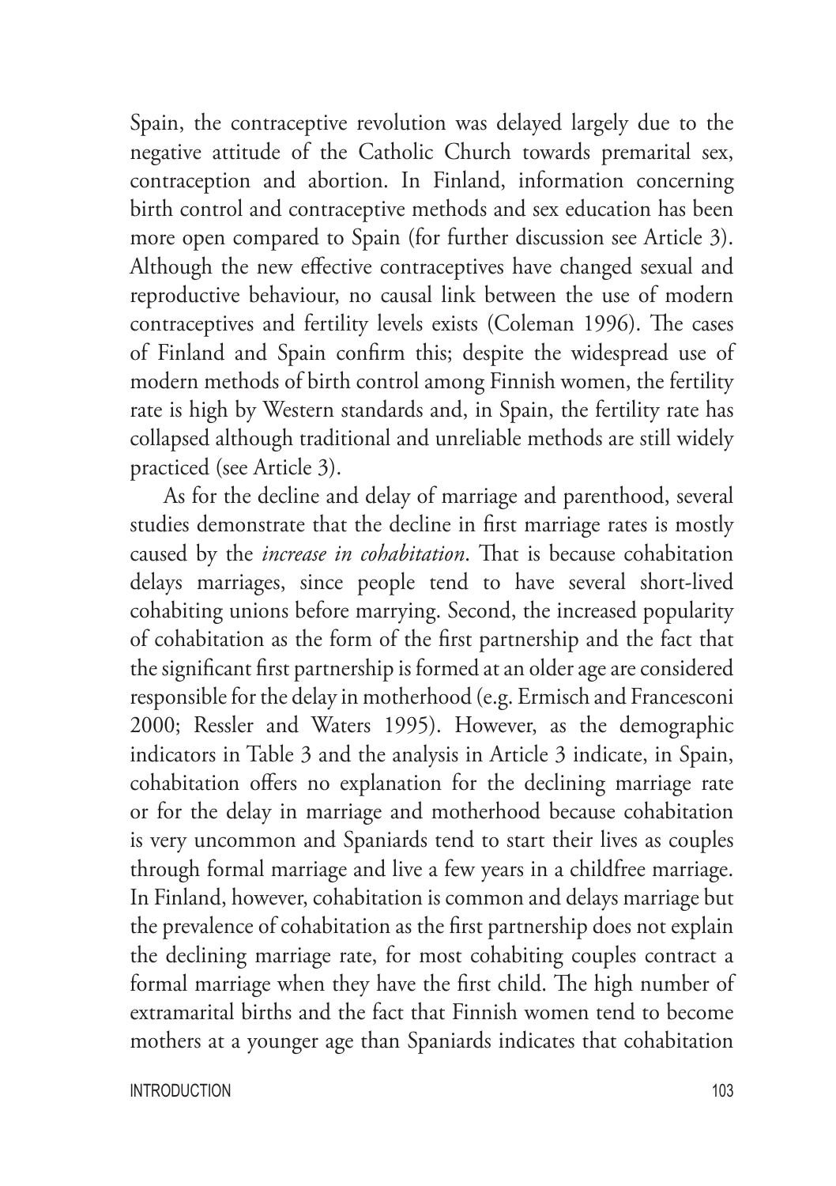Spain, the contraceptive revolution was delayed largely due to the negative attitude of the Catholic Church towards premarital sex, contraception and abortion. In Finland, information concerning birth control and contraceptive methods and sex education has been more open compared to Spain (for further discussion see Article 3). Although the new effective contraceptives have changed sexual and reproductive behaviour, no causal link between the use of modern contraceptives and fertility levels exists (Coleman 1996). The cases of Finland and Spain confirm this; despite the widespread use of modern methods of birth control among Finnish women, the fertility rate is high by Western standards and, in Spain, the fertility rate has collapsed although traditional and unreliable methods are still widely practiced (see Article 3).

As for the decline and delay of marriage and parenthood, several studies demonstrate that the decline in first marriage rates is mostly caused by the *increase in cohabitation*. That is because cohabitation delays marriages, since people tend to have several short-lived cohabiting unions before marrying. Second, the increased popularity of cohabitation as the form of the first partnership and the fact that the significant first partnership is formed at an older age are considered responsible for the delay in motherhood (e.g. Ermisch and Francesconi 2000; Ressler and Waters 1995). However, as the demographic indicators in Table 3 and the analysis in Article 3 indicate, in Spain, cohabitation offers no explanation for the declining marriage rate or for the delay in marriage and motherhood because cohabitation is very uncommon and Spaniards tend to start their lives as couples through formal marriage and live a few years in a childfree marriage. In Finland, however, cohabitation is common and delays marriage but the prevalence of cohabitation as the first partnership does not explain the declining marriage rate, for most cohabiting couples contract a formal marriage when they have the first child. The high number of extramarital births and the fact that Finnish women tend to become mothers at a younger age than Spaniards indicates that cohabitation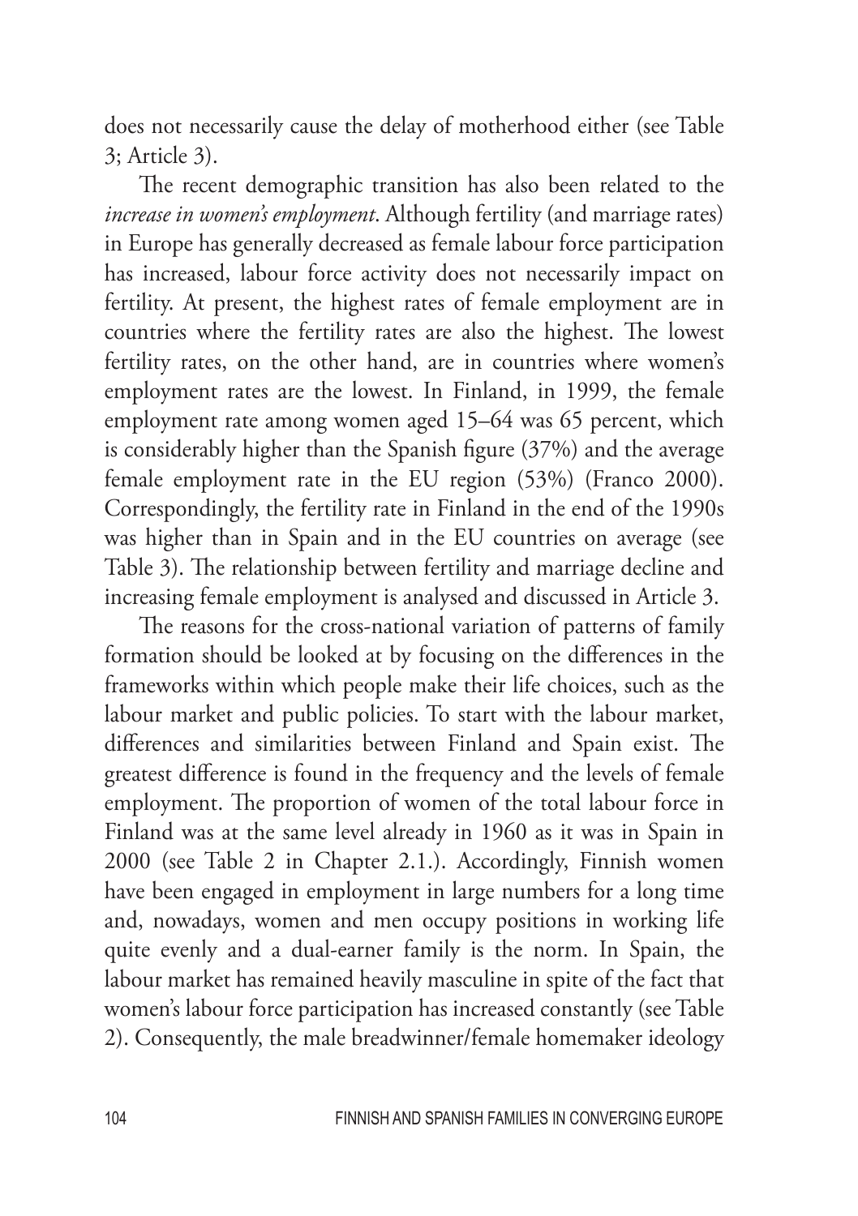does not necessarily cause the delay of motherhood either (see Table 3; Article 3).

The recent demographic transition has also been related to the *increase in women's employment*. Although fertility (and marriage rates) in Europe has generally decreased as female labour force participation has increased, labour force activity does not necessarily impact on fertility. At present, the highest rates of female employment are in countries where the fertility rates are also the highest. The lowest fertility rates, on the other hand, are in countries where women's employment rates are the lowest. In Finland, in 1999, the female employment rate among women aged 15–64 was 65 percent, which is considerably higher than the Spanish figure (37%) and the average female employment rate in the EU region (53%) (Franco 2000). Correspondingly, the fertility rate in Finland in the end of the 1990s was higher than in Spain and in the EU countries on average (see Table 3). The relationship between fertility and marriage decline and increasing female employment is analysed and discussed in Article 3.

The reasons for the cross-national variation of patterns of family formation should be looked at by focusing on the differences in the frameworks within which people make their life choices, such as the labour market and public policies. To start with the labour market, differences and similarities between Finland and Spain exist. The greatest difference is found in the frequency and the levels of female employment. The proportion of women of the total labour force in Finland was at the same level already in 1960 as it was in Spain in 2000 (see Table 2 in Chapter 2.1.). Accordingly, Finnish women have been engaged in employment in large numbers for a long time and, nowadays, women and men occupy positions in working life quite evenly and a dual-earner family is the norm. In Spain, the labour market has remained heavily masculine in spite of the fact that women's labour force participation has increased constantly (see Table 2). Consequently, the male breadwinner/female homemaker ideology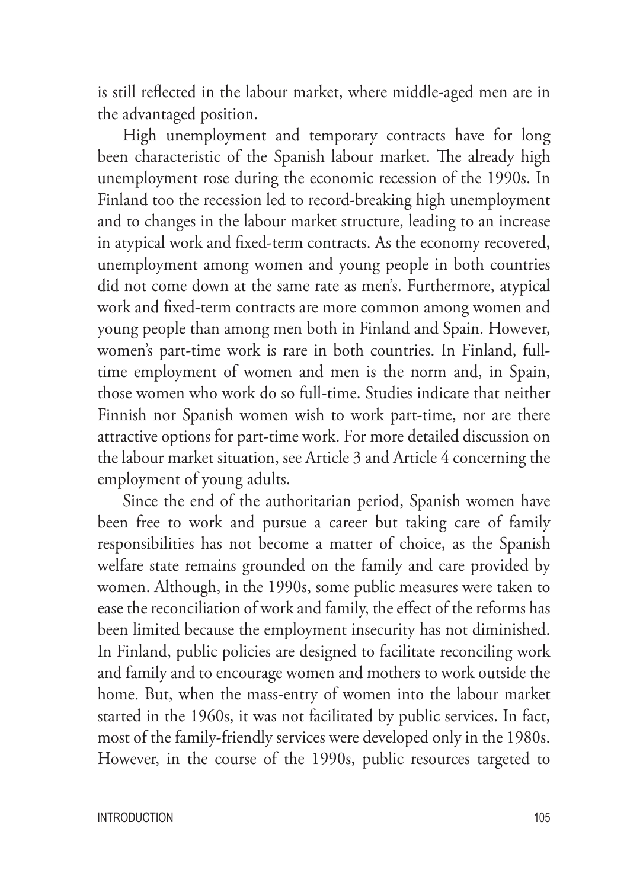is still reflected in the labour market, where middle-aged men are in the advantaged position.

High unemployment and temporary contracts have for long been characteristic of the Spanish labour market. The already high unemployment rose during the economic recession of the 1990s. In Finland too the recession led to record-breaking high unemployment and to changes in the labour market structure, leading to an increase in atypical work and fixed-term contracts. As the economy recovered, unemployment among women and young people in both countries did not come down at the same rate as men's. Furthermore, atypical work and fixed-term contracts are more common among women and young people than among men both in Finland and Spain. However, women's part-time work is rare in both countries. In Finland, full-time employment of women and men is the norm and, in Spain, those women who work do so full-time. Studies indicate that neither Finnish nor Spanish women wish to work part-time, nor are there attractive options for part-time work. For more detailed discussion on the labour market situation, see Article 3 and Article 4 concerning the employment of young adults.

Since the end of the authoritarian period, Spanish women have been free to work and pursue a career but taking care of family responsibilities has not become a matter of choice, as the Spanish welfare state remains grounded on the family and care provided by women. Although, in the 1990s, some public measures were taken to ease the reconciliation of work and family, the effect of the reforms has been limited because the employment insecurity has not diminished. In Finland, public policies are designed to facilitate reconciling work and family and to encourage women and mothers to work outside the home. But, when the mass-entry of women into the labour market started in the 1960s, it was not facilitated by public services. In fact, most of the family-friendly services were developed only in the 1980s. However, in the course of the 1990s, public resources targeted to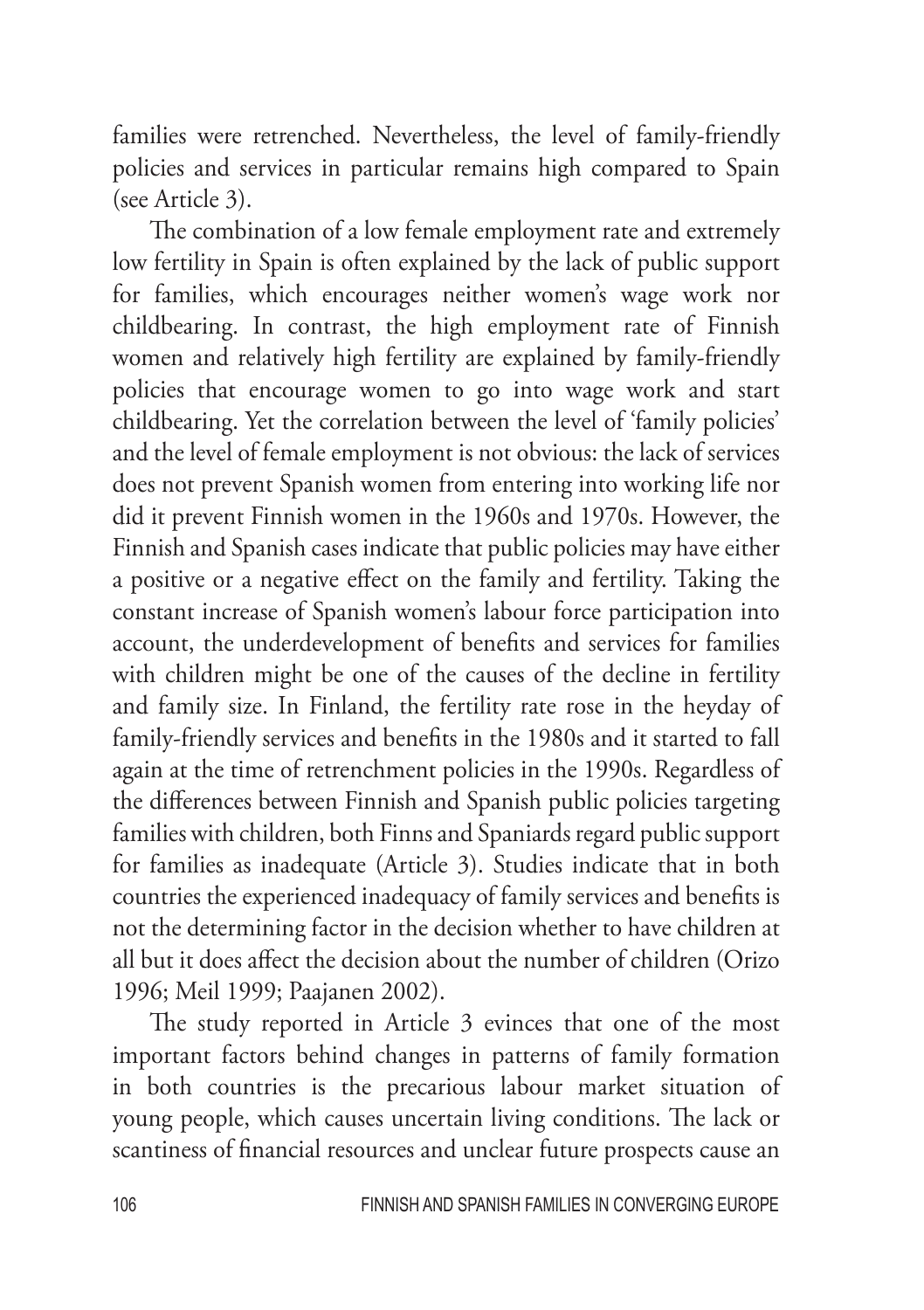families were retrenched. Nevertheless, the level of family-friendly policies and services in particular remains high compared to Spain (see Article 3).

The combination of a low female employment rate and extremely low fertility in Spain is often explained by the lack of public support for families, which encourages neither women's wage work nor childbearing. In contrast, the high employment rate of Finnish women and relatively high fertility are explained by family-friendly policies that encourage women to go into wage work and start childbearing. Yet the correlation between the level of 'family policies' and the level of female employment is not obvious: the lack of services does not prevent Spanish women from entering into working life nor did it prevent Finnish women in the 1960s and 1970s. However, the Finnish and Spanish cases indicate that public policies may have either a positive or a negative effect on the family and fertility. Taking the constant increase of Spanish women's labour force participation into account, the underdevelopment of benefits and services for families with children might be one of the causes of the decline in fertility and family size. In Finland, the fertility rate rose in the heyday of family-friendly services and benefits in the 1980s and it started to fall again at the time of retrenchment policies in the 1990s. Regardless of the differences between Finnish and Spanish public policies targeting families with children, both Finns and Spaniards regard public support for families as inadequate (Article 3). Studies indicate that in both countries the experienced inadequacy of family services and benefits is not the determining factor in the decision whether to have children at all but it does affect the decision about the number of children (Orizo 1996; Meil 1999; Paajanen 2002).

The study reported in Article 3 evinces that one of the most important factors behind changes in patterns of family formation in both countries is the precarious labour market situation of young people, which causes uncertain living conditions. The lack or scantiness of financial resources and unclear future prospects cause an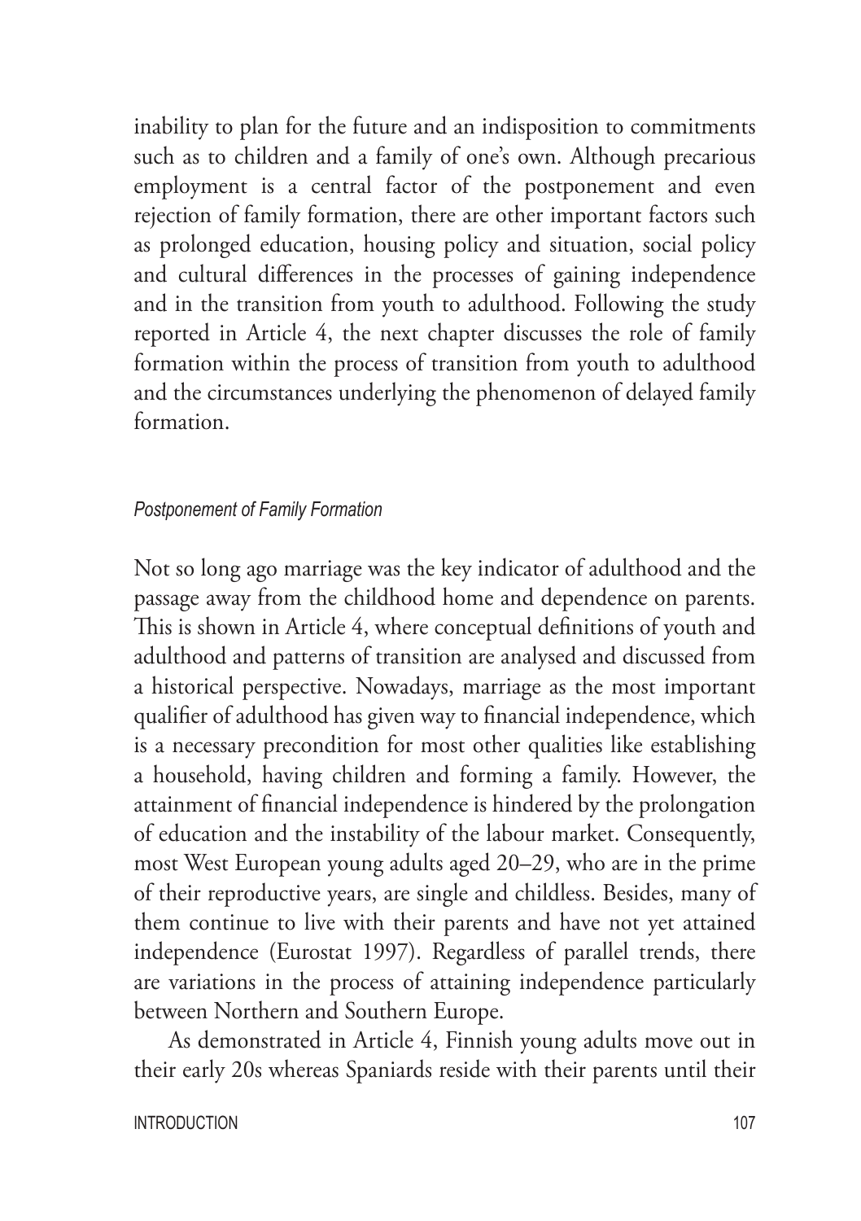inability to plan for the future and an indisposition to commitments such as to children and a family of one's own. Although precarious employment is a central factor of the postponement and even rejection of family formation, there are other important factors such as prolonged education, housing policy and situation, social policy and cultural differences in the processes of gaining independence and in the transition from youth to adulthood. Following the study reported in Article 4, the next chapter discusses the role of family formation within the process of transition from youth to adulthood and the circumstances underlying the phenomenon of delayed family formation.

### *Postponement of Family Formation*

Not so long ago marriage was the key indicator of adulthood and the passage away from the childhood home and dependence on parents. This is shown in Article 4, where conceptual definitions of youth and adulthood and patterns of transition are analysed and discussed from a historical perspective. Nowadays, marriage as the most important qualifier of adulthood has given way to financial independence, which is a necessary precondition for most other qualities like establishing a household, having children and forming a family. However, the attainment of financial independence is hindered by the prolongation of education and the instability of the labour market. Consequently, most West European young adults aged 20–29, who are in the prime of their reproductive years, are single and childless. Besides, many of them continue to live with their parents and have not yet attained independence (Eurostat 1997). Regardless of parallel trends, there are variations in the process of attaining independence particularly between Northern and Southern Europe.

As demonstrated in Article 4, Finnish young adults move out in their early 20s whereas Spaniards reside with their parents until their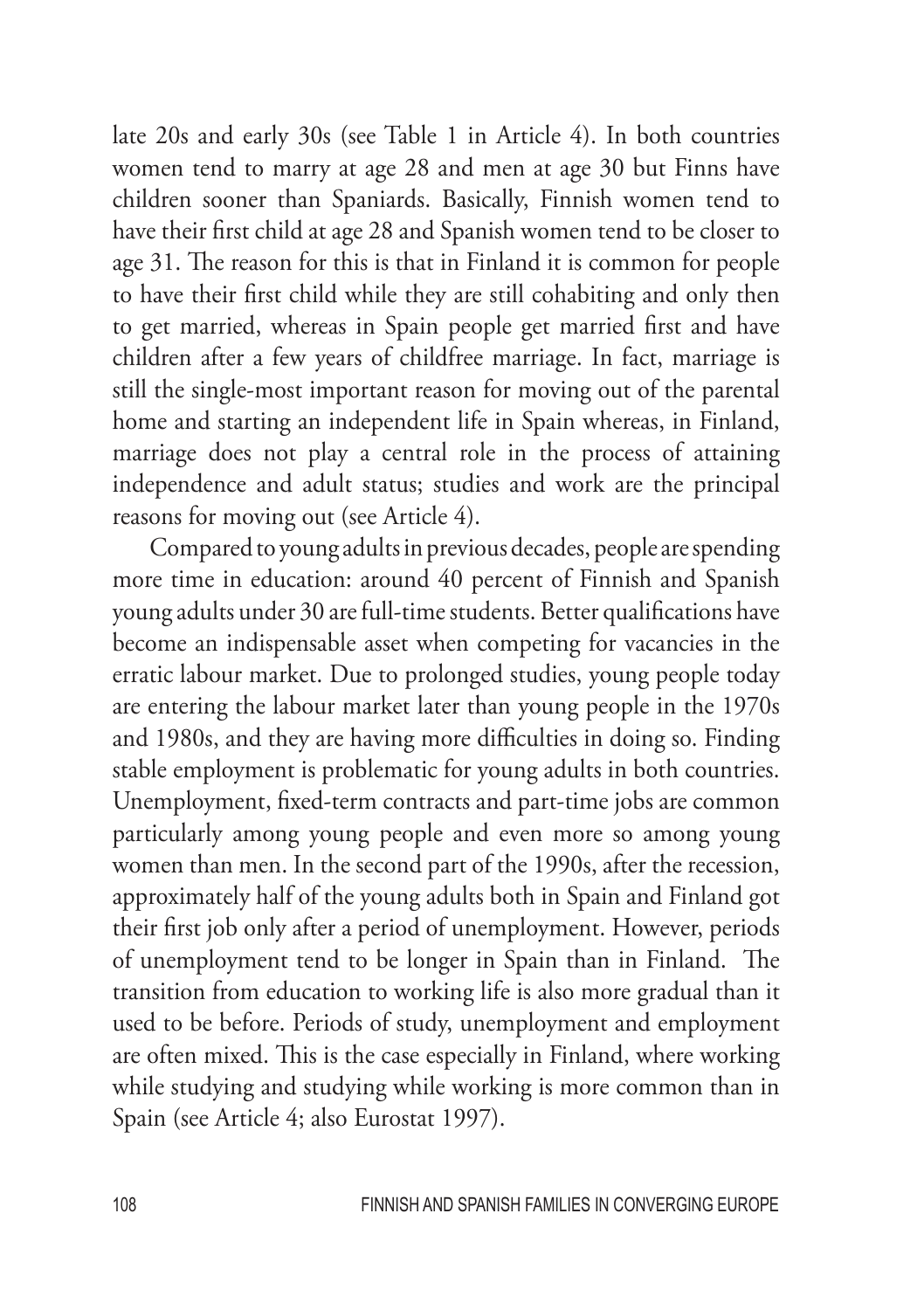late 20s and early 30s (see Table 1 in Article 4). In both countries women tend to marry at age 28 and men at age 30 but Finns have children sooner than Spaniards. Basically, Finnish women tend to have their first child at age 28 and Spanish women tend to be closer to age 31. The reason for this is that in Finland it is common for people to have their first child while they are still cohabiting and only then to get married, whereas in Spain people get married first and have children after a few years of childfree marriage. In fact, marriage is still the single-most important reason for moving out of the parental home and starting an independent life in Spain whereas, in Finland, marriage does not play a central role in the process of attaining independence and adult status; studies and work are the principal reasons for moving out (see Article 4).

Compared to young adults in previous decades, people are spending more time in education: around 40 percent of Finnish and Spanish young adults under 30 are full-time students. Better qualifications have become an indispensable asset when competing for vacancies in the erratic labour market. Due to prolonged studies, young people today are entering the labour market later than young people in the 1970s and 1980s, and they are having more difficulties in doing so. Finding stable employment is problematic for young adults in both countries. Unemployment, fixed-term contracts and part-time jobs are common particularly among young people and even more so among young women than men. In the second part of the 1990s, after the recession, approximately half of the young adults both in Spain and Finland got their first job only after a period of unemployment. However, periods of unemployment tend to be longer in Spain than in Finland. The transition from education to working life is also more gradual than it used to be before. Periods of study, unemployment and employment are often mixed. This is the case especially in Finland, where working while studying and studying while working is more common than in Spain (see Article 4; also Eurostat 1997).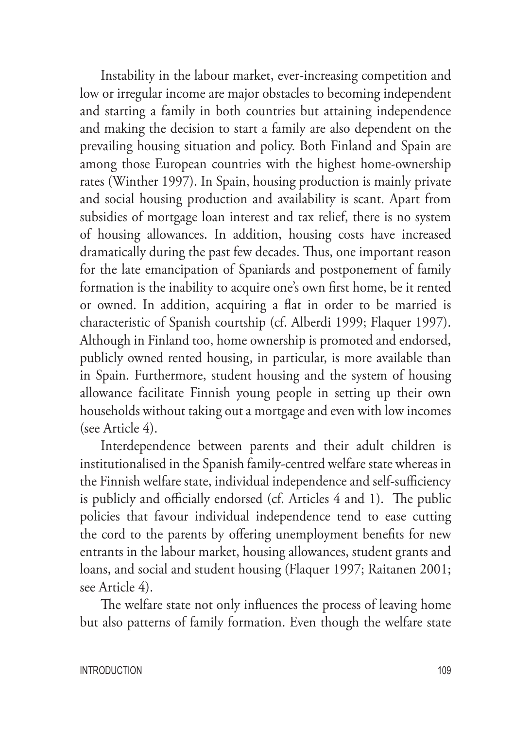Instability in the labour market, ever-increasing competition and low or irregular income are major obstacles to becoming independent and starting a family in both countries but attaining independence and making the decision to start a family are also dependent on the prevailing housing situation and policy. Both Finland and Spain are among those European countries with the highest home-ownership rates (Winther 1997). In Spain, housing production is mainly private and social housing production and availability is scant. Apart from subsidies of mortgage loan interest and tax relief, there is no system of housing allowances. In addition, housing costs have increased dramatically during the past few decades. Thus, one important reason for the late emancipation of Spaniards and postponement of family formation is the inability to acquire one's own first home, be it rented or owned. In addition, acquiring a flat in order to be married is characteristic of Spanish courtship (cf. Alberdi 1999; Flaquer 1997). Although in Finland too, home ownership is promoted and endorsed, publicly owned rented housing, in particular, is more available than in Spain. Furthermore, student housing and the system of housing allowance facilitate Finnish young people in setting up their own households without taking out a mortgage and even with low incomes (see Article 4).

Interdependence between parents and their adult children is institutionalised in the Spanish family-centred welfare state whereas in the Finnish welfare state, individual independence and self-sufficiency is publicly and officially endorsed (cf. Articles 4 and 1). The public policies that favour individual independence tend to ease cutting the cord to the parents by offering unemployment benefits for new entrants in the labour market, housing allowances, student grants and loans, and social and student housing (Flaquer 1997; Raitanen 2001; see Article 4).

The welfare state not only influences the process of leaving home but also patterns of family formation. Even though the welfare state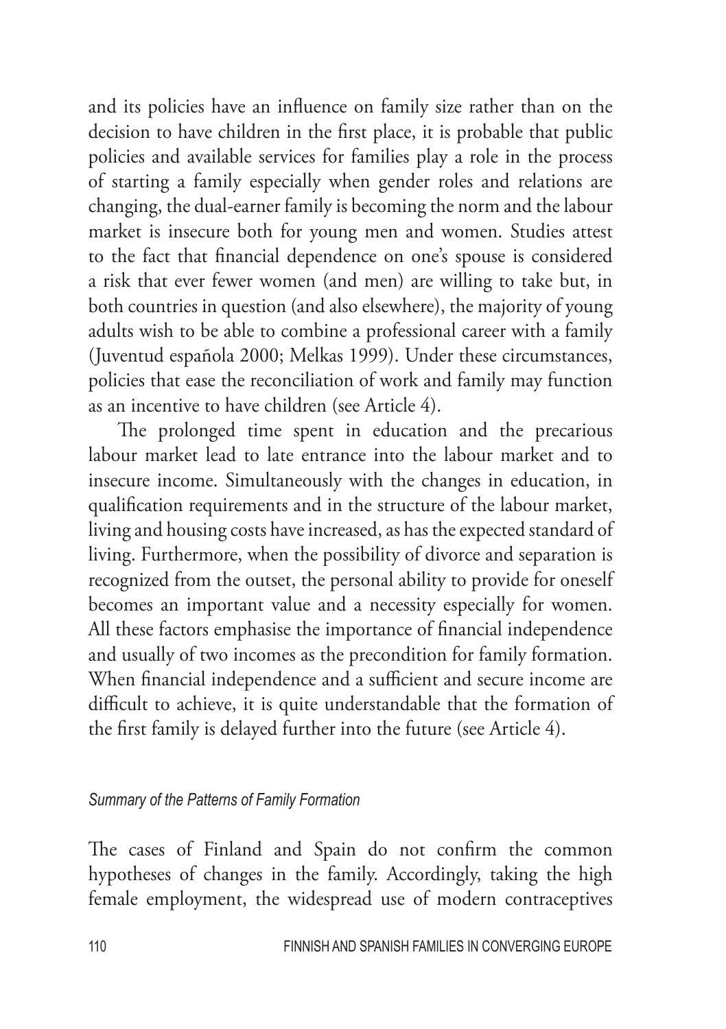and its policies have an influence on family size rather than on the decision to have children in the first place, it is probable that public policies and available services for families play a role in the process of starting a family especially when gender roles and relations are changing, the dual-earner family is becoming the norm and the labour market is insecure both for young men and women. Studies attest to the fact that financial dependence on one's spouse is considered a risk that ever fewer women (and men) are willing to take but, in both countries in question (and also elsewhere), the majority of young adults wish to be able to combine a professional career with a family (Juventud española 2000; Melkas 1999). Under these circumstances, policies that ease the reconciliation of work and family may function as an incentive to have children (see Article 4).

The prolonged time spent in education and the precarious labour market lead to late entrance into the labour market and to insecure income. Simultaneously with the changes in education, in qualification requirements and in the structure of the labour market, living and housing costs have increased, as has the expected standard of living. Furthermore, when the possibility of divorce and separation is recognized from the outset, the personal ability to provide for oneself becomes an important value and a necessity especially for women. All these factors emphasise the importance of financial independence and usually of two incomes as the precondition for family formation. When financial independence and a sufficient and secure income are difficult to achieve, it is quite understandable that the formation of the first family is delayed further into the future (see Article 4).

### *Summary of the Patterns of Family Formation*

The cases of Finland and Spain do not confirm the common hypotheses of changes in the family. Accordingly, taking the high female employment, the widespread use of modern contraceptives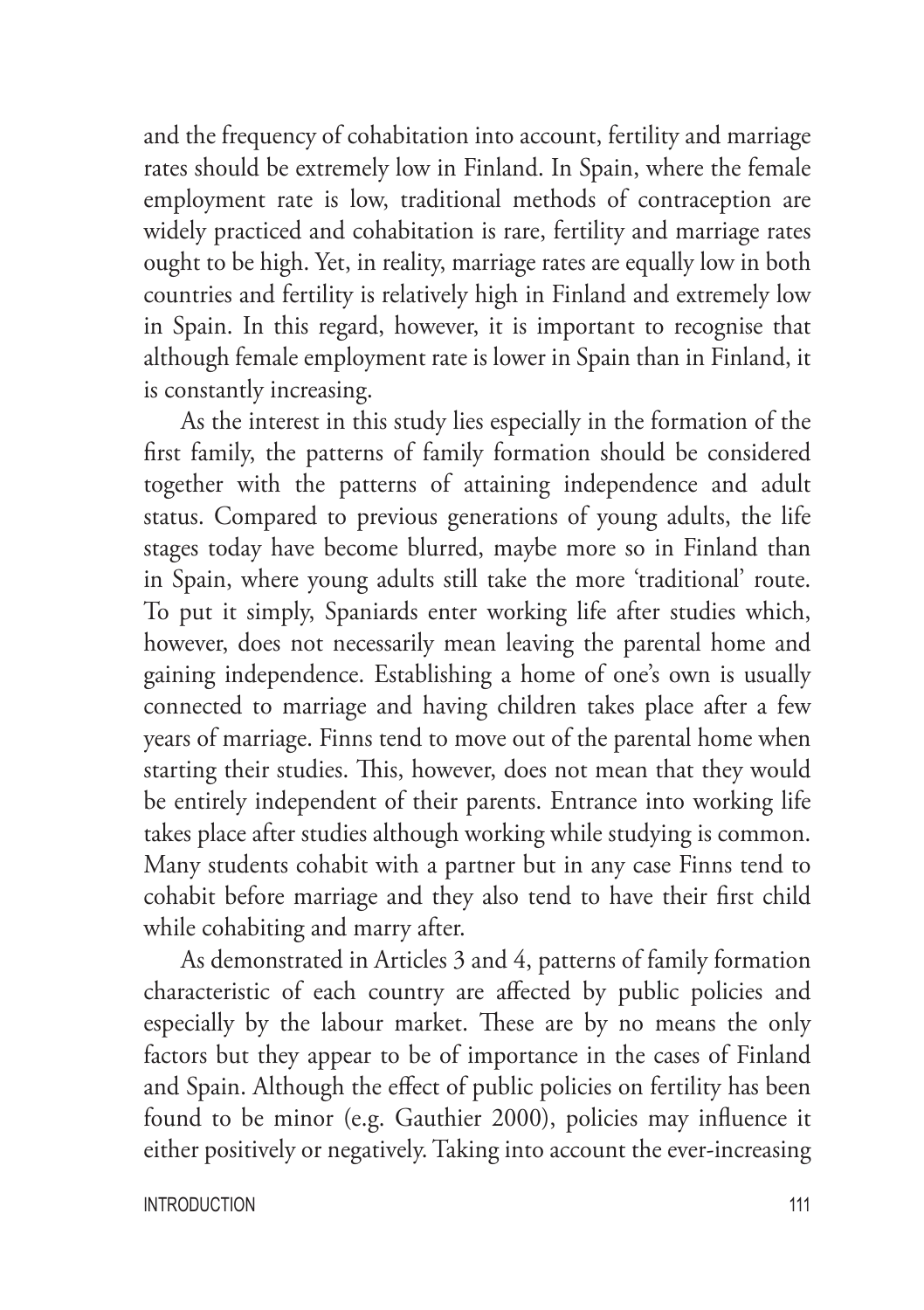and the frequency of cohabitation into account, fertility and marriage rates should be extremely low in Finland. In Spain, where the female employment rate is low, traditional methods of contraception are widely practiced and cohabitation is rare, fertility and marriage rates ought to be high. Yet, in reality, marriage rates are equally low in both countries and fertility is relatively high in Finland and extremely low in Spain. In this regard, however, it is important to recognise that although female employment rate is lower in Spain than in Finland, it is constantly increasing.

As the interest in this study lies especially in the formation of the first family, the patterns of family formation should be considered together with the patterns of attaining independence and adult status. Compared to previous generations of young adults, the life stages today have become blurred, maybe more so in Finland than in Spain, where young adults still take the more 'traditional' route. To put it simply, Spaniards enter working life after studies which, however, does not necessarily mean leaving the parental home and gaining independence. Establishing a home of one's own is usually connected to marriage and having children takes place after a few years of marriage. Finns tend to move out of the parental home when starting their studies. This, however, does not mean that they would be entirely independent of their parents. Entrance into working life takes place after studies although working while studying is common. Many students cohabit with a partner but in any case Finns tend to cohabit before marriage and they also tend to have their first child while cohabiting and marry after.

As demonstrated in Articles 3 and 4, patterns of family formation characteristic of each country are affected by public policies and especially by the labour market. These are by no means the only factors but they appear to be of importance in the cases of Finland and Spain. Although the effect of public policies on fertility has been found to be minor (e.g. Gauthier 2000), policies may influence it either positively or negatively. Taking into account the ever-increasing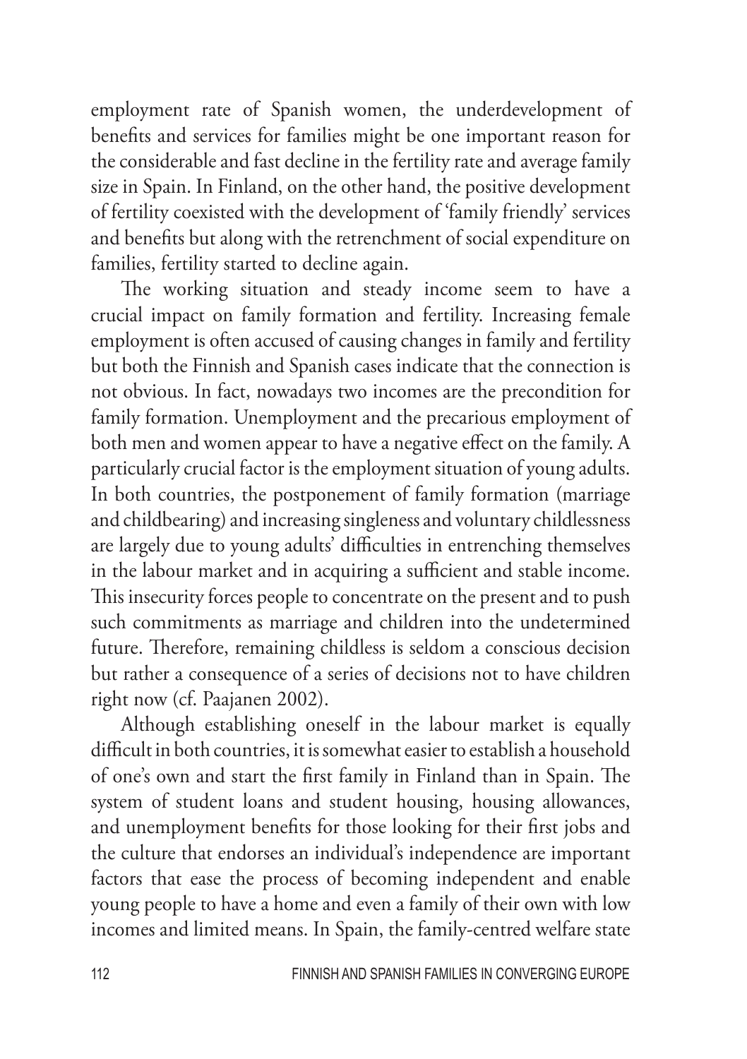employment rate of Spanish women, the underdevelopment of benefits and services for families might be one important reason for the considerable and fast decline in the fertility rate and average family size in Spain. In Finland, on the other hand, the positive development of fertility coexisted with the development of 'family friendly' services and benefits but along with the retrenchment of social expenditure on families, fertility started to decline again.

The working situation and steady income seem to have a crucial impact on family formation and fertility. Increasing female employment is often accused of causing changes in family and fertility but both the Finnish and Spanish cases indicate that the connection is not obvious. In fact, nowadays two incomes are the precondition for family formation. Unemployment and the precarious employment of both men and women appear to have a negative effect on the family. A particularly crucial factor is the employment situation of young adults. In both countries, the postponement of family formation (marriage and childbearing) and increasing singleness and voluntary childlessness are largely due to young adults' difficulties in entrenching themselves in the labour market and in acquiring a sufficient and stable income. This insecurity forces people to concentrate on the present and to push such commitments as marriage and children into the undetermined future. Therefore, remaining childless is seldom a conscious decision but rather a consequence of a series of decisions not to have children right now (cf. Paajanen 2002).

Although establishing oneself in the labour market is equally difficult in both countries, it is somewhat easier to establish a household of one's own and start the first family in Finland than in Spain. The system of student loans and student housing, housing allowances, and unemployment benefits for those looking for their first jobs and the culture that endorses an individual's independence are important factors that ease the process of becoming independent and enable young people to have a home and even a family of their own with low incomes and limited means. In Spain, the family-centred welfare state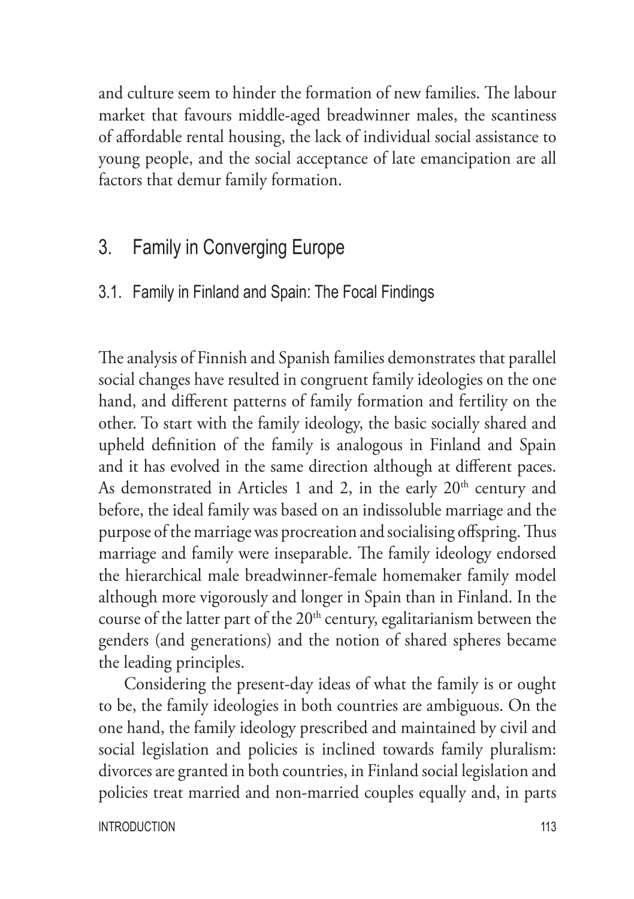and culture seem to hinder the formation of new families. The labour market that favours middle-aged breadwinner males, the scantiness of affordable rental housing, the lack of individual social assistance to young people, and the social acceptance of late emancipation are all factors that demur family formation.

## 3. Family in Converging Europe

### 3.1. Family in Finland and Spain: The Focal Findings

The analysis of Finnish and Spanish families demonstrates that parallel social changes have resulted in congruent family ideologies on the one hand, and different patterns of family formation and fertility on the other. To start with the family ideology, the basic socially shared and upheld definition of the family is analogous in Finland and Spain and it has evolved in the same direction although at different paces. As demonstrated in Articles 1 and 2, in the early 20th century and before, the ideal family was based on an indissoluble marriage and the purpose of the marriage was procreation and socialising offspring. Thus marriage and family were inseparable. The family ideology endorsed the hierarchical male breadwinner-female homemaker family model although more vigorously and longer in Spain than in Finland. In the course of the latter part of the 20th century, egalitarianism between the genders (and generations) and the notion of shared spheres became the leading principles.

Considering the present-day ideas of what the family is or ought to be, the family ideologies in both countries are ambiguous. On the one hand, the family ideology prescribed and maintained by civil and social legislation and policies is inclined towards family pluralism: divorces are granted in both countries, in Finland social legislation and policies treat married and non-married couples equally and, in parts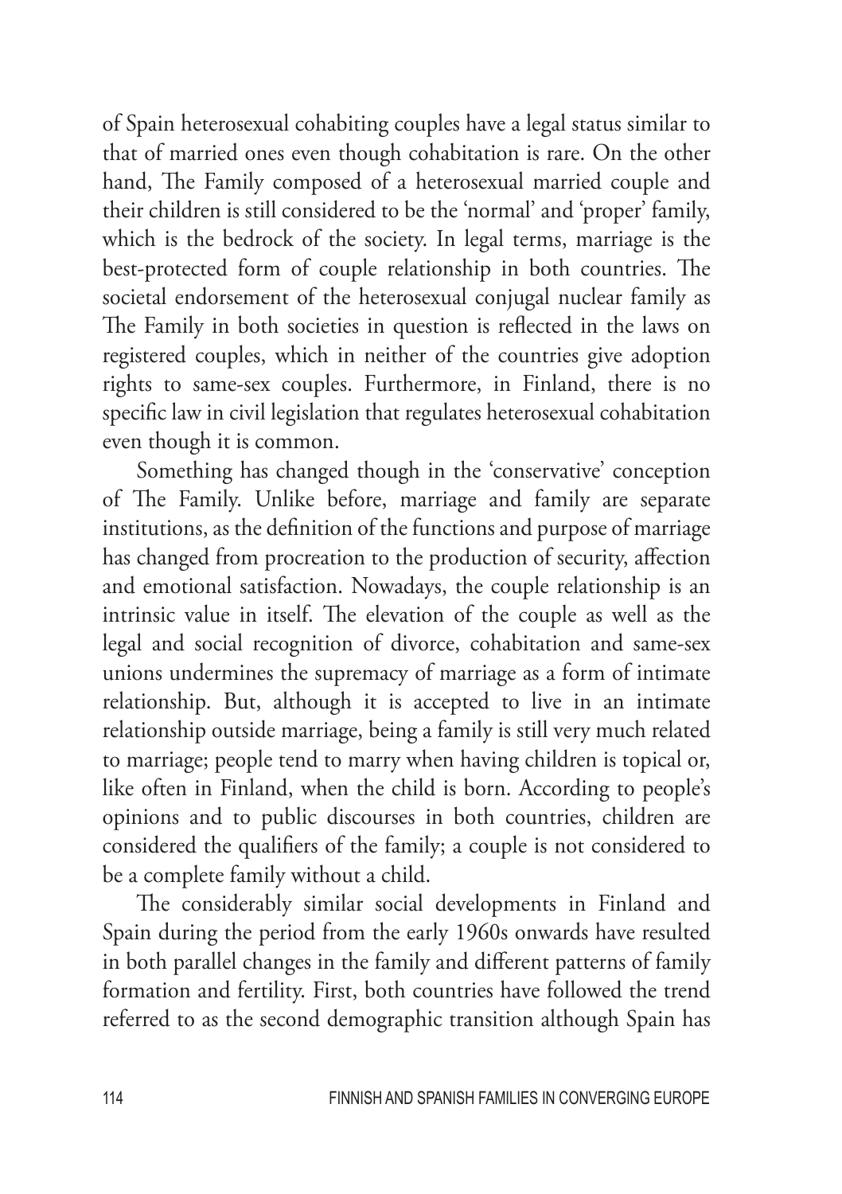of Spain heterosexual cohabiting couples have a legal status similar to that of married ones even though cohabitation is rare. On the other hand, The Family composed of a heterosexual married couple and their children is still considered to be the 'normal' and 'proper' family, which is the bedrock of the society. In legal terms, marriage is the best-protected form of couple relationship in both countries. The societal endorsement of the heterosexual conjugal nuclear family as The Family in both societies in question is reflected in the laws on registered couples, which in neither of the countries give adoption rights to same-sex couples. Furthermore, in Finland, there is no specific law in civil legislation that regulates heterosexual cohabitation even though it is common.

Something has changed though in the 'conservative' conception of The Family. Unlike before, marriage and family are separate institutions, as the definition of the functions and purpose of marriage has changed from procreation to the production of security, affection and emotional satisfaction. Nowadays, the couple relationship is an intrinsic value in itself. The elevation of the couple as well as the legal and social recognition of divorce, cohabitation and same-sex unions undermines the supremacy of marriage as a form of intimate relationship. But, although it is accepted to live in an intimate relationship outside marriage, being a family is still very much related to marriage; people tend to marry when having children is topical or, like often in Finland, when the child is born. According to people's opinions and to public discourses in both countries, children are considered the qualifiers of the family; a couple is not considered to be a complete family without a child.

The considerably similar social developments in Finland and Spain during the period from the early 1960s onwards have resulted in both parallel changes in the family and different patterns of family formation and fertility. First, both countries have followed the trend referred to as the second demographic transition although Spain has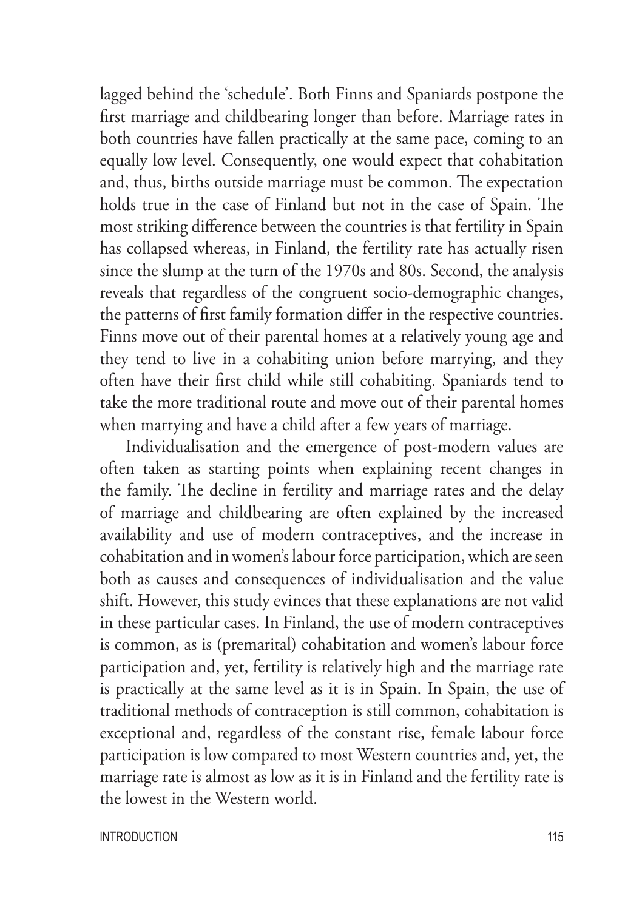lagged behind the 'schedule'. Both Finns and Spaniards postpone the first marriage and childbearing longer than before. Marriage rates in both countries have fallen practically at the same pace, coming to an equally low level. Consequently, one would expect that cohabitation and, thus, births outside marriage must be common. The expectation holds true in the case of Finland but not in the case of Spain. The most striking difference between the countries is that fertility in Spain has collapsed whereas, in Finland, the fertility rate has actually risen since the slump at the turn of the 1970s and 80s. Second, the analysis reveals that regardless of the congruent socio-demographic changes, the patterns of first family formation differ in the respective countries. Finns move out of their parental homes at a relatively young age and they tend to live in a cohabiting union before marrying, and they often have their first child while still cohabiting. Spaniards tend to take the more traditional route and move out of their parental homes when marrying and have a child after a few years of marriage.

Individualisation and the emergence of post-modern values are often taken as starting points when explaining recent changes in the family. The decline in fertility and marriage rates and the delay of marriage and childbearing are often explained by the increased availability and use of modern contraceptives, and the increase in cohabitation and in women's labour force participation, which are seen both as causes and consequences of individualisation and the value shift. However, this study evinces that these explanations are not valid in these particular cases. In Finland, the use of modern contraceptives is common, as is (premarital) cohabitation and women's labour force participation and, yet, fertility is relatively high and the marriage rate is practically at the same level as it is in Spain. In Spain, the use of traditional methods of contraception is still common, cohabitation is exceptional and, regardless of the constant rise, female labour force participation is low compared to most Western countries and, yet, the marriage rate is almost as low as it is in Finland and the fertility rate is the lowest in the Western world.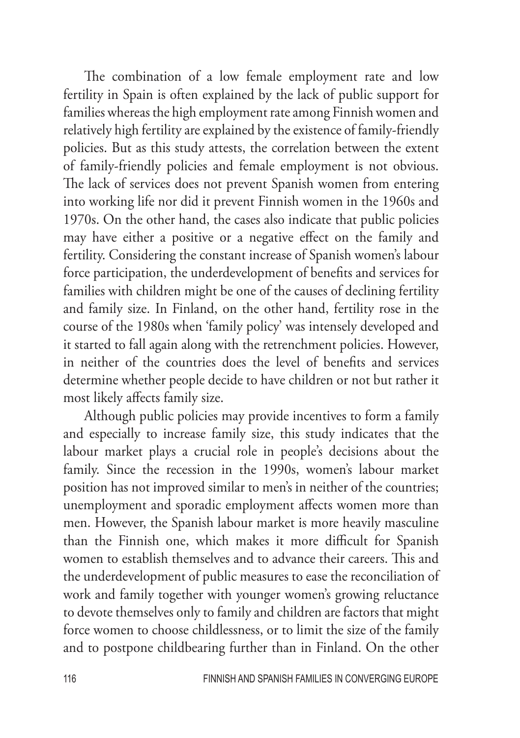The combination of a low female employment rate and low fertility in Spain is often explained by the lack of public support for families whereas the high employment rate among Finnish women and relatively high fertility are explained by the existence of family-friendly policies. But as this study attests, the correlation between the extent of family-friendly policies and female employment is not obvious. The lack of services does not prevent Spanish women from entering into working life nor did it prevent Finnish women in the 1960s and 1970s. On the other hand, the cases also indicate that public policies may have either a positive or a negative effect on the family and fertility. Considering the constant increase of Spanish women's labour force participation, the underdevelopment of benefits and services for families with children might be one of the causes of declining fertility and family size. In Finland, on the other hand, fertility rose in the course of the 1980s when 'family policy' was intensely developed and it started to fall again along with the retrenchment policies. However, in neither of the countries does the level of benefits and services determine whether people decide to have children or not but rather it most likely affects family size.

Although public policies may provide incentives to form a family and especially to increase family size, this study indicates that the labour market plays a crucial role in people's decisions about the family. Since the recession in the 1990s, women's labour market position has not improved similar to men's in neither of the countries; unemployment and sporadic employment affects women more than men. However, the Spanish labour market is more heavily masculine than the Finnish one, which makes it more difficult for Spanish women to establish themselves and to advance their careers. This and the underdevelopment of public measures to ease the reconciliation of work and family together with younger women's growing reluctance to devote themselves only to family and children are factors that might force women to choose childlessness, or to limit the size of the family and to postpone childbearing further than in Finland. On the other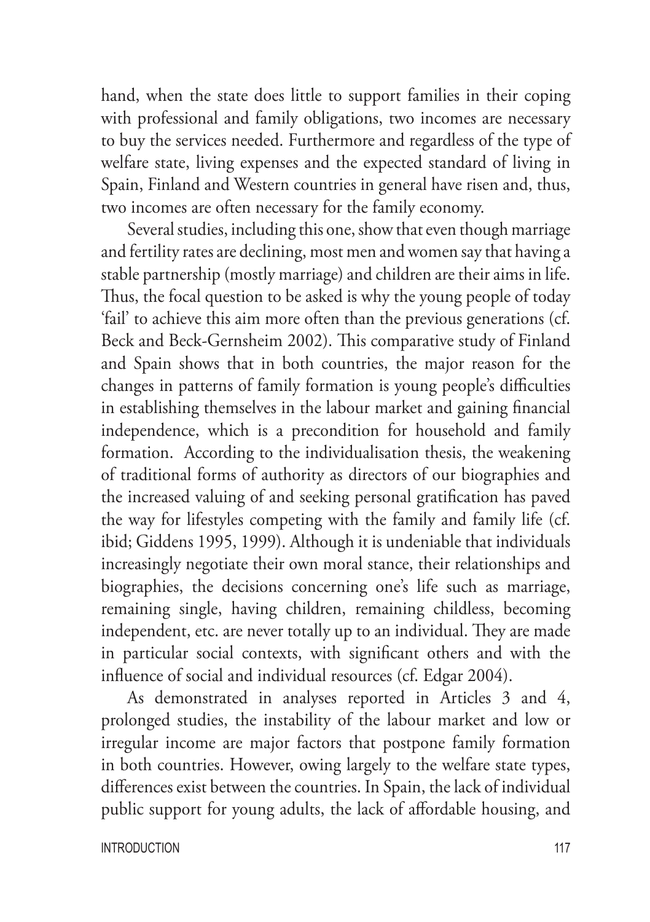hand, when the state does little to support families in their coping with professional and family obligations, two incomes are necessary to buy the services needed. Furthermore and regardless of the type of welfare state, living expenses and the expected standard of living in Spain, Finland and Western countries in general have risen and, thus, two incomes are often necessary for the family economy.

Several studies, including this one, show that even though marriage and fertility rates are declining, most men and women say that having a stable partnership (mostly marriage) and children are their aims in life. Thus, the focal question to be asked is why the young people of today 'fail' to achieve this aim more often than the previous generations (cf. Beck and Beck-Gernsheim 2002). This comparative study of Finland and Spain shows that in both countries, the major reason for the changes in patterns of family formation is young people's difficulties in establishing themselves in the labour market and gaining financial independence, which is a precondition for household and family formation. According to the individualisation thesis, the weakening of traditional forms of authority as directors of our biographies and the increased valuing of and seeking personal gratification has paved the way for lifestyles competing with the family and family life (cf. ibid; Giddens 1995, 1999). Although it is undeniable that individuals increasingly negotiate their own moral stance, their relationships and biographies, the decisions concerning one's life such as marriage, remaining single, having children, remaining childless, becoming independent, etc. are never totally up to an individual. They are made in particular social contexts, with significant others and with the influence of social and individual resources (cf. Edgar 2004).

As demonstrated in analyses reported in Articles 3 and 4, prolonged studies, the instability of the labour market and low or irregular income are major factors that postpone family formation in both countries. However, owing largely to the welfare state types, differences exist between the countries. In Spain, the lack of individual public support for young adults, the lack of affordable housing, and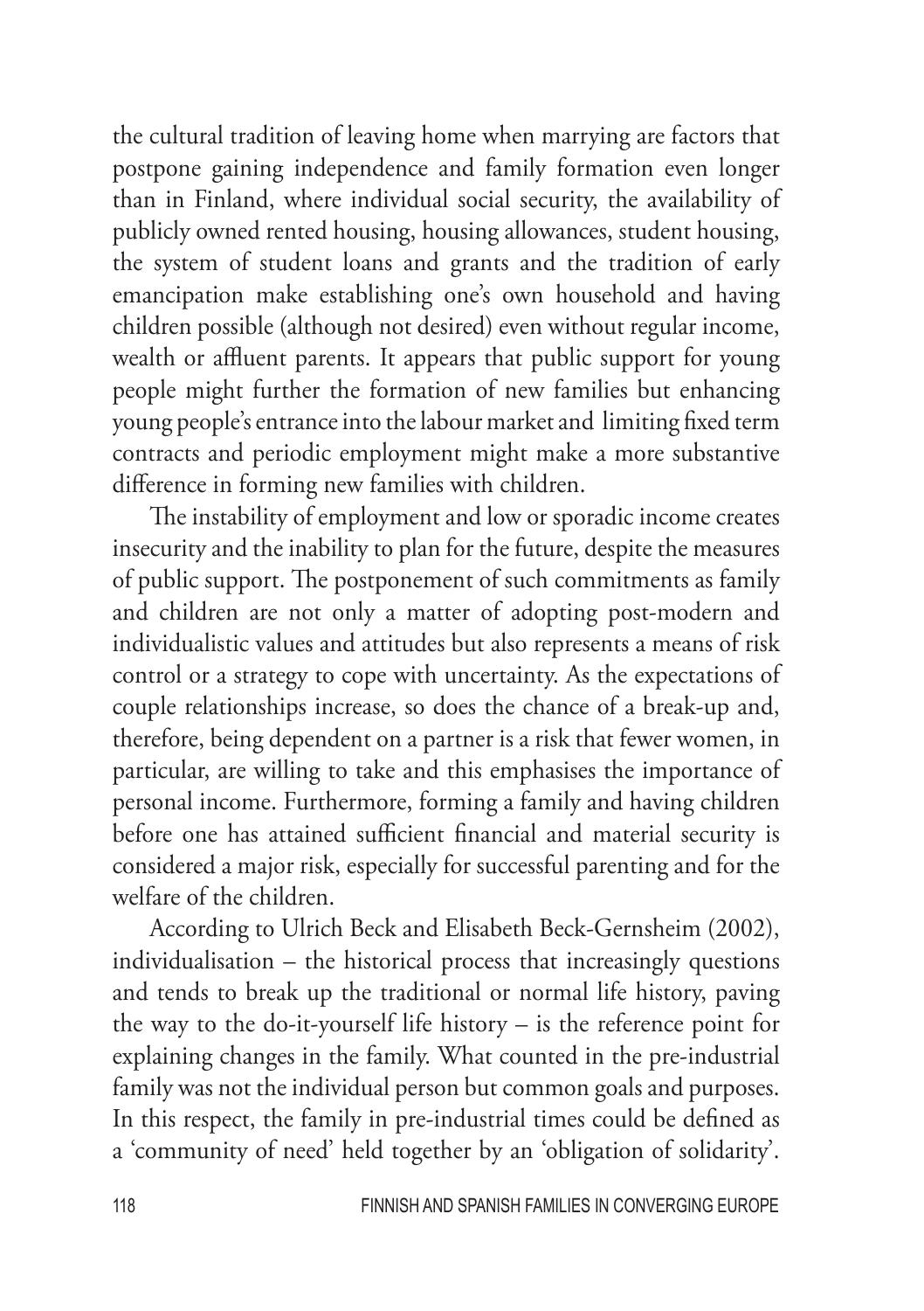the cultural tradition of leaving home when marrying are factors that postpone gaining independence and family formation even longer than in Finland, where individual social security, the availability of publicly owned rented housing, housing allowances, student housing, the system of student loans and grants and the tradition of early emancipation make establishing one's own household and having children possible (although not desired) even without regular income, wealth or affluent parents. It appears that public support for young people might further the formation of new families but enhancing young people's entrance into the labour market and limiting fixed term contracts and periodic employment might make a more substantive difference in forming new families with children.

The instability of employment and low or sporadic income creates insecurity and the inability to plan for the future, despite the measures of public support. The postponement of such commitments as family and children are not only a matter of adopting post-modern and individualistic values and attitudes but also represents a means of risk control or a strategy to cope with uncertainty. As the expectations of couple relationships increase, so does the chance of a break-up and, therefore, being dependent on a partner is a risk that fewer women, in particular, are willing to take and this emphasises the importance of personal income. Furthermore, forming a family and having children before one has attained sufficient financial and material security is considered a major risk, especially for successful parenting and for the welfare of the children.

According to Ulrich Beck and Elisabeth Beck-Gernsheim (2002), individualisation – the historical process that increasingly questions and tends to break up the traditional or normal life history, paving the way to the do-it-yourself life history – is the reference point for explaining changes in the family. What counted in the pre-industrial family was not the individual person but common goals and purposes. In this respect, the family in pre-industrial times could be defined as a 'community of need' held together by an 'obligation of solidarity'.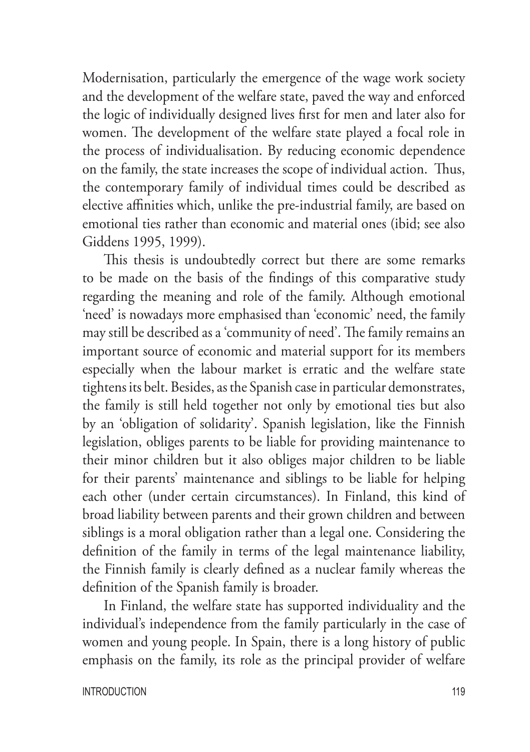Modernisation, particularly the emergence of the wage work society and the development of the welfare state, paved the way and enforced the logic of individually designed lives first for men and later also for women. The development of the welfare state played a focal role in the process of individualisation. By reducing economic dependence on the family, the state increases the scope of individual action. Thus, the contemporary family of individual times could be described as elective affinities which, unlike the pre-industrial family, are based on emotional ties rather than economic and material ones (ibid; see also Giddens 1995, 1999).

This thesis is undoubtedly correct but there are some remarks to be made on the basis of the findings of this comparative study regarding the meaning and role of the family. Although emotional 'need' is nowadays more emphasised than 'economic' need, the family may still be described as a 'community of need'. The family remains an important source of economic and material support for its members especially when the labour market is erratic and the welfare state tightens its belt. Besides, as the Spanish case in particular demonstrates, the family is still held together not only by emotional ties but also by an 'obligation of solidarity'. Spanish legislation, like the Finnish legislation, obliges parents to be liable for providing maintenance to their minor children but it also obliges major children to be liable for their parents' maintenance and siblings to be liable for helping each other (under certain circumstances). In Finland, this kind of broad liability between parents and their grown children and between siblings is a moral obligation rather than a legal one. Considering the definition of the family in terms of the legal maintenance liability, the Finnish family is clearly defined as a nuclear family whereas the definition of the Spanish family is broader.

In Finland, the welfare state has supported individuality and the individual's independence from the family particularly in the case of women and young people. In Spain, there is a long history of public emphasis on the family, its role as the principal provider of welfare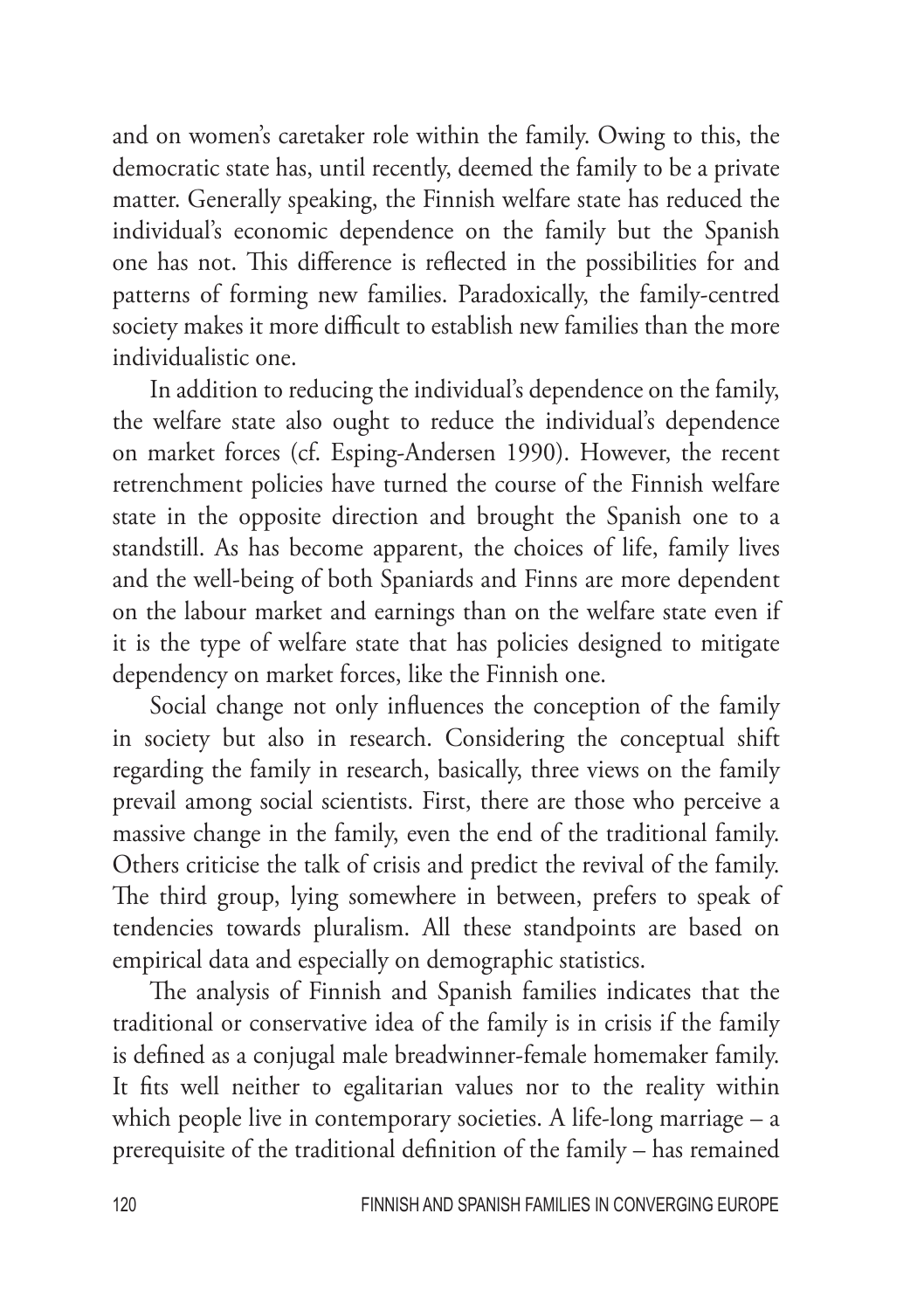and on women's caretaker role within the family. Owing to this, the democratic state has, until recently, deemed the family to be a private matter. Generally speaking, the Finnish welfare state has reduced the individual's economic dependence on the family but the Spanish one has not. This difference is reflected in the possibilities for and patterns of forming new families. Paradoxically, the family-centred society makes it more difficult to establish new families than the more individualistic one.

In addition to reducing the individual's dependence on the family, the welfare state also ought to reduce the individual's dependence on market forces (cf. Esping-Andersen 1990). However, the recent retrenchment policies have turned the course of the Finnish welfare state in the opposite direction and brought the Spanish one to a standstill. As has become apparent, the choices of life, family lives and the well-being of both Spaniards and Finns are more dependent on the labour market and earnings than on the welfare state even if it is the type of welfare state that has policies designed to mitigate dependency on market forces, like the Finnish one.

Social change not only influences the conception of the family in society but also in research. Considering the conceptual shift regarding the family in research, basically, three views on the family prevail among social scientists. First, there are those who perceive a massive change in the family, even the end of the traditional family. Others criticise the talk of crisis and predict the revival of the family. The third group, lying somewhere in between, prefers to speak of tendencies towards pluralism. All these standpoints are based on empirical data and especially on demographic statistics.

The analysis of Finnish and Spanish families indicates that the traditional or conservative idea of the family is in crisis if the family is defined as a conjugal male breadwinner-female homemaker family. It fits well neither to egalitarian values nor to the reality within which people live in contemporary societies. A life-long marriage – a prerequisite of the traditional definition of the family – has remained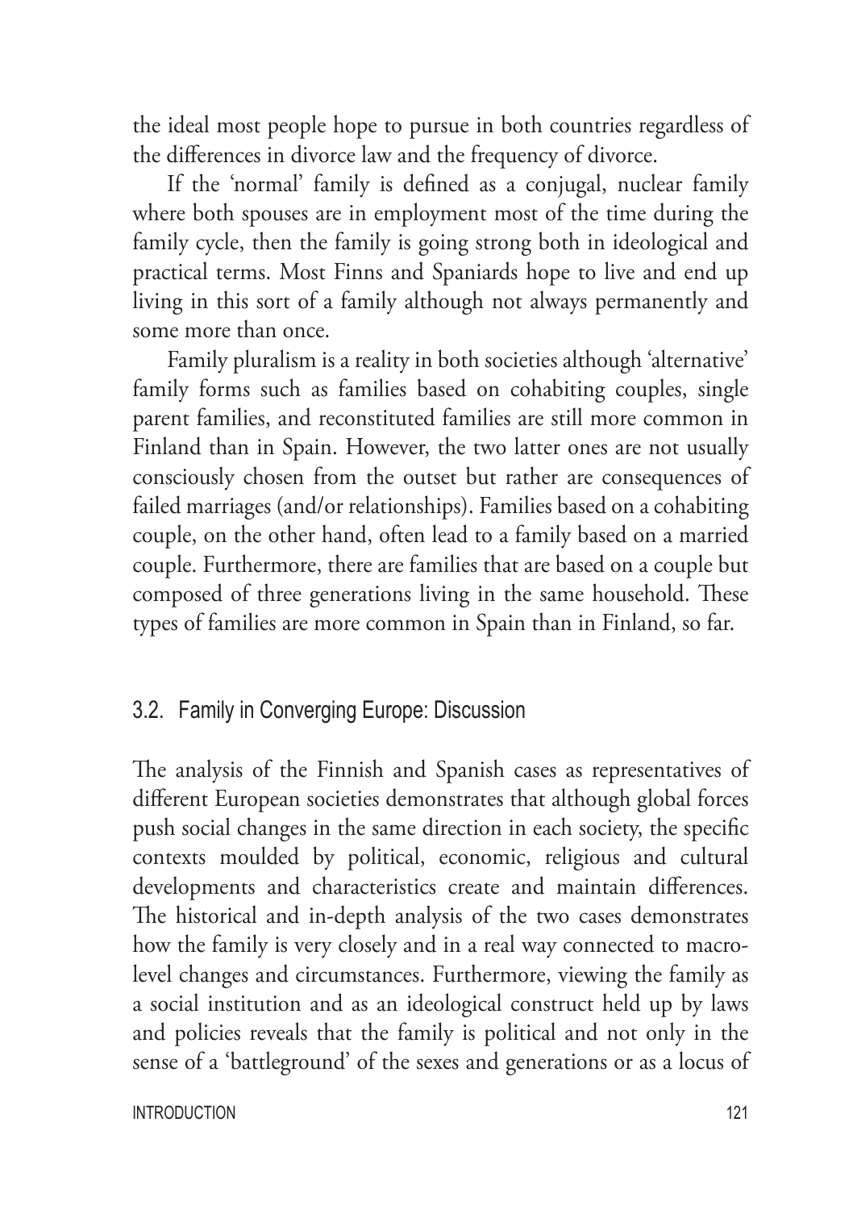the ideal most people hope to pursue in both countries regardless of the differences in divorce law and the frequency of divorce.

If the 'normal' family is defined as a conjugal, nuclear family where both spouses are in employment most of the time during the family cycle, then the family is going strong both in ideological and practical terms. Most Finns and Spaniards hope to live and end up living in this sort of a family although not always permanently and some more than once.

Family pluralism is a reality in both societies although 'alternative' family forms such as families based on cohabiting couples, single parent families, and reconstituted families are still more common in Finland than in Spain. However, the two latter ones are not usually consciously chosen from the outset but rather are consequences of failed marriages (and/or relationships). Families based on a cohabiting couple, on the other hand, often lead to a family based on a married couple. Furthermore, there are families that are based on a couple but composed of three generations living in the same household. These types of families are more common in Spain than in Finland, so far.

## 3.2. Family in Converging Europe: Discussion

The analysis of the Finnish and Spanish cases as representatives of different European societies demonstrates that although global forces push social changes in the same direction in each society, the specific contexts moulded by political, economic, religious and cultural developments and characteristics create and maintain differences. The historical and in-depth analysis of the two cases demonstrates how the family is very closely and in a real way connected to macro-level changes and circumstances. Furthermore, viewing the family as a social institution and as an ideological construct held up by laws and policies reveals that the family is political and not only in the sense of a 'battleground' of the sexes and generations or as a locus of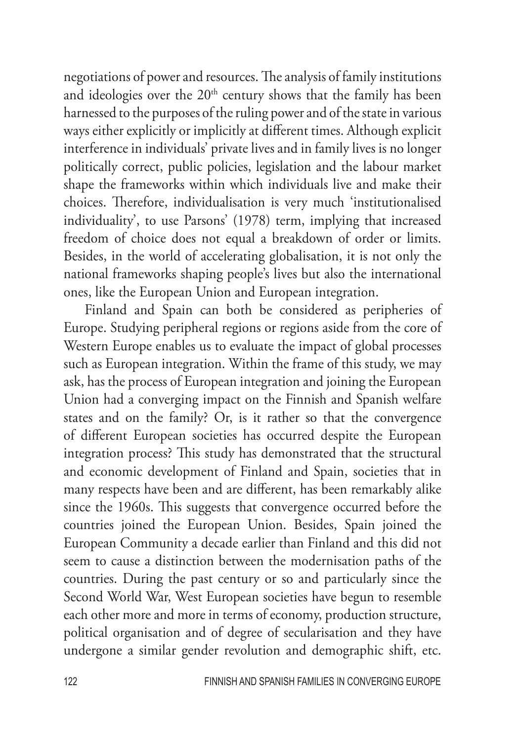negotiations of power and resources. The analysis of family institutions and ideologies over the 20th century shows that the family has been harnessed to the purposes of the ruling power and of the state in various ways either explicitly or implicitly at different times. Although explicit interference in individuals' private lives and in family lives is no longer politically correct, public policies, legislation and the labour market shape the frameworks within which individuals live and make their choices. Therefore, individualisation is very much 'institutionalised individuality', to use Parsons' (1978) term, implying that increased freedom of choice does not equal a breakdown of order or limits. Besides, in the world of accelerating globalisation, it is not only the national frameworks shaping people's lives but also the international ones, like the European Union and European integration.

Finland and Spain can both be considered as peripheries of Europe. Studying peripheral regions or regions aside from the core of Western Europe enables us to evaluate the impact of global processes such as European integration. Within the frame of this study, we may ask, has the process of European integration and joining the European Union had a converging impact on the Finnish and Spanish welfare states and on the family? Or, is it rather so that the convergence of different European societies has occurred despite the European integration process? This study has demonstrated that the structural and economic development of Finland and Spain, societies that in many respects have been and are different, has been remarkably alike since the 1960s. This suggests that convergence occurred before the countries joined the European Union. Besides, Spain joined the European Community a decade earlier than Finland and this did not seem to cause a distinction between the modernisation paths of the countries. During the past century or so and particularly since the Second World War, West European societies have begun to resemble each other more and more in terms of economy, production structure, political organisation and of degree of secularisation and they have undergone a similar gender revolution and demographic shift, etc.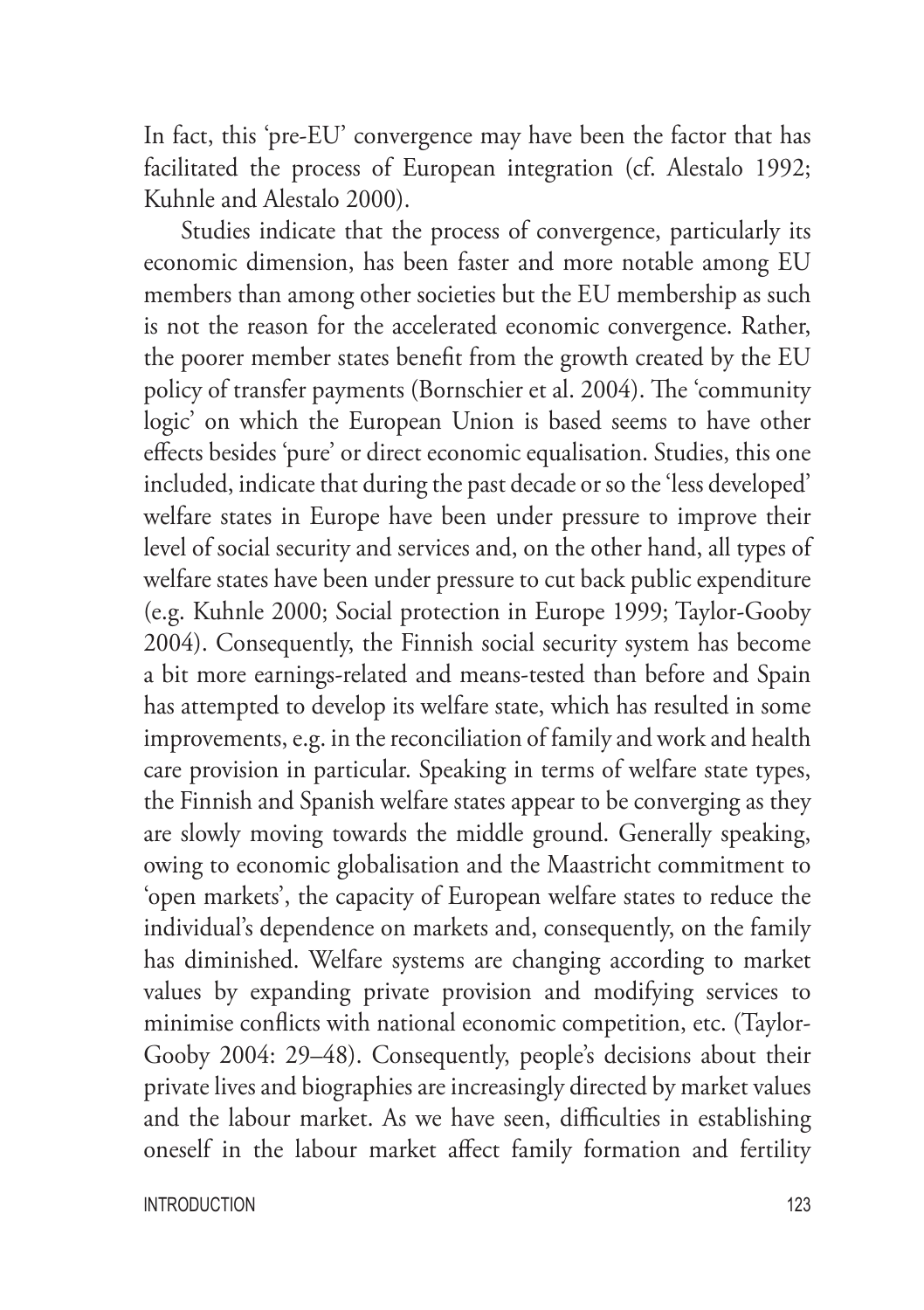In fact, this 'pre-EU' convergence may have been the factor that has facilitated the process of European integration (cf. Alestalo 1992; Kuhnle and Alestalo 2000).

Studies indicate that the process of convergence, particularly its economic dimension, has been faster and more notable among EU members than among other societies but the EU membership as such is not the reason for the accelerated economic convergence. Rather, the poorer member states benefit from the growth created by the EU policy of transfer payments (Bornschier et al. 2004). The 'community logic' on which the European Union is based seems to have other effects besides 'pure' or direct economic equalisation. Studies, this one included, indicate that during the past decade or so the 'less developed' welfare states in Europe have been under pressure to improve their level of social security and services and, on the other hand, all types of welfare states have been under pressure to cut back public expenditure (e.g. Kuhnle 2000; Social protection in Europe 1999; Taylor-Gooby 2004). Consequently, the Finnish social security system has become a bit more earnings-related and means-tested than before and Spain has attempted to develop its welfare state, which has resulted in some improvements, e.g. in the reconciliation of family and work and health care provision in particular. Speaking in terms of welfare state types, the Finnish and Spanish welfare states appear to be converging as they are slowly moving towards the middle ground. Generally speaking, owing to economic globalisation and the Maastricht commitment to 'open markets', the capacity of European welfare states to reduce the individual's dependence on markets and, consequently, on the family has diminished. Welfare systems are changing according to market values by expanding private provision and modifying services to minimise conflicts with national economic competition, etc. (Taylor-Gooby 2004: 29–48). Consequently, people's decisions about their private lives and biographies are increasingly directed by market values and the labour market. As we have seen, difficulties in establishing oneself in the labour market affect family formation and fertility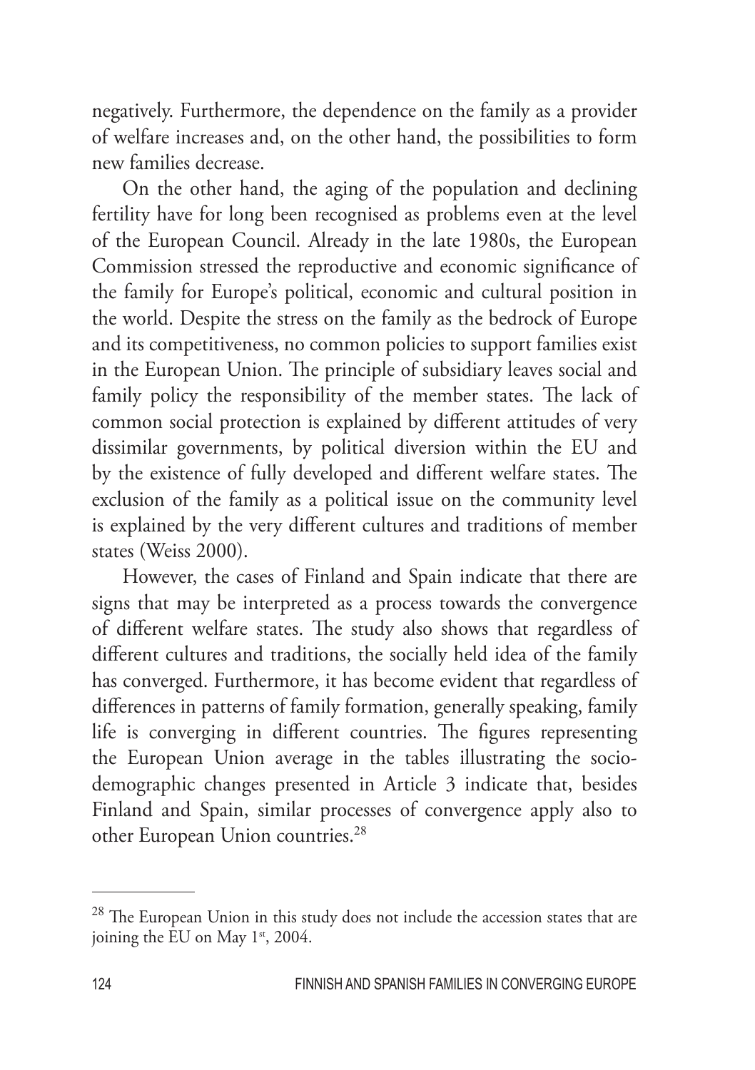negatively. Furthermore, the dependence on the family as a provider of welfare increases and, on the other hand, the possibilities to form new families decrease.

On the other hand, the aging of the population and declining fertility have for long been recognised as problems even at the level of the European Council. Already in the late 1980s, the European Commission stressed the reproductive and economic significance of the family for Europe's political, economic and cultural position in the world. Despite the stress on the family as the bedrock of Europe and its competitiveness, no common policies to support families exist in the European Union. The principle of subsidiary leaves social and family policy the responsibility of the member states. The lack of common social protection is explained by different attitudes of very dissimilar governments, by political diversion within the EU and by the existence of fully developed and different welfare states. The exclusion of the family as a political issue on the community level is explained by the very different cultures and traditions of member states (Weiss 2000).

However, the cases of Finland and Spain indicate that there are signs that may be interpreted as a process towards the convergence of different welfare states. The study also shows that regardless of different cultures and traditions, the socially held idea of the family has converged. Furthermore, it has become evident that regardless of differences in patterns of family formation, generally speaking, family life is converging in different countries. The figures representing the European Union average in the tables illustrating the socio-demographic changes presented in Article 3 indicate that, besides Finland and Spain, similar processes of convergence apply also to other European Union countries.[28]

---

[28] The European Union in this study does not include the accession states that are joining the EU on May 1st, 2004.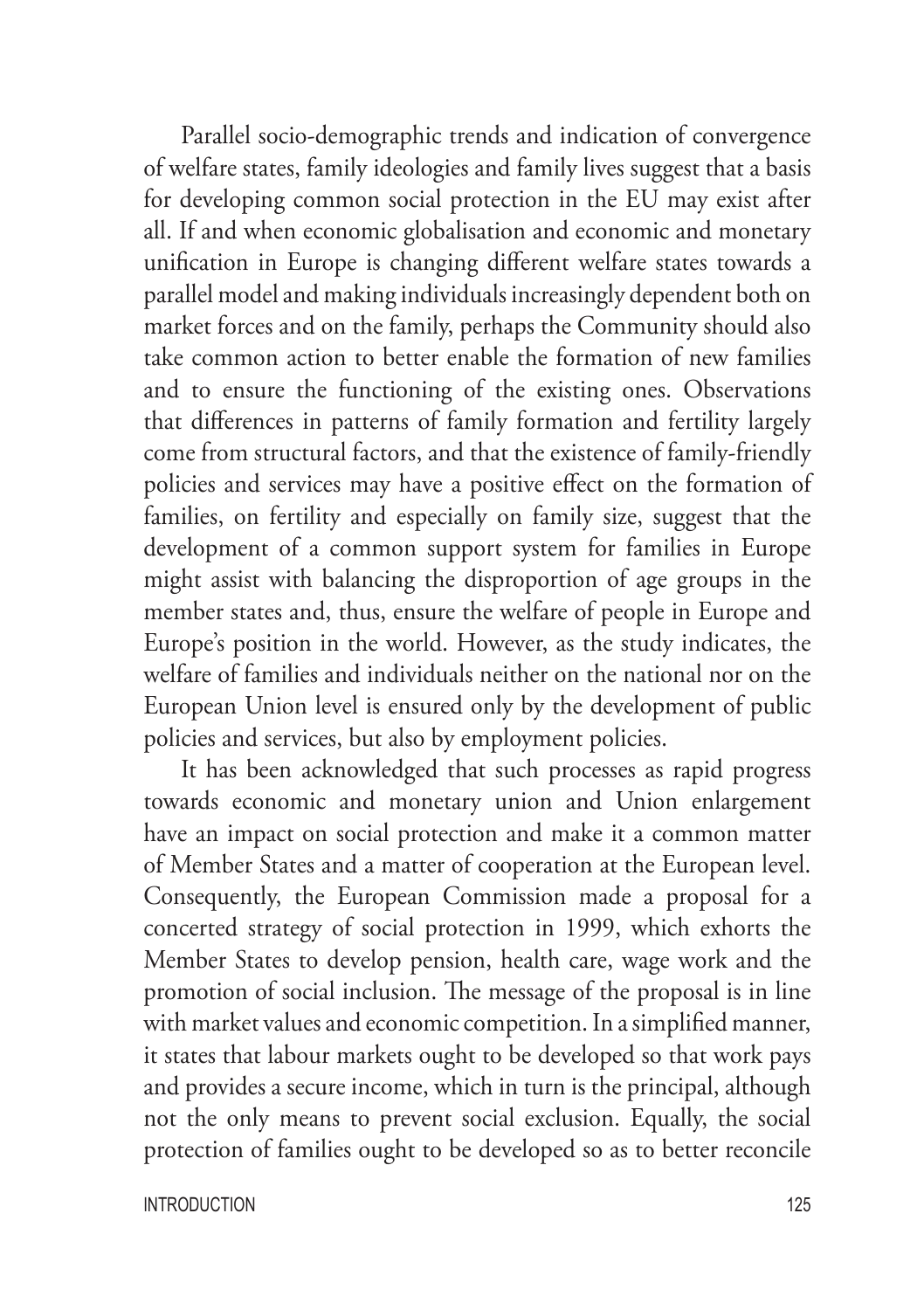Parallel socio-demographic trends and indication of convergence of welfare states, family ideologies and family lives suggest that a basis for developing common social protection in the EU may exist after all. If and when economic globalisation and economic and monetary unification in Europe is changing different welfare states towards a parallel model and making individuals increasingly dependent both on market forces and on the family, perhaps the Community should also take common action to better enable the formation of new families and to ensure the functioning of the existing ones. Observations that differences in patterns of family formation and fertility largely come from structural factors, and that the existence of family-friendly policies and services may have a positive effect on the formation of families, on fertility and especially on family size, suggest that the development of a common support system for families in Europe might assist with balancing the disproportion of age groups in the member states and, thus, ensure the welfare of people in Europe and Europe's position in the world. However, as the study indicates, the welfare of families and individuals neither on the national nor on the European Union level is ensured only by the development of public policies and services, but also by employment policies.

It has been acknowledged that such processes as rapid progress towards economic and monetary union and Union enlargement have an impact on social protection and make it a common matter of Member States and a matter of cooperation at the European level. Consequently, the European Commission made a proposal for a concerted strategy of social protection in 1999, which exhorts the Member States to develop pension, health care, wage work and the promotion of social inclusion. The message of the proposal is in line with market values and economic competition. In a simplified manner, it states that labour markets ought to be developed so that work pays and provides a secure income, which in turn is the principal, although not the only means to prevent social exclusion. Equally, the social protection of families ought to be developed so as to better reconcile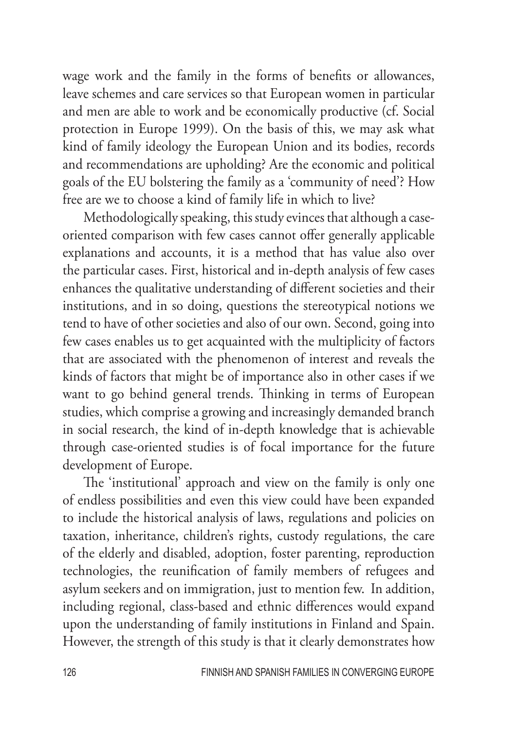wage work and the family in the forms of benefits or allowances, leave schemes and care services so that European women in particular and men are able to work and be economically productive (cf. Social protection in Europe 1999). On the basis of this, we may ask what kind of family ideology the European Union and its bodies, records and recommendations are upholding? Are the economic and political goals of the EU bolstering the family as a 'community of need'? How free are we to choose a kind of family life in which to live?

Methodologically speaking, this study evinces that although a case-oriented comparison with few cases cannot offer generally applicable explanations and accounts, it is a method that has value also over the particular cases. First, historical and in-depth analysis of few cases enhances the qualitative understanding of different societies and their institutions, and in so doing, questions the stereotypical notions we tend to have of other societies and also of our own. Second, going into few cases enables us to get acquainted with the multiplicity of factors that are associated with the phenomenon of interest and reveals the kinds of factors that might be of importance also in other cases if we want to go behind general trends. Thinking in terms of European studies, which comprise a growing and increasingly demanded branch in social research, the kind of in-depth knowledge that is achievable through case-oriented studies is of focal importance for the future development of Europe.

The 'institutional' approach and view on the family is only one of endless possibilities and even this view could have been expanded to include the historical analysis of laws, regulations and policies on taxation, inheritance, children's rights, custody regulations, the care of the elderly and disabled, adoption, foster parenting, reproduction technologies, the reunification of family members of refugees and asylum seekers and on immigration, just to mention few. In addition, including regional, class-based and ethnic differences would expand upon the understanding of family institutions in Finland and Spain. However, the strength of this study is that it clearly demonstrates how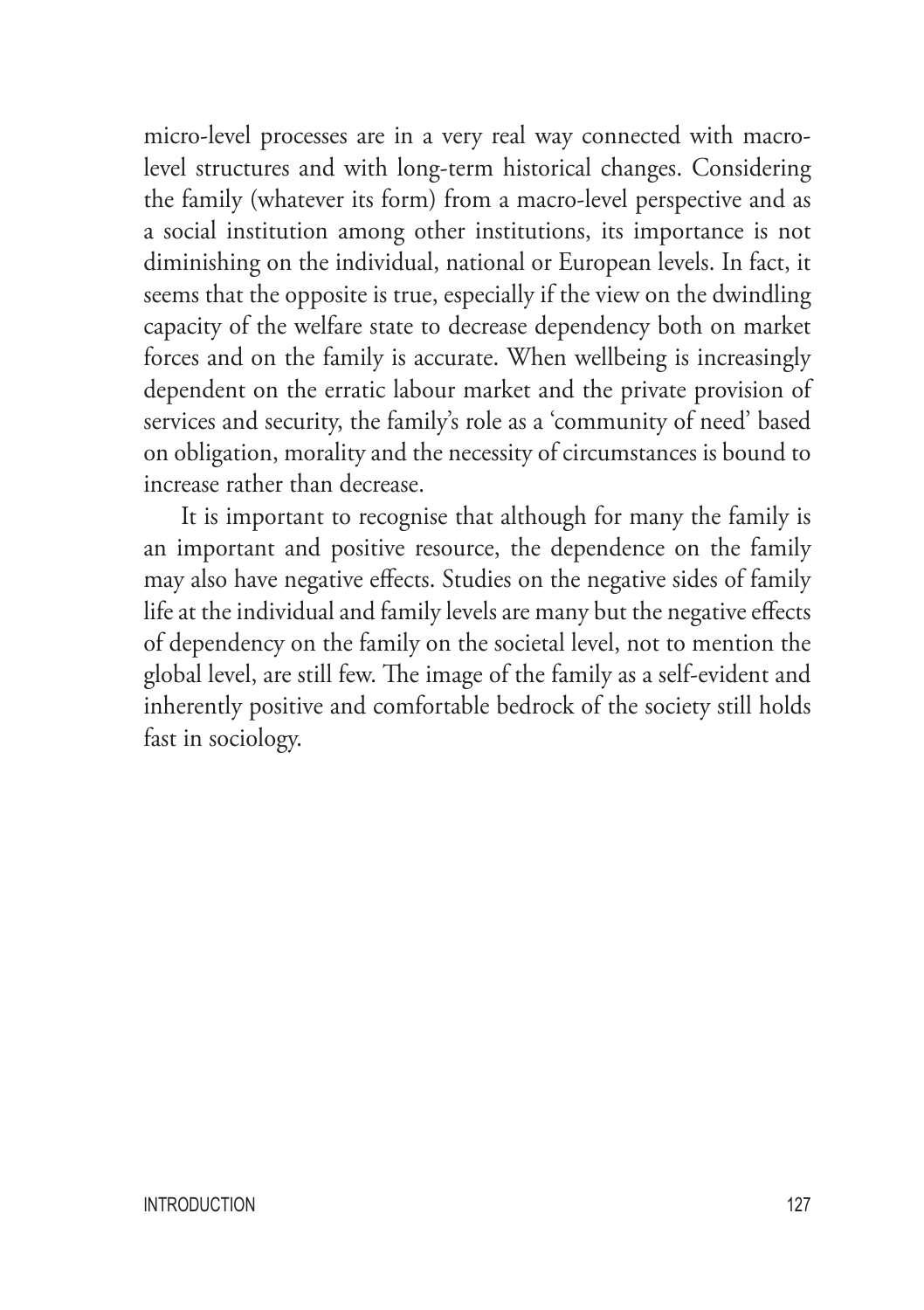micro-level processes are in a very real way connected with macro-level structures and with long-term historical changes. Considering the family (whatever its form) from a macro-level perspective and as a social institution among other institutions, its importance is not diminishing on the individual, national or European levels. In fact, it seems that the opposite is true, especially if the view on the dwindling capacity of the welfare state to decrease dependency both on market forces and on the family is accurate. When wellbeing is increasingly dependent on the erratic labour market and the private provision of services and security, the family's role as a 'community of need' based on obligation, morality and the necessity of circumstances is bound to increase rather than decrease.

It is important to recognise that although for many the family is an important and positive resource, the dependence on the family may also have negative effects. Studies on the negative sides of family life at the individual and family levels are many but the negative effects of dependency on the family on the societal level, not to mention the global level, are still few. The image of the family as a self-evident and inherently positive and comfortable bedrock of the society still holds fast in sociology.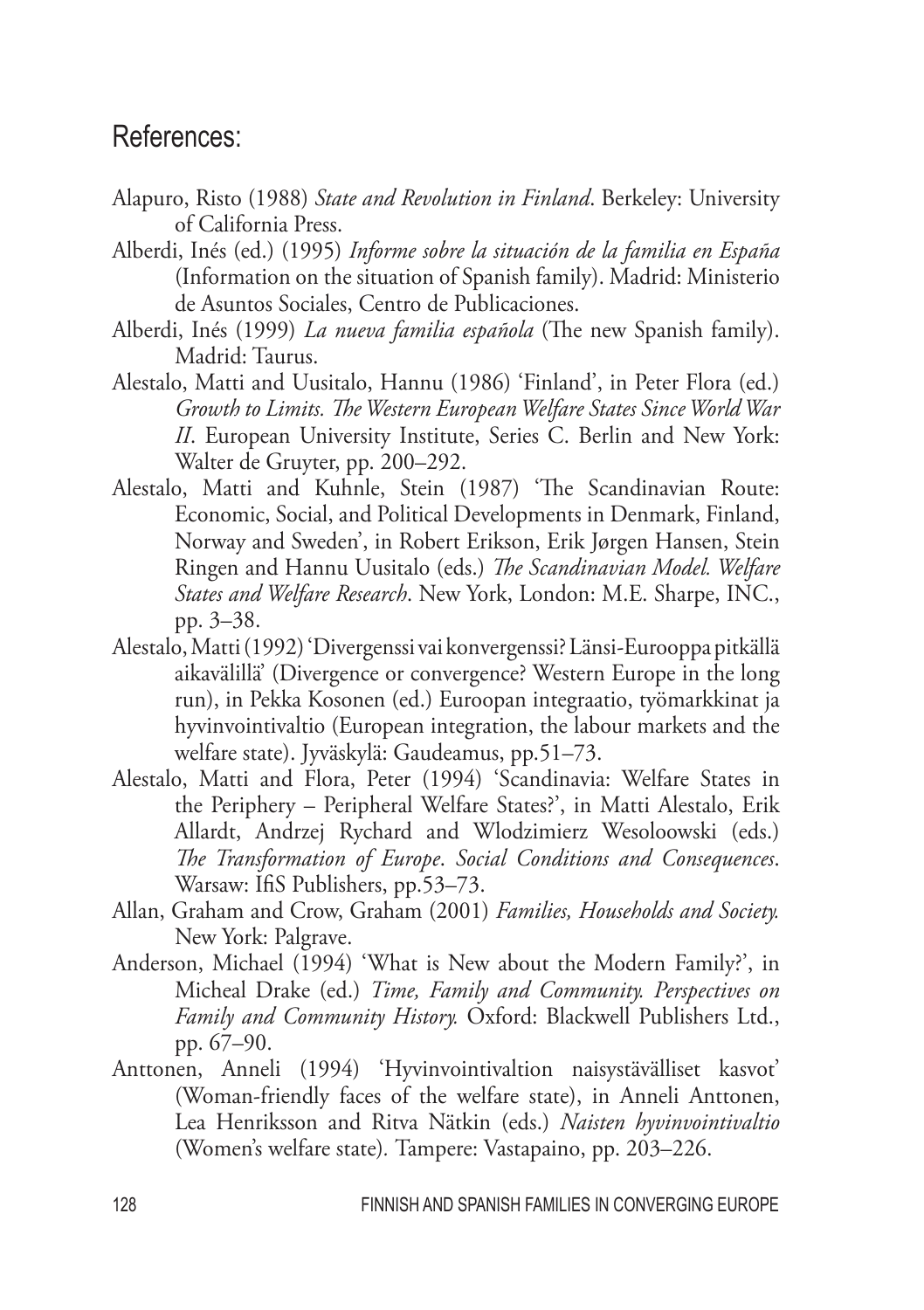## References:

Alapuro, Risto (1988) *State and Revolution in Finland*. Berkeley: University of California Press.

Alberdi, Inés (ed.) (1995) *Informe sobre la situación de la familia en España* (Information on the situation of Spanish family). Madrid: Ministerio de Asuntos Sociales, Centro de Publicaciones.

Alberdi, Inés (1999) *La nueva familia española* (The new Spanish family). Madrid: Taurus.

Alestalo, Matti and Uusitalo, Hannu (1986) 'Finland', in Peter Flora (ed.) *Growth to Limits. The Western European Welfare States Since World War II*. European University Institute, Series C. Berlin and New York: Walter de Gruyter, pp. 200–292.

Alestalo, Matti and Kuhnle, Stein (1987) 'The Scandinavian Route: Economic, Social, and Political Developments in Denmark, Finland, Norway and Sweden', in Robert Erikson, Erik Jørgen Hansen, Stein Ringen and Hannu Uusitalo (eds.) *The Scandinavian Model. Welfare States and Welfare Research*. New York, London: M.E. Sharpe, INC., pp. 3–38.

Alestalo, Matti (1992) 'Divergenssi vai konvergenssi? Länsi-Eurooppa pitkällä aikavälillä' (Divergence or convergence? Western Europe in the long run), in Pekka Kosonen (ed.) Euroopan integraatio, työmarkkinat ja hyvinvointivaltio (European integration, the labour markets and the welfare state). Jyväskylä: Gaudeamus, pp.51–73.

Alestalo, Matti and Flora, Peter (1994) 'Scandinavia: Welfare States in the Periphery – Peripheral Welfare States?', in Matti Alestalo, Erik Allardt, Andrzej Rychard and Wlodzimierz Wesoloowski (eds.) *The Transformation of Europe*. *Social Conditions and Consequences*. Warsaw: IfiS Publishers, pp.53–73.

Allan, Graham and Crow, Graham (2001) *Families, Households and Society.* New York: Palgrave.

Anderson, Michael (1994) 'What is New about the Modern Family?', in Micheal Drake (ed.) *Time, Family and Community. Perspectives on Family and Community History.* Oxford: Blackwell Publishers Ltd., pp. 67–90.

Anttonen, Anneli (1994) 'Hyvinvointivaltion naisystävälliset kasvot' (Woman-friendly faces of the welfare state), in Anneli Anttonen, Lea Henriksson and Ritva Nätkin (eds.) *Naisten hyvinvointivaltio* (Women's welfare state)*.* Tampere: Vastapaino, pp. 203–226.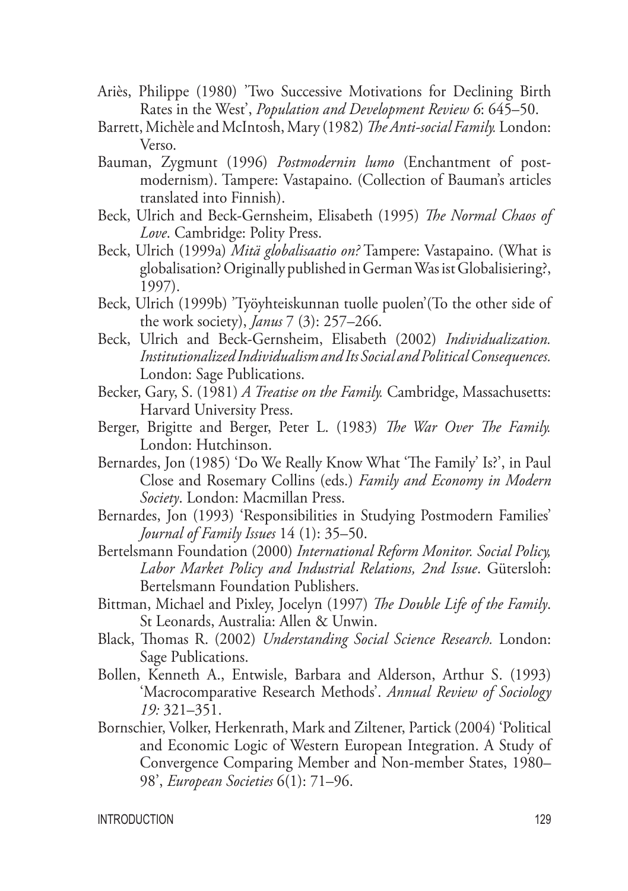Ariès, Philippe (1980) 'Two Successive Motivations for Declining Birth Rates in the West', *Population and Development Review 6*: 645–50.

Barrett, Michèle and McIntosh, Mary (1982) *The Anti-social Family.* London: Verso.

Bauman, Zygmunt (1996) *Postmodernin lumo* (Enchantment of post-modernism). Tampere: Vastapaino. (Collection of Bauman's articles translated into Finnish).

Beck, Ulrich and Beck-Gernsheim, Elisabeth (1995) *The Normal Chaos of Love*. Cambridge: Polity Press.

Beck, Ulrich (1999a) *Mitä globalisaatio on?* Tampere: Vastapaino. (What is globalisation? Originally published in German Was ist Globalisiering?, 1997).

Beck, Ulrich (1999b) 'Työyhteiskunnan tuolle puolen'(To the other side of the work society), *Janus* 7 (3): 257–266.

Beck, Ulrich and Beck-Gernsheim, Elisabeth (2002) *Individualization. Institutionalized Individualism and Its Social and Political Consequences.* London: Sage Publications.

Becker, Gary, S. (1981) *A Treatise on the Family.* Cambridge, Massachusetts: Harvard University Press.

Berger, Brigitte and Berger, Peter L. (1983) *The War Over The Family.* London: Hutchinson.

Bernardes, Jon (1985) 'Do We Really Know What 'The Family' Is?', in Paul Close and Rosemary Collins (eds.) *Family and Economy in Modern Society*. London: Macmillan Press.

Bernardes, Jon (1993) 'Responsibilities in Studying Postmodern Families' *Journal of Family Issues* 14 (1): 35–50.

Bertelsmann Foundation (2000) *International Reform Monitor. Social Policy, Labor Market Policy and Industrial Relations, 2nd Issue*. Gütersloh: Bertelsmann Foundation Publishers.

Bittman, Michael and Pixley, Jocelyn (1997) *The Double Life of the Family*. St Leonards, Australia: Allen & Unwin.

Black, Thomas R. (2002) *Understanding Social Science Research.* London: Sage Publications.

Bollen, Kenneth A., Entwisle, Barbara and Alderson, Arthur S. (1993) 'Macrocomparative Research Methods'. *Annual Review of Sociology 19:* 321–351.

Bornschier, Volker, Herkenrath, Mark and Ziltener, Partick (2004) 'Political and Economic Logic of Western European Integration. A Study of Convergence Comparing Member and Non-member States, 1980–98', *European Societies* 6(1): 71–96.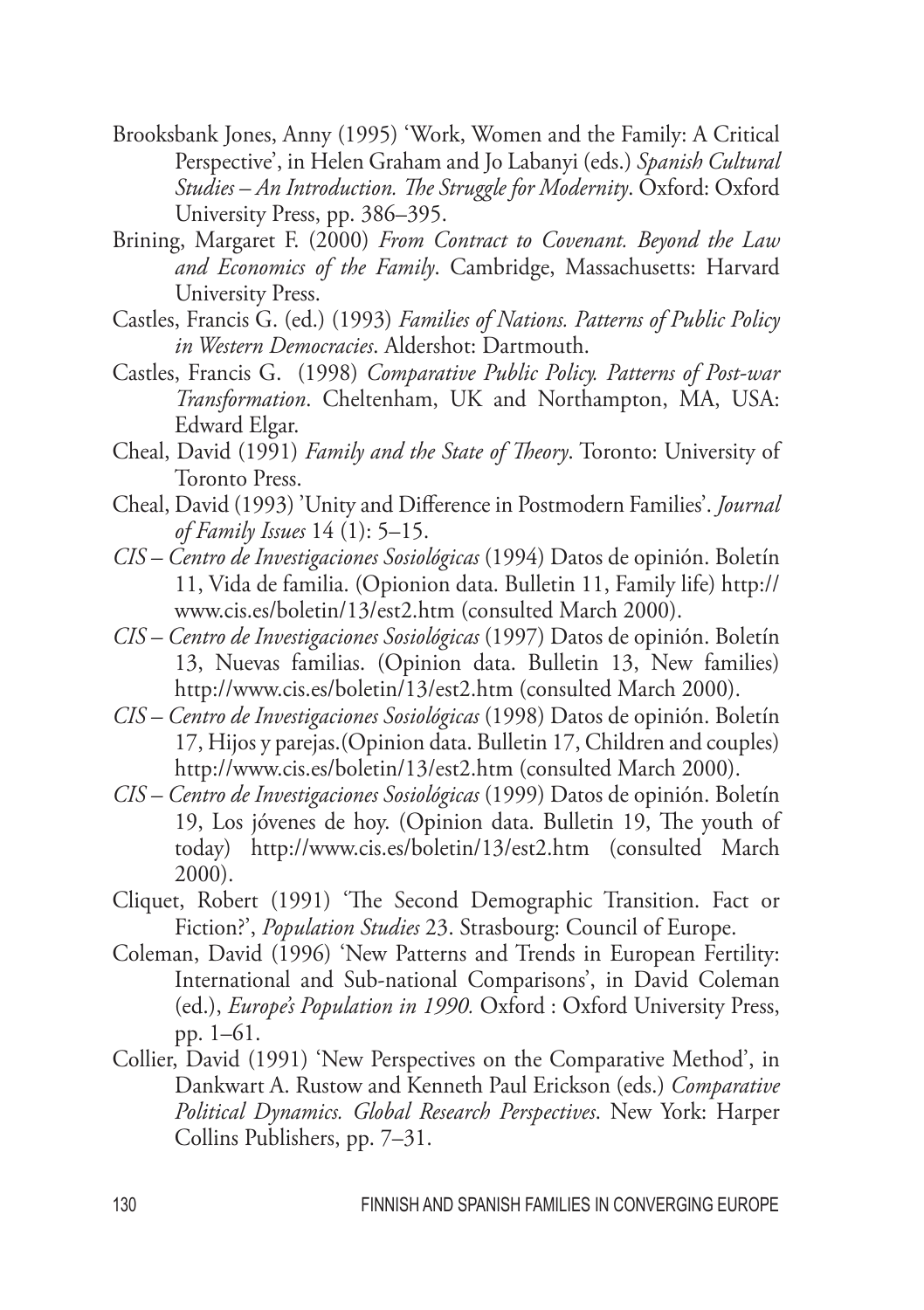Brooksbank Jones, Anny (1995) 'Work, Women and the Family: A Critical Perspective', in Helen Graham and Jo Labanyi (eds.) *Spanish Cultural Studies – An Introduction. The Struggle for Modernity*. Oxford: Oxford University Press, pp. 386–395.

Brining, Margaret F. (2000) *From Contract to Covenant. Beyond the Law and Economics of the Family*. Cambridge, Massachusetts: Harvard University Press.

Castles, Francis G. (ed.) (1993) *Families of Nations. Patterns of Public Policy in Western Democracies*. Aldershot: Dartmouth.

Castles, Francis G. (1998) *Comparative Public Policy. Patterns of Post-war Transformation*. Cheltenham, UK and Northampton, MA, USA: Edward Elgar.

Cheal, David (1991) *Family and the State of Theory*. Toronto: University of Toronto Press.

Cheal, David (1993) 'Unity and Difference in Postmodern Families'. *Journal of Family Issues* 14 (1): 5–15.

*CIS – Centro de Investigaciones Sosiológicas* (1994) Datos de opinión. Boletín 11, Vida de familia. (Opionion data. Bulletin 11, Family life) http://www.cis.es/boletin/13/est2.htm (consulted March 2000).

*CIS – Centro de Investigaciones Sosiológicas* (1997) Datos de opinión. Boletín 13, Nuevas familias. (Opinion data. Bulletin 13, New families) http://www.cis.es/boletin/13/est2.htm (consulted March 2000).

*CIS – Centro de Investigaciones Sosiológicas* (1998) Datos de opinión. Boletín 17, Hijos y parejas.(Opinion data. Bulletin 17, Children and couples) http://www.cis.es/boletin/13/est2.htm (consulted March 2000).

*CIS – Centro de Investigaciones Sosiológicas* (1999) Datos de opinión. Boletín 19, Los jóvenes de hoy. (Opinion data. Bulletin 19, The youth of today) http://www.cis.es/boletin/13/est2.htm (consulted March 2000).

Cliquet, Robert (1991) 'The Second Demographic Transition. Fact or Fiction?', *Population Studies* 23. Strasbourg: Council of Europe.

Coleman, David (1996) 'New Patterns and Trends in European Fertility: International and Sub-national Comparisons', in David Coleman (ed.), *Europe's Population in 1990.* Oxford : Oxford University Press, pp. 1–61.

Collier, David (1991) 'New Perspectives on the Comparative Method', in Dankwart A. Rustow and Kenneth Paul Erickson (eds.) *Comparative Political Dynamics. Global Research Perspectives*. New York: Harper Collins Publishers, pp. 7–31.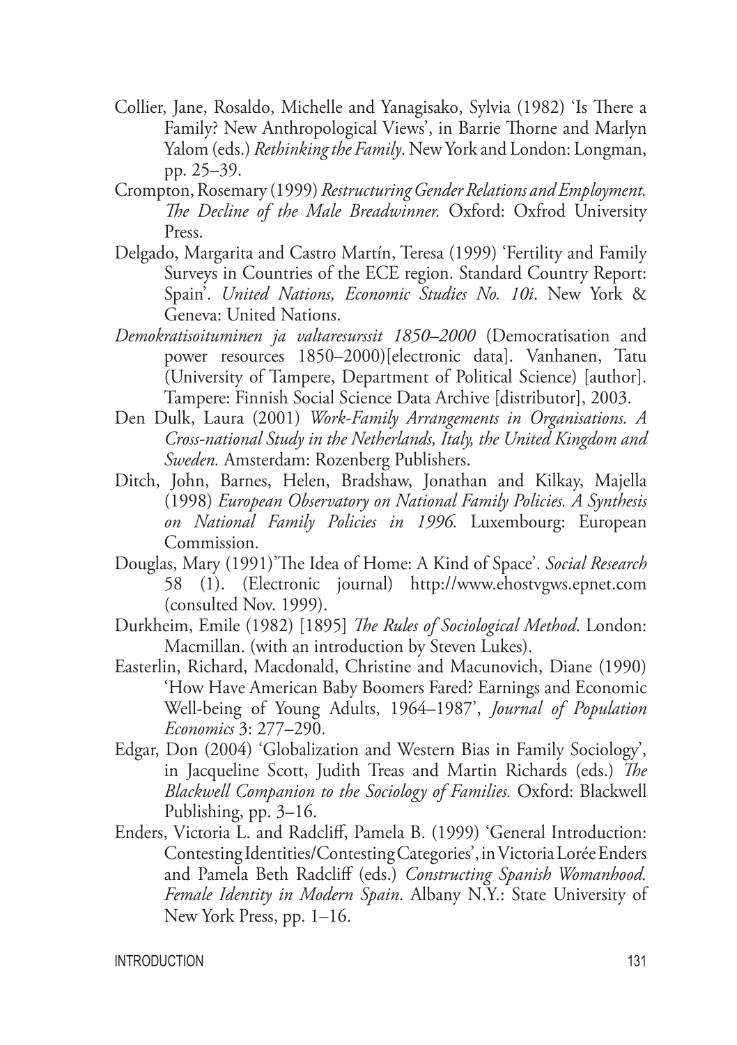Collier, Jane, Rosaldo, Michelle and Yanagisako, Sylvia (1982) 'Is There a Family? New Anthropological Views', in Barrie Thorne and Marlyn Yalom (eds.) *Rethinking the Family*. New York and London: Longman, pp. 25–39.

Crompton, Rosemary (1999) *Restructuring Gender Relations and Employment. The Decline of the Male Breadwinner.* Oxford: Oxfrod University Press.

Delgado, Margarita and Castro Martín, Teresa (1999) 'Fertility and Family Surveys in Countries of the ECE region. Standard Country Report: Spain'. *United Nations, Economic Studies No. 10i*. New York & Geneva: United Nations.

*Demokratisoituminen ja valtaresurssit 1850–2000* (Democratisation and power resources 1850–2000)[electronic data]. Vanhanen, Tatu (University of Tampere, Department of Political Science) [author]. Tampere: Finnish Social Science Data Archive [distributor], 2003.

Den Dulk, Laura (2001) *Work-Family Arrangements in Organisations. A Cross-national Study in the Netherlands, Italy, the United Kingdom and Sweden.* Amsterdam: Rozenberg Publishers.

Ditch, John, Barnes, Helen, Bradshaw, Jonathan and Kilkay, Majella (1998) *European Observatory on National Family Policies. A Synthesis on National Family Policies in 1996.* Luxembourg: European Commission.

Douglas, Mary (1991)'The Idea of Home: A Kind of Space'. *Social Research* 58 (1). (Electronic journal) http://www.ehostvgws.epnet.com (consulted Nov. 1999).

Durkheim, Emile (1982) [1895] *The Rules of Sociological Method*. London: Macmillan. (with an introduction by Steven Lukes).

Easterlin, Richard, Macdonald, Christine and Macunovich, Diane (1990) 'How Have American Baby Boomers Fared? Earnings and Economic Well-being of Young Adults, 1964–1987', *Journal of Population Economics* 3: 277–290.

Edgar, Don (2004) 'Globalization and Western Bias in Family Sociology', in Jacqueline Scott, Judith Treas and Martin Richards (eds.) *The Blackwell Companion to the Sociology of Families.* Oxford: Blackwell Publishing, pp. 3–16.

Enders, Victoria L. and Radcliff, Pamela B. (1999) 'General Introduction: Contesting Identities/Contesting Categories', in Victoria Lorée Enders and Pamela Beth Radcliff (eds.) *Constructing Spanish Womanhood. Female Identity in Modern Spain*. Albany N.Y.: State University of New York Press, pp. 1–16.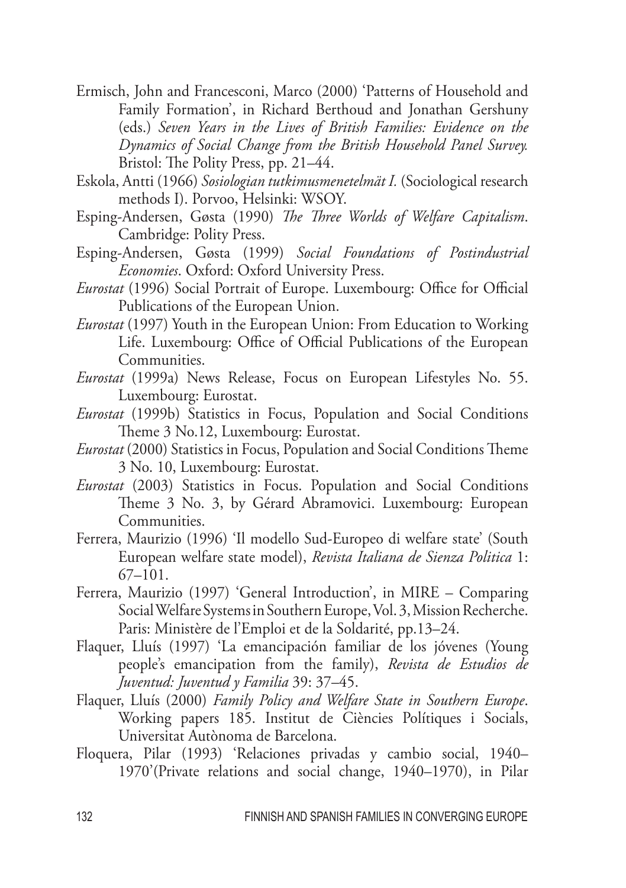Ermisch, John and Francesconi, Marco (2000) 'Patterns of Household and Family Formation', in Richard Berthoud and Jonathan Gershuny (eds.) *Seven Years in the Lives of British Families: Evidence on the Dynamics of Social Change from the British Household Panel Survey.* Bristol: The Polity Press, pp. 21–44.

Eskola, Antti (1966) *Sosiologian tutkimusmenetelmät I.* (Sociological research methods I). Porvoo, Helsinki: WSOY.

Esping-Andersen, Gøsta (1990) *The Three Worlds of Welfare Capitalism*. Cambridge: Polity Press.

Esping-Andersen, Gøsta (1999) *Social Foundations of Postindustrial Economies*. Oxford: Oxford University Press.

*Eurostat* (1996) Social Portrait of Europe. Luxembourg: Office for Official Publications of the European Union.

*Eurostat* (1997) Youth in the European Union: From Education to Working Life. Luxembourg: Office of Official Publications of the European Communities.

*Eurostat* (1999a) News Release, Focus on European Lifestyles No. 55. Luxembourg: Eurostat.

*Eurostat* (1999b) Statistics in Focus, Population and Social Conditions Theme 3 No.12, Luxembourg: Eurostat.

*Eurostat* (2000) Statistics in Focus, Population and Social Conditions Theme 3 No. 10, Luxembourg: Eurostat.

*Eurostat* (2003) Statistics in Focus. Population and Social Conditions Theme 3 No. 3, by Gérard Abramovici. Luxembourg: European Communities.

Ferrera, Maurizio (1996) 'Il modello Sud-Europeo di welfare state' (South European welfare state model), *Revista Italiana de Sienza Politica* 1: 67–101.

Ferrera, Maurizio (1997) 'General Introduction', in MIRE – Comparing Social Welfare Systems in Southern Europe, Vol. 3, Mission Recherche. Paris: Ministère de l'Emploi et de la Soldarité, pp.13–24.

Flaquer, Lluís (1997) 'La emancipación familiar de los jóvenes (Young people's emancipation from the family), *Revista de Estudios de Juventud: Juventud y Familia* 39: 37–45.

Flaquer, Lluís (2000) *Family Policy and Welfare State in Southern Europe*. Working papers 185. Institut de Ciències Polítiques i Socials, Universitat Autònoma de Barcelona.

Floquera, Pilar (1993) 'Relaciones privadas y cambio social, 1940–1970'(Private relations and social change, 1940–1970), in Pilar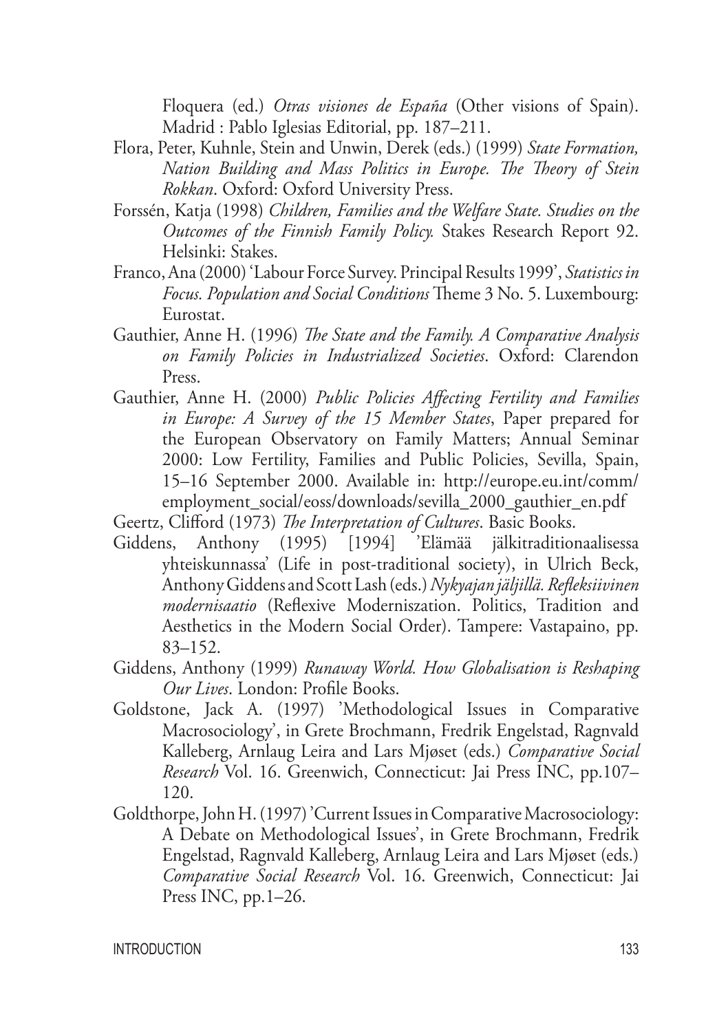Floquera (ed.) *Otras visiones de España* (Other visions of Spain). Madrid : Pablo Iglesias Editorial, pp. 187–211.

Flora, Peter, Kuhnle, Stein and Unwin, Derek (eds.) (1999) *State Formation, Nation Building and Mass Politics in Europe. The Theory of Stein Rokkan*. Oxford: Oxford University Press.

Forssén, Katja (1998) *Children, Families and the Welfare State. Studies on the Outcomes of the Finnish Family Policy.* Stakes Research Report 92. Helsinki: Stakes.

Franco, Ana (2000) 'Labour Force Survey. Principal Results 1999', *Statistics in Focus. Population and Social Conditions* Theme 3 No. 5. Luxembourg: Eurostat.

Gauthier, Anne H. (1996) *The State and the Family. A Comparative Analysis on Family Policies in Industrialized Societies*. Oxford: Clarendon Press.

Gauthier, Anne H. (2000) *Public Policies Affecting Fertility and Families in Europe: A Survey of the 15 Member States*, Paper prepared for the European Observatory on Family Matters; Annual Seminar 2000: Low Fertility, Families and Public Policies, Sevilla, Spain, 15–16 September 2000. Available in: http://europe.eu.int/comm/employment_social/eoss/downloads/sevilla_2000_gauthier_en.pdf

Geertz, Clifford (1973) *The Interpretation of Cultures*. Basic Books.

Giddens, Anthony (1995) [1994] 'Elämää jälkitraditionaalisessa yhteiskunnassa' (Life in post-traditional society), in Ulrich Beck, Anthony Giddens and Scott Lash (eds.) *Nykyajan jäljillä. Refleksiivinen modernisaatio* (Reflexive Moderniszation. Politics, Tradition and Aesthetics in the Modern Social Order). Tampere: Vastapaino, pp. 83–152.

Giddens, Anthony (1999) *Runaway World. How Globalisation is Reshaping Our Lives*. London: Profile Books.

Goldstone, Jack A. (1997) 'Methodological Issues in Comparative Macrosociology', in Grete Brochmann, Fredrik Engelstad, Ragnvald Kalleberg, Arnlaug Leira and Lars Mjøset (eds.) *Comparative Social Research* Vol. 16. Greenwich, Connecticut: Jai Press INC, pp.107–120.

Goldthorpe, John H. (1997) 'Current Issues in Comparative Macrosociology: A Debate on Methodological Issues', in Grete Brochmann, Fredrik Engelstad, Ragnvald Kalleberg, Arnlaug Leira and Lars Mjøset (eds.) *Comparative Social Research* Vol. 16. Greenwich, Connecticut: Jai Press INC, pp.1–26.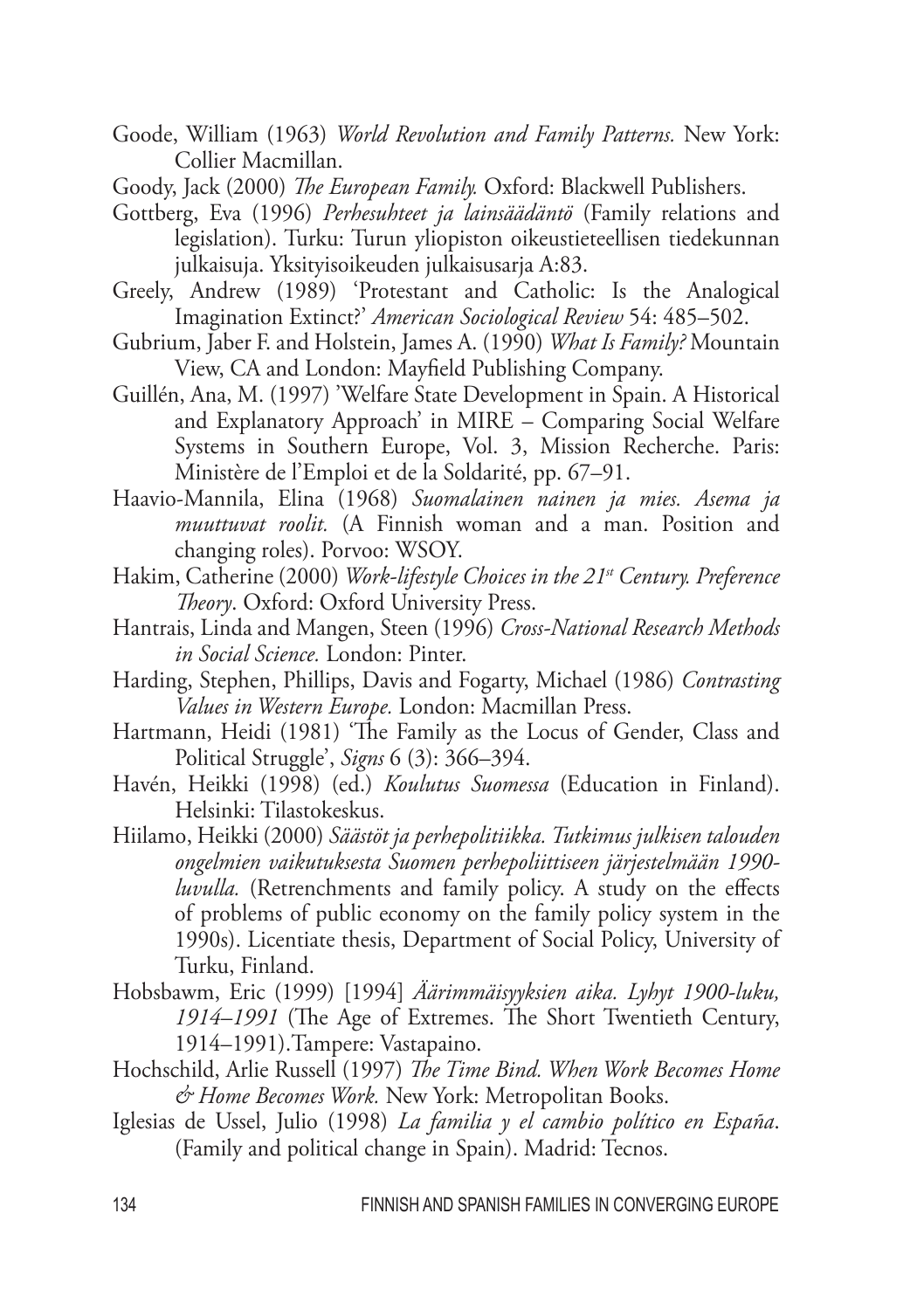Goode, William (1963) *World Revolution and Family Patterns.* New York: Collier Macmillan.

Goody, Jack (2000) *The European Family.* Oxford: Blackwell Publishers.

Gottberg, Eva (1996) *Perhesuhteet ja lainsäädäntö* (Family relations and legislation). Turku: Turun yliopiston oikeustieteellisen tiedekunnan julkaisuja. Yksityisoikeuden julkaisusarja A:83.

Greely, Andrew (1989) 'Protestant and Catholic: Is the Analogical Imagination Extinct?' *American Sociological Review* 54: 485–502.

Gubrium, Jaber F. and Holstein, James A. (1990) *What Is Family?* Mountain View, CA and London: Mayfield Publishing Company.

Guillén, Ana, M. (1997) 'Welfare State Development in Spain. A Historical and Explanatory Approach' in MIRE – Comparing Social Welfare Systems in Southern Europe, Vol. 3, Mission Recherche. Paris: Ministère de l'Emploi et de la Soldarité, pp. 67–91.

Haavio-Mannila, Elina (1968) *Suomalainen nainen ja mies. Asema ja muuttuvat roolit.* (A Finnish woman and a man. Position and changing roles). Porvoo: WSOY.

Hakim, Catherine (2000) *Work-lifestyle Choices in the 21st Century. Preference Theory*. Oxford: Oxford University Press.

Hantrais, Linda and Mangen, Steen (1996) *Cross-National Research Methods in Social Science.* London: Pinter.

Harding, Stephen, Phillips, Davis and Fogarty, Michael (1986) *Contrasting Values in Western Europe.* London: Macmillan Press.

Hartmann, Heidi (1981) 'The Family as the Locus of Gender, Class and Political Struggle', *Signs* 6 (3): 366–394.

Havén, Heikki (1998) (ed.) *Koulutus Suomessa* (Education in Finland). Helsinki: Tilastokeskus.

Hiilamo, Heikki (2000) *Säästöt ja perhepolitiikka. Tutkimus julkisen talouden ongelmien vaikutuksesta Suomen perhepoliittiseen järjestelmään 1990-luvulla.* (Retrenchments and family policy. A study on the effects of problems of public economy on the family policy system in the 1990s). Licentiate thesis, Department of Social Policy, University of Turku, Finland.

Hobsbawm, Eric (1999) [1994] *Äärimmäisyyksien aika. Lyhyt 1900-luku, 1914–1991* (The Age of Extremes. The Short Twentieth Century, 1914–1991).Tampere: Vastapaino.

Hochschild, Arlie Russell (1997) *The Time Bind. When Work Becomes Home & Home Becomes Work.* New York: Metropolitan Books.

Iglesias de Ussel, Julio (1998) *La familia y el cambio político en España*. (Family and political change in Spain). Madrid: Tecnos.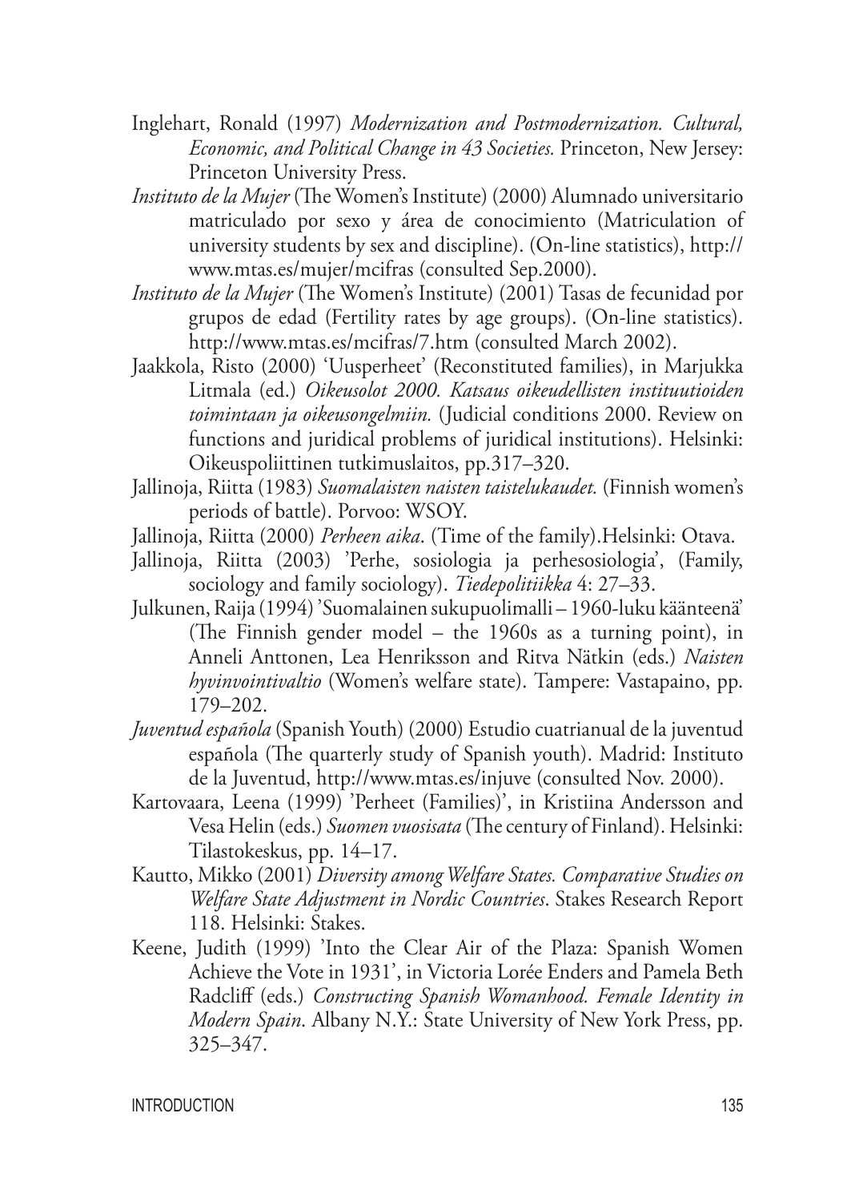Inglehart, Ronald (1997) *Modernization and Postmodernization. Cultural, Economic, and Political Change in 43 Societies.* Princeton, New Jersey: Princeton University Press.

*Instituto de la Mujer* (The Women's Institute) (2000) Alumnado universitario matriculado por sexo y área de conocimiento (Matriculation of university students by sex and discipline). (On-line statistics), http://www.mtas.es/mujer/mcifras (consulted Sep.2000).

*Instituto de la Mujer* (The Women's Institute) (2001) Tasas de fecunidad por grupos de edad (Fertility rates by age groups). (On-line statistics). http://www.mtas.es/mcifras/7.htm (consulted March 2002).

Jaakkola, Risto (2000) 'Uusperheet' (Reconstituted families), in Marjukka Litmala (ed.) *Oikeusolot 2000. Katsaus oikeudellisten instituutioiden toimintaan ja oikeusongelmiin.* (Judicial conditions 2000. Review on functions and juridical problems of juridical institutions). Helsinki: Oikeuspoliittinen tutkimuslaitos, pp.317–320.

Jallinoja, Riitta (1983) *Suomalaisten naisten taistelukaudet.* (Finnish women's periods of battle). Porvoo: WSOY.

Jallinoja, Riitta (2000) *Perheen aika*. (Time of the family).Helsinki: Otava.

Jallinoja, Riitta (2003) 'Perhe, sosiologia ja perhesosiologia', (Family, sociology and family sociology). *Tiedepolitiikka* 4: 27–33.

Julkunen, Raija (1994) 'Suomalainen sukupuolimalli – 1960-luku käänteenä' (The Finnish gender model – the 1960s as a turning point), in Anneli Anttonen, Lea Henriksson and Ritva Nätkin (eds.) *Naisten hyvinvointivaltio* (Women's welfare state). Tampere: Vastapaino, pp. 179–202.

*Juventud española* (Spanish Youth) (2000) Estudio cuatrianual de la juventud española (The quarterly study of Spanish youth). Madrid: Instituto de la Juventud, http://www.mtas.es/injuve (consulted Nov. 2000).

Kartovaara, Leena (1999) 'Perheet (Families)', in Kristiina Andersson and Vesa Helin (eds.) *Suomen vuosisata* (The century of Finland). Helsinki: Tilastokeskus, pp. 14–17.

Kautto, Mikko (2001) *Diversity among Welfare States. Comparative Studies on Welfare State Adjustment in Nordic Countries*. Stakes Research Report 118. Helsinki: Stakes.

Keene, Judith (1999) 'Into the Clear Air of the Plaza: Spanish Women Achieve the Vote in 1931', in Victoria Lorée Enders and Pamela Beth Radcliff (eds.) *Constructing Spanish Womanhood. Female Identity in Modern Spain*. Albany N.Y.: State University of New York Press, pp. 325–347.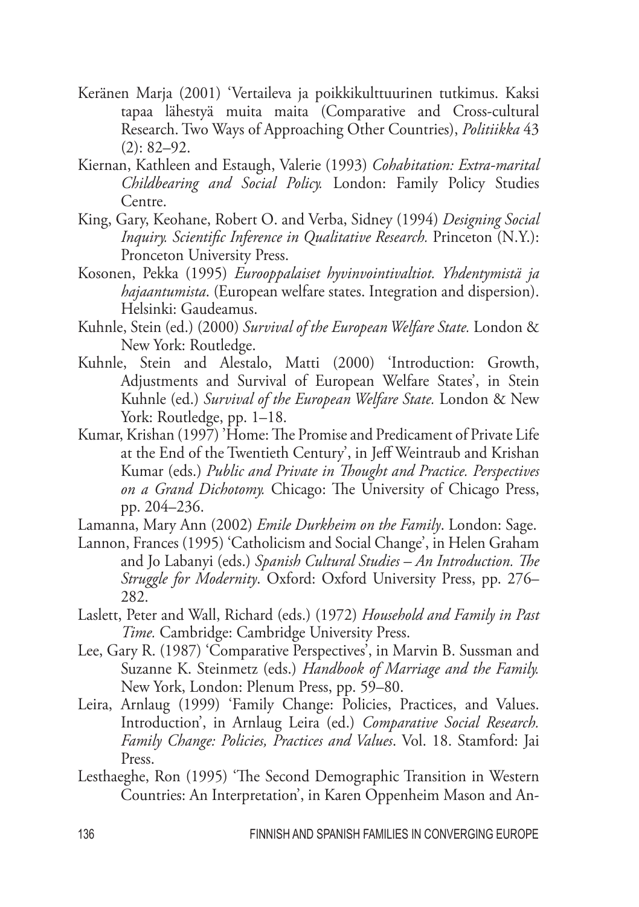Keränen Marja (2001) 'Vertaileva ja poikkikulttuurinen tutkimus. Kaksi tapaa lähestyä muita maita (Comparative and Cross-cultural Research. Two Ways of Approaching Other Countries), *Politiikka* 43 (2): 82–92.

Kiernan, Kathleen and Estaugh, Valerie (1993) *Cohabitation: Extra-marital Childbearing and Social Policy.* London: Family Policy Studies Centre.

King, Gary, Keohane, Robert O. and Verba, Sidney (1994) *Designing Social Inquiry. Scientific Inference in Qualitative Research.* Princeton (N.Y.): Proncetom University Press.

Kosonen, Pekka (1995) *Eurooppalaiset hyvinvointivaltiot. Yhdentymistä ja hajaantumista.* (European welfare states. Integration and dispersion). Helsinki: Gaudeamus.

Kuhnle, Stein (ed.) (2000) *Survival of the European Welfare State.* London & New York: Routledge.

Kuhnle, Stein and Alestalo, Matti (2000) 'Introduction: Growth, Adjustments and Survival of European Welfare States', in Stein Kuhnle (ed.) *Survival of the European Welfare State.* London & New York: Routledge, pp. 1–18.

Kumar, Krishan (1997) 'Home: The Promise and Predicament of Private Life at the End of the Twentieth Century', in Jeff Weintraub and Krishan Kumar (eds.) *Public and Private in Thought and Practice. Perspectives on a Grand Dichotomy.* Chicago: The University of Chicago Press, pp. 204–236.

Lamanna, Mary Ann (2002) *Emile Durkheim on the Family*. London: Sage.

Lannon, Frances (1995) 'Catholicism and Social Change', in Helen Graham and Jo Labanyi (eds.) *Spanish Cultural Studies – An Introduction. The Struggle for Modernity*. Oxford: Oxford University Press, pp. 276–282.

Laslett, Peter and Wall, Richard (eds.) (1972) *Household and Family in Past Time.* Cambridge: Cambridge University Press.

Lee, Gary R. (1987) 'Comparative Perspectives', in Marvin B. Sussman and Suzanne K. Steinmetz (eds.) *Handbook of Marriage and the Family.* New York, London: Plenum Press, pp. 59–80.

Leira, Arnlaug (1999) 'Family Change: Policies, Practices, and Values. Introduction', in Arnlaug Leira (ed.) *Comparative Social Research. Family Change: Policies, Practices and Values*. Vol. 18. Stamford: Jai Press.

Lesthaeghe, Ron (1995) 'The Second Demographic Transition in Western Countries: An Interpretation', in Karen Oppenheim Mason and An-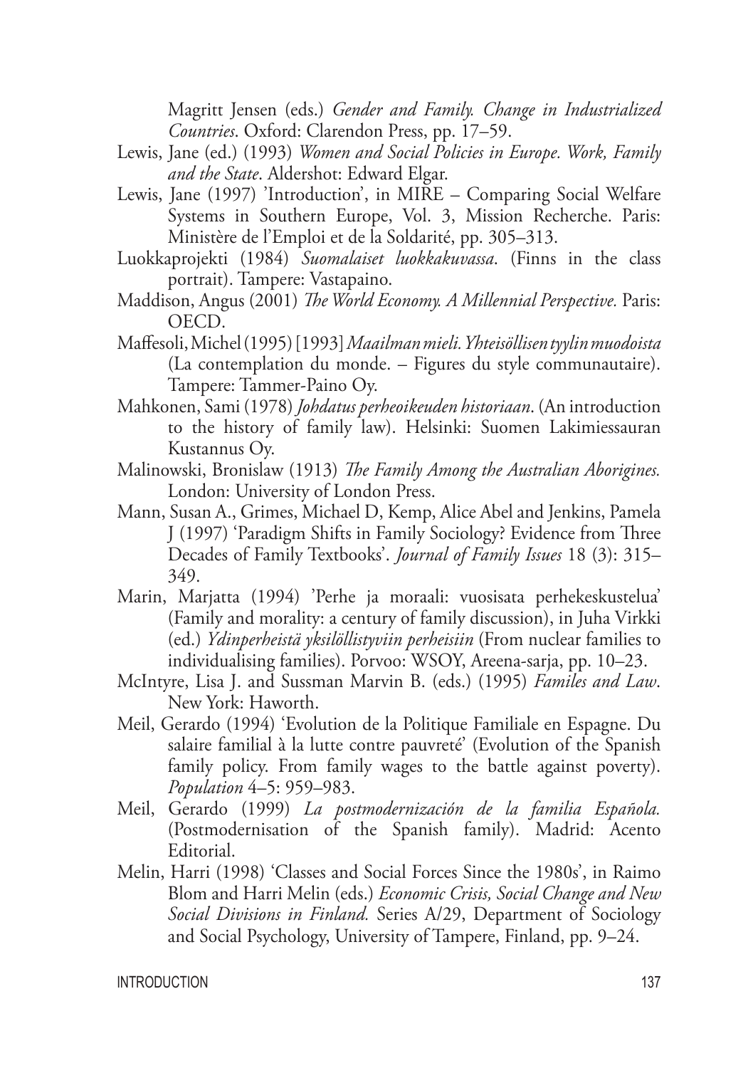Magritt Jensen (eds.) *Gender and Family. Change in Industrialized Countries*. Oxford: Clarendon Press, pp. 17–59.

Lewis, Jane (ed.) (1993) *Women and Social Policies in Europe. Work, Family and the State*. Aldershot: Edward Elgar.

Lewis, Jane (1997) 'Introduction', in MIRE – Comparing Social Welfare Systems in Southern Europe, Vol. 3, Mission Recherche. Paris: Ministère de l'Emploi et de la Soldarité, pp. 305–313.

Luokkaprojekti (1984) *Suomalaiset luokkakuvassa*. (Finns in the class portrait). Tampere: Vastapaino.

Maddison, Angus (2001) *The World Economy. A Millennial Perspective.* Paris: OECD.

Maffesoli, Michel (1995) [1993] *Maailman mieli. Yhteisöllisen tyylin muodoista* (La contemplation du monde. – Figures du style communautaire). Tampere: Tammer-Paino Oy.

Mahkonen, Sami (1978) *Johdatus perheoikeuden historiaan*. (An introduction to the history of family law). Helsinki: Suomen Lakimiessauran Kustannus Oy.

Malinowski, Bronislaw (1913) *The Family Among the Australian Aborigines.* London: University of London Press.

Mann, Susan A., Grimes, Michael D, Kemp, Alice Abel and Jenkins, Pamela J (1997) 'Paradigm Shifts in Family Sociology? Evidence from Three Decades of Family Textbooks'. *Journal of Family Issues* 18 (3): 315–349.

Marin, Marjatta (1994) 'Perhe ja moraali: vuosisata perhekeskustelua' (Family and morality: a century of family discussion), in Juha Virkki (ed.) *Ydinperheistä yksilöllistyviin perheisiin* (From nuclear families to individualising families). Porvoo: WSOY, Areena-sarja, pp. 10–23.

McIntyre, Lisa J. and Sussman Marvin B. (eds.) (1995) *Familes and Law*. New York: Haworth.

Meil, Gerardo (1994) 'Evolution de la Politique Familiale en Espagne. Du salaire familial à la lutte contre pauvreté' (Evolution of the Spanish family policy. From family wages to the battle against poverty). *Population* 4–5: 959–983.

Meil, Gerardo (1999) *La postmodernización de la familia Española.* (Postmodernisation of the Spanish family). Madrid: Acento Editorial.

Melin, Harri (1998) 'Classes and Social Forces Since the 1980s', in Raimo Blom and Harri Melin (eds.) *Economic Crisis, Social Change and New Social Divisions in Finland.* Series A/29, Department of Sociology and Social Psychology, University of Tampere, Finland, pp. 9–24.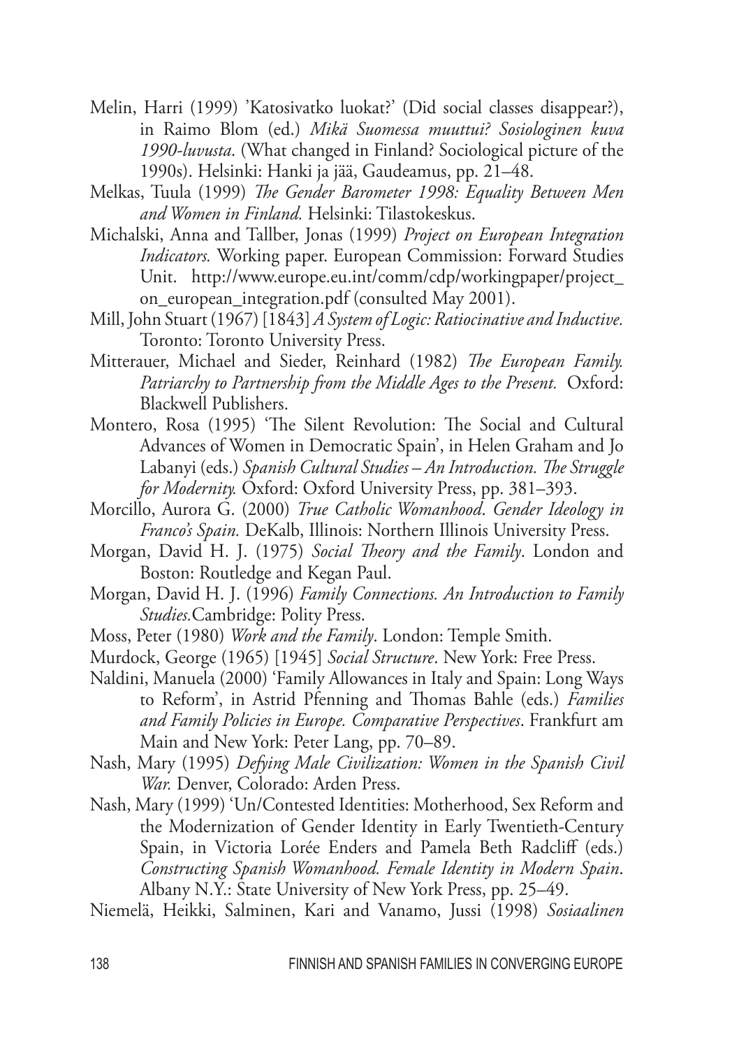Melin, Harri (1999) 'Katosivatko luokat?' (Did social classes disappear?), in Raimo Blom (ed.) *Mikä Suomessa muuttui? Sosiologinen kuva 1990-luvusta*. (What changed in Finland? Sociological picture of the 1990s). Helsinki: Hanki ja jää, Gaudeamus, pp. 21–48.

Melkas, Tuula (1999) *The Gender Barometer 1998: Equality Between Men and Women in Finland.* Helsinki: Tilastokeskus.

Michalski, Anna and Tallber, Jonas (1999) *Project on European Integration Indicators.* Working paper. European Commission: Forward Studies Unit. http://www.europe.eu.int/comm/cdp/workingpaper/project_on_european_integration.pdf (consulted May 2001).

Mill, John Stuart (1967) [1843] *A System of Logic: Ratiocinative and Inductive.* Toronto: Toronto University Press.

Mitterauer, Michael and Sieder, Reinhard (1982) *The European Family. Patriarchy to Partnership from the Middle Ages to the Present.* Oxford: Blackwell Publishers.

Montero, Rosa (1995) 'The Silent Revolution: The Social and Cultural Advances of Women in Democratic Spain', in Helen Graham and Jo Labanyi (eds.) *Spanish Cultural Studies – An Introduction. The Struggle for Modernity.* Oxford: Oxford University Press, pp. 381–393.

Morcillo, Aurora G. (2000) *True Catholic Womanhood. Gender Ideology in Franco's Spain.* DeKalb, Illinois: Northern Illinois University Press.

Morgan, David H. J. (1975) *Social Theory and the Family*. London and Boston: Routledge and Kegan Paul.

Morgan, David H. J. (1996) *Family Connections. An Introduction to Family Studies.*Cambridge: Polity Press.

Moss, Peter (1980) *Work and the Family*. London: Temple Smith.

Murdock, George (1965) [1945] *Social Structure*. New York: Free Press.

Naldini, Manuela (2000) 'Family Allowances in Italy and Spain: Long Ways to Reform', in Astrid Pfenning and Thomas Bahle (eds.) *Families and Family Policies in Europe. Comparative Perspectives*. Frankfurt am Main and New York: Peter Lang, pp. 70–89.

Nash, Mary (1995) *Defying Male Civilization: Women in the Spanish Civil War.* Denver, Colorado: Arden Press.

Nash, Mary (1999) 'Un/Contested Identities: Motherhood, Sex Reform and the Modernization of Gender Identity in Early Twentieth-Century Spain, in Victoria Lorée Enders and Pamela Beth Radcliff (eds.) *Constructing Spanish Womanhood. Female Identity in Modern Spain*. Albany N.Y.: State University of New York Press, pp. 25–49.

Niemelä, Heikki, Salminen, Kari and Vanamo, Jussi (1998) *Sosiaalinen*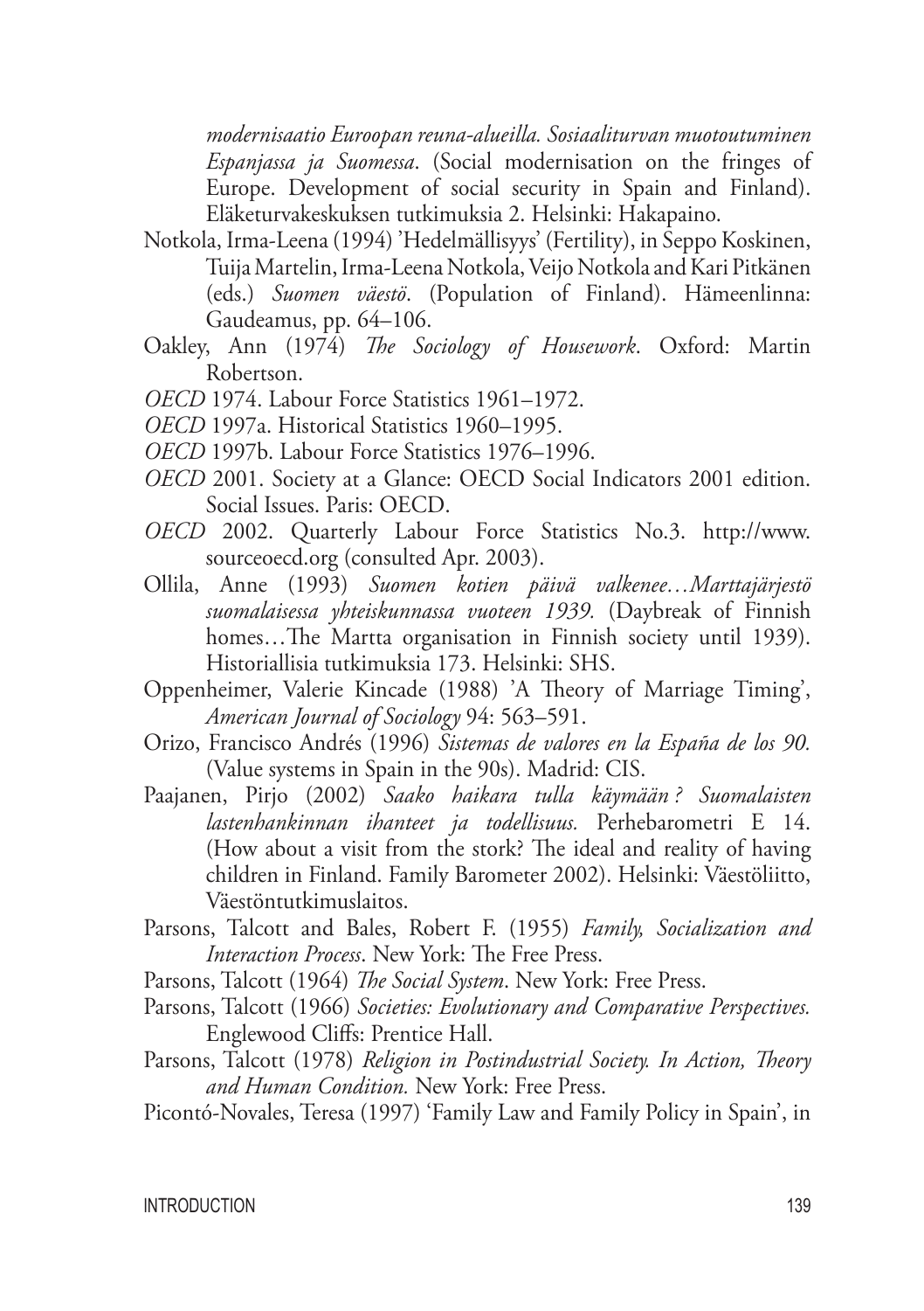*modernisaatio Euroopan reuna-alueilla. Sosiaaliturvan muotoutuminen Espanjassa ja Suomessa*. (Social modernisation on the fringes of Europe. Development of social security in Spain and Finland). Eläketurvakeskuksen tutkimuksia 2. Helsinki: Hakapaino.

Notkola, Irma-Leena (1994) 'Hedelmällisyys' (Fertility), in Seppo Koskinen, Tuija Martelin, Irma-Leena Notkola, Veijo Notkola and Kari Pitkänen (eds.) *Suomen väestö*. (Population of Finland). Hämeenlinna: Gaudeamus, pp. 64–106.

Oakley, Ann (1974) *The Sociology of Housework*. Oxford: Martin Robertson.

*OECD* 1974. Labour Force Statistics 1961–1972.

*OECD* 1997a. Historical Statistics 1960–1995.

*OECD* 1997b. Labour Force Statistics 1976–1996.

*OECD* 2001. Society at a Glance: OECD Social Indicators 2001 edition. Social Issues. Paris: OECD.

*OECD* 2002. Quarterly Labour Force Statistics No.3. http://www.sourceoecd.org (consulted Apr. 2003).

Ollila, Anne (1993) *Suomen kotien päivä valkenee…Marttajärjestö suomalaisessa yhteiskunnassa vuoteen 1939.* (Daybreak of Finnish homes…The Martta organisation in Finnish society until 1939). Historiallisia tutkimuksia 173. Helsinki: SHS.

Oppenheimer, Valerie Kincade (1988) 'A Theory of Marriage Timing', *American Journal of Sociology* 94: 563–591.

Orizo, Francisco Andrés (1996) *Sistemas de valores en la España de los 90.* (Value systems in Spain in the 90s). Madrid: CIS.

Paajanen, Pirjo (2002) *Saako haikara tulla käymään? Suomalaisten lastenhankinnan ihanteet ja todellisuus.* Perhebarometri E 14. (How about a visit from the stork? The ideal and reality of having children in Finland. Family Barometer 2002). Helsinki: Väestöliitto, Väestöntutkimuslaitos.

Parsons, Talcott and Bales, Robert F. (1955) *Family, Socialization and Interaction Process*. New York: The Free Press.

Parsons, Talcott (1964) *The Social System*. New York: Free Press.

Parsons, Talcott (1966) *Societies: Evolutionary and Comparative Perspectives.* Englewood Cliffs: Prentice Hall.

Parsons, Talcott (1978) *Religion in Postindustrial Society. In Action, Theory and Human Condition.* New York: Free Press.

Picontó-Novales, Teresa (1997) 'Family Law and Family Policy in Spain', in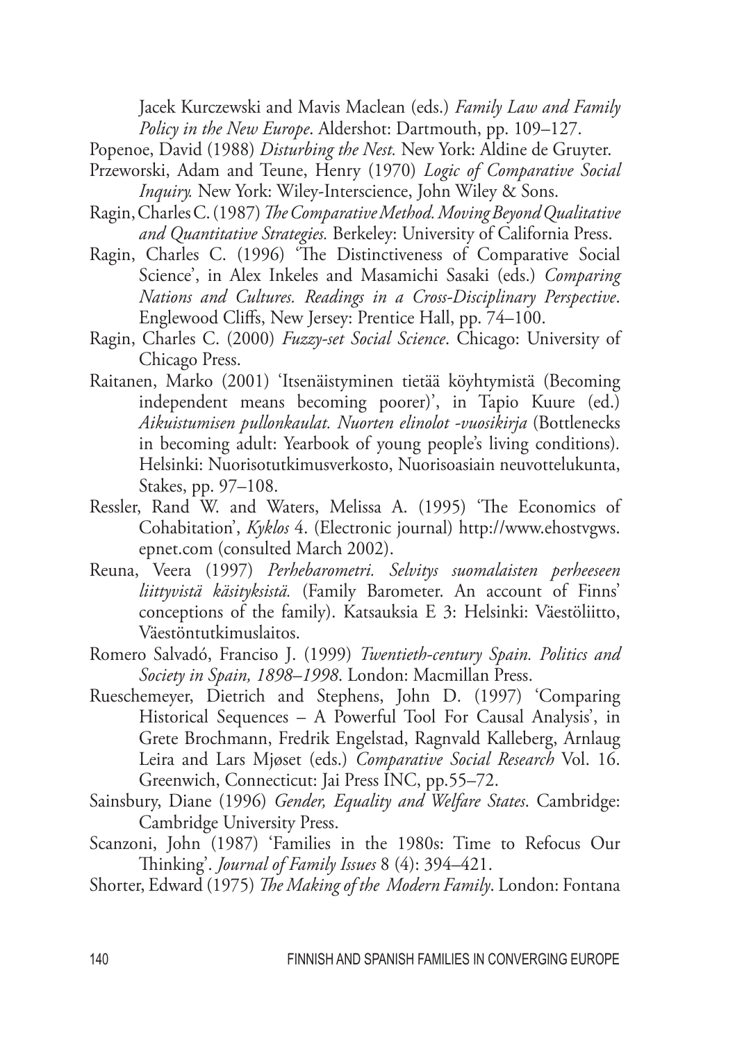Jacek Kurczewski and Mavis Maclean (eds.) *Family Law and Family Policy in the New Europe*. Aldershot: Dartmouth, pp. 109–127.

Popenoe, David (1988) *Disturbing the Nest.* New York: Aldine de Gruyter.

Przeworski, Adam and Teune, Henry (1970) *Logic of Comparative Social Inquiry.* New York: Wiley-Interscience, John Wiley & Sons.

Ragin, Charles C. (1987) *The Comparative Method. Moving Beyond Qualitative and Quantitative Strategies.* Berkeley: University of California Press.

Ragin, Charles C. (1996) 'The Distinctiveness of Comparative Social Science', in Alex Inkeles and Masamichi Sasaki (eds.) *Comparing Nations and Cultures. Readings in a Cross-Disciplinary Perspective*. Englewood Cliffs, New Jersey: Prentice Hall, pp. 74–100.

Ragin, Charles C. (2000) *Fuzzy-set Social Science*. Chicago: University of Chicago Press.

Raitanen, Marko (2001) 'Itsenäistyminen tietää köyhtymistä (Becoming independent means becoming poorer)', in Tapio Kuure (ed.) *Aikuistumisen pullonkaulat. Nuorten elinolot -vuosikirja* (Bottlenecks in becoming adult: Yearbook of young people's living conditions). Helsinki: Nuorisotutkimusverkosto, Nuorisoasiain neuvottelukunta, Stakes, pp. 97–108.

Ressler, Rand W. and Waters, Melissa A. (1995) 'The Economics of Cohabitation', *Kyklos* 4. (Electronic journal) http://www.ehostvgws.epnet.com (consulted March 2002).

Reuna, Veera (1997) *Perhebarometri. Selvitys suomalaisten perheeseen liittyvistä käsityksistä.* (Family Barometer. An account of Finns' conceptions of the family). Katsauksia E 3: Helsinki: Väestöliitto, Väestöntutkimuslaitos.

Romero Salvadó, Franciso J. (1999) *Twentieth-century Spain. Politics and Society in Spain, 1898–1998*. London: Macmillan Press.

Rueschemeyer, Dietrich and Stephens, John D. (1997) 'Comparing Historical Sequences – A Powerful Tool For Causal Analysis', in Grete Brochmann, Fredrik Engelstad, Ragnvald Kalleberg, Arnlaug Leira and Lars Mjøset (eds.) *Comparative Social Research* Vol. 16. Greenwich, Connecticut: Jai Press INC, pp.55–72.

Sainsbury, Diane (1996) *Gender, Equality and Welfare States*. Cambridge: Cambridge University Press.

Scanzoni, John (1987) 'Families in the 1980s: Time to Refocus Our Thinking'. *Journal of Family Issues* 8 (4): 394–421.

Shorter, Edward (1975) *The Making of the Modern Family*. London: Fontana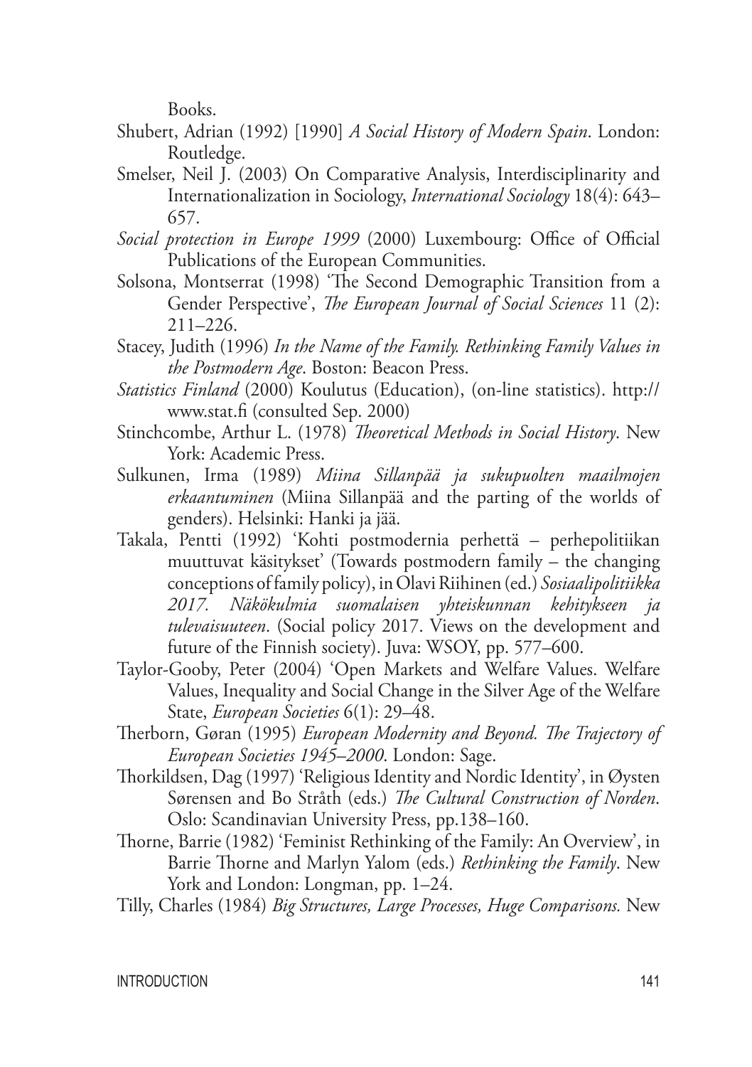Books.

Shubert, Adrian (1992) [1990] *A Social History of Modern Spain*. London: Routledge.

Smelser, Neil J. (2003) On Comparative Analysis, Interdisciplinarity and Internationalization in Sociology, *International Sociology* 18(4): 643–657.

*Social protection in Europe 1999* (2000) Luxembourg: Office of Official Publications of the European Communities.

Solsona, Montserrat (1998) 'The Second Demographic Transition from a Gender Perspective', *The European Journal of Social Sciences* 11 (2): 211–226.

Stacey, Judith (1996) *In the Name of the Family. Rethinking Family Values in the Postmodern Age*. Boston: Beacon Press.

*Statistics Finland* (2000) Koulutus (Education), (on-line statistics). http://www.stat.fi (consulted Sep. 2000)

Stinchcombe, Arthur L. (1978) *Theoretical Methods in Social History*. New York: Academic Press.

Sulkunen, Irma (1989) *Miina Sillanpää ja sukupuolten maailmojen erkaantuminen* (Miina Sillanpää and the parting of the worlds of genders). Helsinki: Hanki ja jää.

Takala, Pentti (1992) 'Kohti postmodernia perhettä – perhepolitiikan muuttuvat käsitykset' (Towards postmodern family – the changing conceptions of family policy), in Olavi Riihinen (ed.) *Sosiaalipolitiikka 2017. Näkökulmia suomalaisen yhteiskunnan kehitykseen ja tulevaisuuteen*. (Social policy 2017. Views on the development and future of the Finnish society). Juva: WSOY, pp. 577–600.

Taylor-Gooby, Peter (2004) 'Open Markets and Welfare Values. Welfare Values, Inequality and Social Change in the Silver Age of the Welfare State, *European Societies* 6(1): 29–48.

Therborn, Gøran (1995) *European Modernity and Beyond. The Trajectory of European Societies 1945–2000*. London: Sage.

Thorkildsen, Dag (1997) 'Religious Identity and Nordic Identity', in Øysten Sørensen and Bo Stråth (eds.) *The Cultural Construction of Norden*. Oslo: Scandinavian University Press, pp.138–160.

Thorne, Barrie (1982) 'Feminist Rethinking of the Family: An Overview', in Barrie Thorne and Marlyn Yalom (eds.) *Rethinking the Family*. New York and London: Longman, pp. 1–24.

Tilly, Charles (1984) *Big Structures, Large Processes, Huge Comparisons.* New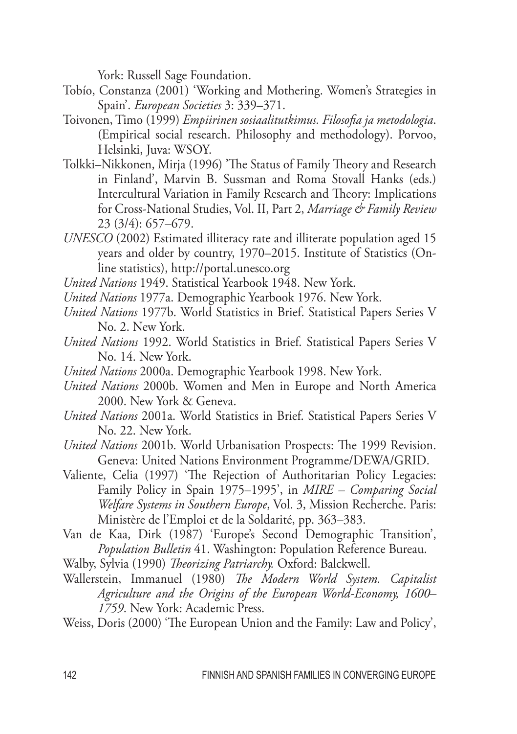York: Russell Sage Foundation.

Tobío, Constanza (2001) 'Working and Mothering. Women's Strategies in Spain'. *European Societies* 3: 339–371.

Toivonen, Timo (1999) *Empiirinen sosiaalitutkimus. Filosofia ja metodologia*. (Empirical social research. Philosophy and methodology). Porvoo, Helsinki, Juva: WSOY.

Tolkki–Nikkonen, Mirja (1996) 'The Status of Family Theory and Research in Finland', Marvin B. Sussman and Roma Stovall Hanks (eds.) Intercultural Variation in Family Research and Theory: Implications for Cross-National Studies, Vol. II, Part 2, *Marriage & Family Review* 23 (3/4): 657–679.

*UNESCO* (2002) Estimated illiteracy rate and illiterate population aged 15 years and older by country, 1970–2015. Institute of Statistics (Online statistics), http://portal.unesco.org

*United Nations* 1949. Statistical Yearbook 1948. New York.

*United Nations* 1977a. Demographic Yearbook 1976. New York.

*United Nations* 1977b. World Statistics in Brief. Statistical Papers Series V No. 2. New York.

*United Nations* 1992. World Statistics in Brief. Statistical Papers Series V No. 14. New York.

*United Nations* 2000a. Demographic Yearbook 1998. New York.

*United Nations* 2000b. Women and Men in Europe and North America 2000. New York & Geneva.

*United Nations* 2001a. World Statistics in Brief. Statistical Papers Series V No. 22. New York.

*United Nations* 2001b. World Urbanisation Prospects: The 1999 Revision. Geneva: United Nations Environment Programme/DEWA/GRID.

Valiente, Celia (1997) 'The Rejection of Authoritarian Policy Legacies: Family Policy in Spain 1975–1995', in *MIRE – Comparing Social Welfare Systems in Southern Europe*, Vol. 3, Mission Recherche. Paris: Ministère de l'Emploi et de la Soldarité, pp. 363–383.

Van de Kaa, Dirk (1987) 'Europe's Second Demographic Transition', *Population Bulletin* 41. Washington: Population Reference Bureau.

Walby, Sylvia (1990) *Theorizing Patriarchy.* Oxford: Balckwell.

Wallerstein, Immanuel (1980) *The Modern World System. Capitalist Agriculture and the Origins of the European World-Economy, 1600–1759*. New York: Academic Press.

Weiss, Doris (2000) 'The European Union and the Family: Law and Policy',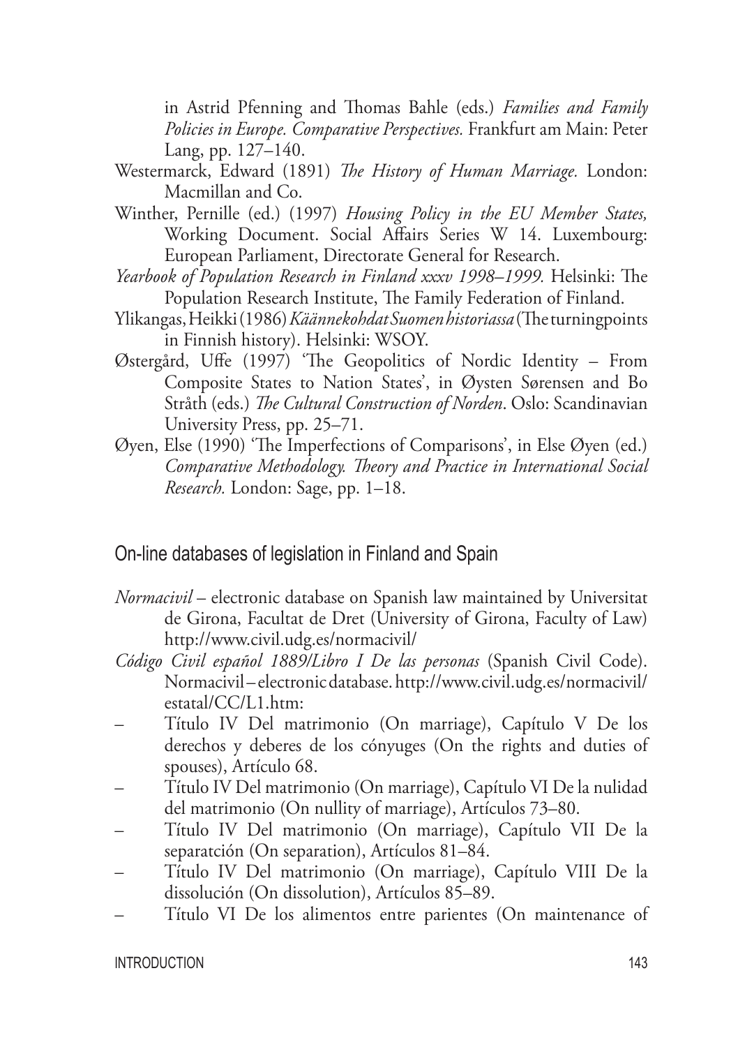in Astrid Pfenning and Thomas Bahle (eds.) *Families and Family Policies in Europe. Comparative Perspectives.* Frankfurt am Main: Peter Lang, pp. 127–140.

Westermarck, Edward (1891) *The History of Human Marriage.* London: Macmillan and Co.

Winther, Pernille (ed.) (1997) *Housing Policy in the EU Member States,* Working Document. Social Affairs Series W 14. Luxembourg: European Parliament, Directorate General for Research.

*Yearbook of Population Research in Finland xxxv 1998–1999.* Helsinki: The Population Research Institute, The Family Federation of Finland.

Ylikangas, Heikki (1986) *Käännekohdat Suomen historiassa* (The turningpoints in Finnish history). Helsinki: WSOY.

Østergård, Uffe (1997) 'The Geopolitics of Nordic Identity – From Composite States to Nation States', in Øysten Sørensen and Bo Stråth (eds.) *The Cultural Construction of Norden*. Oslo: Scandinavian University Press, pp. 25–71.

Øyen, Else (1990) 'The Imperfections of Comparisons', in Else Øyen (ed.) *Comparative Methodology. Theory and Practice in International Social Research.* London: Sage, pp. 1–18.

## On-line databases of legislation in Finland and Spain

*Normacivil* – electronic database on Spanish law maintained by Universitat de Girona, Facultat de Dret (University of Girona, Faculty of Law) http://www.civil.udg.es/normacivil/

*Código Civil español 1889/Libro I De las personas* (Spanish Civil Code). Normacivil – electronic database. http://www.civil.udg.es/normacivil/estatal/CC/L1.htm:

- Título IV Del matrimonio (On marriage), Capítulo V De los derechos y deberes de los cónyuges (On the rights and duties of spouses), Artículo 68.
- Título IV Del matrimonio (On marriage), Capítulo VI De la nulidad del matrimonio (On nullity of marriage), Artículos 73–80.
- Título IV Del matrimonio (On marriage), Capítulo VII De la separatción (On separation), Artículos 81–84.
- Título IV Del matrimonio (On marriage), Capítulo VIII De la dissolución (On dissolution), Artículos 85–89.
- Título VI De los alimentos entre parientes (On maintenance of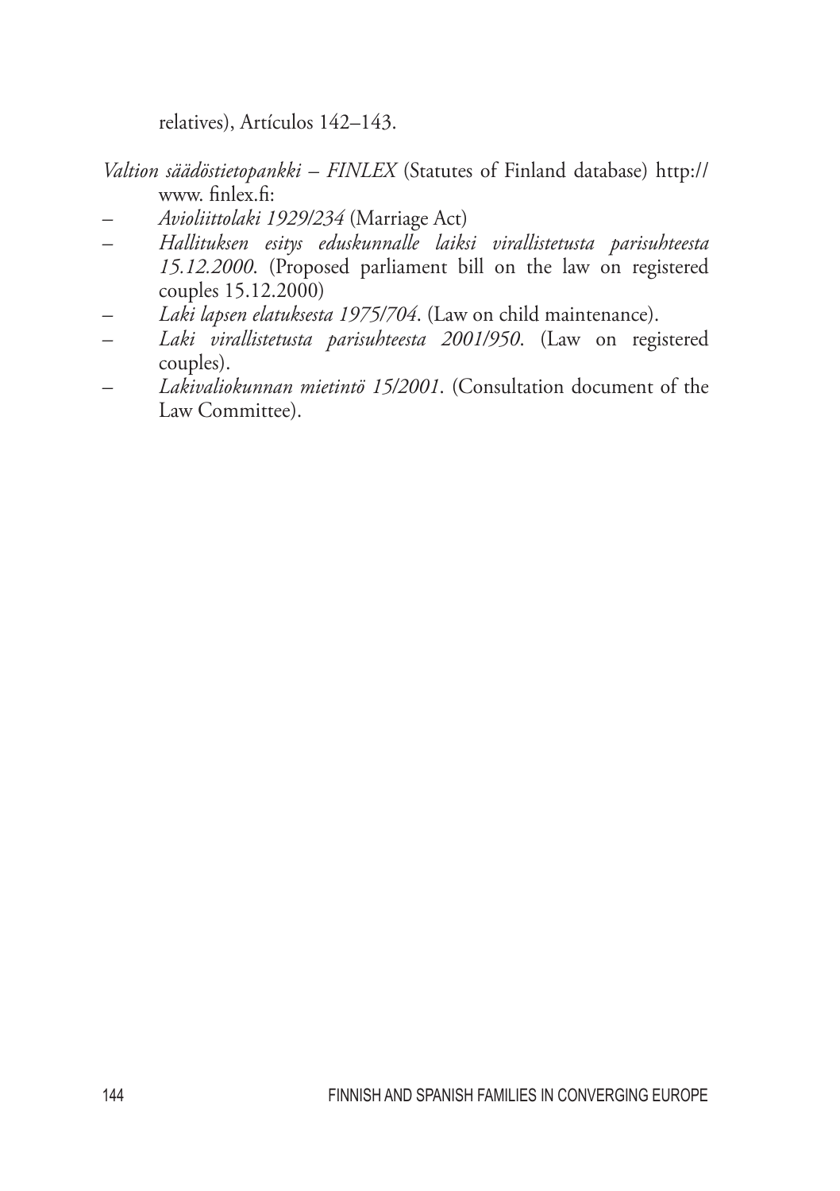relatives), Artículos 142–143.

*Valtion säädöstietopankki – FINLEX* (Statutes of Finland database) http:// www. finlex.fi:

- *Avioliittolaki 1929/234* (Marriage Act)
- *Hallituksen esitys eduskunnalle laiksi virallistetusta parisuhteesta 15.12.2000*. (Proposed parliament bill on the law on registered couples 15.12.2000)
- *Laki lapsen elatuksesta 1975/704*. (Law on child maintenance).
- *Laki virallistetusta parisuhteesta 2001/950*. (Law on registered couples).
- *Lakivaliokunnan mietintö 15/2001*. (Consultation document of the Law Committee).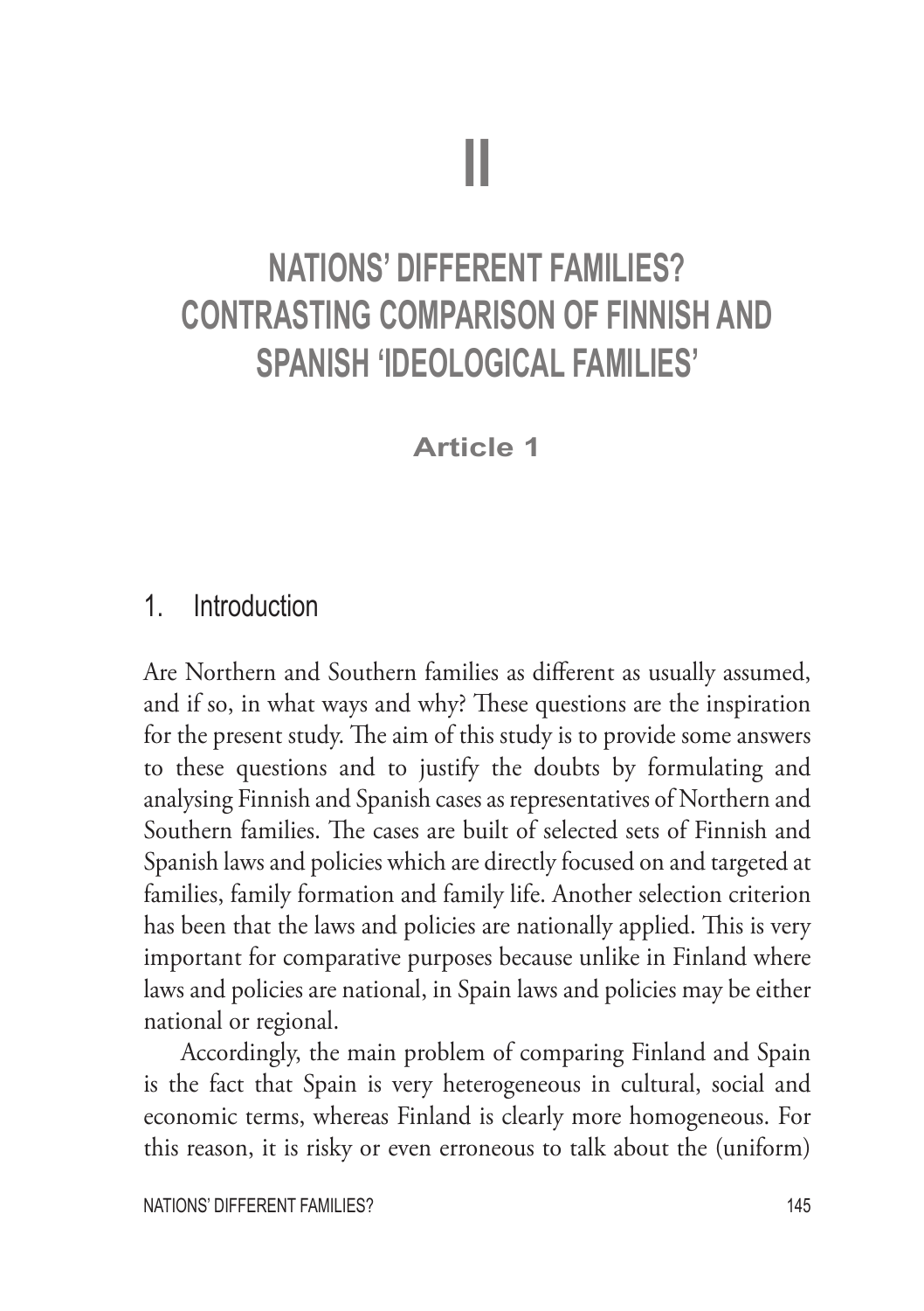# II

# NATIONS' DIFFERENT FAMILIES? CONTRASTING COMPARISON OF FINNISH AND SPANISH 'IDEOLOGICAL FAMILIES'

**Article 1**

## 1. Introduction

Are Northern and Southern families as different as usually assumed, and if so, in what ways and why? These questions are the inspiration for the present study. The aim of this study is to provide some answers to these questions and to justify the doubts by formulating and analysing Finnish and Spanish cases as representatives of Northern and Southern families. The cases are built of selected sets of Finnish and Spanish laws and policies which are directly focused on and targeted at families, family formation and family life. Another selection criterion has been that the laws and policies are nationally applied. This is very important for comparative purposes because unlike in Finland where laws and policies are national, in Spain laws and policies may be either national or regional.

Accordingly, the main problem of comparing Finland and Spain is the fact that Spain is very heterogeneous in cultural, social and economic terms, whereas Finland is clearly more homogeneous. For this reason, it is risky or even erroneous to talk about the (uniform)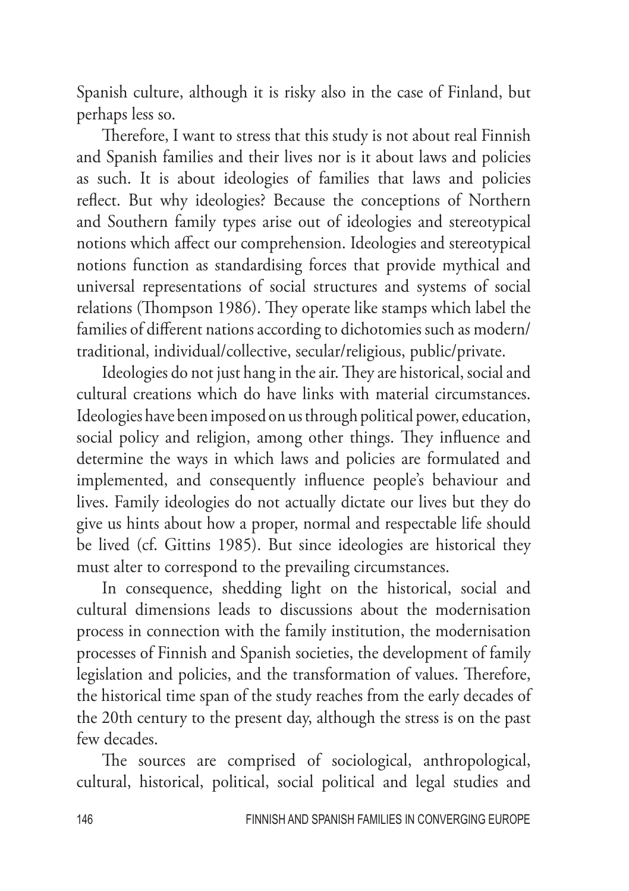Spanish culture, although it is risky also in the case of Finland, but perhaps less so.

Therefore, I want to stress that this study is not about real Finnish and Spanish families and their lives nor is it about laws and policies as such. It is about ideologies of families that laws and policies reflect. But why ideologies? Because the conceptions of Northern and Southern family types arise out of ideologies and stereotypical notions which affect our comprehension. Ideologies and stereotypical notions function as standardising forces that provide mythical and universal representations of social structures and systems of social relations (Thompson 1986). They operate like stamps which label the families of different nations according to dichotomies such as modern/traditional, individual/collective, secular/religious, public/private.

Ideologies do not just hang in the air. They are historical, social and cultural creations which do have links with material circumstances. Ideologies have been imposed on us through political power, education, social policy and religion, among other things. They influence and determine the ways in which laws and policies are formulated and implemented, and consequently influence people's behaviour and lives. Family ideologies do not actually dictate our lives but they do give us hints about how a proper, normal and respectable life should be lived (cf. Gittins 1985). But since ideologies are historical they must alter to correspond to the prevailing circumstances.

In consequence, shedding light on the historical, social and cultural dimensions leads to discussions about the modernisation process in connection with the family institution, the modernisation processes of Finnish and Spanish societies, the development of family legislation and policies, and the transformation of values. Therefore, the historical time span of the study reaches from the early decades of the 20th century to the present day, although the stress is on the past few decades.

The sources are comprised of sociological, anthropological, cultural, historical, political, social political and legal studies and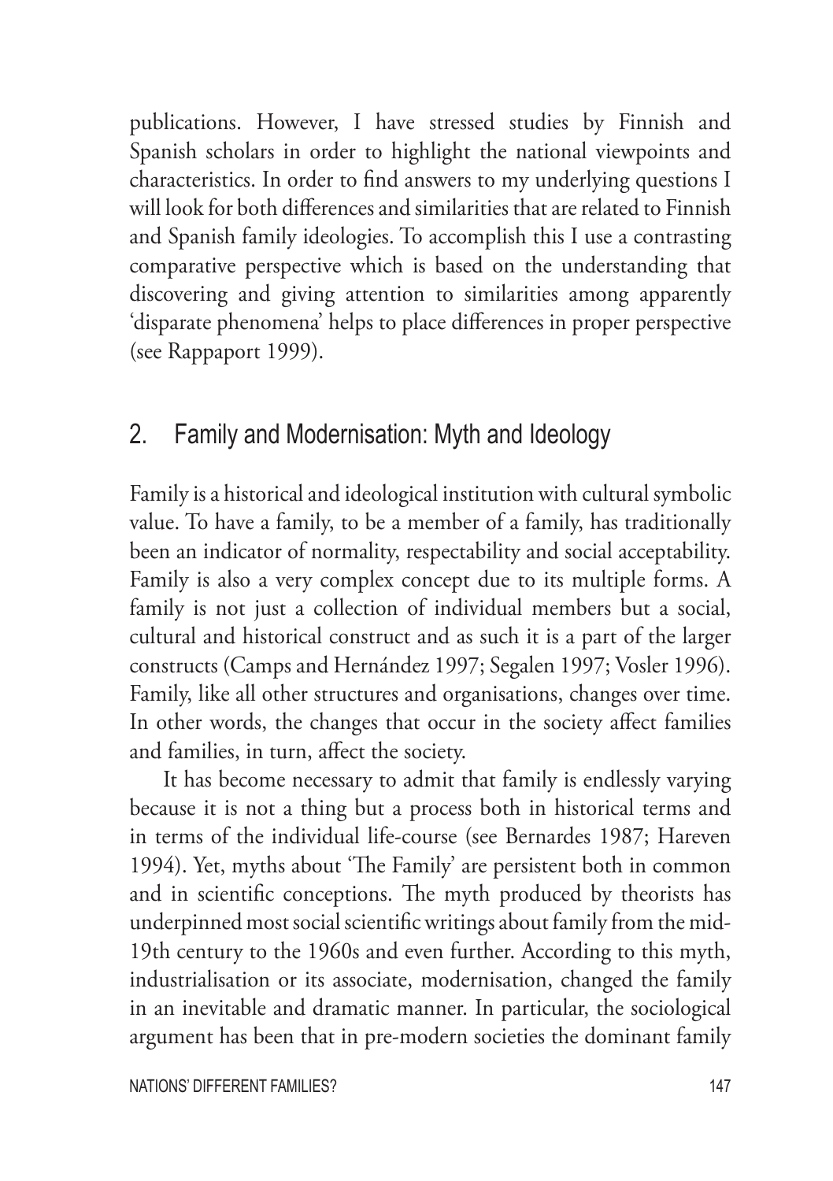publications. However, I have stressed studies by Finnish and Spanish scholars in order to highlight the national viewpoints and characteristics. In order to find answers to my underlying questions I will look for both differences and similarities that are related to Finnish and Spanish family ideologies. To accomplish this I use a contrasting comparative perspective which is based on the understanding that discovering and giving attention to similarities among apparently 'disparate phenomena' helps to place differences in proper perspective (see Rappaport 1999).

## 2. Family and Modernisation: Myth and Ideology

Family is a historical and ideological institution with cultural symbolic value. To have a family, to be a member of a family, has traditionally been an indicator of normality, respectability and social acceptability. Family is also a very complex concept due to its multiple forms. A family is not just a collection of individual members but a social, cultural and historical construct and as such it is a part of the larger constructs (Camps and Hernández 1997; Segalen 1997; Vosler 1996). Family, like all other structures and organisations, changes over time. In other words, the changes that occur in the society affect families and families, in turn, affect the society.

It has become necessary to admit that family is endlessly varying because it is not a thing but a process both in historical terms and in terms of the individual life-course (see Bernardes 1987; Hareven 1994). Yet, myths about 'The Family' are persistent both in common and in scientific conceptions. The myth produced by theorists has underpinned most social scientific writings about family from the mid-19th century to the 1960s and even further. According to this myth, industrialisation or its associate, modernisation, changed the family in an inevitable and dramatic manner. In particular, the sociological argument has been that in pre-modern societies the dominant family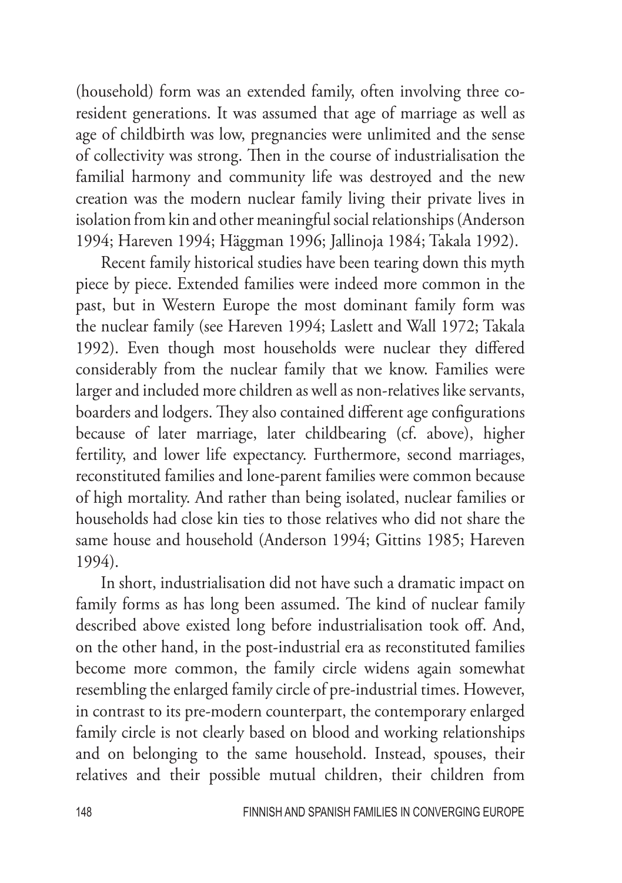(household) form was an extended family, often involving three co-resident generations. It was assumed that age of marriage as well as age of childbirth was low, pregnancies were unlimited and the sense of collectivity was strong. Then in the course of industrialisation the familial harmony and community life was destroyed and the new creation was the modern nuclear family living their private lives in isolation from kin and other meaningful social relationships (Anderson 1994; Hareven 1994; Häggman 1996; Jallinoja 1984; Takala 1992).

Recent family historical studies have been tearing down this myth piece by piece. Extended families were indeed more common in the past, but in Western Europe the most dominant family form was the nuclear family (see Hareven 1994; Laslett and Wall 1972; Takala 1992). Even though most households were nuclear they differed considerably from the nuclear family that we know. Families were larger and included more children as well as non-relatives like servants, boarders and lodgers. They also contained different age configurations because of later marriage, later childbearing (cf. above), higher fertility, and lower life expectancy. Furthermore, second marriages, reconstituted families and lone-parent families were common because of high mortality. And rather than being isolated, nuclear families or households had close kin ties to those relatives who did not share the same house and household (Anderson 1994; Gittins 1985; Hareven 1994).

In short, industrialisation did not have such a dramatic impact on family forms as has long been assumed. The kind of nuclear family described above existed long before industrialisation took off. And, on the other hand, in the post-industrial era as reconstituted families become more common, the family circle widens again somewhat resembling the enlarged family circle of pre-industrial times. However, in contrast to its pre-modern counterpart, the contemporary enlarged family circle is not clearly based on blood and working relationships and on belonging to the same household. Instead, spouses, their relatives and their possible mutual children, their children from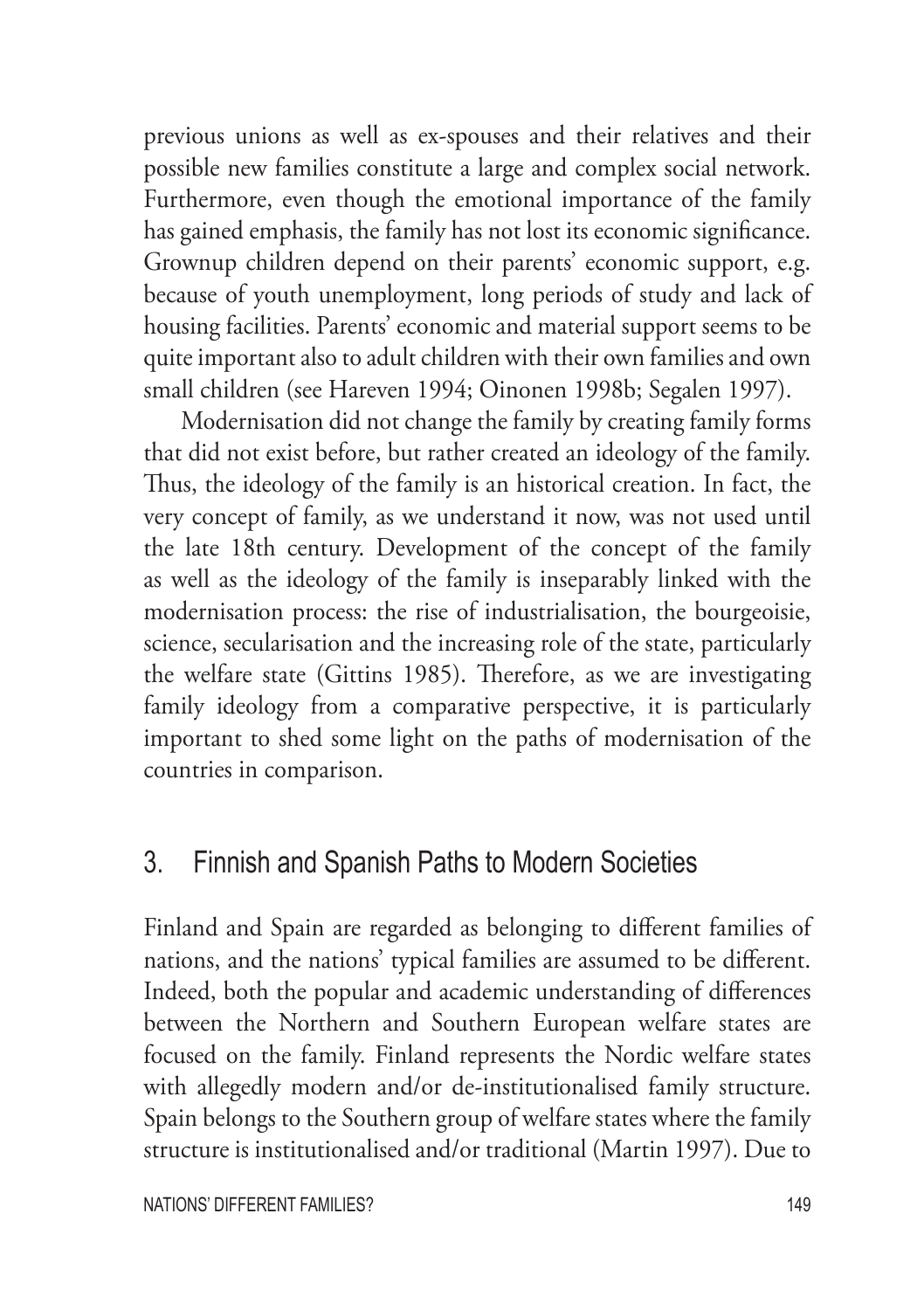previous unions as well as ex-spouses and their relatives and their possible new families constitute a large and complex social network. Furthermore, even though the emotional importance of the family has gained emphasis, the family has not lost its economic significance. Grownup children depend on their parents' economic support, e.g. because of youth unemployment, long periods of study and lack of housing facilities. Parents' economic and material support seems to be quite important also to adult children with their own families and own small children (see Hareven 1994; Oinonen 1998b; Segalen 1997).

Modernisation did not change the family by creating family forms that did not exist before, but rather created an ideology of the family. Thus, the ideology of the family is an historical creation. In fact, the very concept of family, as we understand it now, was not used until the late 18th century. Development of the concept of the family as well as the ideology of the family is inseparably linked with the modernisation process: the rise of industrialisation, the bourgeoisie, science, secularisation and the increasing role of the state, particularly the welfare state (Gittins 1985). Therefore, as we are investigating family ideology from a comparative perspective, it is particularly important to shed some light on the paths of modernisation of the countries in comparison.

## 3. Finnish and Spanish Paths to Modern Societies

Finland and Spain are regarded as belonging to different families of nations, and the nations' typical families are assumed to be different. Indeed, both the popular and academic understanding of differences between the Northern and Southern European welfare states are focused on the family. Finland represents the Nordic welfare states with allegedly modern and/or de-institutionalised family structure. Spain belongs to the Southern group of welfare states where the family structure is institutionalised and/or traditional (Martin 1997). Due to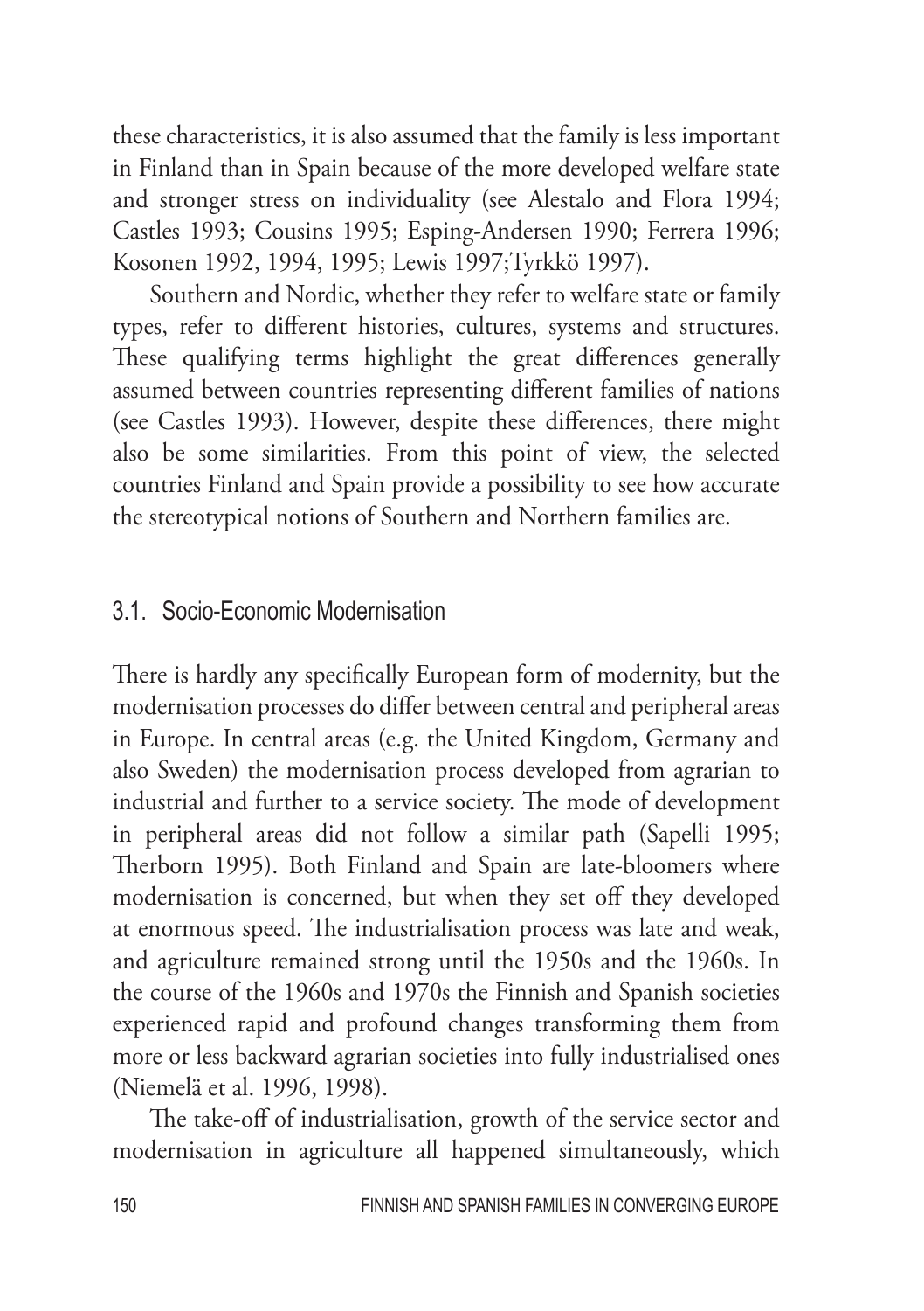these characteristics, it is also assumed that the family is less important in Finland than in Spain because of the more developed welfare state and stronger stress on individuality (see Alestalo and Flora 1994; Castles 1993; Cousins 1995; Esping-Andersen 1990; Ferrera 1996; Kosonen 1992, 1994, 1995; Lewis 1997;Tyrkkö 1997).

Southern and Nordic, whether they refer to welfare state or family types, refer to different histories, cultures, systems and structures. These qualifying terms highlight the great differences generally assumed between countries representing different families of nations (see Castles 1993). However, despite these differences, there might also be some similarities. From this point of view, the selected countries Finland and Spain provide a possibility to see how accurate the stereotypical notions of Southern and Northern families are.

## 3.1. Socio-Economic Modernisation

There is hardly any specifically European form of modernity, but the modernisation processes do differ between central and peripheral areas in Europe. In central areas (e.g. the United Kingdom, Germany and also Sweden) the modernisation process developed from agrarian to industrial and further to a service society. The mode of development in peripheral areas did not follow a similar path (Sapelli 1995; Therborn 1995). Both Finland and Spain are late-bloomers where modernisation is concerned, but when they set off they developed at enormous speed. The industrialisation process was late and weak, and agriculture remained strong until the 1950s and the 1960s. In the course of the 1960s and 1970s the Finnish and Spanish societies experienced rapid and profound changes transforming them from more or less backward agrarian societies into fully industrialised ones (Niemelä et al. 1996, 1998).

The take-off of industrialisation, growth of the service sector and modernisation in agriculture all happened simultaneously, which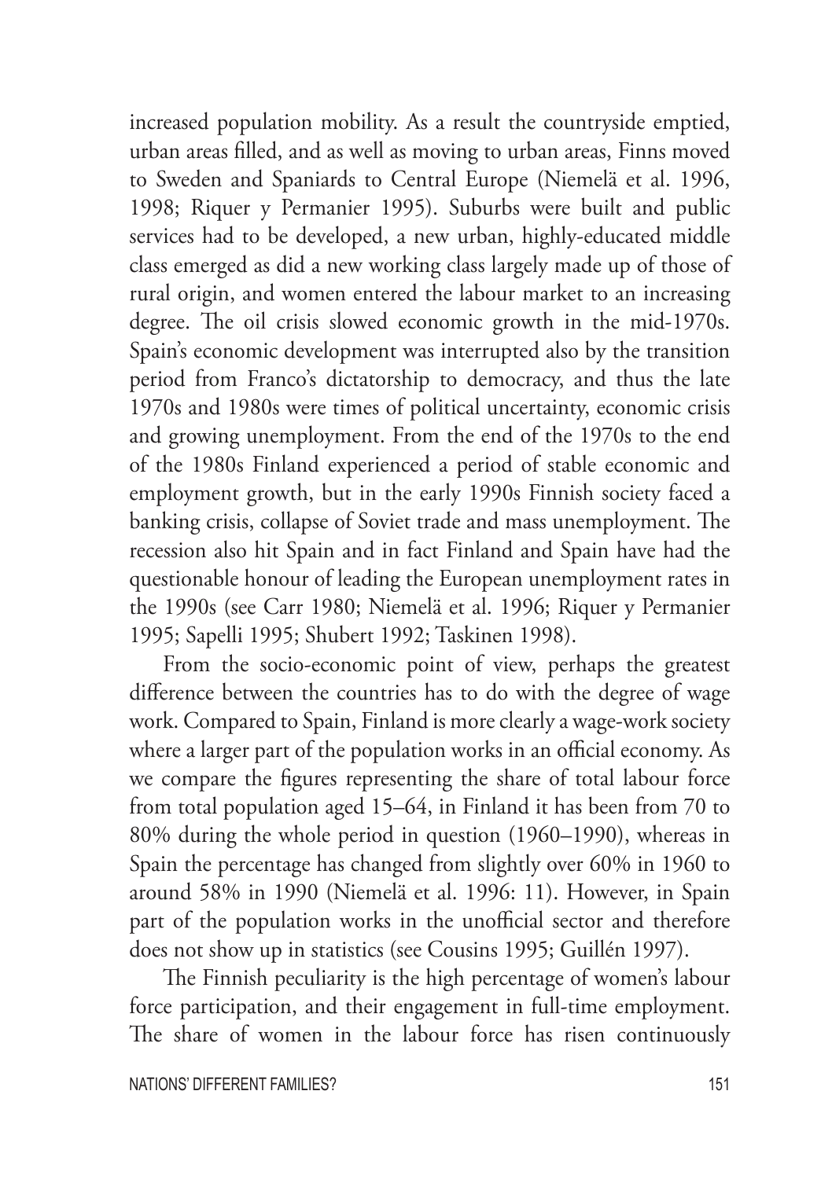increased population mobility. As a result the countryside emptied, urban areas filled, and as well as moving to urban areas, Finns moved to Sweden and Spaniards to Central Europe (Niemelä et al. 1996, 1998; Riquer y Permanier 1995). Suburbs were built and public services had to be developed, a new urban, highly-educated middle class emerged as did a new working class largely made up of those of rural origin, and women entered the labour market to an increasing degree. The oil crisis slowed economic growth in the mid-1970s. Spain's economic development was interrupted also by the transition period from Franco's dictatorship to democracy, and thus the late 1970s and 1980s were times of political uncertainty, economic crisis and growing unemployment. From the end of the 1970s to the end of the 1980s Finland experienced a period of stable economic and employment growth, but in the early 1990s Finnish society faced a banking crisis, collapse of Soviet trade and mass unemployment. The recession also hit Spain and in fact Finland and Spain have had the questionable honour of leading the European unemployment rates in the 1990s (see Carr 1980; Niemelä et al. 1996; Riquer y Permanier 1995; Sapelli 1995; Shubert 1992; Taskinen 1998).

From the socio-economic point of view, perhaps the greatest difference between the countries has to do with the degree of wage work. Compared to Spain, Finland is more clearly a wage-work society where a larger part of the population works in an official economy. As we compare the figures representing the share of total labour force from total population aged 15–64, in Finland it has been from 70 to 80% during the whole period in question (1960–1990), whereas in Spain the percentage has changed from slightly over 60% in 1960 to around 58% in 1990 (Niemelä et al. 1996: 11). However, in Spain part of the population works in the unofficial sector and therefore does not show up in statistics (see Cousins 1995; Guillén 1997).

The Finnish peculiarity is the high percentage of women's labour force participation, and their engagement in full-time employment. The share of women in the labour force has risen continuously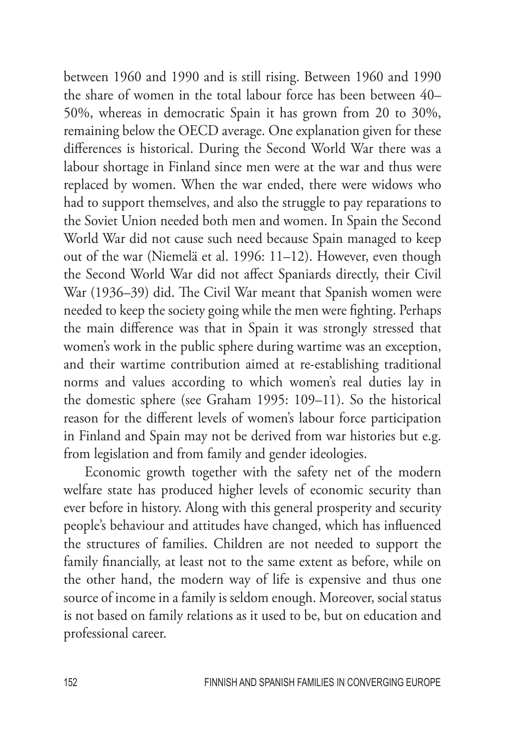between 1960 and 1990 and is still rising. Between 1960 and 1990 the share of women in the total labour force has been between 40–50%, whereas in democratic Spain it has grown from 20 to 30%, remaining below the OECD average. One explanation given for these differences is historical. During the Second World War there was a labour shortage in Finland since men were at the war and thus were replaced by women. When the war ended, there were widows who had to support themselves, and also the struggle to pay reparations to the Soviet Union needed both men and women. In Spain the Second World War did not cause such need because Spain managed to keep out of the war (Niemelä et al. 1996: 11–12). However, even though the Second World War did not affect Spaniards directly, their Civil War (1936–39) did. The Civil War meant that Spanish women were needed to keep the society going while the men were fighting. Perhaps the main difference was that in Spain it was strongly stressed that women's work in the public sphere during wartime was an exception, and their wartime contribution aimed at re-establishing traditional norms and values according to which women's real duties lay in the domestic sphere (see Graham 1995: 109–11). So the historical reason for the different levels of women's labour force participation in Finland and Spain may not be derived from war histories but e.g. from legislation and from family and gender ideologies.

Economic growth together with the safety net of the modern welfare state has produced higher levels of economic security than ever before in history. Along with this general prosperity and security people's behaviour and attitudes have changed, which has influenced the structures of families. Children are not needed to support the family financially, at least not to the same extent as before, while on the other hand, the modern way of life is expensive and thus one source of income in a family is seldom enough. Moreover, social status is not based on family relations as it used to be, but on education and professional career.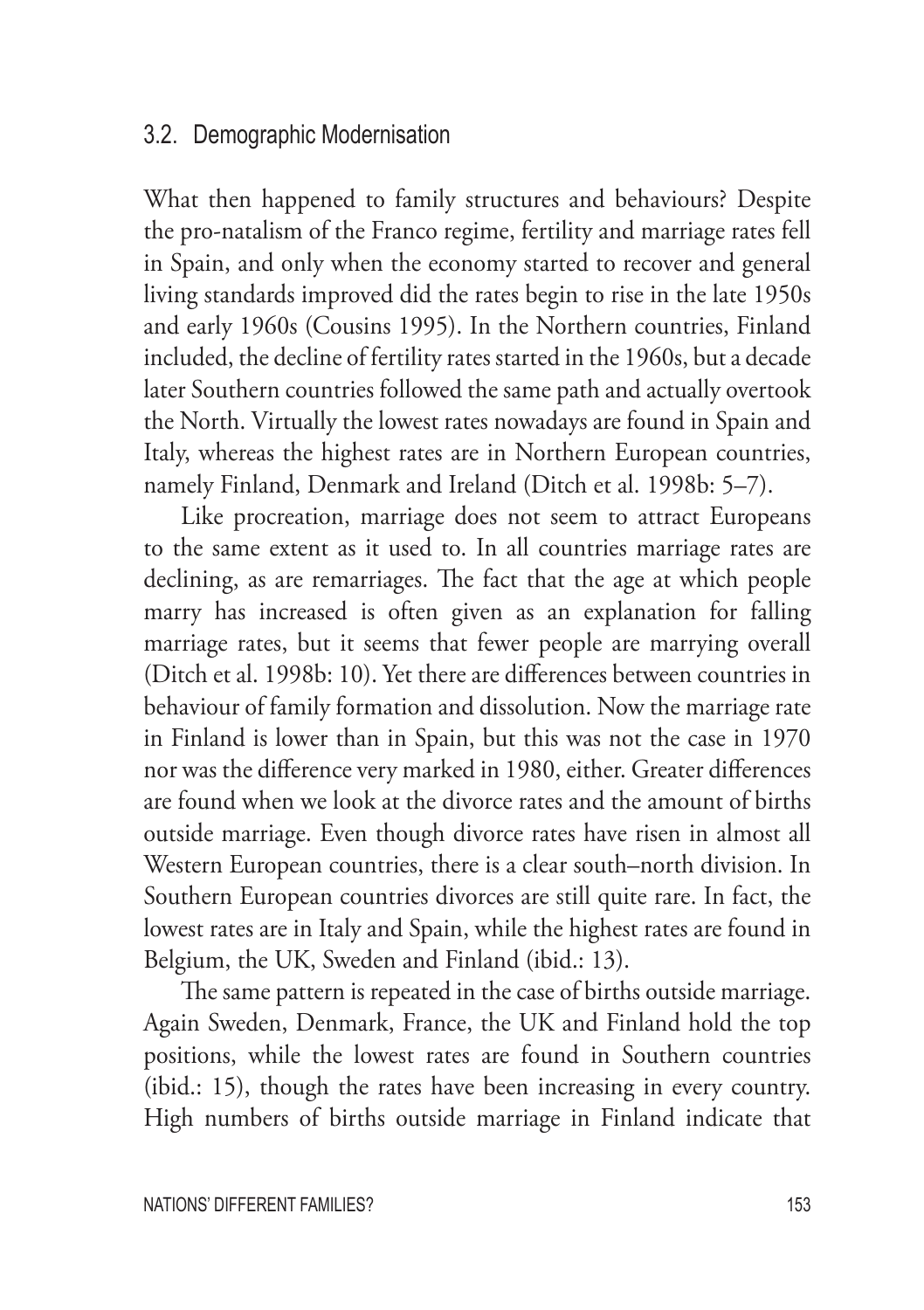### 3.2. Demographic Modernisation

What then happened to family structures and behaviours? Despite the pro-natalism of the Franco regime, fertility and marriage rates fell in Spain, and only when the economy started to recover and general living standards improved did the rates begin to rise in the late 1950s and early 1960s (Cousins 1995). In the Northern countries, Finland included, the decline of fertility rates started in the 1960s, but a decade later Southern countries followed the same path and actually overtook the North. Virtually the lowest rates nowadays are found in Spain and Italy, whereas the highest rates are in Northern European countries, namely Finland, Denmark and Ireland (Ditch et al. 1998b: 5–7).

Like procreation, marriage does not seem to attract Europeans to the same extent as it used to. In all countries marriage rates are declining, as are remarriages. The fact that the age at which people marry has increased is often given as an explanation for falling marriage rates, but it seems that fewer people are marrying overall (Ditch et al. 1998b: 10). Yet there are differences between countries in behaviour of family formation and dissolution. Now the marriage rate in Finland is lower than in Spain, but this was not the case in 1970 nor was the difference very marked in 1980, either. Greater differences are found when we look at the divorce rates and the amount of births outside marriage. Even though divorce rates have risen in almost all Western European countries, there is a clear south–north division. In Southern European countries divorces are still quite rare. In fact, the lowest rates are in Italy and Spain, while the highest rates are found in Belgium, the UK, Sweden and Finland (ibid.: 13).

The same pattern is repeated in the case of births outside marriage. Again Sweden, Denmark, France, the UK and Finland hold the top positions, while the lowest rates are found in Southern countries (ibid.: 15), though the rates have been increasing in every country. High numbers of births outside marriage in Finland indicate that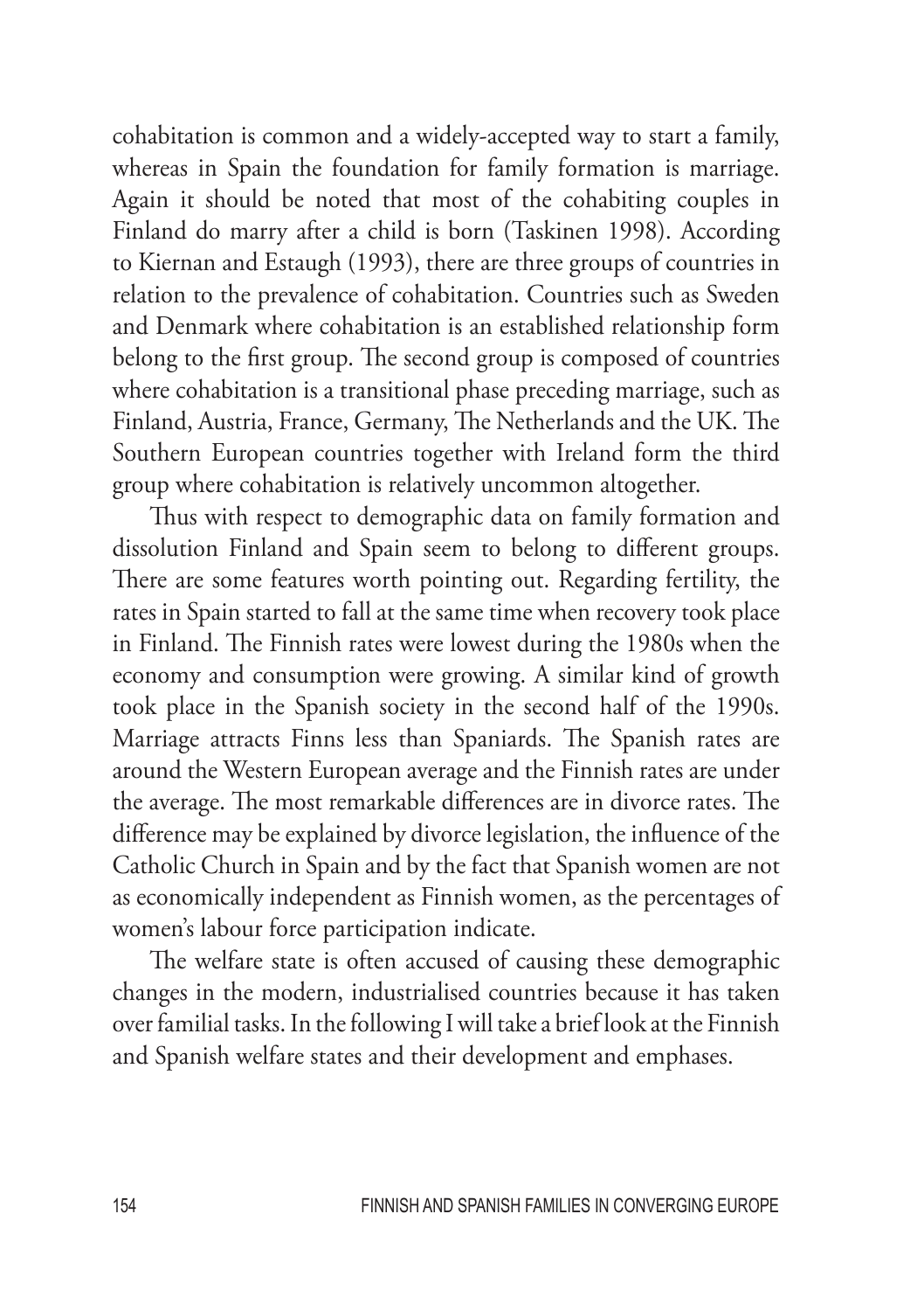cohabitation is common and a widely-accepted way to start a family, whereas in Spain the foundation for family formation is marriage. Again it should be noted that most of the cohabiting couples in Finland do marry after a child is born (Taskinen 1998). According to Kiernan and Estaugh (1993), there are three groups of countries in relation to the prevalence of cohabitation. Countries such as Sweden and Denmark where cohabitation is an established relationship form belong to the first group. The second group is composed of countries where cohabitation is a transitional phase preceding marriage, such as Finland, Austria, France, Germany, The Netherlands and the UK. The Southern European countries together with Ireland form the third group where cohabitation is relatively uncommon altogether.

Thus with respect to demographic data on family formation and dissolution Finland and Spain seem to belong to different groups. There are some features worth pointing out. Regarding fertility, the rates in Spain started to fall at the same time when recovery took place in Finland. The Finnish rates were lowest during the 1980s when the economy and consumption were growing. A similar kind of growth took place in the Spanish society in the second half of the 1990s. Marriage attracts Finns less than Spaniards. The Spanish rates are around the Western European average and the Finnish rates are under the average. The most remarkable differences are in divorce rates. The difference may be explained by divorce legislation, the influence of the Catholic Church in Spain and by the fact that Spanish women are not as economically independent as Finnish women, as the percentages of women's labour force participation indicate.

The welfare state is often accused of causing these demographic changes in the modern, industrialised countries because it has taken over familial tasks. In the following I will take a brief look at the Finnish and Spanish welfare states and their development and emphases.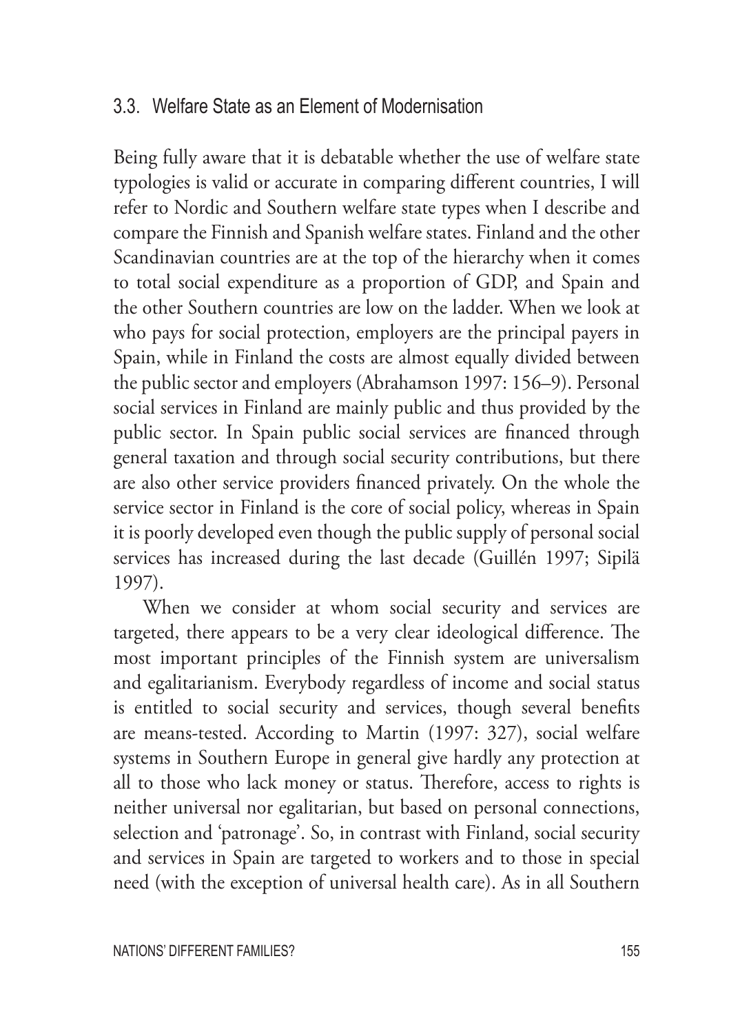## 3.3. Welfare State as an Element of Modernisation

Being fully aware that it is debatable whether the use of welfare state typologies is valid or accurate in comparing different countries, I will refer to Nordic and Southern welfare state types when I describe and compare the Finnish and Spanish welfare states. Finland and the other Scandinavian countries are at the top of the hierarchy when it comes to total social expenditure as a proportion of GDP, and Spain and the other Southern countries are low on the ladder. When we look at who pays for social protection, employers are the principal payers in Spain, while in Finland the costs are almost equally divided between the public sector and employers (Abrahamson 1997: 156–9). Personal social services in Finland are mainly public and thus provided by the public sector. In Spain public social services are financed through general taxation and through social security contributions, but there are also other service providers financed privately. On the whole the service sector in Finland is the core of social policy, whereas in Spain it is poorly developed even though the public supply of personal social services has increased during the last decade (Guillén 1997; Sipilä 1997).

When we consider at whom social security and services are targeted, there appears to be a very clear ideological difference. The most important principles of the Finnish system are universalism and egalitarianism. Everybody regardless of income and social status is entitled to social security and services, though several benefits are means-tested. According to Martin (1997: 327), social welfare systems in Southern Europe in general give hardly any protection at all to those who lack money or status. Therefore, access to rights is neither universal nor egalitarian, but based on personal connections, selection and 'patronage'. So, in contrast with Finland, social security and services in Spain are targeted to workers and to those in special need (with the exception of universal health care). As in all Southern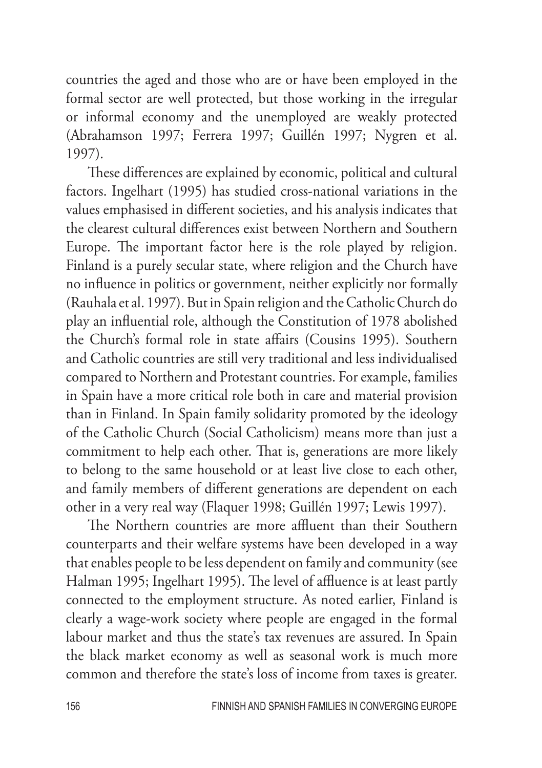countries the aged and those who are or have been employed in the formal sector are well protected, but those working in the irregular or informal economy and the unemployed are weakly protected (Abrahamson 1997; Ferrera 1997; Guillén 1997; Nygren et al. 1997).

These differences are explained by economic, political and cultural factors. Ingelhart (1995) has studied cross-national variations in the values emphasised in different societies, and his analysis indicates that the clearest cultural differences exist between Northern and Southern Europe. The important factor here is the role played by religion. Finland is a purely secular state, where religion and the Church have no influence in politics or government, neither explicitly nor formally (Rauhala et al. 1997). But in Spain religion and the Catholic Church do play an influential role, although the Constitution of 1978 abolished the Church's formal role in state affairs (Cousins 1995). Southern and Catholic countries are still very traditional and less individualised compared to Northern and Protestant countries. For example, families in Spain have a more critical role both in care and material provision than in Finland. In Spain family solidarity promoted by the ideology of the Catholic Church (Social Catholicism) means more than just a commitment to help each other. That is, generations are more likely to belong to the same household or at least live close to each other, and family members of different generations are dependent on each other in a very real way (Flaquer 1998; Guillén 1997; Lewis 1997).

The Northern countries are more affluent than their Southern counterparts and their welfare systems have been developed in a way that enables people to be less dependent on family and community (see Halman 1995; Ingelhart 1995). The level of affluence is at least partly connected to the employment structure. As noted earlier, Finland is clearly a wage-work society where people are engaged in the formal labour market and thus the state's tax revenues are assured. In Spain the black market economy as well as seasonal work is much more common and therefore the state's loss of income from taxes is greater.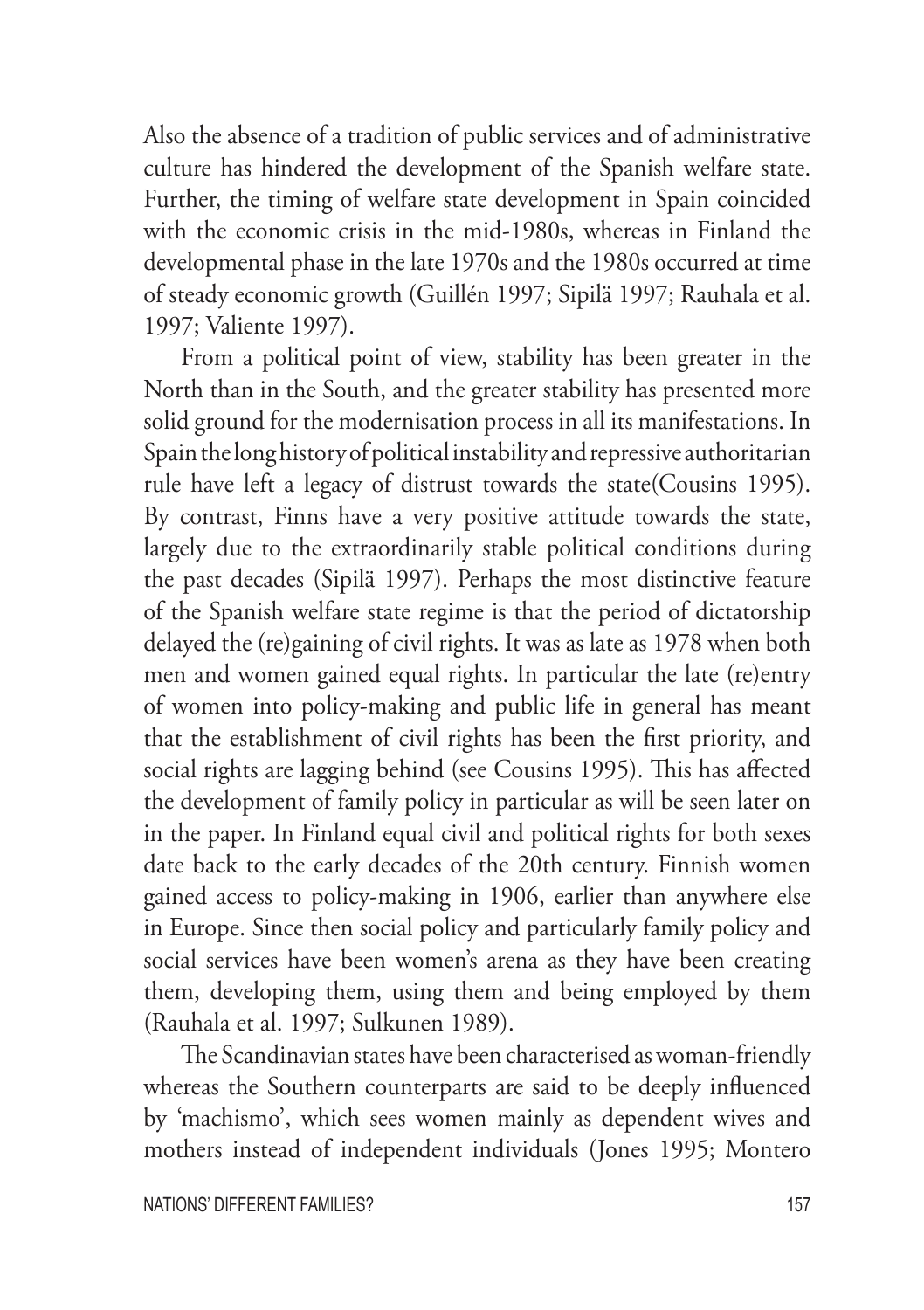Also the absence of a tradition of public services and of administrative culture has hindered the development of the Spanish welfare state. Further, the timing of welfare state development in Spain coincided with the economic crisis in the mid-1980s, whereas in Finland the developmental phase in the late 1970s and the 1980s occurred at time of steady economic growth (Guillén 1997; Sipilä 1997; Rauhala et al. 1997; Valiente 1997).

From a political point of view, stability has been greater in the North than in the South, and the greater stability has presented more solid ground for the modernisation process in all its manifestations. In Spain the long history of political instability and repressive authoritarian rule have left a legacy of distrust towards the state(Cousins 1995). By contrast, Finns have a very positive attitude towards the state, largely due to the extraordinarily stable political conditions during the past decades (Sipilä 1997). Perhaps the most distinctive feature of the Spanish welfare state regime is that the period of dictatorship delayed the (re)gaining of civil rights. It was as late as 1978 when both men and women gained equal rights. In particular the late (re)entry of women into policy-making and public life in general has meant that the establishment of civil rights has been the first priority, and social rights are lagging behind (see Cousins 1995). This has affected the development of family policy in particular as will be seen later on in the paper. In Finland equal civil and political rights for both sexes date back to the early decades of the 20th century. Finnish women gained access to policy-making in 1906, earlier than anywhere else in Europe. Since then social policy and particularly family policy and social services have been women's arena as they have been creating them, developing them, using them and being employed by them (Rauhala et al. 1997; Sulkunen 1989).

The Scandinavian states have been characterised as woman-friendly whereas the Southern counterparts are said to be deeply influenced by 'machismo', which sees women mainly as dependent wives and mothers instead of independent individuals (Jones 1995; Montero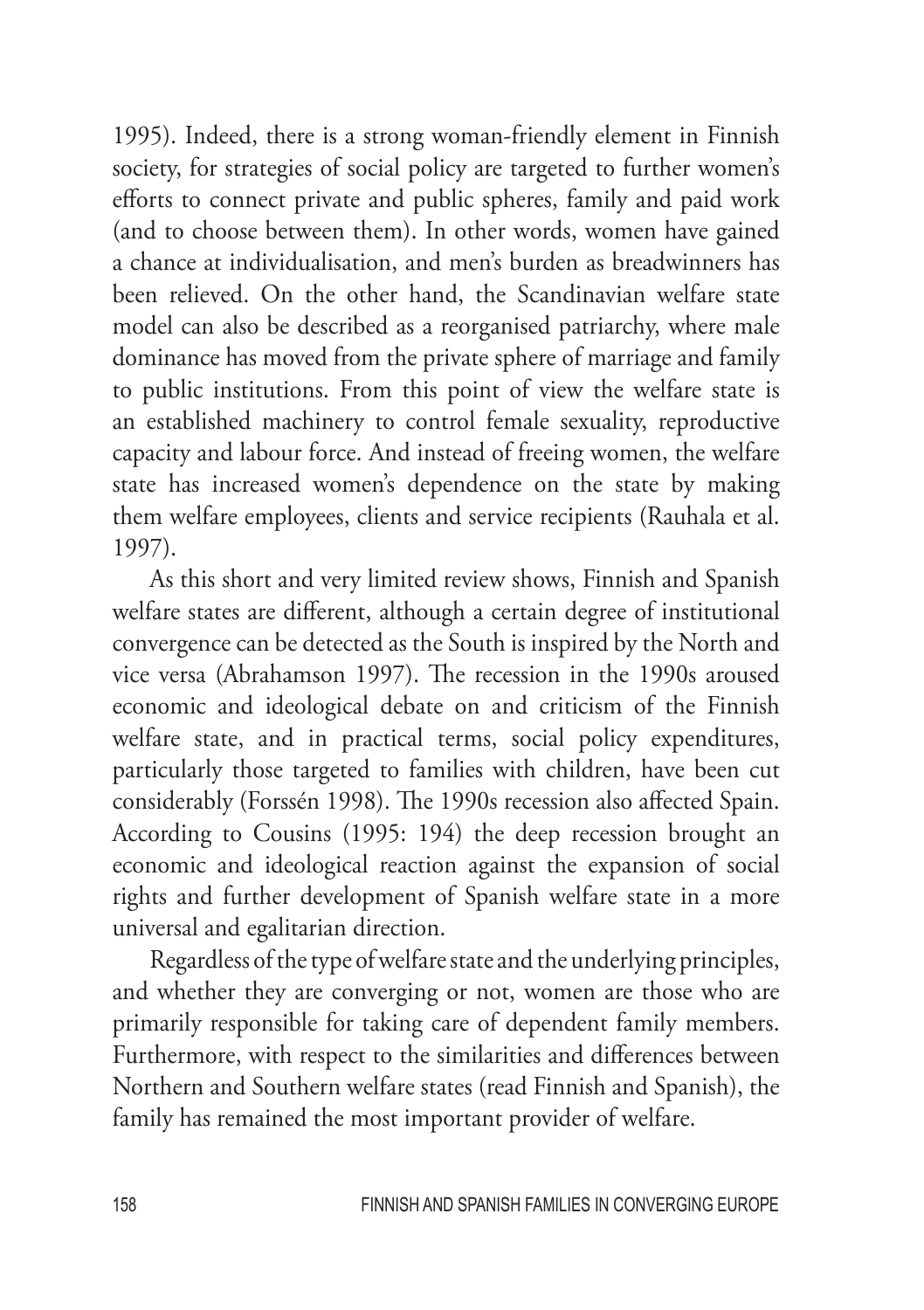1995). Indeed, there is a strong woman-friendly element in Finnish society, for strategies of social policy are targeted to further women's efforts to connect private and public spheres, family and paid work (and to choose between them). In other words, women have gained a chance at individualisation, and men's burden as breadwinners has been relieved. On the other hand, the Scandinavian welfare state model can also be described as a reorganised patriarchy, where male dominance has moved from the private sphere of marriage and family to public institutions. From this point of view the welfare state is an established machinery to control female sexuality, reproductive capacity and labour force. And instead of freeing women, the welfare state has increased women's dependence on the state by making them welfare employees, clients and service recipients (Rauhala et al. 1997).

As this short and very limited review shows, Finnish and Spanish welfare states are different, although a certain degree of institutional convergence can be detected as the South is inspired by the North and vice versa (Abrahamson 1997). The recession in the 1990s aroused economic and ideological debate on and criticism of the Finnish welfare state, and in practical terms, social policy expenditures, particularly those targeted to families with children, have been cut considerably (Forssén 1998). The 1990s recession also affected Spain. According to Cousins (1995: 194) the deep recession brought an economic and ideological reaction against the expansion of social rights and further development of Spanish welfare state in a more universal and egalitarian direction.

Regardless of the type of welfare state and the underlying principles, and whether they are converging or not, women are those who are primarily responsible for taking care of dependent family members. Furthermore, with respect to the similarities and differences between Northern and Southern welfare states (read Finnish and Spanish), the family has remained the most important provider of welfare.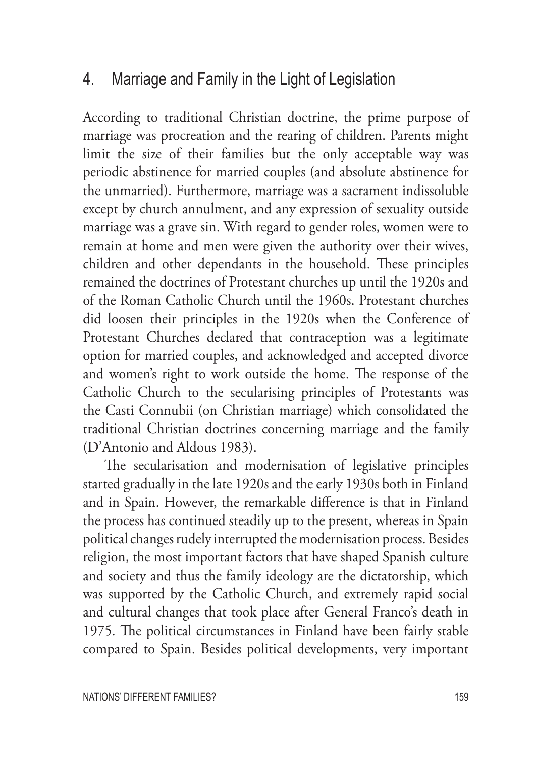## 4. Marriage and Family in the Light of Legislation

According to traditional Christian doctrine, the prime purpose of marriage was procreation and the rearing of children. Parents might limit the size of their families but the only acceptable way was periodic abstinence for married couples (and absolute abstinence for the unmarried). Furthermore, marriage was a sacrament indissoluble except by church annulment, and any expression of sexuality outside marriage was a grave sin. With regard to gender roles, women were to remain at home and men were given the authority over their wives, children and other dependants in the household. These principles remained the doctrines of Protestant churches up until the 1920s and of the Roman Catholic Church until the 1960s. Protestant churches did loosen their principles in the 1920s when the Conference of Protestant Churches declared that contraception was a legitimate option for married couples, and acknowledged and accepted divorce and women's right to work outside the home. The response of the Catholic Church to the secularising principles of Protestants was the Casti Connubii (on Christian marriage) which consolidated the traditional Christian doctrines concerning marriage and the family (D'Antonio and Aldous 1983).

The secularisation and modernisation of legislative principles started gradually in the late 1920s and the early 1930s both in Finland and in Spain. However, the remarkable difference is that in Finland the process has continued steadily up to the present, whereas in Spain political changes rudely interrupted the modernisation process. Besides religion, the most important factors that have shaped Spanish culture and society and thus the family ideology are the dictatorship, which was supported by the Catholic Church, and extremely rapid social and cultural changes that took place after General Franco's death in 1975. The political circumstances in Finland have been fairly stable compared to Spain. Besides political developments, very important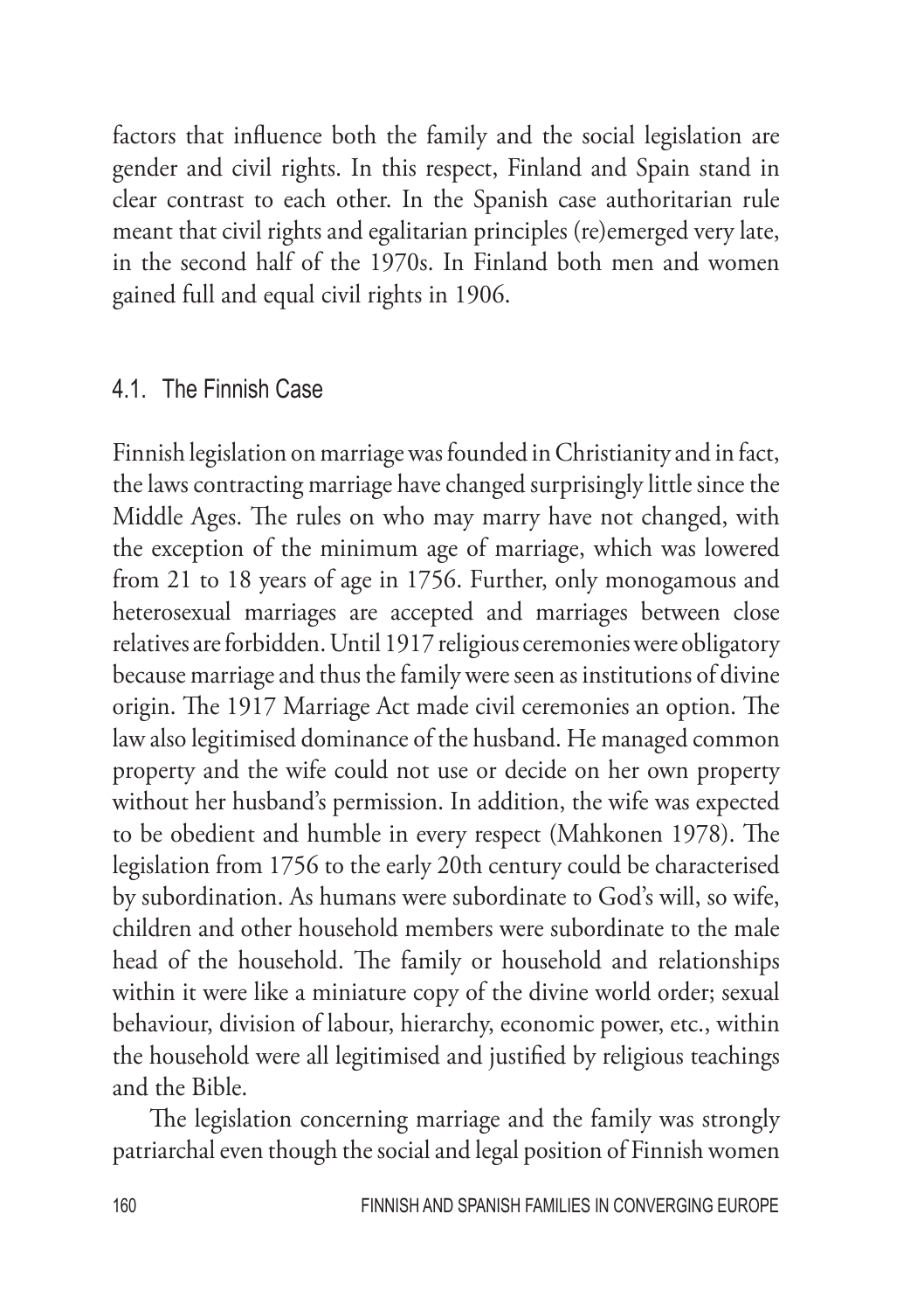factors that influence both the family and the social legislation are gender and civil rights. In this respect, Finland and Spain stand in clear contrast to each other. In the Spanish case authoritarian rule meant that civil rights and egalitarian principles (re)emerged very late, in the second half of the 1970s. In Finland both men and women gained full and equal civil rights in 1906.

## 4.1. The Finnish Case

Finnish legislation on marriage was founded in Christianity and in fact, the laws contracting marriage have changed surprisingly little since the Middle Ages. The rules on who may marry have not changed, with the exception of the minimum age of marriage, which was lowered from 21 to 18 years of age in 1756. Further, only monogamous and heterosexual marriages are accepted and marriages between close relatives are forbidden. Until 1917 religious ceremonies were obligatory because marriage and thus the family were seen as institutions of divine origin. The 1917 Marriage Act made civil ceremonies an option. The law also legitimised dominance of the husband. He managed common property and the wife could not use or decide on her own property without her husband's permission. In addition, the wife was expected to be obedient and humble in every respect (Mahkonen 1978). The legislation from 1756 to the early 20th century could be characterised by subordination. As humans were subordinate to God's will, so wife, children and other household members were subordinate to the male head of the household. The family or household and relationships within it were like a miniature copy of the divine world order; sexual behaviour, division of labour, hierarchy, economic power, etc., within the household were all legitimised and justified by religious teachings and the Bible.

The legislation concerning marriage and the family was strongly patriarchal even though the social and legal position of Finnish women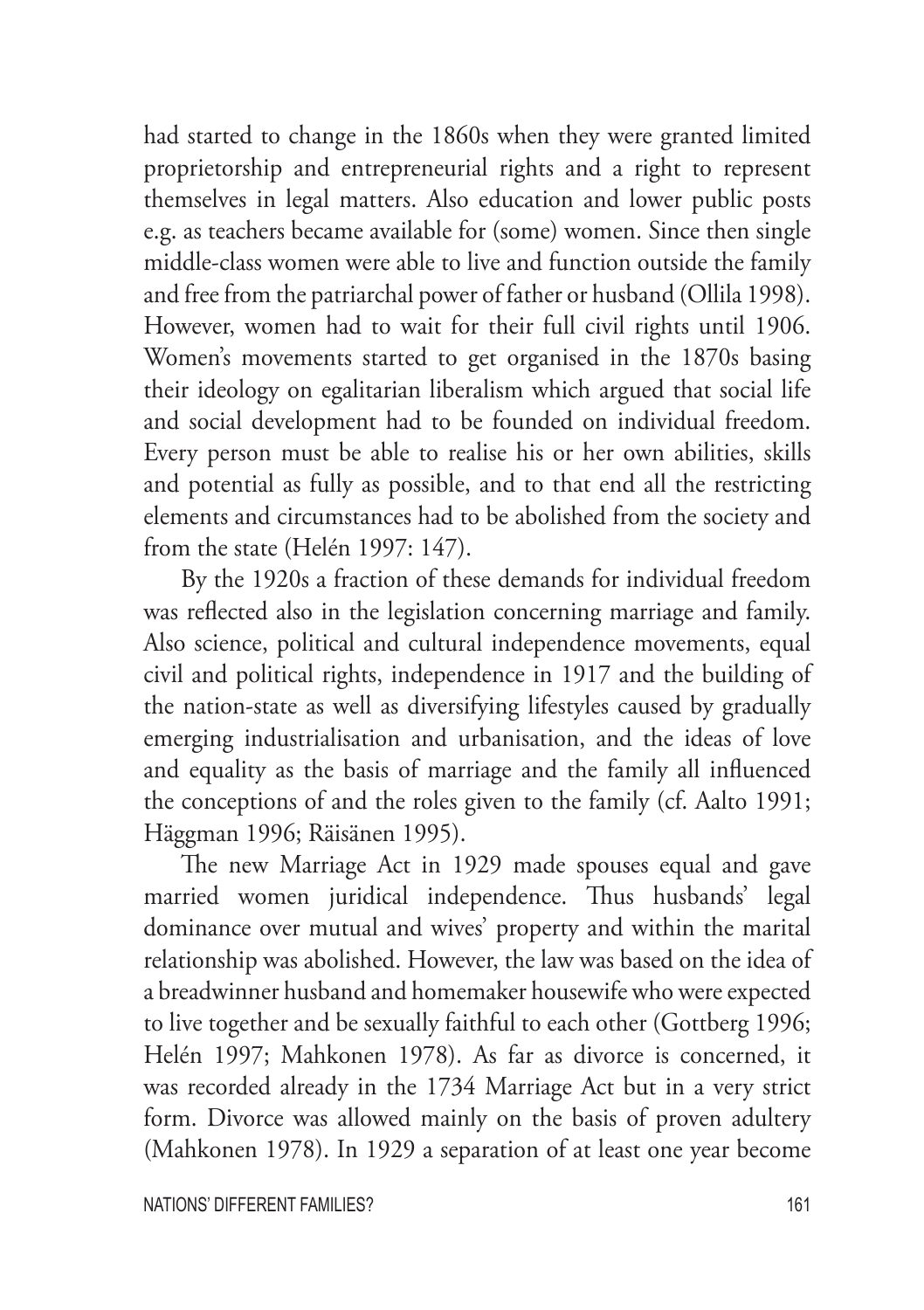had started to change in the 1860s when they were granted limited proprietorship and entrepreneurial rights and a right to represent themselves in legal matters. Also education and lower public posts e.g. as teachers became available for (some) women. Since then single middle-class women were able to live and function outside the family and free from the patriarchal power of father or husband (Ollila 1998). However, women had to wait for their full civil rights until 1906. Women's movements started to get organised in the 1870s basing their ideology on egalitarian liberalism which argued that social life and social development had to be founded on individual freedom. Every person must be able to realise his or her own abilities, skills and potential as fully as possible, and to that end all the restricting elements and circumstances had to be abolished from the society and from the state (Helén 1997: 147).

By the 1920s a fraction of these demands for individual freedom was reflected also in the legislation concerning marriage and family. Also science, political and cultural independence movements, equal civil and political rights, independence in 1917 and the building of the nation-state as well as diversifying lifestyles caused by gradually emerging industrialisation and urbanisation, and the ideas of love and equality as the basis of marriage and the family all influenced the conceptions of and the roles given to the family (cf. Aalto 1991; Häggman 1996; Räisänen 1995).

The new Marriage Act in 1929 made spouses equal and gave married women juridical independence. Thus husbands' legal dominance over mutual and wives' property and within the marital relationship was abolished. However, the law was based on the idea of a breadwinner husband and homemaker housewife who were expected to live together and be sexually faithful to each other (Gottberg 1996; Helén 1997; Mahkonen 1978). As far as divorce is concerned, it was recorded already in the 1734 Marriage Act but in a very strict form. Divorce was allowed mainly on the basis of proven adultery (Mahkonen 1978). In 1929 a separation of at least one year become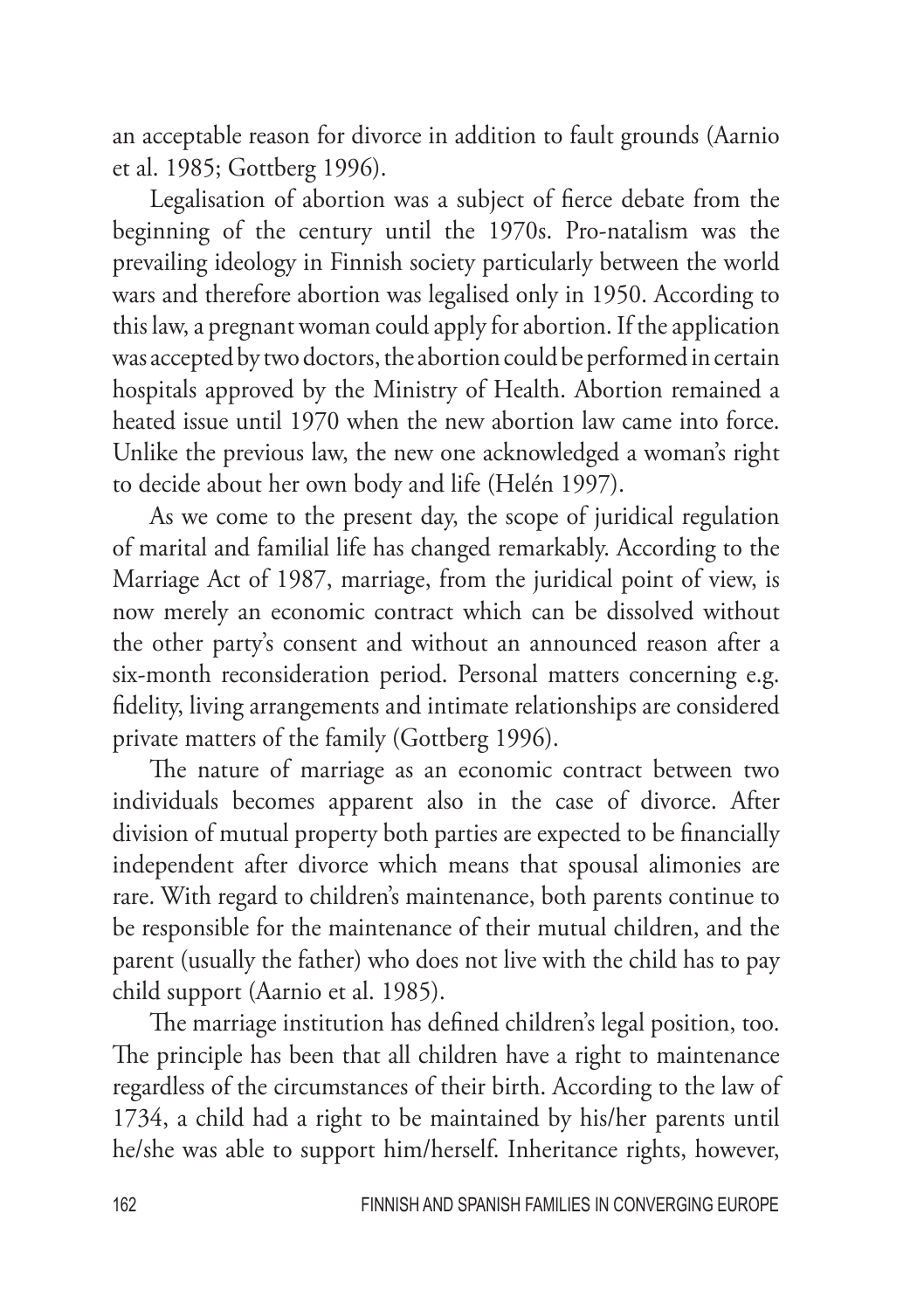an acceptable reason for divorce in addition to fault grounds (Aarnio et al. 1985; Gottberg 1996).

Legalisation of abortion was a subject of fierce debate from the beginning of the century until the 1970s. Pro-natalism was the prevailing ideology in Finnish society particularly between the world wars and therefore abortion was legalised only in 1950. According to this law, a pregnant woman could apply for abortion. If the application was accepted by two doctors, the abortion could be performed in certain hospitals approved by the Ministry of Health. Abortion remained a heated issue until 1970 when the new abortion law came into force. Unlike the previous law, the new one acknowledged a woman's right to decide about her own body and life (Helén 1997).

As we come to the present day, the scope of juridical regulation of marital and familial life has changed remarkably. According to the Marriage Act of 1987, marriage, from the juridical point of view, is now merely an economic contract which can be dissolved without the other party's consent and without an announced reason after a six-month reconsideration period. Personal matters concerning e.g. fidelity, living arrangements and intimate relationships are considered private matters of the family (Gottberg 1996).

The nature of marriage as an economic contract between two individuals becomes apparent also in the case of divorce. After division of mutual property both parties are expected to be financially independent after divorce which means that spousal alimonies are rare. With regard to children's maintenance, both parents continue to be responsible for the maintenance of their mutual children, and the parent (usually the father) who does not live with the child has to pay child support (Aarnio et al. 1985).

The marriage institution has defined children's legal position, too. The principle has been that all children have a right to maintenance regardless of the circumstances of their birth. According to the law of 1734, a child had a right to be maintained by his/her parents until he/she was able to support him/herself. Inheritance rights, however,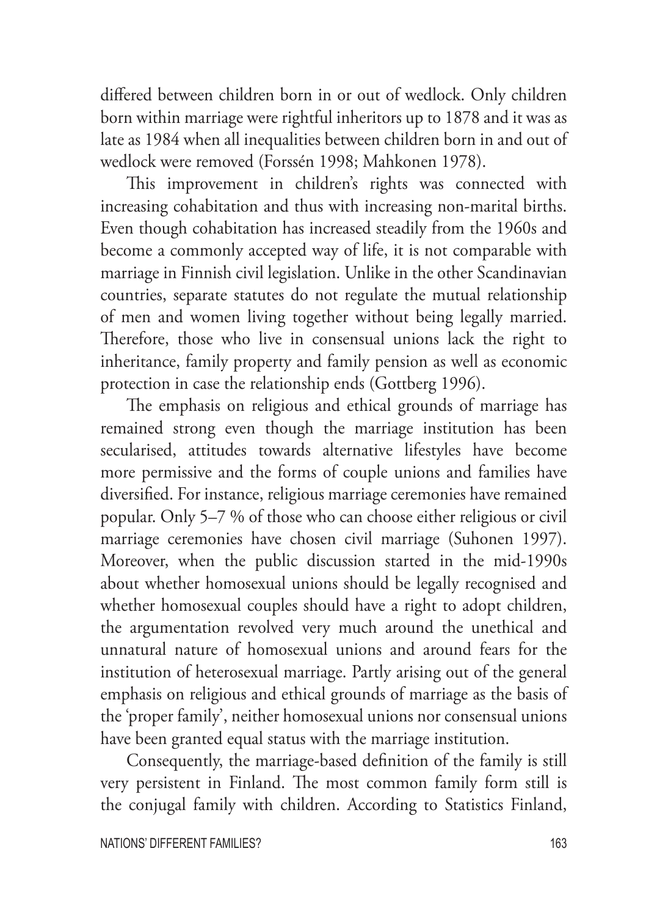differed between children born in or out of wedlock. Only children born within marriage were rightful inheritors up to 1878 and it was as late as 1984 when all inequalities between children born in and out of wedlock were removed (Forssén 1998; Mahkonen 1978).

This improvement in children's rights was connected with increasing cohabitation and thus with increasing non-marital births. Even though cohabitation has increased steadily from the 1960s and become a commonly accepted way of life, it is not comparable with marriage in Finnish civil legislation. Unlike in the other Scandinavian countries, separate statutes do not regulate the mutual relationship of men and women living together without being legally married. Therefore, those who live in consensual unions lack the right to inheritance, family property and family pension as well as economic protection in case the relationship ends (Gottberg 1996).

The emphasis on religious and ethical grounds of marriage has remained strong even though the marriage institution has been secularised, attitudes towards alternative lifestyles have become more permissive and the forms of couple unions and families have diversified. For instance, religious marriage ceremonies have remained popular. Only 5–7 % of those who can choose either religious or civil marriage ceremonies have chosen civil marriage (Suhonen 1997). Moreover, when the public discussion started in the mid-1990s about whether homosexual unions should be legally recognised and whether homosexual couples should have a right to adopt children, the argumentation revolved very much around the unethical and unnatural nature of homosexual unions and around fears for the institution of heterosexual marriage. Partly arising out of the general emphasis on religious and ethical grounds of marriage as the basis of the 'proper family', neither homosexual unions nor consensual unions have been granted equal status with the marriage institution.

Consequently, the marriage-based definition of the family is still very persistent in Finland. The most common family form still is the conjugal family with children. According to Statistics Finland,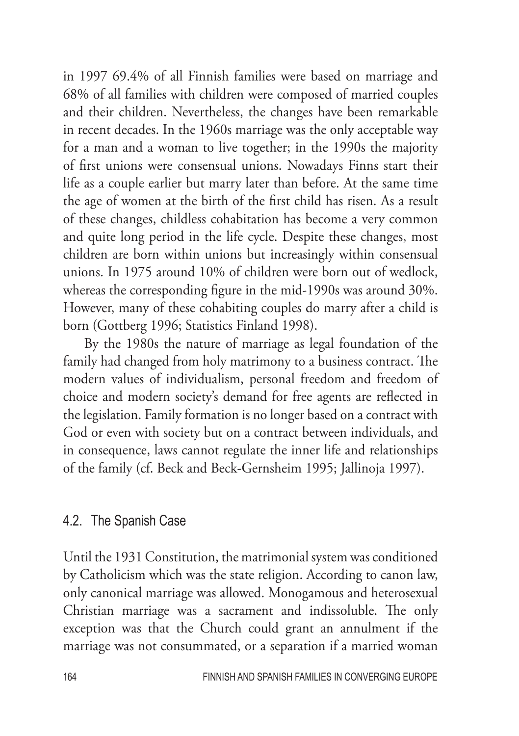in 1997 69.4% of all Finnish families were based on marriage and 68% of all families with children were composed of married couples and their children. Nevertheless, the changes have been remarkable in recent decades. In the 1960s marriage was the only acceptable way for a man and a woman to live together; in the 1990s the majority of first unions were consensual unions. Nowadays Finns start their life as a couple earlier but marry later than before. At the same time the age of women at the birth of the first child has risen. As a result of these changes, childless cohabitation has become a very common and quite long period in the life cycle. Despite these changes, most children are born within unions but increasingly within consensual unions. In 1975 around 10% of children were born out of wedlock, whereas the corresponding figure in the mid-1990s was around 30%. However, many of these cohabiting couples do marry after a child is born (Gottberg 1996; Statistics Finland 1998).

By the 1980s the nature of marriage as legal foundation of the family had changed from holy matrimony to a business contract. The modern values of individualism, personal freedom and freedom of choice and modern society's demand for free agents are reflected in the legislation. Family formation is no longer based on a contract with God or even with society but on a contract between individuals, and in consequence, laws cannot regulate the inner life and relationships of the family (cf. Beck and Beck-Gernsheim 1995; Jallinoja 1997).

## 4.2. The Spanish Case

Until the 1931 Constitution, the matrimonial system was conditioned by Catholicism which was the state religion. According to canon law, only canonical marriage was allowed. Monogamous and heterosexual Christian marriage was a sacrament and indissoluble. The only exception was that the Church could grant an annulment if the marriage was not consummated, or a separation if a married woman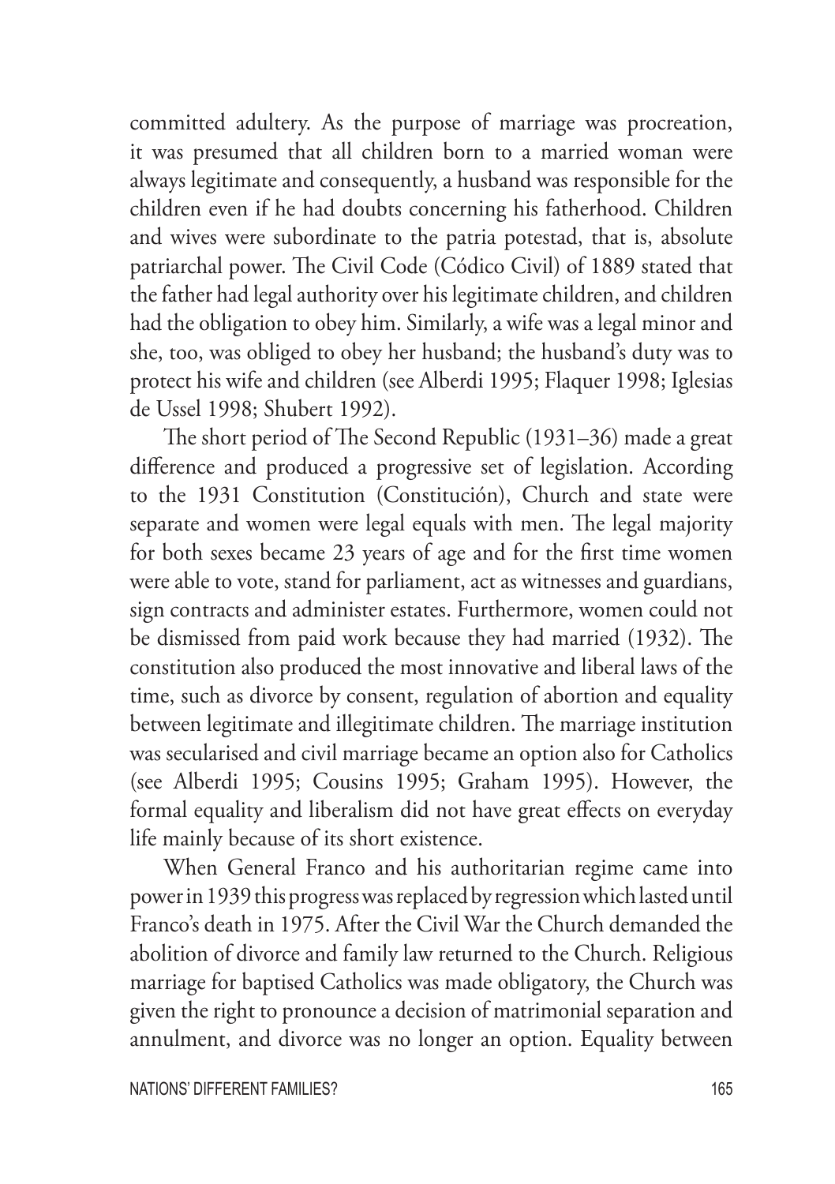committed adultery. As the purpose of marriage was procreation, it was presumed that all children born to a married woman were always legitimate and consequently, a husband was responsible for the children even if he had doubts concerning his fatherhood. Children and wives were subordinate to the patria potestad, that is, absolute patriarchal power. The Civil Code (Códico Civil) of 1889 stated that the father had legal authority over his legitimate children, and children had the obligation to obey him. Similarly, a wife was a legal minor and she, too, was obliged to obey her husband; the husband's duty was to protect his wife and children (see Alberdi 1995; Flaquer 1998; Iglesias de Ussel 1998; Shubert 1992).

The short period of The Second Republic (1931–36) made a great difference and produced a progressive set of legislation. According to the 1931 Constitution (Constitución), Church and state were separate and women were legal equals with men. The legal majority for both sexes became 23 years of age and for the first time women were able to vote, stand for parliament, act as witnesses and guardians, sign contracts and administer estates. Furthermore, women could not be dismissed from paid work because they had married (1932). The constitution also produced the most innovative and liberal laws of the time, such as divorce by consent, regulation of abortion and equality between legitimate and illegitimate children. The marriage institution was secularised and civil marriage became an option also for Catholics (see Alberdi 1995; Cousins 1995; Graham 1995). However, the formal equality and liberalism did not have great effects on everyday life mainly because of its short existence.

When General Franco and his authoritarian regime came into power in 1939 this progress was replaced by regression which lasted until Franco's death in 1975. After the Civil War the Church demanded the abolition of divorce and family law returned to the Church. Religious marriage for baptised Catholics was made obligatory, the Church was given the right to pronounce a decision of matrimonial separation and annulment, and divorce was no longer an option. Equality between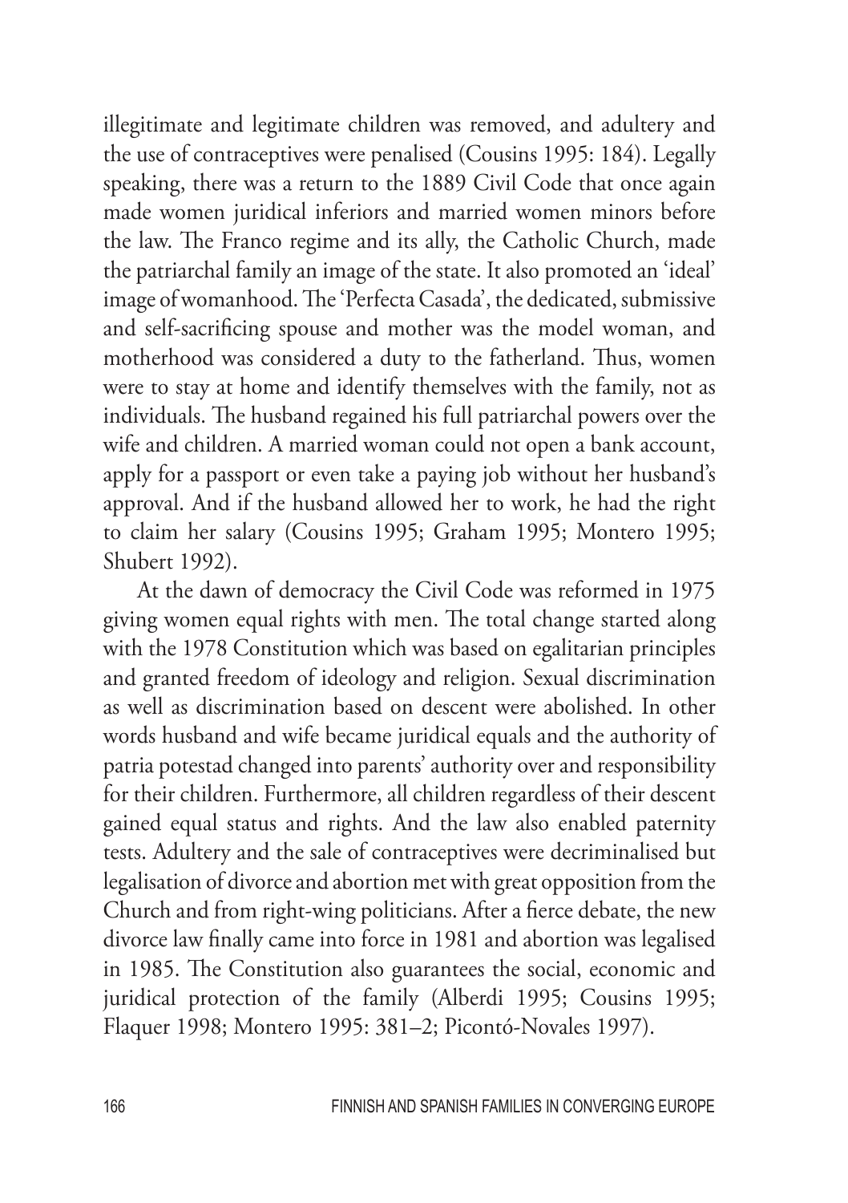illegitimate and legitimate children was removed, and adultery and the use of contraceptives were penalised (Cousins 1995: 184). Legally speaking, there was a return to the 1889 Civil Code that once again made women juridical inferiors and married women minors before the law. The Franco regime and its ally, the Catholic Church, made the patriarchal family an image of the state. It also promoted an 'ideal' image of womanhood. The 'Perfecta Casada', the dedicated, submissive and self-sacrificing spouse and mother was the model woman, and motherhood was considered a duty to the fatherland. Thus, women were to stay at home and identify themselves with the family, not as individuals. The husband regained his full patriarchal powers over the wife and children. A married woman could not open a bank account, apply for a passport or even take a paying job without her husband's approval. And if the husband allowed her to work, he had the right to claim her salary (Cousins 1995; Graham 1995; Montero 1995; Shubert 1992).

At the dawn of democracy the Civil Code was reformed in 1975 giving women equal rights with men. The total change started along with the 1978 Constitution which was based on egalitarian principles and granted freedom of ideology and religion. Sexual discrimination as well as discrimination based on descent were abolished. In other words husband and wife became juridical equals and the authority of patria potestad changed into parents' authority over and responsibility for their children. Furthermore, all children regardless of their descent gained equal status and rights. And the law also enabled paternity tests. Adultery and the sale of contraceptives were decriminalised but legalisation of divorce and abortion met with great opposition from the Church and from right-wing politicians. After a fierce debate, the new divorce law finally came into force in 1981 and abortion was legalised in 1985. The Constitution also guarantees the social, economic and juridical protection of the family (Alberdi 1995; Cousins 1995; Flaquer 1998; Montero 1995: 381–2; Picontó-Novales 1997).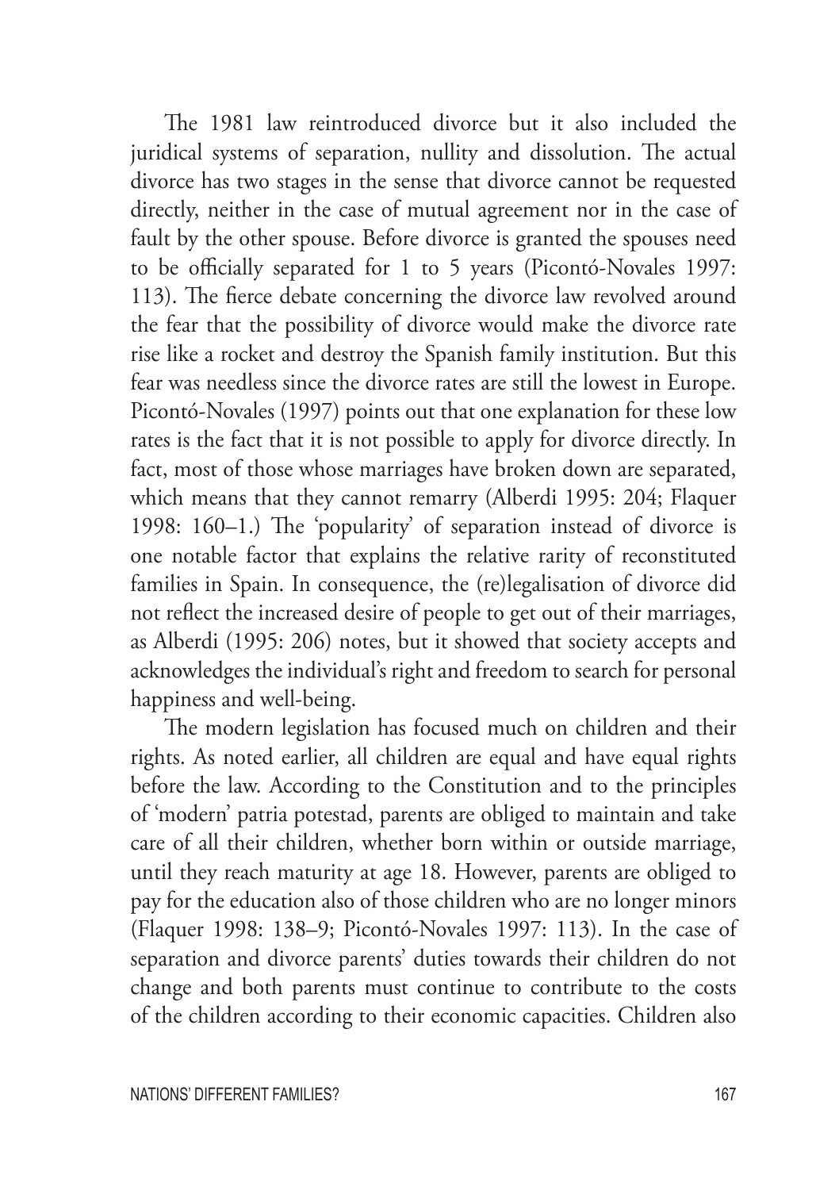The 1981 law reintroduced divorce but it also included the juridical systems of separation, nullity and dissolution. The actual divorce has two stages in the sense that divorce cannot be requested directly, neither in the case of mutual agreement nor in the case of fault by the other spouse. Before divorce is granted the spouses need to be officially separated for 1 to 5 years (Picontó-Novales 1997: 113). The fierce debate concerning the divorce law revolved around the fear that the possibility of divorce would make the divorce rate rise like a rocket and destroy the Spanish family institution. But this fear was needless since the divorce rates are still the lowest in Europe. Picontó-Novales (1997) points out that one explanation for these low rates is the fact that it is not possible to apply for divorce directly. In fact, most of those whose marriages have broken down are separated, which means that they cannot remarry (Alberdi 1995: 204; Flaquer 1998: 160–1.) The 'popularity' of separation instead of divorce is one notable factor that explains the relative rarity of reconstituted families in Spain. In consequence, the (re)legalisation of divorce did not reflect the increased desire of people to get out of their marriages, as Alberdi (1995: 206) notes, but it showed that society accepts and acknowledges the individual's right and freedom to search for personal happiness and well-being.

The modern legislation has focused much on children and their rights. As noted earlier, all children are equal and have equal rights before the law. According to the Constitution and to the principles of 'modern' patria potestad, parents are obliged to maintain and take care of all their children, whether born within or outside marriage, until they reach maturity at age 18. However, parents are obliged to pay for the education also of those children who are no longer minors (Flaquer 1998: 138–9; Picontó-Novales 1997: 113). In the case of separation and divorce parents' duties towards their children do not change and both parents must continue to contribute to the costs of the children according to their economic capacities. Children also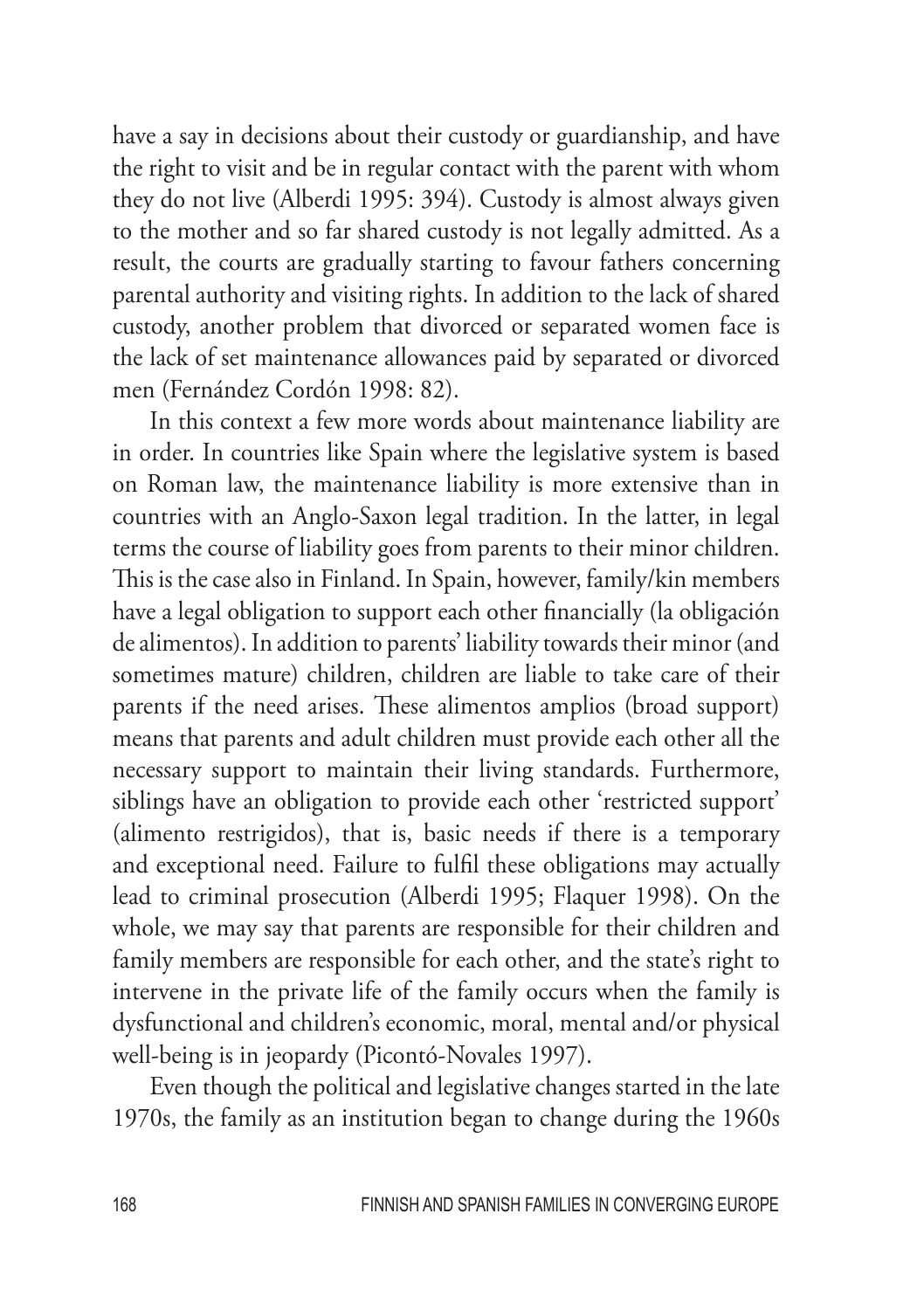have a say in decisions about their custody or guardianship, and have the right to visit and be in regular contact with the parent with whom they do not live (Alberdi 1995: 394). Custody is almost always given to the mother and so far shared custody is not legally admitted. As a result, the courts are gradually starting to favour fathers concerning parental authority and visiting rights. In addition to the lack of shared custody, another problem that divorced or separated women face is the lack of set maintenance allowances paid by separated or divorced men (Fernández Cordón 1998: 82).

In this context a few more words about maintenance liability are in order. In countries like Spain where the legislative system is based on Roman law, the maintenance liability is more extensive than in countries with an Anglo-Saxon legal tradition. In the latter, in legal terms the course of liability goes from parents to their minor children. This is the case also in Finland. In Spain, however, family/kin members have a legal obligation to support each other financially (la obligación de alimentos). In addition to parents' liability towards their minor (and sometimes mature) children, children are liable to take care of their parents if the need arises. These alimentos amplios (broad support) means that parents and adult children must provide each other all the necessary support to maintain their living standards. Furthermore, siblings have an obligation to provide each other 'restricted support' (alimento restrigidos), that is, basic needs if there is a temporary and exceptional need. Failure to fulfil these obligations may actually lead to criminal prosecution (Alberdi 1995; Flaquer 1998). On the whole, we may say that parents are responsible for their children and family members are responsible for each other, and the state's right to intervene in the private life of the family occurs when the family is dysfunctional and children's economic, moral, mental and/or physical well-being is in jeopardy (Picontó-Novales 1997).

Even though the political and legislative changes started in the late 1970s, the family as an institution began to change during the 1960s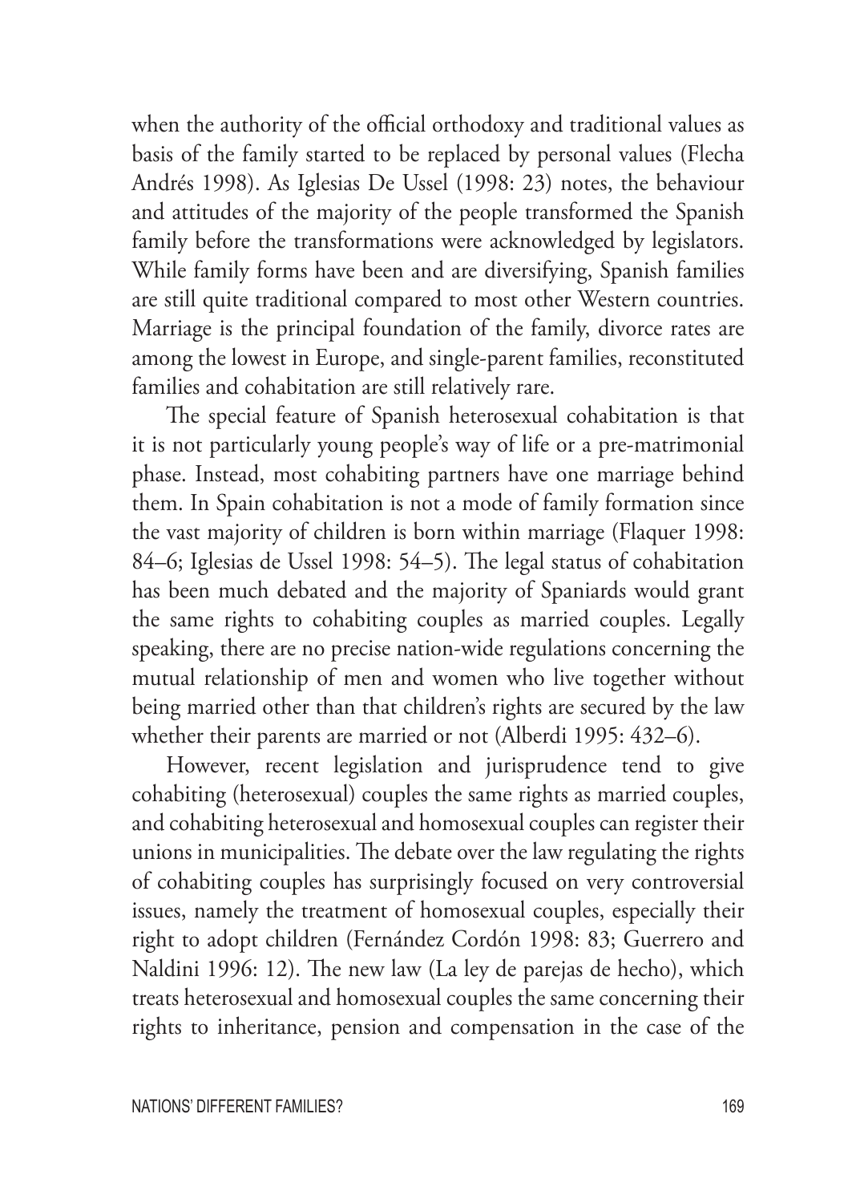when the authority of the official orthodoxy and traditional values as basis of the family started to be replaced by personal values (Flecha Andrés 1998). As Iglesias De Ussel (1998: 23) notes, the behaviour and attitudes of the majority of the people transformed the Spanish family before the transformations were acknowledged by legislators. While family forms have been and are diversifying, Spanish families are still quite traditional compared to most other Western countries. Marriage is the principal foundation of the family, divorce rates are among the lowest in Europe, and single-parent families, reconstituted families and cohabitation are still relatively rare.

The special feature of Spanish heterosexual cohabitation is that it is not particularly young people's way of life or a pre-matrimonial phase. Instead, most cohabiting partners have one marriage behind them. In Spain cohabitation is not a mode of family formation since the vast majority of children is born within marriage (Flaquer 1998: 84–6; Iglesias de Ussel 1998: 54–5). The legal status of cohabitation has been much debated and the majority of Spaniards would grant the same rights to cohabiting couples as married couples. Legally speaking, there are no precise nation-wide regulations concerning the mutual relationship of men and women who live together without being married other than that children's rights are secured by the law whether their parents are married or not (Alberdi 1995: 432–6).

However, recent legislation and jurisprudence tend to give cohabiting (heterosexual) couples the same rights as married couples, and cohabiting heterosexual and homosexual couples can register their unions in municipalities. The debate over the law regulating the rights of cohabiting couples has surprisingly focused on very controversial issues, namely the treatment of homosexual couples, especially their right to adopt children (Fernández Cordón 1998: 83; Guerrero and Naldini 1996: 12). The new law (La ley de parejas de hecho), which treats heterosexual and homosexual couples the same concerning their rights to inheritance, pension and compensation in the case of the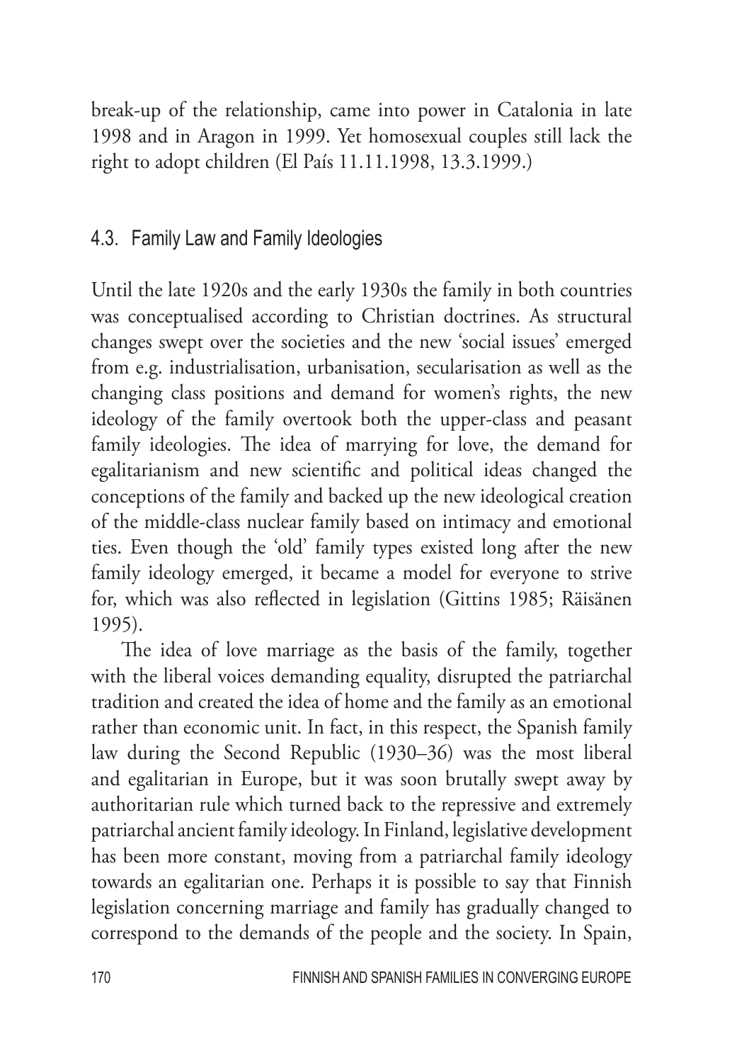break-up of the relationship, came into power in Catalonia in late 1998 and in Aragon in 1999. Yet homosexual couples still lack the right to adopt children (El País 11.11.1998, 13.3.1999.)

### 4.3. Family Law and Family Ideologies

Until the late 1920s and the early 1930s the family in both countries was conceptualised according to Christian doctrines. As structural changes swept over the societies and the new 'social issues' emerged from e.g. industrialisation, urbanisation, secularisation as well as the changing class positions and demand for women's rights, the new ideology of the family overtook both the upper-class and peasant family ideologies. The idea of marrying for love, the demand for egalitarianism and new scientific and political ideas changed the conceptions of the family and backed up the new ideological creation of the middle-class nuclear family based on intimacy and emotional ties. Even though the 'old' family types existed long after the new family ideology emerged, it became a model for everyone to strive for, which was also reflected in legislation (Gittins 1985; Räisänen 1995).

The idea of love marriage as the basis of the family, together with the liberal voices demanding equality, disrupted the patriarchal tradition and created the idea of home and the family as an emotional rather than economic unit. In fact, in this respect, the Spanish family law during the Second Republic (1930–36) was the most liberal and egalitarian in Europe, but it was soon brutally swept away by authoritarian rule which turned back to the repressive and extremely patriarchal ancient family ideology. In Finland, legislative development has been more constant, moving from a patriarchal family ideology towards an egalitarian one. Perhaps it is possible to say that Finnish legislation concerning marriage and family has gradually changed to correspond to the demands of the people and the society. In Spain,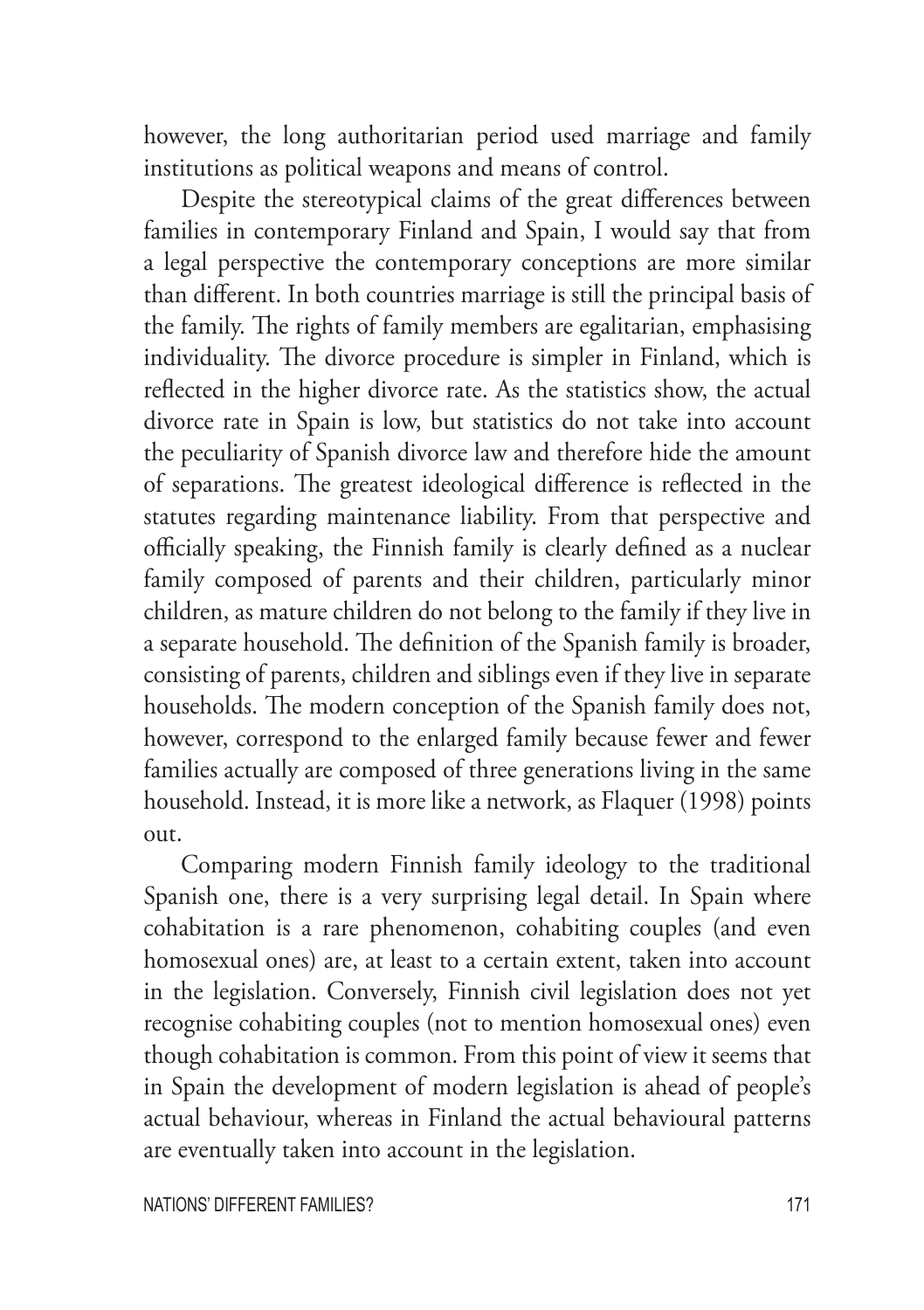however, the long authoritarian period used marriage and family institutions as political weapons and means of control.

Despite the stereotypical claims of the great differences between families in contemporary Finland and Spain, I would say that from a legal perspective the contemporary conceptions are more similar than different. In both countries marriage is still the principal basis of the family. The rights of family members are egalitarian, emphasising individuality. The divorce procedure is simpler in Finland, which is reflected in the higher divorce rate. As the statistics show, the actual divorce rate in Spain is low, but statistics do not take into account the peculiarity of Spanish divorce law and therefore hide the amount of separations. The greatest ideological difference is reflected in the statutes regarding maintenance liability. From that perspective and officially speaking, the Finnish family is clearly defined as a nuclear family composed of parents and their children, particularly minor children, as mature children do not belong to the family if they live in a separate household. The definition of the Spanish family is broader, consisting of parents, children and siblings even if they live in separate households. The modern conception of the Spanish family does not, however, correspond to the enlarged family because fewer and fewer families actually are composed of three generations living in the same household. Instead, it is more like a network, as Flaquer (1998) points out.

Comparing modern Finnish family ideology to the traditional Spanish one, there is a very surprising legal detail. In Spain where cohabitation is a rare phenomenon, cohabiting couples (and even homosexual ones) are, at least to a certain extent, taken into account in the legislation. Conversely, Finnish civil legislation does not yet recognise cohabiting couples (not to mention homosexual ones) even though cohabitation is common. From this point of view it seems that in Spain the development of modern legislation is ahead of people's actual behaviour, whereas in Finland the actual behavioural patterns are eventually taken into account in the legislation.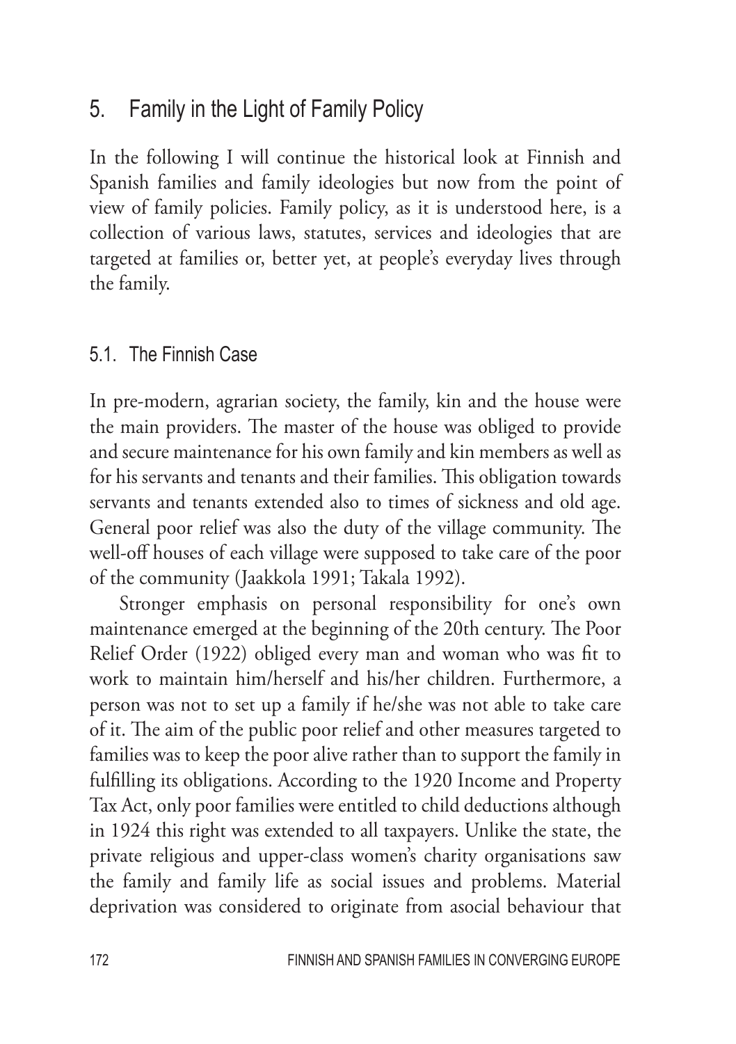# 5. Family in the Light of Family Policy

In the following I will continue the historical look at Finnish and Spanish families and family ideologies but now from the point of view of family policies. Family policy, as it is understood here, is a collection of various laws, statutes, services and ideologies that are targeted at families or, better yet, at people's everyday lives through the family.

## 5.1. The Finnish Case

In pre-modern, agrarian society, the family, kin and the house were the main providers. The master of the house was obliged to provide and secure maintenance for his own family and kin members as well as for his servants and tenants and their families. This obligation towards servants and tenants extended also to times of sickness and old age. General poor relief was also the duty of the village community. The well-off houses of each village were supposed to take care of the poor of the community (Jaakkola 1991; Takala 1992).

Stronger emphasis on personal responsibility for one's own maintenance emerged at the beginning of the 20th century. The Poor Relief Order (1922) obliged every man and woman who was fit to work to maintain him/herself and his/her children. Furthermore, a person was not to set up a family if he/she was not able to take care of it. The aim of the public poor relief and other measures targeted to families was to keep the poor alive rather than to support the family in fulfilling its obligations. According to the 1920 Income and Property Tax Act, only poor families were entitled to child deductions although in 1924 this right was extended to all taxpayers. Unlike the state, the private religious and upper-class women's charity organisations saw the family and family life as social issues and problems. Material deprivation was considered to originate from asocial behaviour that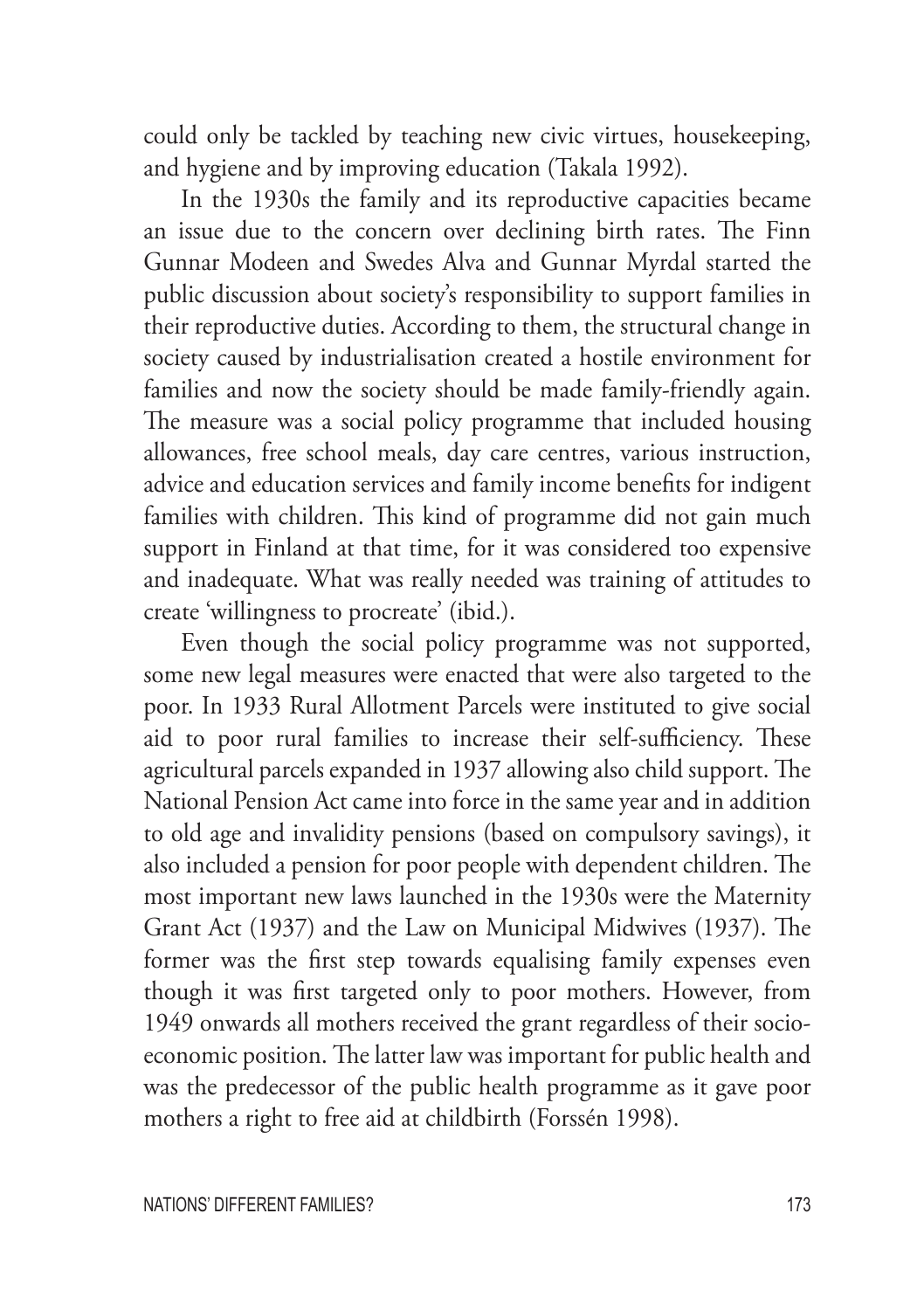could only be tackled by teaching new civic virtues, housekeeping, and hygiene and by improving education (Takala 1992).

In the 1930s the family and its reproductive capacities became an issue due to the concern over declining birth rates. The Finn Gunnar Modeen and Swedes Alva and Gunnar Myrdal started the public discussion about society's responsibility to support families in their reproductive duties. According to them, the structural change in society caused by industrialisation created a hostile environment for families and now the society should be made family-friendly again. The measure was a social policy programme that included housing allowances, free school meals, day care centres, various instruction, advice and education services and family income benefits for indigent families with children. This kind of programme did not gain much support in Finland at that time, for it was considered too expensive and inadequate. What was really needed was training of attitudes to create 'willingness to procreate' (ibid.).

Even though the social policy programme was not supported, some new legal measures were enacted that were also targeted to the poor. In 1933 Rural Allotment Parcels were instituted to give social aid to poor rural families to increase their self-sufficiency. These agricultural parcels expanded in 1937 allowing also child support. The National Pension Act came into force in the same year and in addition to old age and invalidity pensions (based on compulsory savings), it also included a pension for poor people with dependent children. The most important new laws launched in the 1930s were the Maternity Grant Act (1937) and the Law on Municipal Midwives (1937). The former was the first step towards equalising family expenses even though it was first targeted only to poor mothers. However, from 1949 onwards all mothers received the grant regardless of their socio-economic position. The latter law was important for public health and was the predecessor of the public health programme as it gave poor mothers a right to free aid at childbirth (Forssén 1998).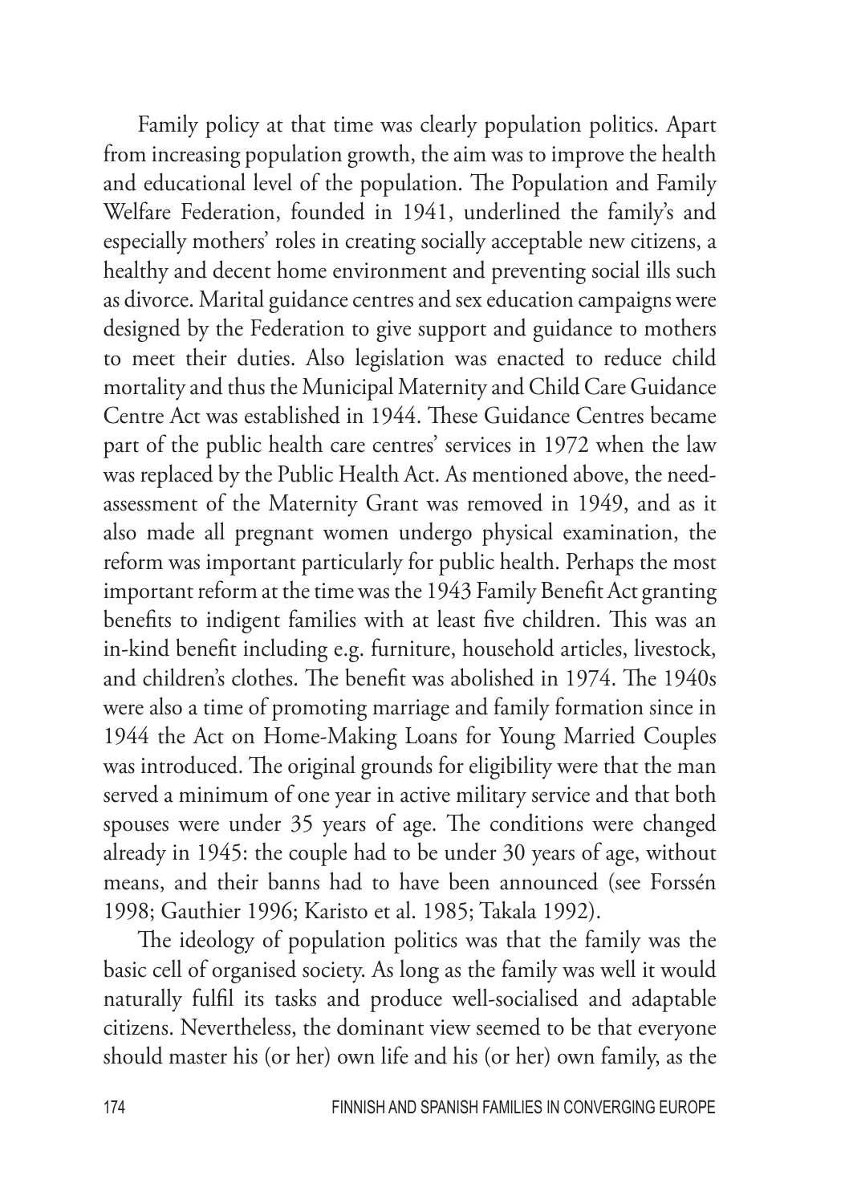Family policy at that time was clearly population politics. Apart from increasing population growth, the aim was to improve the health and educational level of the population. The Population and Family Welfare Federation, founded in 1941, underlined the family's and especially mothers' roles in creating socially acceptable new citizens, a healthy and decent home environment and preventing social ills such as divorce. Marital guidance centres and sex education campaigns were designed by the Federation to give support and guidance to mothers to meet their duties. Also legislation was enacted to reduce child mortality and thus the Municipal Maternity and Child Care Guidance Centre Act was established in 1944. These Guidance Centres became part of the public health care centres' services in 1972 when the law was replaced by the Public Health Act. As mentioned above, the need-assessment of the Maternity Grant was removed in 1949, and as it also made all pregnant women undergo physical examination, the reform was important particularly for public health. Perhaps the most important reform at the time was the 1943 Family Benefit Act granting benefits to indigent families with at least five children. This was an in-kind benefit including e.g. furniture, household articles, livestock, and children's clothes. The benefit was abolished in 1974. The 1940s were also a time of promoting marriage and family formation since in 1944 the Act on Home-Making Loans for Young Married Couples was introduced. The original grounds for eligibility were that the man served a minimum of one year in active military service and that both spouses were under 35 years of age. The conditions were changed already in 1945: the couple had to be under 30 years of age, without means, and their banns had to have been announced (see Forssén 1998; Gauthier 1996; Karisto et al. 1985; Takala 1992).

The ideology of population politics was that the family was the basic cell of organised society. As long as the family was well it would naturally fulfil its tasks and produce well-socialised and adaptable citizens. Nevertheless, the dominant view seemed to be that everyone should master his (or her) own life and his (or her) own family, as the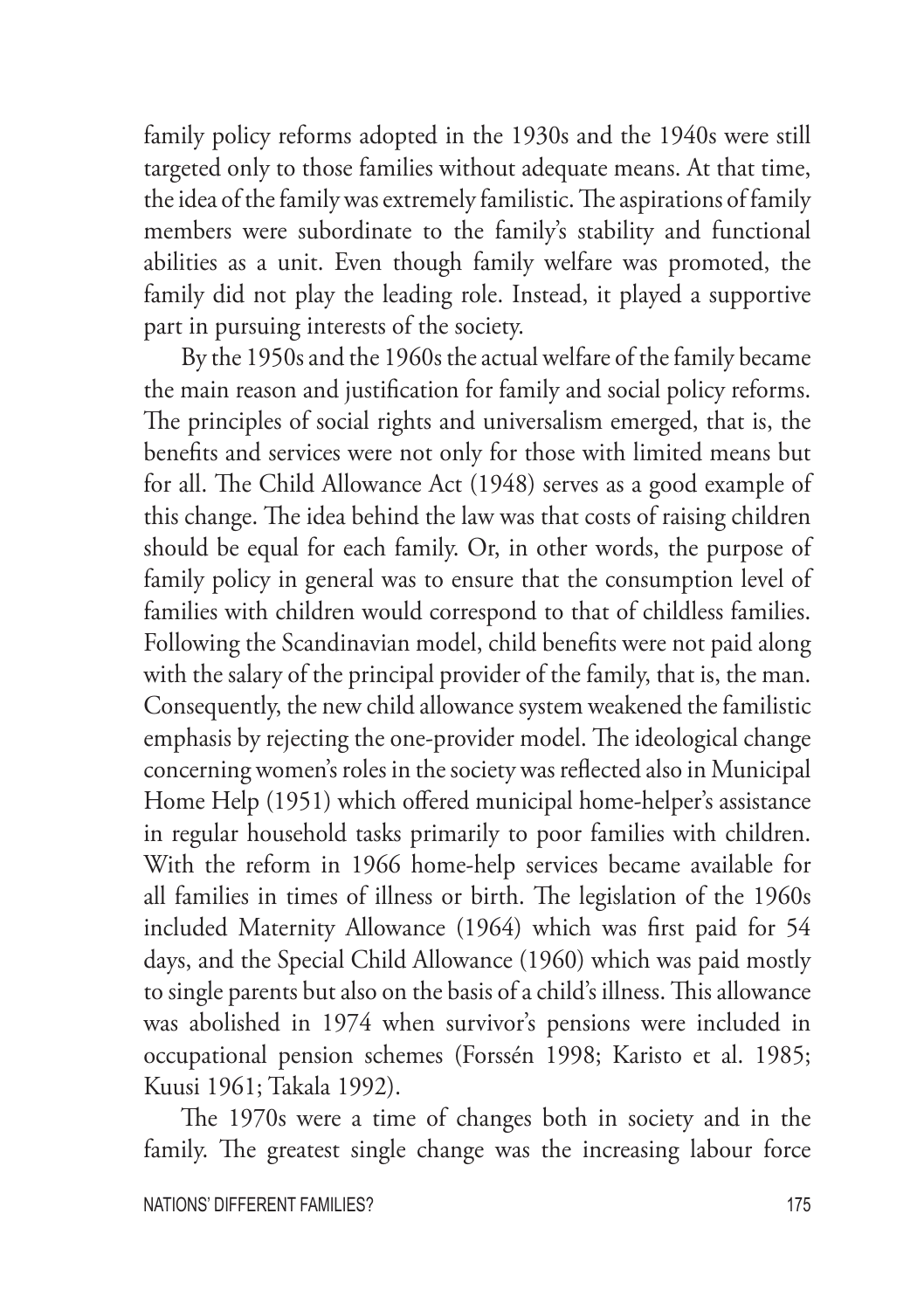family policy reforms adopted in the 1930s and the 1940s were still targeted only to those families without adequate means. At that time, the idea of the family was extremely familistic. The aspirations of family members were subordinate to the family's stability and functional abilities as a unit. Even though family welfare was promoted, the family did not play the leading role. Instead, it played a supportive part in pursuing interests of the society.

By the 1950s and the 1960s the actual welfare of the family became the main reason and justification for family and social policy reforms. The principles of social rights and universalism emerged, that is, the benefits and services were not only for those with limited means but for all. The Child Allowance Act (1948) serves as a good example of this change. The idea behind the law was that costs of raising children should be equal for each family. Or, in other words, the purpose of family policy in general was to ensure that the consumption level of families with children would correspond to that of childless families. Following the Scandinavian model, child benefits were not paid along with the salary of the principal provider of the family, that is, the man. Consequently, the new child allowance system weakened the familistic emphasis by rejecting the one-provider model. The ideological change concerning women's roles in the society was reflected also in Municipal Home Help (1951) which offered municipal home-helper's assistance in regular household tasks primarily to poor families with children. With the reform in 1966 home-help services became available for all families in times of illness or birth. The legislation of the 1960s included Maternity Allowance (1964) which was first paid for 54 days, and the Special Child Allowance (1960) which was paid mostly to single parents but also on the basis of a child's illness. This allowance was abolished in 1974 when survivor's pensions were included in occupational pension schemes (Forssén 1998; Karisto et al. 1985; Kuusi 1961; Takala 1992).

The 1970s were a time of changes both in society and in the family. The greatest single change was the increasing labour force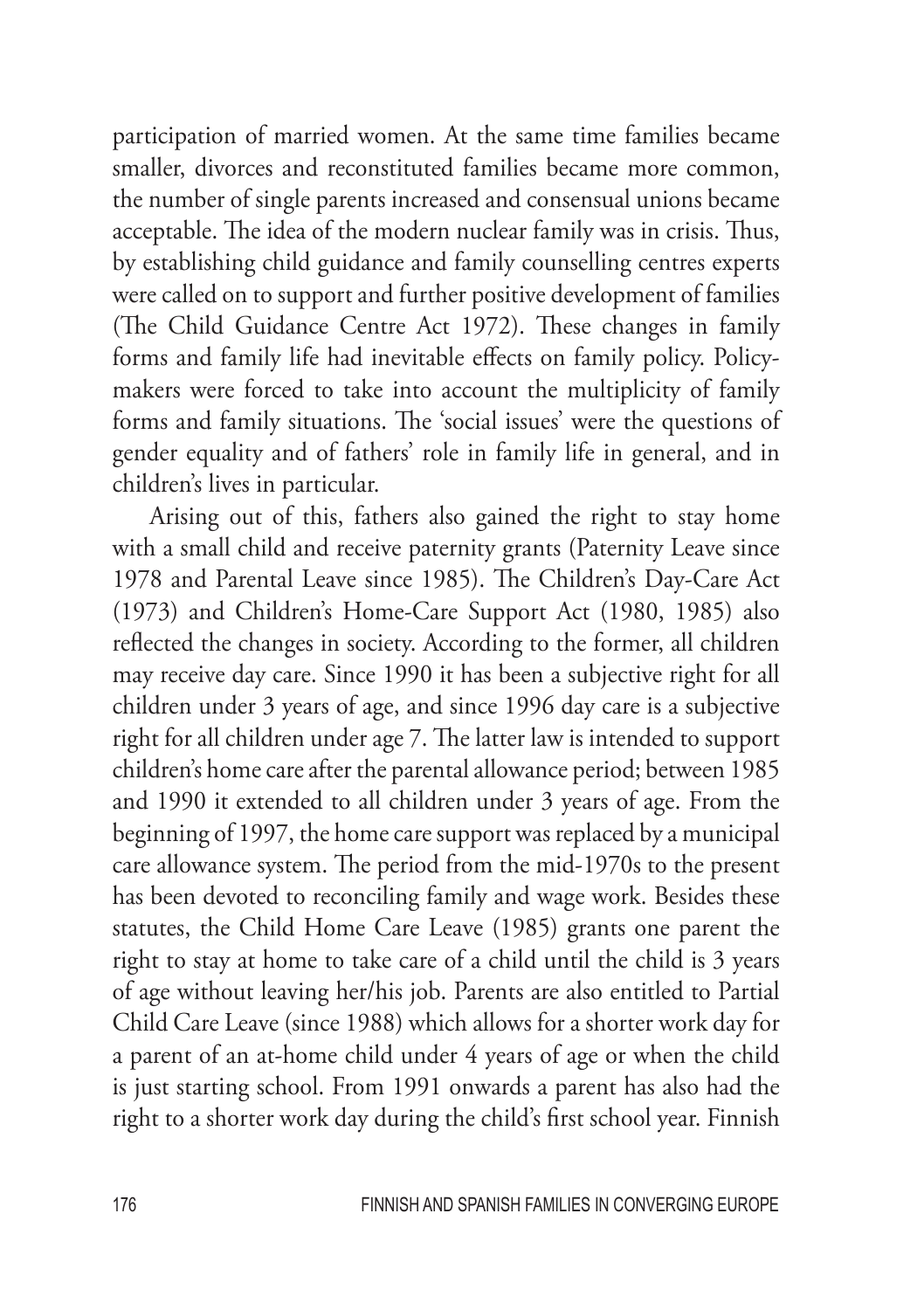participation of married women. At the same time families became smaller, divorces and reconstituted families became more common, the number of single parents increased and consensual unions became acceptable. The idea of the modern nuclear family was in crisis. Thus, by establishing child guidance and family counselling centres experts were called on to support and further positive development of families (The Child Guidance Centre Act 1972). These changes in family forms and family life had inevitable effects on family policy. Policy-makers were forced to take into account the multiplicity of family forms and family situations. The 'social issues' were the questions of gender equality and of fathers' role in family life in general, and in children's lives in particular.

Arising out of this, fathers also gained the right to stay home with a small child and receive paternity grants (Paternity Leave since 1978 and Parental Leave since 1985). The Children's Day-Care Act (1973) and Children's Home-Care Support Act (1980, 1985) also reflected the changes in society. According to the former, all children may receive day care. Since 1990 it has been a subjective right for all children under 3 years of age, and since 1996 day care is a subjective right for all children under age 7. The latter law is intended to support children's home care after the parental allowance period; between 1985 and 1990 it extended to all children under 3 years of age. From the beginning of 1997, the home care support was replaced by a municipal care allowance system. The period from the mid-1970s to the present has been devoted to reconciling family and wage work. Besides these statutes, the Child Home Care Leave (1985) grants one parent the right to stay at home to take care of a child until the child is 3 years of age without leaving her/his job. Parents are also entitled to Partial Child Care Leave (since 1988) which allows for a shorter work day for a parent of an at-home child under 4 years of age or when the child is just starting school. From 1991 onwards a parent has also had the right to a shorter work day during the child's first school year. Finnish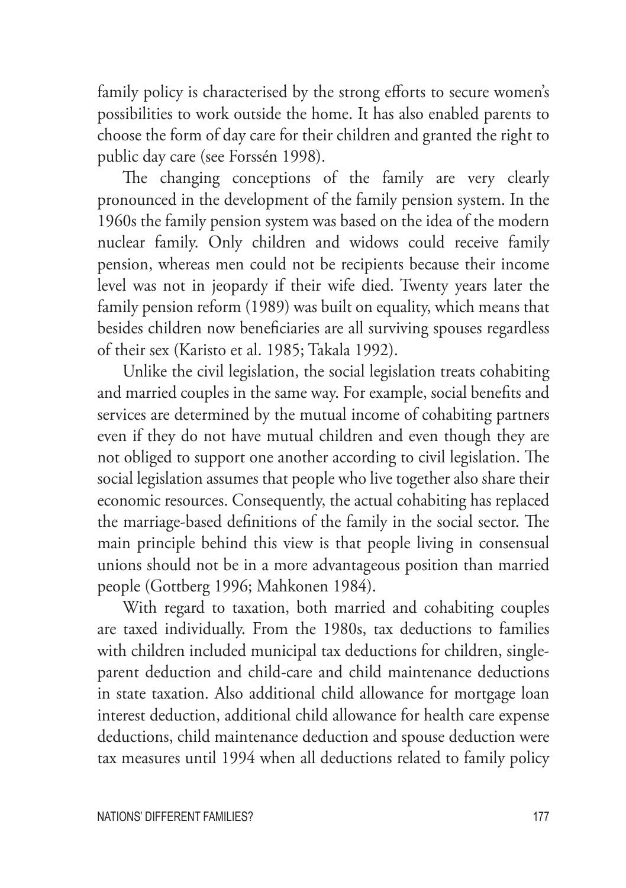family policy is characterised by the strong efforts to secure women's possibilities to work outside the home. It has also enabled parents to choose the form of day care for their children and granted the right to public day care (see Forssén 1998).

The changing conceptions of the family are very clearly pronounced in the development of the family pension system. In the 1960s the family pension system was based on the idea of the modern nuclear family. Only children and widows could receive family pension, whereas men could not be recipients because their income level was not in jeopardy if their wife died. Twenty years later the family pension reform (1989) was built on equality, which means that besides children now beneficiaries are all surviving spouses regardless of their sex (Karisto et al. 1985; Takala 1992).

Unlike the civil legislation, the social legislation treats cohabiting and married couples in the same way. For example, social benefits and services are determined by the mutual income of cohabiting partners even if they do not have mutual children and even though they are not obliged to support one another according to civil legislation. The social legislation assumes that people who live together also share their economic resources. Consequently, the actual cohabiting has replaced the marriage-based definitions of the family in the social sector. The main principle behind this view is that people living in consensual unions should not be in a more advantageous position than married people (Gottberg 1996; Mahkonen 1984).

With regard to taxation, both married and cohabiting couples are taxed individually. From the 1980s, tax deductions to families with children included municipal tax deductions for children, single-parent deduction and child-care and child maintenance deductions in state taxation. Also additional child allowance for mortgage loan interest deduction, additional child allowance for health care expense deductions, child maintenance deduction and spouse deduction were tax measures until 1994 when all deductions related to family policy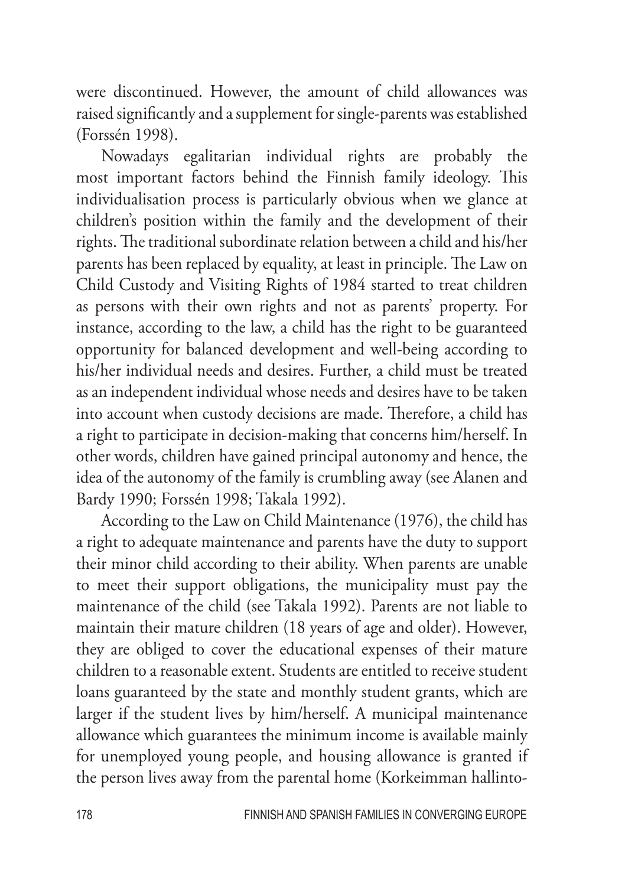were discontinued. However, the amount of child allowances was raised significantly and a supplement for single-parents was established (Forssén 1998).

Nowadays egalitarian individual rights are probably the most important factors behind the Finnish family ideology. This individualisation process is particularly obvious when we glance at children's position within the family and the development of their rights. The traditional subordinate relation between a child and his/her parents has been replaced by equality, at least in principle. The Law on Child Custody and Visiting Rights of 1984 started to treat children as persons with their own rights and not as parents' property. For instance, according to the law, a child has the right to be guaranteed opportunity for balanced development and well-being according to his/her individual needs and desires. Further, a child must be treated as an independent individual whose needs and desires have to be taken into account when custody decisions are made. Therefore, a child has a right to participate in decision-making that concerns him/herself. In other words, children have gained principal autonomy and hence, the idea of the autonomy of the family is crumbling away (see Alanen and Bardy 1990; Forssén 1998; Takala 1992).

According to the Law on Child Maintenance (1976), the child has a right to adequate maintenance and parents have the duty to support their minor child according to their ability. When parents are unable to meet their support obligations, the municipality must pay the maintenance of the child (see Takala 1992). Parents are not liable to maintain their mature children (18 years of age and older). However, they are obliged to cover the educational expenses of their mature children to a reasonable extent. Students are entitled to receive student loans guaranteed by the state and monthly student grants, which are larger if the student lives by him/herself. A municipal maintenance allowance which guarantees the minimum income is available mainly for unemployed young people, and housing allowance is granted if the person lives away from the parental home (Korkeimman hallinto-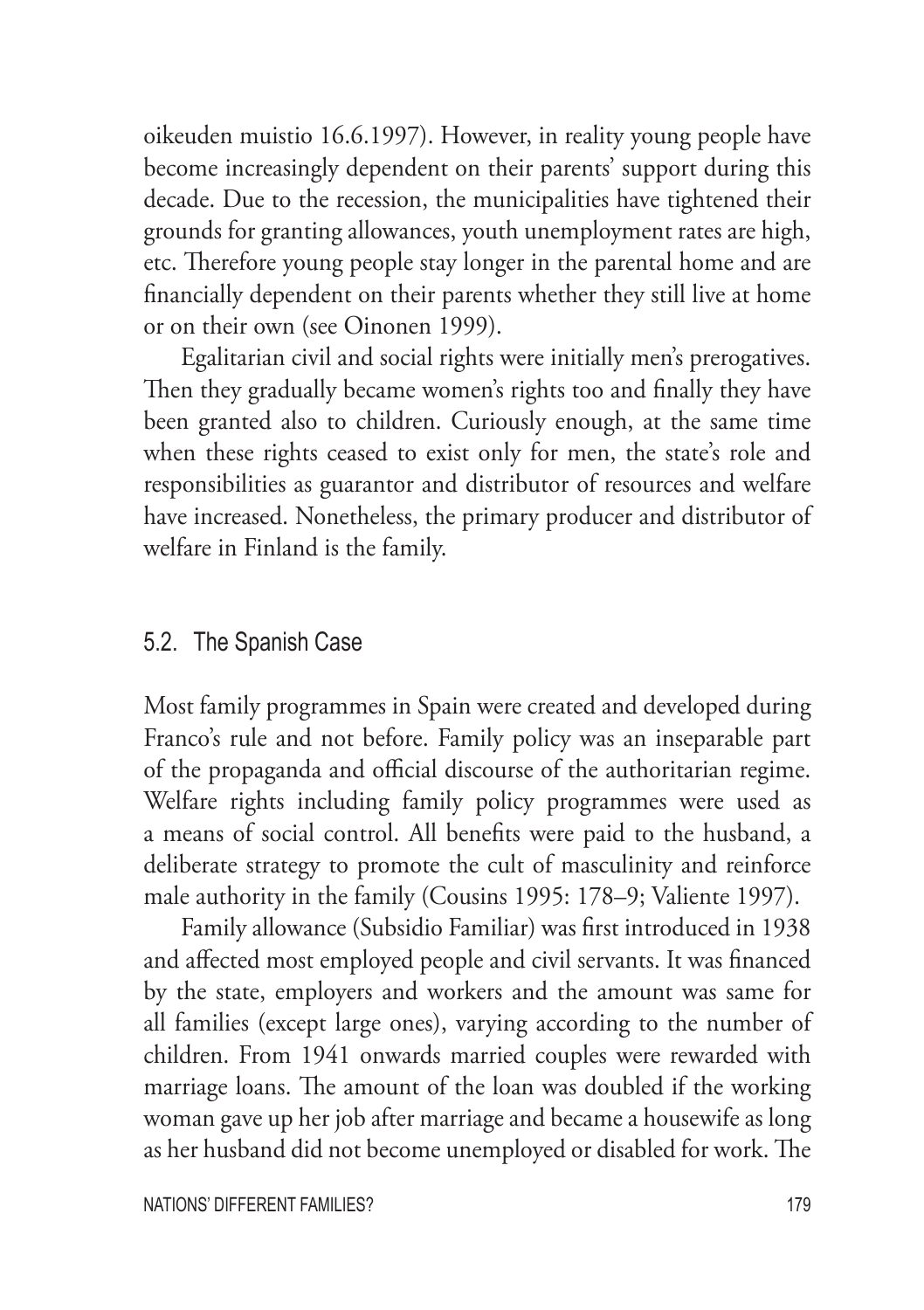oikeuden muistio 16.6.1997). However, in reality young people have become increasingly dependent on their parents' support during this decade. Due to the recession, the municipalities have tightened their grounds for granting allowances, youth unemployment rates are high, etc. Therefore young people stay longer in the parental home and are financially dependent on their parents whether they still live at home or on their own (see Oinonen 1999).

Egalitarian civil and social rights were initially men's prerogatives. Then they gradually became women's rights too and finally they have been granted also to children. Curiously enough, at the same time when these rights ceased to exist only for men, the state's role and responsibilities as guarantor and distributor of resources and welfare have increased. Nonetheless, the primary producer and distributor of welfare in Finland is the family.

## 5.2. The Spanish Case

Most family programmes in Spain were created and developed during Franco's rule and not before. Family policy was an inseparable part of the propaganda and official discourse of the authoritarian regime. Welfare rights including family policy programmes were used as a means of social control. All benefits were paid to the husband, a deliberate strategy to promote the cult of masculinity and reinforce male authority in the family (Cousins 1995: 178–9; Valiente 1997).

Family allowance (Subsidio Familiar) was first introduced in 1938 and affected most employed people and civil servants. It was financed by the state, employers and workers and the amount was same for all families (except large ones), varying according to the number of children. From 1941 onwards married couples were rewarded with marriage loans. The amount of the loan was doubled if the working woman gave up her job after marriage and became a housewife as long as her husband did not become unemployed or disabled for work. The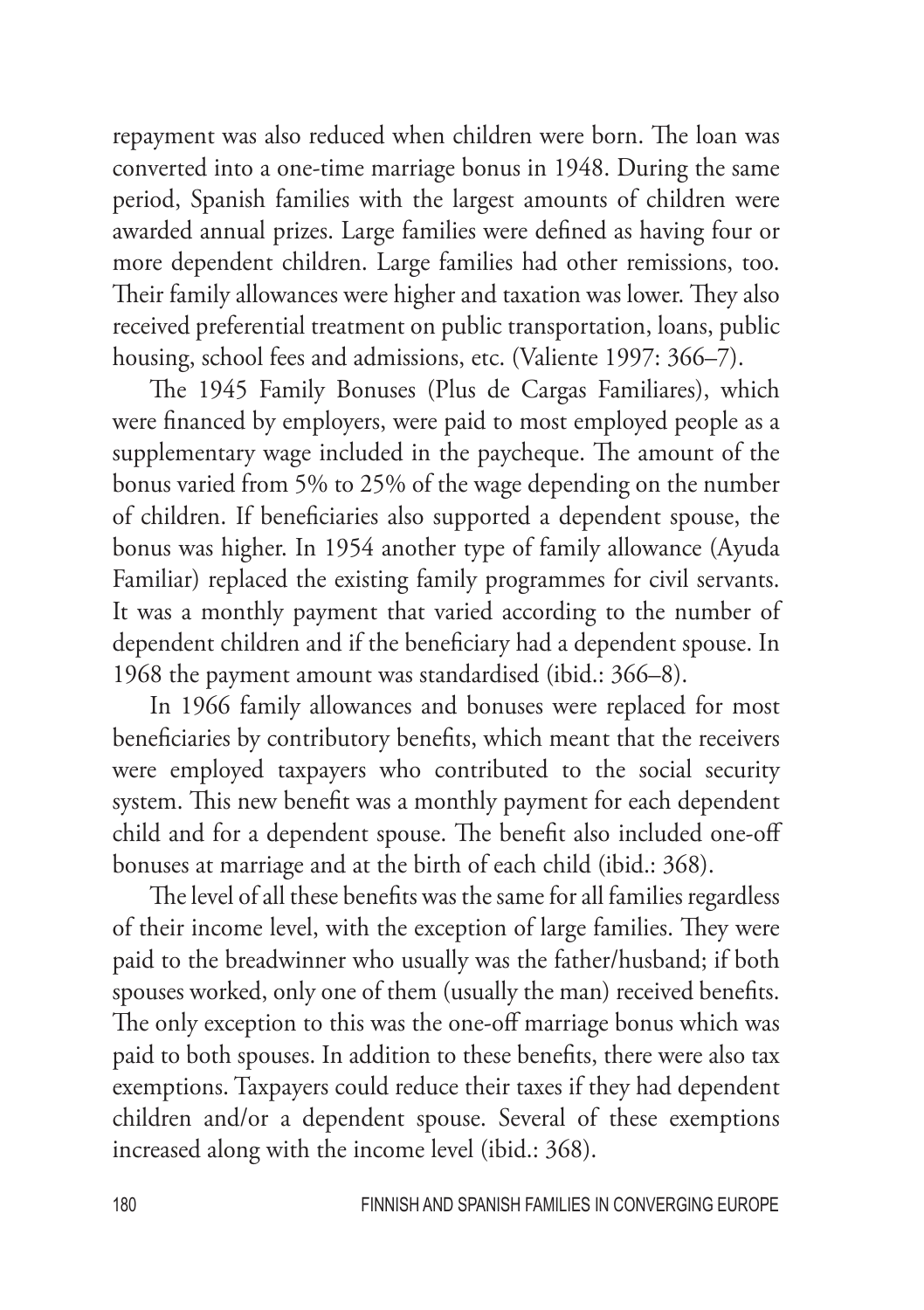repayment was also reduced when children were born. The loan was converted into a one-time marriage bonus in 1948. During the same period, Spanish families with the largest amounts of children were awarded annual prizes. Large families were defined as having four or more dependent children. Large families had other remissions, too. Their family allowances were higher and taxation was lower. They also received preferential treatment on public transportation, loans, public housing, school fees and admissions, etc. (Valiente 1997: 366–7).

The 1945 Family Bonuses (Plus de Cargas Familiares), which were financed by employers, were paid to most employed people as a supplementary wage included in the paycheque. The amount of the bonus varied from 5% to 25% of the wage depending on the number of children. If beneficiaries also supported a dependent spouse, the bonus was higher. In 1954 another type of family allowance (Ayuda Familiar) replaced the existing family programmes for civil servants. It was a monthly payment that varied according to the number of dependent children and if the beneficiary had a dependent spouse. In 1968 the payment amount was standardised (ibid.: 366–8).

In 1966 family allowances and bonuses were replaced for most beneficiaries by contributory benefits, which meant that the receivers were employed taxpayers who contributed to the social security system. This new benefit was a monthly payment for each dependent child and for a dependent spouse. The benefit also included one-off bonuses at marriage and at the birth of each child (ibid.: 368).

The level of all these benefits was the same for all families regardless of their income level, with the exception of large families. They were paid to the breadwinner who usually was the father/husband; if both spouses worked, only one of them (usually the man) received benefits. The only exception to this was the one-off marriage bonus which was paid to both spouses. In addition to these benefits, there were also tax exemptions. Taxpayers could reduce their taxes if they had dependent children and/or a dependent spouse. Several of these exemptions increased along with the income level (ibid.: 368).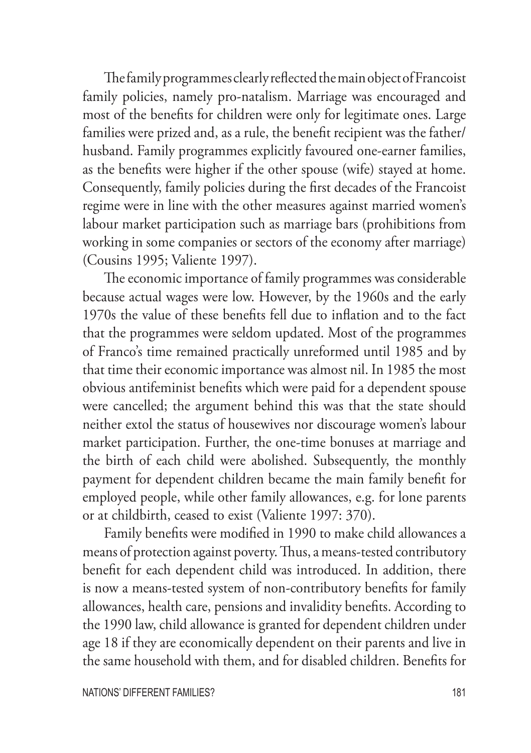The family programmes clearly reflected the main object of Francoist family policies, namely pro-natalism. Marriage was encouraged and most of the benefits for children were only for legitimate ones. Large families were prized and, as a rule, the benefit recipient was the father/husband. Family programmes explicitly favoured one-earner families, as the benefits were higher if the other spouse (wife) stayed at home. Consequently, family policies during the first decades of the Francoist regime were in line with the other measures against married women's labour market participation such as marriage bars (prohibitions from working in some companies or sectors of the economy after marriage) (Cousins 1995; Valiente 1997).

The economic importance of family programmes was considerable because actual wages were low. However, by the 1960s and the early 1970s the value of these benefits fell due to inflation and to the fact that the programmes were seldom updated. Most of the programmes of Franco's time remained practically unreformed until 1985 and by that time their economic importance was almost nil. In 1985 the most obvious antifeminist benefits which were paid for a dependent spouse were cancelled; the argument behind this was that the state should neither extol the status of housewives nor discourage women's labour market participation. Further, the one-time bonuses at marriage and the birth of each child were abolished. Subsequently, the monthly payment for dependent children became the main family benefit for employed people, while other family allowances, e.g. for lone parents or at childbirth, ceased to exist (Valiente 1997: 370).

Family benefits were modified in 1990 to make child allowances a means of protection against poverty. Thus, a means-tested contributory benefit for each dependent child was introduced. In addition, there is now a means-tested system of non-contributory benefits for family allowances, health care, pensions and invalidity benefits. According to the 1990 law, child allowance is granted for dependent children under age 18 if they are economically dependent on their parents and live in the same household with them, and for disabled children. Benefits for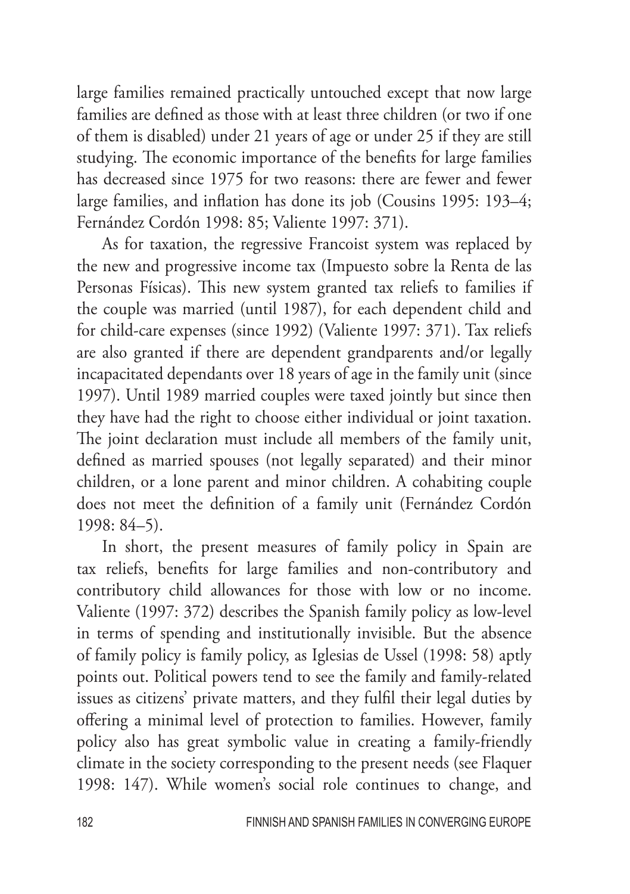large families remained practically untouched except that now large families are defined as those with at least three children (or two if one of them is disabled) under 21 years of age or under 25 if they are still studying. The economic importance of the benefits for large families has decreased since 1975 for two reasons: there are fewer and fewer large families, and inflation has done its job (Cousins 1995: 193–4; Fernández Cordón 1998: 85; Valiente 1997: 371).

As for taxation, the regressive Francoist system was replaced by the new and progressive income tax (Impuesto sobre la Renta de las Personas Físicas). This new system granted tax reliefs to families if the couple was married (until 1987), for each dependent child and for child-care expenses (since 1992) (Valiente 1997: 371). Tax reliefs are also granted if there are dependent grandparents and/or legally incapacitated dependants over 18 years of age in the family unit (since 1997). Until 1989 married couples were taxed jointly but since then they have had the right to choose either individual or joint taxation. The joint declaration must include all members of the family unit, defined as married spouses (not legally separated) and their minor children, or a lone parent and minor children. A cohabiting couple does not meet the definition of a family unit (Fernández Cordón 1998: 84–5).

In short, the present measures of family policy in Spain are tax reliefs, benefits for large families and non-contributory and contributory child allowances for those with low or no income. Valiente (1997: 372) describes the Spanish family policy as low-level in terms of spending and institutionally invisible. But the absence of family policy is family policy, as Iglesias de Ussel (1998: 58) aptly points out. Political powers tend to see the family and family-related issues as citizens' private matters, and they fulfil their legal duties by offering a minimal level of protection to families. However, family policy also has great symbolic value in creating a family-friendly climate in the society corresponding to the present needs (see Flaquer 1998: 147). While women's social role continues to change, and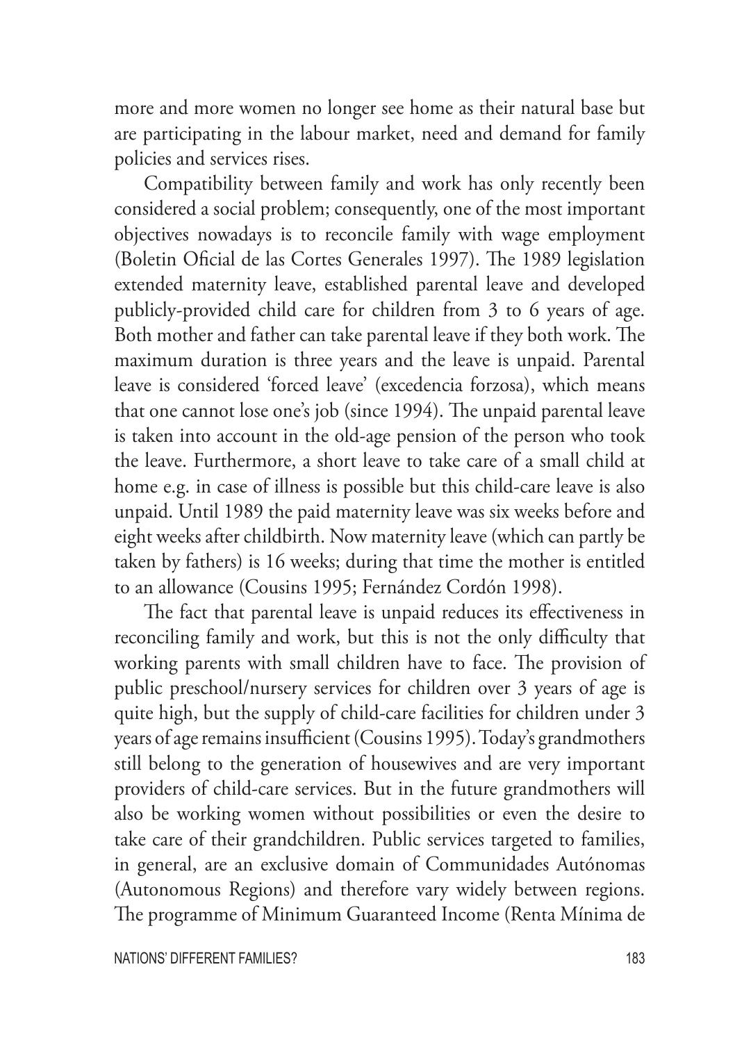more and more women no longer see home as their natural base but are participating in the labour market, need and demand for family policies and services rises.

Compatibility between family and work has only recently been considered a social problem; consequently, one of the most important objectives nowadays is to reconcile family with wage employment (Boletin Oficial de las Cortes Generales 1997). The 1989 legislation extended maternity leave, established parental leave and developed publicly-provided child care for children from 3 to 6 years of age. Both mother and father can take parental leave if they both work. The maximum duration is three years and the leave is unpaid. Parental leave is considered 'forced leave' (excedencia forzosa), which means that one cannot lose one's job (since 1994). The unpaid parental leave is taken into account in the old-age pension of the person who took the leave. Furthermore, a short leave to take care of a small child at home e.g. in case of illness is possible but this child-care leave is also unpaid. Until 1989 the paid maternity leave was six weeks before and eight weeks after childbirth. Now maternity leave (which can partly be taken by fathers) is 16 weeks; during that time the mother is entitled to an allowance (Cousins 1995; Fernández Cordón 1998).

The fact that parental leave is unpaid reduces its effectiveness in reconciling family and work, but this is not the only difficulty that working parents with small children have to face. The provision of public preschool/nursery services for children over 3 years of age is quite high, but the supply of child-care facilities for children under 3 years of age remains insufficient (Cousins 1995). Today's grandmothers still belong to the generation of housewives and are very important providers of child-care services. But in the future grandmothers will also be working women without possibilities or even the desire to take care of their grandchildren. Public services targeted to families, in general, are an exclusive domain of Communidades Autónomas (Autonomous Regions) and therefore vary widely between regions. The programme of Minimum Guaranteed Income (Renta Mínima de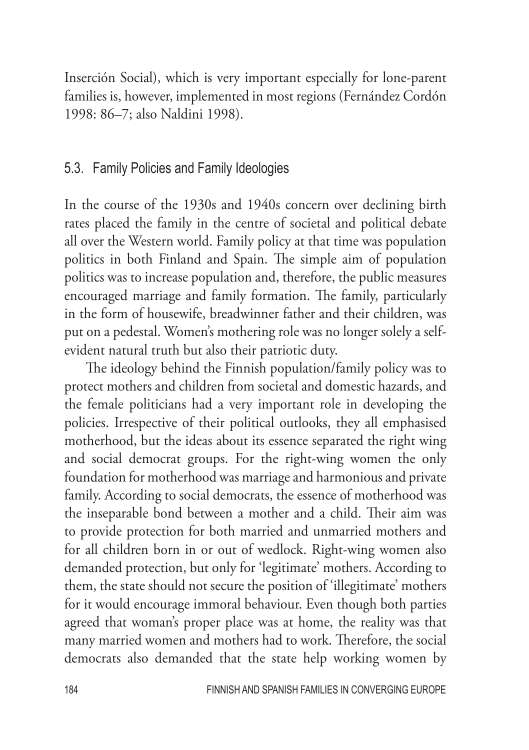Inserción Social), which is very important especially for lone-parent families is, however, implemented in most regions (Fernández Cordón 1998: 86–7; also Naldini 1998).

## 5.3. Family Policies and Family Ideologies

In the course of the 1930s and 1940s concern over declining birth rates placed the family in the centre of societal and political debate all over the Western world. Family policy at that time was population politics in both Finland and Spain. The simple aim of population politics was to increase population and, therefore, the public measures encouraged marriage and family formation. The family, particularly in the form of housewife, breadwinner father and their children, was put on a pedestal. Women's mothering role was no longer solely a self-evident natural truth but also their patriotic duty.

The ideology behind the Finnish population/family policy was to protect mothers and children from societal and domestic hazards, and the female politicians had a very important role in developing the policies. Irrespective of their political outlooks, they all emphasised motherhood, but the ideas about its essence separated the right wing and social democrat groups. For the right-wing women the only foundation for motherhood was marriage and harmonious and private family. According to social democrats, the essence of motherhood was the inseparable bond between a mother and a child. Their aim was to provide protection for both married and unmarried mothers and for all children born in or out of wedlock. Right-wing women also demanded protection, but only for 'legitimate' mothers. According to them, the state should not secure the position of 'illegitimate' mothers for it would encourage immoral behaviour. Even though both parties agreed that woman's proper place was at home, the reality was that many married women and mothers had to work. Therefore, the social democrats also demanded that the state help working women by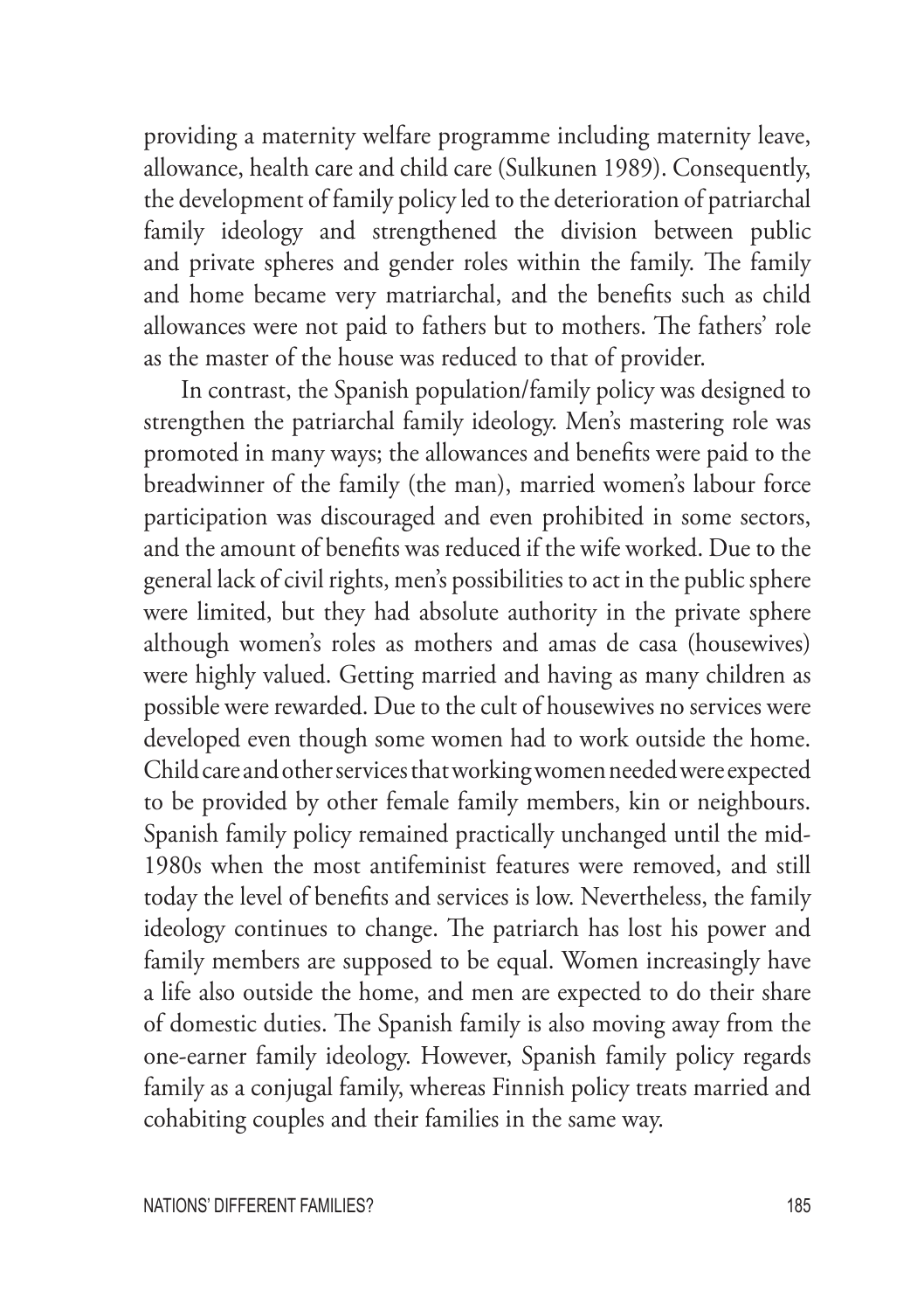providing a maternity welfare programme including maternity leave, allowance, health care and child care (Sulkunen 1989). Consequently, the development of family policy led to the deterioration of patriarchal family ideology and strengthened the division between public and private spheres and gender roles within the family. The family and home became very matriarchal, and the benefits such as child allowances were not paid to fathers but to mothers. The fathers' role as the master of the house was reduced to that of provider.

In contrast, the Spanish population/family policy was designed to strengthen the patriarchal family ideology. Men's mastering role was promoted in many ways; the allowances and benefits were paid to the breadwinner of the family (the man), married women's labour force participation was discouraged and even prohibited in some sectors, and the amount of benefits was reduced if the wife worked. Due to the general lack of civil rights, men's possibilities to act in the public sphere were limited, but they had absolute authority in the private sphere although women's roles as mothers and amas de casa (housewives) were highly valued. Getting married and having as many children as possible were rewarded. Due to the cult of housewives no services were developed even though some women had to work outside the home. Child care and other services that working women needed were expected to be provided by other female family members, kin or neighbours. Spanish family policy remained practically unchanged until the mid-1980s when the most antifeminist features were removed, and still today the level of benefits and services is low. Nevertheless, the family ideology continues to change. The patriarch has lost his power and family members are supposed to be equal. Women increasingly have a life also outside the home, and men are expected to do their share of domestic duties. The Spanish family is also moving away from the one-earner family ideology. However, Spanish family policy regards family as a conjugal family, whereas Finnish policy treats married and cohabiting couples and their families in the same way.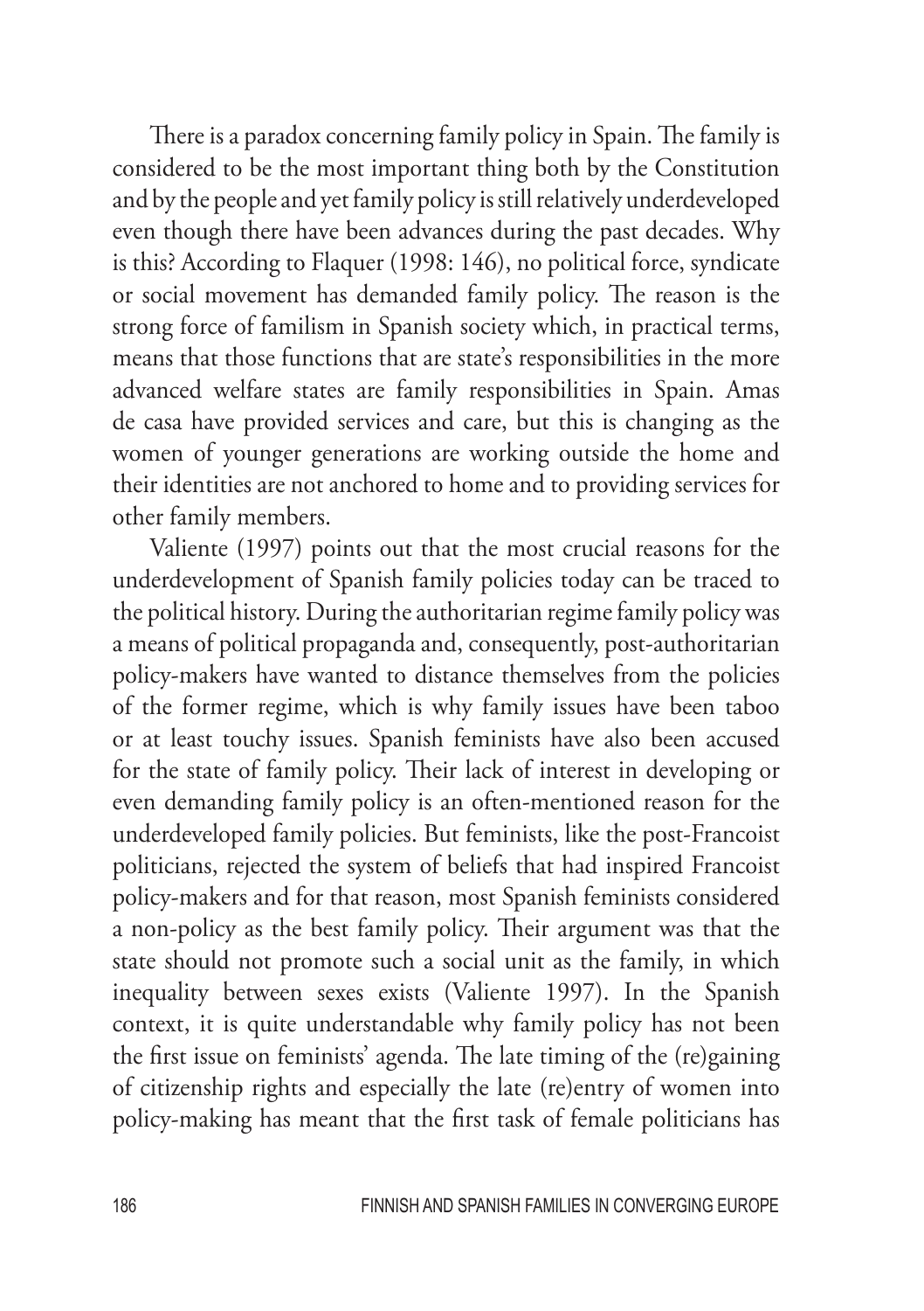There is a paradox concerning family policy in Spain. The family is considered to be the most important thing both by the Constitution and by the people and yet family policy is still relatively underdeveloped even though there have been advances during the past decades. Why is this? According to Flaquer (1998: 146), no political force, syndicate or social movement has demanded family policy. The reason is the strong force of familism in Spanish society which, in practical terms, means that those functions that are state's responsibilities in the more advanced welfare states are family responsibilities in Spain. Amas de casa have provided services and care, but this is changing as the women of younger generations are working outside the home and their identities are not anchored to home and to providing services for other family members.

Valiente (1997) points out that the most crucial reasons for the underdevelopment of Spanish family policies today can be traced to the political history. During the authoritarian regime family policy was a means of political propaganda and, consequently, post-authoritarian policy-makers have wanted to distance themselves from the policies of the former regime, which is why family issues have been taboo or at least touchy issues. Spanish feminists have also been accused for the state of family policy. Their lack of interest in developing or even demanding family policy is an often-mentioned reason for the underdeveloped family policies. But feminists, like the post-Francoist politicians, rejected the system of beliefs that had inspired Francoist policy-makers and for that reason, most Spanish feminists considered a non-policy as the best family policy. Their argument was that the state should not promote such a social unit as the family, in which inequality between sexes exists (Valiente 1997). In the Spanish context, it is quite understandable why family policy has not been the first issue on feminists' agenda. The late timing of the (re)gaining of citizenship rights and especially the late (re)entry of women into policy-making has meant that the first task of female politicians has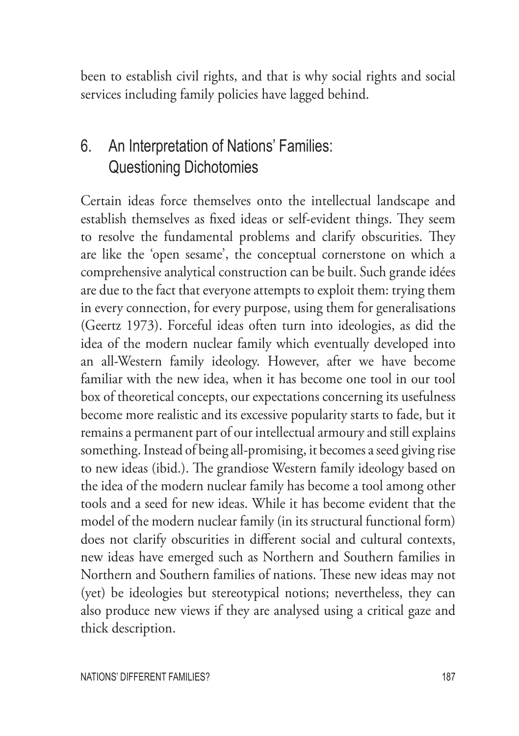been to establish civil rights, and that is why social rights and social services including family policies have lagged behind.

## 6. An Interpretation of Nations' Families: Questioning Dichotomies

Certain ideas force themselves onto the intellectual landscape and establish themselves as fixed ideas or self-evident things. They seem to resolve the fundamental problems and clarify obscurities. They are like the 'open sesame', the conceptual cornerstone on which a comprehensive analytical construction can be built. Such grande idées are due to the fact that everyone attempts to exploit them: trying them in every connection, for every purpose, using them for generalisations (Geertz 1973). Forceful ideas often turn into ideologies, as did the idea of the modern nuclear family which eventually developed into an all-Western family ideology. However, after we have become familiar with the new idea, when it has become one tool in our tool box of theoretical concepts, our expectations concerning its usefulness become more realistic and its excessive popularity starts to fade, but it remains a permanent part of our intellectual armoury and still explains something. Instead of being all-promising, it becomes a seed giving rise to new ideas (ibid.). The grandiose Western family ideology based on the idea of the modern nuclear family has become a tool among other tools and a seed for new ideas. While it has become evident that the model of the modern nuclear family (in its structural functional form) does not clarify obscurities in different social and cultural contexts, new ideas have emerged such as Northern and Southern families in Northern and Southern families of nations. These new ideas may not (yet) be ideologies but stereotypical notions; nevertheless, they can also produce new views if they are analysed using a critical gaze and thick description.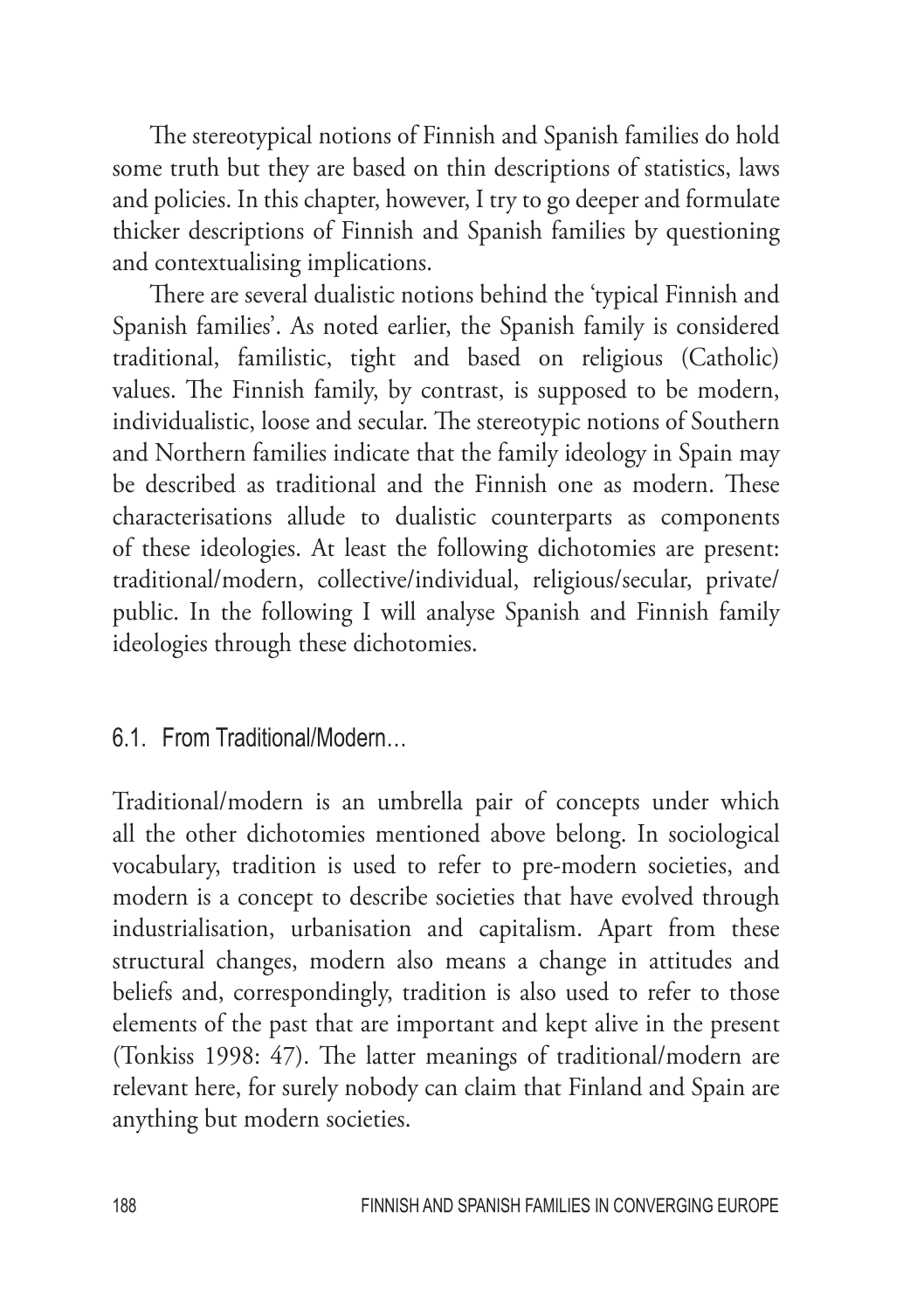The stereotypical notions of Finnish and Spanish families do hold some truth but they are based on thin descriptions of statistics, laws and policies. In this chapter, however, I try to go deeper and formulate thicker descriptions of Finnish and Spanish families by questioning and contextualising implications.

There are several dualistic notions behind the 'typical Finnish and Spanish families'. As noted earlier, the Spanish family is considered traditional, familistic, tight and based on religious (Catholic) values. The Finnish family, by contrast, is supposed to be modern, individualistic, loose and secular. The stereotypic notions of Southern and Northern families indicate that the family ideology in Spain may be described as traditional and the Finnish one as modern. These characterisations allude to dualistic counterparts as components of these ideologies. At least the following dichotomies are present: traditional/modern, collective/individual, religious/secular, private/public. In the following I will analyse Spanish and Finnish family ideologies through these dichotomies.

## 6.1. From Traditional/Modern…

Traditional/modern is an umbrella pair of concepts under which all the other dichotomies mentioned above belong. In sociological vocabulary, tradition is used to refer to pre-modern societies, and modern is a concept to describe societies that have evolved through industrialisation, urbanisation and capitalism. Apart from these structural changes, modern also means a change in attitudes and beliefs and, correspondingly, tradition is also used to refer to those elements of the past that are important and kept alive in the present (Tonkiss 1998: 47). The latter meanings of traditional/modern are relevant here, for surely nobody can claim that Finland and Spain are anything but modern societies.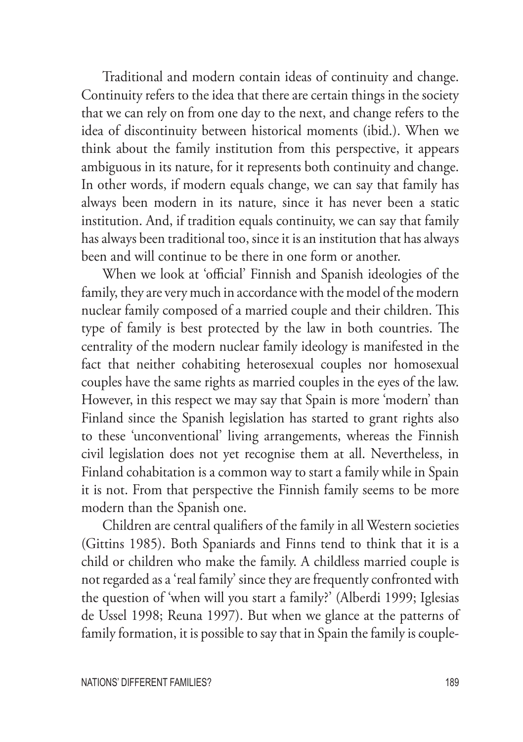Traditional and modern contain ideas of continuity and change. Continuity refers to the idea that there are certain things in the society that we can rely on from one day to the next, and change refers to the idea of discontinuity between historical moments (ibid.). When we think about the family institution from this perspective, it appears ambiguous in its nature, for it represents both continuity and change. In other words, if modern equals change, we can say that family has always been modern in its nature, since it has never been a static institution. And, if tradition equals continuity, we can say that family has always been traditional too, since it is an institution that has always been and will continue to be there in one form or another.

When we look at 'official' Finnish and Spanish ideologies of the family, they are very much in accordance with the model of the modern nuclear family composed of a married couple and their children. This type of family is best protected by the law in both countries. The centrality of the modern nuclear family ideology is manifested in the fact that neither cohabiting heterosexual couples nor homosexual couples have the same rights as married couples in the eyes of the law. However, in this respect we may say that Spain is more 'modern' than Finland since the Spanish legislation has started to grant rights also to these 'unconventional' living arrangements, whereas the Finnish civil legislation does not yet recognise them at all. Nevertheless, in Finland cohabitation is a common way to start a family while in Spain it is not. From that perspective the Finnish family seems to be more modern than the Spanish one.

Children are central qualifiers of the family in all Western societies (Gittins 1985). Both Spaniards and Finns tend to think that it is a child or children who make the family. A childless married couple is not regarded as a 'real family' since they are frequently confronted with the question of 'when will you start a family?' (Alberdi 1999; Iglesias de Ussel 1998; Reuna 1997). But when we glance at the patterns of family formation, it is possible to say that in Spain the family is couple-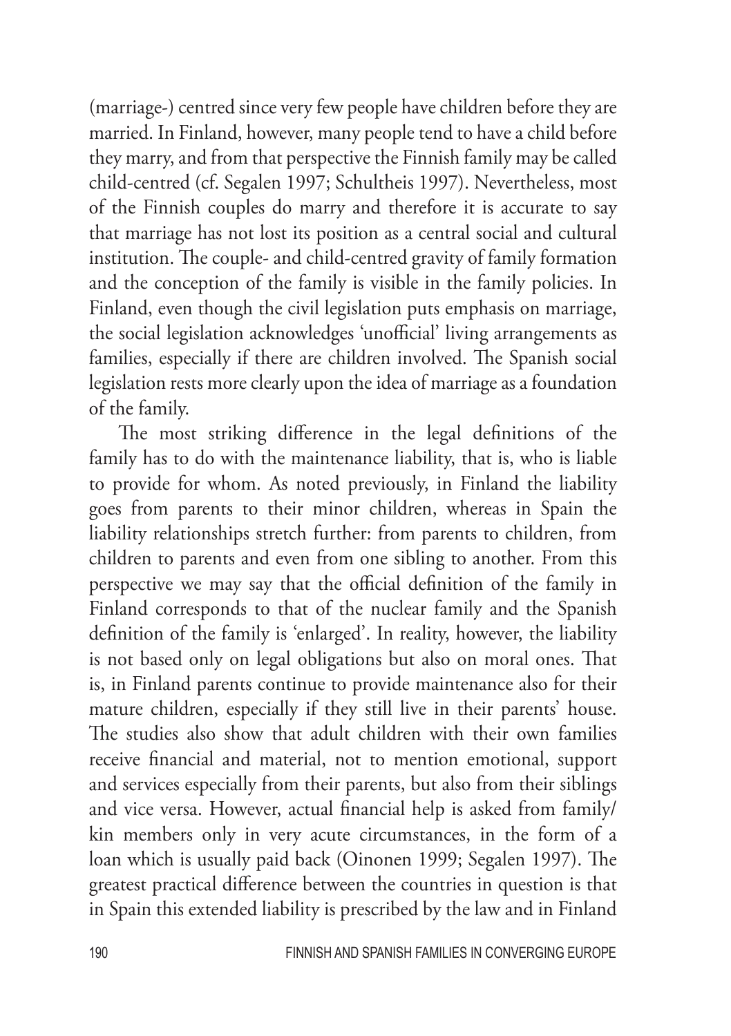(marriage-) centred since very few people have children before they are married. In Finland, however, many people tend to have a child before they marry, and from that perspective the Finnish family may be called child-centred (cf. Segalen 1997; Schultheis 1997). Nevertheless, most of the Finnish couples do marry and therefore it is accurate to say that marriage has not lost its position as a central social and cultural institution. The couple- and child-centred gravity of family formation and the conception of the family is visible in the family policies. In Finland, even though the civil legislation puts emphasis on marriage, the social legislation acknowledges 'unofficial' living arrangements as families, especially if there are children involved. The Spanish social legislation rests more clearly upon the idea of marriage as a foundation of the family.

The most striking difference in the legal definitions of the family has to do with the maintenance liability, that is, who is liable to provide for whom. As noted previously, in Finland the liability goes from parents to their minor children, whereas in Spain the liability relationships stretch further: from parents to children, from children to parents and even from one sibling to another. From this perspective we may say that the official definition of the family in Finland corresponds to that of the nuclear family and the Spanish definition of the family is 'enlarged'. In reality, however, the liability is not based only on legal obligations but also on moral ones. That is, in Finland parents continue to provide maintenance also for their mature children, especially if they still live in their parents' house. The studies also show that adult children with their own families receive financial and material, not to mention emotional, support and services especially from their parents, but also from their siblings and vice versa. However, actual financial help is asked from family/kin members only in very acute circumstances, in the form of a loan which is usually paid back (Oinonen 1999; Segalen 1997). The greatest practical difference between the countries in question is that in Spain this extended liability is prescribed by the law and in Finland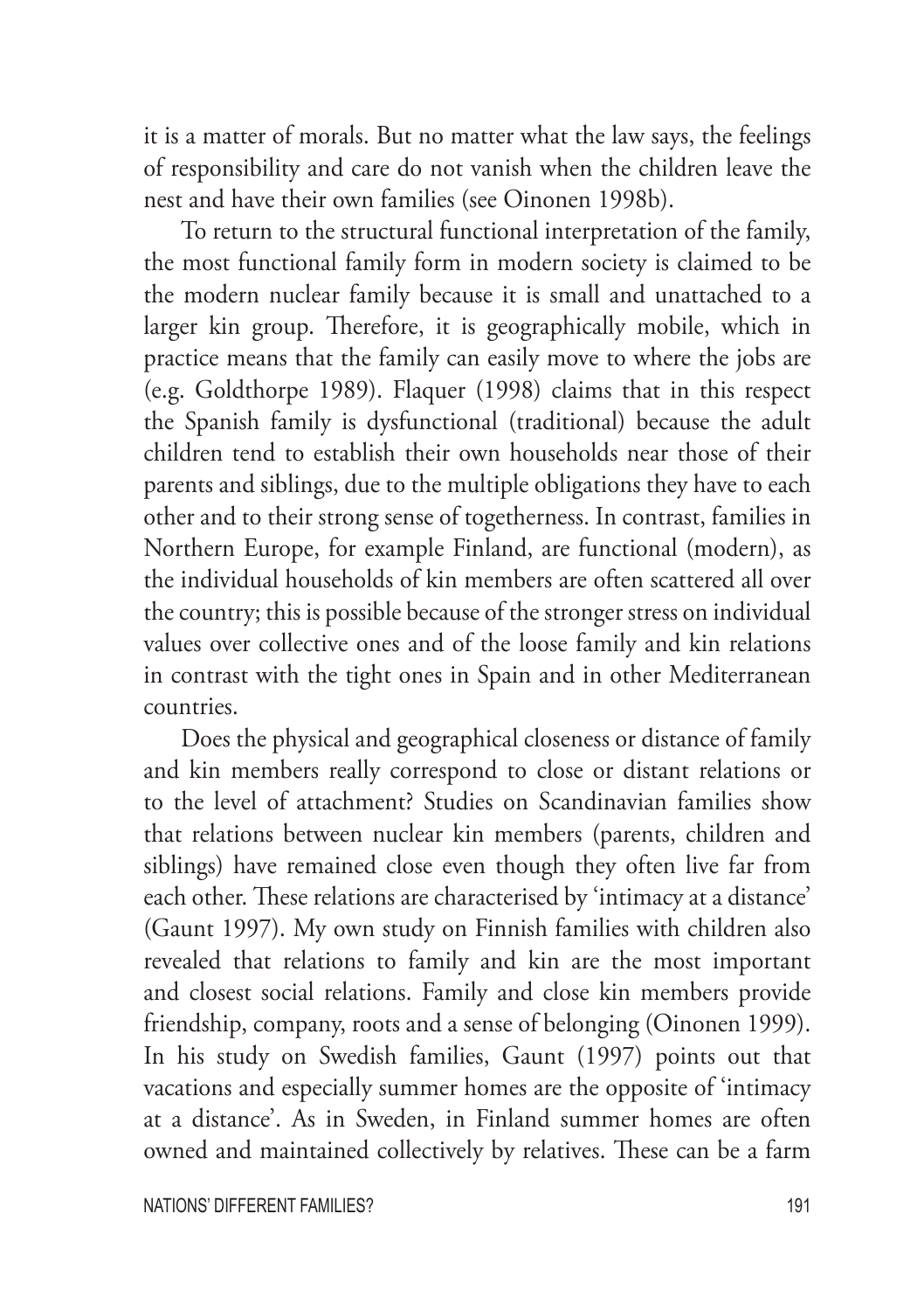it is a matter of morals. But no matter what the law says, the feelings of responsibility and care do not vanish when the children leave the nest and have their own families (see Oinonen 1998b).

To return to the structural functional interpretation of the family, the most functional family form in modern society is claimed to be the modern nuclear family because it is small and unattached to a larger kin group. Therefore, it is geographically mobile, which in practice means that the family can easily move to where the jobs are (e.g. Goldthorpe 1989). Flaquer (1998) claims that in this respect the Spanish family is dysfunctional (traditional) because the adult children tend to establish their own households near those of their parents and siblings, due to the multiple obligations they have to each other and to their strong sense of togetherness. In contrast, families in Northern Europe, for example Finland, are functional (modern), as the individual households of kin members are often scattered all over the country; this is possible because of the stronger stress on individual values over collective ones and of the loose family and kin relations in contrast with the tight ones in Spain and in other Mediterranean countries.

Does the physical and geographical closeness or distance of family and kin members really correspond to close or distant relations or to the level of attachment? Studies on Scandinavian families show that relations between nuclear kin members (parents, children and siblings) have remained close even though they often live far from each other. These relations are characterised by 'intimacy at a distance' (Gaunt 1997). My own study on Finnish families with children also revealed that relations to family and kin are the most important and closest social relations. Family and close kin members provide friendship, company, roots and a sense of belonging (Oinonen 1999). In his study on Swedish families, Gaunt (1997) points out that vacations and especially summer homes are the opposite of 'intimacy at a distance'. As in Sweden, in Finland summer homes are often owned and maintained collectively by relatives. These can be a farm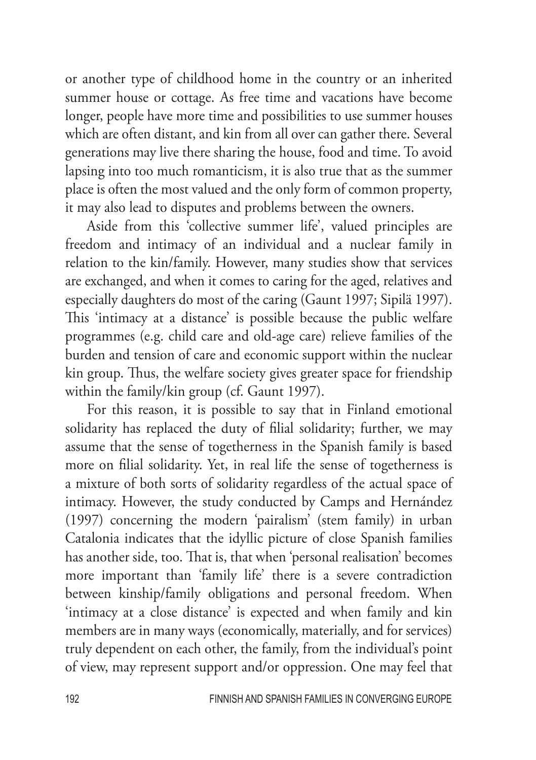or another type of childhood home in the country or an inherited summer house or cottage. As free time and vacations have become longer, people have more time and possibilities to use summer houses which are often distant, and kin from all over can gather there. Several generations may live there sharing the house, food and time. To avoid lapsing into too much romanticism, it is also true that as the summer place is often the most valued and the only form of common property, it may also lead to disputes and problems between the owners.

Aside from this 'collective summer life', valued principles are freedom and intimacy of an individual and a nuclear family in relation to the kin/family. However, many studies show that services are exchanged, and when it comes to caring for the aged, relatives and especially daughters do most of the caring (Gaunt 1997; Sipilä 1997). This 'intimacy at a distance' is possible because the public welfare programmes (e.g. child care and old-age care) relieve families of the burden and tension of care and economic support within the nuclear kin group. Thus, the welfare society gives greater space for friendship within the family/kin group (cf. Gaunt 1997).

For this reason, it is possible to say that in Finland emotional solidarity has replaced the duty of filial solidarity; further, we may assume that the sense of togetherness in the Spanish family is based more on filial solidarity. Yet, in real life the sense of togetherness is a mixture of both sorts of solidarity regardless of the actual space of intimacy. However, the study conducted by Camps and Hernández (1997) concerning the modern 'pairalism' (stem family) in urban Catalonia indicates that the idyllic picture of close Spanish families has another side, too. That is, that when 'personal realisation' becomes more important than 'family life' there is a severe contradiction between kinship/family obligations and personal freedom. When 'intimacy at a close distance' is expected and when family and kin members are in many ways (economically, materially, and for services) truly dependent on each other, the family, from the individual's point of view, may represent support and/or oppression. One may feel that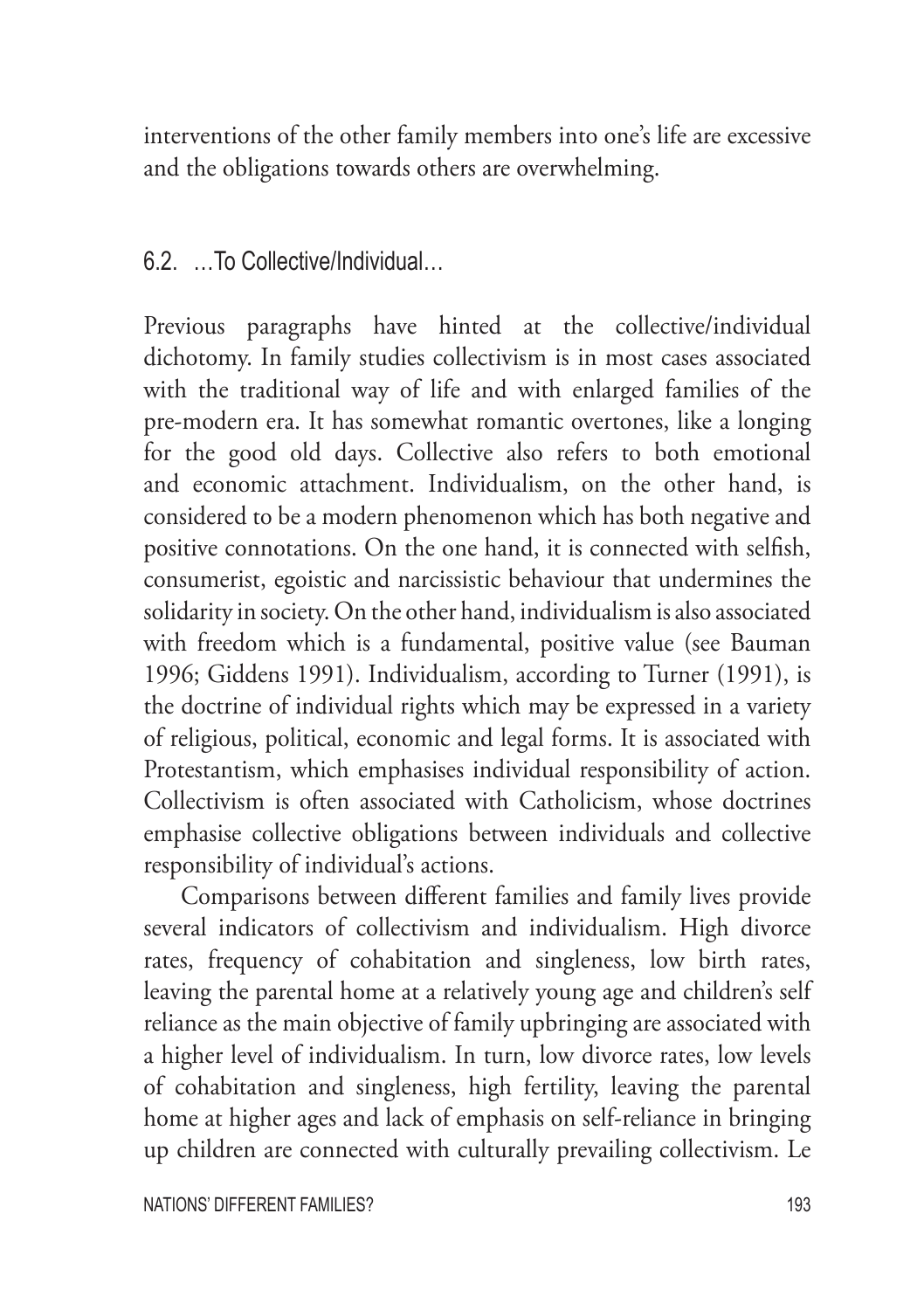interventions of the other family members into one's life are excessive and the obligations towards others are overwhelming.

## 6.2. …To Collective/Individual…

Previous paragraphs have hinted at the collective/individual dichotomy. In family studies collectivism is in most cases associated with the traditional way of life and with enlarged families of the pre-modern era. It has somewhat romantic overtones, like a longing for the good old days. Collective also refers to both emotional and economic attachment. Individualism, on the other hand, is considered to be a modern phenomenon which has both negative and positive connotations. On the one hand, it is connected with selfish, consumerist, egoistic and narcissistic behaviour that undermines the solidarity in society. On the other hand, individualism is also associated with freedom which is a fundamental, positive value (see Bauman 1996; Giddens 1991). Individualism, according to Turner (1991), is the doctrine of individual rights which may be expressed in a variety of religious, political, economic and legal forms. It is associated with Protestantism, which emphasises individual responsibility of action. Collectivism is often associated with Catholicism, whose doctrines emphasise collective obligations between individuals and collective responsibility of individual's actions.

Comparisons between different families and family lives provide several indicators of collectivism and individualism. High divorce rates, frequency of cohabitation and singleness, low birth rates, leaving the parental home at a relatively young age and children's self reliance as the main objective of family upbringing are associated with a higher level of individualism. In turn, low divorce rates, low levels of cohabitation and singleness, high fertility, leaving the parental home at higher ages and lack of emphasis on self-reliance in bringing up children are connected with culturally prevailing collectivism. Le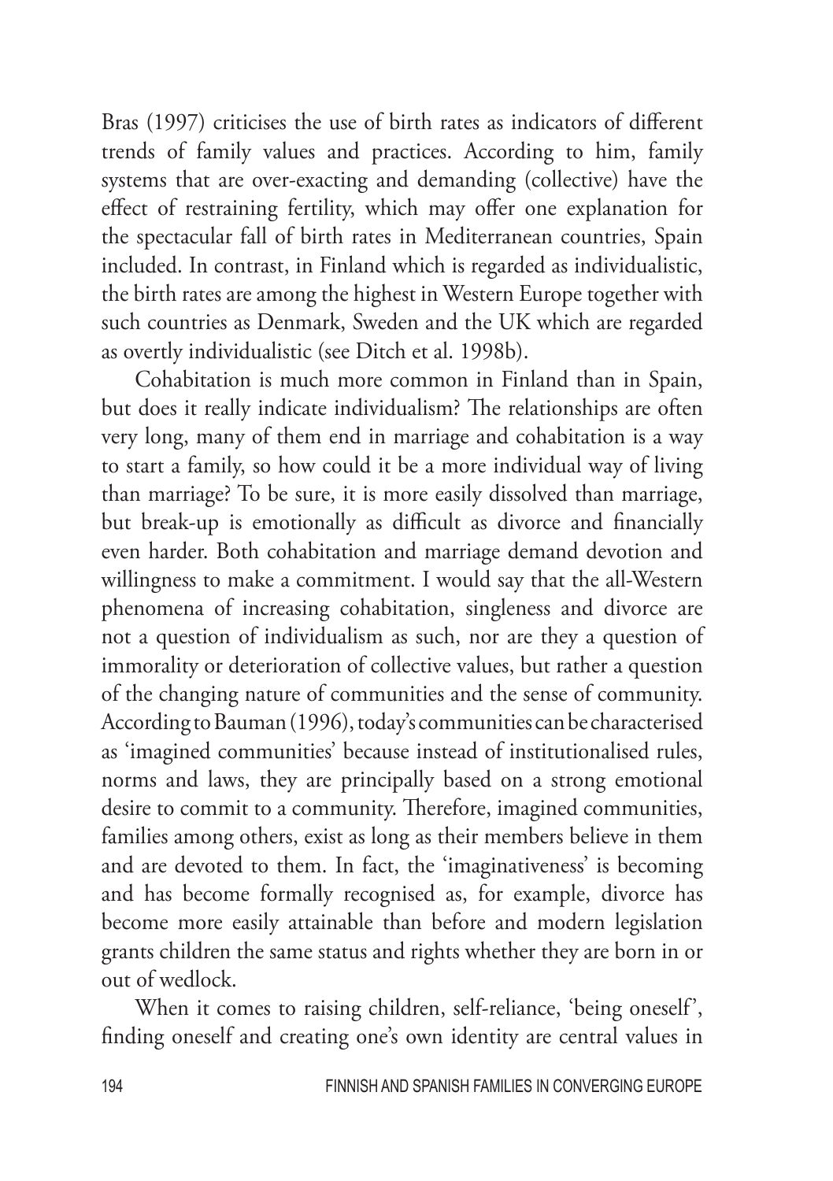Bras (1997) criticises the use of birth rates as indicators of different trends of family values and practices. According to him, family systems that are over-exacting and demanding (collective) have the effect of restraining fertility, which may offer one explanation for the spectacular fall of birth rates in Mediterranean countries, Spain included. In contrast, in Finland which is regarded as individualistic, the birth rates are among the highest in Western Europe together with such countries as Denmark, Sweden and the UK which are regarded as overtly individualistic (see Ditch et al. 1998b).

Cohabitation is much more common in Finland than in Spain, but does it really indicate individualism? The relationships are often very long, many of them end in marriage and cohabitation is a way to start a family, so how could it be a more individual way of living than marriage? To be sure, it is more easily dissolved than marriage, but break-up is emotionally as difficult as divorce and financially even harder. Both cohabitation and marriage demand devotion and willingness to make a commitment. I would say that the all-Western phenomena of increasing cohabitation, singleness and divorce are not a question of individualism as such, nor are they a question of immorality or deterioration of collective values, but rather a question of the changing nature of communities and the sense of community. According to Bauman (1996), today's communities can be characterised as 'imagined communities' because instead of institutionalised rules, norms and laws, they are principally based on a strong emotional desire to commit to a community. Therefore, imagined communities, families among others, exist as long as their members believe in them and are devoted to them. In fact, the 'imaginativeness' is becoming and has become formally recognised as, for example, divorce has become more easily attainable than before and modern legislation grants children the same status and rights whether they are born in or out of wedlock.

When it comes to raising children, self-reliance, 'being oneself', finding oneself and creating one's own identity are central values in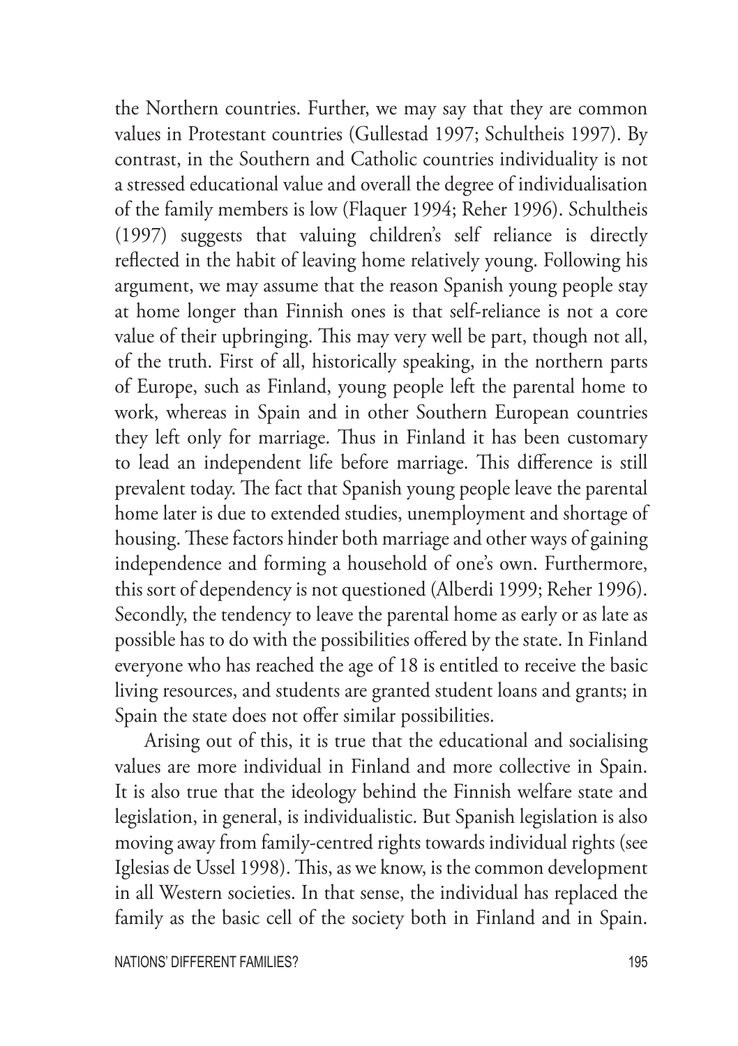the Northern countries. Further, we may say that they are common values in Protestant countries (Gullestad 1997; Schultheis 1997). By contrast, in the Southern and Catholic countries individuality is not a stressed educational value and overall the degree of individualisation of the family members is low (Flaquer 1994; Reher 1996). Schultheis (1997) suggests that valuing children's self reliance is directly reflected in the habit of leaving home relatively young. Following his argument, we may assume that the reason Spanish young people stay at home longer than Finnish ones is that self-reliance is not a core value of their upbringing. This may very well be part, though not all, of the truth. First of all, historically speaking, in the northern parts of Europe, such as Finland, young people left the parental home to work, whereas in Spain and in other Southern European countries they left only for marriage. Thus in Finland it has been customary to lead an independent life before marriage. This difference is still prevalent today. The fact that Spanish young people leave the parental home later is due to extended studies, unemployment and shortage of housing. These factors hinder both marriage and other ways of gaining independence and forming a household of one's own. Furthermore, this sort of dependency is not questioned (Alberdi 1999; Reher 1996). Secondly, the tendency to leave the parental home as early or as late as possible has to do with the possibilities offered by the state. In Finland everyone who has reached the age of 18 is entitled to receive the basic living resources, and students are granted student loans and grants; in Spain the state does not offer similar possibilities.

Arising out of this, it is true that the educational and socialising values are more individual in Finland and more collective in Spain. It is also true that the ideology behind the Finnish welfare state and legislation, in general, is individualistic. But Spanish legislation is also moving away from family-centred rights towards individual rights (see Iglesias de Ussel 1998). This, as we know, is the common development in all Western societies. In that sense, the individual has replaced the family as the basic cell of the society both in Finland and in Spain.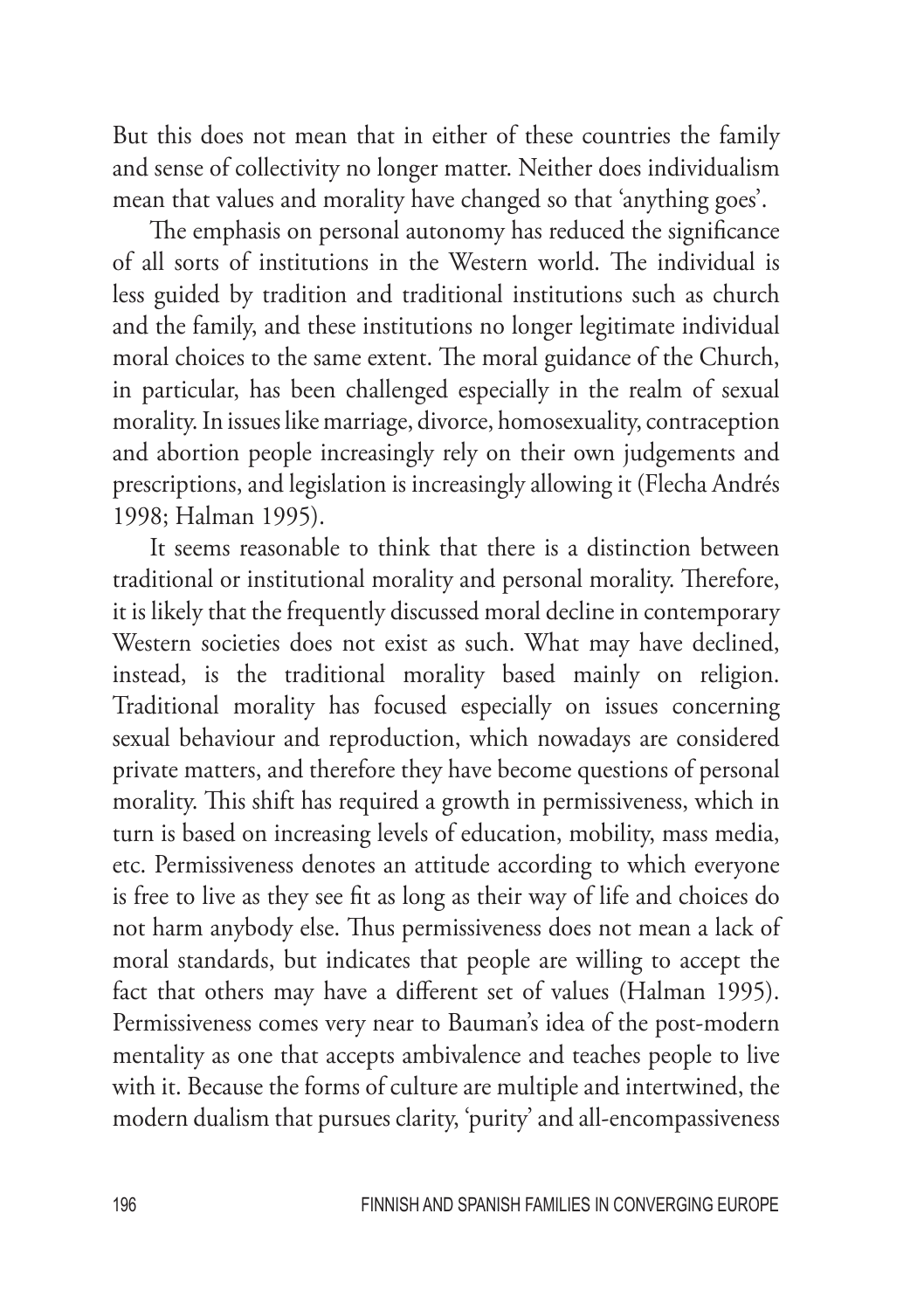But this does not mean that in either of these countries the family and sense of collectivity no longer matter. Neither does individualism mean that values and morality have changed so that 'anything goes'.

The emphasis on personal autonomy has reduced the significance of all sorts of institutions in the Western world. The individual is less guided by tradition and traditional institutions such as church and the family, and these institutions no longer legitimate individual moral choices to the same extent. The moral guidance of the Church, in particular, has been challenged especially in the realm of sexual morality. In issues like marriage, divorce, homosexuality, contraception and abortion people increasingly rely on their own judgements and prescriptions, and legislation is increasingly allowing it (Flecha Andrés 1998; Halman 1995).

It seems reasonable to think that there is a distinction between traditional or institutional morality and personal morality. Therefore, it is likely that the frequently discussed moral decline in contemporary Western societies does not exist as such. What may have declined, instead, is the traditional morality based mainly on religion. Traditional morality has focused especially on issues concerning sexual behaviour and reproduction, which nowadays are considered private matters, and therefore they have become questions of personal morality. This shift has required a growth in permissiveness, which in turn is based on increasing levels of education, mobility, mass media, etc. Permissiveness denotes an attitude according to which everyone is free to live as they see fit as long as their way of life and choices do not harm anybody else. Thus permissiveness does not mean a lack of moral standards, but indicates that people are willing to accept the fact that others may have a different set of values (Halman 1995). Permissiveness comes very near to Bauman's idea of the post-modern mentality as one that accepts ambivalence and teaches people to live with it. Because the forms of culture are multiple and intertwined, the modern dualism that pursues clarity, 'purity' and all-encompassiveness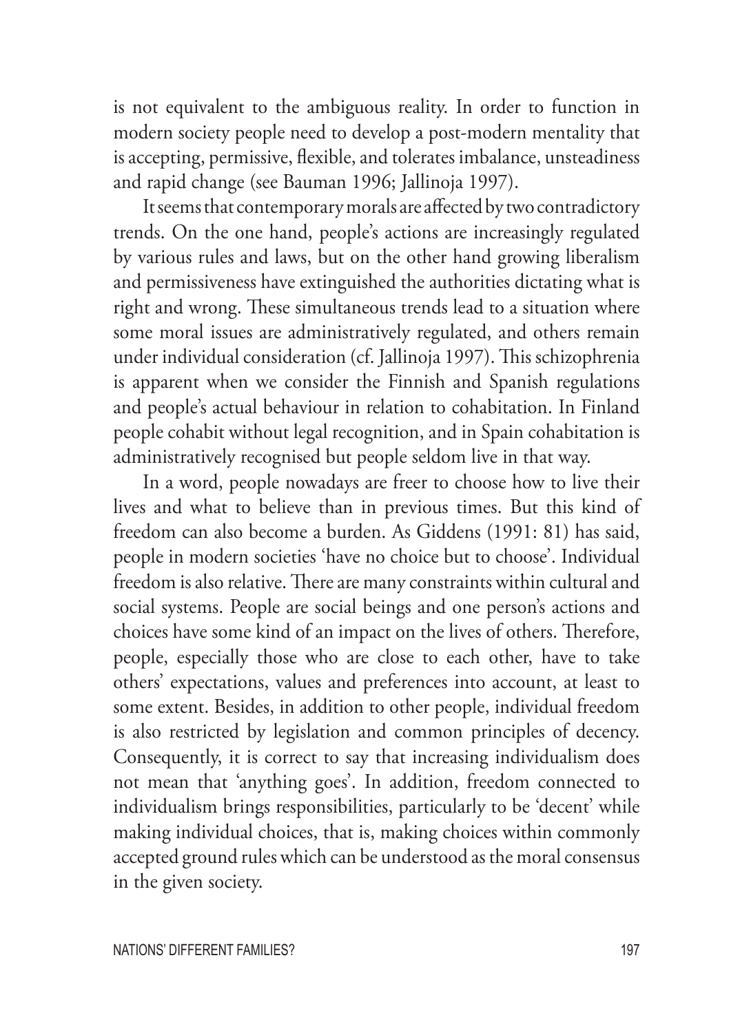is not equivalent to the ambiguous reality. In order to function in modern society people need to develop a post-modern mentality that is accepting, permissive, flexible, and tolerates imbalance, unsteadiness and rapid change (see Bauman 1996; Jallinoja 1997).

It seems that contemporary morals are affected by two contradictory trends. On the one hand, people's actions are increasingly regulated by various rules and laws, but on the other hand growing liberalism and permissiveness have extinguished the authorities dictating what is right and wrong. These simultaneous trends lead to a situation where some moral issues are administratively regulated, and others remain under individual consideration (cf. Jallinoja 1997). This schizophrenia is apparent when we consider the Finnish and Spanish regulations and people's actual behaviour in relation to cohabitation. In Finland people cohabit without legal recognition, and in Spain cohabitation is administratively recognised but people seldom live in that way.

In a word, people nowadays are freer to choose how to live their lives and what to believe than in previous times. But this kind of freedom can also become a burden. As Giddens (1991: 81) has said, people in modern societies 'have no choice but to choose'. Individual freedom is also relative. There are many constraints within cultural and social systems. People are social beings and one person's actions and choices have some kind of an impact on the lives of others. Therefore, people, especially those who are close to each other, have to take others' expectations, values and preferences into account, at least to some extent. Besides, in addition to other people, individual freedom is also restricted by legislation and common principles of decency. Consequently, it is correct to say that increasing individualism does not mean that 'anything goes'. In addition, freedom connected to individualism brings responsibilities, particularly to be 'decent' while making individual choices, that is, making choices within commonly accepted ground rules which can be understood as the moral consensus in the given society.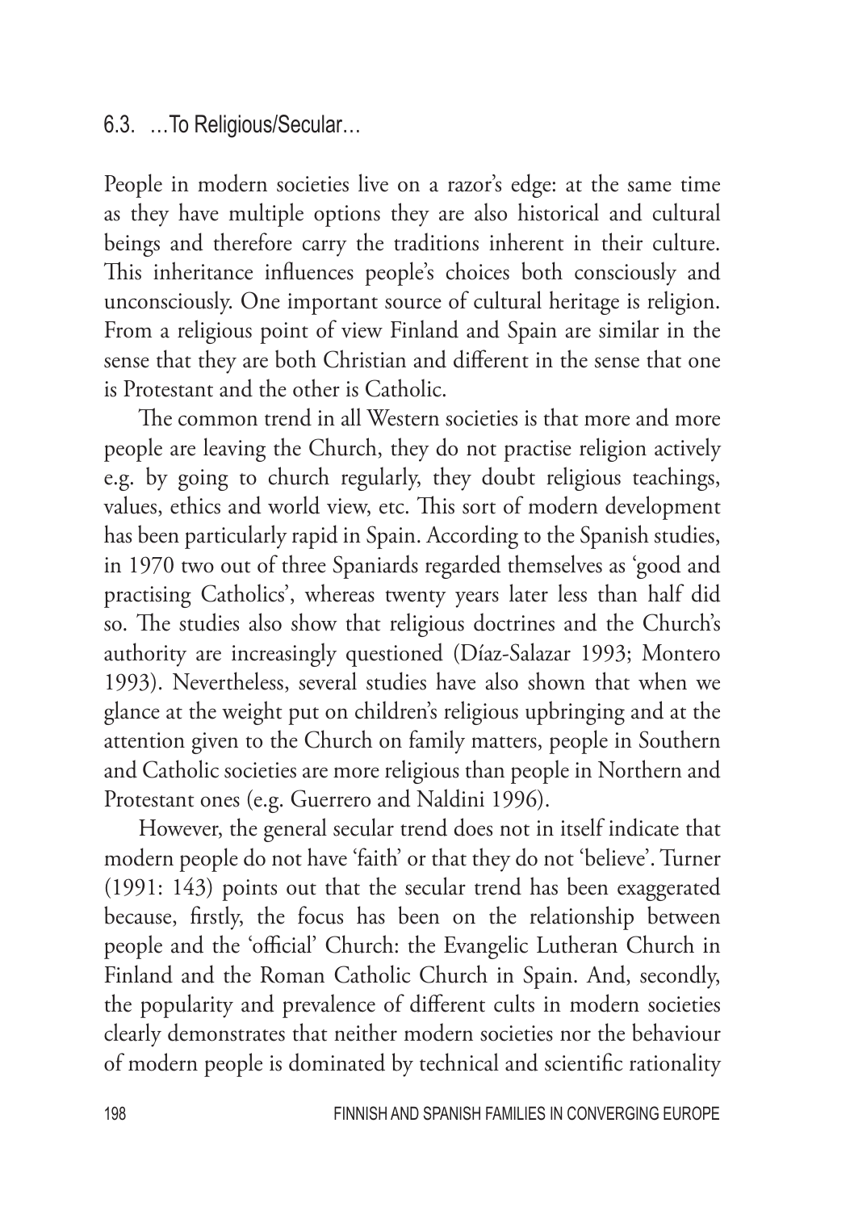## 6.3. …To Religious/Secular…

People in modern societies live on a razor's edge: at the same time as they have multiple options they are also historical and cultural beings and therefore carry the traditions inherent in their culture. This inheritance influences people's choices both consciously and unconsciously. One important source of cultural heritage is religion. From a religious point of view Finland and Spain are similar in the sense that they are both Christian and different in the sense that one is Protestant and the other is Catholic.

The common trend in all Western societies is that more and more people are leaving the Church, they do not practise religion actively e.g. by going to church regularly, they doubt religious teachings, values, ethics and world view, etc. This sort of modern development has been particularly rapid in Spain. According to the Spanish studies, in 1970 two out of three Spaniards regarded themselves as 'good and practising Catholics', whereas twenty years later less than half did so. The studies also show that religious doctrines and the Church's authority are increasingly questioned (Díaz-Salazar 1993; Montero 1993). Nevertheless, several studies have also shown that when we glance at the weight put on children's religious upbringing and at the attention given to the Church on family matters, people in Southern and Catholic societies are more religious than people in Northern and Protestant ones (e.g. Guerrero and Naldini 1996).

However, the general secular trend does not in itself indicate that modern people do not have 'faith' or that they do not 'believe'. Turner (1991: 143) points out that the secular trend has been exaggerated because, firstly, the focus has been on the relationship between people and the 'official' Church: the Evangelic Lutheran Church in Finland and the Roman Catholic Church in Spain. And, secondly, the popularity and prevalence of different cults in modern societies clearly demonstrates that neither modern societies nor the behaviour of modern people is dominated by technical and scientific rationality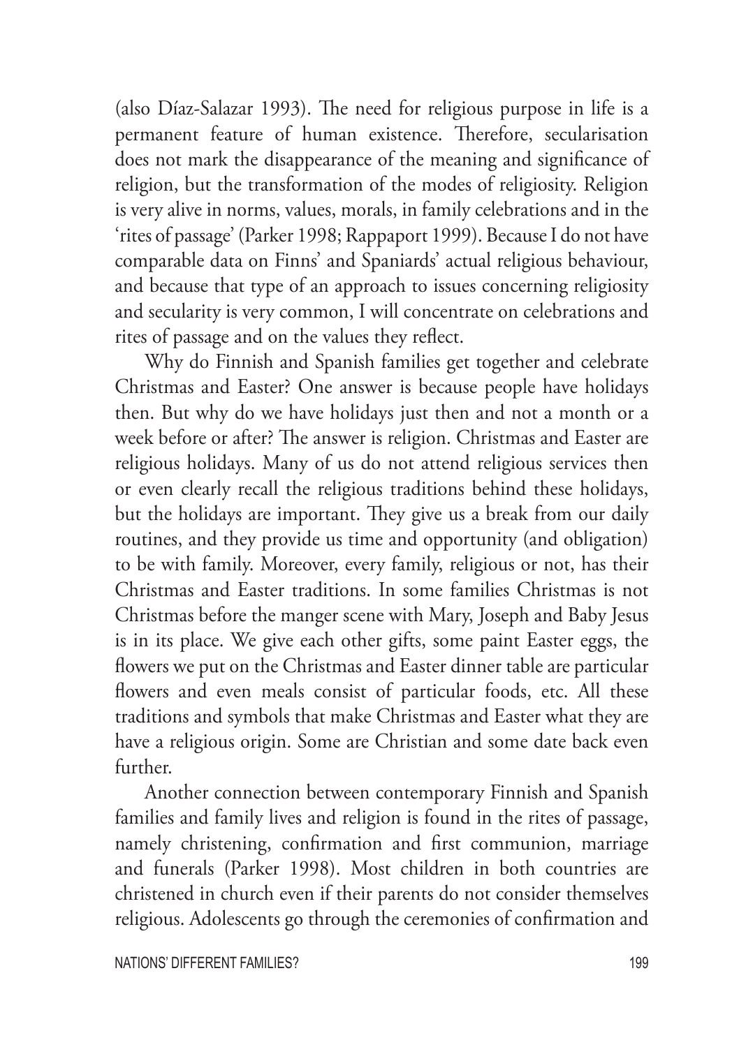(also Díaz-Salazar 1993). The need for religious purpose in life is a permanent feature of human existence. Therefore, secularisation does not mark the disappearance of the meaning and significance of religion, but the transformation of the modes of religiosity. Religion is very alive in norms, values, morals, in family celebrations and in the 'rites of passage' (Parker 1998; Rappaport 1999). Because I do not have comparable data on Finns' and Spaniards' actual religious behaviour, and because that type of an approach to issues concerning religiosity and secularity is very common, I will concentrate on celebrations and rites of passage and on the values they reflect.

Why do Finnish and Spanish families get together and celebrate Christmas and Easter? One answer is because people have holidays then. But why do we have holidays just then and not a month or a week before or after? The answer is religion. Christmas and Easter are religious holidays. Many of us do not attend religious services then or even clearly recall the religious traditions behind these holidays, but the holidays are important. They give us a break from our daily routines, and they provide us time and opportunity (and obligation) to be with family. Moreover, every family, religious or not, has their Christmas and Easter traditions. In some families Christmas is not Christmas before the manger scene with Mary, Joseph and Baby Jesus is in its place. We give each other gifts, some paint Easter eggs, the flowers we put on the Christmas and Easter dinner table are particular flowers and even meals consist of particular foods, etc. All these traditions and symbols that make Christmas and Easter what they are have a religious origin. Some are Christian and some date back even further.

Another connection between contemporary Finnish and Spanish families and family lives and religion is found in the rites of passage, namely christening, confirmation and first communion, marriage and funerals (Parker 1998). Most children in both countries are christened in church even if their parents do not consider themselves religious. Adolescents go through the ceremonies of confirmation and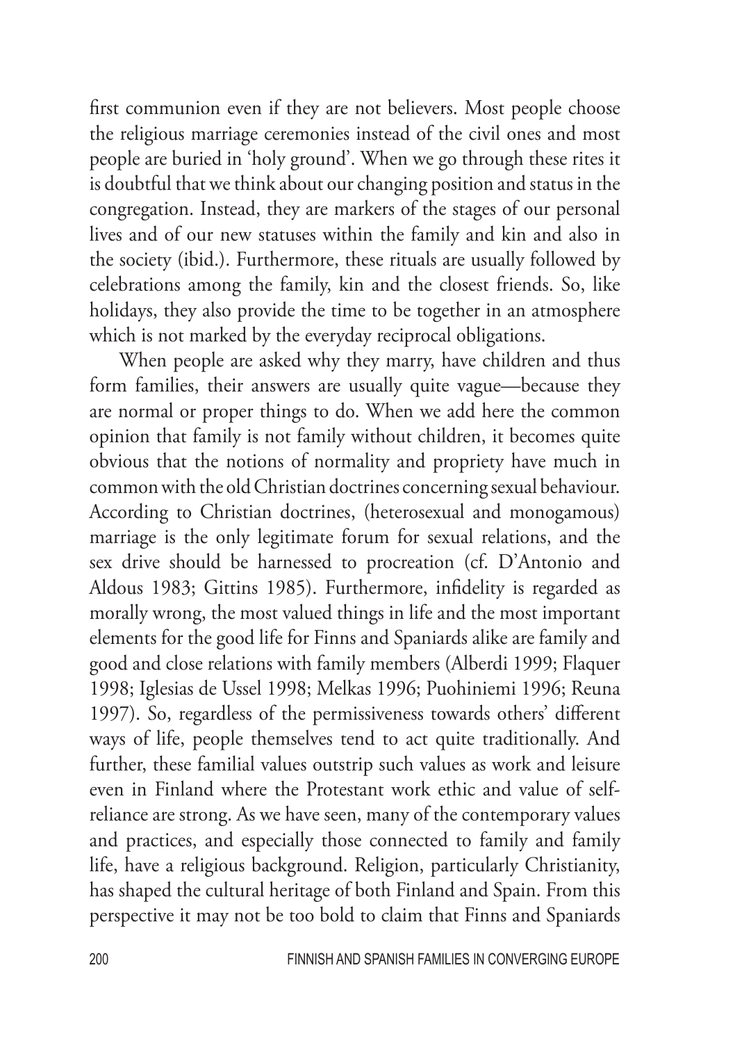first communion even if they are not believers. Most people choose the religious marriage ceremonies instead of the civil ones and most people are buried in 'holy ground'. When we go through these rites it is doubtful that we think about our changing position and status in the congregation. Instead, they are markers of the stages of our personal lives and of our new statuses within the family and kin and also in the society (ibid.). Furthermore, these rituals are usually followed by celebrations among the family, kin and the closest friends. So, like holidays, they also provide the time to be together in an atmosphere which is not marked by the everyday reciprocal obligations.

When people are asked why they marry, have children and thus form families, their answers are usually quite vague—because they are normal or proper things to do. When we add here the common opinion that family is not family without children, it becomes quite obvious that the notions of normality and propriety have much in common with the old Christian doctrines concerning sexual behaviour. According to Christian doctrines, (heterosexual and monogamous) marriage is the only legitimate forum for sexual relations, and the sex drive should be harnessed to procreation (cf. D'Antonio and Aldous 1983; Gittins 1985). Furthermore, infidelity is regarded as morally wrong, the most valued things in life and the most important elements for the good life for Finns and Spaniards alike are family and good and close relations with family members (Alberdi 1999; Flaquer 1998; Iglesias de Ussel 1998; Melkas 1996; Puohiniemi 1996; Reuna 1997). So, regardless of the permissiveness towards others' different ways of life, people themselves tend to act quite traditionally. And further, these familial values outstrip such values as work and leisure even in Finland where the Protestant work ethic and value of self-reliance are strong. As we have seen, many of the contemporary values and practices, and especially those connected to family and family life, have a religious background. Religion, particularly Christianity, has shaped the cultural heritage of both Finland and Spain. From this perspective it may not be too bold to claim that Finns and Spaniards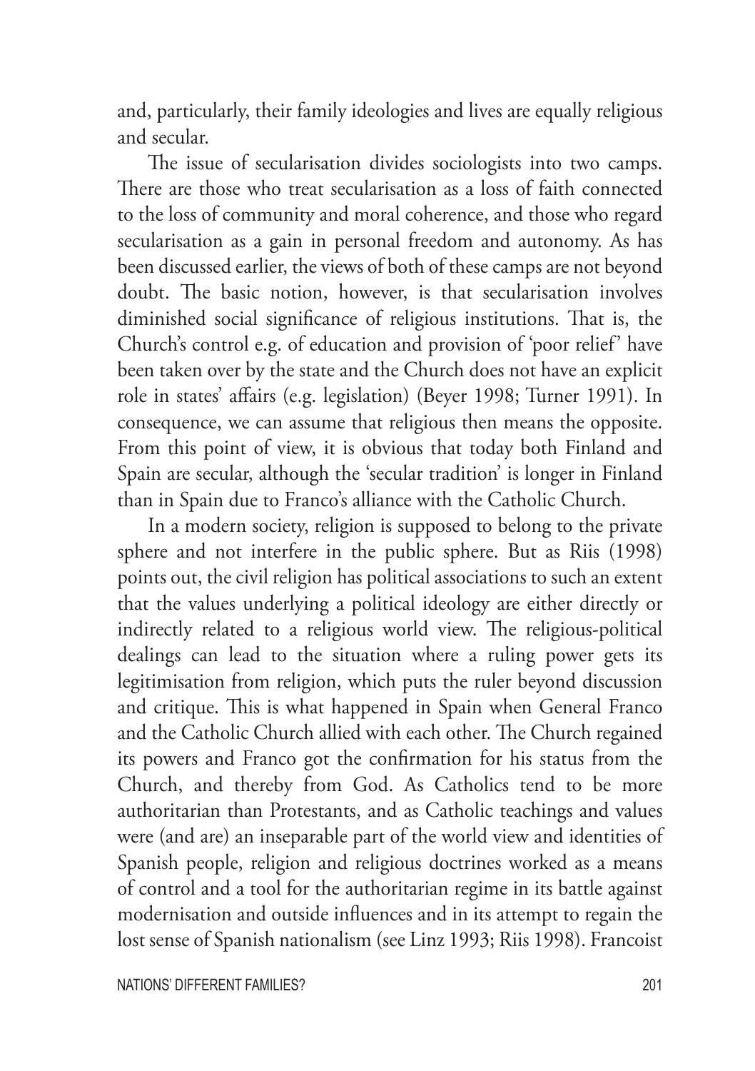and, particularly, their family ideologies and lives are equally religious and secular.

The issue of secularisation divides sociologists into two camps. There are those who treat secularisation as a loss of faith connected to the loss of community and moral coherence, and those who regard secularisation as a gain in personal freedom and autonomy. As has been discussed earlier, the views of both of these camps are not beyond doubt. The basic notion, however, is that secularisation involves diminished social significance of religious institutions. That is, the Church's control e.g. of education and provision of 'poor relief' have been taken over by the state and the Church does not have an explicit role in states' affairs (e.g. legislation) (Beyer 1998; Turner 1991). In consequence, we can assume that religious then means the opposite. From this point of view, it is obvious that today both Finland and Spain are secular, although the 'secular tradition' is longer in Finland than in Spain due to Franco's alliance with the Catholic Church.

In a modern society, religion is supposed to belong to the private sphere and not interfere in the public sphere. But as Riis (1998) points out, the civil religion has political associations to such an extent that the values underlying a political ideology are either directly or indirectly related to a religious world view. The religious-political dealings can lead to the situation where a ruling power gets its legitimisation from religion, which puts the ruler beyond discussion and critique. This is what happened in Spain when General Franco and the Catholic Church allied with each other. The Church regained its powers and Franco got the confirmation for his status from the Church, and thereby from God. As Catholics tend to be more authoritarian than Protestants, and as Catholic teachings and values were (and are) an inseparable part of the world view and identities of Spanish people, religion and religious doctrines worked as a means of control and a tool for the authoritarian regime in its battle against modernisation and outside influences and in its attempt to regain the lost sense of Spanish nationalism (see Linz 1993; Riis 1998). Francoist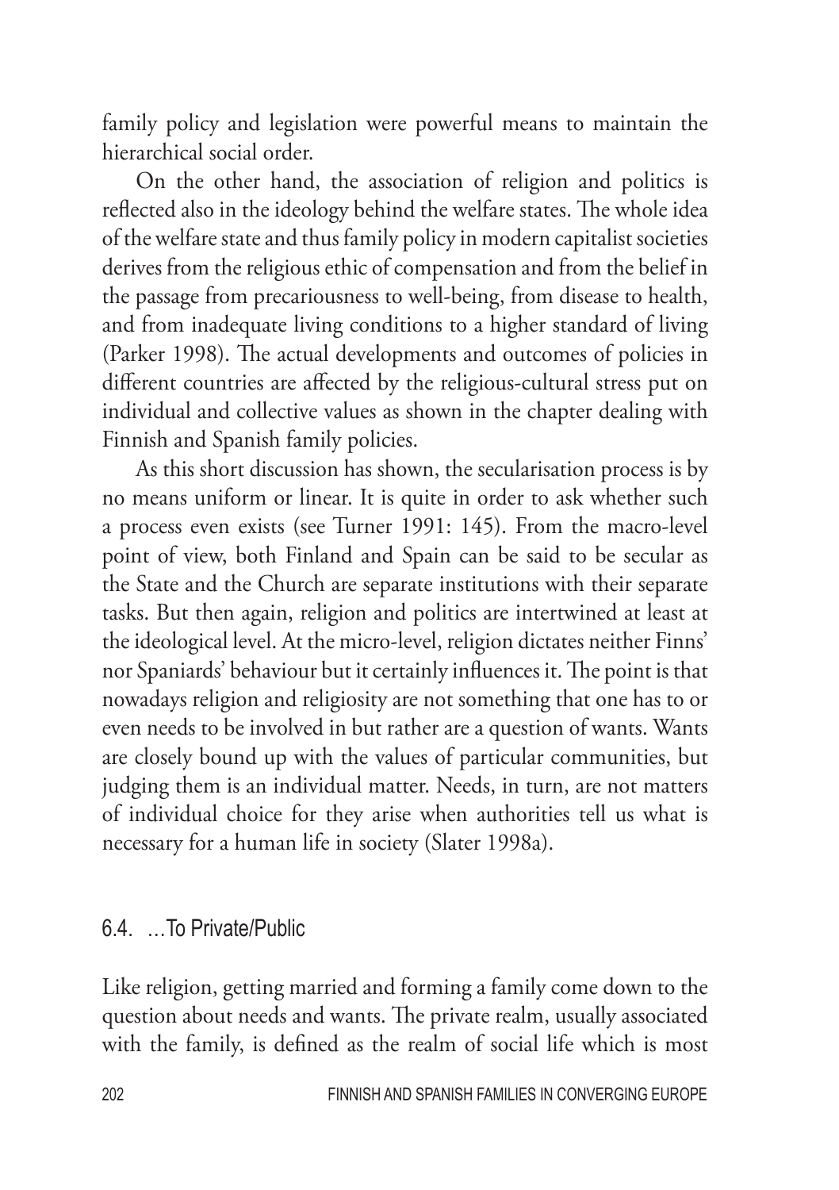family policy and legislation were powerful means to maintain the hierarchical social order.

On the other hand, the association of religion and politics is reflected also in the ideology behind the welfare states. The whole idea of the welfare state and thus family policy in modern capitalist societies derives from the religious ethic of compensation and from the belief in the passage from precariousness to well-being, from disease to health, and from inadequate living conditions to a higher standard of living (Parker 1998). The actual developments and outcomes of policies in different countries are affected by the religious-cultural stress put on individual and collective values as shown in the chapter dealing with Finnish and Spanish family policies.

As this short discussion has shown, the secularisation process is by no means uniform or linear. It is quite in order to ask whether such a process even exists (see Turner 1991: 145). From the macro-level point of view, both Finland and Spain can be said to be secular as the State and the Church are separate institutions with their separate tasks. But then again, religion and politics are intertwined at least at the ideological level. At the micro-level, religion dictates neither Finns' nor Spaniards' behaviour but it certainly influences it. The point is that nowadays religion and religiosity are not something that one has to or even needs to be involved in but rather are a question of wants. Wants are closely bound up with the values of particular communities, but judging them is an individual matter. Needs, in turn, are not matters of individual choice for they arise when authorities tell us what is necessary for a human life in society (Slater 1998a).

## 6.4. …To Private/Public

Like religion, getting married and forming a family come down to the question about needs and wants. The private realm, usually associated with the family, is defined as the realm of social life which is most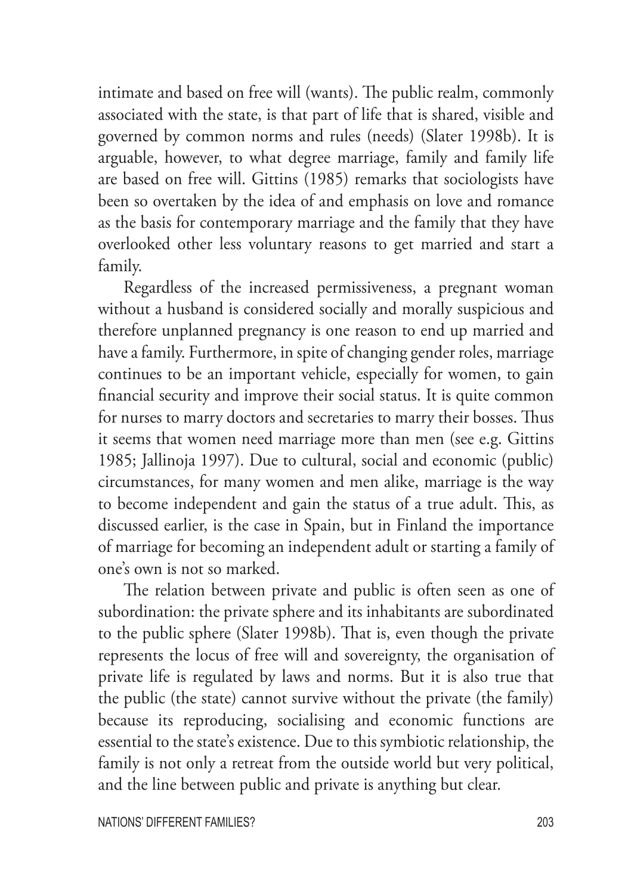intimate and based on free will (wants). The public realm, commonly associated with the state, is that part of life that is shared, visible and governed by common norms and rules (needs) (Slater 1998b). It is arguable, however, to what degree marriage, family and family life are based on free will. Gittins (1985) remarks that sociologists have been so overtaken by the idea of and emphasis on love and romance as the basis for contemporary marriage and the family that they have overlooked other less voluntary reasons to get married and start a family.

Regardless of the increased permissiveness, a pregnant woman without a husband is considered socially and morally suspicious and therefore unplanned pregnancy is one reason to end up married and have a family. Furthermore, in spite of changing gender roles, marriage continues to be an important vehicle, especially for women, to gain financial security and improve their social status. It is quite common for nurses to marry doctors and secretaries to marry their bosses. Thus it seems that women need marriage more than men (see e.g. Gittins 1985; Jallinoja 1997). Due to cultural, social and economic (public) circumstances, for many women and men alike, marriage is the way to become independent and gain the status of a true adult. This, as discussed earlier, is the case in Spain, but in Finland the importance of marriage for becoming an independent adult or starting a family of one's own is not so marked.

The relation between private and public is often seen as one of subordination: the private sphere and its inhabitants are subordinated to the public sphere (Slater 1998b). That is, even though the private represents the locus of free will and sovereignty, the organisation of private life is regulated by laws and norms. But it is also true that the public (the state) cannot survive without the private (the family) because its reproducing, socialising and economic functions are essential to the state's existence. Due to this symbiotic relationship, the family is not only a retreat from the outside world but very political, and the line between public and private is anything but clear.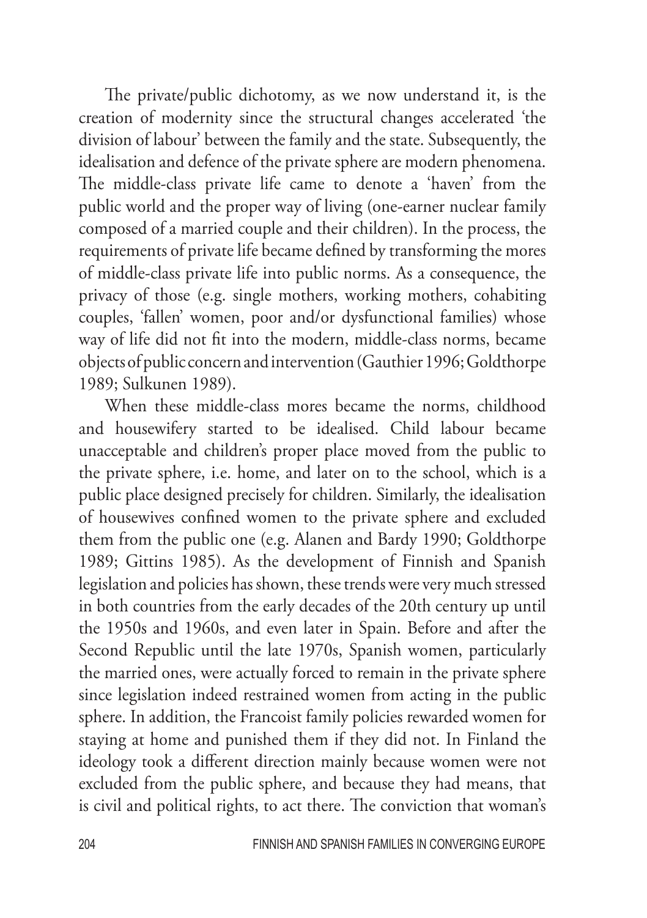The private/public dichotomy, as we now understand it, is the creation of modernity since the structural changes accelerated 'the division of labour' between the family and the state. Subsequently, the idealisation and defence of the private sphere are modern phenomena. The middle-class private life came to denote a 'haven' from the public world and the proper way of living (one-earner nuclear family composed of a married couple and their children). In the process, the requirements of private life became defined by transforming the mores of middle-class private life into public norms. As a consequence, the privacy of those (e.g. single mothers, working mothers, cohabiting couples, 'fallen' women, poor and/or dysfunctional families) whose way of life did not fit into the modern, middle-class norms, became objects of public concern and intervention (Gauthier 1996; Goldthorpe 1989; Sulkunen 1989).

When these middle-class mores became the norms, childhood and housewifery started to be idealised. Child labour became unacceptable and children's proper place moved from the public to the private sphere, i.e. home, and later on to the school, which is a public place designed precisely for children. Similarly, the idealisation of housewives confined women to the private sphere and excluded them from the public one (e.g. Alanen and Bardy 1990; Goldthorpe 1989; Gittins 1985). As the development of Finnish and Spanish legislation and policies has shown, these trends were very much stressed in both countries from the early decades of the 20th century up until the 1950s and 1960s, and even later in Spain. Before and after the Second Republic until the late 1970s, Spanish women, particularly the married ones, were actually forced to remain in the private sphere since legislation indeed restrained women from acting in the public sphere. In addition, the Francoist family policies rewarded women for staying at home and punished them if they did not. In Finland the ideology took a different direction mainly because women were not excluded from the public sphere, and because they had means, that is civil and political rights, to act there. The conviction that woman's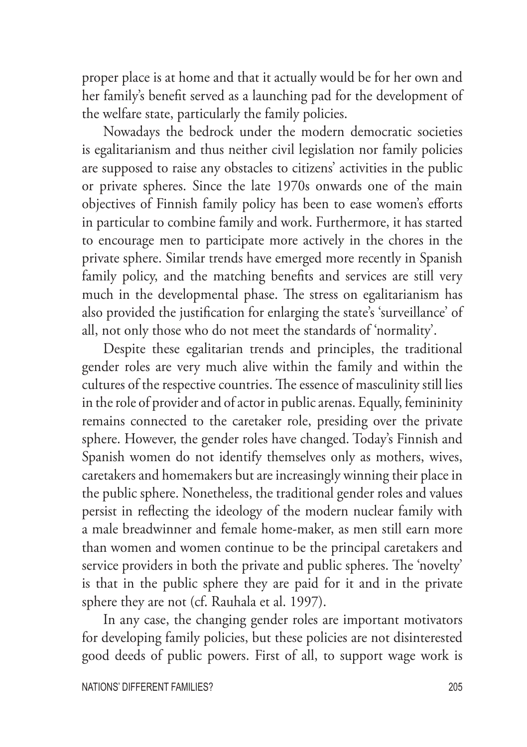proper place is at home and that it actually would be for her own and her family's benefit served as a launching pad for the development of the welfare state, particularly the family policies.

Nowadays the bedrock under the modern democratic societies is egalitarianism and thus neither civil legislation nor family policies are supposed to raise any obstacles to citizens' activities in the public or private spheres. Since the late 1970s onwards one of the main objectives of Finnish family policy has been to ease women's efforts in particular to combine family and work. Furthermore, it has started to encourage men to participate more actively in the chores in the private sphere. Similar trends have emerged more recently in Spanish family policy, and the matching benefits and services are still very much in the developmental phase. The stress on egalitarianism has also provided the justification for enlarging the state's 'surveillance' of all, not only those who do not meet the standards of 'normality'.

Despite these egalitarian trends and principles, the traditional gender roles are very much alive within the family and within the cultures of the respective countries. The essence of masculinity still lies in the role of provider and of actor in public arenas. Equally, femininity remains connected to the caretaker role, presiding over the private sphere. However, the gender roles have changed. Today's Finnish and Spanish women do not identify themselves only as mothers, wives, caretakers and homemakers but are increasingly winning their place in the public sphere. Nonetheless, the traditional gender roles and values persist in reflecting the ideology of the modern nuclear family with a male breadwinner and female home-maker, as men still earn more than women and women continue to be the principal caretakers and service providers in both the private and public spheres. The 'novelty' is that in the public sphere they are paid for it and in the private sphere they are not (cf. Rauhala et al. 1997).

In any case, the changing gender roles are important motivators for developing family policies, but these policies are not disinterested good deeds of public powers. First of all, to support wage work is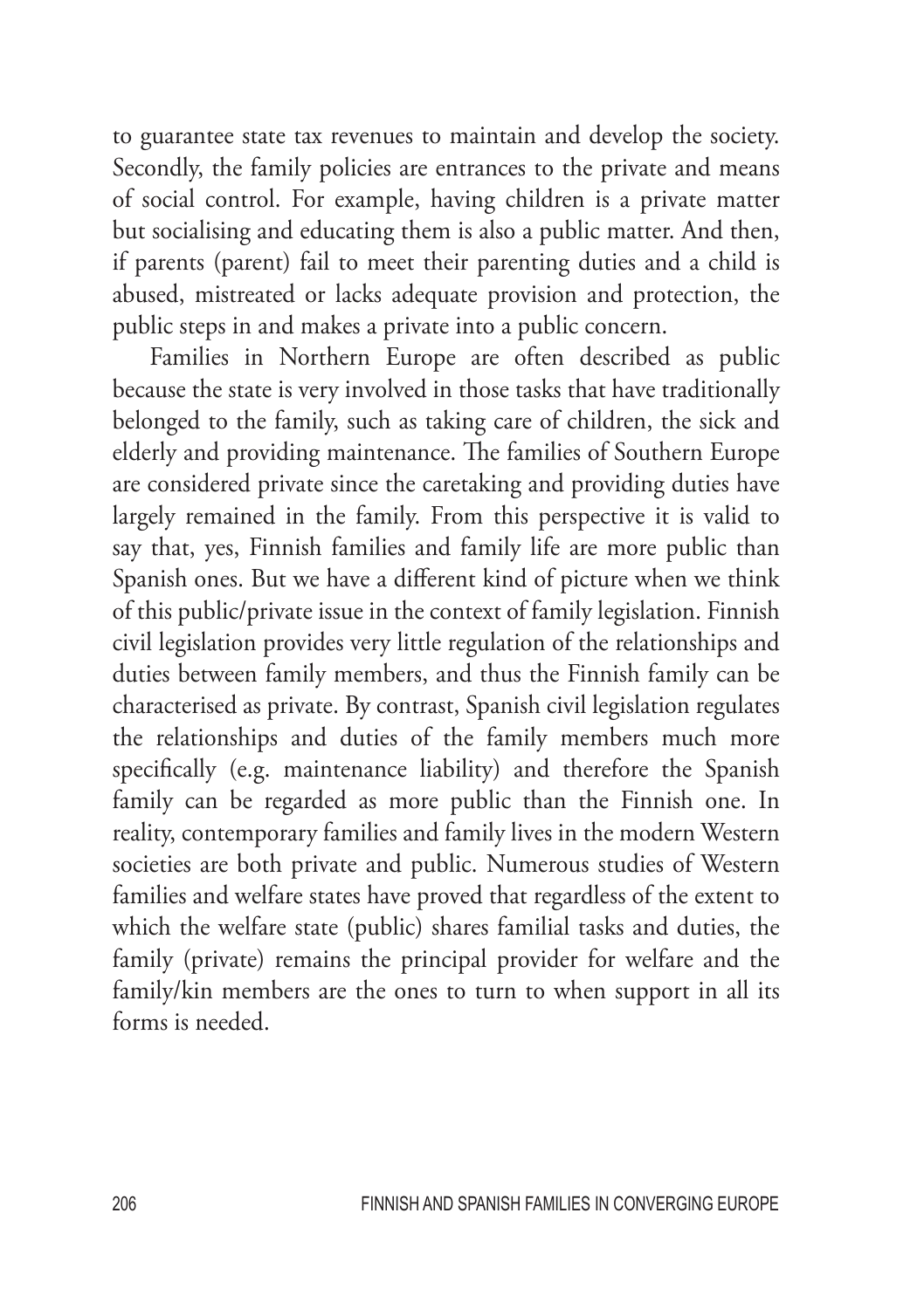to guarantee state tax revenues to maintain and develop the society. Secondly, the family policies are entrances to the private and means of social control. For example, having children is a private matter but socialising and educating them is also a public matter. And then, if parents (parent) fail to meet their parenting duties and a child is abused, mistreated or lacks adequate provision and protection, the public steps in and makes a private into a public concern.

Families in Northern Europe are often described as public because the state is very involved in those tasks that have traditionally belonged to the family, such as taking care of children, the sick and elderly and providing maintenance. The families of Southern Europe are considered private since the caretaking and providing duties have largely remained in the family. From this perspective it is valid to say that, yes, Finnish families and family life are more public than Spanish ones. But we have a different kind of picture when we think of this public/private issue in the context of family legislation. Finnish civil legislation provides very little regulation of the relationships and duties between family members, and thus the Finnish family can be characterised as private. By contrast, Spanish civil legislation regulates the relationships and duties of the family members much more specifically (e.g. maintenance liability) and therefore the Spanish family can be regarded as more public than the Finnish one. In reality, contemporary families and family lives in the modern Western societies are both private and public. Numerous studies of Western families and welfare states have proved that regardless of the extent to which the welfare state (public) shares familial tasks and duties, the family (private) remains the principal provider for welfare and the family/kin members are the ones to turn to when support in all its forms is needed.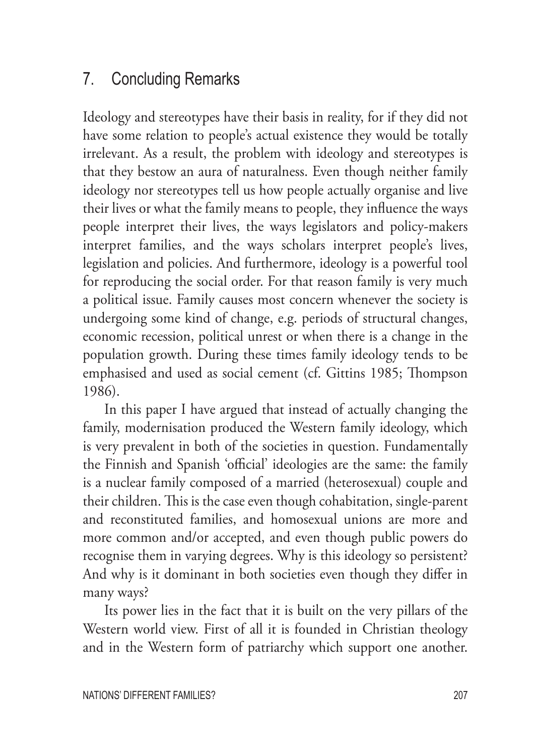## 7. Concluding Remarks

Ideology and stereotypes have their basis in reality, for if they did not have some relation to people's actual existence they would be totally irrelevant. As a result, the problem with ideology and stereotypes is that they bestow an aura of naturalness. Even though neither family ideology nor stereotypes tell us how people actually organise and live their lives or what the family means to people, they influence the ways people interpret their lives, the ways legislators and policy-makers interpret families, and the ways scholars interpret people's lives, legislation and policies. And furthermore, ideology is a powerful tool for reproducing the social order. For that reason family is very much a political issue. Family causes most concern whenever the society is undergoing some kind of change, e.g. periods of structural changes, economic recession, political unrest or when there is a change in the population growth. During these times family ideology tends to be emphasised and used as social cement (cf. Gittins 1985; Thompson 1986).

In this paper I have argued that instead of actually changing the family, modernisation produced the Western family ideology, which is very prevalent in both of the societies in question. Fundamentally the Finnish and Spanish 'official' ideologies are the same: the family is a nuclear family composed of a married (heterosexual) couple and their children. This is the case even though cohabitation, single-parent and reconstituted families, and homosexual unions are more and more common and/or accepted, and even though public powers do recognise them in varying degrees. Why is this ideology so persistent? And why is it dominant in both societies even though they differ in many ways?

Its power lies in the fact that it is built on the very pillars of the Western world view. First of all it is founded in Christian theology and in the Western form of patriarchy which support one another.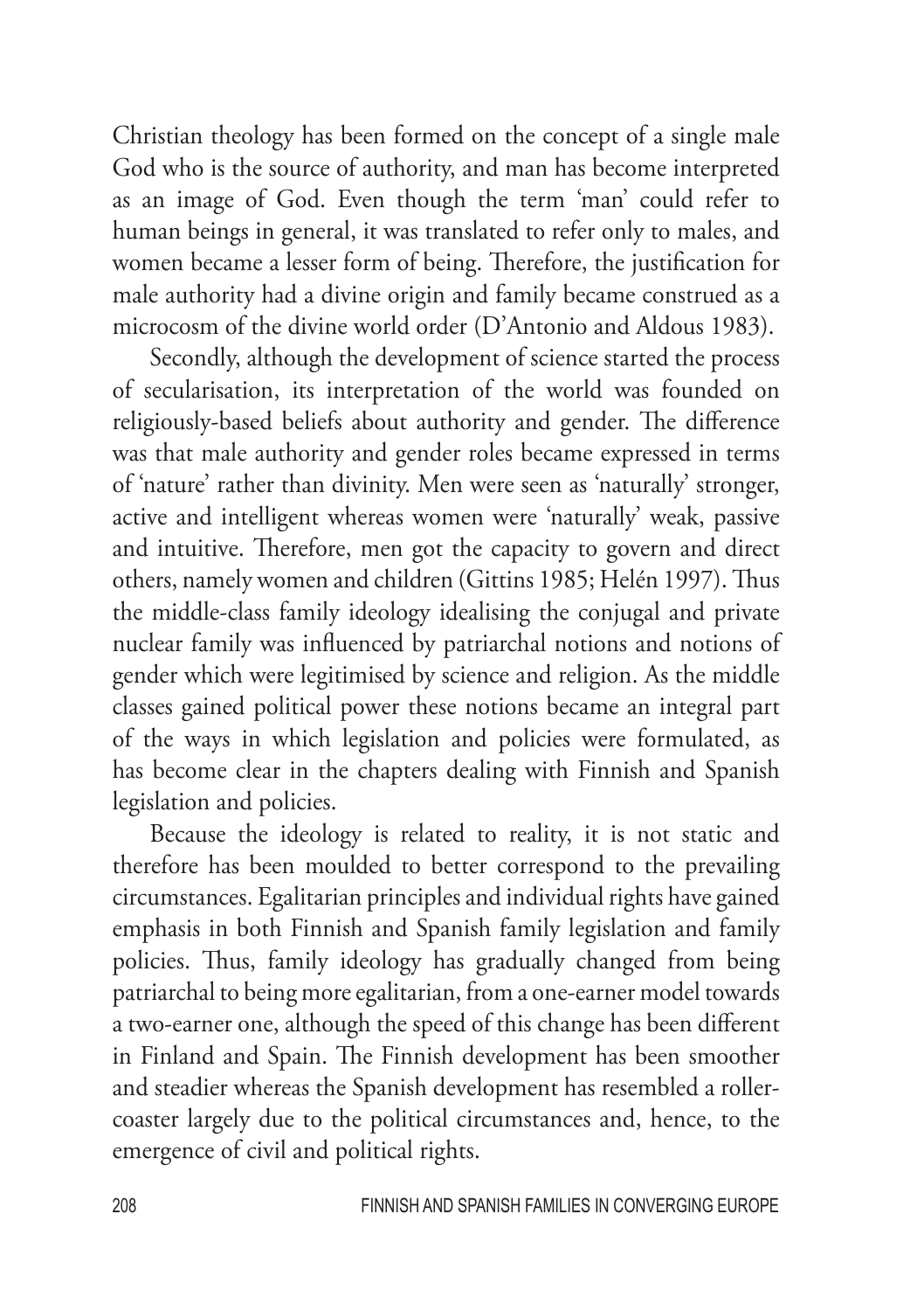Christian theology has been formed on the concept of a single male God who is the source of authority, and man has become interpreted as an image of God. Even though the term 'man' could refer to human beings in general, it was translated to refer only to males, and women became a lesser form of being. Therefore, the justification for male authority had a divine origin and family became construed as a microcosm of the divine world order (D'Antonio and Aldous 1983).

Secondly, although the development of science started the process of secularisation, its interpretation of the world was founded on religiously-based beliefs about authority and gender. The difference was that male authority and gender roles became expressed in terms of 'nature' rather than divinity. Men were seen as 'naturally' stronger, active and intelligent whereas women were 'naturally' weak, passive and intuitive. Therefore, men got the capacity to govern and direct others, namely women and children (Gittins 1985; Helén 1997). Thus the middle-class family ideology idealising the conjugal and private nuclear family was influenced by patriarchal notions and notions of gender which were legitimised by science and religion. As the middle classes gained political power these notions became an integral part of the ways in which legislation and policies were formulated, as has become clear in the chapters dealing with Finnish and Spanish legislation and policies.

Because the ideology is related to reality, it is not static and therefore has been moulded to better correspond to the prevailing circumstances. Egalitarian principles and individual rights have gained emphasis in both Finnish and Spanish family legislation and family policies. Thus, family ideology has gradually changed from being patriarchal to being more egalitarian, from a one-earner model towards a two-earner one, although the speed of this change has been different in Finland and Spain. The Finnish development has been smoother and steadier whereas the Spanish development has resembled a roller-coaster largely due to the political circumstances and, hence, to the emergence of civil and political rights.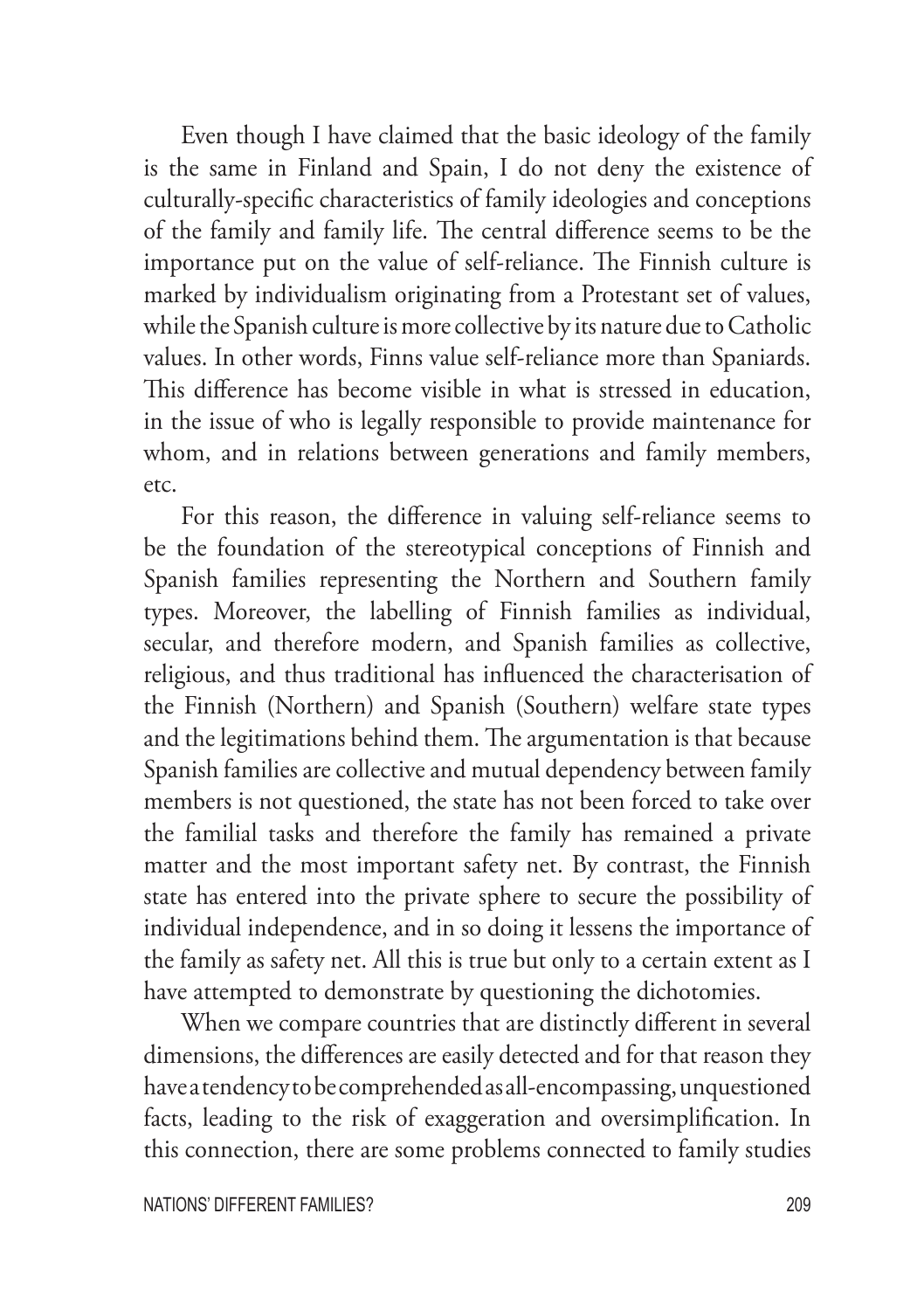Even though I have claimed that the basic ideology of the family is the same in Finland and Spain, I do not deny the existence of culturally-specific characteristics of family ideologies and conceptions of the family and family life. The central difference seems to be the importance put on the value of self-reliance. The Finnish culture is marked by individualism originating from a Protestant set of values, while the Spanish culture is more collective by its nature due to Catholic values. In other words, Finns value self-reliance more than Spaniards. This difference has become visible in what is stressed in education, in the issue of who is legally responsible to provide maintenance for whom, and in relations between generations and family members, etc.

For this reason, the difference in valuing self-reliance seems to be the foundation of the stereotypical conceptions of Finnish and Spanish families representing the Northern and Southern family types. Moreover, the labelling of Finnish families as individual, secular, and therefore modern, and Spanish families as collective, religious, and thus traditional has influenced the characterisation of the Finnish (Northern) and Spanish (Southern) welfare state types and the legitimations behind them. The argumentation is that because Spanish families are collective and mutual dependency between family members is not questioned, the state has not been forced to take over the familial tasks and therefore the family has remained a private matter and the most important safety net. By contrast, the Finnish state has entered into the private sphere to secure the possibility of individual independence, and in so doing it lessens the importance of the family as safety net. All this is true but only to a certain extent as I have attempted to demonstrate by questioning the dichotomies.

When we compare countries that are distinctly different in several dimensions, the differences are easily detected and for that reason they have a tendency to be comprehended as all-encompassing, unquestioned facts, leading to the risk of exaggeration and oversimplification. In this connection, there are some problems connected to family studies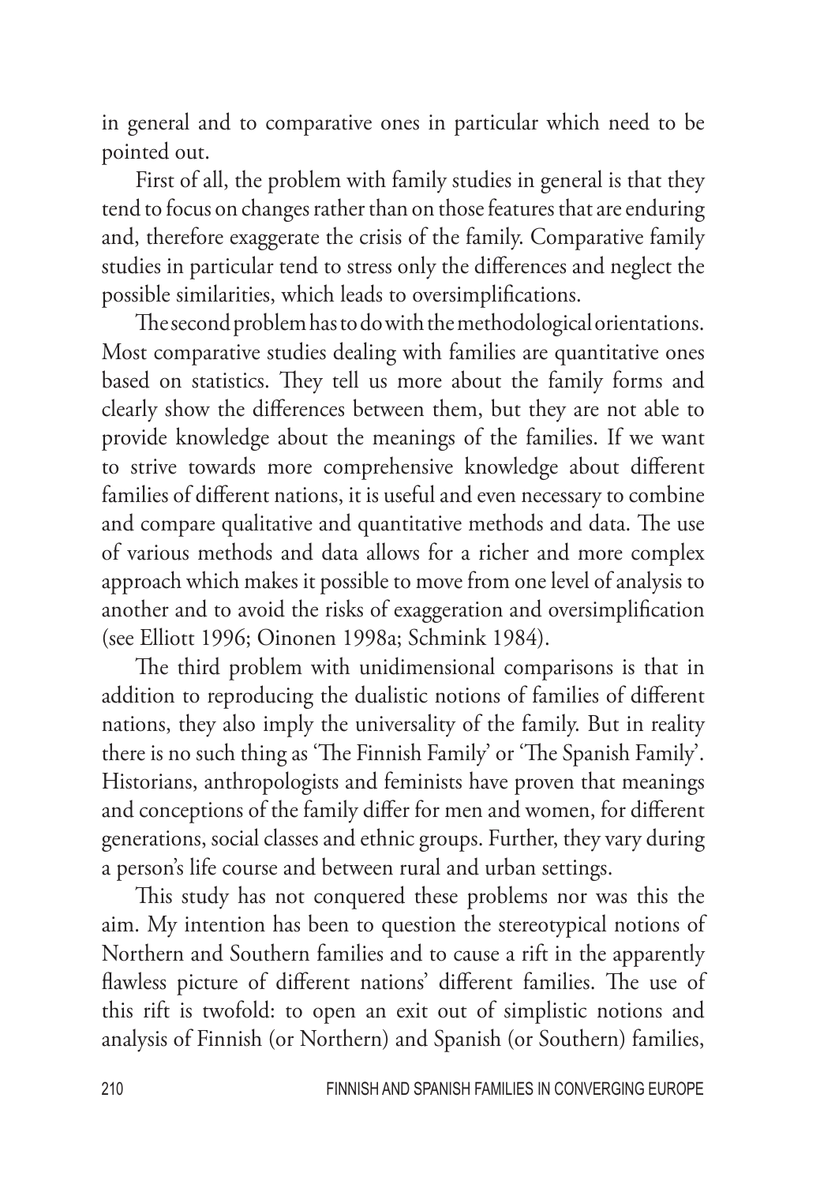in general and to comparative ones in particular which need to be pointed out.

First of all, the problem with family studies in general is that they tend to focus on changes rather than on those features that are enduring and, therefore exaggerate the crisis of the family. Comparative family studies in particular tend to stress only the differences and neglect the possible similarities, which leads to oversimplifications.

The second problem has to do with the methodological orientations. Most comparative studies dealing with families are quantitative ones based on statistics. They tell us more about the family forms and clearly show the differences between them, but they are not able to provide knowledge about the meanings of the families. If we want to strive towards more comprehensive knowledge about different families of different nations, it is useful and even necessary to combine and compare qualitative and quantitative methods and data. The use of various methods and data allows for a richer and more complex approach which makes it possible to move from one level of analysis to another and to avoid the risks of exaggeration and oversimplification (see Elliott 1996; Oinonen 1998a; Schmink 1984).

The third problem with unidimensional comparisons is that in addition to reproducing the dualistic notions of families of different nations, they also imply the universality of the family. But in reality there is no such thing as 'The Finnish Family' or 'The Spanish Family'. Historians, anthropologists and feminists have proven that meanings and conceptions of the family differ for men and women, for different generations, social classes and ethnic groups. Further, they vary during a person's life course and between rural and urban settings.

This study has not conquered these problems nor was this the aim. My intention has been to question the stereotypical notions of Northern and Southern families and to cause a rift in the apparently flawless picture of different nations' different families. The use of this rift is twofold: to open an exit out of simplistic notions and analysis of Finnish (or Northern) and Spanish (or Southern) families,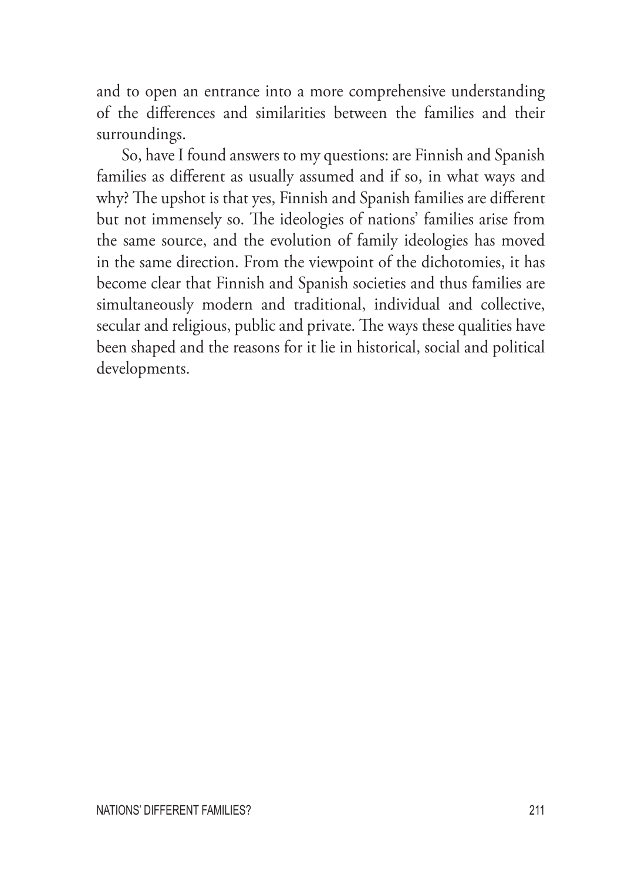and to open an entrance into a more comprehensive understanding of the differences and similarities between the families and their surroundings.

So, have I found answers to my questions: are Finnish and Spanish families as different as usually assumed and if so, in what ways and why? The upshot is that yes, Finnish and Spanish families are different but not immensely so. The ideologies of nations' families arise from the same source, and the evolution of family ideologies has moved in the same direction. From the viewpoint of the dichotomies, it has become clear that Finnish and Spanish societies and thus families are simultaneously modern and traditional, individual and collective, secular and religious, public and private. The ways these qualities have been shaped and the reasons for it lie in historical, social and political developments.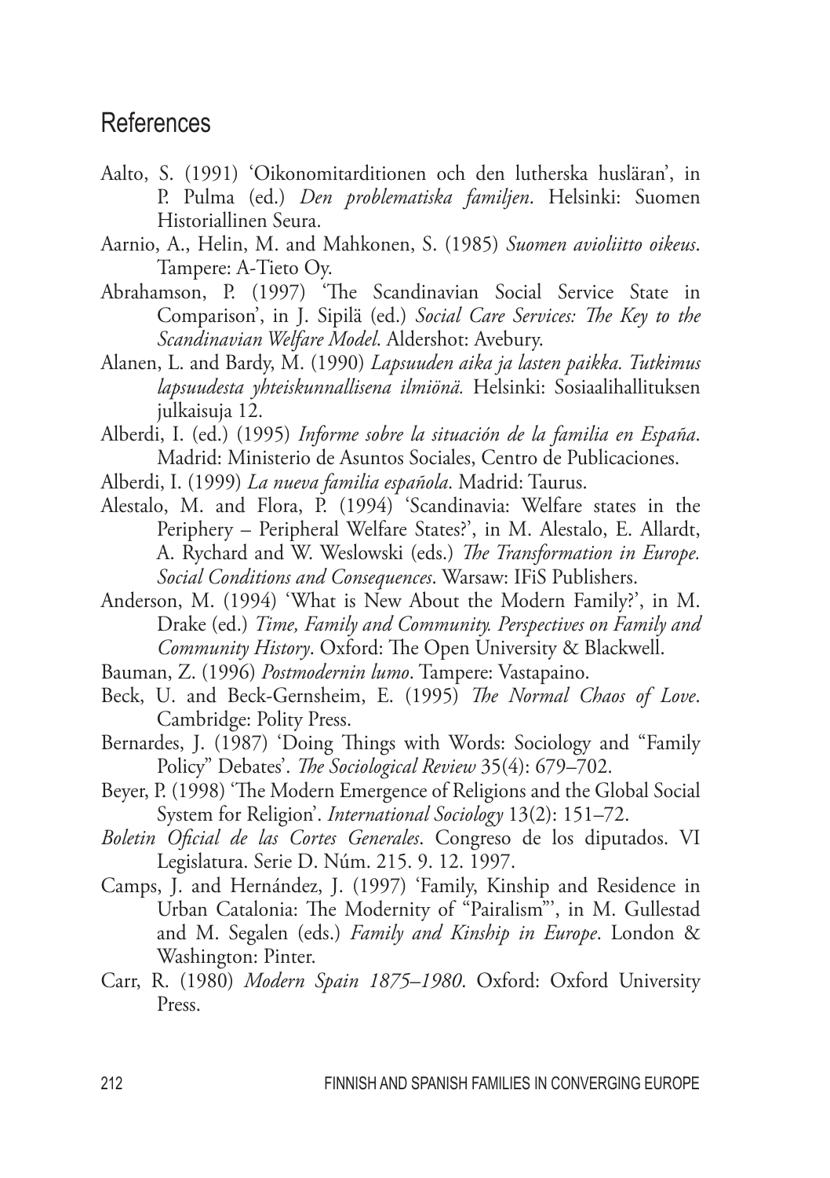## References

Aalto, S. (1991) 'Oikonomitarditionen och den lutherska husläran', in P. Pulma (ed.) *Den problematiska familjen*. Helsinki: Suomen Historiallinen Seura.

Aarnio, A., Helin, M. and Mahkonen, S. (1985) *Suomen avioliitto oikeus*. Tampere: A-Tieto Oy.

Abrahamson, P. (1997) 'The Scandinavian Social Service State in Comparison', in J. Sipilä (ed.) *Social Care Services: The Key to the Scandinavian Welfare Model*. Aldershot: Avebury.

Alanen, L. and Bardy, M. (1990) *Lapsuuden aika ja lasten paikka. Tutkimus lapsuudesta yhteiskunnallisena ilmiönä.* Helsinki: Sosiaalihallituksen julkaisuja 12.

Alberdi, I. (ed.) (1995) *Informe sobre la situación de la familia en España*. Madrid: Ministerio de Asuntos Sociales, Centro de Publicaciones.

Alberdi, I. (1999) *La nueva familia española*. Madrid: Taurus.

Alestalo, M. and Flora, P. (1994) 'Scandinavia: Welfare states in the Periphery – Peripheral Welfare States?', in M. Alestalo, E. Allardt, A. Rychard and W. Weslowski (eds.) *The Transformation in Europe. Social Conditions and Consequences*. Warsaw: IFiS Publishers.

Anderson, M. (1994) 'What is New About the Modern Family?', in M. Drake (ed.) *Time, Family and Community. Perspectives on Family and Community History*. Oxford: The Open University & Blackwell.

Bauman, Z. (1996) *Postmodernin lumo*. Tampere: Vastapaino.

Beck, U. and Beck-Gernsheim, E. (1995) *The Normal Chaos of Love*. Cambridge: Polity Press.

Bernardes, J. (1987) 'Doing Things with Words: Sociology and "Family Policy" Debates'. *The Sociological Review* 35(4): 679–702.

Beyer, P. (1998) 'The Modern Emergence of Religions and the Global Social System for Religion'. *International Sociology* 13(2): 151–72.

*Boletin Oficial de las Cortes Generales*. Congreso de los diputados. VI Legislatura. Serie D. Núm. 215. 9. 12. 1997.

Camps, J. and Hernández, J. (1997) 'Family, Kinship and Residence in Urban Catalonia: The Modernity of "Pairalism"', in M. Gullestad and M. Segalen (eds.) *Family and Kinship in Europe*. London & Washington: Pinter.

Carr, R. (1980) *Modern Spain 1875–1980*. Oxford: Oxford University Press.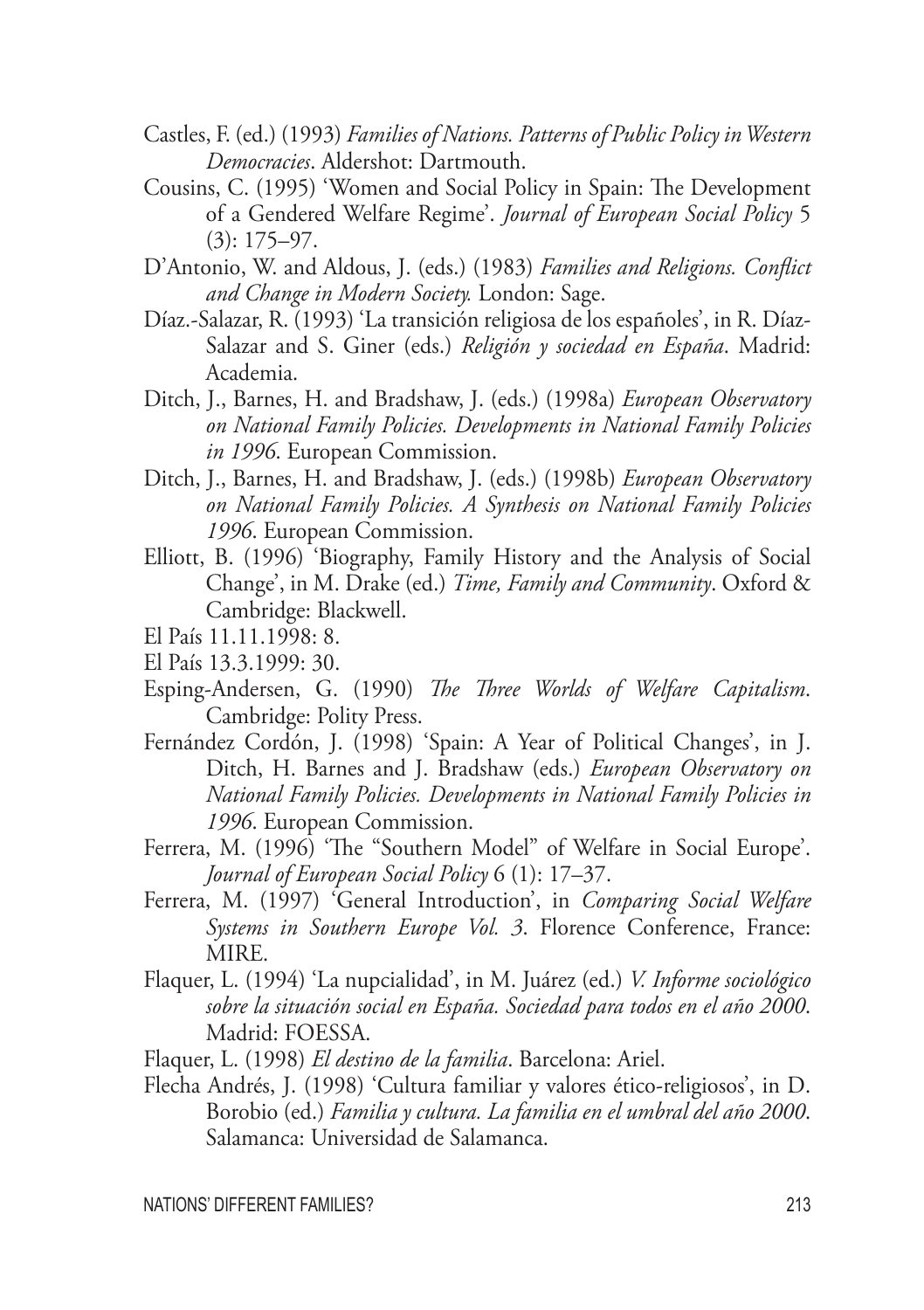Castles, F. (ed.) (1993) *Families of Nations. Patterns of Public Policy in Western Democracies*. Aldershot: Dartmouth.

Cousins, C. (1995) 'Women and Social Policy in Spain: The Development of a Gendered Welfare Regime'. *Journal of European Social Policy* 5 (3): 175–97.

D'Antonio, W. and Aldous, J. (eds.) (1983) *Families and Religions. Conflict and Change in Modern Society.* London: Sage.

Díaz.-Salazar, R. (1993) 'La transición religiosa de los españoles', in R. Díaz-Salazar and S. Giner (eds.) *Religión y sociedad en España*. Madrid: Academia.

Ditch, J., Barnes, H. and Bradshaw, J. (eds.) (1998a) *European Observatory on National Family Policies. Developments in National Family Policies in 1996*. European Commission.

Ditch, J., Barnes, H. and Bradshaw, J. (eds.) (1998b) *European Observatory on National Family Policies. A Synthesis on National Family Policies 1996*. European Commission.

Elliott, B. (1996) 'Biography, Family History and the Analysis of Social Change', in M. Drake (ed.) *Time, Family and Community*. Oxford & Cambridge: Blackwell.

El País 11.11.1998: 8.

El País 13.3.1999: 30.

Esping-Andersen, G. (1990) *The Three Worlds of Welfare Capitalism*. Cambridge: Polity Press.

Fernández Cordón, J. (1998) 'Spain: A Year of Political Changes', in J. Ditch, H. Barnes and J. Bradshaw (eds.) *European Observatory on National Family Policies. Developments in National Family Policies in 1996*. European Commission.

Ferrera, M. (1996) 'The "Southern Model" of Welfare in Social Europe'. *Journal of European Social Policy* 6 (1): 17–37.

Ferrera, M. (1997) 'General Introduction', in *Comparing Social Welfare Systems in Southern Europe Vol. 3*. Florence Conference, France: MIRE.

Flaquer, L. (1994) 'La nupcialidad', in M. Juárez (ed.) *V. Informe sociológico sobre la situación social en España. Sociedad para todos en el año 2000*. Madrid: FOESSA.

Flaquer, L. (1998) *El destino de la familia*. Barcelona: Ariel.

Flecha Andrés, J. (1998) 'Cultura familiar y valores ético-religiosos', in D. Borobio (ed.) *Familia y cultura. La familia en el umbral del año 2000*. Salamanca: Universidad de Salamanca.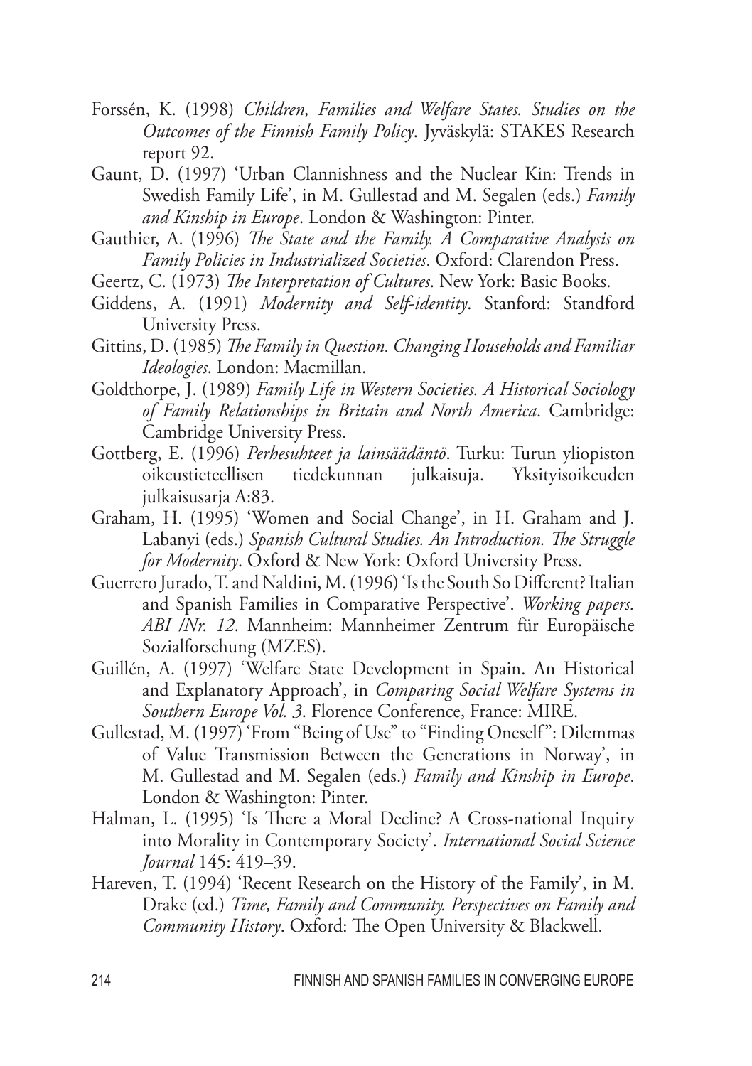Forssén, K. (1998) *Children, Families and Welfare States. Studies on the Outcomes of the Finnish Family Policy*. Jyväskylä: STAKES Research report 92.

Gaunt, D. (1997) 'Urban Clannishness and the Nuclear Kin: Trends in Swedish Family Life', in M. Gullestad and M. Segalen (eds.) *Family and Kinship in Europe*. London & Washington: Pinter.

Gauthier, A. (1996) *The State and the Family. A Comparative Analysis on Family Policies in Industrialized Societies*. Oxford: Clarendon Press.

Geertz, C. (1973) *The Interpretation of Cultures*. New York: Basic Books.

Giddens, A. (1991) *Modernity and Self-identity*. Stanford: Standford University Press.

Gittins, D. (1985) *The Family in Question. Changing Households and Familiar Ideologies*. London: Macmillan.

Goldthorpe, J. (1989) *Family Life in Western Societies. A Historical Sociology of Family Relationships in Britain and North America*. Cambridge: Cambridge University Press.

Gottberg, E. (1996) *Perhesuhteet ja lainsäädäntö*. Turku: Turun yliopiston oikeustieteellisen tiedekunnan julkaisuja. Yksityisoikeuden julkaisusarja A:83.

Graham, H. (1995) 'Women and Social Change', in H. Graham and J. Labanyi (eds.) *Spanish Cultural Studies. An Introduction. The Struggle for Modernity*. Oxford & New York: Oxford University Press.

Guerrero Jurado, T. and Naldini, M. (1996) 'Is the South So Different? Italian and Spanish Families in Comparative Perspective'. *Working papers. ABI /Nr. 12*. Mannheim: Mannheimer Zentrum für Europäische Sozialforschung (MZES).

Guillén, A. (1997) 'Welfare State Development in Spain. An Historical and Explanatory Approach', in *Comparing Social Welfare Systems in Southern Europe Vol. 3*. Florence Conference, France: MIRE.

Gullestad, M. (1997) 'From "Being of Use" to "Finding Oneself": Dilemmas of Value Transmission Between the Generations in Norway', in M. Gullestad and M. Segalen (eds.) *Family and Kinship in Europe*. London & Washington: Pinter.

Halman, L. (1995) 'Is There a Moral Decline? A Cross-national Inquiry into Morality in Contemporary Society'. *International Social Science Journal* 145: 419–39.

Hareven, T. (1994) 'Recent Research on the History of the Family', in M. Drake (ed.) *Time, Family and Community. Perspectives on Family and Community History*. Oxford: The Open University & Blackwell.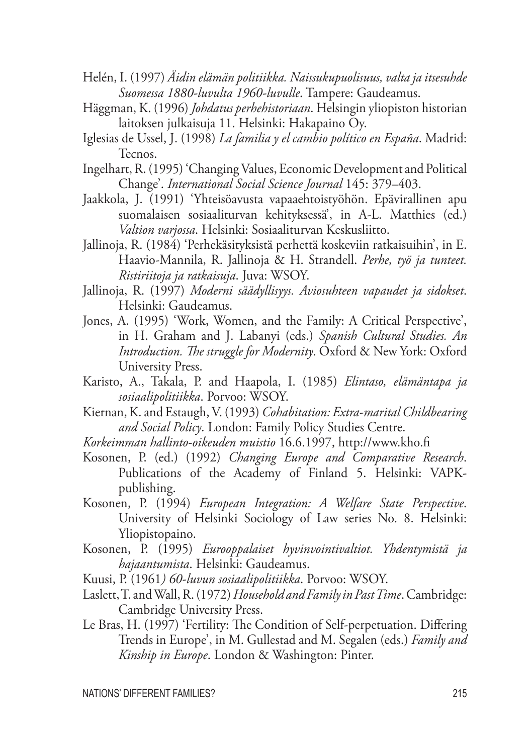Helén, I. (1997) *Äidin elämän politiikka. Naissukupuolisuus, valta ja itsesuhde Suomessa 1880-luvulta 1960-luvulle*. Tampere: Gaudeamus.

Häggman, K. (1996) *Johdatus perhehistoriaan*. Helsingin yliopiston historian laitoksen julkaisuja 11. Helsinki: Hakapaino Oy.

Iglesias de Ussel, J. (1998) *La familia y el cambio político en España*. Madrid: Tecnos.

Ingelhart, R. (1995) 'Changing Values, Economic Development and Political Change'. *International Social Science Journal* 145: 379–403.

Jaakkola, J. (1991) 'Yhteisöavusta vapaaehtoistyöhön. Epävirallinen apu suomalaisen sosiaaliturvan kehityksessä', in A-L. Matthies (ed.) *Valtion varjossa*. Helsinki: Sosiaaliturvan Keskusliitto.

Jallinoja, R. (1984) 'Perhekäsityksistä perhettä koskeviin ratkaisuihin', in E. Haavio-Mannila, R. Jallinoja & H. Strandell. *Perhe, työ ja tunteet. Ristiriitoja ja ratkaisuja*. Juva: WSOY.

Jallinoja, R. (1997) *Moderni säädyllisyys. Aviosuhteen vapaudet ja sidokset*. Helsinki: Gaudeamus.

Jones, A. (1995) 'Work, Women, and the Family: A Critical Perspective', in H. Graham and J. Labanyi (eds.) *Spanish Cultural Studies. An Introduction. The struggle for Modernity*. Oxford & New York: Oxford University Press.

Karisto, A., Takala, P. and Haapola, I. (1985) *Elintaso, elämäntapa ja sosiaalipolitiikka*. Porvoo: WSOY.

Kiernan, K. and Estaugh, V. (1993) *Cohabitation: Extra-marital Childbearing and Social Policy*. London: Family Policy Studies Centre.

*Korkeimman hallinto-oikeuden muistio* 16.6.1997, http://www.kho.fi

Kosonen, P. (ed.) (1992) *Changing Europe and Comparative Research*. Publications of the Academy of Finland 5. Helsinki: VAPK-publishing.

Kosonen, P. (1994) *European Integration: A Welfare State Perspective*. University of Helsinki Sociology of Law series No. 8. Helsinki: Yliopistopaino.

Kosonen, P. (1995) *Eurooppalaiset hyvinvointivaltiot. Yhdentymistä ja hajaantumista*. Helsinki: Gaudeamus.

Kuusi, P. (1961*) 60-luvun sosiaalipolitiikka*. Porvoo: WSOY.

Laslett, T. and Wall, R. (1972) *Household and Family in Past Time*. Cambridge: Cambridge University Press.

Le Bras, H. (1997) 'Fertility: The Condition of Self-perpetuation. Differing Trends in Europe', in M. Gullestad and M. Segalen (eds.) *Family and Kinship in Europe*. London & Washington: Pinter.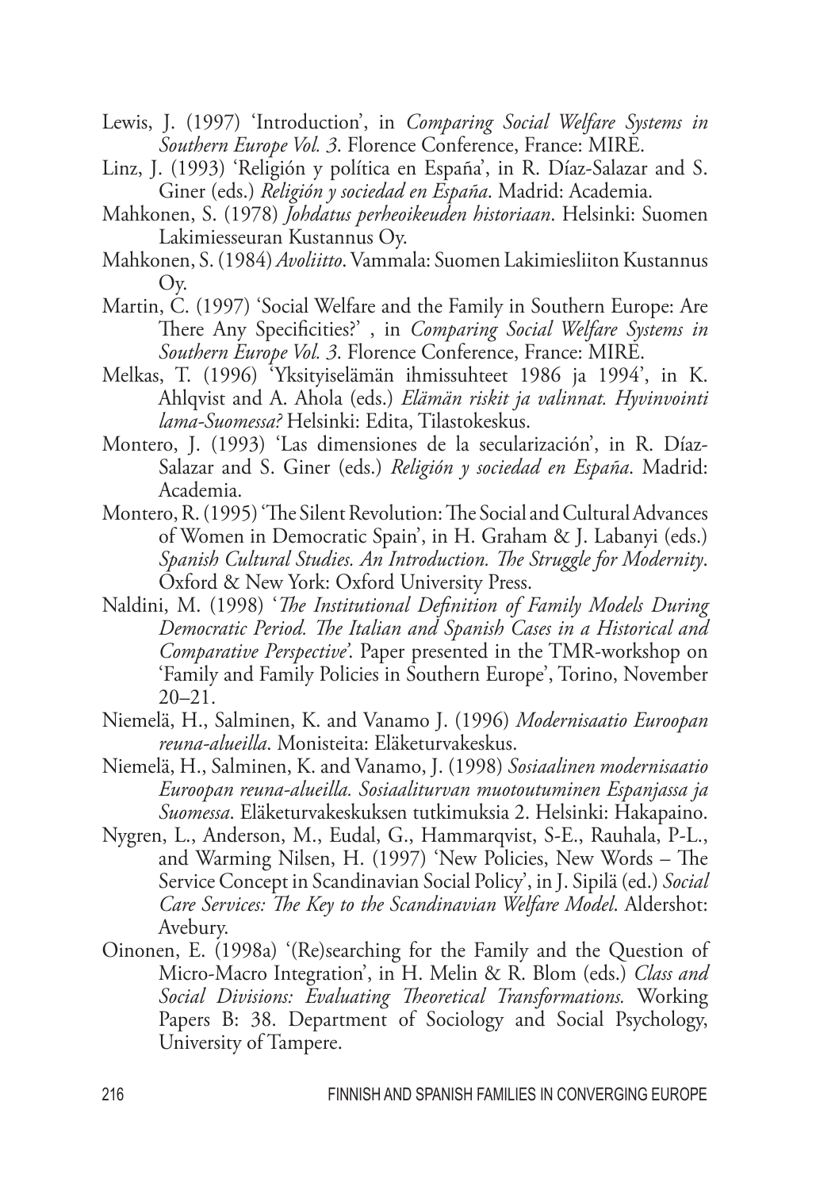Lewis, J. (1997) 'Introduction', in *Comparing Social Welfare Systems in Southern Europe Vol. 3*. Florence Conference, France: MIRE.

Linz, J. (1993) 'Religión y política en España', in R. Díaz-Salazar and S. Giner (eds.) *Religión y sociedad en España*. Madrid: Academia.

Mahkonen, S. (1978) *Johdatus perheoikeuden historiaan*. Helsinki: Suomen Lakimiesseuran Kustannus Oy.

Mahkonen, S. (1984) *Avoliitto*. Vammala: Suomen Lakimiesliiton Kustannus Oy.

Martin, C. (1997) 'Social Welfare and the Family in Southern Europe: Are There Any Specificities?' , in *Comparing Social Welfare Systems in Southern Europe Vol. 3*. Florence Conference, France: MIRE.

Melkas, T. (1996) 'Yksityiselämän ihmissuhteet 1986 ja 1994', in K. Ahlqvist and A. Ahola (eds.) *Elämän riskit ja valinnat. Hyvinvointi lama-Suomessa?* Helsinki: Edita, Tilastokeskus.

Montero, J. (1993) 'Las dimensiones de la secularización', in R. Díaz-Salazar and S. Giner (eds.) *Religión y sociedad en España*. Madrid: Academia.

Montero, R. (1995) 'The Silent Revolution: The Social and Cultural Advances of Women in Democratic Spain', in H. Graham & J. Labanyi (eds.) *Spanish Cultural Studies. An Introduction. The Struggle for Modernity*. Oxford & New York: Oxford University Press.

Naldini, M. (1998) '*The Institutional Definition of Family Models During Democratic Period. The Italian and Spanish Cases in a Historical and Comparative Perspective*'. Paper presented in the TMR-workshop on 'Family and Family Policies in Southern Europe', Torino, November 20–21.

Niemelä, H., Salminen, K. and Vanamo J. (1996) *Modernisaatio Euroopan reuna-alueilla*. Monisteita: Eläketurvakeskus.

Niemelä, H., Salminen, K. and Vanamo, J. (1998) *Sosiaalinen modernisaatio Euroopan reuna-alueilla. Sosiaaliturvan muotoutuminen Espanjassa ja Suomessa*. Eläketurvakeskuksen tutkimuksia 2. Helsinki: Hakapaino.

Nygren, L., Anderson, M., Eudal, G., Hammarqvist, S-E., Rauhala, P-L., and Warming Nilsen, H. (1997) 'New Policies, New Words – The Service Concept in Scandinavian Social Policy', in J. Sipilä (ed.) *Social Care Services: The Key to the Scandinavian Welfare Model*. Aldershot: Avebury.

Oinonen, E. (1998a) '(Re)searching for the Family and the Question of Micro-Macro Integration', in H. Melin & R. Blom (eds.) *Class and Social Divisions: Evaluating Theoretical Transformations.* Working Papers B: 38. Department of Sociology and Social Psychology, University of Tampere.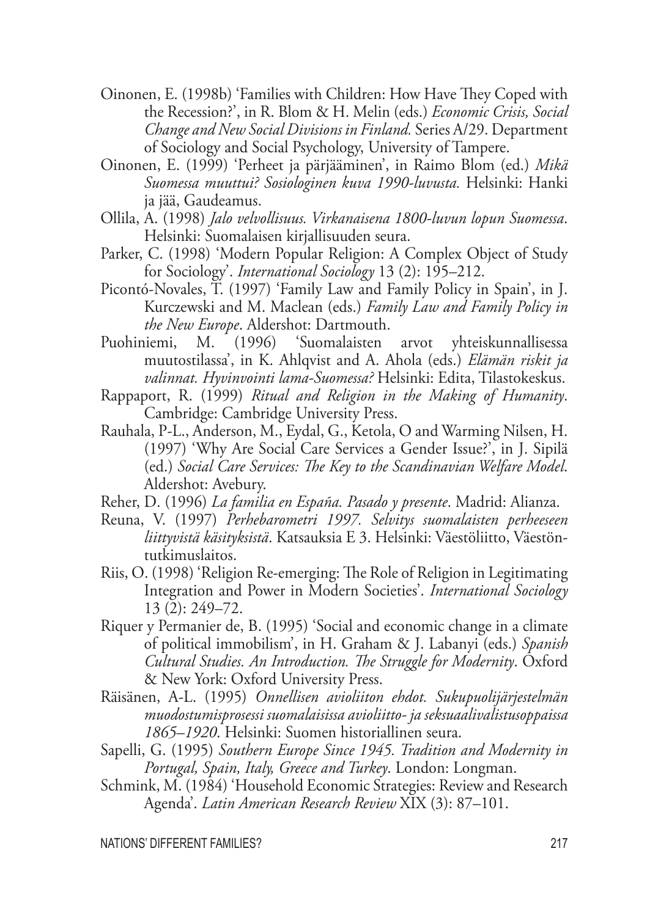Oinonen, E. (1998b) 'Families with Children: How Have They Coped with the Recession?', in R. Blom & H. Melin (eds.) *Economic Crisis, Social Change and New Social Divisions in Finland.* Series A/29. Department of Sociology and Social Psychology, University of Tampere.

Oinonen, E. (1999) 'Perheet ja pärjääminen', in Raimo Blom (ed.) *Mikä Suomessa muuttui? Sosiologinen kuva 1990-luvusta.* Helsinki: Hanki ja jää, Gaudeamus.

Ollila, A. (1998) *Jalo velvollisuus. Virkanaisena 1800-luvun lopun Suomessa*. Helsinki: Suomalaisen kirjallisuuden seura.

Parker, C. (1998) 'Modern Popular Religion: A Complex Object of Study for Sociology'. *International Sociology* 13 (2): 195–212.

Picontó-Novales, T. (1997) 'Family Law and Family Policy in Spain', in J. Kurczewski and M. Maclean (eds.) *Family Law and Family Policy in the New Europe*. Aldershot: Dartmouth.

Puohiniemi, M. (1996) 'Suomalaisten arvot yhteiskunnallisessa muutostilassa', in K. Ahlqvist and A. Ahola (eds.) *Elämän riskit ja valinnat. Hyvinvointi lama-Suomessa?* Helsinki: Edita, Tilastokeskus.

Rappaport, R. (1999) *Ritual and Religion in the Making of Humanity*. Cambridge: Cambridge University Press.

Rauhala, P-L., Anderson, M., Eydal, G., Ketola, O and Warming Nilsen, H. (1997) 'Why Are Social Care Services a Gender Issue?', in J. Sipilä (ed.) *Social Care Services: The Key to the Scandinavian Welfare Model*. Aldershot: Avebury.

Reher, D. (1996) *La familia en España. Pasado y presente*. Madrid: Alianza.

Reuna, V. (1997) *Perhebarometri 1997. Selvitys suomalaisten perheeseen liittyvistä käsityksistä*. Katsauksia E 3. Helsinki: Väestöliitto, Väestöntutkimuslaitos.

Riis, O. (1998) 'Religion Re-emerging: The Role of Religion in Legitimating Integration and Power in Modern Societies'. *International Sociology* 13 (2): 249–72.

Riquer y Permanier de, B. (1995) 'Social and economic change in a climate of political immobilism', in H. Graham & J. Labanyi (eds.) *Spanish Cultural Studies. An Introduction. The Struggle for Modernity*. Oxford & New York: Oxford University Press.

Räisänen, A-L. (1995) *Onnellisen avioliiton ehdot. Sukupuolijärjestelmän muodostumisprosessi suomalaisissa avioliitto- ja seksuaalivalistusoppaissa 1865–1920*. Helsinki: Suomen historiallinen seura.

Sapelli, G. (1995) *Southern Europe Since 1945. Tradition and Modernity in Portugal, Spain, Italy, Greece and Turkey*. London: Longman.

Schmink, M. (1984) 'Household Economic Strategies: Review and Research Agenda'. *Latin American Research Review* XIX (3): 87–101.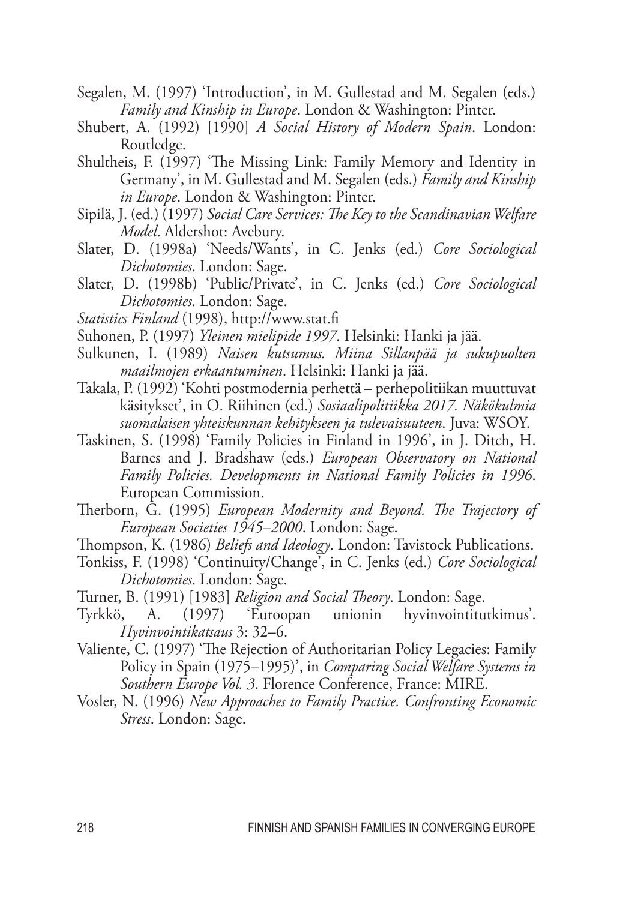Segalen, M. (1997) 'Introduction', in M. Gullestad and M. Segalen (eds.) *Family and Kinship in Europe*. London & Washington: Pinter.

Shubert, A. (1992) [1990] *A Social History of Modern Spain*. London: Routledge.

Shultheis, F. (1997) 'The Missing Link: Family Memory and Identity in Germany', in M. Gullestad and M. Segalen (eds.) *Family and Kinship in Europe*. London & Washington: Pinter.

Sipilä, J. (ed.) (1997) *Social Care Services: The Key to the Scandinavian Welfare Model*. Aldershot: Avebury.

Slater, D. (1998a) 'Needs/Wants', in C. Jenks (ed.) *Core Sociological Dichotomies*. London: Sage.

Slater, D. (1998b) 'Public/Private', in C. Jenks (ed.) *Core Sociological Dichotomies*. London: Sage.

*Statistics Finland* (1998), http://www.stat.fi

Suhonen, P. (1997) *Yleinen mielipide 1997*. Helsinki: Hanki ja jää.

Sulkunen, I. (1989) *Naisen kutsumus. Miina Sillanpää ja sukupuolten maailmojen erkaantuminen*. Helsinki: Hanki ja jää.

Takala, P. (1992) 'Kohti postmodernia perhettä – perhepolitiikan muuttuvat käsitykset', in O. Riihinen (ed.) *Sosiaalipolitiikka 2017. Näkökulmia suomalaisen yhteiskunnan kehitykseen ja tulevaisuuteen*. Juva: WSOY.

Taskinen, S. (1998) 'Family Policies in Finland in 1996', in J. Ditch, H. Barnes and J. Bradshaw (eds.) *European Observatory on National Family Policies. Developments in National Family Policies in 1996*. European Commission.

Therborn, G. (1995) *European Modernity and Beyond. The Trajectory of European Societies 1945–2000*. London: Sage.

Thompson, K. (1986) *Beliefs and Ideology*. London: Tavistock Publications.

Tonkiss, F. (1998) 'Continuity/Change', in C. Jenks (ed.) *Core Sociological Dichotomies*. London: Sage.

Turner, B. (1991) [1983] *Religion and Social Theory*. London: Sage.

Tyrkkö, A. (1997) 'Euroopan unionin hyvinvointitutkimus'. *Hyvinvointikatsaus* 3: 32–6.

Valiente, C. (1997) 'The Rejection of Authoritarian Policy Legacies: Family Policy in Spain (1975–1995)', in *Comparing Social Welfare Systems in Southern Europe Vol. 3*. Florence Conference, France: MIRE.

Vosler, N. (1996) *New Approaches to Family Practice. Confronting Economic Stress*. London: Sage.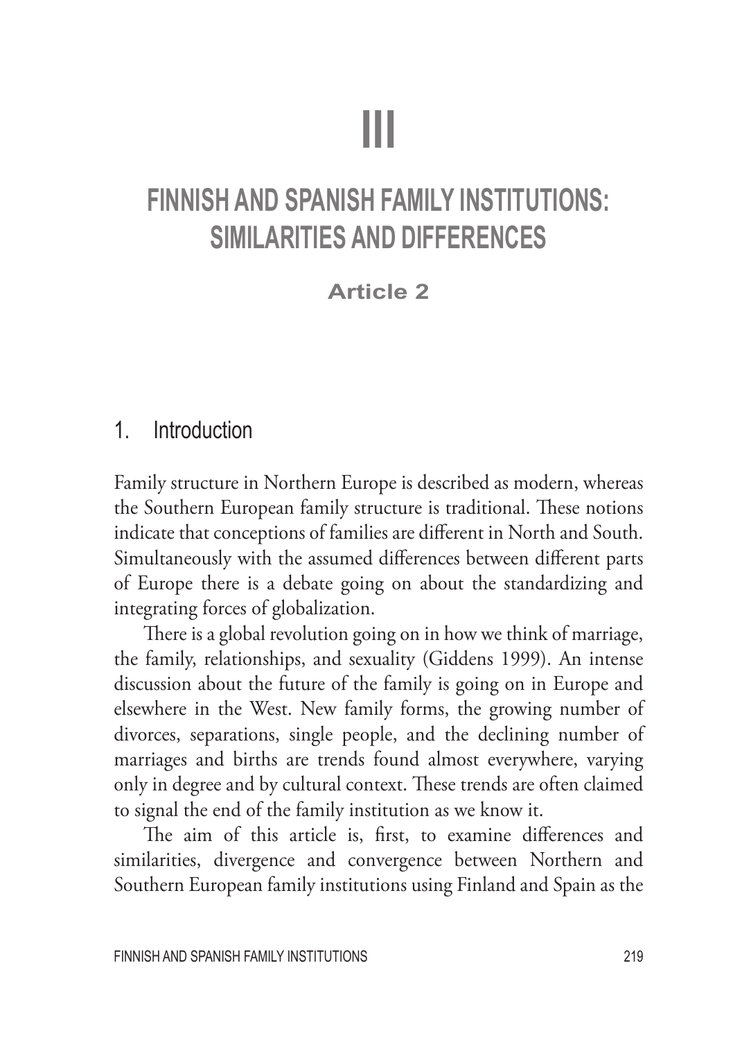# III

# FINNISH AND SPANISH FAMILY INSTITUTIONS: SIMILARITIES AND DIFFERENCES

**Article 2**

## 1. Introduction

Family structure in Northern Europe is described as modern, whereas the Southern European family structure is traditional. These notions indicate that conceptions of families are different in North and South. Simultaneously with the assumed differences between different parts of Europe there is a debate going on about the standardizing and integrating forces of globalization.

There is a global revolution going on in how we think of marriage, the family, relationships, and sexuality (Giddens 1999). An intense discussion about the future of the family is going on in Europe and elsewhere in the West. New family forms, the growing number of divorces, separations, single people, and the declining number of marriages and births are trends found almost everywhere, varying only in degree and by cultural context. These trends are often claimed to signal the end of the family institution as we know it.

The aim of this article is, first, to examine differences and similarities, divergence and convergence between Northern and Southern European family institutions using Finland and Spain as the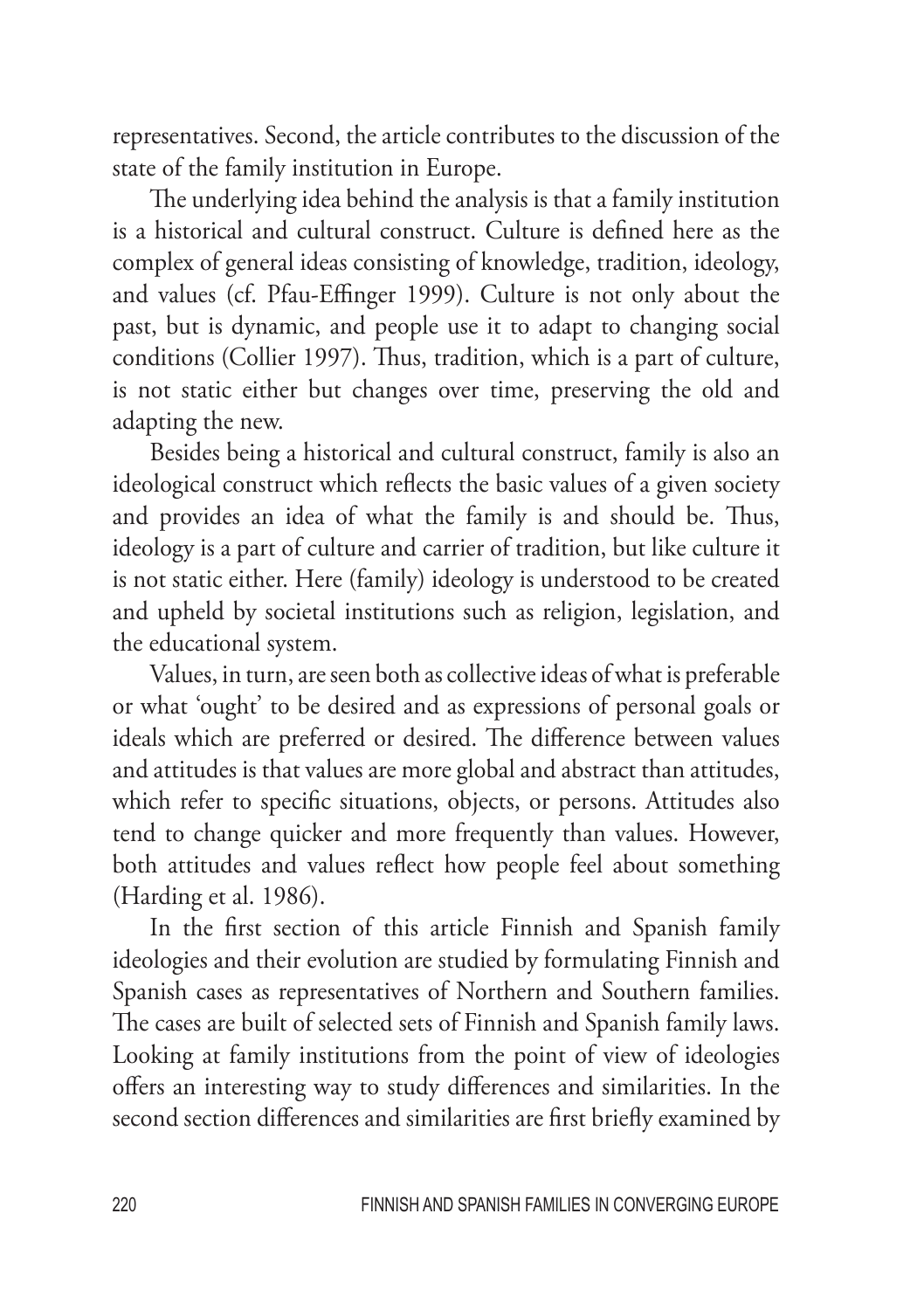representatives. Second, the article contributes to the discussion of the state of the family institution in Europe.

The underlying idea behind the analysis is that a family institution is a historical and cultural construct. Culture is defined here as the complex of general ideas consisting of knowledge, tradition, ideology, and values (cf. Pfau-Effinger 1999). Culture is not only about the past, but is dynamic, and people use it to adapt to changing social conditions (Collier 1997). Thus, tradition, which is a part of culture, is not static either but changes over time, preserving the old and adapting the new.

Besides being a historical and cultural construct, family is also an ideological construct which reflects the basic values of a given society and provides an idea of what the family is and should be. Thus, ideology is a part of culture and carrier of tradition, but like culture it is not static either. Here (family) ideology is understood to be created and upheld by societal institutions such as religion, legislation, and the educational system.

Values, in turn, are seen both as collective ideas of what is preferable or what 'ought' to be desired and as expressions of personal goals or ideals which are preferred or desired. The difference between values and attitudes is that values are more global and abstract than attitudes, which refer to specific situations, objects, or persons. Attitudes also tend to change quicker and more frequently than values. However, both attitudes and values reflect how people feel about something (Harding et al. 1986).

In the first section of this article Finnish and Spanish family ideologies and their evolution are studied by formulating Finnish and Spanish cases as representatives of Northern and Southern families. The cases are built of selected sets of Finnish and Spanish family laws. Looking at family institutions from the point of view of ideologies offers an interesting way to study differences and similarities. In the second section differences and similarities are first briefly examined by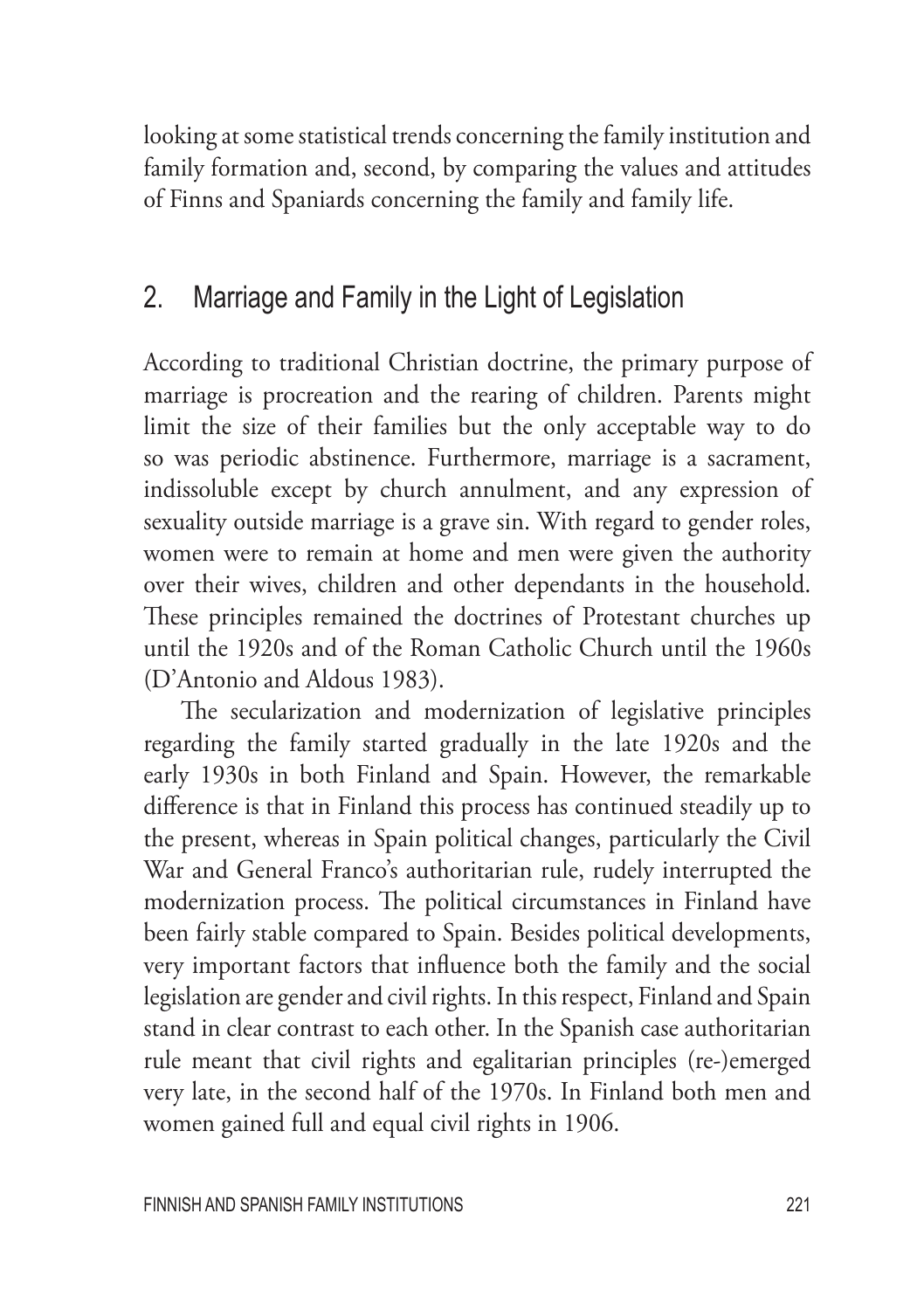looking at some statistical trends concerning the family institution and family formation and, second, by comparing the values and attitudes of Finns and Spaniards concerning the family and family life.

## 2. Marriage and Family in the Light of Legislation

According to traditional Christian doctrine, the primary purpose of marriage is procreation and the rearing of children. Parents might limit the size of their families but the only acceptable way to do so was periodic abstinence. Furthermore, marriage is a sacrament, indissoluble except by church annulment, and any expression of sexuality outside marriage is a grave sin. With regard to gender roles, women were to remain at home and men were given the authority over their wives, children and other dependants in the household. These principles remained the doctrines of Protestant churches up until the 1920s and of the Roman Catholic Church until the 1960s (D'Antonio and Aldous 1983).

The secularization and modernization of legislative principles regarding the family started gradually in the late 1920s and the early 1930s in both Finland and Spain. However, the remarkable difference is that in Finland this process has continued steadily up to the present, whereas in Spain political changes, particularly the Civil War and General Franco's authoritarian rule, rudely interrupted the modernization process. The political circumstances in Finland have been fairly stable compared to Spain. Besides political developments, very important factors that influence both the family and the social legislation are gender and civil rights. In this respect, Finland and Spain stand in clear contrast to each other. In the Spanish case authoritarian rule meant that civil rights and egalitarian principles (re-)emerged very late, in the second half of the 1970s. In Finland both men and women gained full and equal civil rights in 1906.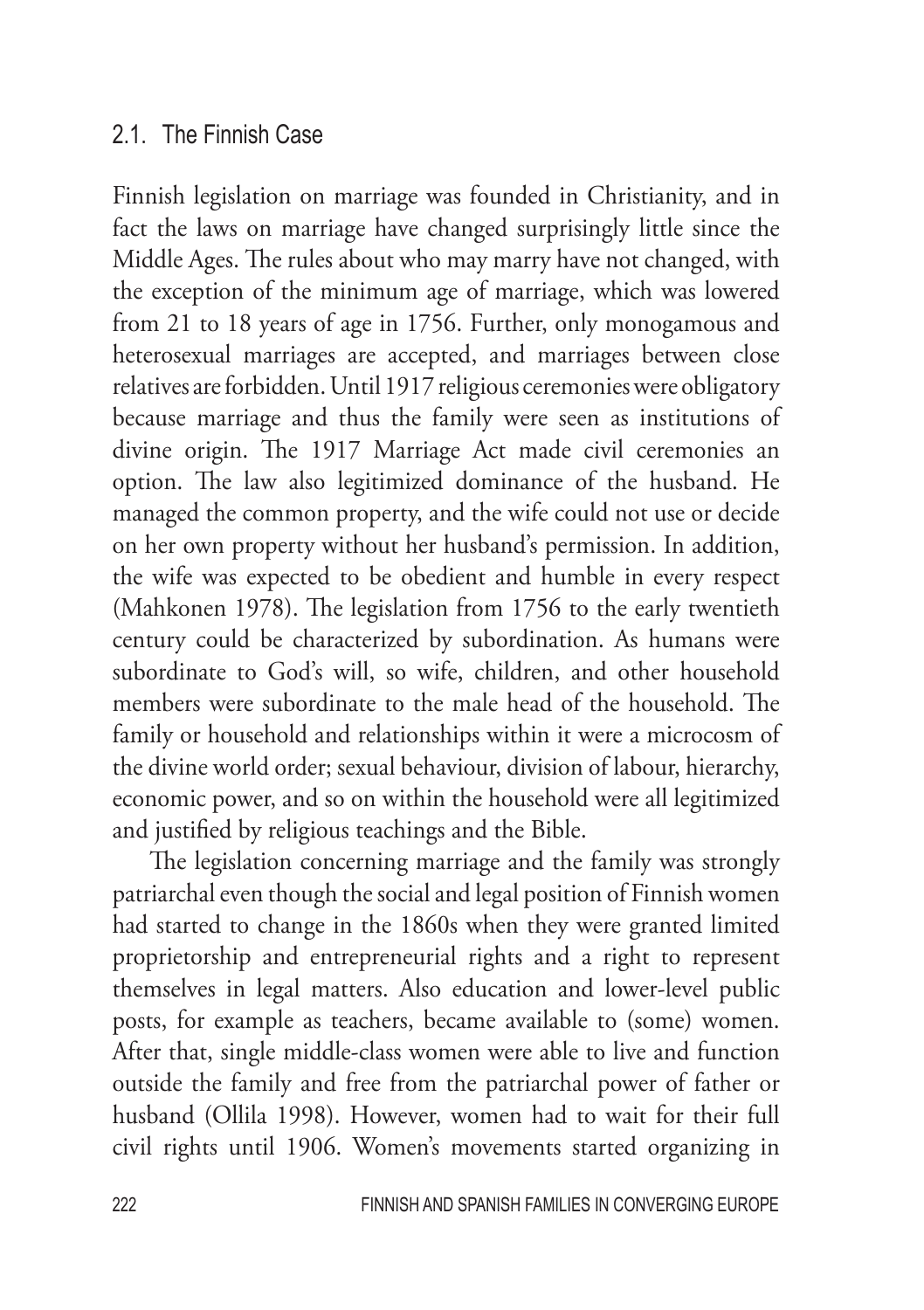## 2.1. The Finnish Case

Finnish legislation on marriage was founded in Christianity, and in fact the laws on marriage have changed surprisingly little since the Middle Ages. The rules about who may marry have not changed, with the exception of the minimum age of marriage, which was lowered from 21 to 18 years of age in 1756. Further, only monogamous and heterosexual marriages are accepted, and marriages between close relatives are forbidden. Until 1917 religious ceremonies were obligatory because marriage and thus the family were seen as institutions of divine origin. The 1917 Marriage Act made civil ceremonies an option. The law also legitimized dominance of the husband. He managed the common property, and the wife could not use or decide on her own property without her husband's permission. In addition, the wife was expected to be obedient and humble in every respect (Mahkonen 1978). The legislation from 1756 to the early twentieth century could be characterized by subordination. As humans were subordinate to God's will, so wife, children, and other household members were subordinate to the male head of the household. The family or household and relationships within it were a microcosm of the divine world order; sexual behaviour, division of labour, hierarchy, economic power, and so on within the household were all legitimized and justified by religious teachings and the Bible.

The legislation concerning marriage and the family was strongly patriarchal even though the social and legal position of Finnish women had started to change in the 1860s when they were granted limited proprietorship and entrepreneurial rights and a right to represent themselves in legal matters. Also education and lower-level public posts, for example as teachers, became available to (some) women. After that, single middle-class women were able to live and function outside the family and free from the patriarchal power of father or husband (Ollila 1998). However, women had to wait for their full civil rights until 1906. Women's movements started organizing in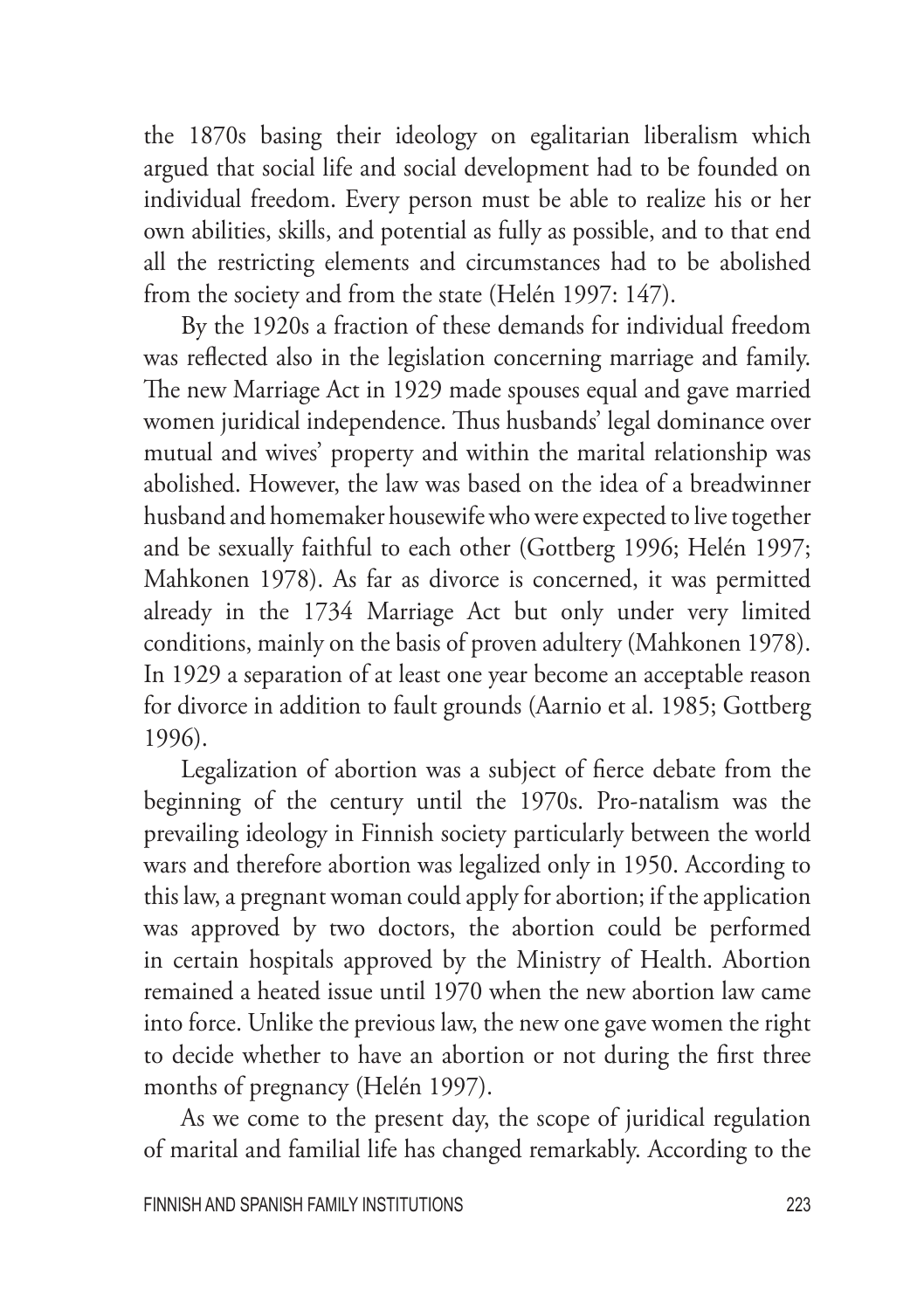the 1870s basing their ideology on egalitarian liberalism which argued that social life and social development had to be founded on individual freedom. Every person must be able to realize his or her own abilities, skills, and potential as fully as possible, and to that end all the restricting elements and circumstances had to be abolished from the society and from the state (Helén 1997: 147).

By the 1920s a fraction of these demands for individual freedom was reflected also in the legislation concerning marriage and family. The new Marriage Act in 1929 made spouses equal and gave married women juridical independence. Thus husbands' legal dominance over mutual and wives' property and within the marital relationship was abolished. However, the law was based on the idea of a breadwinner husband and homemaker housewife who were expected to live together and be sexually faithful to each other (Gottberg 1996; Helén 1997; Mahkonen 1978). As far as divorce is concerned, it was permitted already in the 1734 Marriage Act but only under very limited conditions, mainly on the basis of proven adultery (Mahkonen 1978). In 1929 a separation of at least one year become an acceptable reason for divorce in addition to fault grounds (Aarnio et al. 1985; Gottberg 1996).

Legalization of abortion was a subject of fierce debate from the beginning of the century until the 1970s. Pro-natalism was the prevailing ideology in Finnish society particularly between the world wars and therefore abortion was legalized only in 1950. According to this law, a pregnant woman could apply for abortion; if the application was approved by two doctors, the abortion could be performed in certain hospitals approved by the Ministry of Health. Abortion remained a heated issue until 1970 when the new abortion law came into force. Unlike the previous law, the new one gave women the right to decide whether to have an abortion or not during the first three months of pregnancy (Helén 1997).

As we come to the present day, the scope of juridical regulation of marital and familial life has changed remarkably. According to the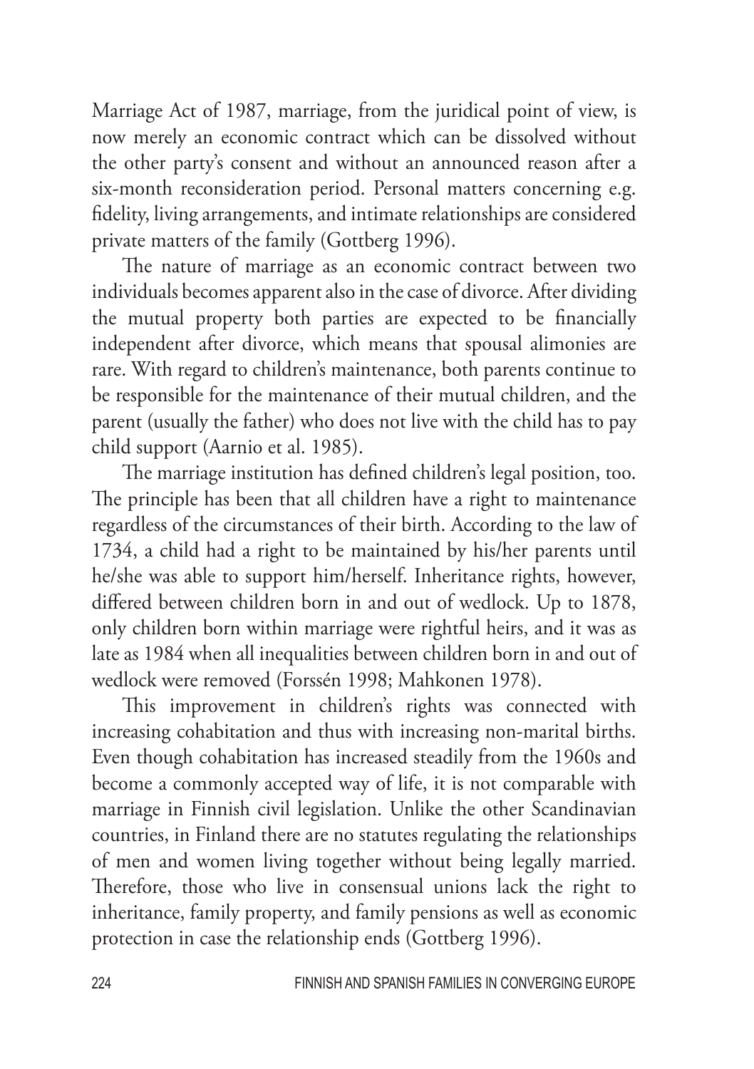Marriage Act of 1987, marriage, from the juridical point of view, is now merely an economic contract which can be dissolved without the other party's consent and without an announced reason after a six-month reconsideration period. Personal matters concerning e.g. fidelity, living arrangements, and intimate relationships are considered private matters of the family (Gottberg 1996).

The nature of marriage as an economic contract between two individuals becomes apparent also in the case of divorce. After dividing the mutual property both parties are expected to be financially independent after divorce, which means that spousal alimonies are rare. With regard to children's maintenance, both parents continue to be responsible for the maintenance of their mutual children, and the parent (usually the father) who does not live with the child has to pay child support (Aarnio et al. 1985).

The marriage institution has defined children's legal position, too. The principle has been that all children have a right to maintenance regardless of the circumstances of their birth. According to the law of 1734, a child had a right to be maintained by his/her parents until he/she was able to support him/herself. Inheritance rights, however, differed between children born in and out of wedlock. Up to 1878, only children born within marriage were rightful heirs, and it was as late as 1984 when all inequalities between children born in and out of wedlock were removed (Forssén 1998; Mahkonen 1978).

This improvement in children's rights was connected with increasing cohabitation and thus with increasing non-marital births. Even though cohabitation has increased steadily from the 1960s and become a commonly accepted way of life, it is not comparable with marriage in Finnish civil legislation. Unlike the other Scandinavian countries, in Finland there are no statutes regulating the relationships of men and women living together without being legally married. Therefore, those who live in consensual unions lack the right to inheritance, family property, and family pensions as well as economic protection in case the relationship ends (Gottberg 1996).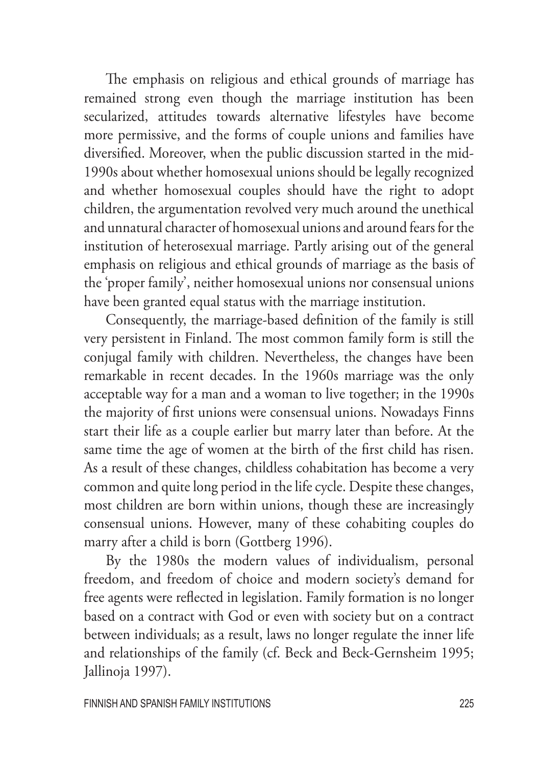The emphasis on religious and ethical grounds of marriage has remained strong even though the marriage institution has been secularized, attitudes towards alternative lifestyles have become more permissive, and the forms of couple unions and families have diversified. Moreover, when the public discussion started in the mid-1990s about whether homosexual unions should be legally recognized and whether homosexual couples should have the right to adopt children, the argumentation revolved very much around the unethical and unnatural character of homosexual unions and around fears for the institution of heterosexual marriage. Partly arising out of the general emphasis on religious and ethical grounds of marriage as the basis of the 'proper family', neither homosexual unions nor consensual unions have been granted equal status with the marriage institution.

Consequently, the marriage-based definition of the family is still very persistent in Finland. The most common family form is still the conjugal family with children. Nevertheless, the changes have been remarkable in recent decades. In the 1960s marriage was the only acceptable way for a man and a woman to live together; in the 1990s the majority of first unions were consensual unions. Nowadays Finns start their life as a couple earlier but marry later than before. At the same time the age of women at the birth of the first child has risen. As a result of these changes, childless cohabitation has become a very common and quite long period in the life cycle. Despite these changes, most children are born within unions, though these are increasingly consensual unions. However, many of these cohabiting couples do marry after a child is born (Gottberg 1996).

By the 1980s the modern values of individualism, personal freedom, and freedom of choice and modern society's demand for free agents were reflected in legislation. Family formation is no longer based on a contract with God or even with society but on a contract between individuals; as a result, laws no longer regulate the inner life and relationships of the family (cf. Beck and Beck-Gernsheim 1995; Jallinoja 1997).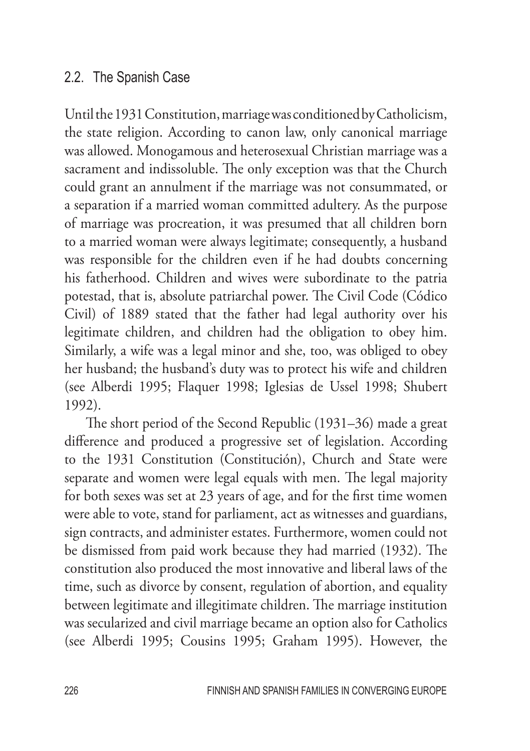## 2.2. The Spanish Case

Until the 1931 Constitution, marriage was conditioned by Catholicism, the state religion. According to canon law, only canonical marriage was allowed. Monogamous and heterosexual Christian marriage was a sacrament and indissoluble. The only exception was that the Church could grant an annulment if the marriage was not consummated, or a separation if a married woman committed adultery. As the purpose of marriage was procreation, it was presumed that all children born to a married woman were always legitimate; consequently, a husband was responsible for the children even if he had doubts concerning his fatherhood. Children and wives were subordinate to the patria potestad, that is, absolute patriarchal power. The Civil Code (Códico Civil) of 1889 stated that the father had legal authority over his legitimate children, and children had the obligation to obey him. Similarly, a wife was a legal minor and she, too, was obliged to obey her husband; the husband's duty was to protect his wife and children (see Alberdi 1995; Flaquer 1998; Iglesias de Ussel 1998; Shubert 1992).

The short period of the Second Republic (1931–36) made a great difference and produced a progressive set of legislation. According to the 1931 Constitution (Constitución), Church and State were separate and women were legal equals with men. The legal majority for both sexes was set at 23 years of age, and for the first time women were able to vote, stand for parliament, act as witnesses and guardians, sign contracts, and administer estates. Furthermore, women could not be dismissed from paid work because they had married (1932). The constitution also produced the most innovative and liberal laws of the time, such as divorce by consent, regulation of abortion, and equality between legitimate and illegitimate children. The marriage institution was secularized and civil marriage became an option also for Catholics (see Alberdi 1995; Cousins 1995; Graham 1995). However, the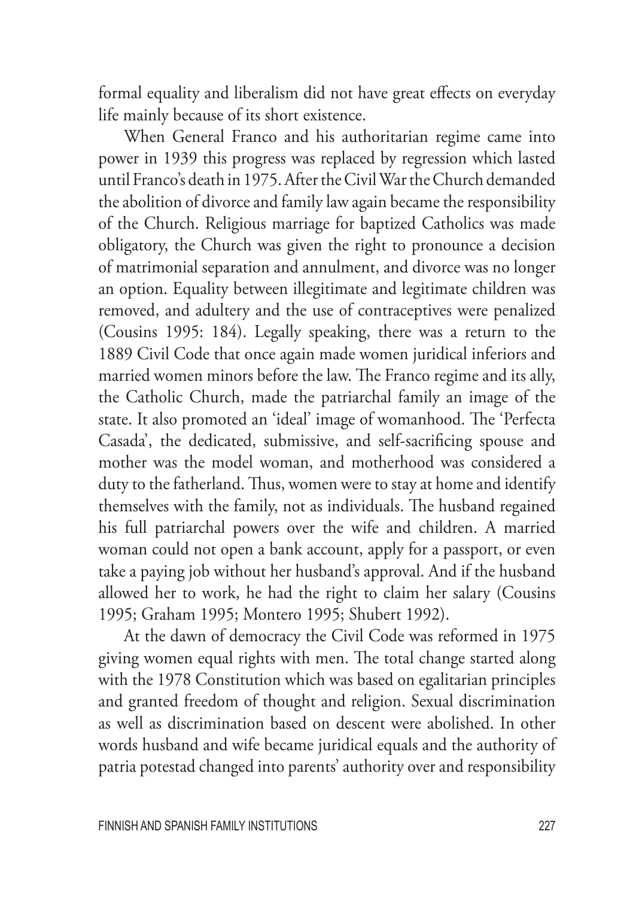formal equality and liberalism did not have great effects on everyday life mainly because of its short existence.

When General Franco and his authoritarian regime came into power in 1939 this progress was replaced by regression which lasted until Franco's death in 1975. After the Civil War the Church demanded the abolition of divorce and family law again became the responsibility of the Church. Religious marriage for baptized Catholics was made obligatory, the Church was given the right to pronounce a decision of matrimonial separation and annulment, and divorce was no longer an option. Equality between illegitimate and legitimate children was removed, and adultery and the use of contraceptives were penalized (Cousins 1995: 184). Legally speaking, there was a return to the 1889 Civil Code that once again made women juridical inferiors and married women minors before the law. The Franco regime and its ally, the Catholic Church, made the patriarchal family an image of the state. It also promoted an 'ideal' image of womanhood. The 'Perfecta Casada', the dedicated, submissive, and self-sacrificing spouse and mother was the model woman, and motherhood was considered a duty to the fatherland. Thus, women were to stay at home and identify themselves with the family, not as individuals. The husband regained his full patriarchal powers over the wife and children. A married woman could not open a bank account, apply for a passport, or even take a paying job without her husband's approval. And if the husband allowed her to work, he had the right to claim her salary (Cousins 1995; Graham 1995; Montero 1995; Shubert 1992).

At the dawn of democracy the Civil Code was reformed in 1975 giving women equal rights with men. The total change started along with the 1978 Constitution which was based on egalitarian principles and granted freedom of thought and religion. Sexual discrimination as well as discrimination based on descent were abolished. In other words husband and wife became juridical equals and the authority of patria potestad changed into parents' authority over and responsibility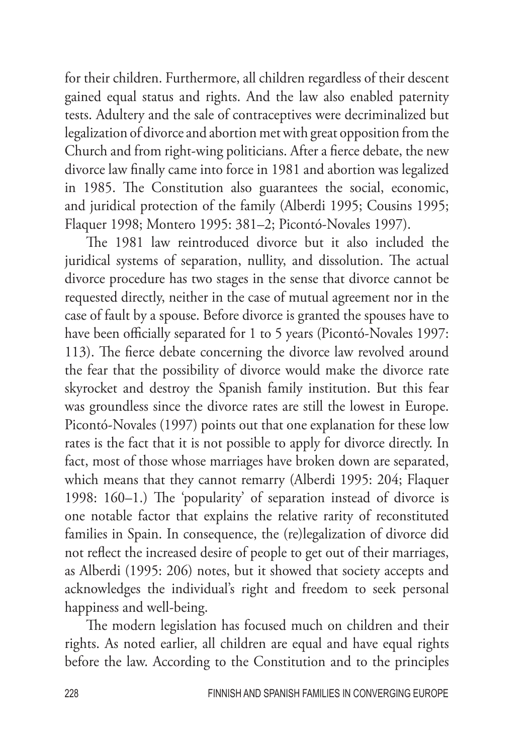for their children. Furthermore, all children regardless of their descent gained equal status and rights. And the law also enabled paternity tests. Adultery and the sale of contraceptives were decriminalized but legalization of divorce and abortion met with great opposition from the Church and from right-wing politicians. After a fierce debate, the new divorce law finally came into force in 1981 and abortion was legalized in 1985. The Constitution also guarantees the social, economic, and juridical protection of the family (Alberdi 1995; Cousins 1995; Flaquer 1998; Montero 1995: 381–2; Picontó-Novales 1997).

The 1981 law reintroduced divorce but it also included the juridical systems of separation, nullity, and dissolution. The actual divorce procedure has two stages in the sense that divorce cannot be requested directly, neither in the case of mutual agreement nor in the case of fault by a spouse. Before divorce is granted the spouses have to have been officially separated for 1 to 5 years (Picontó-Novales 1997: 113). The fierce debate concerning the divorce law revolved around the fear that the possibility of divorce would make the divorce rate skyrocket and destroy the Spanish family institution. But this fear was groundless since the divorce rates are still the lowest in Europe. Picontó-Novales (1997) points out that one explanation for these low rates is the fact that it is not possible to apply for divorce directly. In fact, most of those whose marriages have broken down are separated, which means that they cannot remarry (Alberdi 1995: 204; Flaquer 1998: 160–1.) The 'popularity' of separation instead of divorce is one notable factor that explains the relative rarity of reconstituted families in Spain. In consequence, the (re)legalization of divorce did not reflect the increased desire of people to get out of their marriages, as Alberdi (1995: 206) notes, but it showed that society accepts and acknowledges the individual's right and freedom to seek personal happiness and well-being.

The modern legislation has focused much on children and their rights. As noted earlier, all children are equal and have equal rights before the law. According to the Constitution and to the principles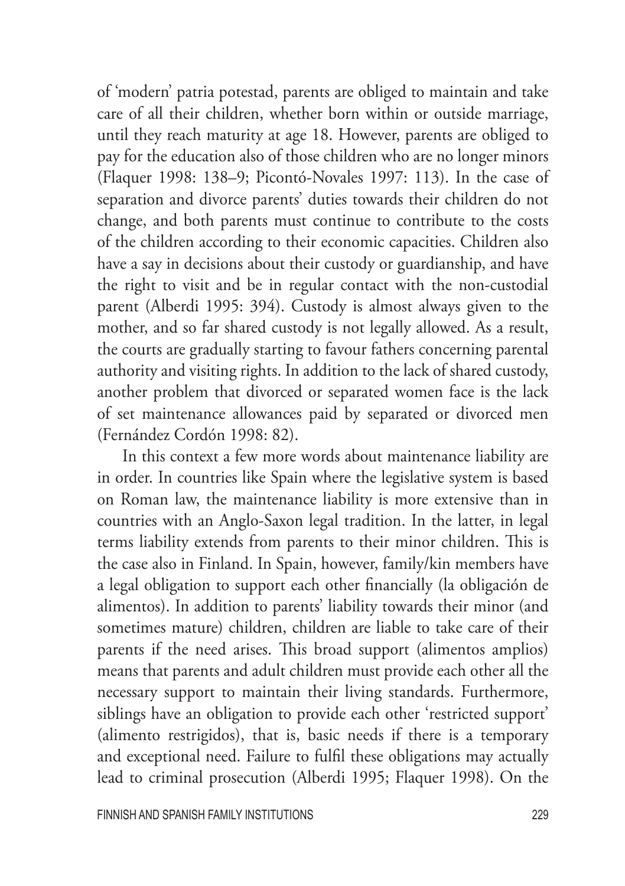of 'modern' patria potestad, parents are obliged to maintain and take care of all their children, whether born within or outside marriage, until they reach maturity at age 18. However, parents are obliged to pay for the education also of those children who are no longer minors (Flaquer 1998: 138–9; Picontó-Novales 1997: 113). In the case of separation and divorce parents' duties towards their children do not change, and both parents must continue to contribute to the costs of the children according to their economic capacities. Children also have a say in decisions about their custody or guardianship, and have the right to visit and be in regular contact with the non-custodial parent (Alberdi 1995: 394). Custody is almost always given to the mother, and so far shared custody is not legally allowed. As a result, the courts are gradually starting to favour fathers concerning parental authority and visiting rights. In addition to the lack of shared custody, another problem that divorced or separated women face is the lack of set maintenance allowances paid by separated or divorced men (Fernández Cordón 1998: 82).

In this context a few more words about maintenance liability are in order. In countries like Spain where the legislative system is based on Roman law, the maintenance liability is more extensive than in countries with an Anglo-Saxon legal tradition. In the latter, in legal terms liability extends from parents to their minor children. This is the case also in Finland. In Spain, however, family/kin members have a legal obligation to support each other financially (la obligación de alimentos). In addition to parents' liability towards their minor (and sometimes mature) children, children are liable to take care of their parents if the need arises. This broad support (alimentos amplios) means that parents and adult children must provide each other all the necessary support to maintain their living standards. Furthermore, siblings have an obligation to provide each other 'restricted support' (alimento restrigidos), that is, basic needs if there is a temporary and exceptional need. Failure to fulfil these obligations may actually lead to criminal prosecution (Alberdi 1995; Flaquer 1998). On the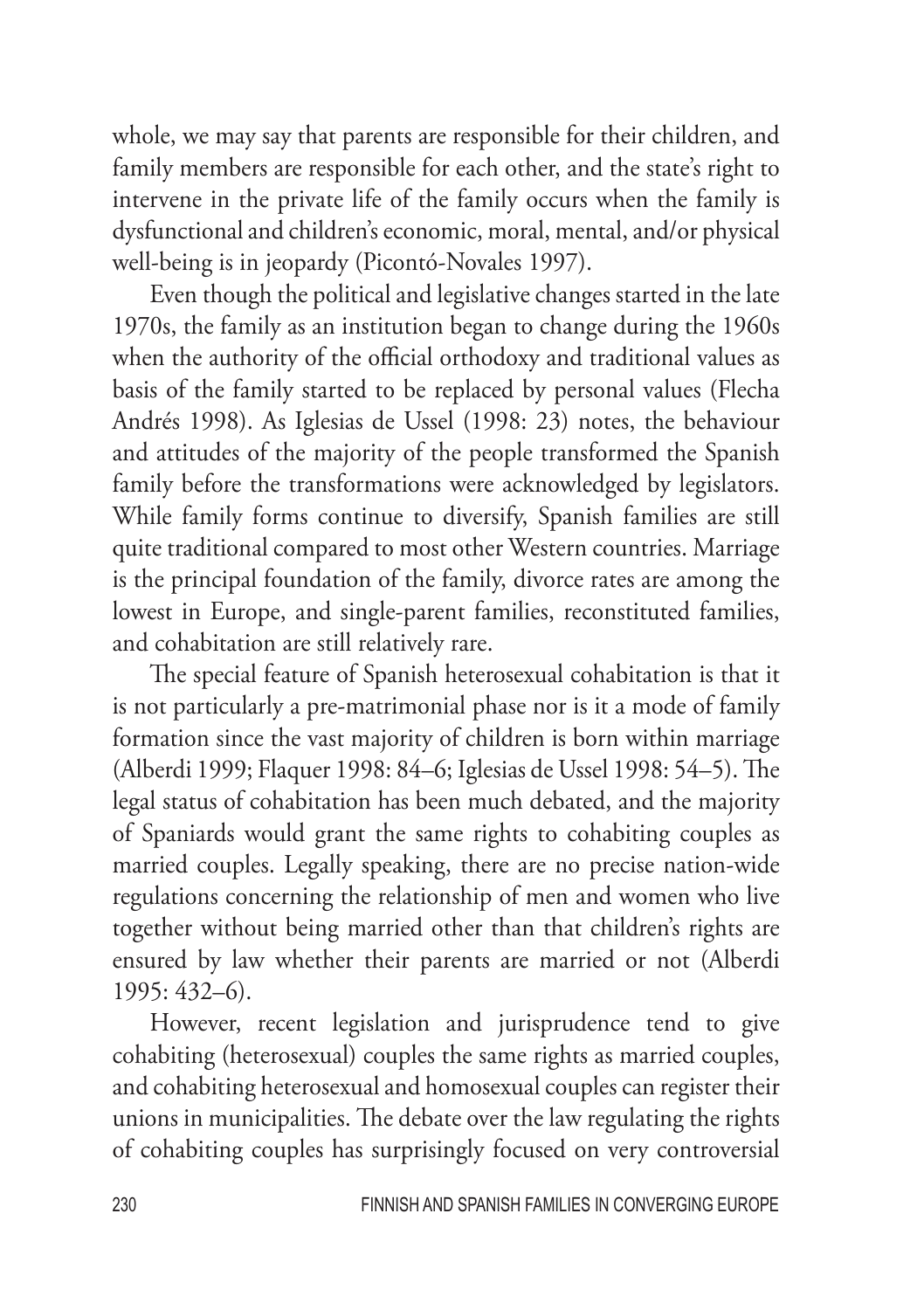whole, we may say that parents are responsible for their children, and family members are responsible for each other, and the state's right to intervene in the private life of the family occurs when the family is dysfunctional and children's economic, moral, mental, and/or physical well-being is in jeopardy (Picontó-Novales 1997).

Even though the political and legislative changes started in the late 1970s, the family as an institution began to change during the 1960s when the authority of the official orthodoxy and traditional values as basis of the family started to be replaced by personal values (Flecha Andrés 1998). As Iglesias de Ussel (1998: 23) notes, the behaviour and attitudes of the majority of the people transformed the Spanish family before the transformations were acknowledged by legislators. While family forms continue to diversify, Spanish families are still quite traditional compared to most other Western countries. Marriage is the principal foundation of the family, divorce rates are among the lowest in Europe, and single-parent families, reconstituted families, and cohabitation are still relatively rare.

The special feature of Spanish heterosexual cohabitation is that it is not particularly a pre-matrimonial phase nor is it a mode of family formation since the vast majority of children is born within marriage (Alberdi 1999; Flaquer 1998: 84–6; Iglesias de Ussel 1998: 54–5). The legal status of cohabitation has been much debated, and the majority of Spaniards would grant the same rights to cohabiting couples as married couples. Legally speaking, there are no precise nation-wide regulations concerning the relationship of men and women who live together without being married other than that children's rights are ensured by law whether their parents are married or not (Alberdi 1995: 432–6).

However, recent legislation and jurisprudence tend to give cohabiting (heterosexual) couples the same rights as married couples, and cohabiting heterosexual and homosexual couples can register their unions in municipalities. The debate over the law regulating the rights of cohabiting couples has surprisingly focused on very controversial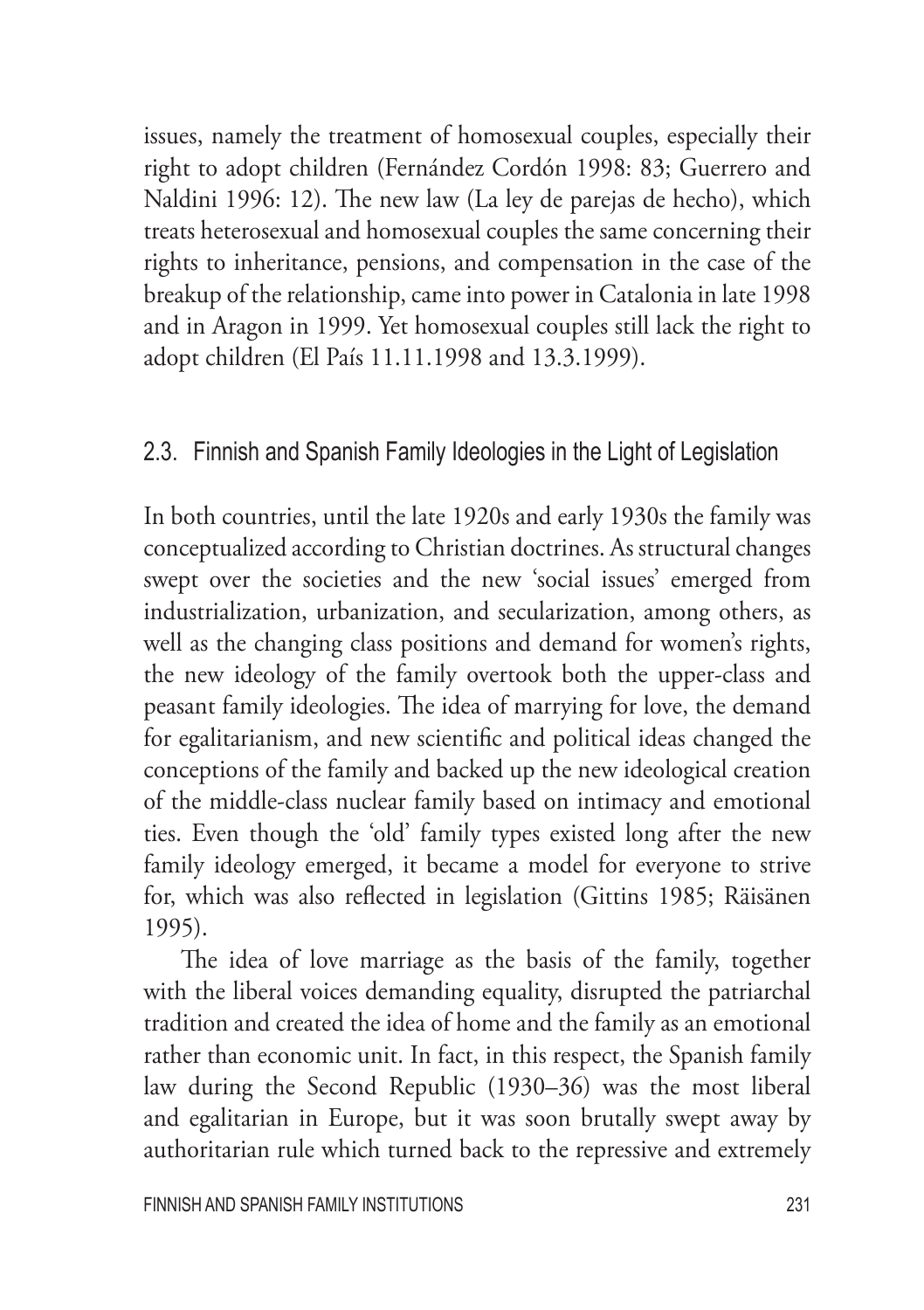issues, namely the treatment of homosexual couples, especially their right to adopt children (Fernández Cordón 1998: 83; Guerrero and Naldini 1996: 12). The new law (La ley de parejas de hecho), which treats heterosexual and homosexual couples the same concerning their rights to inheritance, pensions, and compensation in the case of the breakup of the relationship, came into power in Catalonia in late 1998 and in Aragon in 1999. Yet homosexual couples still lack the right to adopt children (El País 11.11.1998 and 13.3.1999).

## 2.3. Finnish and Spanish Family Ideologies in the Light of Legislation

In both countries, until the late 1920s and early 1930s the family was conceptualized according to Christian doctrines. As structural changes swept over the societies and the new 'social issues' emerged from industrialization, urbanization, and secularization, among others, as well as the changing class positions and demand for women's rights, the new ideology of the family overtook both the upper-class and peasant family ideologies. The idea of marrying for love, the demand for egalitarianism, and new scientific and political ideas changed the conceptions of the family and backed up the new ideological creation of the middle-class nuclear family based on intimacy and emotional ties. Even though the 'old' family types existed long after the new family ideology emerged, it became a model for everyone to strive for, which was also reflected in legislation (Gittins 1985; Räisänen 1995).

The idea of love marriage as the basis of the family, together with the liberal voices demanding equality, disrupted the patriarchal tradition and created the idea of home and the family as an emotional rather than economic unit. In fact, in this respect, the Spanish family law during the Second Republic (1930–36) was the most liberal and egalitarian in Europe, but it was soon brutally swept away by authoritarian rule which turned back to the repressive and extremely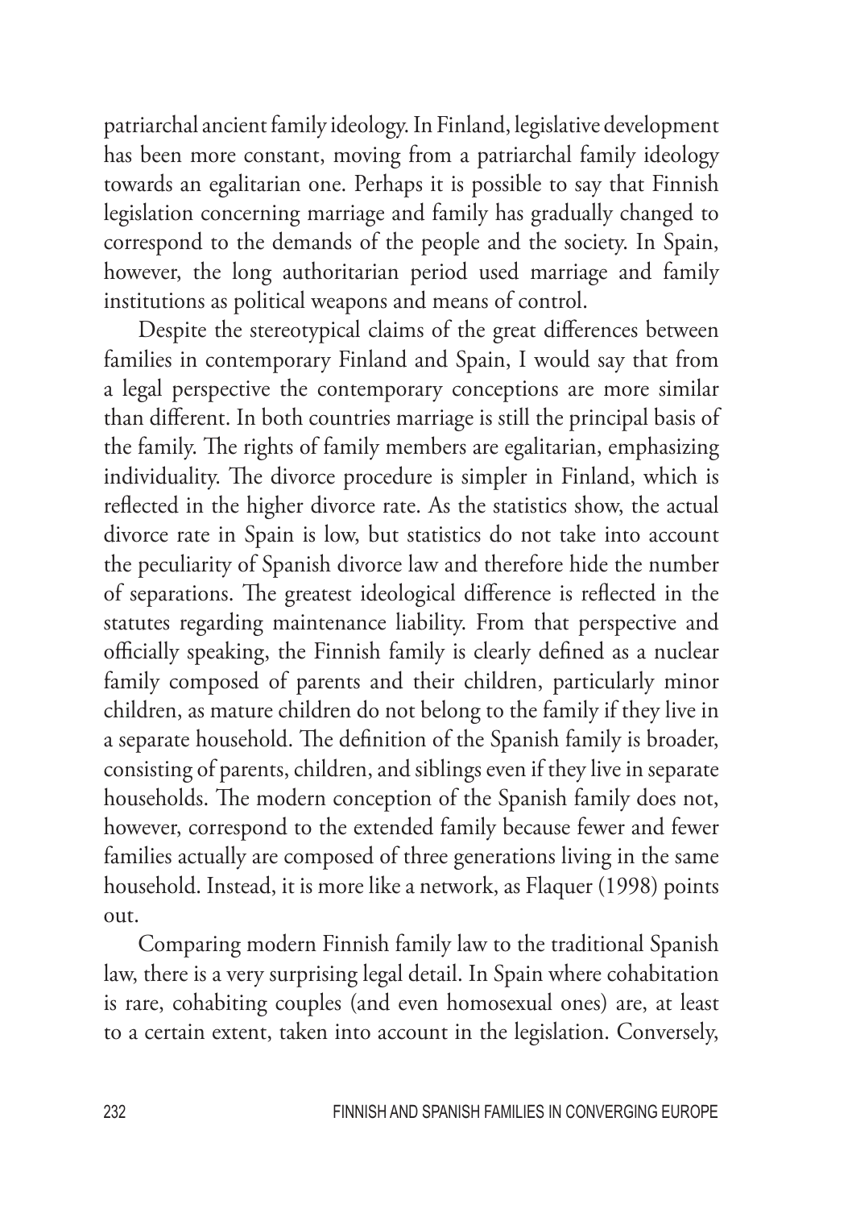patriarchal ancient family ideology. In Finland, legislative development has been more constant, moving from a patriarchal family ideology towards an egalitarian one. Perhaps it is possible to say that Finnish legislation concerning marriage and family has gradually changed to correspond to the demands of the people and the society. In Spain, however, the long authoritarian period used marriage and family institutions as political weapons and means of control.

Despite the stereotypical claims of the great differences between families in contemporary Finland and Spain, I would say that from a legal perspective the contemporary conceptions are more similar than different. In both countries marriage is still the principal basis of the family. The rights of family members are egalitarian, emphasizing individuality. The divorce procedure is simpler in Finland, which is reflected in the higher divorce rate. As the statistics show, the actual divorce rate in Spain is low, but statistics do not take into account the peculiarity of Spanish divorce law and therefore hide the number of separations. The greatest ideological difference is reflected in the statutes regarding maintenance liability. From that perspective and officially speaking, the Finnish family is clearly defined as a nuclear family composed of parents and their children, particularly minor children, as mature children do not belong to the family if they live in a separate household. The definition of the Spanish family is broader, consisting of parents, children, and siblings even if they live in separate households. The modern conception of the Spanish family does not, however, correspond to the extended family because fewer and fewer families actually are composed of three generations living in the same household. Instead, it is more like a network, as Flaquer (1998) points out.

Comparing modern Finnish family law to the traditional Spanish law, there is a very surprising legal detail. In Spain where cohabitation is rare, cohabiting couples (and even homosexual ones) are, at least to a certain extent, taken into account in the legislation. Conversely,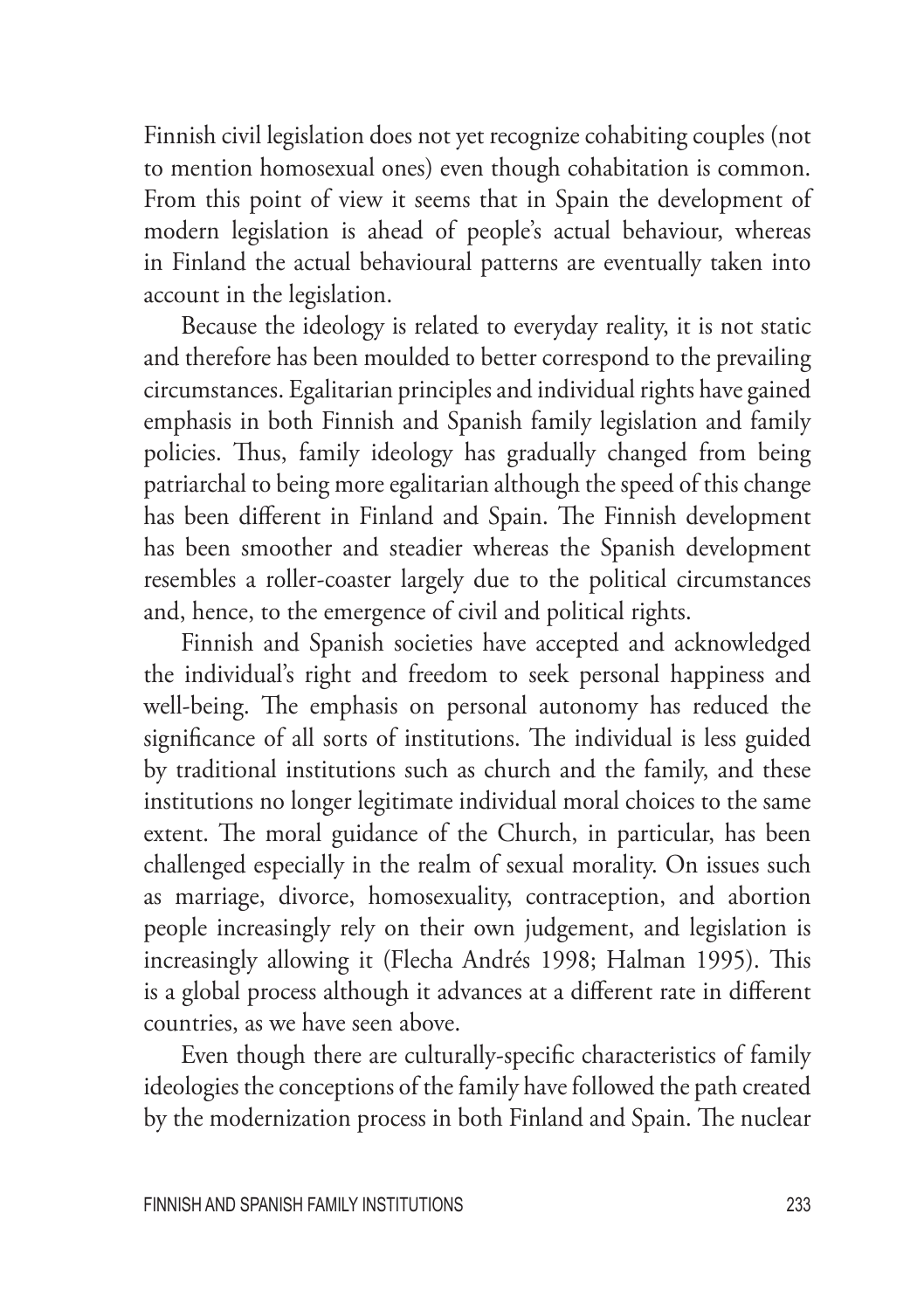Finnish civil legislation does not yet recognize cohabiting couples (not to mention homosexual ones) even though cohabitation is common. From this point of view it seems that in Spain the development of modern legislation is ahead of people's actual behaviour, whereas in Finland the actual behavioural patterns are eventually taken into account in the legislation.

Because the ideology is related to everyday reality, it is not static and therefore has been moulded to better correspond to the prevailing circumstances. Egalitarian principles and individual rights have gained emphasis in both Finnish and Spanish family legislation and family policies. Thus, family ideology has gradually changed from being patriarchal to being more egalitarian although the speed of this change has been different in Finland and Spain. The Finnish development has been smoother and steadier whereas the Spanish development resembles a roller-coaster largely due to the political circumstances and, hence, to the emergence of civil and political rights.

Finnish and Spanish societies have accepted and acknowledged the individual's right and freedom to seek personal happiness and well-being. The emphasis on personal autonomy has reduced the significance of all sorts of institutions. The individual is less guided by traditional institutions such as church and the family, and these institutions no longer legitimate individual moral choices to the same extent. The moral guidance of the Church, in particular, has been challenged especially in the realm of sexual morality. On issues such as marriage, divorce, homosexuality, contraception, and abortion people increasingly rely on their own judgement, and legislation is increasingly allowing it (Flecha Andrés 1998; Halman 1995). This is a global process although it advances at a different rate in different countries, as we have seen above.

Even though there are culturally-specific characteristics of family ideologies the conceptions of the family have followed the path created by the modernization process in both Finland and Spain. The nuclear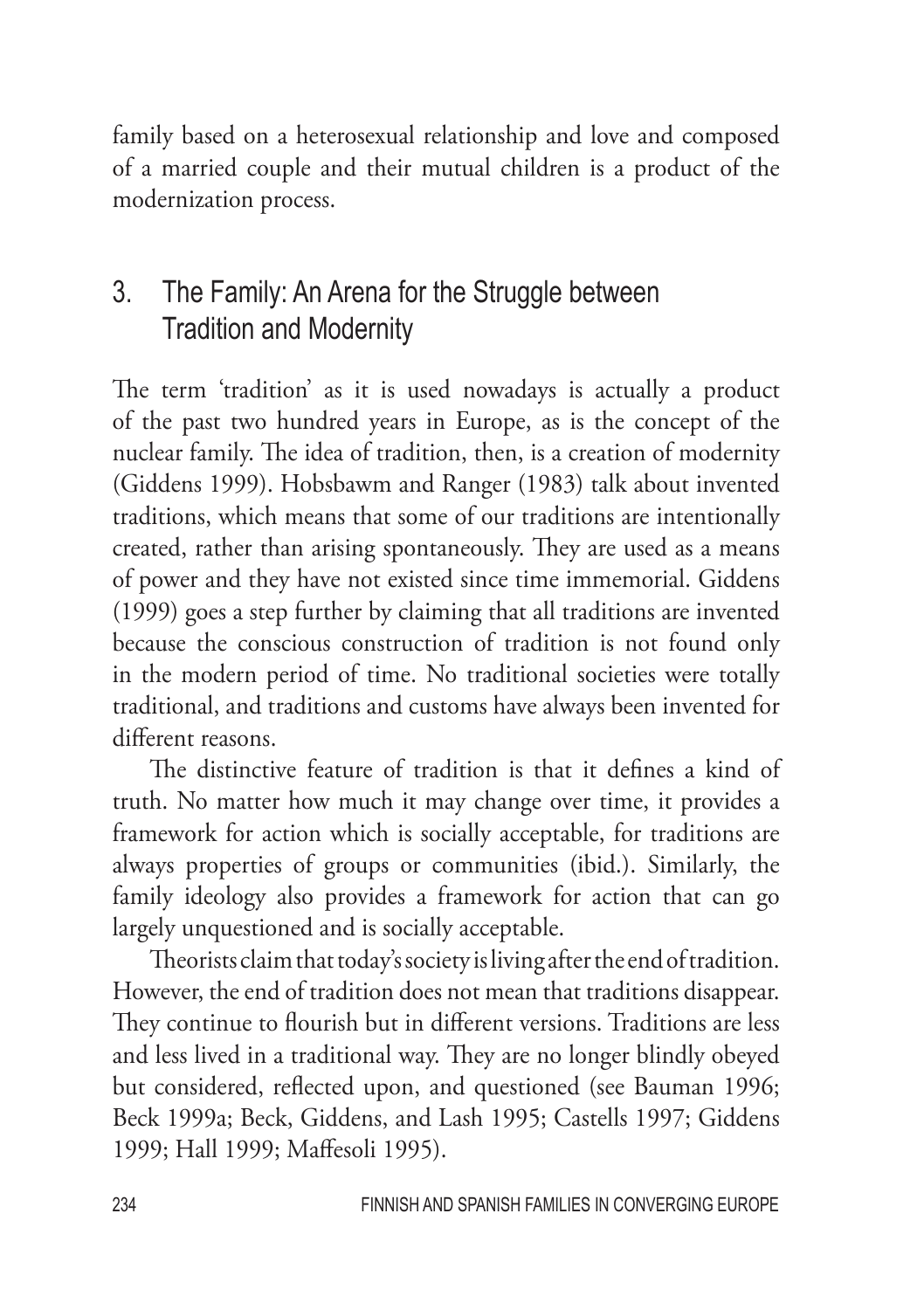family based on a heterosexual relationship and love and composed of a married couple and their mutual children is a product of the modernization process.

## 3. The Family: An Arena for the Struggle between Tradition and Modernity

The term 'tradition' as it is used nowadays is actually a product of the past two hundred years in Europe, as is the concept of the nuclear family. The idea of tradition, then, is a creation of modernity (Giddens 1999). Hobsbawm and Ranger (1983) talk about invented traditions, which means that some of our traditions are intentionally created, rather than arising spontaneously. They are used as a means of power and they have not existed since time immemorial. Giddens (1999) goes a step further by claiming that all traditions are invented because the conscious construction of tradition is not found only in the modern period of time. No traditional societies were totally traditional, and traditions and customs have always been invented for different reasons.

The distinctive feature of tradition is that it defines a kind of truth. No matter how much it may change over time, it provides a framework for action which is socially acceptable, for traditions are always properties of groups or communities (ibid.). Similarly, the family ideology also provides a framework for action that can go largely unquestioned and is socially acceptable.

Theorists claim that today's society is living after the end of tradition. However, the end of tradition does not mean that traditions disappear. They continue to flourish but in different versions. Traditions are less and less lived in a traditional way. They are no longer blindly obeyed but considered, reflected upon, and questioned (see Bauman 1996; Beck 1999a; Beck, Giddens, and Lash 1995; Castells 1997; Giddens 1999; Hall 1999; Maffesoli 1995).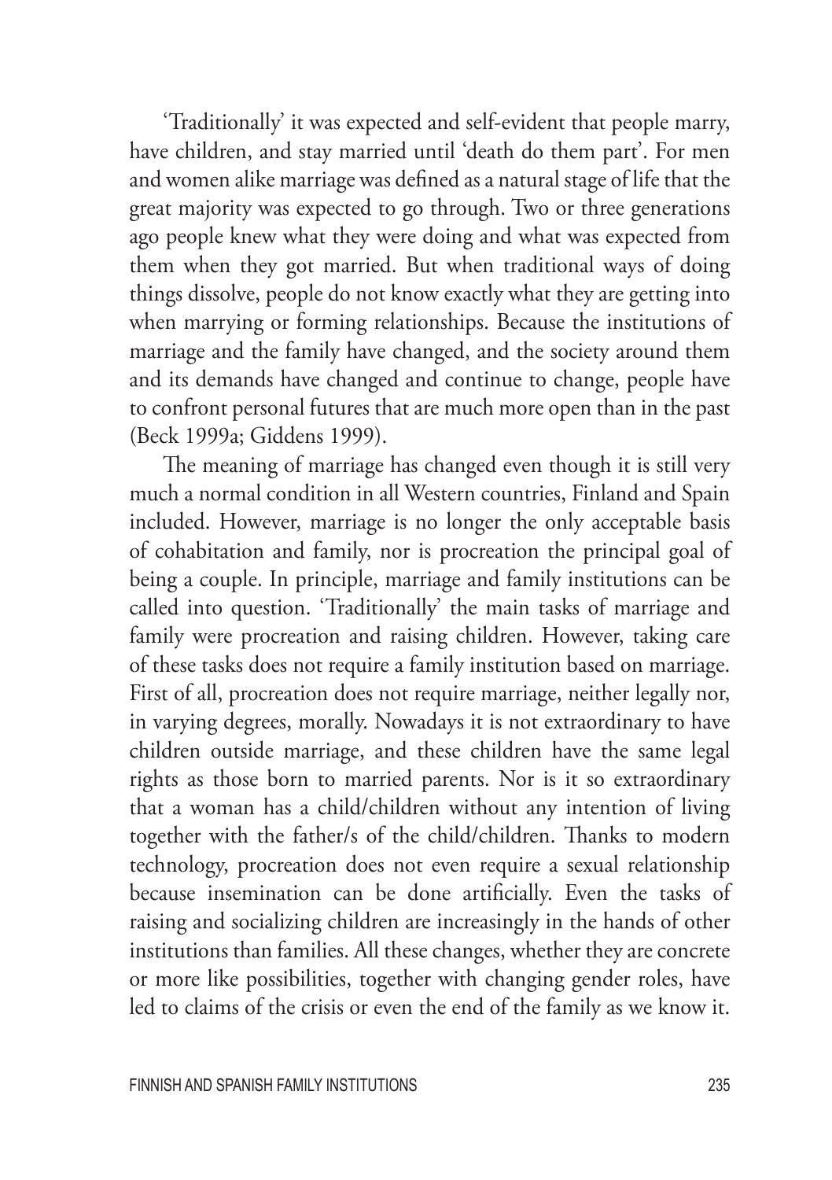'Traditionally' it was expected and self-evident that people marry, have children, and stay married until 'death do them part'. For men and women alike marriage was defined as a natural stage of life that the great majority was expected to go through. Two or three generations ago people knew what they were doing and what was expected from them when they got married. But when traditional ways of doing things dissolve, people do not know exactly what they are getting into when marrying or forming relationships. Because the institutions of marriage and the family have changed, and the society around them and its demands have changed and continue to change, people have to confront personal futures that are much more open than in the past (Beck 1999a; Giddens 1999).

The meaning of marriage has changed even though it is still very much a normal condition in all Western countries, Finland and Spain included. However, marriage is no longer the only acceptable basis of cohabitation and family, nor is procreation the principal goal of being a couple. In principle, marriage and family institutions can be called into question. 'Traditionally' the main tasks of marriage and family were procreation and raising children. However, taking care of these tasks does not require a family institution based on marriage. First of all, procreation does not require marriage, neither legally nor, in varying degrees, morally. Nowadays it is not extraordinary to have children outside marriage, and these children have the same legal rights as those born to married parents. Nor is it so extraordinary that a woman has a child/children without any intention of living together with the father/s of the child/children. Thanks to modern technology, procreation does not even require a sexual relationship because insemination can be done artificially. Even the tasks of raising and socializing children are increasingly in the hands of other institutions than families. All these changes, whether they are concrete or more like possibilities, together with changing gender roles, have led to claims of the crisis or even the end of the family as we know it.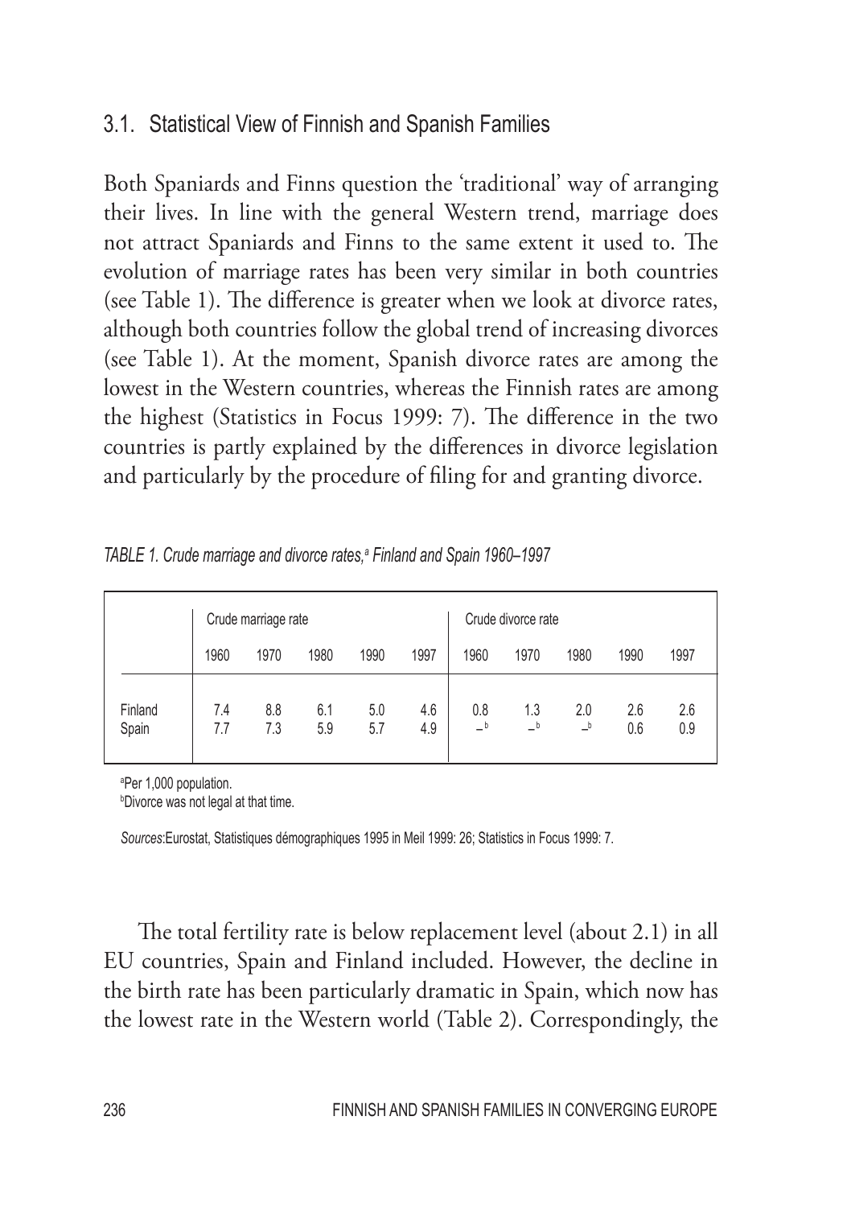## 3.1. Statistical View of Finnish and Spanish Families

Both Spaniards and Finns question the 'traditional' way of arranging their lives. In line with the general Western trend, marriage does not attract Spaniards and Finns to the same extent it used to. The evolution of marriage rates has been very similar in both countries (see Table 1). The difference is greater when we look at divorce rates, although both countries follow the global trend of increasing divorces (see Table 1). At the moment, Spanish divorce rates are among the lowest in the Western countries, whereas the Finnish rates are among the highest (Statistics in Focus 1999: 7). The difference in the two countries is partly explained by the differences in divorce legislation and particularly by the procedure of filing for and granting divorce.

*TABLE 1. Crude marriage and divorce rates,[a] Finland and Spain 1960–1997*

| | Crude marriage rate | | | | | Crude divorce rate | | | | |
|---|---|---|---|---|---|---|---|---|---|---|
| | 1960 | 1970 | 1980 | 1990 | 1997 | 1960 | 1970 | 1980 | 1990 | 1997 |
| Finland | 7.4 | 8.8 | 6.1 | 5.0 | 4.6 | 0.8 | 1.3 | 2.0 | 2.6 | 2.6 |
| Spain | 7.7 | 7.3 | 5.9 | 5.7 | 4.9 | –[b] | –[b] | –[b] | 0.6 | 0.9 |

[a]Per 1,000 population.
[b]Divorce was not legal at that time.

*Sources*: Eurostat, Statistiques démographiques 1995 in Meil 1999: 26; Statistics in Focus 1999: 7.

The total fertility rate is below replacement level (about 2.1) in all EU countries, Spain and Finland included. However, the decline in the birth rate has been particularly dramatic in Spain, which now has the lowest rate in the Western world (Table 2). Correspondingly, the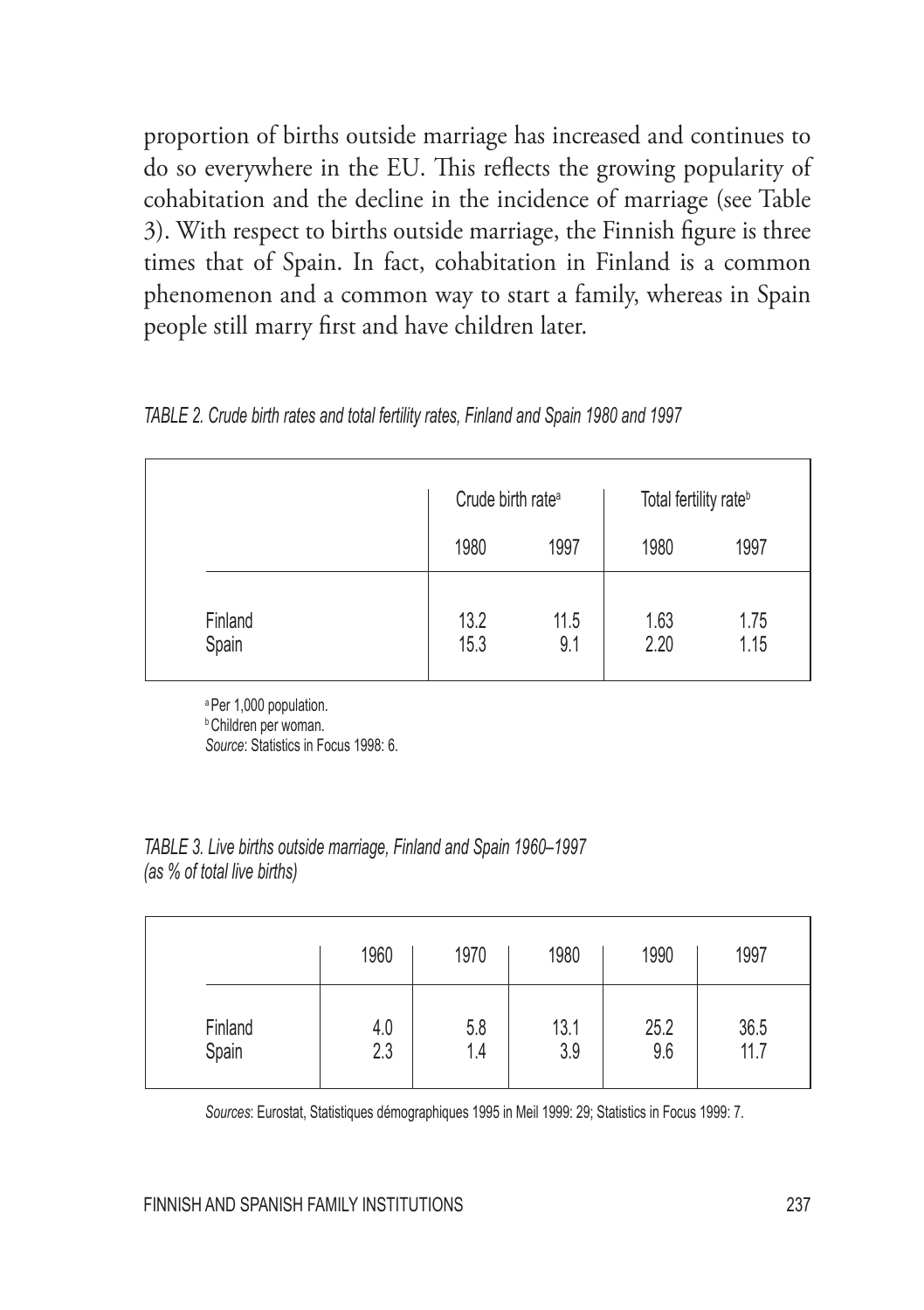proportion of births outside marriage has increased and continues to do so everywhere in the EU. This reflects the growing popularity of cohabitation and the decline in the incidence of marriage (see Table 3). With respect to births outside marriage, the Finnish figure is three times that of Spain. In fact, cohabitation in Finland is a common phenomenon and a common way to start a family, whereas in Spain people still marry first and have children later.

*TABLE 2. Crude birth rates and total fertility rates, Finland and Spain 1980 and 1997*

| | Crude birth rate[a] | | Total fertility rate[b] | |
|---|---|---|---|---|
| | 1980 | 1997 | 1980 | 1997 |
| Finland | 13.2 | 11.5 | 1.63 | 1.75 |
| Spain | 15.3 | 9.1 | 2.20 | 1.15 |

[a] Per 1,000 population.
[b] Children per woman.
*Source*: Statistics in Focus 1998: 6.

*TABLE 3. Live births outside marriage, Finland and Spain 1960–1997 (as % of total live births)*

| | 1960 | 1970 | 1980 | 1990 | 1997 |
|---|---|---|---|---|---|
| Finland | 4.0 | 5.8 | 13.1 | 25.2 | 36.5 |
| Spain | 2.3 | 1.4 | 3.9 | 9.6 | 11.7 |

*Sources*: Eurostat, Statistiques démographiques 1995 in Meil 1999: 29; Statistics in Focus 1999: 7.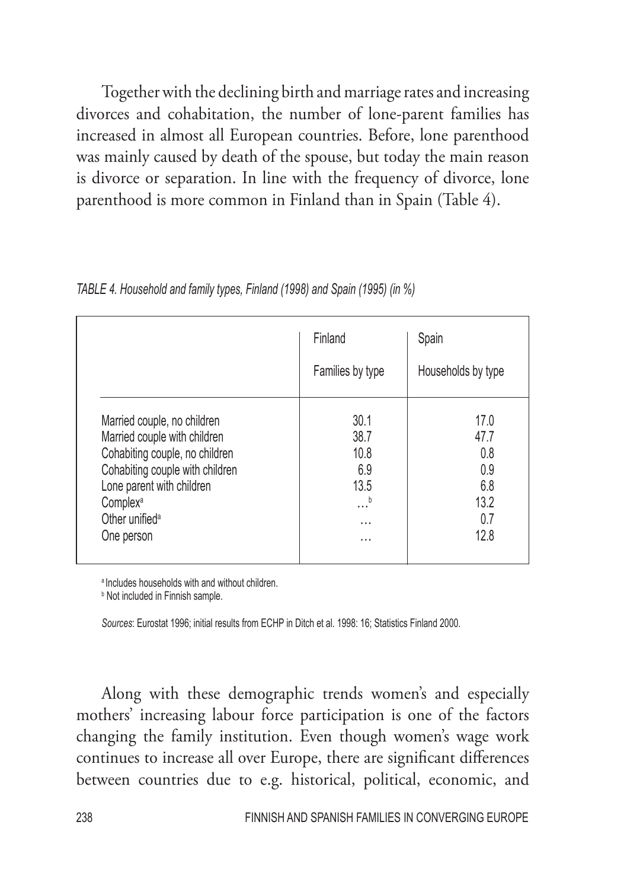Together with the declining birth and marriage rates and increasing divorces and cohabitation, the number of lone-parent families has increased in almost all European countries. Before, lone parenthood was mainly caused by death of the spouse, but today the main reason is divorce or separation. In line with the frequency of divorce, lone parenthood is more common in Finland than in Spain (Table 4).

*TABLE 4. Household and family types, Finland (1998) and Spain (1995) (in %)*

| | Finland | Spain |
|---|---|---|
| | Families by type | Households by type |
| Married couple, no children | 30.1 | 17.0 |
| Married couple with children | 38.7 | 47.7 |
| Cohabiting couple, no children | 10.8 | 0.8 |
| Cohabiting couple with children | 6.9 | 0.9 |
| Lone parent with children | 13.5 | 6.8 |
| Complex[a] | …[b] | 13.2 |
| Other unified[a] | … | 0.7 |
| One person | … | 12.8 |

[a] Includes households with and without children.
[b] Not included in Finnish sample.

*Sources*: Eurostat 1996; initial results from ECHP in Ditch et al. 1998: 16; Statistics Finland 2000.

Along with these demographic trends women's and especially mothers' increasing labour force participation is one of the factors changing the family institution. Even though women's wage work continues to increase all over Europe, there are significant differences between countries due to e.g. historical, political, economic, and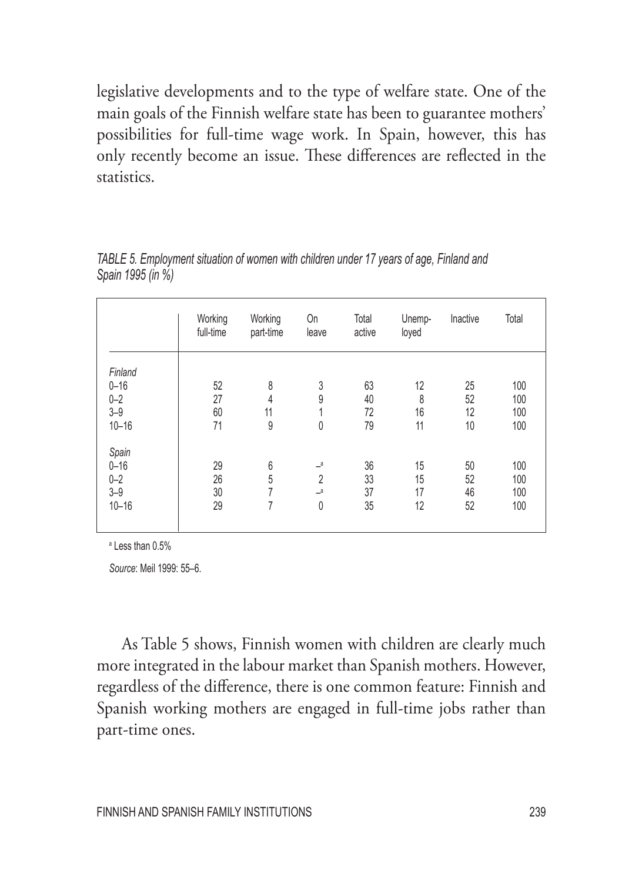legislative developments and to the type of welfare state. One of the main goals of the Finnish welfare state has been to guarantee mothers' possibilities for full-time wage work. In Spain, however, this has only recently become an issue. These differences are reflected in the statistics.

*TABLE 5. Employment situation of women with children under 17 years of age, Finland and Spain 1995 (in %)*

| | Working full-time | Working part-time | On leave | Total active | Unemp-loyed | Inactive | Total |
|---|---|---|---|---|---|---|---|
| *Finland* | | | | | | | |
| 0–16 | 52 | 8 | 3 | 63 | 12 | 25 | 100 |
| 0–2 | 27 | 4 | 9 | 40 | 8 | 52 | 100 |
| 3–9 | 60 | 11 | 1 | 72 | 16 | 12 | 100 |
| 10–16 | 71 | 9 | 0 | 79 | 11 | 10 | 100 |
| *Spain* | | | | | | | |
| 0–16 | 29 | 6 | –[a] | 36 | 15 | 50 | 100 |
| 0–2 | 26 | 5 | 2 | 33 | 15 | 52 | 100 |
| 3–9 | 30 | 7 | –[a] | 37 | 17 | 46 | 100 |
| 10–16 | 29 | 7 | 0 | 35 | 12 | 52 | 100 |

[a] Less than 0.5%

*Source*: Meil 1999: 55–6.

As Table 5 shows, Finnish women with children are clearly much more integrated in the labour market than Spanish mothers. However, regardless of the difference, there is one common feature: Finnish and Spanish working mothers are engaged in full-time jobs rather than part-time ones.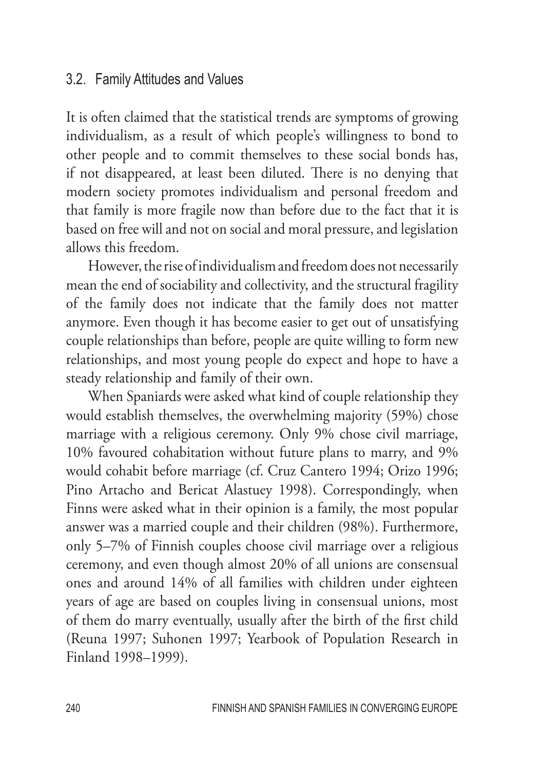### 3.2. Family Attitudes and Values

It is often claimed that the statistical trends are symptoms of growing individualism, as a result of which people's willingness to bond to other people and to commit themselves to these social bonds has, if not disappeared, at least been diluted. There is no denying that modern society promotes individualism and personal freedom and that family is more fragile now than before due to the fact that it is based on free will and not on social and moral pressure, and legislation allows this freedom.

However, the rise of individualism and freedom does not necessarily mean the end of sociability and collectivity, and the structural fragility of the family does not indicate that the family does not matter anymore. Even though it has become easier to get out of unsatisfying couple relationships than before, people are quite willing to form new relationships, and most young people do expect and hope to have a steady relationship and family of their own.

When Spaniards were asked what kind of couple relationship they would establish themselves, the overwhelming majority (59%) chose marriage with a religious ceremony. Only 9% chose civil marriage, 10% favoured cohabitation without future plans to marry, and 9% would cohabit before marriage (cf. Cruz Cantero 1994; Orizo 1996; Pino Artacho and Bericat Alastuey 1998). Correspondingly, when Finns were asked what in their opinion is a family, the most popular answer was a married couple and their children (98%). Furthermore, only 5–7% of Finnish couples choose civil marriage over a religious ceremony, and even though almost 20% of all unions are consensual ones and around 14% of all families with children under eighteen years of age are based on couples living in consensual unions, most of them do marry eventually, usually after the birth of the first child (Reuna 1997; Suhonen 1997; Yearbook of Population Research in Finland 1998–1999).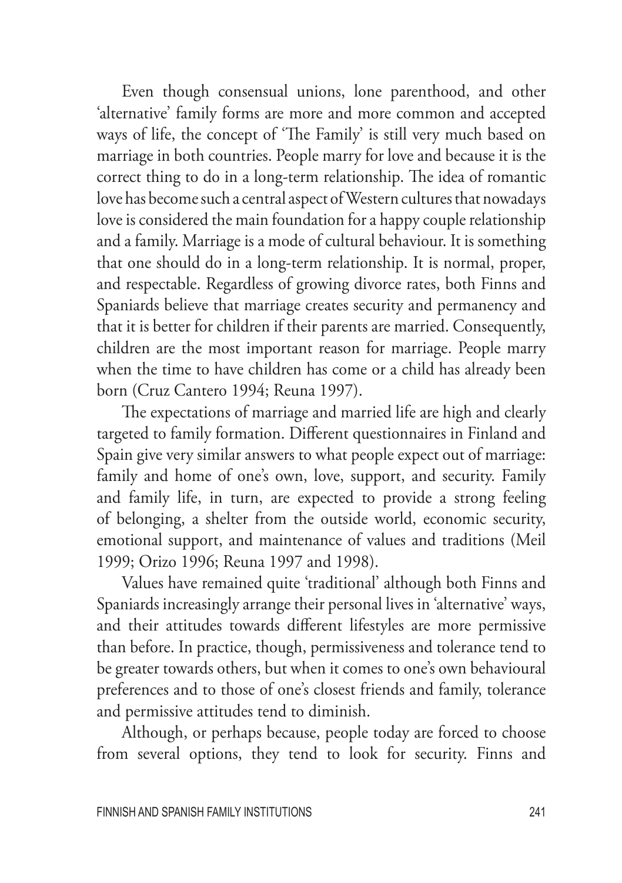Even though consensual unions, lone parenthood, and other 'alternative' family forms are more and more common and accepted ways of life, the concept of 'The Family' is still very much based on marriage in both countries. People marry for love and because it is the correct thing to do in a long-term relationship. The idea of romantic love has become such a central aspect of Western cultures that nowadays love is considered the main foundation for a happy couple relationship and a family. Marriage is a mode of cultural behaviour. It is something that one should do in a long-term relationship. It is normal, proper, and respectable. Regardless of growing divorce rates, both Finns and Spaniards believe that marriage creates security and permanency and that it is better for children if their parents are married. Consequently, children are the most important reason for marriage. People marry when the time to have children has come or a child has already been born (Cruz Cantero 1994; Reuna 1997).

The expectations of marriage and married life are high and clearly targeted to family formation. Different questionnaires in Finland and Spain give very similar answers to what people expect out of marriage: family and home of one's own, love, support, and security. Family and family life, in turn, are expected to provide a strong feeling of belonging, a shelter from the outside world, economic security, emotional support, and maintenance of values and traditions (Meil 1999; Orizo 1996; Reuna 1997 and 1998).

Values have remained quite 'traditional' although both Finns and Spaniards increasingly arrange their personal lives in 'alternative' ways, and their attitudes towards different lifestyles are more permissive than before. In practice, though, permissiveness and tolerance tend to be greater towards others, but when it comes to one's own behavioural preferences and to those of one's closest friends and family, tolerance and permissive attitudes tend to diminish.

Although, or perhaps because, people today are forced to choose from several options, they tend to look for security. Finns and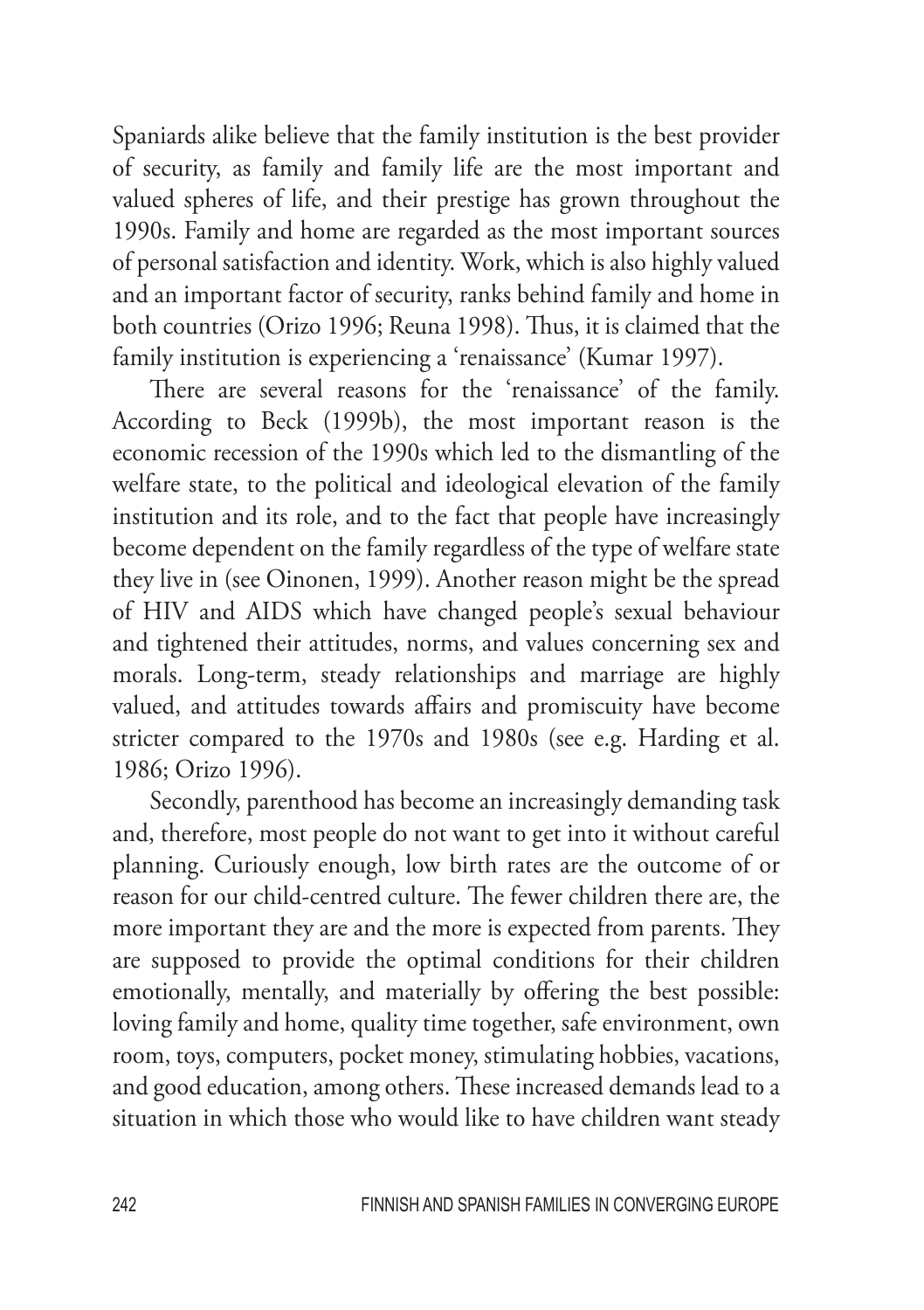Spaniards alike believe that the family institution is the best provider of security, as family and family life are the most important and valued spheres of life, and their prestige has grown throughout the 1990s. Family and home are regarded as the most important sources of personal satisfaction and identity. Work, which is also highly valued and an important factor of security, ranks behind family and home in both countries (Orizo 1996; Reuna 1998). Thus, it is claimed that the family institution is experiencing a 'renaissance' (Kumar 1997).

There are several reasons for the 'renaissance' of the family. According to Beck (1999b), the most important reason is the economic recession of the 1990s which led to the dismantling of the welfare state, to the political and ideological elevation of the family institution and its role, and to the fact that people have increasingly become dependent on the family regardless of the type of welfare state they live in (see Oinonen, 1999). Another reason might be the spread of HIV and AIDS which have changed people's sexual behaviour and tightened their attitudes, norms, and values concerning sex and morals. Long-term, steady relationships and marriage are highly valued, and attitudes towards affairs and promiscuity have become stricter compared to the 1970s and 1980s (see e.g. Harding et al. 1986; Orizo 1996).

Secondly, parenthood has become an increasingly demanding task and, therefore, most people do not want to get into it without careful planning. Curiously enough, low birth rates are the outcome of or reason for our child-centred culture. The fewer children there are, the more important they are and the more is expected from parents. They are supposed to provide the optimal conditions for their children emotionally, mentally, and materially by offering the best possible: loving family and home, quality time together, safe environment, own room, toys, computers, pocket money, stimulating hobbies, vacations, and good education, among others. These increased demands lead to a situation in which those who would like to have children want steady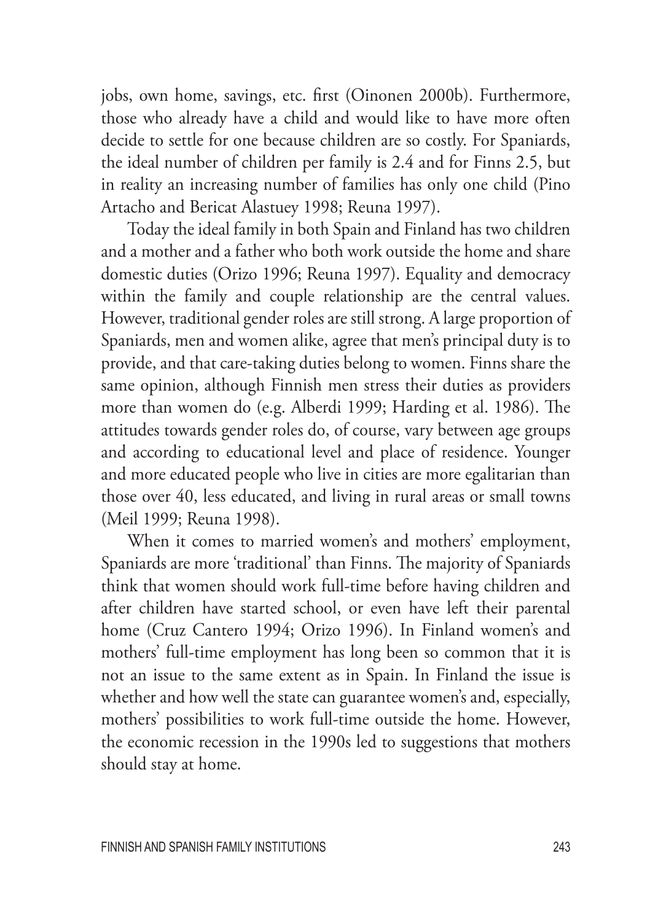jobs, own home, savings, etc. first (Oinonen 2000b). Furthermore, those who already have a child and would like to have more often decide to settle for one because children are so costly. For Spaniards, the ideal number of children per family is 2.4 and for Finns 2.5, but in reality an increasing number of families has only one child (Pino Artacho and Bericat Alastuey 1998; Reuna 1997).

Today the ideal family in both Spain and Finland has two children and a mother and a father who both work outside the home and share domestic duties (Orizo 1996; Reuna 1997). Equality and democracy within the family and couple relationship are the central values. However, traditional gender roles are still strong. A large proportion of Spaniards, men and women alike, agree that men's principal duty is to provide, and that care-taking duties belong to women. Finns share the same opinion, although Finnish men stress their duties as providers more than women do (e.g. Alberdi 1999; Harding et al. 1986). The attitudes towards gender roles do, of course, vary between age groups and according to educational level and place of residence. Younger and more educated people who live in cities are more egalitarian than those over 40, less educated, and living in rural areas or small towns (Meil 1999; Reuna 1998).

When it comes to married women's and mothers' employment, Spaniards are more 'traditional' than Finns. The majority of Spaniards think that women should work full-time before having children and after children have started school, or even have left their parental home (Cruz Cantero 1994; Orizo 1996). In Finland women's and mothers' full-time employment has long been so common that it is not an issue to the same extent as in Spain. In Finland the issue is whether and how well the state can guarantee women's and, especially, mothers' possibilities to work full-time outside the home. However, the economic recession in the 1990s led to suggestions that mothers should stay at home.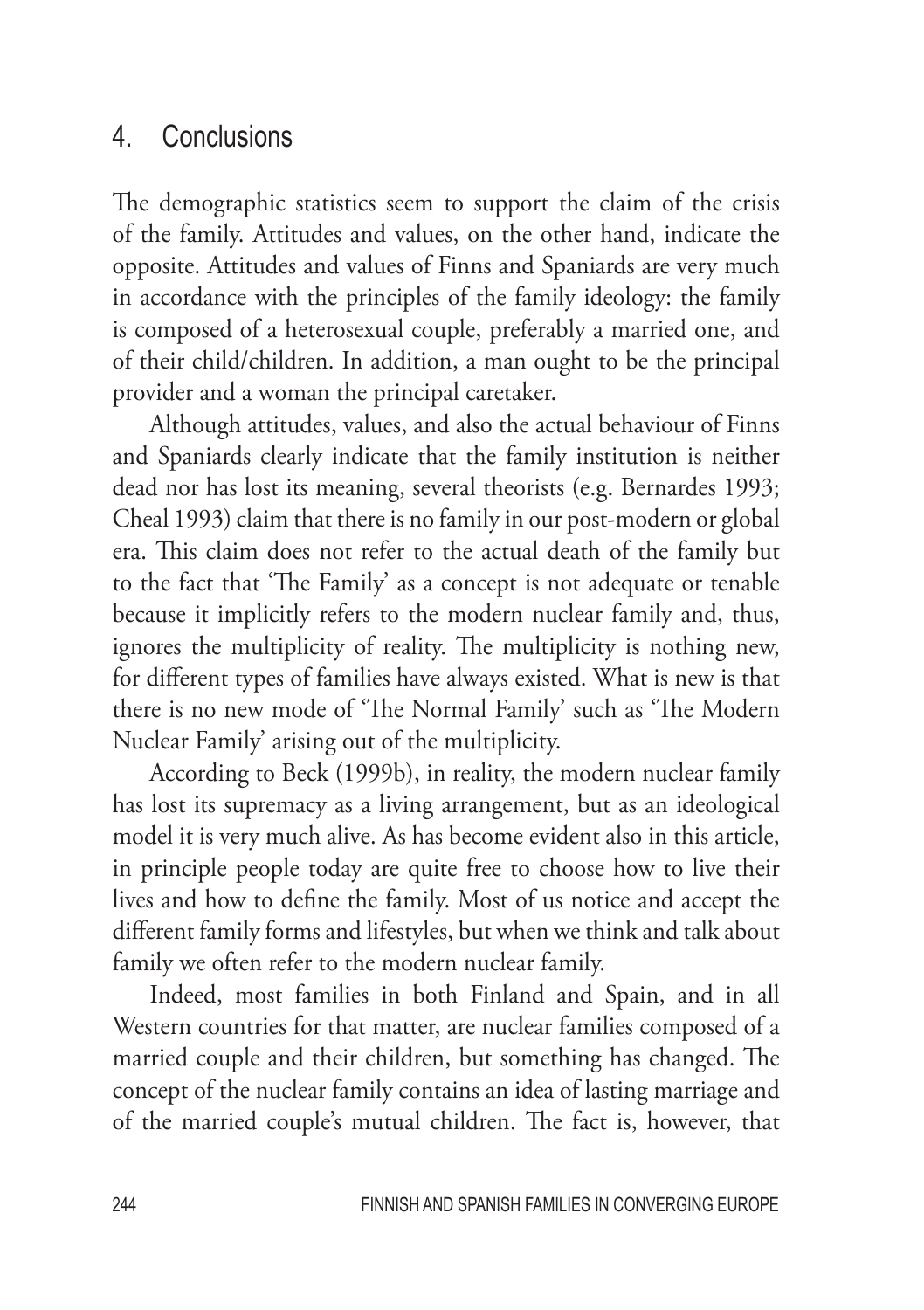## 4. Conclusions

The demographic statistics seem to support the claim of the crisis of the family. Attitudes and values, on the other hand, indicate the opposite. Attitudes and values of Finns and Spaniards are very much in accordance with the principles of the family ideology: the family is composed of a heterosexual couple, preferably a married one, and of their child/children. In addition, a man ought to be the principal provider and a woman the principal caretaker.

Although attitudes, values, and also the actual behaviour of Finns and Spaniards clearly indicate that the family institution is neither dead nor has lost its meaning, several theorists (e.g. Bernardes 1993; Cheal 1993) claim that there is no family in our post-modern or global era. This claim does not refer to the actual death of the family but to the fact that 'The Family' as a concept is not adequate or tenable because it implicitly refers to the modern nuclear family and, thus, ignores the multiplicity of reality. The multiplicity is nothing new, for different types of families have always existed. What is new is that there is no new mode of 'The Normal Family' such as 'The Modern Nuclear Family' arising out of the multiplicity.

According to Beck (1999b), in reality, the modern nuclear family has lost its supremacy as a living arrangement, but as an ideological model it is very much alive. As has become evident also in this article, in principle people today are quite free to choose how to live their lives and how to define the family. Most of us notice and accept the different family forms and lifestyles, but when we think and talk about family we often refer to the modern nuclear family.

Indeed, most families in both Finland and Spain, and in all Western countries for that matter, are nuclear families composed of a married couple and their children, but something has changed. The concept of the nuclear family contains an idea of lasting marriage and of the married couple's mutual children. The fact is, however, that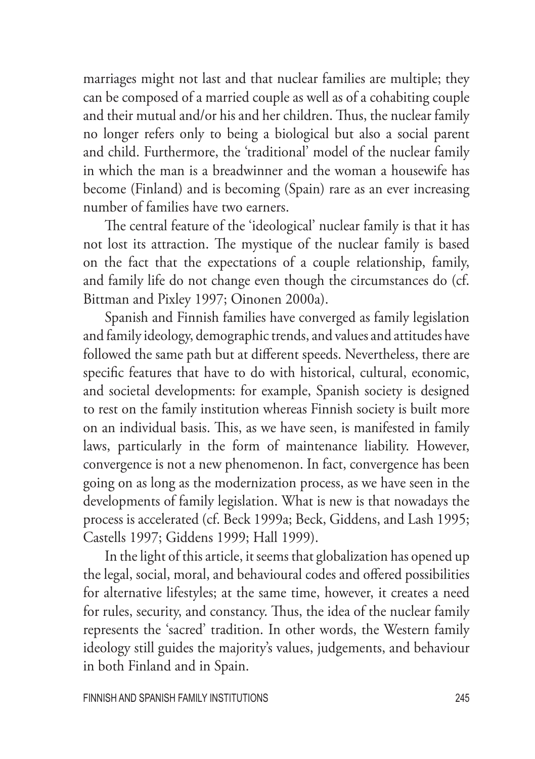marriages might not last and that nuclear families are multiple; they can be composed of a married couple as well as of a cohabiting couple and their mutual and/or his and her children. Thus, the nuclear family no longer refers only to being a biological but also a social parent and child. Furthermore, the 'traditional' model of the nuclear family in which the man is a breadwinner and the woman a housewife has become (Finland) and is becoming (Spain) rare as an ever increasing number of families have two earners.

The central feature of the 'ideological' nuclear family is that it has not lost its attraction. The mystique of the nuclear family is based on the fact that the expectations of a couple relationship, family, and family life do not change even though the circumstances do (cf. Bittman and Pixley 1997; Oinonen 2000a).

Spanish and Finnish families have converged as family legislation and family ideology, demographic trends, and values and attitudes have followed the same path but at different speeds. Nevertheless, there are specific features that have to do with historical, cultural, economic, and societal developments: for example, Spanish society is designed to rest on the family institution whereas Finnish society is built more on an individual basis. This, as we have seen, is manifested in family laws, particularly in the form of maintenance liability. However, convergence is not a new phenomenon. In fact, convergence has been going on as long as the modernization process, as we have seen in the developments of family legislation. What is new is that nowadays the process is accelerated (cf. Beck 1999a; Beck, Giddens, and Lash 1995; Castells 1997; Giddens 1999; Hall 1999).

In the light of this article, it seems that globalization has opened up the legal, social, moral, and behavioural codes and offered possibilities for alternative lifestyles; at the same time, however, it creates a need for rules, security, and constancy. Thus, the idea of the nuclear family represents the 'sacred' tradition. In other words, the Western family ideology still guides the majority's values, judgements, and behaviour in both Finland and in Spain.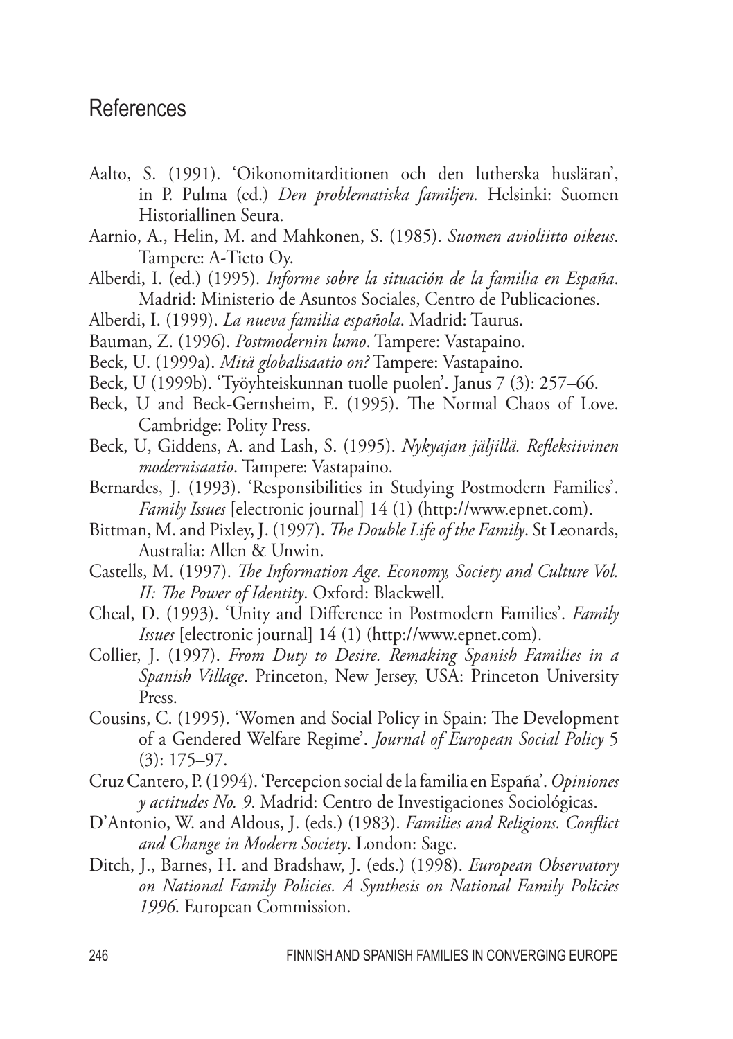# References

Aalto, S. (1991). 'Oikonomitarditionen och den lutherska husläran', in P. Pulma (ed.) *Den problematiska familjen.* Helsinki: Suomen Historiallinen Seura.

Aarnio, A., Helin, M. and Mahkonen, S. (1985). *Suomen avioliitto oikeus*. Tampere: A-Tieto Oy.

Alberdi, I. (ed.) (1995). *Informe sobre la situación de la familia en España*. Madrid: Ministerio de Asuntos Sociales, Centro de Publicaciones.

Alberdi, I. (1999). *La nueva familia española*. Madrid: Taurus.

Bauman, Z. (1996). *Postmodernin lumo*. Tampere: Vastapaino.

Beck, U. (1999a). *Mitä globalisaatio on?* Tampere: Vastapaino.

Beck, U (1999b). 'Työyhteiskunnan tuolle puolen'. Janus 7 (3): 257–66.

Beck, U and Beck-Gernsheim, E. (1995). The Normal Chaos of Love. Cambridge: Polity Press.

Beck, U, Giddens, A. and Lash, S. (1995). *Nykyajan jäljillä. Refleksiivinen modernisaatio*. Tampere: Vastapaino.

Bernardes, J. (1993). 'Responsibilities in Studying Postmodern Families'. *Family Issues* [electronic journal] 14 (1) (http://www.epnet.com).

Bittman, M. and Pixley, J. (1997). *The Double Life of the Family*. St Leonards, Australia: Allen & Unwin.

Castells, M. (1997). *The Information Age. Economy, Society and Culture Vol. II: The Power of Identity*. Oxford: Blackwell.

Cheal, D. (1993). 'Unity and Difference in Postmodern Families'. *Family Issues* [electronic journal] 14 (1) (http://www.epnet.com).

Collier, J. (1997). *From Duty to Desire. Remaking Spanish Families in a Spanish Village*. Princeton, New Jersey, USA: Princeton University Press.

Cousins, C. (1995). 'Women and Social Policy in Spain: The Development of a Gendered Welfare Regime'. *Journal of European Social Policy* 5 (3): 175–97.

Cruz Cantero, P. (1994). 'Percepcion social de la familia en España'. *Opiniones y actitudes No. 9*. Madrid: Centro de Investigaciones Sociológicas.

D'Antonio, W. and Aldous, J. (eds.) (1983). *Families and Religions. Conflict and Change in Modern Society*. London: Sage.

Ditch, J., Barnes, H. and Bradshaw, J. (eds.) (1998). *European Observatory on National Family Policies. A Synthesis on National Family Policies 1996*. European Commission.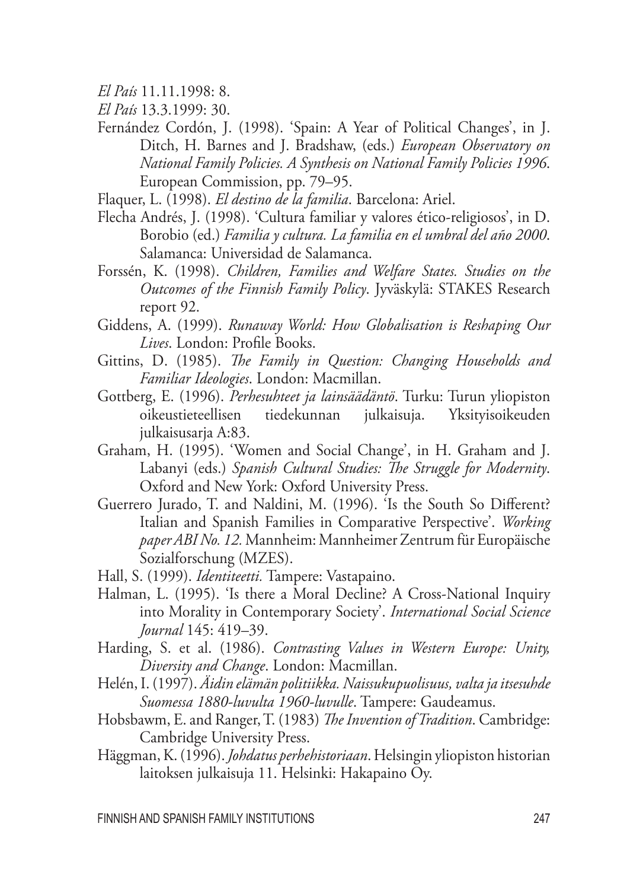*El País* 11.11.1998: 8.

*El País* 13.3.1999: 30.

Fernández Cordón, J. (1998). 'Spain: A Year of Political Changes', in J. Ditch, H. Barnes and J. Bradshaw, (eds.) *European Observatory on National Family Policies. A Synthesis on National Family Policies 1996*. European Commission, pp. 79–95.

Flaquer, L. (1998). *El destino de la familia*. Barcelona: Ariel.

Flecha Andrés, J. (1998). 'Cultura familiar y valores ético-religiosos', in D. Borobio (ed.) *Familia y cultura. La familia en el umbral del año 2000*. Salamanca: Universidad de Salamanca.

Forssén, K. (1998). *Children, Families and Welfare States. Studies on the Outcomes of the Finnish Family Policy*. Jyväskylä: STAKES Research report 92.

Giddens, A. (1999). *Runaway World: How Globalisation is Reshaping Our Lives*. London: Profile Books.

Gittins, D. (1985). *The Family in Question: Changing Households and Familiar Ideologies*. London: Macmillan.

Gottberg, E. (1996). *Perhesuhteet ja lainsäädäntö*. Turku: Turun yliopiston oikeustieteellisen tiedekunnan julkaisuja. Yksityisoikeuden julkaisusarja A:83.

Graham, H. (1995). 'Women and Social Change', in H. Graham and J. Labanyi (eds.) *Spanish Cultural Studies: The Struggle for Modernity*. Oxford and New York: Oxford University Press.

Guerrero Jurado, T. and Naldini, M. (1996). 'Is the South So Different? Italian and Spanish Families in Comparative Perspective'. *Working paper ABI No. 12.* Mannheim: Mannheimer Zentrum für Europäische Sozialforschung (MZES).

Hall, S. (1999). *Identiteetti.* Tampere: Vastapaino.

Halman, L. (1995). 'Is there a Moral Decline? A Cross-National Inquiry into Morality in Contemporary Society'. *International Social Science Journal* 145: 419–39.

Harding, S. et al. (1986). *Contrasting Values in Western Europe: Unity, Diversity and Change*. London: Macmillan.

Helén, I. (1997). *Äidin elämän politiikka. Naissukupuolisuus, valta ja itsesuhde Suomessa 1880-luvulta 1960-luvulle*. Tampere: Gaudeamus.

Hobsbawm, E. and Ranger, T. (1983) *The Invention of Tradition*. Cambridge: Cambridge University Press.

Häggman, K. (1996). *Johdatus perhehistoriaan*. Helsingin yliopiston historian laitoksen julkaisuja 11. Helsinki: Hakapaino Oy.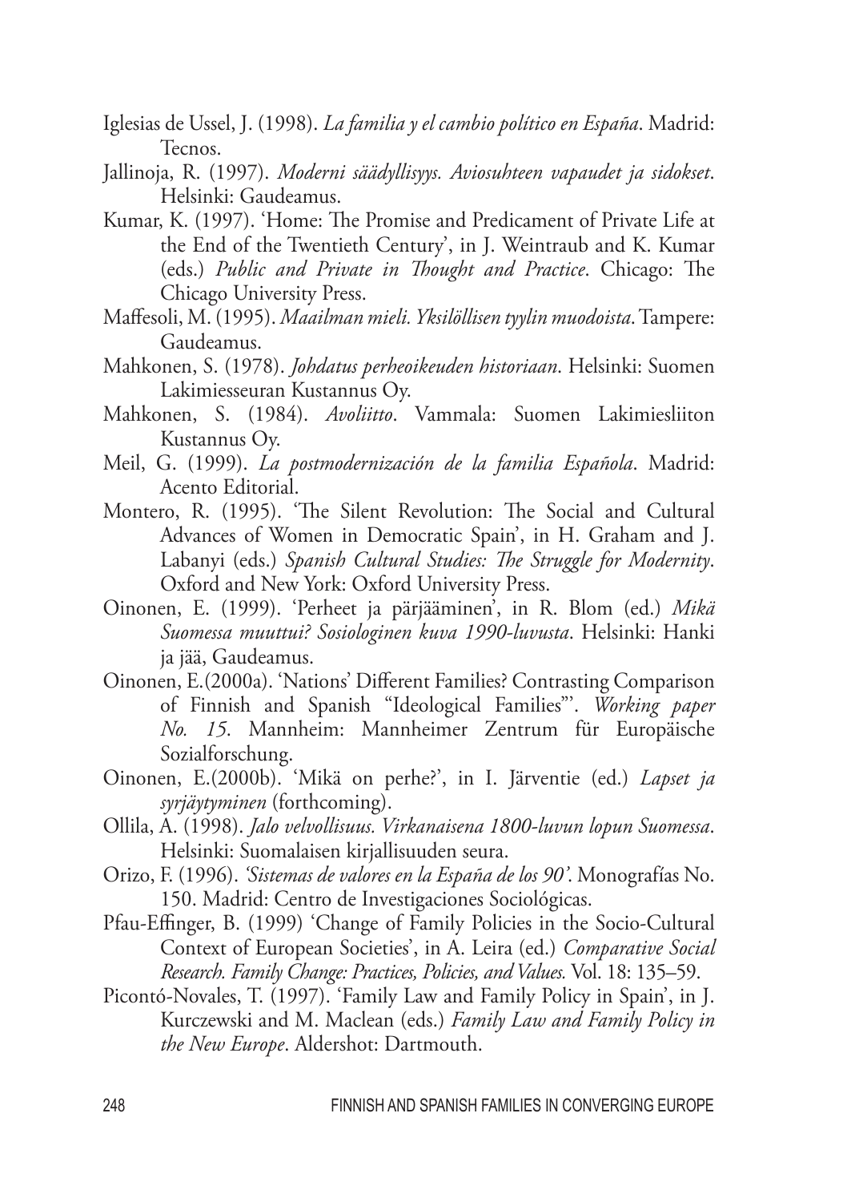Iglesias de Ussel, J. (1998). *La familia y el cambio político en España*. Madrid: Tecnos.

Jallinoja, R. (1997). *Moderni säädyllisyys. Aviosuhteen vapaudet ja sidokset*. Helsinki: Gaudeamus.

Kumar, K. (1997). 'Home: The Promise and Predicament of Private Life at the End of the Twentieth Century', in J. Weintraub and K. Kumar (eds.) *Public and Private in Thought and Practice*. Chicago: The Chicago University Press.

Maffesoli, M. (1995). *Maailman mieli. Yksilöllisen tyylin muodoista*. Tampere: Gaudeamus.

Mahkonen, S. (1978). *Johdatus perheoikeuden historiaan*. Helsinki: Suomen Lakimiesseuran Kustannus Oy.

Mahkonen, S. (1984). *Avoliitto*. Vammala: Suomen Lakimiesliiton Kustannus Oy.

Meil, G. (1999). *La postmodernización de la familia Española*. Madrid: Acento Editorial.

Montero, R. (1995). 'The Silent Revolution: The Social and Cultural Advances of Women in Democratic Spain', in H. Graham and J. Labanyi (eds.) *Spanish Cultural Studies: The Struggle for Modernity*. Oxford and New York: Oxford University Press.

Oinonen, E. (1999). 'Perheet ja pärjääminen', in R. Blom (ed.) *Mikä Suomessa muuttui? Sosiologinen kuva 1990-luvusta*. Helsinki: Hanki ja jää, Gaudeamus.

Oinonen, E.(2000a). 'Nations' Different Families? Contrasting Comparison of Finnish and Spanish "Ideological Families"'. *Working paper No. 15*. Mannheim: Mannheimer Zentrum für Europäische Sozialforschung.

Oinonen, E.(2000b). 'Mikä on perhe?', in I. Järventie (ed.) *Lapset ja syrjäytyminen* (forthcoming).

Ollila, A. (1998). *Jalo velvollisuus. Virkanaisena 1800-luvun lopun Suomessa*. Helsinki: Suomalaisen kirjallisuuden seura.

Orizo, F. (1996). *'Sistemas de valores en la España de los 90'*. Monografías No. 150. Madrid: Centro de Investigaciones Sociológicas.

Pfau-Effinger, B. (1999) 'Change of Family Policies in the Socio-Cultural Context of European Societies', in A. Leira (ed.) *Comparative Social Research. Family Change: Practices, Policies, and Values.* Vol. 18: 135–59.

Picontó-Novales, T. (1997). 'Family Law and Family Policy in Spain', in J. Kurczewski and M. Maclean (eds.) *Family Law and Family Policy in the New Europe*. Aldershot: Dartmouth.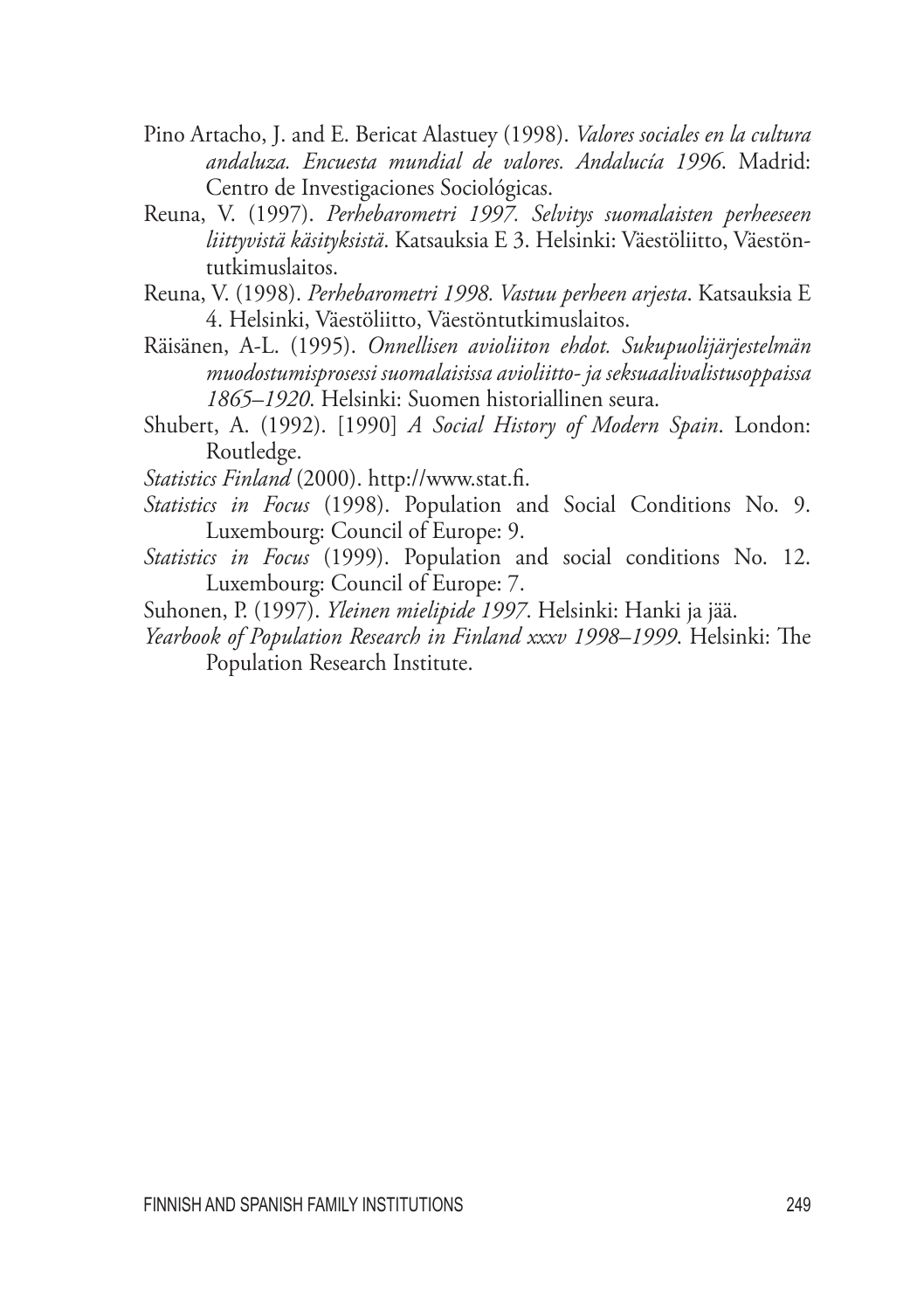Pino Artacho, J. and E. Bericat Alastuey (1998). *Valores sociales en la cultura andaluza. Encuesta mundial de valores. Andalucía 1996*. Madrid: Centro de Investigaciones Sociológicas.

Reuna, V. (1997). *Perhebarometri 1997. Selvitys suomalaisten perheeseen liittyvistä käsityksistä*. Katsauksia E 3. Helsinki: Väestöliitto, Väestöntutkimuslaitos.

Reuna, V. (1998). *Perhebarometri 1998. Vastuu perheen arjesta*. Katsauksia E 4. Helsinki, Väestöliitto, Väestöntutkimuslaitos.

Räisänen, A-L. (1995). *Onnellisen avioliiton ehdot. Sukupuolijärjestelmän muodostumisprosessi suomalaisissa avioliitto- ja seksuaalivalistusoppaissa 1865–1920*. Helsinki: Suomen historiallinen seura.

Shubert, A. (1992). [1990] *A Social History of Modern Spain*. London: Routledge.

*Statistics Finland* (2000). http://www.stat.fi.

*Statistics in Focus* (1998). Population and Social Conditions No. 9. Luxembourg: Council of Europe: 9.

*Statistics in Focus* (1999). Population and social conditions No. 12. Luxembourg: Council of Europe: 7.

Suhonen, P. (1997). *Yleinen mielipide 1997*. Helsinki: Hanki ja jää.

*Yearbook of Population Research in Finland xxxv 1998–1999*. Helsinki: The Population Research Institute.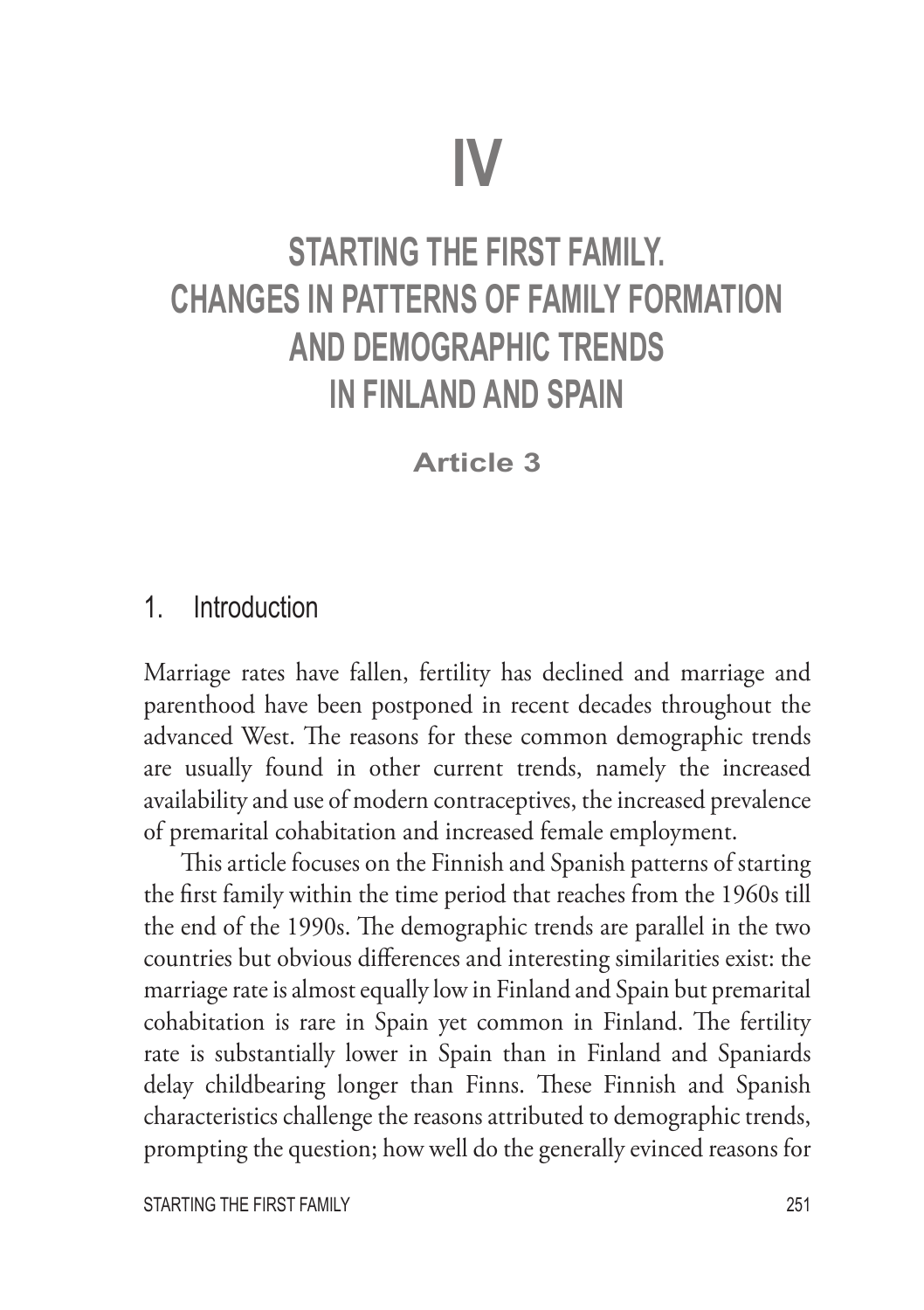# IV

# STARTING THE FIRST FAMILY. CHANGES IN PATTERNS OF FAMILY FORMATION AND DEMOGRAPHIC TRENDS IN FINLAND AND SPAIN

**Article 3**

## 1. Introduction

Marriage rates have fallen, fertility has declined and marriage and parenthood have been postponed in recent decades throughout the advanced West. The reasons for these common demographic trends are usually found in other current trends, namely the increased availability and use of modern contraceptives, the increased prevalence of premarital cohabitation and increased female employment.

This article focuses on the Finnish and Spanish patterns of starting the first family within the time period that reaches from the 1960s till the end of the 1990s. The demographic trends are parallel in the two countries but obvious differences and interesting similarities exist: the marriage rate is almost equally low in Finland and Spain but premarital cohabitation is rare in Spain yet common in Finland. The fertility rate is substantially lower in Spain than in Finland and Spaniards delay childbearing longer than Finns. These Finnish and Spanish characteristics challenge the reasons attributed to demographic trends, prompting the question; how well do the generally evinced reasons for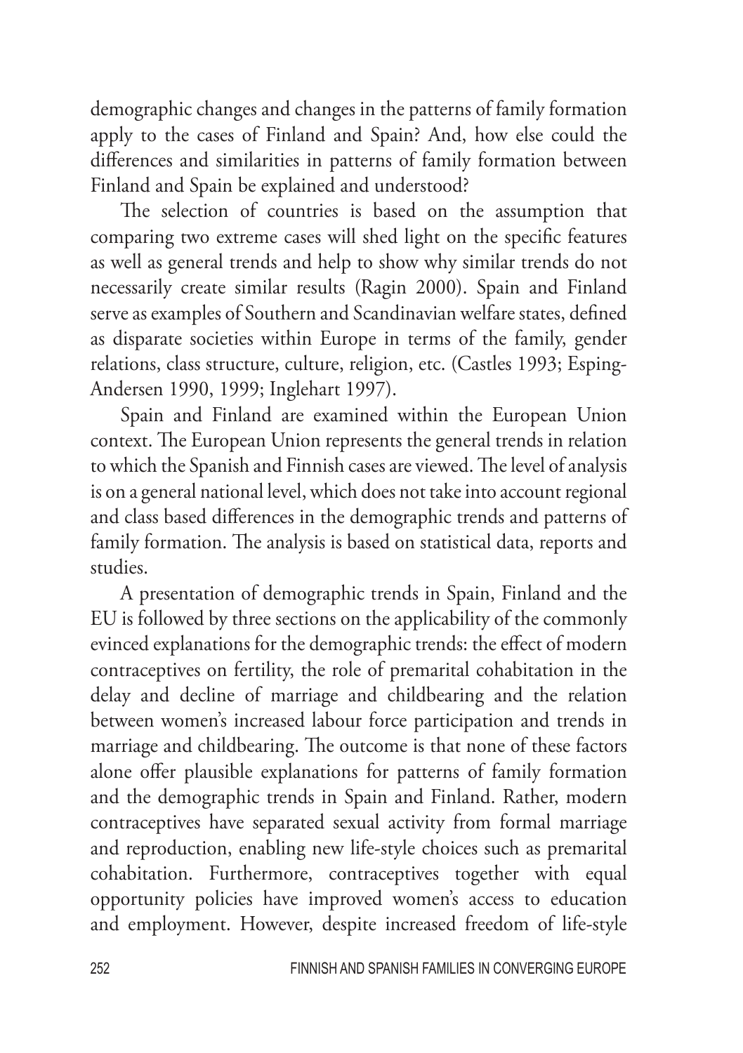demographic changes and changes in the patterns of family formation apply to the cases of Finland and Spain? And, how else could the differences and similarities in patterns of family formation between Finland and Spain be explained and understood?

The selection of countries is based on the assumption that comparing two extreme cases will shed light on the specific features as well as general trends and help to show why similar trends do not necessarily create similar results (Ragin 2000). Spain and Finland serve as examples of Southern and Scandinavian welfare states, defined as disparate societies within Europe in terms of the family, gender relations, class structure, culture, religion, etc. (Castles 1993; Esping-Andersen 1990, 1999; Inglehart 1997).

Spain and Finland are examined within the European Union context. The European Union represents the general trends in relation to which the Spanish and Finnish cases are viewed. The level of analysis is on a general national level, which does not take into account regional and class based differences in the demographic trends and patterns of family formation. The analysis is based on statistical data, reports and studies.

A presentation of demographic trends in Spain, Finland and the EU is followed by three sections on the applicability of the commonly evinced explanations for the demographic trends: the effect of modern contraceptives on fertility, the role of premarital cohabitation in the delay and decline of marriage and childbearing and the relation between women's increased labour force participation and trends in marriage and childbearing. The outcome is that none of these factors alone offer plausible explanations for patterns of family formation and the demographic trends in Spain and Finland. Rather, modern contraceptives have separated sexual activity from formal marriage and reproduction, enabling new life-style choices such as premarital cohabitation. Furthermore, contraceptives together with equal opportunity policies have improved women's access to education and employment. However, despite increased freedom of life-style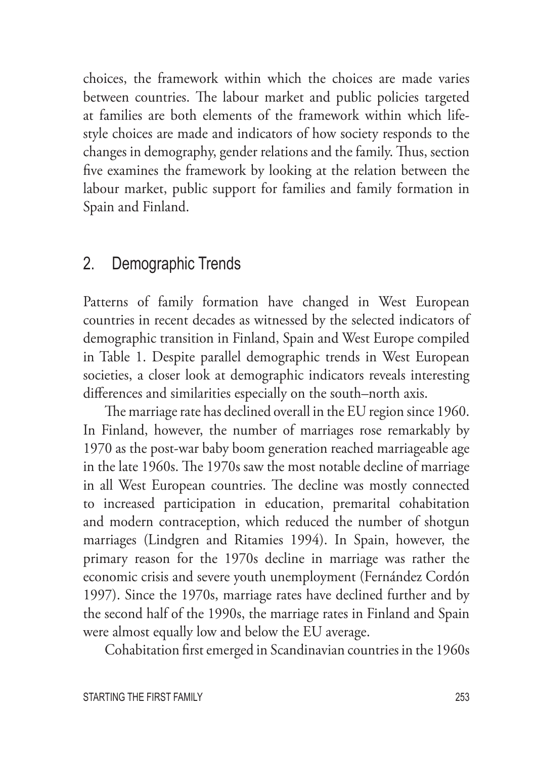choices, the framework within which the choices are made varies between countries. The labour market and public policies targeted at families are both elements of the framework within which lifestyle choices are made and indicators of how society responds to the changes in demography, gender relations and the family. Thus, section five examines the framework by looking at the relation between the labour market, public support for families and family formation in Spain and Finland.

## 2. Demographic Trends

Patterns of family formation have changed in West European countries in recent decades as witnessed by the selected indicators of demographic transition in Finland, Spain and West Europe compiled in Table 1. Despite parallel demographic trends in West European societies, a closer look at demographic indicators reveals interesting differences and similarities especially on the south–north axis.

The marriage rate has declined overall in the EU region since 1960. In Finland, however, the number of marriages rose remarkably by 1970 as the post-war baby boom generation reached marriageable age in the late 1960s. The 1970s saw the most notable decline of marriage in all West European countries. The decline was mostly connected to increased participation in education, premarital cohabitation and modern contraception, which reduced the number of shotgun marriages (Lindgren and Ritamies 1994). In Spain, however, the primary reason for the 1970s decline in marriage was rather the economic crisis and severe youth unemployment (Fernández Cordón 1997). Since the 1970s, marriage rates have declined further and by the second half of the 1990s, the marriage rates in Finland and Spain were almost equally low and below the EU average.

Cohabitation first emerged in Scandinavian countries in the 1960s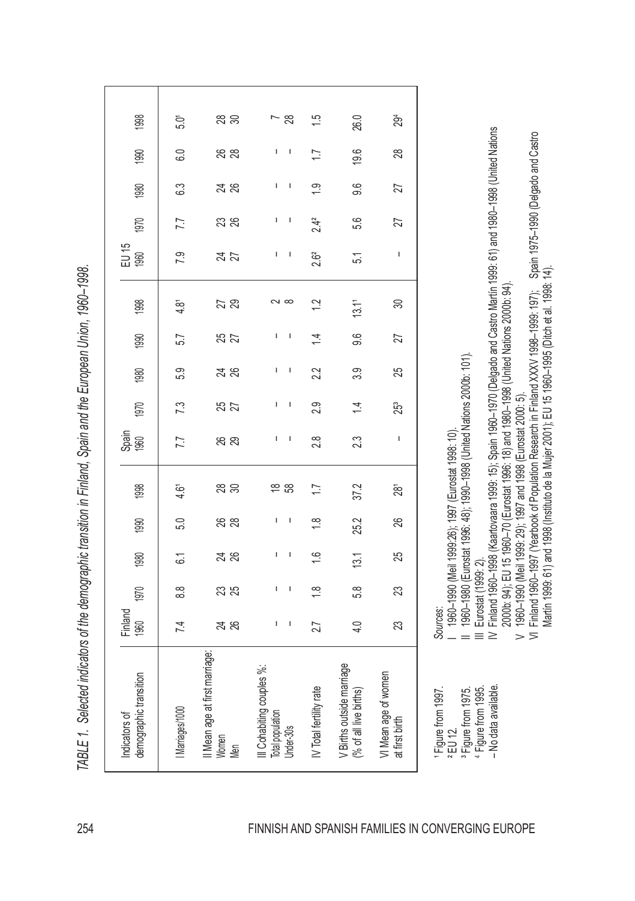*TABLE 1. Selected indicators of the demographic transition in Finland, Spain and the European Union, 1960–1998.*

| Indicators of demographic transition | Finland 1960 | 1970 | 1980 | 1990 | 1998 | Spain 1960 | 1970 | 1980 | 1990 | 1998 | EU 15 1960 | 1970 | 1980 | 1990 | 1998 |
|---|---|---|---|---|---|---|---|---|---|---|---|---|---|---|---|
| I Marriages/1000 | 7.4 | 8.8 | 6.1 | 5.0 | 4.6[1] | 7.7 | 7.3 | 5.9 | 5.7 | 4.8[1] | 7.9 | 7.7 | 6.3 | 6.0 | 5.0[1] |
| II Mean age at first marriage: | | | | | | | | | | | | | | | |
| Women | 24 | 23 | 24 | 26 | 28 | 26 | 25 | 24 | 25 | 27 | 24 | 23 | 24 | 26 | 28 |
| Men | 26 | 25 | 26 | 28 | 30 | 29 | 27 | 26 | 27 | 29 | 27 | 26 | 26 | 28 | 30 |
| III Cohabiting couples %: | | | | | | | | | | | | | | | |
| Total population | – | – | – | – | 18 | – | – | – | – | 2 | – | – | – | – | 7 |
| Under-30s | – | – | – | – | 58 | – | – | – | – | 8 | – | – | – | – | 28 |
| IV Total fertility rate | 2.7 | 1.8 | 1.6 | 1.8 | 1.7 | 2.8 | 2.9 | 2.2 | 1.4 | 1.2 | 2.6[2] | 2.4[2] | 1.9 | 1.7 | 1.5 |
| V Births outside marriage (% of all live births) | 4.0 | 5.8 | 13.1 | 25.2 | 37.2 | 2.3 | 1.4 | 3.9 | 9.6 | 13.1[1] | 5.1 | 5.6 | 9.6 | 19.6 | 26.0 |
| VI Mean age of women at first birth | 23 | 23 | 25 | 26 | 28[1] | – | 25[3] | 25 | 27 | 30 | – | 27 | 27 | 28 | 29[4] |

[1] Figure from 1997.
[2] EU 12.
[3] Figure from 1975.
[4] Figure from 1995.
– No data available.

*Sources:*
I 1960–1990 (Meil 1999:26); 1997 (Eurostat 1998: 10).
II 1960–1980 (Eurostat 1996: 48); 1990–1998 (United Nations 2000b: 101).
III Eurostat (1999: 2).
IV Finland 1960–1998 (Kaartovaara 1999: 15); Spain 1960–1970 (Delgado and Castro Martín 1999: 61) and 1980–1998 (United Nations 2000b: 94); EU 15 1960–70 (Eurostat 1996: 18) and 1980–1998 (United Nations 2000b: 94).
V 1960–1990 (Meil 1999: 29); 1997 and 1998 (Eurostat 2000: 5).
VI Finland 1960–1997 (Yearbook of Population Research in Finland XXXV 1998–1999: 197); Spain 1975–1990 (Delgado and Castro Martín 1999: 61) and 1998 (Instituto de la Mujer 2001); EU 15 1960–1995 (Ditch et al. 1998: 14).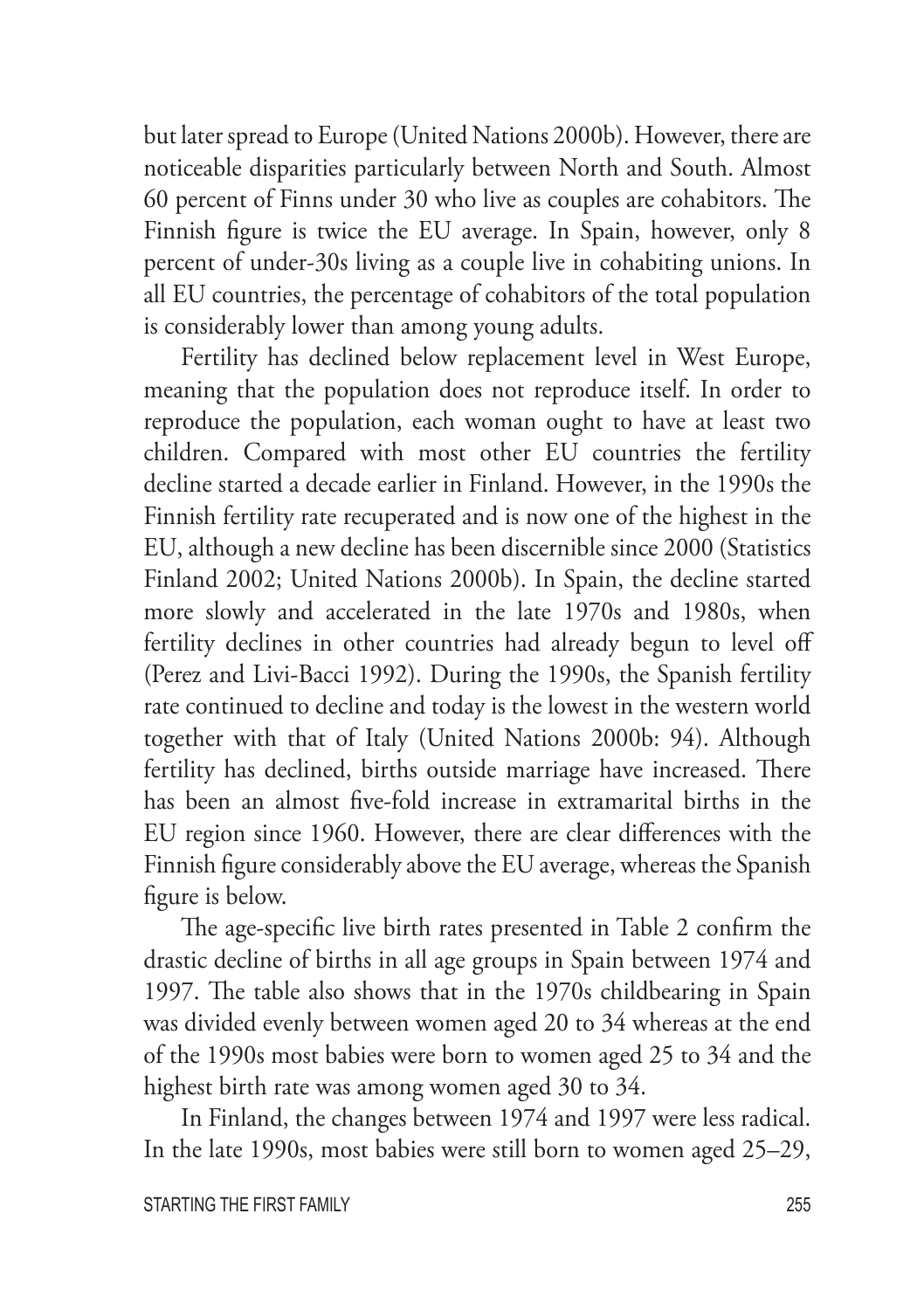but later spread to Europe (United Nations 2000b). However, there are noticeable disparities particularly between North and South. Almost 60 percent of Finns under 30 who live as couples are cohabitors. The Finnish figure is twice the EU average. In Spain, however, only 8 percent of under-30s living as a couple live in cohabiting unions. In all EU countries, the percentage of cohabitors of the total population is considerably lower than among young adults.

Fertility has declined below replacement level in West Europe, meaning that the population does not reproduce itself. In order to reproduce the population, each woman ought to have at least two children. Compared with most other EU countries the fertility decline started a decade earlier in Finland. However, in the 1990s the Finnish fertility rate recuperated and is now one of the highest in the EU, although a new decline has been discernible since 2000 (Statistics Finland 2002; United Nations 2000b). In Spain, the decline started more slowly and accelerated in the late 1970s and 1980s, when fertility declines in other countries had already begun to level off (Perez and Livi-Bacci 1992). During the 1990s, the Spanish fertility rate continued to decline and today is the lowest in the western world together with that of Italy (United Nations 2000b: 94). Although fertility has declined, births outside marriage have increased. There has been an almost five-fold increase in extramarital births in the EU region since 1960. However, there are clear differences with the Finnish figure considerably above the EU average, whereas the Spanish figure is below.

The age-specific live birth rates presented in Table 2 confirm the drastic decline of births in all age groups in Spain between 1974 and 1997. The table also shows that in the 1970s childbearing in Spain was divided evenly between women aged 20 to 34 whereas at the end of the 1990s most babies were born to women aged 25 to 34 and the highest birth rate was among women aged 30 to 34.

In Finland, the changes between 1974 and 1997 were less radical. In the late 1990s, most babies were still born to women aged 25–29,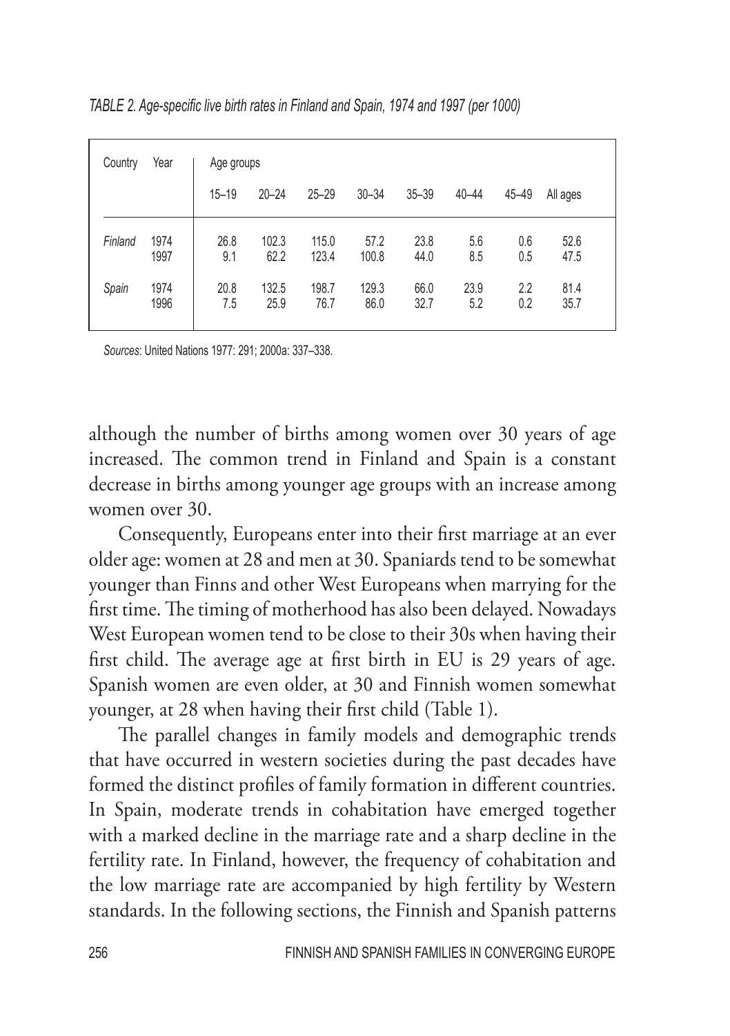*TABLE 2. Age-specific live birth rates in Finland and Spain, 1974 and 1997 (per 1000)*

| Country | Year | Age groups | | | | | | | |
|---|---|---|---|---|---|---|---|---|---|
| | | 15–19 | 20–24 | 25–29 | 30–34 | 35–39 | 40–44 | 45–49 | All ages |
| *Finland* | 1974 | 26.8 | 102.3 | 115.0 | 57.2 | 23.8 | 5.6 | 0.6 | 52.6 |
| | 1997 | 9.1 | 62.2 | 123.4 | 100.8 | 44.0 | 8.5 | 0.5 | 47.5 |
| *Spain* | 1974 | 20.8 | 132.5 | 198.7 | 129.3 | 66.0 | 23.9 | 2.2 | 81.4 |
| | 1996 | 7.5 | 25.9 | 76.7 | 86.0 | 32.7 | 5.2 | 0.2 | 35.7 |

*Sources*: United Nations 1977: 291; 2000a: 337–338.

although the number of births among women over 30 years of age increased. The common trend in Finland and Spain is a constant decrease in births among younger age groups with an increase among women over 30.

Consequently, Europeans enter into their first marriage at an ever older age: women at 28 and men at 30. Spaniards tend to be somewhat younger than Finns and other West Europeans when marrying for the first time. The timing of motherhood has also been delayed. Nowadays West European women tend to be close to their 30s when having their first child. The average age at first birth in EU is 29 years of age. Spanish women are even older, at 30 and Finnish women somewhat younger, at 28 when having their first child (Table 1).

The parallel changes in family models and demographic trends that have occurred in western societies during the past decades have formed the distinct profiles of family formation in different countries. In Spain, moderate trends in cohabitation have emerged together with a marked decline in the marriage rate and a sharp decline in the fertility rate. In Finland, however, the frequency of cohabitation and the low marriage rate are accompanied by high fertility by Western standards. In the following sections, the Finnish and Spanish patterns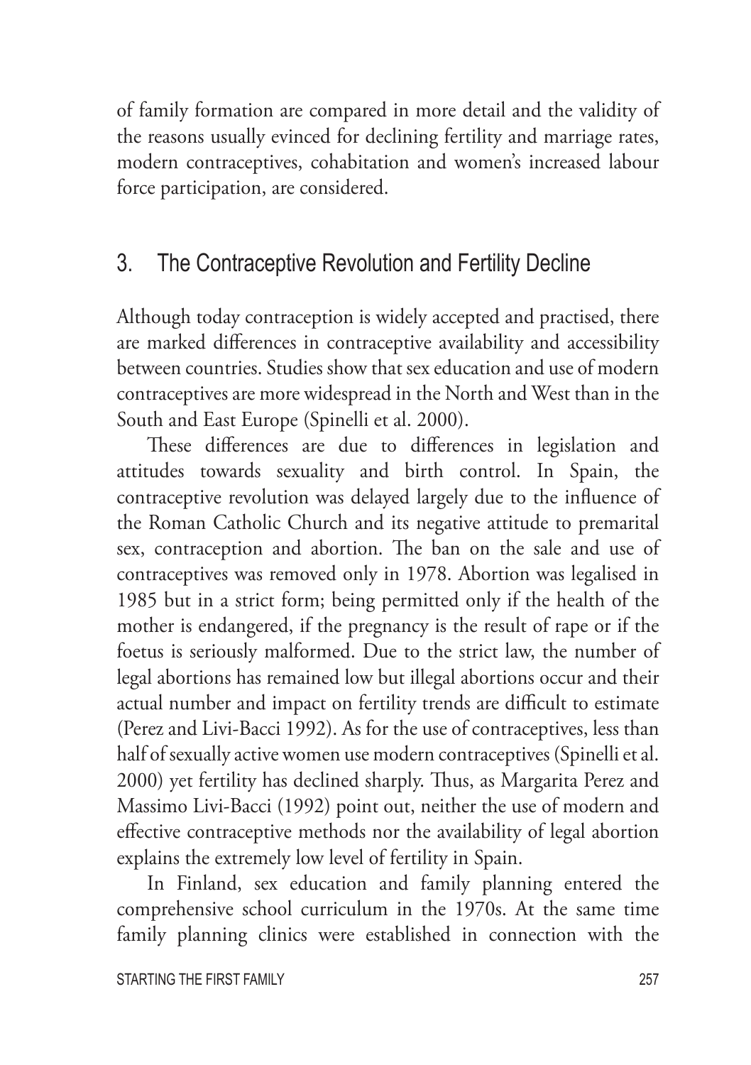of family formation are compared in more detail and the validity of the reasons usually evinced for declining fertility and marriage rates, modern contraceptives, cohabitation and women's increased labour force participation, are considered.

## 3. The Contraceptive Revolution and Fertility Decline

Although today contraception is widely accepted and practised, there are marked differences in contraceptive availability and accessibility between countries. Studies show that sex education and use of modern contraceptives are more widespread in the North and West than in the South and East Europe (Spinelli et al. 2000).

These differences are due to differences in legislation and attitudes towards sexuality and birth control. In Spain, the contraceptive revolution was delayed largely due to the influence of the Roman Catholic Church and its negative attitude to premarital sex, contraception and abortion. The ban on the sale and use of contraceptives was removed only in 1978. Abortion was legalised in 1985 but in a strict form; being permitted only if the health of the mother is endangered, if the pregnancy is the result of rape or if the foetus is seriously malformed. Due to the strict law, the number of legal abortions has remained low but illegal abortions occur and their actual number and impact on fertility trends are difficult to estimate (Perez and Livi-Bacci 1992). As for the use of contraceptives, less than half of sexually active women use modern contraceptives (Spinelli et al. 2000) yet fertility has declined sharply. Thus, as Margarita Perez and Massimo Livi-Bacci (1992) point out, neither the use of modern and effective contraceptive methods nor the availability of legal abortion explains the extremely low level of fertility in Spain.

In Finland, sex education and family planning entered the comprehensive school curriculum in the 1970s. At the same time family planning clinics were established in connection with the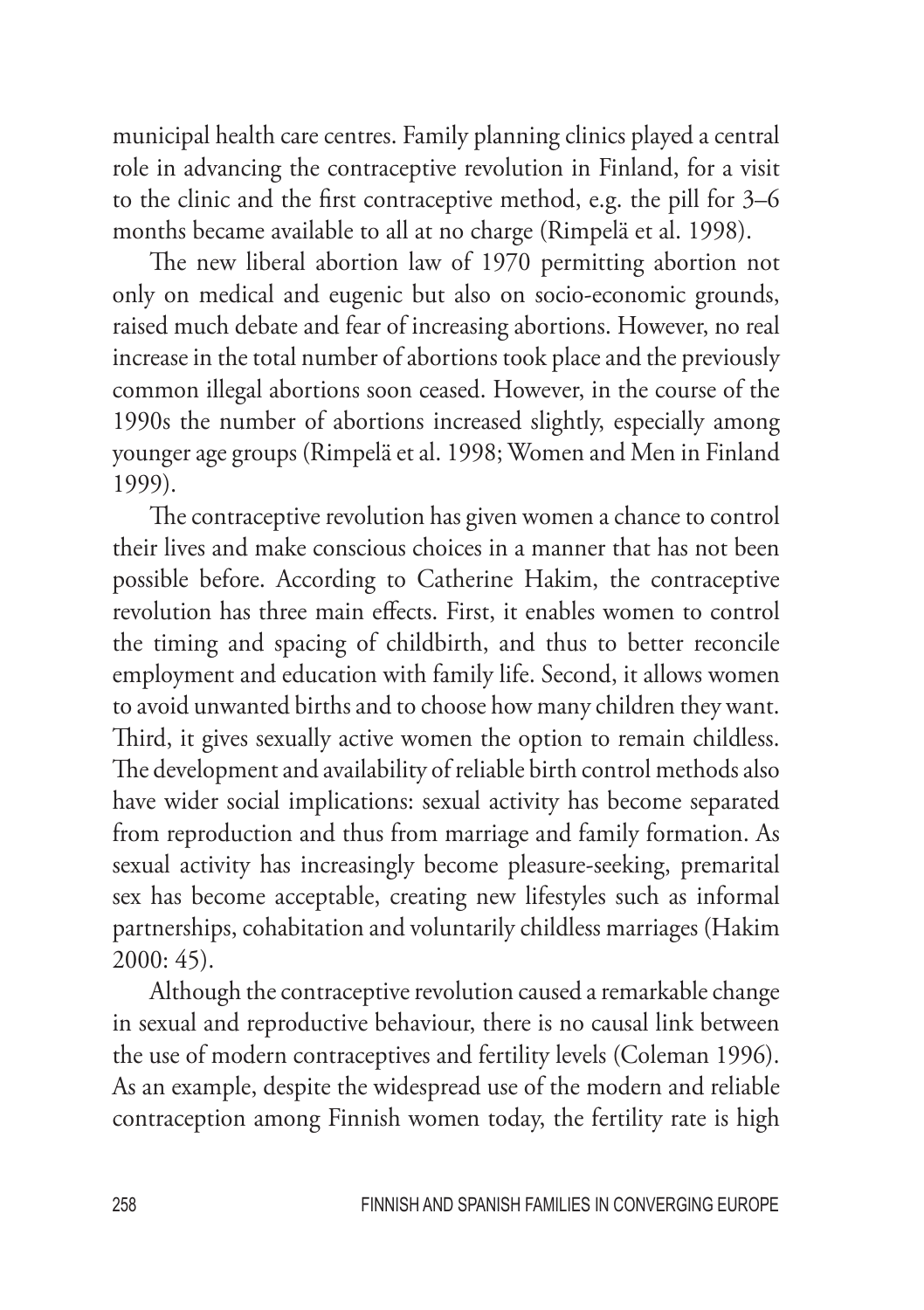municipal health care centres. Family planning clinics played a central role in advancing the contraceptive revolution in Finland, for a visit to the clinic and the first contraceptive method, e.g. the pill for 3–6 months became available to all at no charge (Rimpelä et al. 1998).

The new liberal abortion law of 1970 permitting abortion not only on medical and eugenic but also on socio-economic grounds, raised much debate and fear of increasing abortions. However, no real increase in the total number of abortions took place and the previously common illegal abortions soon ceased. However, in the course of the 1990s the number of abortions increased slightly, especially among younger age groups (Rimpelä et al. 1998; Women and Men in Finland 1999).

The contraceptive revolution has given women a chance to control their lives and make conscious choices in a manner that has not been possible before. According to Catherine Hakim, the contraceptive revolution has three main effects. First, it enables women to control the timing and spacing of childbirth, and thus to better reconcile employment and education with family life. Second, it allows women to avoid unwanted births and to choose how many children they want. Third, it gives sexually active women the option to remain childless. The development and availability of reliable birth control methods also have wider social implications: sexual activity has become separated from reproduction and thus from marriage and family formation. As sexual activity has increasingly become pleasure-seeking, premarital sex has become acceptable, creating new lifestyles such as informal partnerships, cohabitation and voluntarily childless marriages (Hakim 2000: 45).

Although the contraceptive revolution caused a remarkable change in sexual and reproductive behaviour, there is no causal link between the use of modern contraceptives and fertility levels (Coleman 1996). As an example, despite the widespread use of the modern and reliable contraception among Finnish women today, the fertility rate is high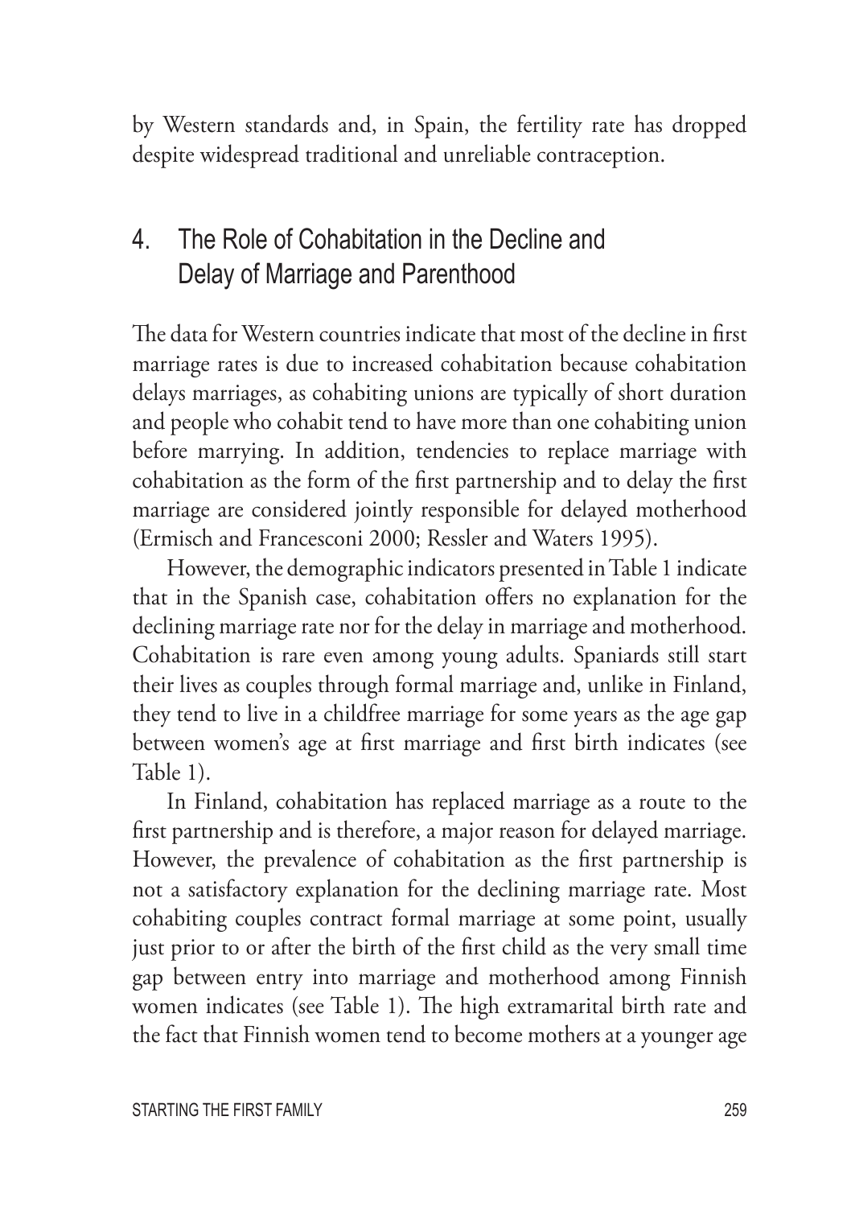by Western standards and, in Spain, the fertility rate has dropped despite widespread traditional and unreliable contraception.

## 4. The Role of Cohabitation in the Decline and Delay of Marriage and Parenthood

The data for Western countries indicate that most of the decline in first marriage rates is due to increased cohabitation because cohabitation delays marriages, as cohabiting unions are typically of short duration and people who cohabit tend to have more than one cohabiting union before marrying. In addition, tendencies to replace marriage with cohabitation as the form of the first partnership and to delay the first marriage are considered jointly responsible for delayed motherhood (Ermisch and Francesconi 2000; Ressler and Waters 1995).

However, the demographic indicators presented in Table 1 indicate that in the Spanish case, cohabitation offers no explanation for the declining marriage rate nor for the delay in marriage and motherhood. Cohabitation is rare even among young adults. Spaniards still start their lives as couples through formal marriage and, unlike in Finland, they tend to live in a childfree marriage for some years as the age gap between women's age at first marriage and first birth indicates (see Table 1).

In Finland, cohabitation has replaced marriage as a route to the first partnership and is therefore, a major reason for delayed marriage. However, the prevalence of cohabitation as the first partnership is not a satisfactory explanation for the declining marriage rate. Most cohabiting couples contract formal marriage at some point, usually just prior to or after the birth of the first child as the very small time gap between entry into marriage and motherhood among Finnish women indicates (see Table 1). The high extramarital birth rate and the fact that Finnish women tend to become mothers at a younger age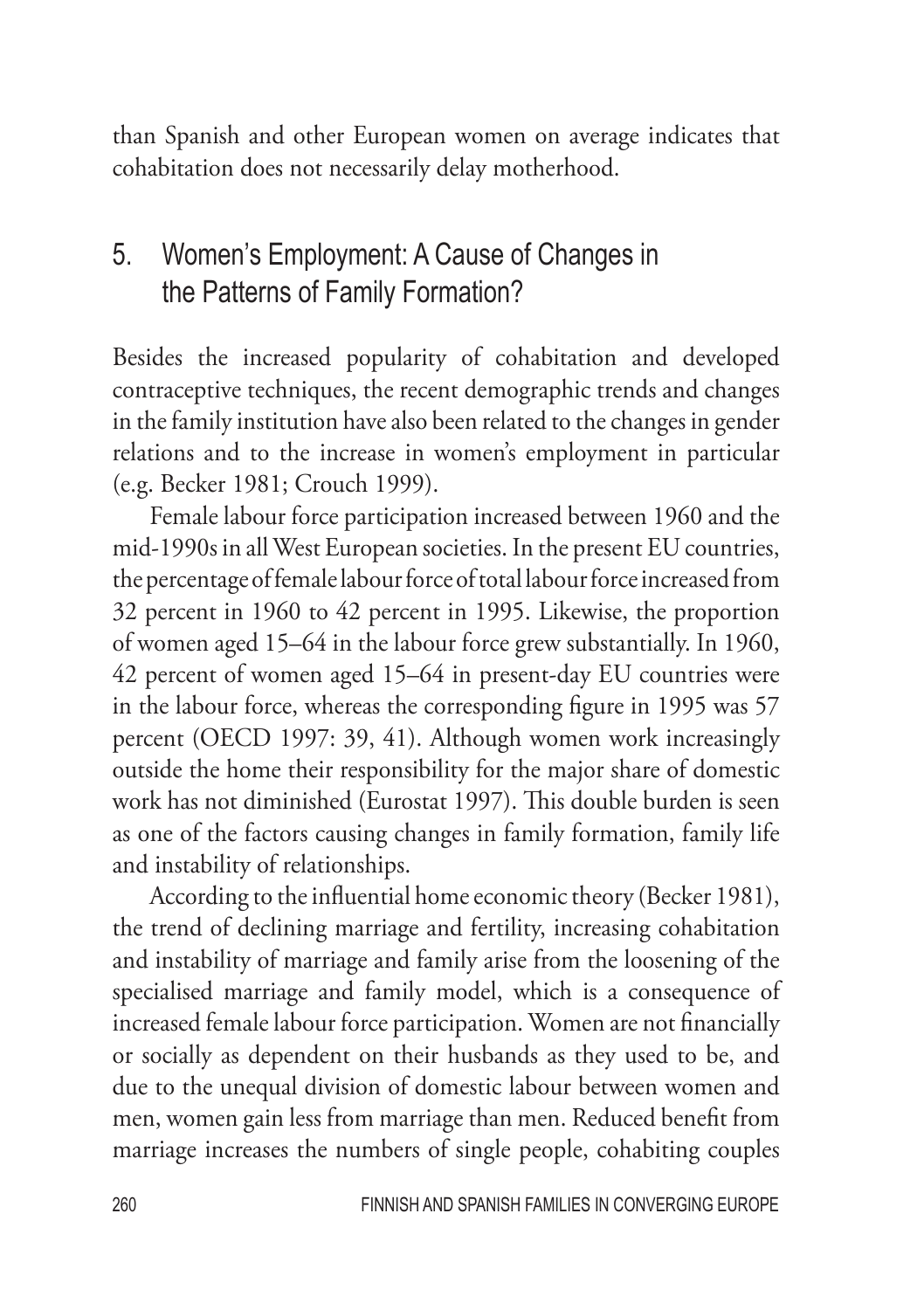than Spanish and other European women on average indicates that cohabitation does not necessarily delay motherhood.

## 5. Women's Employment: A Cause of Changes in the Patterns of Family Formation?

Besides the increased popularity of cohabitation and developed contraceptive techniques, the recent demographic trends and changes in the family institution have also been related to the changes in gender relations and to the increase in women's employment in particular (e.g. Becker 1981; Crouch 1999).

Female labour force participation increased between 1960 and the mid-1990s in all West European societies. In the present EU countries, the percentage of female labour force of total labour force increased from 32 percent in 1960 to 42 percent in 1995. Likewise, the proportion of women aged 15–64 in the labour force grew substantially. In 1960, 42 percent of women aged 15–64 in present-day EU countries were in the labour force, whereas the corresponding figure in 1995 was 57 percent (OECD 1997: 39, 41). Although women work increasingly outside the home their responsibility for the major share of domestic work has not diminished (Eurostat 1997). This double burden is seen as one of the factors causing changes in family formation, family life and instability of relationships.

According to the influential home economic theory (Becker 1981), the trend of declining marriage and fertility, increasing cohabitation and instability of marriage and family arise from the loosening of the specialised marriage and family model, which is a consequence of increased female labour force participation. Women are not financially or socially as dependent on their husbands as they used to be, and due to the unequal division of domestic labour between women and men, women gain less from marriage than men. Reduced benefit from marriage increases the numbers of single people, cohabiting couples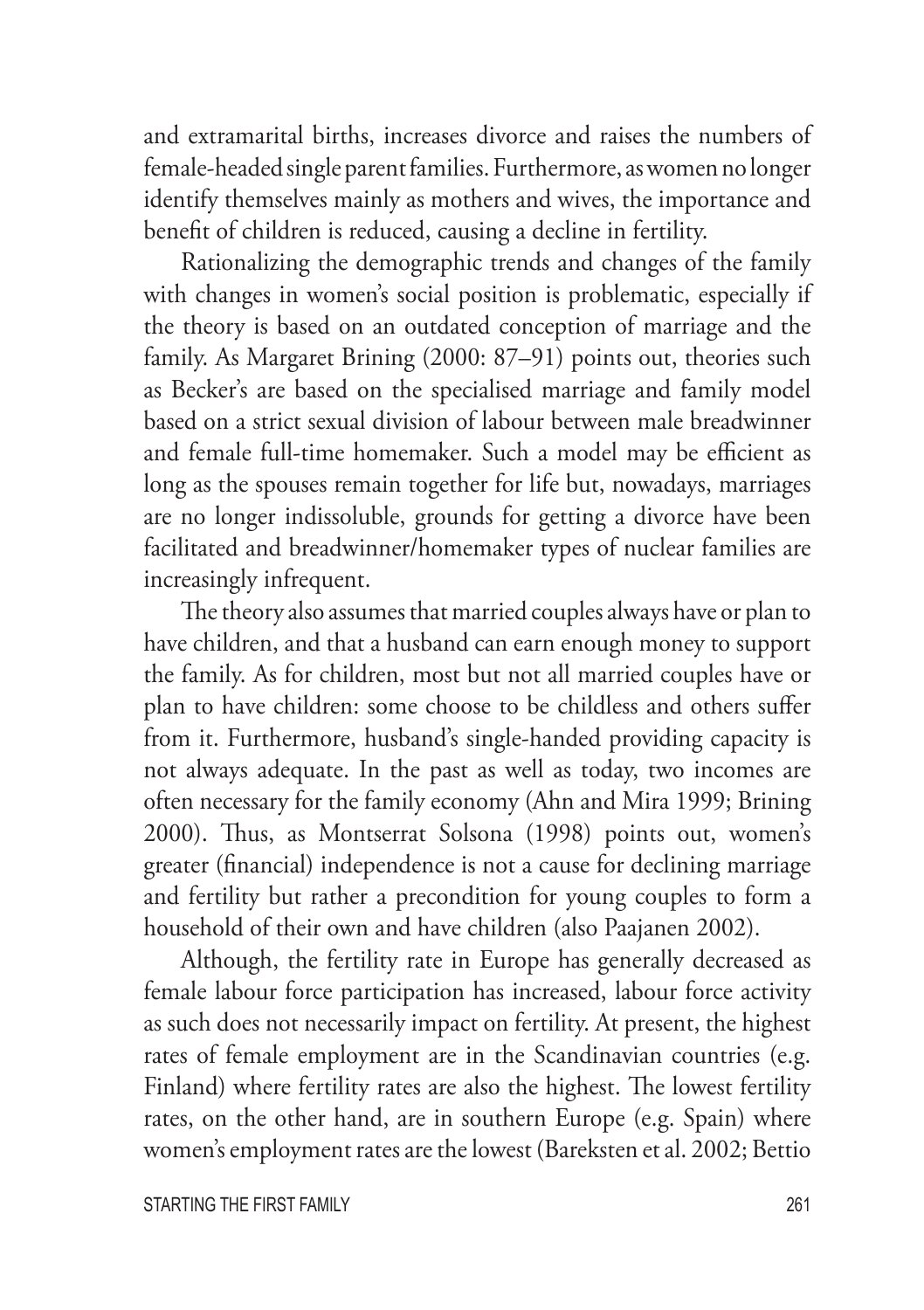and extramarital births, increases divorce and raises the numbers of female-headed single parent families. Furthermore, as women no longer identify themselves mainly as mothers and wives, the importance and benefit of children is reduced, causing a decline in fertility.

Rationalizing the demographic trends and changes of the family with changes in women's social position is problematic, especially if the theory is based on an outdated conception of marriage and the family. As Margaret Brining (2000: 87–91) points out, theories such as Becker's are based on the specialised marriage and family model based on a strict sexual division of labour between male breadwinner and female full-time homemaker. Such a model may be efficient as long as the spouses remain together for life but, nowadays, marriages are no longer indissoluble, grounds for getting a divorce have been facilitated and breadwinner/homemaker types of nuclear families are increasingly infrequent.

The theory also assumes that married couples always have or plan to have children, and that a husband can earn enough money to support the family. As for children, most but not all married couples have or plan to have children: some choose to be childless and others suffer from it. Furthermore, husband's single-handed providing capacity is not always adequate. In the past as well as today, two incomes are often necessary for the family economy (Ahn and Mira 1999; Brining 2000). Thus, as Montserrat Solsona (1998) points out, women's greater (financial) independence is not a cause for declining marriage and fertility but rather a precondition for young couples to form a household of their own and have children (also Paajanen 2002).

Although, the fertility rate in Europe has generally decreased as female labour force participation has increased, labour force activity as such does not necessarily impact on fertility. At present, the highest rates of female employment are in the Scandinavian countries (e.g. Finland) where fertility rates are also the highest. The lowest fertility rates, on the other hand, are in southern Europe (e.g. Spain) where women's employment rates are the lowest (Bareksten et al. 2002; Bettio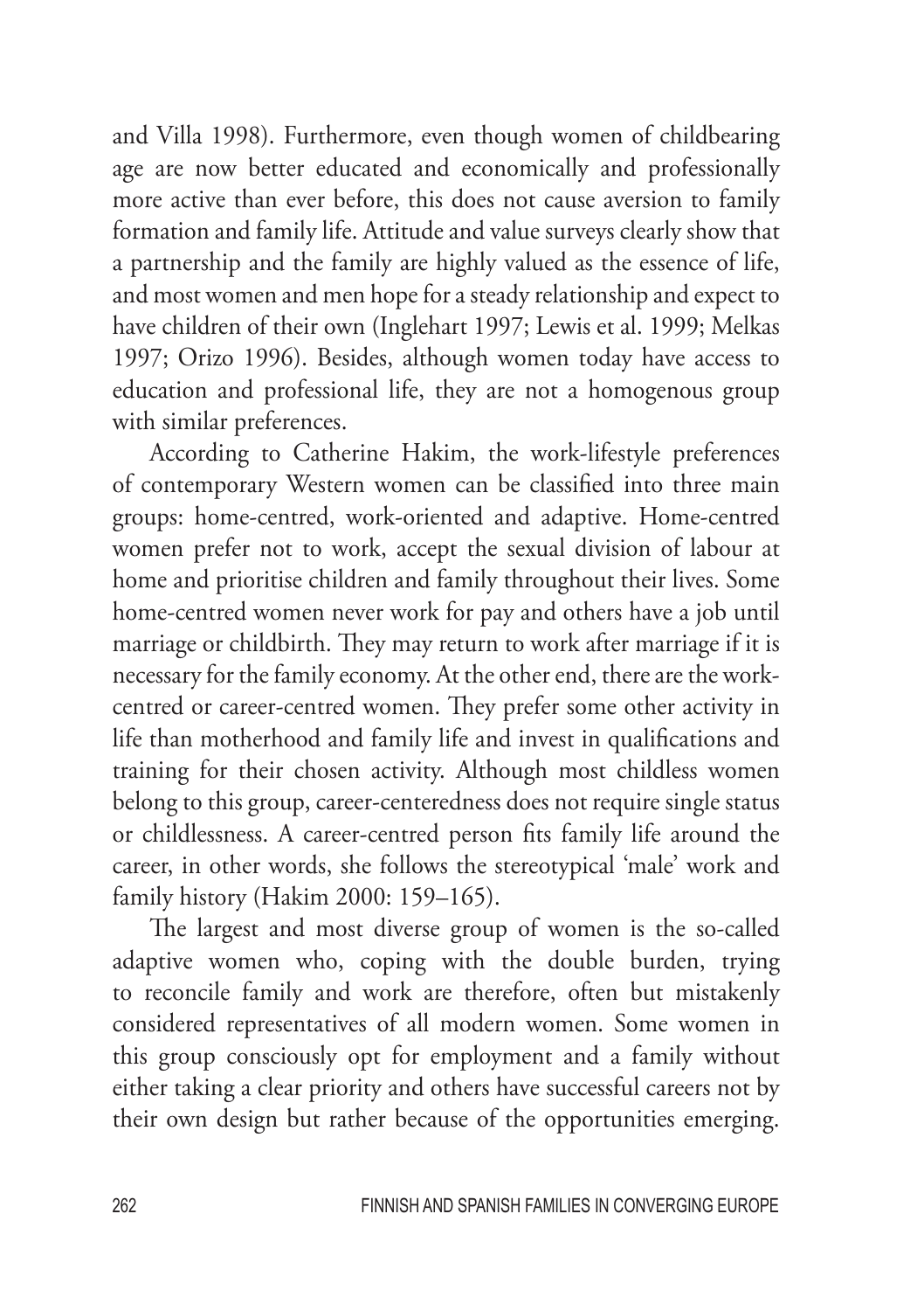and Villa 1998). Furthermore, even though women of childbearing age are now better educated and economically and professionally more active than ever before, this does not cause aversion to family formation and family life. Attitude and value surveys clearly show that a partnership and the family are highly valued as the essence of life, and most women and men hope for a steady relationship and expect to have children of their own (Inglehart 1997; Lewis et al. 1999; Melkas 1997; Orizo 1996). Besides, although women today have access to education and professional life, they are not a homogenous group with similar preferences.

According to Catherine Hakim, the work-lifestyle preferences of contemporary Western women can be classified into three main groups: home-centred, work-oriented and adaptive. Home-centred women prefer not to work, accept the sexual division of labour at home and prioritise children and family throughout their lives. Some home-centred women never work for pay and others have a job until marriage or childbirth. They may return to work after marriage if it is necessary for the family economy. At the other end, there are the work-centred or career-centred women. They prefer some other activity in life than motherhood and family life and invest in qualifications and training for their chosen activity. Although most childless women belong to this group, career-centeredness does not require single status or childlessness. A career-centred person fits family life around the career, in other words, she follows the stereotypical 'male' work and family history (Hakim 2000: 159–165).

The largest and most diverse group of women is the so-called adaptive women who, coping with the double burden, trying to reconcile family and work are therefore, often but mistakenly considered representatives of all modern women. Some women in this group consciously opt for employment and a family without either taking a clear priority and others have successful careers not by their own design but rather because of the opportunities emerging.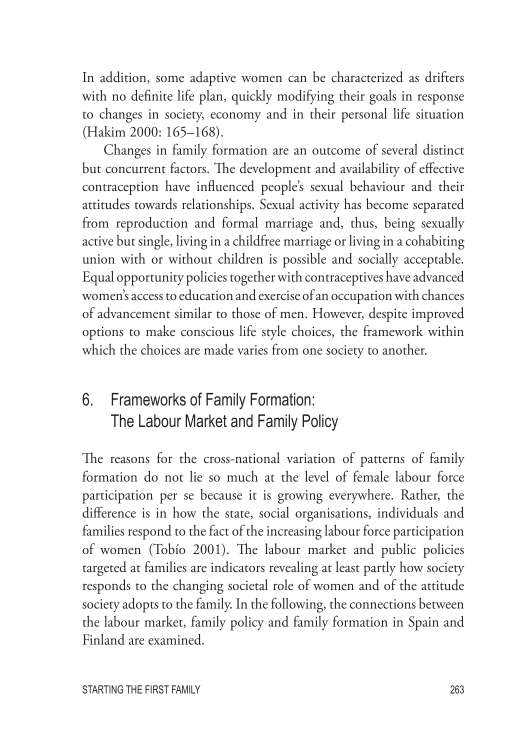In addition, some adaptive women can be characterized as drifters with no definite life plan, quickly modifying their goals in response to changes in society, economy and in their personal life situation (Hakim 2000: 165–168).

Changes in family formation are an outcome of several distinct but concurrent factors. The development and availability of effective contraception have influenced people's sexual behaviour and their attitudes towards relationships. Sexual activity has become separated from reproduction and formal marriage and, thus, being sexually active but single, living in a childfree marriage or living in a cohabiting union with or without children is possible and socially acceptable. Equal opportunity policies together with contraceptives have advanced women's access to education and exercise of an occupation with chances of advancement similar to those of men. However, despite improved options to make conscious life style choices, the framework within which the choices are made varies from one society to another.

## 6. Frameworks of Family Formation: The Labour Market and Family Policy

The reasons for the cross-national variation of patterns of family formation do not lie so much at the level of female labour force participation per se because it is growing everywhere. Rather, the difference is in how the state, social organisations, individuals and families respond to the fact of the increasing labour force participation of women (Tobío 2001). The labour market and public policies targeted at families are indicators revealing at least partly how society responds to the changing societal role of women and of the attitude society adopts to the family. In the following, the connections between the labour market, family policy and family formation in Spain and Finland are examined.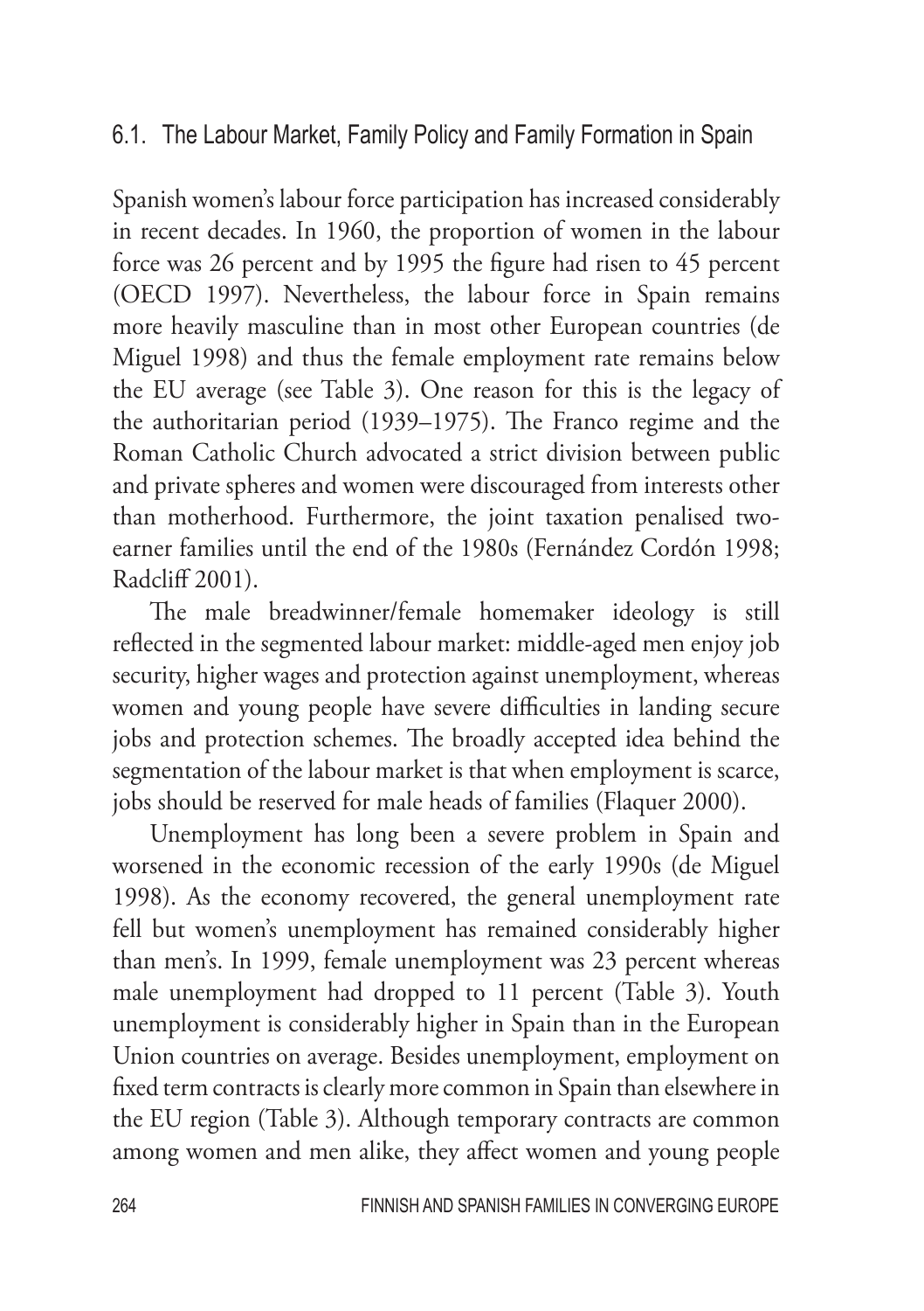## 6.1. The Labour Market, Family Policy and Family Formation in Spain

Spanish women's labour force participation has increased considerably in recent decades. In 1960, the proportion of women in the labour force was 26 percent and by 1995 the figure had risen to 45 percent (OECD 1997). Nevertheless, the labour force in Spain remains more heavily masculine than in most other European countries (de Miguel 1998) and thus the female employment rate remains below the EU average (see Table 3). One reason for this is the legacy of the authoritarian period (1939–1975). The Franco regime and the Roman Catholic Church advocated a strict division between public and private spheres and women were discouraged from interests other than motherhood. Furthermore, the joint taxation penalised two-earner families until the end of the 1980s (Fernández Cordón 1998; Radcliff 2001).

The male breadwinner/female homemaker ideology is still reflected in the segmented labour market: middle-aged men enjoy job security, higher wages and protection against unemployment, whereas women and young people have severe difficulties in landing secure jobs and protection schemes. The broadly accepted idea behind the segmentation of the labour market is that when employment is scarce, jobs should be reserved for male heads of families (Flaquer 2000).

Unemployment has long been a severe problem in Spain and worsened in the economic recession of the early 1990s (de Miguel 1998). As the economy recovered, the general unemployment rate fell but women's unemployment has remained considerably higher than men's. In 1999, female unemployment was 23 percent whereas male unemployment had dropped to 11 percent (Table 3). Youth unemployment is considerably higher in Spain than in the European Union countries on average. Besides unemployment, employment on fixed term contracts is clearly more common in Spain than elsewhere in the EU region (Table 3). Although temporary contracts are common among women and men alike, they affect women and young people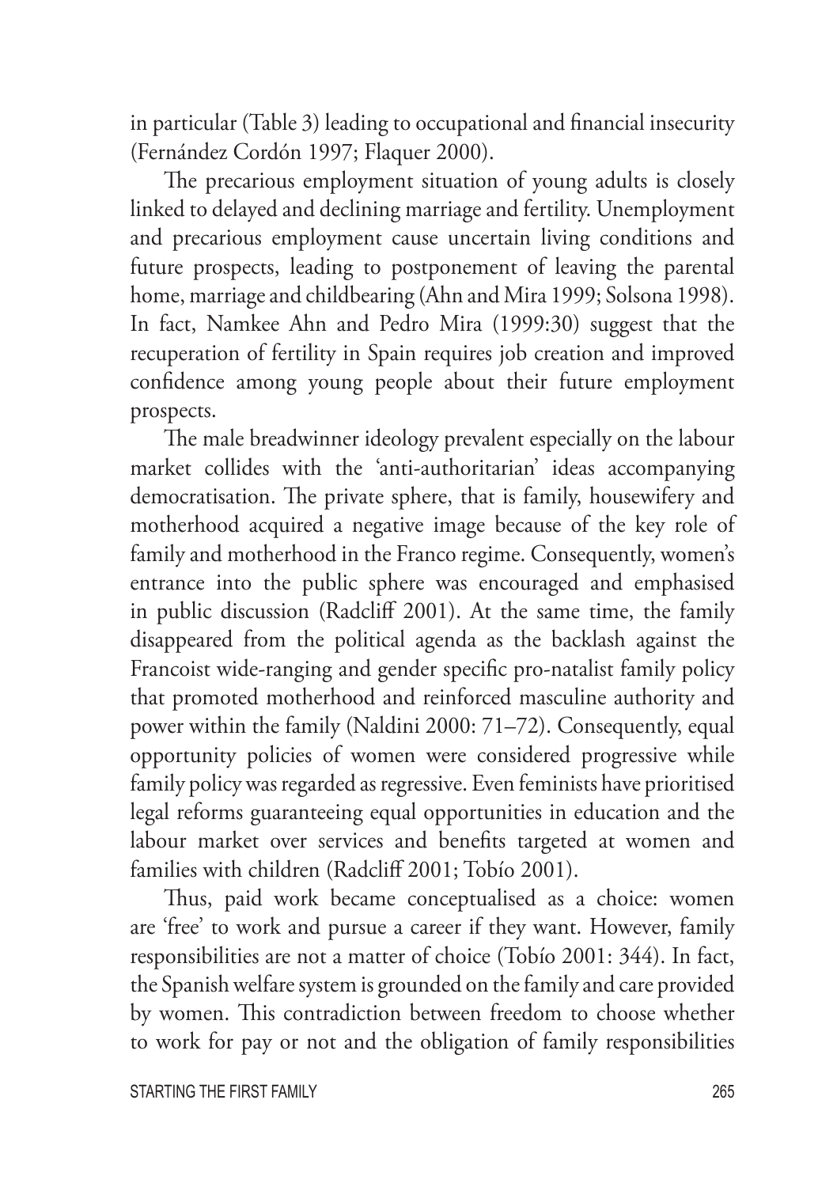in particular (Table 3) leading to occupational and financial insecurity (Fernández Cordón 1997; Flaquer 2000).

The precarious employment situation of young adults is closely linked to delayed and declining marriage and fertility. Unemployment and precarious employment cause uncertain living conditions and future prospects, leading to postponement of leaving the parental home, marriage and childbearing (Ahn and Mira 1999; Solsona 1998). In fact, Namkee Ahn and Pedro Mira (1999:30) suggest that the recuperation of fertility in Spain requires job creation and improved confidence among young people about their future employment prospects.

The male breadwinner ideology prevalent especially on the labour market collides with the 'anti-authoritarian' ideas accompanying democratisation. The private sphere, that is family, housewifery and motherhood acquired a negative image because of the key role of family and motherhood in the Franco regime. Consequently, women's entrance into the public sphere was encouraged and emphasised in public discussion (Radcliff 2001). At the same time, the family disappeared from the political agenda as the backlash against the Francoist wide-ranging and gender specific pro-natalist family policy that promoted motherhood and reinforced masculine authority and power within the family (Naldini 2000: 71–72). Consequently, equal opportunity policies of women were considered progressive while family policy was regarded as regressive. Even feminists have prioritised legal reforms guaranteeing equal opportunities in education and the labour market over services and benefits targeted at women and families with children (Radcliff 2001; Tobío 2001).

Thus, paid work became conceptualised as a choice: women are 'free' to work and pursue a career if they want. However, family responsibilities are not a matter of choice (Tobío 2001: 344). In fact, the Spanish welfare system is grounded on the family and care provided by women. This contradiction between freedom to choose whether to work for pay or not and the obligation of family responsibilities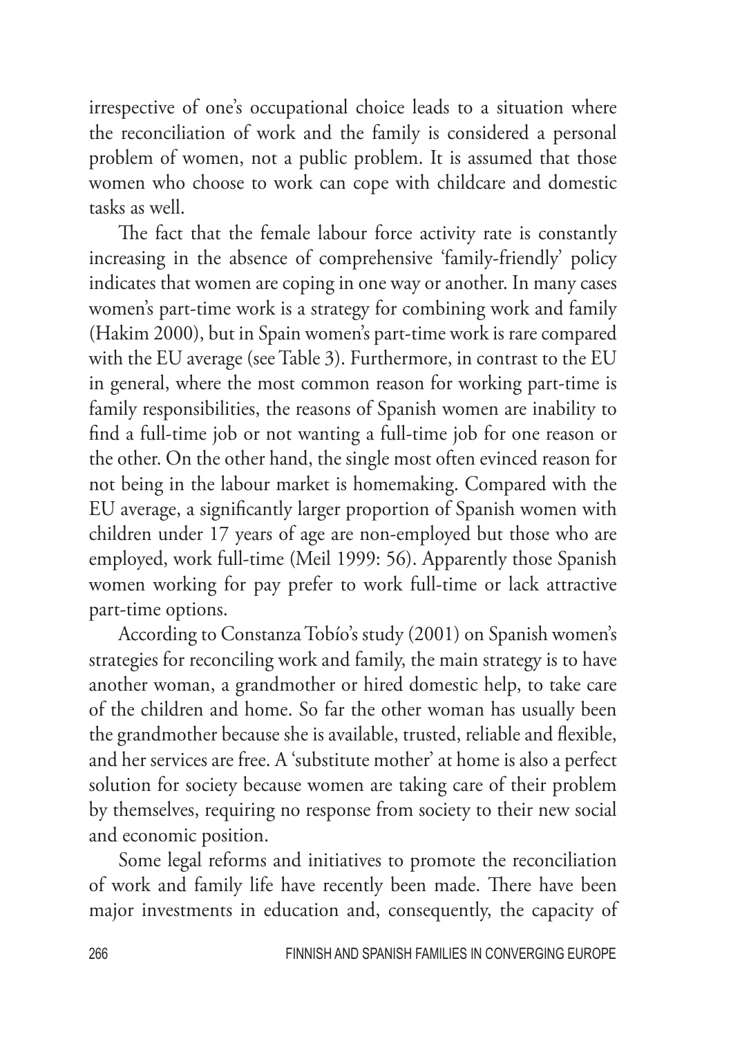irrespective of one's occupational choice leads to a situation where the reconciliation of work and the family is considered a personal problem of women, not a public problem. It is assumed that those women who choose to work can cope with childcare and domestic tasks as well.

The fact that the female labour force activity rate is constantly increasing in the absence of comprehensive 'family-friendly' policy indicates that women are coping in one way or another. In many cases women's part-time work is a strategy for combining work and family (Hakim 2000), but in Spain women's part-time work is rare compared with the EU average (see Table 3). Furthermore, in contrast to the EU in general, where the most common reason for working part-time is family responsibilities, the reasons of Spanish women are inability to find a full-time job or not wanting a full-time job for one reason or the other. On the other hand, the single most often evinced reason for not being in the labour market is homemaking. Compared with the EU average, a significantly larger proportion of Spanish women with children under 17 years of age are non-employed but those who are employed, work full-time (Meil 1999: 56). Apparently those Spanish women working for pay prefer to work full-time or lack attractive part-time options.

According to Constanza Tobío's study (2001) on Spanish women's strategies for reconciling work and family, the main strategy is to have another woman, a grandmother or hired domestic help, to take care of the children and home. So far the other woman has usually been the grandmother because she is available, trusted, reliable and flexible, and her services are free. A 'substitute mother' at home is also a perfect solution for society because women are taking care of their problem by themselves, requiring no response from society to their new social and economic position.

Some legal reforms and initiatives to promote the reconciliation of work and family life have recently been made. There have been major investments in education and, consequently, the capacity of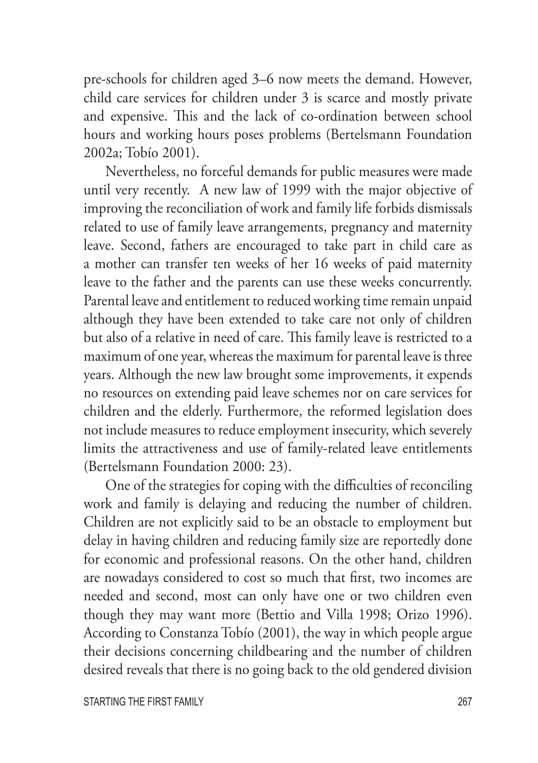pre-schools for children aged 3–6 now meets the demand. However, child care services for children under 3 is scarce and mostly private and expensive. This and the lack of co-ordination between school hours and working hours poses problems (Bertelsmann Foundation 2002a; Tobío 2001).

Nevertheless, no forceful demands for public measures were made until very recently. A new law of 1999 with the major objective of improving the reconciliation of work and family life forbids dismissals related to use of family leave arrangements, pregnancy and maternity leave. Second, fathers are encouraged to take part in child care as a mother can transfer ten weeks of her 16 weeks of paid maternity leave to the father and the parents can use these weeks concurrently. Parental leave and entitlement to reduced working time remain unpaid although they have been extended to take care not only of children but also of a relative in need of care. This family leave is restricted to a maximum of one year, whereas the maximum for parental leave is three years. Although the new law brought some improvements, it expends no resources on extending paid leave schemes nor on care services for children and the elderly. Furthermore, the reformed legislation does not include measures to reduce employment insecurity, which severely limits the attractiveness and use of family-related leave entitlements (Bertelsmann Foundation 2000: 23).

One of the strategies for coping with the difficulties of reconciling work and family is delaying and reducing the number of children. Children are not explicitly said to be an obstacle to employment but delay in having children and reducing family size are reportedly done for economic and professional reasons. On the other hand, children are nowadays considered to cost so much that first, two incomes are needed and second, most can only have one or two children even though they may want more (Bettio and Villa 1998; Orizo 1996). According to Constanza Tobío (2001), the way in which people argue their decisions concerning childbearing and the number of children desired reveals that there is no going back to the old gendered division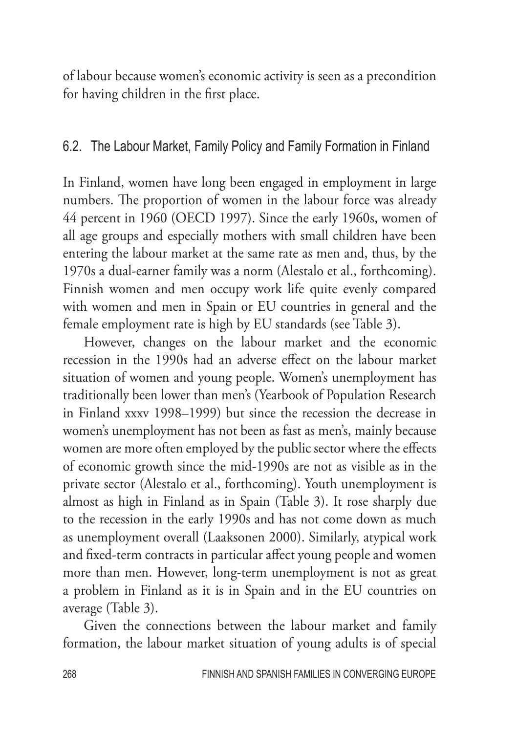of labour because women's economic activity is seen as a precondition for having children in the first place.

## 6.2. The Labour Market, Family Policy and Family Formation in Finland

In Finland, women have long been engaged in employment in large numbers. The proportion of women in the labour force was already 44 percent in 1960 (OECD 1997). Since the early 1960s, women of all age groups and especially mothers with small children have been entering the labour market at the same rate as men and, thus, by the 1970s a dual-earner family was a norm (Alestalo et al., forthcoming). Finnish women and men occupy work life quite evenly compared with women and men in Spain or EU countries in general and the female employment rate is high by EU standards (see Table 3).

However, changes on the labour market and the economic recession in the 1990s had an adverse effect on the labour market situation of women and young people. Women's unemployment has traditionally been lower than men's (Yearbook of Population Research in Finland xxxv 1998–1999) but since the recession the decrease in women's unemployment has not been as fast as men's, mainly because women are more often employed by the public sector where the effects of economic growth since the mid-1990s are not as visible as in the private sector (Alestalo et al., forthcoming). Youth unemployment is almost as high in Finland as in Spain (Table 3). It rose sharply due to the recession in the early 1990s and has not come down as much as unemployment overall (Laaksonen 2000). Similarly, atypical work and fixed-term contracts in particular affect young people and women more than men. However, long-term unemployment is not as great a problem in Finland as it is in Spain and in the EU countries on average (Table 3).

Given the connections between the labour market and family formation, the labour market situation of young adults is of special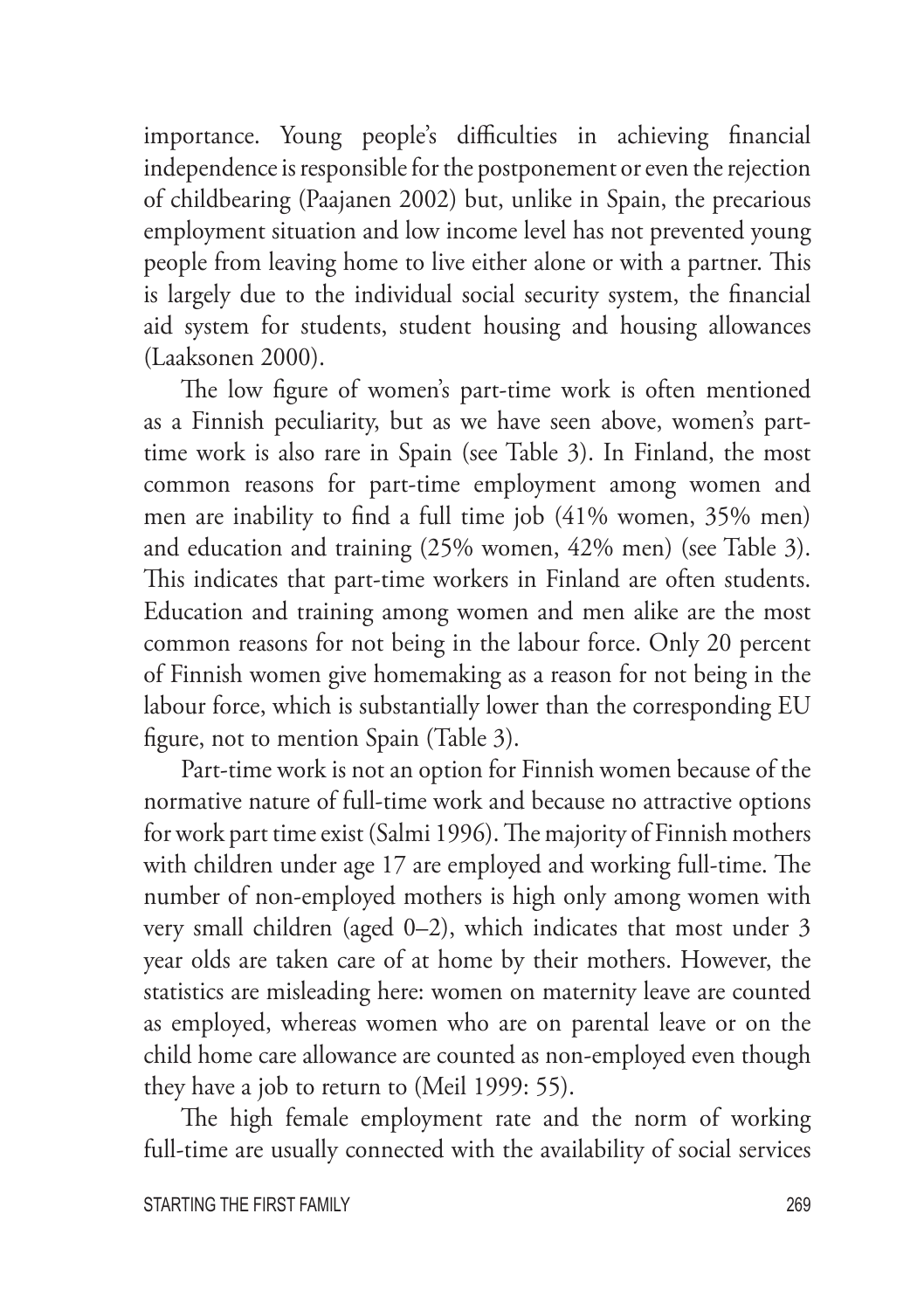importance. Young people's difficulties in achieving financial independence is responsible for the postponement or even the rejection of childbearing (Paajanen 2002) but, unlike in Spain, the precarious employment situation and low income level has not prevented young people from leaving home to live either alone or with a partner. This is largely due to the individual social security system, the financial aid system for students, student housing and housing allowances (Laaksonen 2000).

The low figure of women's part-time work is often mentioned as a Finnish peculiarity, but as we have seen above, women's part-time work is also rare in Spain (see Table 3). In Finland, the most common reasons for part-time employment among women and men are inability to find a full time job (41% women, 35% men) and education and training (25% women, 42% men) (see Table 3). This indicates that part-time workers in Finland are often students. Education and training among women and men alike are the most common reasons for not being in the labour force. Only 20 percent of Finnish women give homemaking as a reason for not being in the labour force, which is substantially lower than the corresponding EU figure, not to mention Spain (Table 3).

Part-time work is not an option for Finnish women because of the normative nature of full-time work and because no attractive options for work part time exist (Salmi 1996). The majority of Finnish mothers with children under age 17 are employed and working full-time. The number of non-employed mothers is high only among women with very small children (aged 0–2), which indicates that most under 3 year olds are taken care of at home by their mothers. However, the statistics are misleading here: women on maternity leave are counted as employed, whereas women who are on parental leave or on the child home care allowance are counted as non-employed even though they have a job to return to (Meil 1999: 55).

The high female employment rate and the norm of working full-time are usually connected with the availability of social services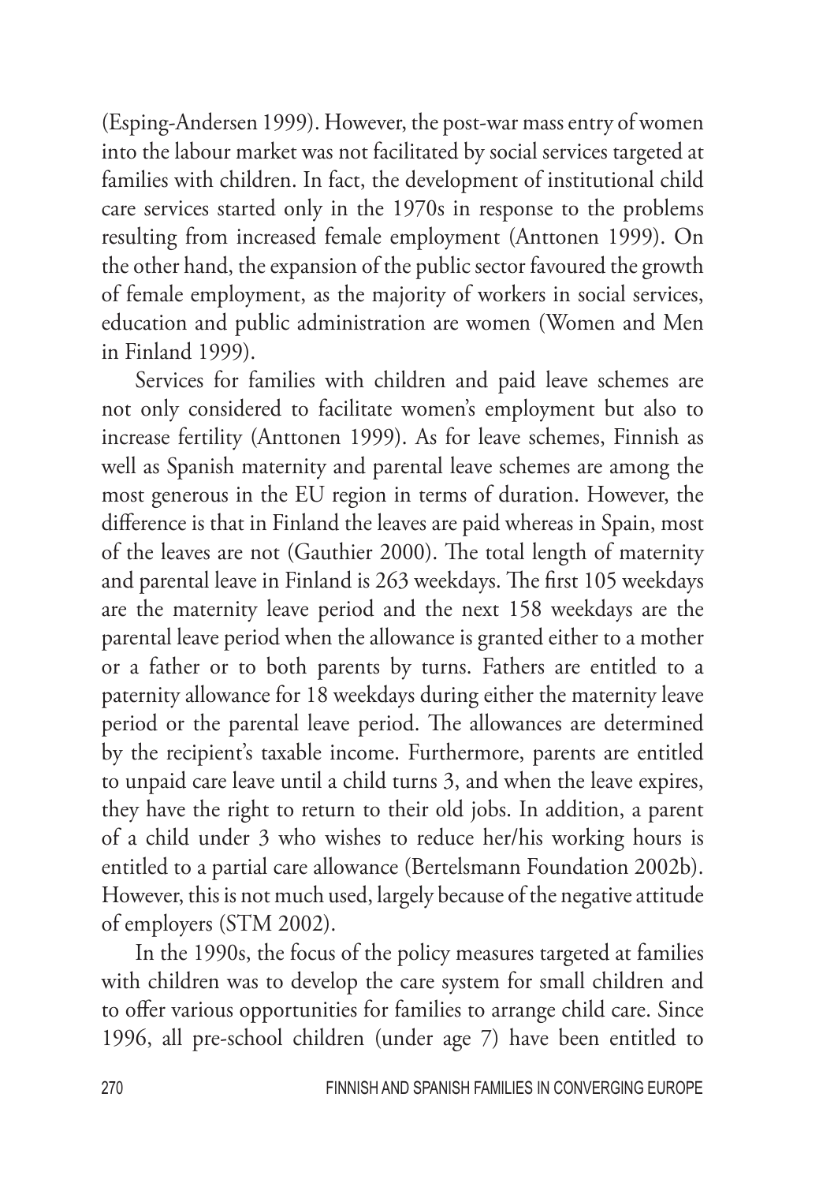(Esping-Andersen 1999). However, the post-war mass entry of women into the labour market was not facilitated by social services targeted at families with children. In fact, the development of institutional child care services started only in the 1970s in response to the problems resulting from increased female employment (Anttonen 1999). On the other hand, the expansion of the public sector favoured the growth of female employment, as the majority of workers in social services, education and public administration are women (Women and Men in Finland 1999).

Services for families with children and paid leave schemes are not only considered to facilitate women's employment but also to increase fertility (Anttonen 1999). As for leave schemes, Finnish as well as Spanish maternity and parental leave schemes are among the most generous in the EU region in terms of duration. However, the difference is that in Finland the leaves are paid whereas in Spain, most of the leaves are not (Gauthier 2000). The total length of maternity and parental leave in Finland is 263 weekdays. The first 105 weekdays are the maternity leave period and the next 158 weekdays are the parental leave period when the allowance is granted either to a mother or a father or to both parents by turns. Fathers are entitled to a paternity allowance for 18 weekdays during either the maternity leave period or the parental leave period. The allowances are determined by the recipient's taxable income. Furthermore, parents are entitled to unpaid care leave until a child turns 3, and when the leave expires, they have the right to return to their old jobs. In addition, a parent of a child under 3 who wishes to reduce her/his working hours is entitled to a partial care allowance (Bertelsmann Foundation 2002b). However, this is not much used, largely because of the negative attitude of employers (STM 2002).

In the 1990s, the focus of the policy measures targeted at families with children was to develop the care system for small children and to offer various opportunities for families to arrange child care. Since 1996, all pre-school children (under age 7) have been entitled to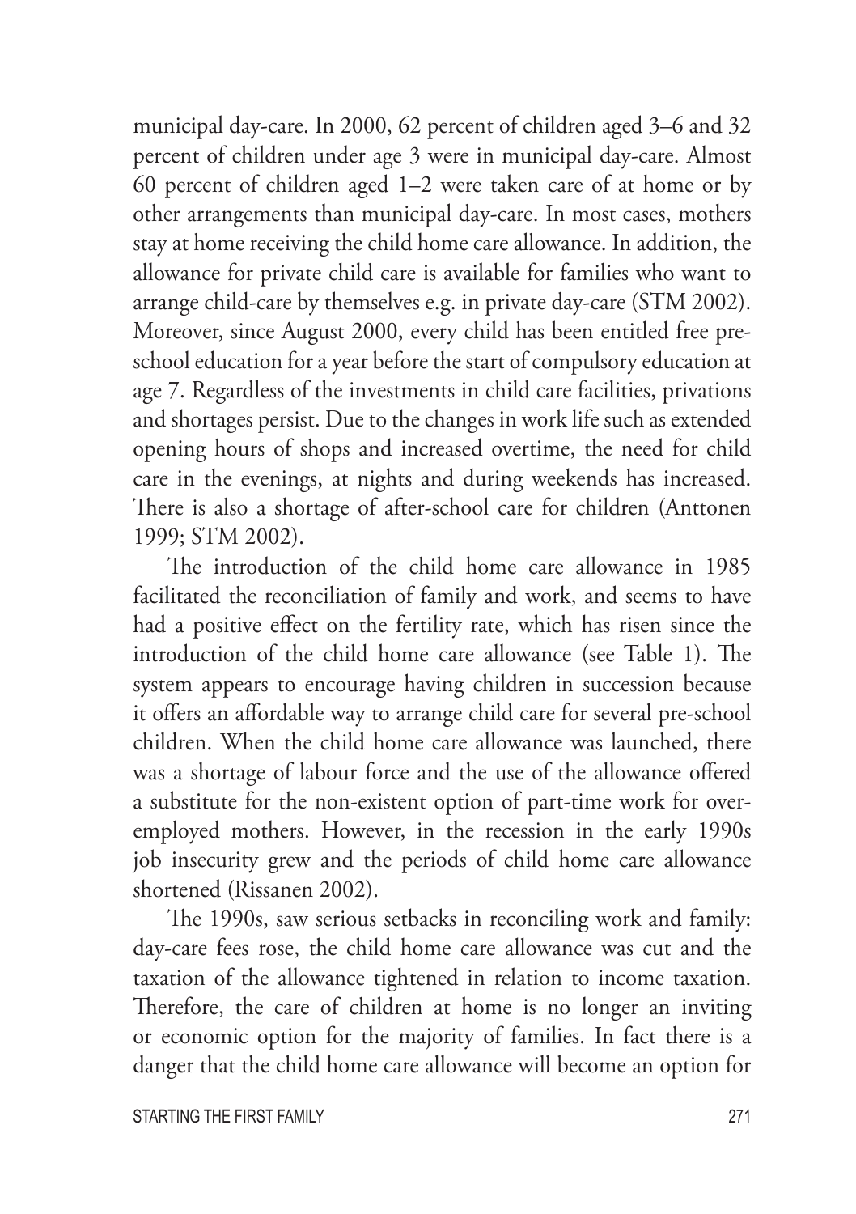municipal day-care. In 2000, 62 percent of children aged 3–6 and 32 percent of children under age 3 were in municipal day-care. Almost 60 percent of children aged 1–2 were taken care of at home or by other arrangements than municipal day-care. In most cases, mothers stay at home receiving the child home care allowance. In addition, the allowance for private child care is available for families who want to arrange child-care by themselves e.g. in private day-care (STM 2002). Moreover, since August 2000, every child has been entitled free pre-school education for a year before the start of compulsory education at age 7. Regardless of the investments in child care facilities, privations and shortages persist. Due to the changes in work life such as extended opening hours of shops and increased overtime, the need for child care in the evenings, at nights and during weekends has increased. There is also a shortage of after-school care for children (Anttonen 1999; STM 2002).

The introduction of the child home care allowance in 1985 facilitated the reconciliation of family and work, and seems to have had a positive effect on the fertility rate, which has risen since the introduction of the child home care allowance (see Table 1). The system appears to encourage having children in succession because it offers an affordable way to arrange child care for several pre-school children. When the child home care allowance was launched, there was a shortage of labour force and the use of the allowance offered a substitute for the non-existent option of part-time work for over-employed mothers. However, in the recession in the early 1990s job insecurity grew and the periods of child home care allowance shortened (Rissanen 2002).

The 1990s, saw serious setbacks in reconciling work and family: day-care fees rose, the child home care allowance was cut and the taxation of the allowance tightened in relation to income taxation. Therefore, the care of children at home is no longer an inviting or economic option for the majority of families. In fact there is a danger that the child home care allowance will become an option for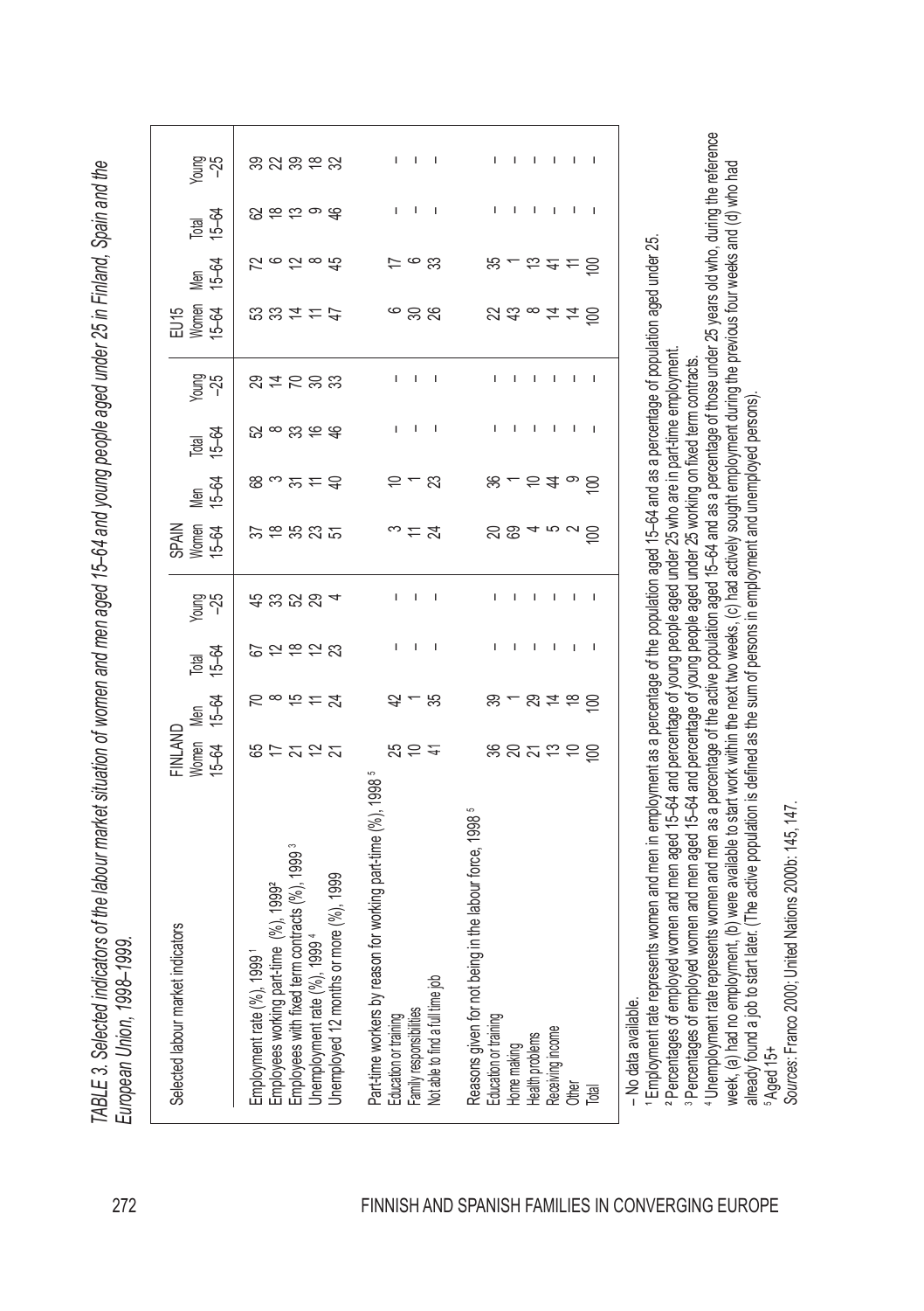*TABLE 3. Selected indicators of the labour market situation of women and men aged 15–64 and young people aged under 25 in Finland, Spain and the European Union, 1998–1999.*

| Selected labour market indicators | FINLAND Women 15–64 | Men 15–64 | Total 15–64 | Young –25 | SPAIN Women 15–64 | Men 15–64 | Total 15–64 | Young –25 | EU15 Women 15–64 | Men 15–64 | Total 15–64 | Young –25 |
|---|---|---|---|---|---|---|---|---|---|---|---|---|
| Employment rate (%), 1999 [1] | 65 | 70 | 67 | 45 | 37 | 68 | 52 | 29 | 53 | 72 | 62 | 39 |
| Employees working part-time (%), 1999 [2] | 17 | 8 | 12 | 33 | 18 | 3 | 8 | 14 | 33 | 6 | 18 | 22 |
| Employees with fixed term contracts (%), 1999 [3] | 21 | 15 | 18 | 52 | 35 | 31 | 33 | 70 | 14 | 12 | 13 | 39 |
| Unemployment rate (%), 1999 [4] | 12 | 11 | 12 | 29 | 23 | 11 | 16 | 30 | 11 | 8 | 9 | 18 |
| Unemployed 12 months or more (%), 1999 | 21 | 24 | 23 | 4 | 51 | 40 | 46 | 33 | 47 | 45 | 46 | 32 |
| Part-time workers by reason for working part-time (%), 1998 [5] | | | | | | | | | | | | |
| Education or training | 25 | 42 | – | – | 3 | 10 | – | – | 6 | 17 | – | – |
| Family responsibilities | 10 | 1 | – | – | 11 | 1 | – | – | 30 | 6 | – | – |
| Not able to find a full time job | 41 | 35 | – | – | 24 | 23 | – | – | 26 | 33 | – | – |
| Reasons given for not being in the labour force, 1998 [5] | | | | | | | | | | | | |
| Education or training | 36 | 39 | – | – | 20 | 36 | – | – | 22 | 35 | – | – |
| Home making | 20 | 1 | – | – | 69 | 1 | – | – | 43 | 1 | – | – |
| Health problems | 21 | 29 | – | – | 4 | 10 | – | – | 8 | 13 | – | – |
| Receiving income | 13 | 14 | – | – | 5 | 44 | – | – | 14 | 41 | – | – |
| Other | 10 | 18 | – | – | 2 | 9 | – | – | 14 | 11 | – | – |
| Total | 100 | 100 | – | – | 100 | 100 | – | – | 100 | 100 | – | – |

– No data available.

[1] Employment rate represents women and men in employment as a percentage of the population aged 15–64 and as a percentage of population aged under 25.

[2] Percentages of employed women and men aged 15–64 and percentage of young people aged under 25 who are in part-time employment.

[3] Percentages of employed women and men aged 15–64 and percentage of young people aged under 25 working on fixed term contracts.

[4] Unemployment rate represents women and men as a percentage of the active population aged 15–64 and as a percentage of those under 25 years old who, during the reference week, (a) had no employment, (b) were available to start work within the next two weeks, (c) had actively sought employment during the previous four weeks and (d) who had already found a job to start later. (The active population is defined as the sum of persons in employment and unemployed persons).

[5] Aged 15+

*Sources*: Franco 2000; United Nations 2000b: 145, 147.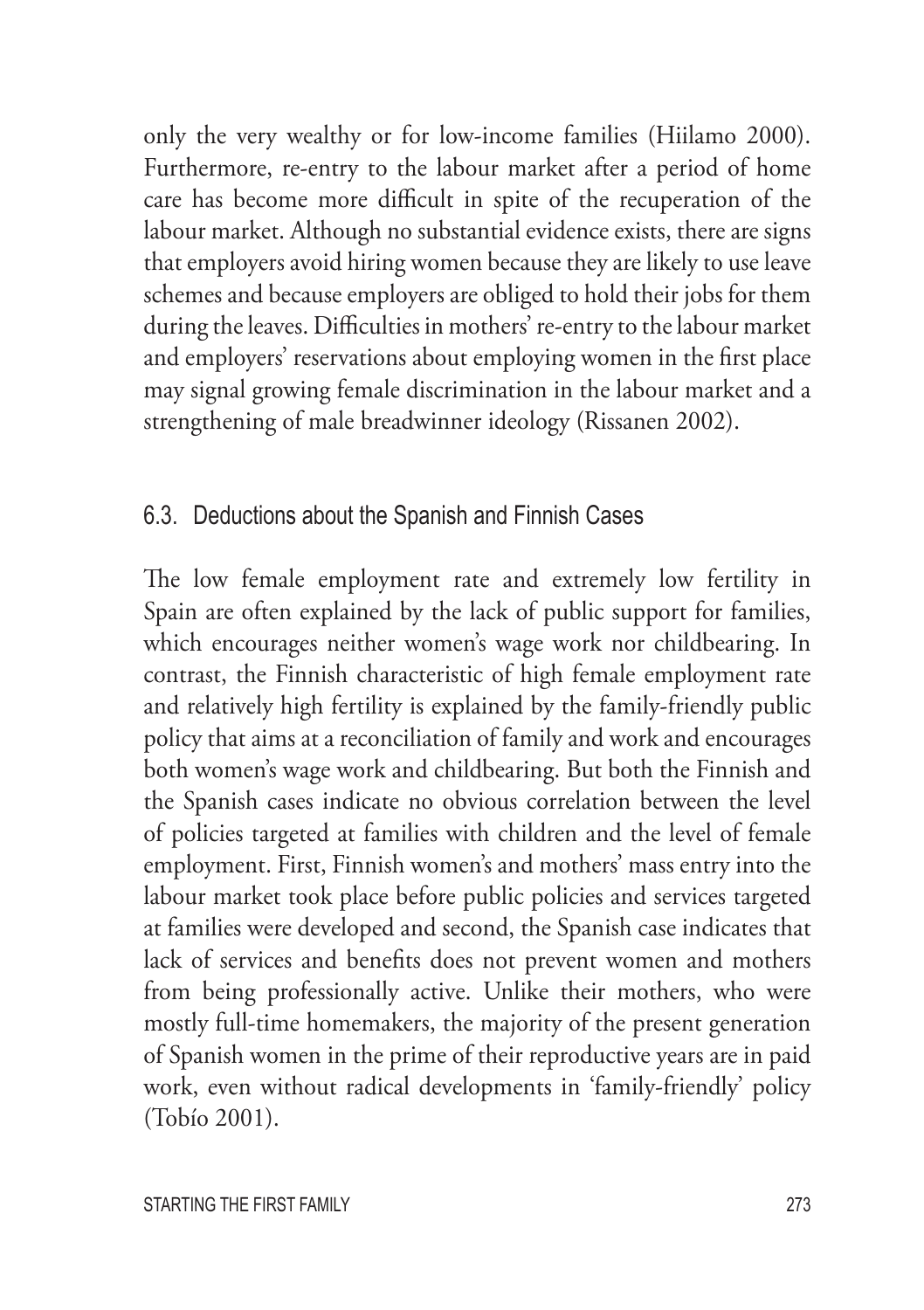only the very wealthy or for low-income families (Hiilamo 2000). Furthermore, re-entry to the labour market after a period of home care has become more difficult in spite of the recuperation of the labour market. Although no substantial evidence exists, there are signs that employers avoid hiring women because they are likely to use leave schemes and because employers are obliged to hold their jobs for them during the leaves. Difficulties in mothers' re-entry to the labour market and employers' reservations about employing women in the first place may signal growing female discrimination in the labour market and a strengthening of male breadwinner ideology (Rissanen 2002).

## 6.3. Deductions about the Spanish and Finnish Cases

The low female employment rate and extremely low fertility in Spain are often explained by the lack of public support for families, which encourages neither women's wage work nor childbearing. In contrast, the Finnish characteristic of high female employment rate and relatively high fertility is explained by the family-friendly public policy that aims at a reconciliation of family and work and encourages both women's wage work and childbearing. But both the Finnish and the Spanish cases indicate no obvious correlation between the level of policies targeted at families with children and the level of female employment. First, Finnish women's and mothers' mass entry into the labour market took place before public policies and services targeted at families were developed and second, the Spanish case indicates that lack of services and benefits does not prevent women and mothers from being professionally active. Unlike their mothers, who were mostly full-time homemakers, the majority of the present generation of Spanish women in the prime of their reproductive years are in paid work, even without radical developments in 'family-friendly' policy (Tobío 2001).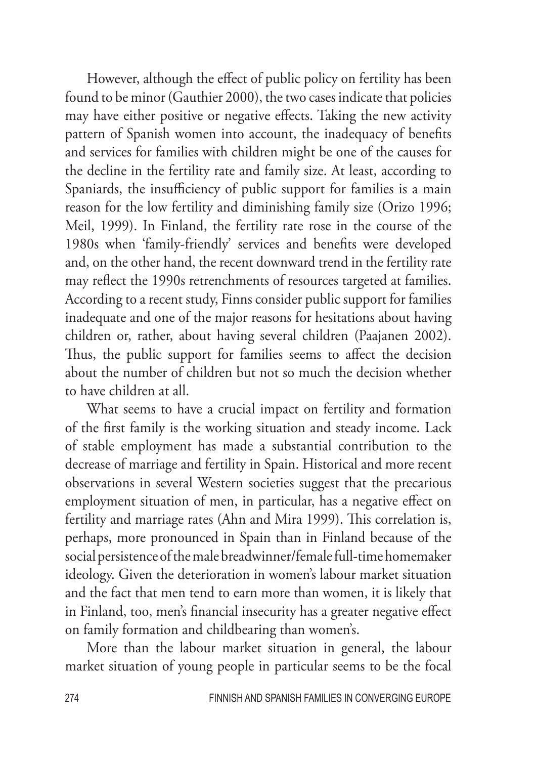However, although the effect of public policy on fertility has been found to be minor (Gauthier 2000), the two cases indicate that policies may have either positive or negative effects. Taking the new activity pattern of Spanish women into account, the inadequacy of benefits and services for families with children might be one of the causes for the decline in the fertility rate and family size. At least, according to Spaniards, the insufficiency of public support for families is a main reason for the low fertility and diminishing family size (Orizo 1996; Meil, 1999). In Finland, the fertility rate rose in the course of the 1980s when 'family-friendly' services and benefits were developed and, on the other hand, the recent downward trend in the fertility rate may reflect the 1990s retrenchments of resources targeted at families. According to a recent study, Finns consider public support for families inadequate and one of the major reasons for hesitations about having children or, rather, about having several children (Paajanen 2002). Thus, the public support for families seems to affect the decision about the number of children but not so much the decision whether to have children at all.

What seems to have a crucial impact on fertility and formation of the first family is the working situation and steady income. Lack of stable employment has made a substantial contribution to the decrease of marriage and fertility in Spain. Historical and more recent observations in several Western societies suggest that the precarious employment situation of men, in particular, has a negative effect on fertility and marriage rates (Ahn and Mira 1999). This correlation is, perhaps, more pronounced in Spain than in Finland because of the social persistence of the male breadwinner/female full-time homemaker ideology. Given the deterioration in women's labour market situation and the fact that men tend to earn more than women, it is likely that in Finland, too, men's financial insecurity has a greater negative effect on family formation and childbearing than women's.

More than the labour market situation in general, the labour market situation of young people in particular seems to be the focal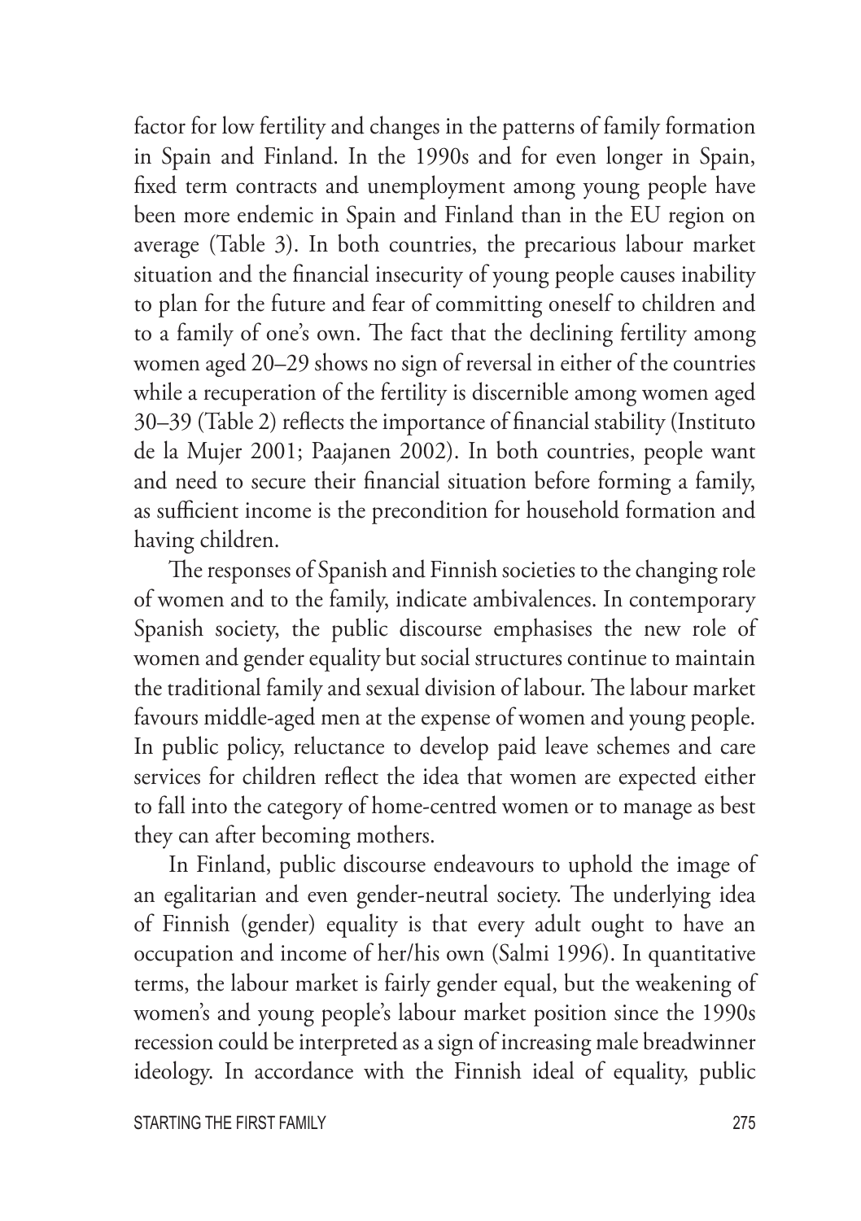factor for low fertility and changes in the patterns of family formation in Spain and Finland. In the 1990s and for even longer in Spain, fixed term contracts and unemployment among young people have been more endemic in Spain and Finland than in the EU region on average (Table 3). In both countries, the precarious labour market situation and the financial insecurity of young people causes inability to plan for the future and fear of committing oneself to children and to a family of one's own. The fact that the declining fertility among women aged 20–29 shows no sign of reversal in either of the countries while a recuperation of the fertility is discernible among women aged 30–39 (Table 2) reflects the importance of financial stability (Instituto de la Mujer 2001; Paajanen 2002). In both countries, people want and need to secure their financial situation before forming a family, as sufficient income is the precondition for household formation and having children.

The responses of Spanish and Finnish societies to the changing role of women and to the family, indicate ambivalences. In contemporary Spanish society, the public discourse emphasises the new role of women and gender equality but social structures continue to maintain the traditional family and sexual division of labour. The labour market favours middle-aged men at the expense of women and young people. In public policy, reluctance to develop paid leave schemes and care services for children reflect the idea that women are expected either to fall into the category of home-centred women or to manage as best they can after becoming mothers.

In Finland, public discourse endeavours to uphold the image of an egalitarian and even gender-neutral society. The underlying idea of Finnish (gender) equality is that every adult ought to have an occupation and income of her/his own (Salmi 1996). In quantitative terms, the labour market is fairly gender equal, but the weakening of women's and young people's labour market position since the 1990s recession could be interpreted as a sign of increasing male breadwinner ideology. In accordance with the Finnish ideal of equality, public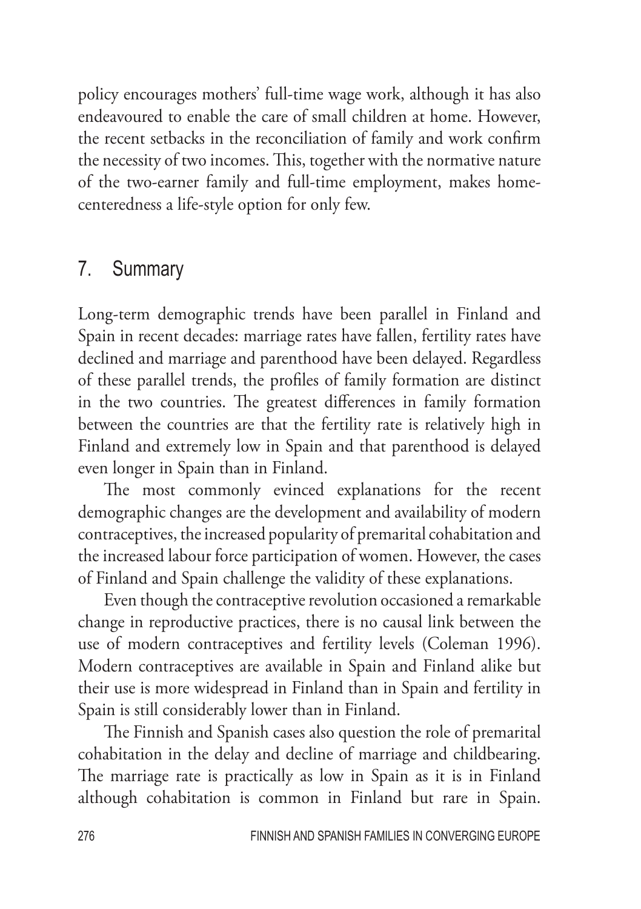policy encourages mothers' full-time wage work, although it has also endeavoured to enable the care of small children at home. However, the recent setbacks in the reconciliation of family and work confirm the necessity of two incomes. This, together with the normative nature of the two-earner family and full-time employment, makes home-centeredness a life-style option for only few.

## 7. Summary

Long-term demographic trends have been parallel in Finland and Spain in recent decades: marriage rates have fallen, fertility rates have declined and marriage and parenthood have been delayed. Regardless of these parallel trends, the profiles of family formation are distinct in the two countries. The greatest differences in family formation between the countries are that the fertility rate is relatively high in Finland and extremely low in Spain and that parenthood is delayed even longer in Spain than in Finland.

The most commonly evinced explanations for the recent demographic changes are the development and availability of modern contraceptives, the increased popularity of premarital cohabitation and the increased labour force participation of women. However, the cases of Finland and Spain challenge the validity of these explanations.

Even though the contraceptive revolution occasioned a remarkable change in reproductive practices, there is no causal link between the use of modern contraceptives and fertility levels (Coleman 1996). Modern contraceptives are available in Spain and Finland alike but their use is more widespread in Finland than in Spain and fertility in Spain is still considerably lower than in Finland.

The Finnish and Spanish cases also question the role of premarital cohabitation in the delay and decline of marriage and childbearing. The marriage rate is practically as low in Spain as it is in Finland although cohabitation is common in Finland but rare in Spain.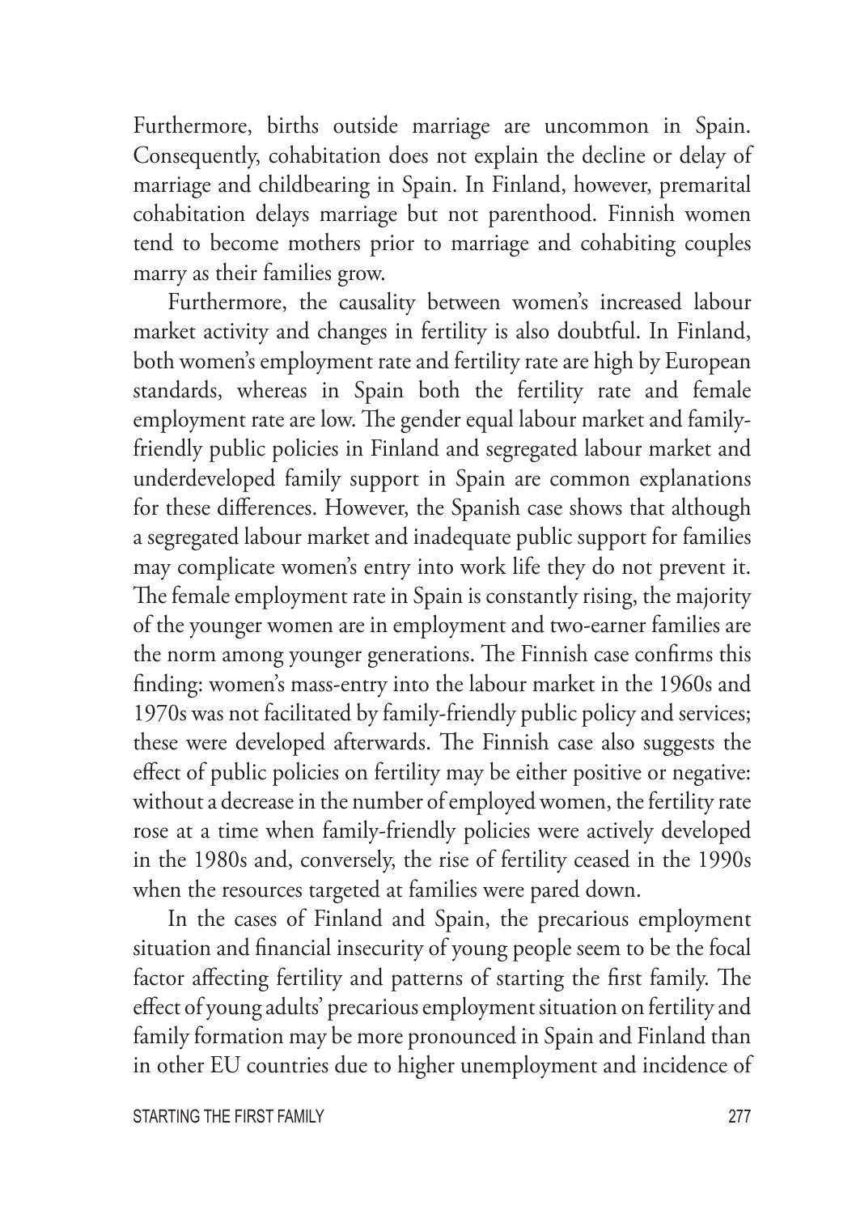Furthermore, births outside marriage are uncommon in Spain. Consequently, cohabitation does not explain the decline or delay of marriage and childbearing in Spain. In Finland, however, premarital cohabitation delays marriage but not parenthood. Finnish women tend to become mothers prior to marriage and cohabiting couples marry as their families grow.

Furthermore, the causality between women's increased labour market activity and changes in fertility is also doubtful. In Finland, both women's employment rate and fertility rate are high by European standards, whereas in Spain both the fertility rate and female employment rate are low. The gender equal labour market and family-friendly public policies in Finland and segregated labour market and underdeveloped family support in Spain are common explanations for these differences. However, the Spanish case shows that although a segregated labour market and inadequate public support for families may complicate women's entry into work life they do not prevent it. The female employment rate in Spain is constantly rising, the majority of the younger women are in employment and two-earner families are the norm among younger generations. The Finnish case confirms this finding: women's mass-entry into the labour market in the 1960s and 1970s was not facilitated by family-friendly public policy and services; these were developed afterwards. The Finnish case also suggests the effect of public policies on fertility may be either positive or negative: without a decrease in the number of employed women, the fertility rate rose at a time when family-friendly policies were actively developed in the 1980s and, conversely, the rise of fertility ceased in the 1990s when the resources targeted at families were pared down.

In the cases of Finland and Spain, the precarious employment situation and financial insecurity of young people seem to be the focal factor affecting fertility and patterns of starting the first family. The effect of young adults' precarious employment situation on fertility and family formation may be more pronounced in Spain and Finland than in other EU countries due to higher unemployment and incidence of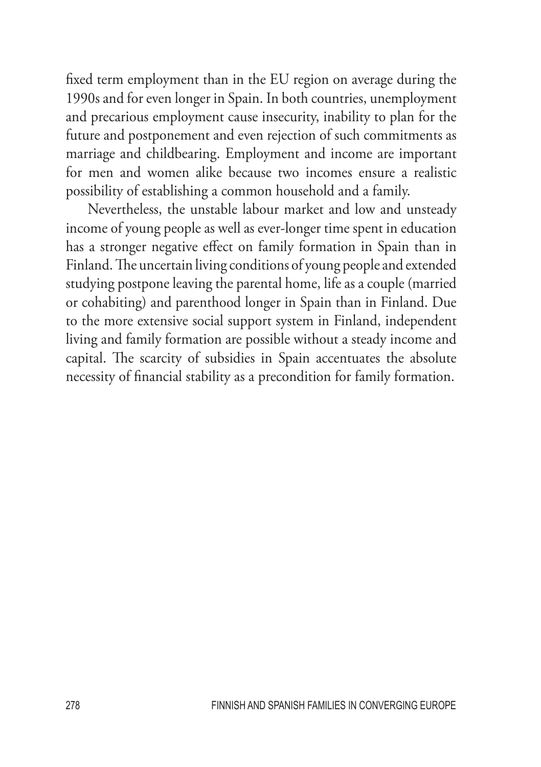fixed term employment than in the EU region on average during the 1990s and for even longer in Spain. In both countries, unemployment and precarious employment cause insecurity, inability to plan for the future and postponement and even rejection of such commitments as marriage and childbearing. Employment and income are important for men and women alike because two incomes ensure a realistic possibility of establishing a common household and a family.

Nevertheless, the unstable labour market and low and unsteady income of young people as well as ever-longer time spent in education has a stronger negative effect on family formation in Spain than in Finland. The uncertain living conditions of young people and extended studying postpone leaving the parental home, life as a couple (married or cohabiting) and parenthood longer in Spain than in Finland. Due to the more extensive social support system in Finland, independent living and family formation are possible without a steady income and capital. The scarcity of subsidies in Spain accentuates the absolute necessity of financial stability as a precondition for family formation.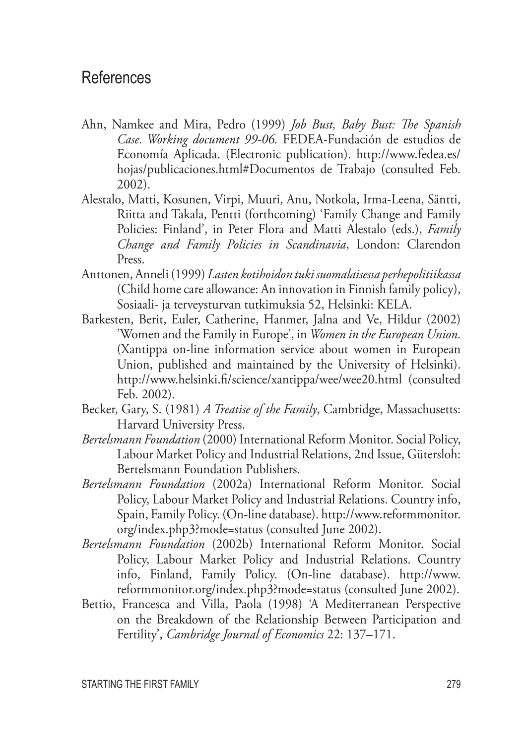# References

Ahn, Namkee and Mira, Pedro (1999) *Job Bust, Baby Bust: The Spanish Case. Working document 99-06.* FEDEA-Fundación de estudios de Economía Aplicada. (Electronic publication). http://www.fedea.es/hojas/publicaciones.html#Documentos de Trabajo (consulted Feb. 2002).

Alestalo, Matti, Kosunen, Virpi, Muuri, Anu, Notkola, Irma-Leena, Säntti, Riitta and Takala, Pentti (forthcoming) 'Family Change and Family Policies: Finland', in Peter Flora and Matti Alestalo (eds.), *Family Change and Family Policies in Scandinavia*, London: Clarendon Press.

Anttonen, Anneli (1999) *Lasten kotihoidon tuki suomalaisessa perhepolitiikassa* (Child home care allowance: An innovation in Finnish family policy), Sosiaali- ja terveysturvan tutkimuksia 52, Helsinki: KELA.

Barkesten, Berit, Euler, Catherine, Hanmer, Jalna and Ve, Hildur (2002) 'Women and the Family in Europe', in *Women in the European Union*. (Xantippa on-line information service about women in European Union, published and maintained by the University of Helsinki). http://www.helsinki.fi/science/xantippa/wee/wee20.html (consulted Feb. 2002).

Becker, Gary, S. (1981) *A Treatise of the Family*, Cambridge, Massachusetts: Harvard University Press.

*Bertelsmann Foundation* (2000) International Reform Monitor. Social Policy, Labour Market Policy and Industrial Relations, 2nd Issue, Gütersloh: Bertelsmann Foundation Publishers.

*Bertelsmann Foundation* (2002a) International Reform Monitor. Social Policy, Labour Market Policy and Industrial Relations. Country info, Spain, Family Policy. (On-line database). http://www.reformmonitor.org/index.php3?mode=status (consulted June 2002).

*Bertelsmann Foundation* (2002b) International Reform Monitor. Social Policy, Labour Market Policy and Industrial Relations. Country info, Finland, Family Policy. (On-line database). http://www.reformmonitor.org/index.php3?mode=status (consulted June 2002).

Bettio, Francesca and Villa, Paola (1998) 'A Mediterranean Perspective on the Breakdown of the Relationship Between Participation and Fertility', *Cambridge Journal of Economics* 22: 137–171.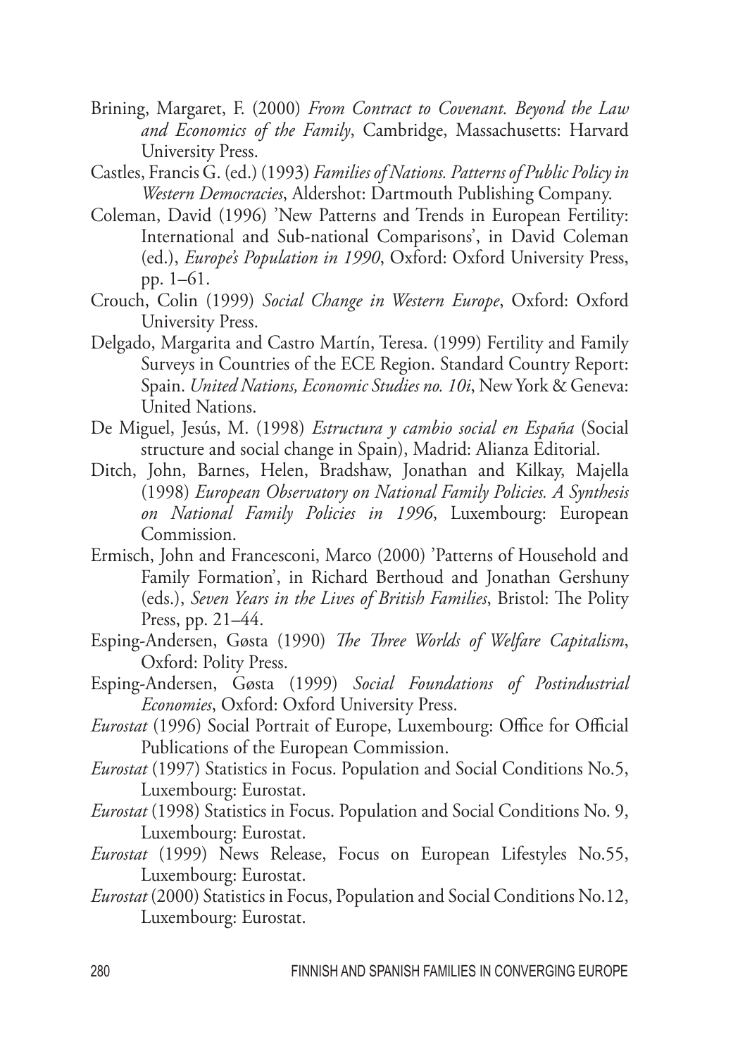Brining, Margaret, F. (2000) *From Contract to Covenant. Beyond the Law and Economics of the Family*, Cambridge, Massachusetts: Harvard University Press.

Castles, Francis G. (ed.) (1993) *Families of Nations. Patterns of Public Policy in Western Democracies*, Aldershot: Dartmouth Publishing Company.

Coleman, David (1996) 'New Patterns and Trends in European Fertility: International and Sub-national Comparisons', in David Coleman (ed.), *Europe's Population in 1990*, Oxford: Oxford University Press, pp. 1–61.

Crouch, Colin (1999) *Social Change in Western Europe*, Oxford: Oxford University Press.

Delgado, Margarita and Castro Martín, Teresa. (1999) Fertility and Family Surveys in Countries of the ECE Region. Standard Country Report: Spain. *United Nations, Economic Studies no. 10i*, New York & Geneva: United Nations.

De Miguel, Jesús, M. (1998) *Estructura y cambio social en España* (Social structure and social change in Spain), Madrid: Alianza Editorial.

Ditch, John, Barnes, Helen, Bradshaw, Jonathan and Kilkay, Majella (1998) *European Observatory on National Family Policies. A Synthesis on National Family Policies in 1996*, Luxembourg: European Commission.

Ermisch, John and Francesconi, Marco (2000) 'Patterns of Household and Family Formation', in Richard Berthoud and Jonathan Gershuny (eds.), *Seven Years in the Lives of British Families*, Bristol: The Polity Press, pp. 21–44.

Esping-Andersen, Gøsta (1990) *The Three Worlds of Welfare Capitalism*, Oxford: Polity Press.

Esping-Andersen, Gøsta (1999) *Social Foundations of Postindustrial Economies*, Oxford: Oxford University Press.

*Eurostat* (1996) Social Portrait of Europe, Luxembourg: Office for Official Publications of the European Commission.

*Eurostat* (1997) Statistics in Focus. Population and Social Conditions No.5, Luxembourg: Eurostat.

*Eurostat* (1998) Statistics in Focus. Population and Social Conditions No. 9, Luxembourg: Eurostat.

*Eurostat* (1999) News Release, Focus on European Lifestyles No.55, Luxembourg: Eurostat.

*Eurostat* (2000) Statistics in Focus, Population and Social Conditions No.12, Luxembourg: Eurostat.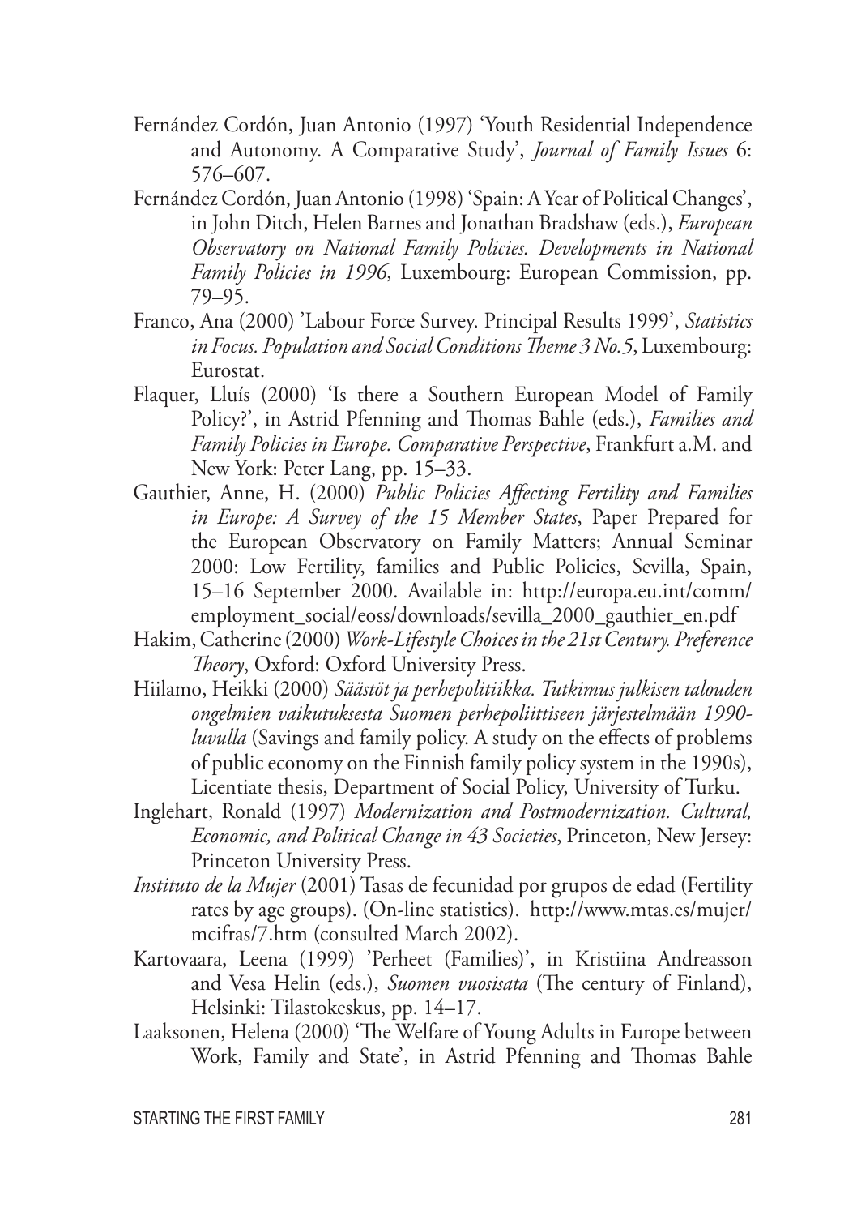Fernández Cordón, Juan Antonio (1997) 'Youth Residential Independence and Autonomy. A Comparative Study', *Journal of Family Issues* 6: 576–607.

Fernández Cordón, Juan Antonio (1998) 'Spain: A Year of Political Changes', in John Ditch, Helen Barnes and Jonathan Bradshaw (eds.), *European Observatory on National Family Policies. Developments in National Family Policies in 1996*, Luxembourg: European Commission, pp. 79–95.

Franco, Ana (2000) 'Labour Force Survey. Principal Results 1999', *Statistics in Focus. Population and Social Conditions Theme 3 No.5*, Luxembourg: Eurostat.

Flaquer, Lluís (2000) 'Is there a Southern European Model of Family Policy?', in Astrid Pfenning and Thomas Bahle (eds.), *Families and Family Policies in Europe. Comparative Perspective*, Frankfurt a.M. and New York: Peter Lang, pp. 15–33.

Gauthier, Anne, H. (2000) *Public Policies Affecting Fertility and Families in Europe: A Survey of the 15 Member States*, Paper Prepared for the European Observatory on Family Matters; Annual Seminar 2000: Low Fertility, families and Public Policies, Sevilla, Spain, 15–16 September 2000. Available in: http://europa.eu.int/comm/employment_social/eoss/downloads/sevilla_2000_gauthier_en.pdf

Hakim, Catherine (2000) *Work-Lifestyle Choices in the 21st Century. Preference Theory*, Oxford: Oxford University Press.

Hiilamo, Heikki (2000) *Säästöt ja perhepolitiikka. Tutkimus julkisen talouden ongelmien vaikutuksesta Suomen perhepoliittiseen järjestelmään 1990-luvulla* (Savings and family policy. A study on the effects of problems of public economy on the Finnish family policy system in the 1990s), Licentiate thesis, Department of Social Policy, University of Turku.

Inglehart, Ronald (1997) *Modernization and Postmodernization. Cultural, Economic, and Political Change in 43 Societies*, Princeton, New Jersey: Princeton University Press.

*Instituto de la Mujer* (2001) Tasas de fecunidad por grupos de edad (Fertility rates by age groups). (On-line statistics). http://www.mtas.es/mujer/mcifras/7.htm (consulted March 2002).

Kartovaara, Leena (1999) 'Perheet (Families)', in Kristiina Andreasson and Vesa Helin (eds.), *Suomen vuosisata* (The century of Finland), Helsinki: Tilastokeskus, pp. 14–17.

Laaksonen, Helena (2000) 'The Welfare of Young Adults in Europe between Work, Family and State', in Astrid Pfenning and Thomas Bahle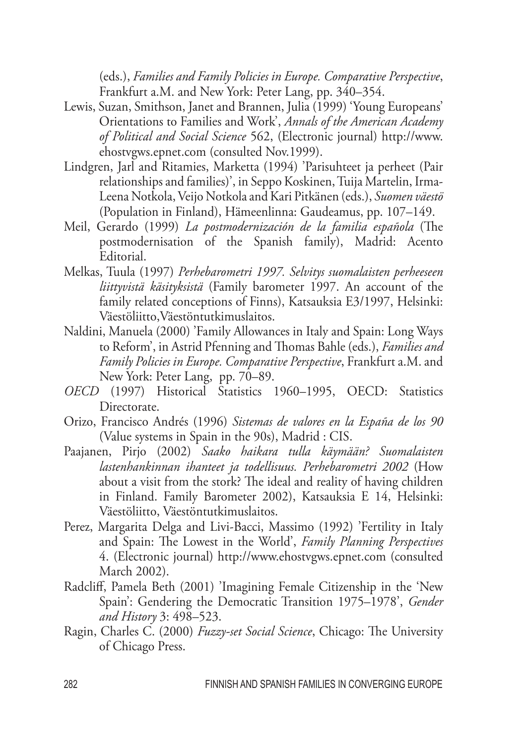(eds.), *Families and Family Policies in Europe. Comparative Perspective*, Frankfurt a.M. and New York: Peter Lang, pp. 340–354.

Lewis, Suzan, Smithson, Janet and Brannen, Julia (1999) 'Young Europeans' Orientations to Families and Work', *Annals of the American Academy of Political and Social Science* 562, (Electronic journal) http://www.ehostvgws.epnet.com (consulted Nov.1999).

Lindgren, Jarl and Ritamies, Marketta (1994) 'Parisuhteet ja perheet (Pair relationships and families)', in Seppo Koskinen, Tuija Martelin, Irma-Leena Notkola, Veijo Notkola and Kari Pitkänen (eds.), *Suomen väestö* (Population in Finland), Hämeenlinna: Gaudeamus, pp. 107–149.

Meil, Gerardo (1999) *La postmodernización de la familia española* (The postmodernisation of the Spanish family), Madrid: Acento Editorial.

Melkas, Tuula (1997) *Perhebarometri 1997. Selvitys suomalaisten perheeseen liittyvistä käsityksistä* (Family barometer 1997. An account of the family related conceptions of Finns), Katsauksia E3/1997, Helsinki: Väestöliitto,Väestöntutkimuslaitos.

Naldini, Manuela (2000) 'Family Allowances in Italy and Spain: Long Ways to Reform', in Astrid Pfenning and Thomas Bahle (eds.), *Families and Family Policies in Europe. Comparative Perspective*, Frankfurt a.M. and New York: Peter Lang, pp. 70–89.

*OECD* (1997) Historical Statistics 1960–1995, OECD: Statistics Directorate.

Orizo, Francisco Andrés (1996) *Sistemas de valores en la España de los 90* (Value systems in Spain in the 90s), Madrid : CIS.

Paajanen, Pirjo (2002) *Saako haikara tulla käymään? Suomalaisten lastenhankinnan ihanteet ja todellisuus. Perhebarometri 2002* (How about a visit from the stork? The ideal and reality of having children in Finland. Family Barometer 2002), Katsauksia E 14, Helsinki: Väestöliitto, Väestöntutkimuslaitos.

Perez, Margarita Delga and Livi-Bacci, Massimo (1992) 'Fertility in Italy and Spain: The Lowest in the World', *Family Planning Perspectives* 4. (Electronic journal) http://www.ehostvgws.epnet.com (consulted March 2002).

Radcliff, Pamela Beth (2001) 'Imagining Female Citizenship in the 'New Spain': Gendering the Democratic Transition 1975–1978', *Gender and History* 3: 498–523.

Ragin, Charles C. (2000) *Fuzzy-set Social Science*, Chicago: The University of Chicago Press.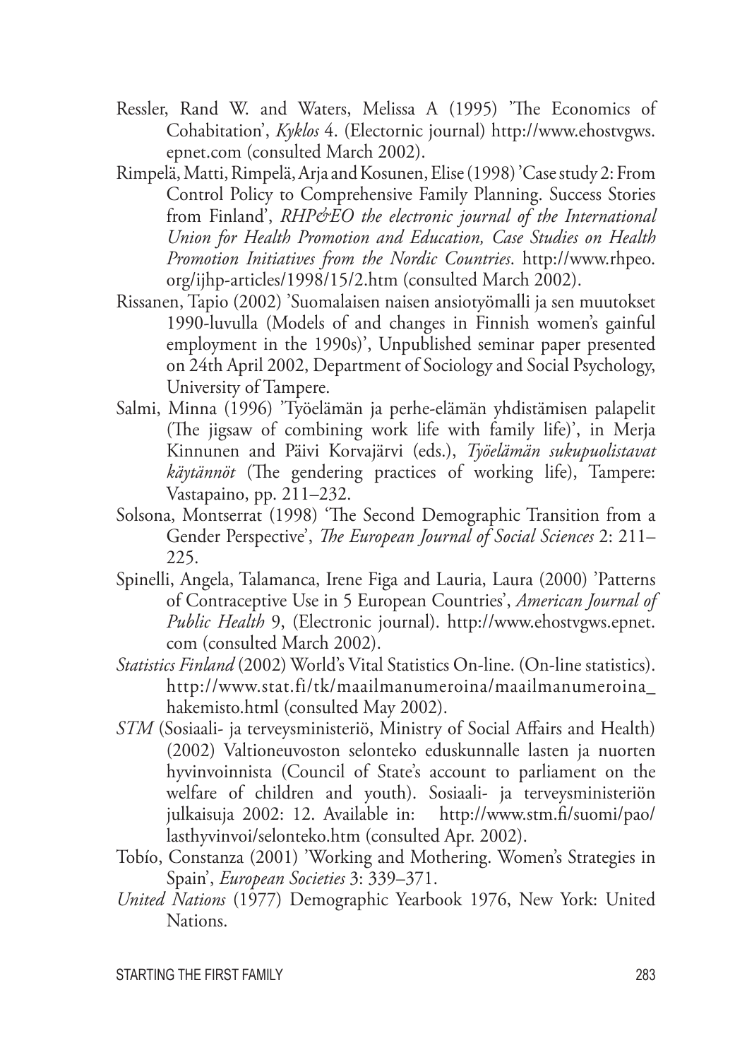Ressler, Rand W. and Waters, Melissa A (1995) 'The Economics of Cohabitation', *Kyklos* 4. (Electornic journal) http://www.ehostvgws.epnet.com (consulted March 2002).

Rimpelä, Matti, Rimpelä, Arja and Kosunen, Elise (1998) 'Case study 2: From Control Policy to Comprehensive Family Planning. Success Stories from Finland', *RHP&EO the electronic journal of the International Union for Health Promotion and Education, Case Studies on Health Promotion Initiatives from the Nordic Countries*. http://www.rhpeo.org/ijhp-articles/1998/15/2.htm (consulted March 2002).

Rissanen, Tapio (2002) 'Suomalaisen naisen ansiotyömalli ja sen muutokset 1990-luvulla (Models of and changes in Finnish women's gainful employment in the 1990s)', Unpublished seminar paper presented on 24th April 2002, Department of Sociology and Social Psychology, University of Tampere.

Salmi, Minna (1996) 'Työelämän ja perhe-elämän yhdistämisen palapelit (The jigsaw of combining work life with family life)', in Merja Kinnunen and Päivi Korvajärvi (eds.), *Työelämän sukupuolistavat käytännöt* (The gendering practices of working life), Tampere: Vastapaino, pp. 211–232.

Solsona, Montserrat (1998) 'The Second Demographic Transition from a Gender Perspective', *The European Journal of Social Sciences* 2: 211–225.

Spinelli, Angela, Talamanca, Irene Figa and Lauria, Laura (2000) 'Patterns of Contraceptive Use in 5 European Countries', *American Journal of Public Health* 9, (Electronic journal). http://www.ehostvgws.epnet.com (consulted March 2002).

*Statistics Finland* (2002) World's Vital Statistics On-line. (On-line statistics). http://www.stat.fi/tk/maailmanumeroina/maailmanumeroina_hakemisto.html (consulted May 2002).

*STM* (Sosiaali- ja terveysministeriö, Ministry of Social Affairs and Health) (2002) Valtioneuvoston selonteko eduskunnalle lasten ja nuorten hyvinvoinnista (Council of State's account to parliament on the welfare of children and youth). Sosiaali- ja terveysministeriön julkaisuja 2002: 12. Available in: http://www.stm.fi/suomi/pao/lasthyvinvoi/selonteko.htm (consulted Apr. 2002).

Tobío, Constanza (2001) 'Working and Mothering. Women's Strategies in Spain', *European Societies* 3: 339–371.

*United Nations* (1977) Demographic Yearbook 1976, New York: United Nations.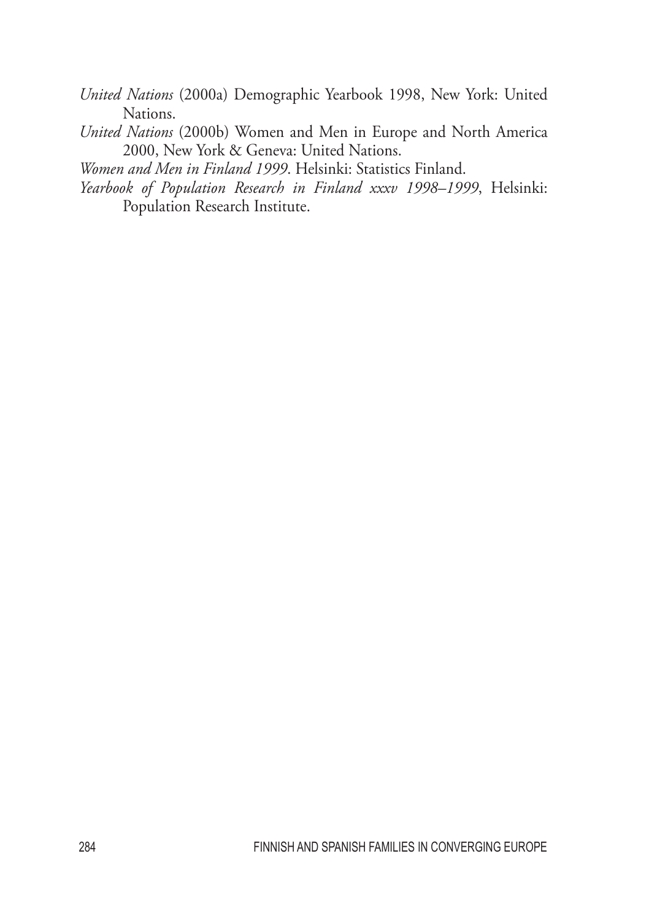*United Nations* (2000a) Demographic Yearbook 1998, New York: United Nations.

*United Nations* (2000b) Women and Men in Europe and North America 2000, New York & Geneva: United Nations.

*Women and Men in Finland 1999*. Helsinki: Statistics Finland.

*Yearbook of Population Research in Finland xxxv 1998–1999*, Helsinki: Population Research Institute.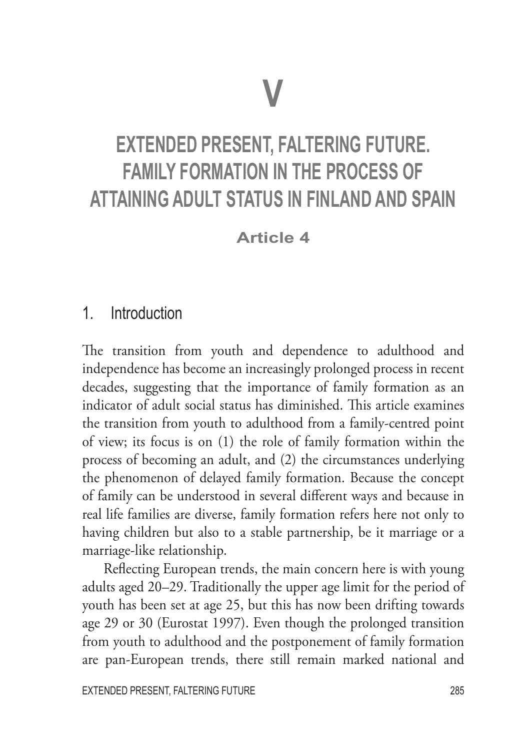# V

# EXTENDED PRESENT, FALTERING FUTURE. FAMILY FORMATION IN THE PROCESS OF ATTAINING ADULT STATUS IN FINLAND AND SPAIN

**Article 4**

## 1. Introduction

The transition from youth and dependence to adulthood and independence has become an increasingly prolonged process in recent decades, suggesting that the importance of family formation as an indicator of adult social status has diminished. This article examines the transition from youth to adulthood from a family-centred point of view; its focus is on (1) the role of family formation within the process of becoming an adult, and (2) the circumstances underlying the phenomenon of delayed family formation. Because the concept of family can be understood in several different ways and because in real life families are diverse, family formation refers here not only to having children but also to a stable partnership, be it marriage or a marriage-like relationship.

Reflecting European trends, the main concern here is with young adults aged 20–29. Traditionally the upper age limit for the period of youth has been set at age 25, but this has now been drifting towards age 29 or 30 (Eurostat 1997). Even though the prolonged transition from youth to adulthood and the postponement of family formation are pan-European trends, there still remain marked national and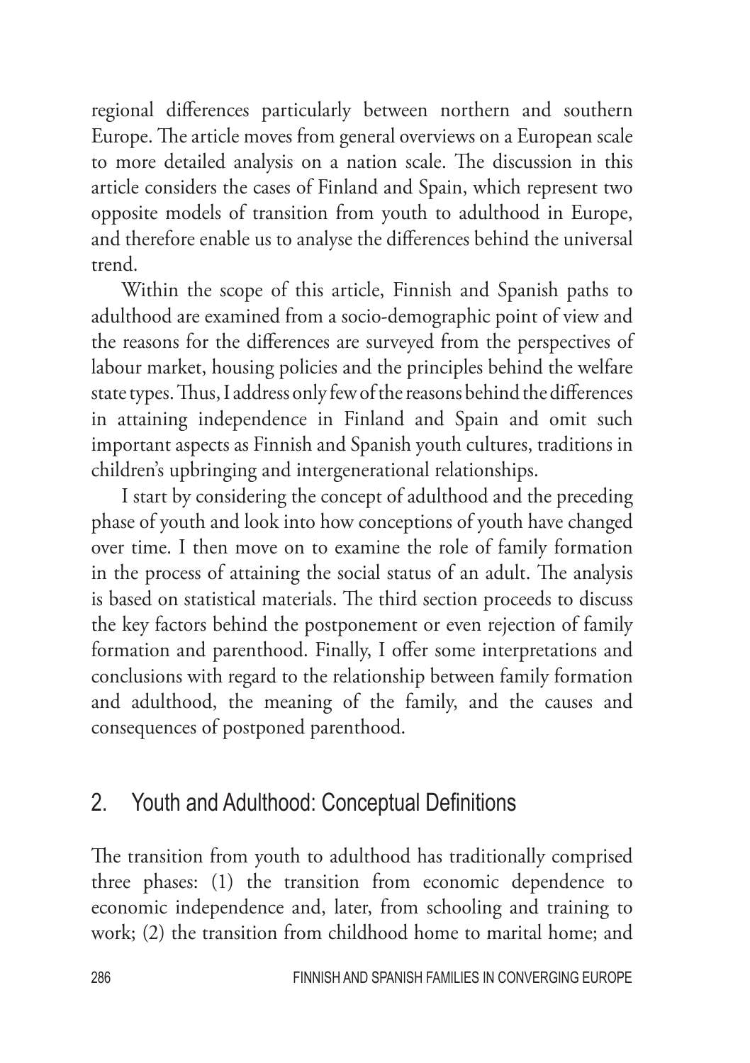regional differences particularly between northern and southern Europe. The article moves from general overviews on a European scale to more detailed analysis on a nation scale. The discussion in this article considers the cases of Finland and Spain, which represent two opposite models of transition from youth to adulthood in Europe, and therefore enable us to analyse the differences behind the universal trend.

Within the scope of this article, Finnish and Spanish paths to adulthood are examined from a socio-demographic point of view and the reasons for the differences are surveyed from the perspectives of labour market, housing policies and the principles behind the welfare state types. Thus, I address only few of the reasons behind the differences in attaining independence in Finland and Spain and omit such important aspects as Finnish and Spanish youth cultures, traditions in children's upbringing and intergenerational relationships.

I start by considering the concept of adulthood and the preceding phase of youth and look into how conceptions of youth have changed over time. I then move on to examine the role of family formation in the process of attaining the social status of an adult. The analysis is based on statistical materials. The third section proceeds to discuss the key factors behind the postponement or even rejection of family formation and parenthood. Finally, I offer some interpretations and conclusions with regard to the relationship between family formation and adulthood, the meaning of the family, and the causes and consequences of postponed parenthood.

## 2. Youth and Adulthood: Conceptual Definitions

The transition from youth to adulthood has traditionally comprised three phases: (1) the transition from economic dependence to economic independence and, later, from schooling and training to work; (2) the transition from childhood home to marital home; and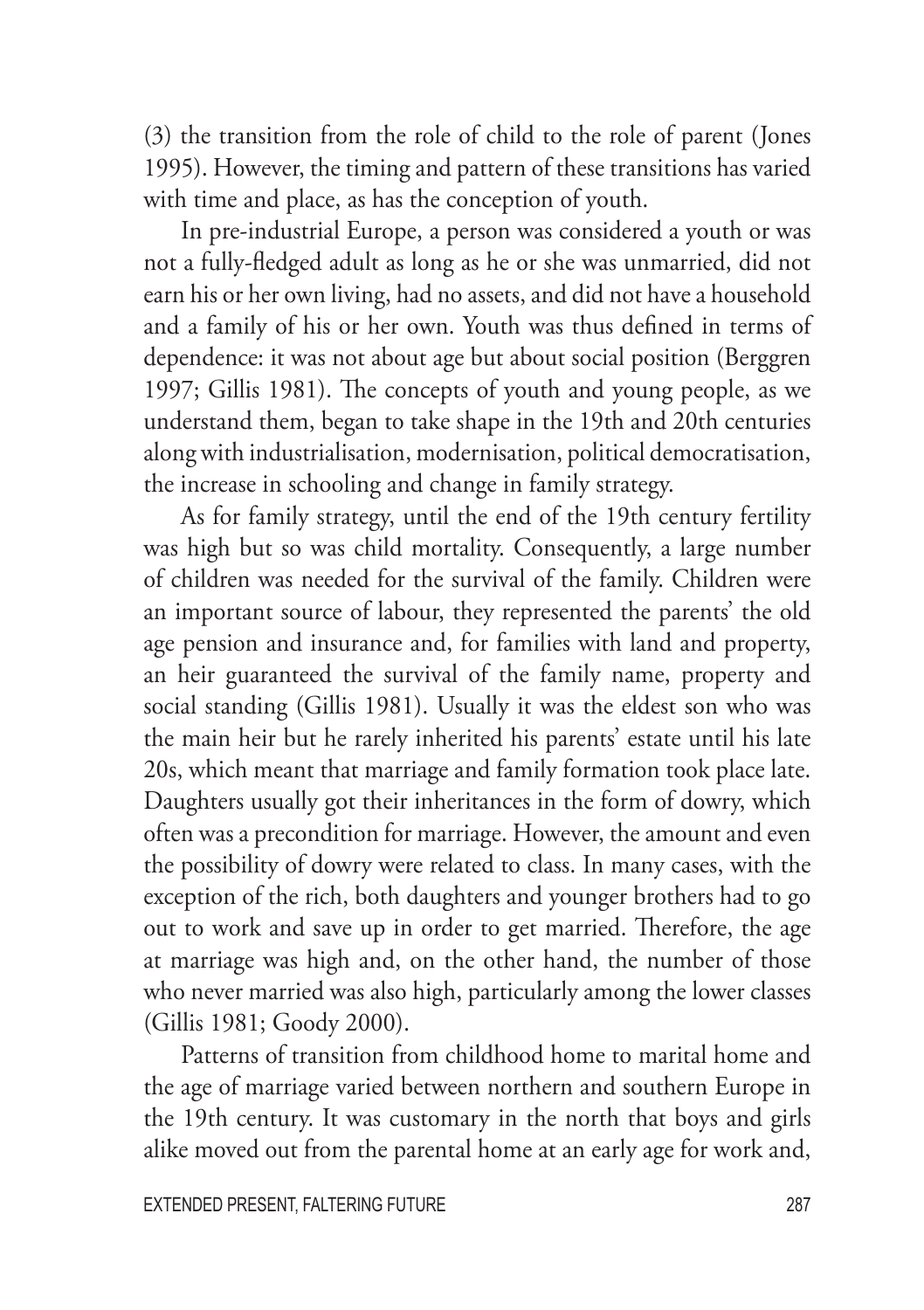(3) the transition from the role of child to the role of parent (Jones 1995). However, the timing and pattern of these transitions has varied with time and place, as has the conception of youth.

In pre-industrial Europe, a person was considered a youth or was not a fully-fledged adult as long as he or she was unmarried, did not earn his or her own living, had no assets, and did not have a household and a family of his or her own. Youth was thus defined in terms of dependence: it was not about age but about social position (Berggren 1997; Gillis 1981). The concepts of youth and young people, as we understand them, began to take shape in the 19th and 20th centuries along with industrialisation, modernisation, political democratisation, the increase in schooling and change in family strategy.

As for family strategy, until the end of the 19th century fertility was high but so was child mortality. Consequently, a large number of children was needed for the survival of the family. Children were an important source of labour, they represented the parents' the old age pension and insurance and, for families with land and property, an heir guaranteed the survival of the family name, property and social standing (Gillis 1981). Usually it was the eldest son who was the main heir but he rarely inherited his parents' estate until his late 20s, which meant that marriage and family formation took place late. Daughters usually got their inheritances in the form of dowry, which often was a precondition for marriage. However, the amount and even the possibility of dowry were related to class. In many cases, with the exception of the rich, both daughters and younger brothers had to go out to work and save up in order to get married. Therefore, the age at marriage was high and, on the other hand, the number of those who never married was also high, particularly among the lower classes (Gillis 1981; Goody 2000).

Patterns of transition from childhood home to marital home and the age of marriage varied between northern and southern Europe in the 19th century. It was customary in the north that boys and girls alike moved out from the parental home at an early age for work and,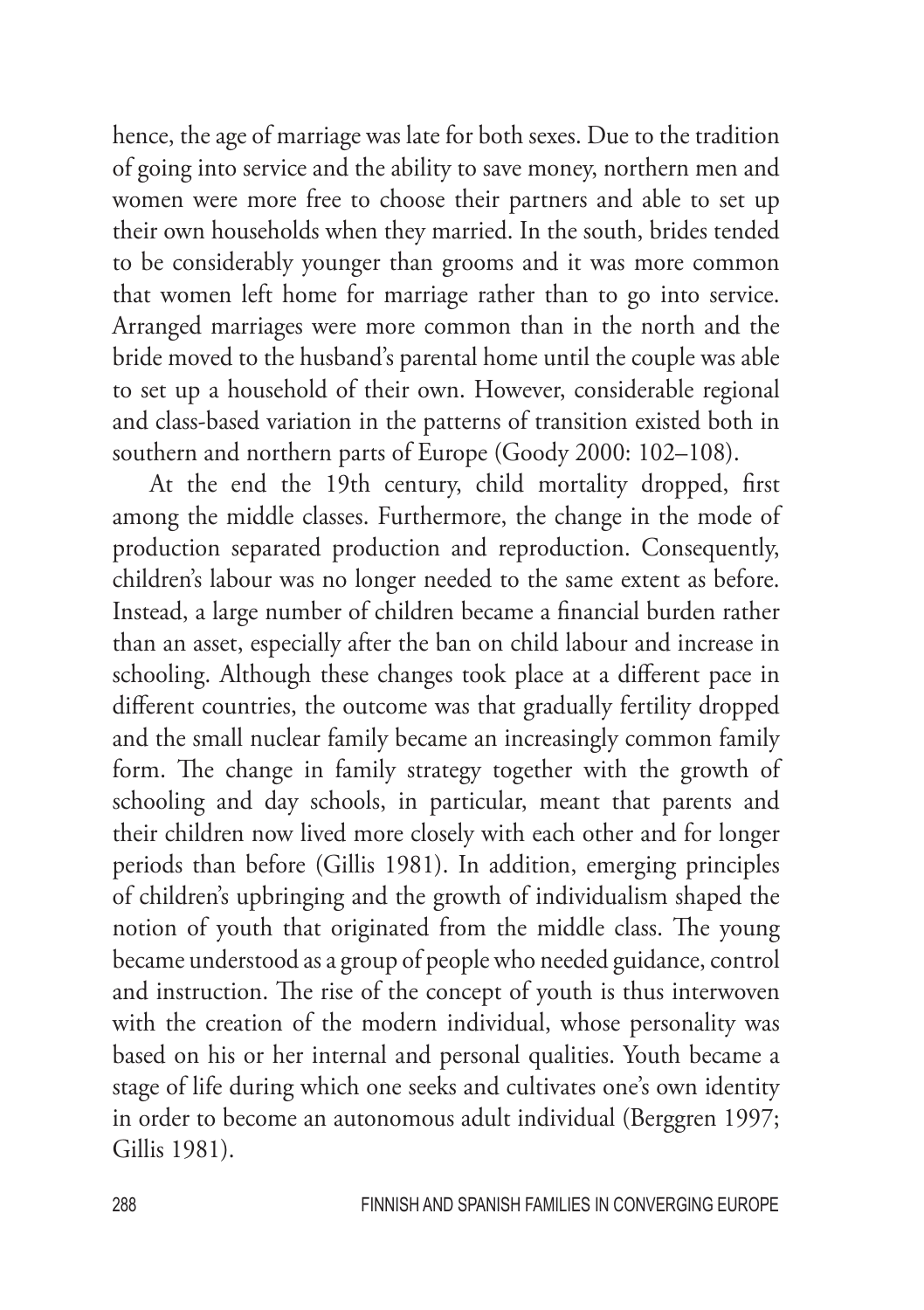hence, the age of marriage was late for both sexes. Due to the tradition of going into service and the ability to save money, northern men and women were more free to choose their partners and able to set up their own households when they married. In the south, brides tended to be considerably younger than grooms and it was more common that women left home for marriage rather than to go into service. Arranged marriages were more common than in the north and the bride moved to the husband's parental home until the couple was able to set up a household of their own. However, considerable regional and class-based variation in the patterns of transition existed both in southern and northern parts of Europe (Goody 2000: 102–108).

At the end the 19th century, child mortality dropped, first among the middle classes. Furthermore, the change in the mode of production separated production and reproduction. Consequently, children's labour was no longer needed to the same extent as before. Instead, a large number of children became a financial burden rather than an asset, especially after the ban on child labour and increase in schooling. Although these changes took place at a different pace in different countries, the outcome was that gradually fertility dropped and the small nuclear family became an increasingly common family form. The change in family strategy together with the growth of schooling and day schools, in particular, meant that parents and their children now lived more closely with each other and for longer periods than before (Gillis 1981). In addition, emerging principles of children's upbringing and the growth of individualism shaped the notion of youth that originated from the middle class. The young became understood as a group of people who needed guidance, control and instruction. The rise of the concept of youth is thus interwoven with the creation of the modern individual, whose personality was based on his or her internal and personal qualities. Youth became a stage of life during which one seeks and cultivates one's own identity in order to become an autonomous adult individual (Berggren 1997; Gillis 1981).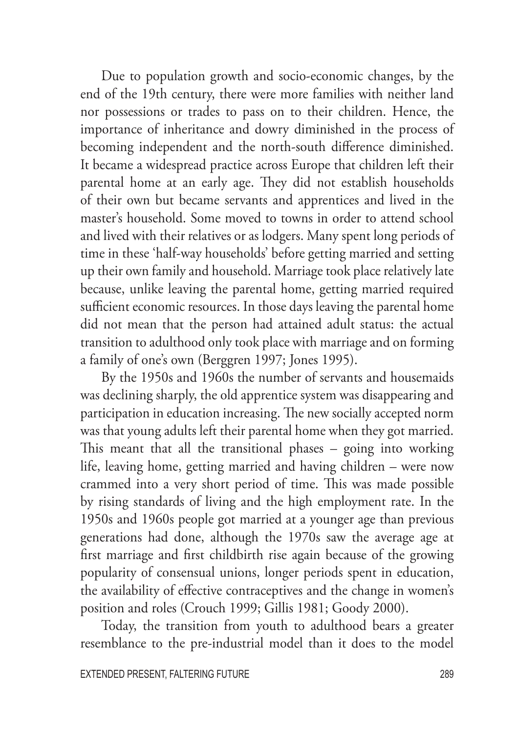Due to population growth and socio-economic changes, by the end of the 19th century, there were more families with neither land nor possessions or trades to pass on to their children. Hence, the importance of inheritance and dowry diminished in the process of becoming independent and the north-south difference diminished. It became a widespread practice across Europe that children left their parental home at an early age. They did not establish households of their own but became servants and apprentices and lived in the master's household. Some moved to towns in order to attend school and lived with their relatives or as lodgers. Many spent long periods of time in these 'half-way households' before getting married and setting up their own family and household. Marriage took place relatively late because, unlike leaving the parental home, getting married required sufficient economic resources. In those days leaving the parental home did not mean that the person had attained adult status: the actual transition to adulthood only took place with marriage and on forming a family of one's own (Berggren 1997; Jones 1995).

By the 1950s and 1960s the number of servants and housemaids was declining sharply, the old apprentice system was disappearing and participation in education increasing. The new socially accepted norm was that young adults left their parental home when they got married. This meant that all the transitional phases – going into working life, leaving home, getting married and having children – were now crammed into a very short period of time. This was made possible by rising standards of living and the high employment rate. In the 1950s and 1960s people got married at a younger age than previous generations had done, although the 1970s saw the average age at first marriage and first childbirth rise again because of the growing popularity of consensual unions, longer periods spent in education, the availability of effective contraceptives and the change in women's position and roles (Crouch 1999; Gillis 1981; Goody 2000).

Today, the transition from youth to adulthood bears a greater resemblance to the pre-industrial model than it does to the model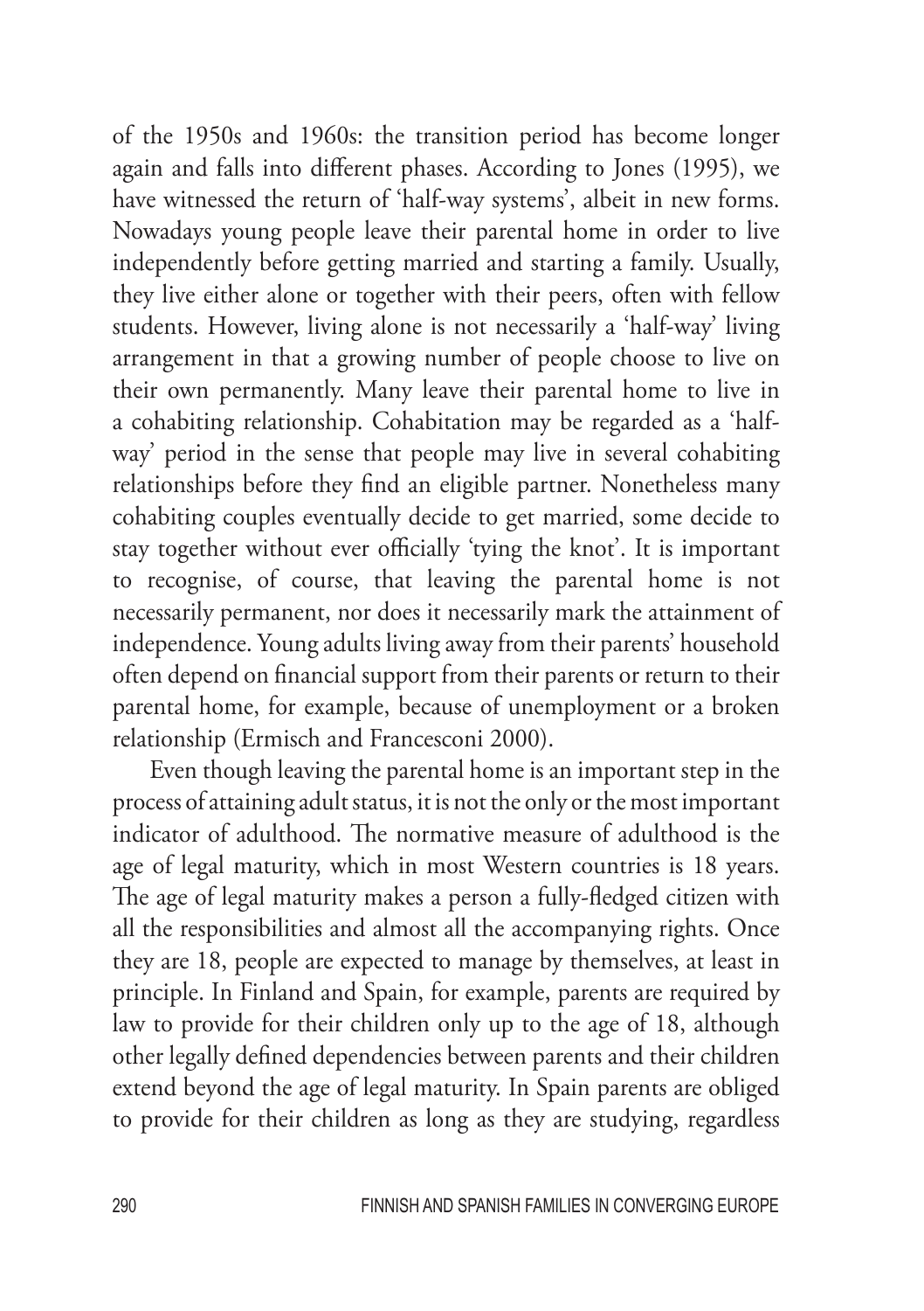of the 1950s and 1960s: the transition period has become longer again and falls into different phases. According to Jones (1995), we have witnessed the return of 'half-way systems', albeit in new forms. Nowadays young people leave their parental home in order to live independently before getting married and starting a family. Usually, they live either alone or together with their peers, often with fellow students. However, living alone is not necessarily a 'half-way' living arrangement in that a growing number of people choose to live on their own permanently. Many leave their parental home to live in a cohabiting relationship. Cohabitation may be regarded as a 'half-way' period in the sense that people may live in several cohabiting relationships before they find an eligible partner. Nonetheless many cohabiting couples eventually decide to get married, some decide to stay together without ever officially 'tying the knot'. It is important to recognise, of course, that leaving the parental home is not necessarily permanent, nor does it necessarily mark the attainment of independence. Young adults living away from their parents' household often depend on financial support from their parents or return to their parental home, for example, because of unemployment or a broken relationship (Ermisch and Francesconi 2000).

Even though leaving the parental home is an important step in the process of attaining adult status, it is not the only or the most important indicator of adulthood. The normative measure of adulthood is the age of legal maturity, which in most Western countries is 18 years. The age of legal maturity makes a person a fully-fledged citizen with all the responsibilities and almost all the accompanying rights. Once they are 18, people are expected to manage by themselves, at least in principle. In Finland and Spain, for example, parents are required by law to provide for their children only up to the age of 18, although other legally defined dependencies between parents and their children extend beyond the age of legal maturity. In Spain parents are obliged to provide for their children as long as they are studying, regardless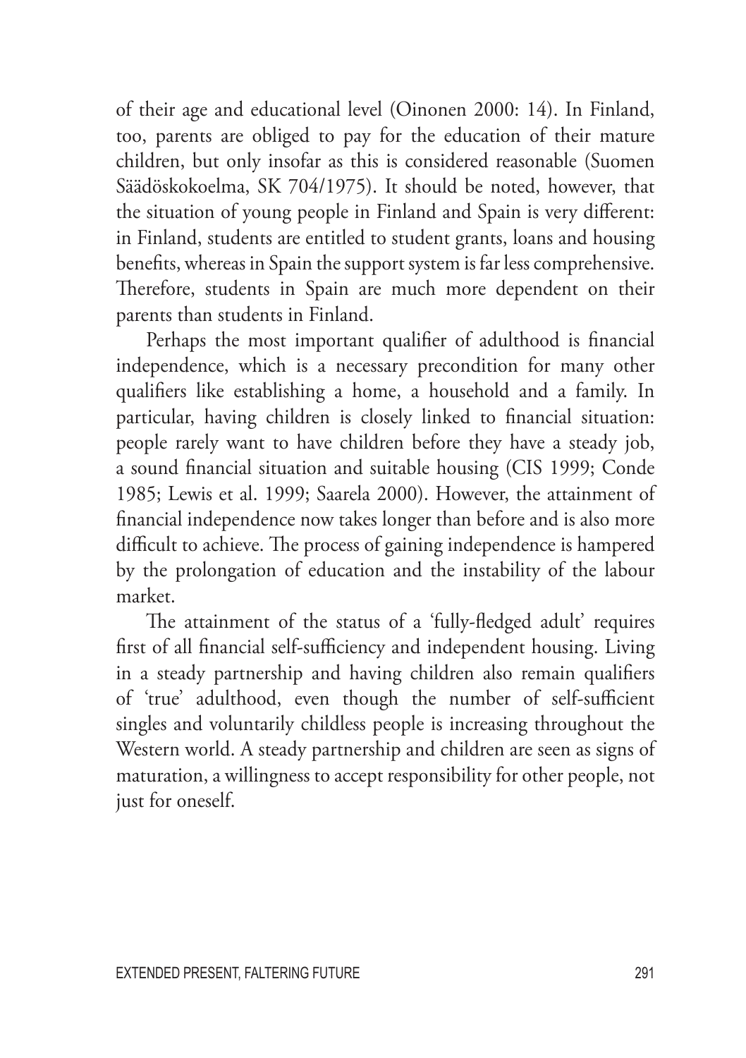of their age and educational level (Oinonen 2000: 14). In Finland, too, parents are obliged to pay for the education of their mature children, but only insofar as this is considered reasonable (Suomen Säädöskokoelma, SK 704/1975). It should be noted, however, that the situation of young people in Finland and Spain is very different: in Finland, students are entitled to student grants, loans and housing benefits, whereas in Spain the support system is far less comprehensive. Therefore, students in Spain are much more dependent on their parents than students in Finland.

Perhaps the most important qualifier of adulthood is financial independence, which is a necessary precondition for many other qualifiers like establishing a home, a household and a family. In particular, having children is closely linked to financial situation: people rarely want to have children before they have a steady job, a sound financial situation and suitable housing (CIS 1999; Conde 1985; Lewis et al. 1999; Saarela 2000). However, the attainment of financial independence now takes longer than before and is also more difficult to achieve. The process of gaining independence is hampered by the prolongation of education and the instability of the labour market.

The attainment of the status of a 'fully-fledged adult' requires first of all financial self-sufficiency and independent housing. Living in a steady partnership and having children also remain qualifiers of 'true' adulthood, even though the number of self-sufficient singles and voluntarily childless people is increasing throughout the Western world. A steady partnership and children are seen as signs of maturation, a willingness to accept responsibility for other people, not just for oneself.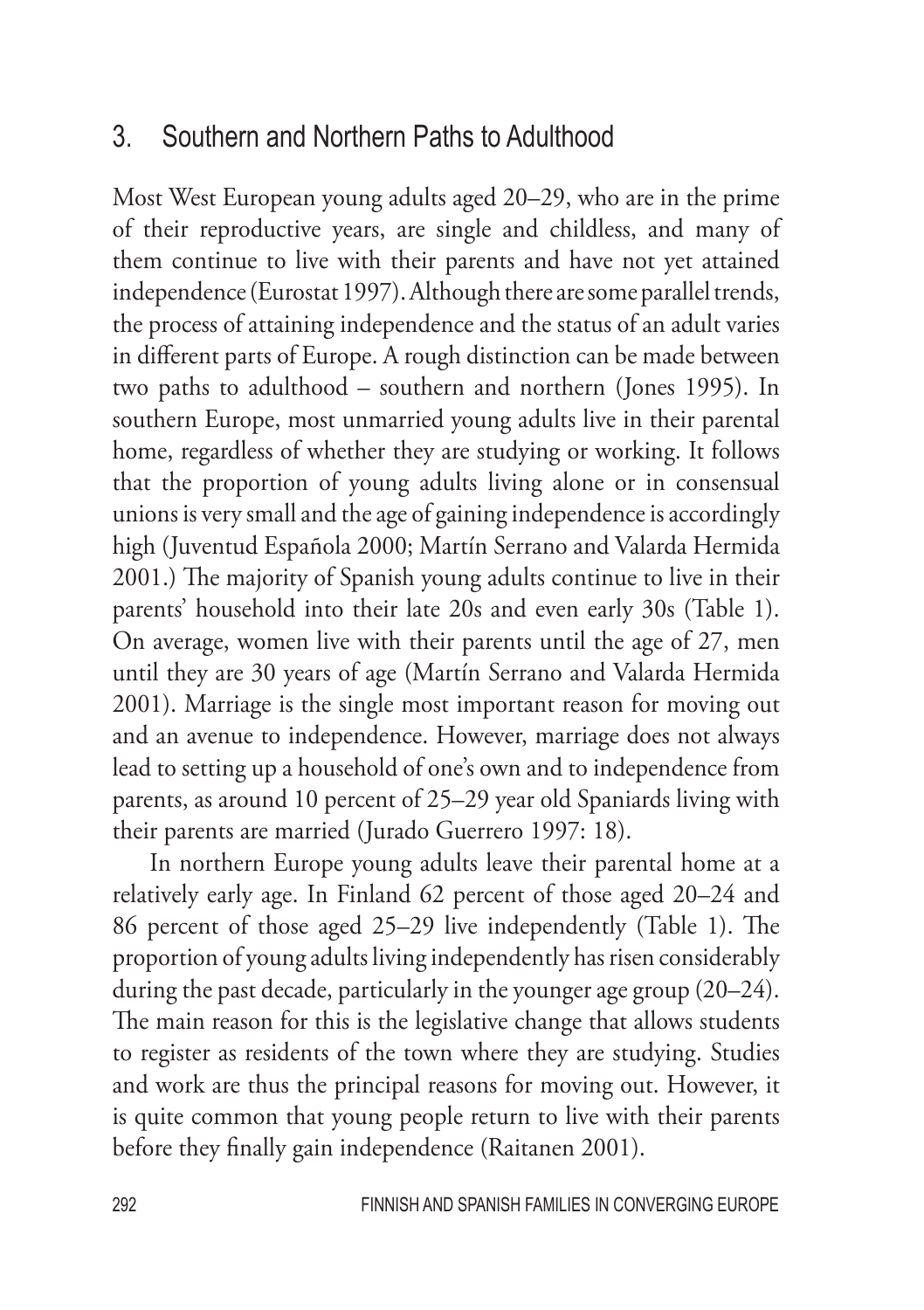## 3. Southern and Northern Paths to Adulthood

Most West European young adults aged 20–29, who are in the prime of their reproductive years, are single and childless, and many of them continue to live with their parents and have not yet attained independence (Eurostat 1997). Although there are some parallel trends, the process of attaining independence and the status of an adult varies in different parts of Europe. A rough distinction can be made between two paths to adulthood – southern and northern (Jones 1995). In southern Europe, most unmarried young adults live in their parental home, regardless of whether they are studying or working. It follows that the proportion of young adults living alone or in consensual unions is very small and the age of gaining independence is accordingly high (Juventud Española 2000; Martín Serrano and Valarda Hermida 2001.) The majority of Spanish young adults continue to live in their parents' household into their late 20s and even early 30s (Table 1). On average, women live with their parents until the age of 27, men until they are 30 years of age (Martín Serrano and Valarda Hermida 2001). Marriage is the single most important reason for moving out and an avenue to independence. However, marriage does not always lead to setting up a household of one's own and to independence from parents, as around 10 percent of 25–29 year old Spaniards living with their parents are married (Jurado Guerrero 1997: 18).

In northern Europe young adults leave their parental home at a relatively early age. In Finland 62 percent of those aged 20–24 and 86 percent of those aged 25–29 live independently (Table 1). The proportion of young adults living independently has risen considerably during the past decade, particularly in the younger age group (20–24). The main reason for this is the legislative change that allows students to register as residents of the town where they are studying. Studies and work are thus the principal reasons for moving out. However, it is quite common that young people return to live with their parents before they finally gain independence (Raitanen 2001).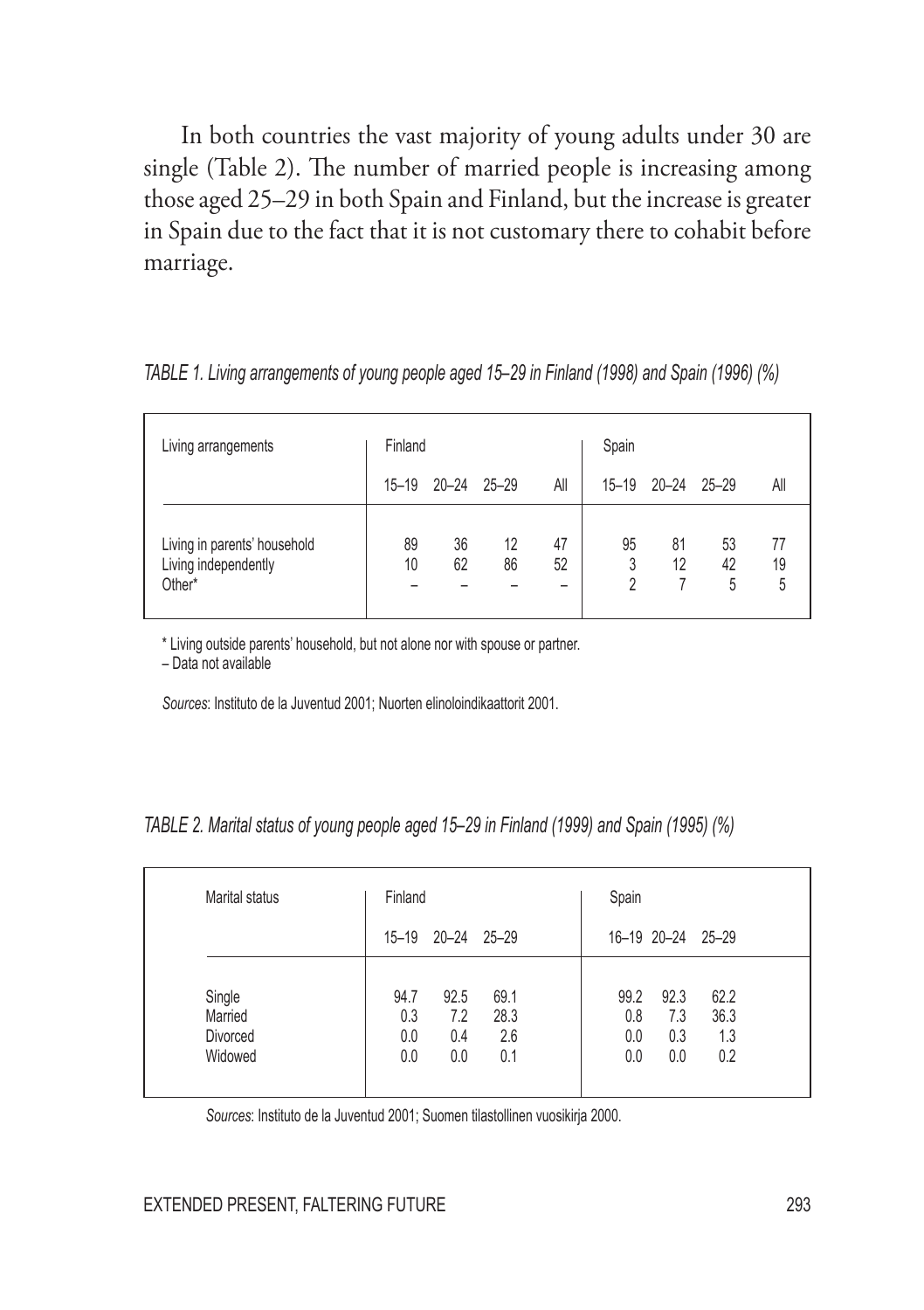In both countries the vast majority of young adults under 30 are single (Table 2). The number of married people is increasing among those aged 25–29 in both Spain and Finland, but the increase is greater in Spain due to the fact that it is not customary there to cohabit before marriage.

*TABLE 1. Living arrangements of young people aged 15–29 in Finland (1998) and Spain (1996) (%)*

| Living arrangements | Finland | | | | Spain | | | |
|---|---|---|---|---|---|---|---|---|
| | 15–19 | 20–24 | 25–29 | All | 15–19 | 20–24 | 25–29 | All |
| Living in parents' household | 89 | 36 | 12 | 47 | 95 | 81 | 53 | 77 |
| Living independently | 10 | 62 | 86 | 52 | 3 | 12 | 42 | 19 |
| Other* | – | – | – | – | 2 | 7 | 5 | 5 |

\* Living outside parents' household, but not alone nor with spouse or partner.
– Data not available

*Sources*: Instituto de la Juventud 2001; Nuorten elinoloindikaattorit 2001.

*TABLE 2. Marital status of young people aged 15–29 in Finland (1999) and Spain (1995) (%)*

| Marital status | Finland | | | Spain | | |
|---|---|---|---|---|---|---|
| | 15–19 | 20–24 | 25–29 | 16–19 | 20–24 | 25–29 |
| Single | 94.7 | 92.5 | 69.1 | 99.2 | 92.3 | 62.2 |
| Married | 0.3 | 7.2 | 28.3 | 0.8 | 7.3 | 36.3 |
| Divorced | 0.0 | 0.4 | 2.6 | 0.0 | 0.3 | 1.3 |
| Widowed | 0.0 | 0.0 | 0.1 | 0.0 | 0.0 | 0.2 |

*Sources*: Instituto de la Juventud 2001; Suomen tilastollinen vuosikirja 2000.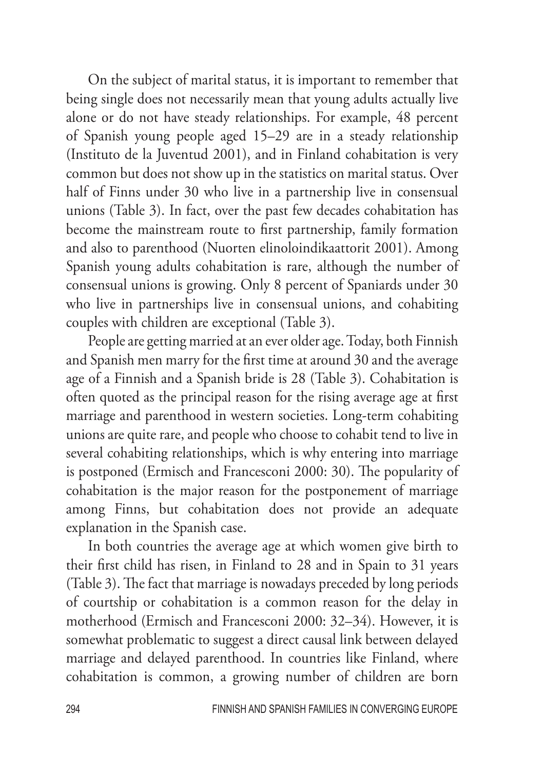On the subject of marital status, it is important to remember that being single does not necessarily mean that young adults actually live alone or do not have steady relationships. For example, 48 percent of Spanish young people aged 15–29 are in a steady relationship (Instituto de la Juventud 2001), and in Finland cohabitation is very common but does not show up in the statistics on marital status. Over half of Finns under 30 who live in a partnership live in consensual unions (Table 3). In fact, over the past few decades cohabitation has become the mainstream route to first partnership, family formation and also to parenthood (Nuorten elinoloindikaattorit 2001). Among Spanish young adults cohabitation is rare, although the number of consensual unions is growing. Only 8 percent of Spaniards under 30 who live in partnerships live in consensual unions, and cohabiting couples with children are exceptional (Table 3).

People are getting married at an ever older age. Today, both Finnish and Spanish men marry for the first time at around 30 and the average age of a Finnish and a Spanish bride is 28 (Table 3). Cohabitation is often quoted as the principal reason for the rising average age at first marriage and parenthood in western societies. Long-term cohabiting unions are quite rare, and people who choose to cohabit tend to live in several cohabiting relationships, which is why entering into marriage is postponed (Ermisch and Francesconi 2000: 30). The popularity of cohabitation is the major reason for the postponement of marriage among Finns, but cohabitation does not provide an adequate explanation in the Spanish case.

In both countries the average age at which women give birth to their first child has risen, in Finland to 28 and in Spain to 31 years (Table 3). The fact that marriage is nowadays preceded by long periods of courtship or cohabitation is a common reason for the delay in motherhood (Ermisch and Francesconi 2000: 32–34). However, it is somewhat problematic to suggest a direct causal link between delayed marriage and delayed parenthood. In countries like Finland, where cohabitation is common, a growing number of children are born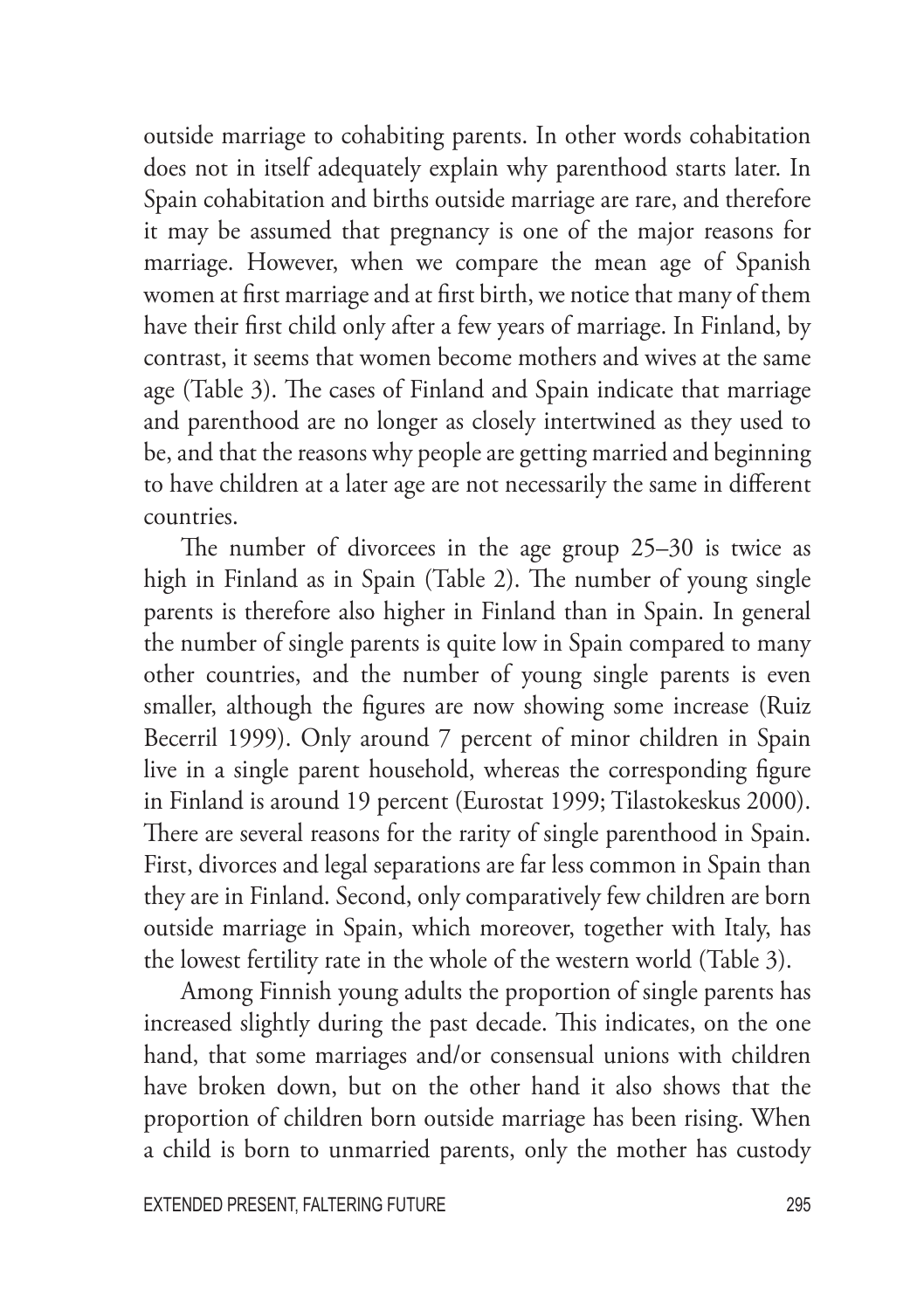outside marriage to cohabiting parents. In other words cohabitation does not in itself adequately explain why parenthood starts later. In Spain cohabitation and births outside marriage are rare, and therefore it may be assumed that pregnancy is one of the major reasons for marriage. However, when we compare the mean age of Spanish women at first marriage and at first birth, we notice that many of them have their first child only after a few years of marriage. In Finland, by contrast, it seems that women become mothers and wives at the same age (Table 3). The cases of Finland and Spain indicate that marriage and parenthood are no longer as closely intertwined as they used to be, and that the reasons why people are getting married and beginning to have children at a later age are not necessarily the same in different countries.

The number of divorcees in the age group 25–30 is twice as high in Finland as in Spain (Table 2). The number of young single parents is therefore also higher in Finland than in Spain. In general the number of single parents is quite low in Spain compared to many other countries, and the number of young single parents is even smaller, although the figures are now showing some increase (Ruiz Becerril 1999). Only around 7 percent of minor children in Spain live in a single parent household, whereas the corresponding figure in Finland is around 19 percent (Eurostat 1999; Tilastokeskus 2000). There are several reasons for the rarity of single parenthood in Spain. First, divorces and legal separations are far less common in Spain than they are in Finland. Second, only comparatively few children are born outside marriage in Spain, which moreover, together with Italy, has the lowest fertility rate in the whole of the western world (Table 3).

Among Finnish young adults the proportion of single parents has increased slightly during the past decade. This indicates, on the one hand, that some marriages and/or consensual unions with children have broken down, but on the other hand it also shows that the proportion of children born outside marriage has been rising. When a child is born to unmarried parents, only the mother has custody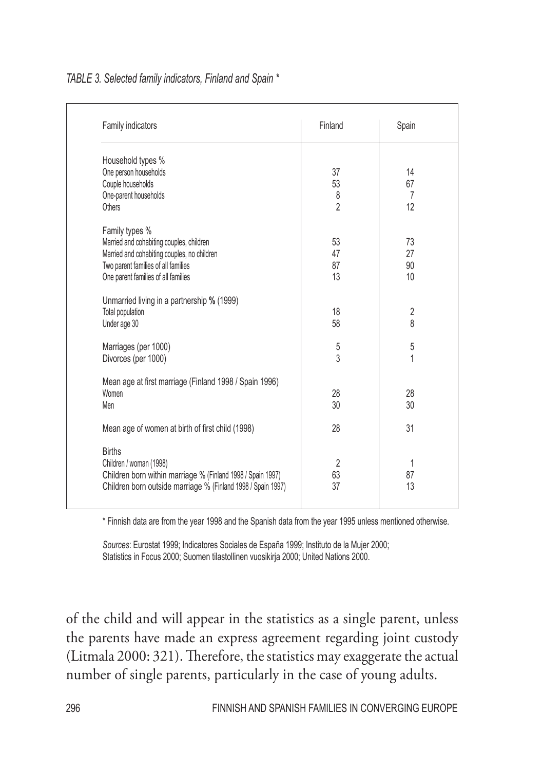*TABLE 3. Selected family indicators, Finland and Spain \**

| Family indicators | Finland | Spain |
|---|---|---|
| Household types % | | |
| One person households | 37 | 14 |
| Couple households | 53 | 67 |
| One-parent households | 8 | 7 |
| Others | 2 | 12 |
| Family types % | | |
| Married and cohabiting couples, children | 53 | 73 |
| Married and cohabiting couples, no children | 47 | 27 |
| Two parent families of all families | 87 | 90 |
| One parent families of all families | 13 | 10 |
| Unmarried living in a partnership **%** (1999) | | |
| Total population | 18 | 2 |
| Under age 30 | 58 | 8 |
| Marriages (per 1000) | 5 | 5 |
| Divorces (per 1000) | 3 | 1 |
| Mean age at first marriage (Finland 1998 / Spain 1996) | | |
| Women | 28 | 28 |
| Men | 30 | 30 |
| Mean age of women at birth of first child (1998) | 28 | 31 |
| Births | | |
| Children / woman (1998) | 2 | 1 |
| Children born within marriage % (Finland 1998 / Spain 1997) | 63 | 87 |
| Children born outside marriage % (Finland 1998 / Spain 1997) | 37 | 13 |

\* Finnish data are from the year 1998 and the Spanish data from the year 1995 unless mentioned otherwise.

*Sources*: Eurostat 1999; Indicatores Sociales de España 1999; Instituto de la Mujer 2000; Statistics in Focus 2000; Suomen tilastollinen vuosikirja 2000; United Nations 2000.

of the child and will appear in the statistics as a single parent, unless the parents have made an express agreement regarding joint custody (Litmala 2000: 321). Therefore, the statistics may exaggerate the actual number of single parents, particularly in the case of young adults.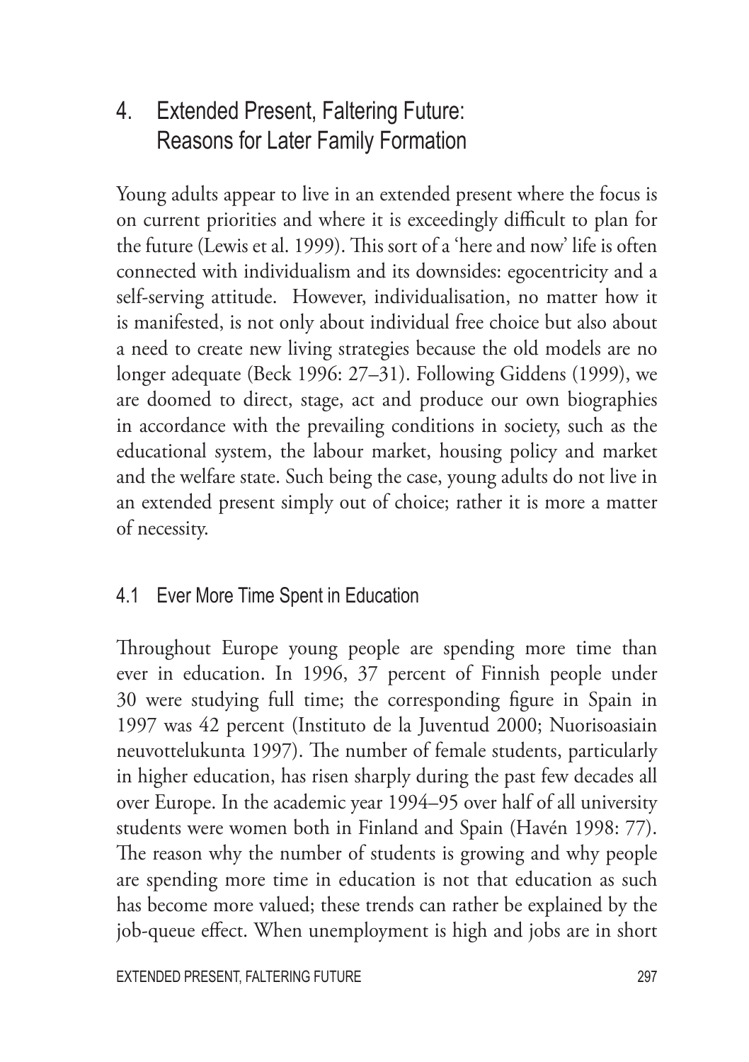## 4. Extended Present, Faltering Future: Reasons for Later Family Formation

Young adults appear to live in an extended present where the focus is on current priorities and where it is exceedingly difficult to plan for the future (Lewis et al. 1999). This sort of a 'here and now' life is often connected with individualism and its downsides: egocentricity and a self-serving attitude. However, individualisation, no matter how it is manifested, is not only about individual free choice but also about a need to create new living strategies because the old models are no longer adequate (Beck 1996: 27–31). Following Giddens (1999), we are doomed to direct, stage, act and produce our own biographies in accordance with the prevailing conditions in society, such as the educational system, the labour market, housing policy and market and the welfare state. Such being the case, young adults do not live in an extended present simply out of choice; rather it is more a matter of necessity.

### 4.1 Ever More Time Spent in Education

Throughout Europe young people are spending more time than ever in education. In 1996, 37 percent of Finnish people under 30 were studying full time; the corresponding figure in Spain in 1997 was 42 percent (Instituto de la Juventud 2000; Nuorisoasiain neuvottelukunta 1997). The number of female students, particularly in higher education, has risen sharply during the past few decades all over Europe. In the academic year 1994–95 over half of all university students were women both in Finland and Spain (Havén 1998: 77). The reason why the number of students is growing and why people are spending more time in education is not that education as such has become more valued; these trends can rather be explained by the job-queue effect. When unemployment is high and jobs are in short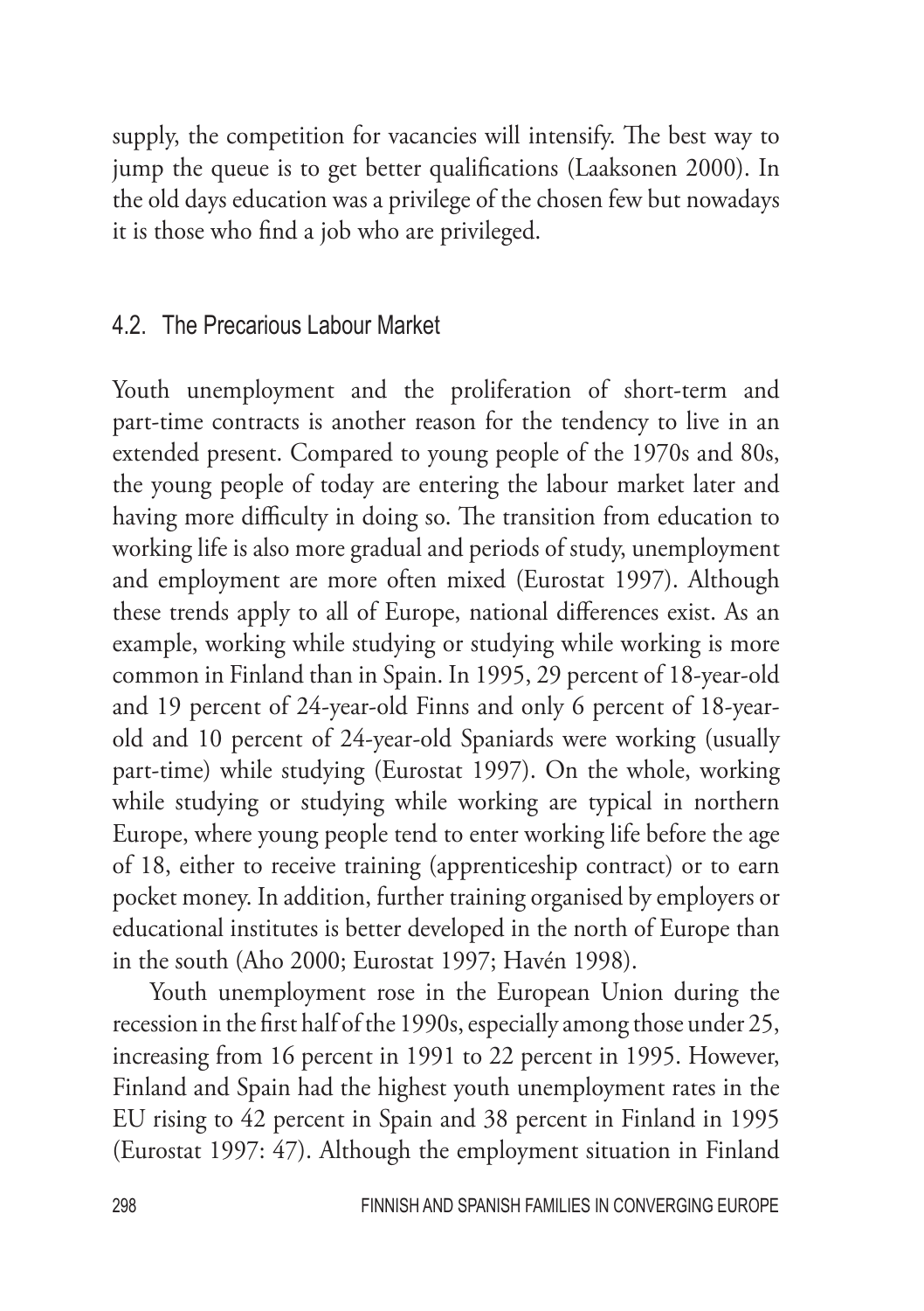supply, the competition for vacancies will intensify. The best way to jump the queue is to get better qualifications (Laaksonen 2000). In the old days education was a privilege of the chosen few but nowadays it is those who find a job who are privileged.

## 4.2. The Precarious Labour Market

Youth unemployment and the proliferation of short-term and part-time contracts is another reason for the tendency to live in an extended present. Compared to young people of the 1970s and 80s, the young people of today are entering the labour market later and having more difficulty in doing so. The transition from education to working life is also more gradual and periods of study, unemployment and employment are more often mixed (Eurostat 1997). Although these trends apply to all of Europe, national differences exist. As an example, working while studying or studying while working is more common in Finland than in Spain. In 1995, 29 percent of 18-year-old and 19 percent of 24-year-old Finns and only 6 percent of 18-year-old and 10 percent of 24-year-old Spaniards were working (usually part-time) while studying (Eurostat 1997). On the whole, working while studying or studying while working are typical in northern Europe, where young people tend to enter working life before the age of 18, either to receive training (apprenticeship contract) or to earn pocket money. In addition, further training organised by employers or educational institutes is better developed in the north of Europe than in the south (Aho 2000; Eurostat 1997; Havén 1998).

Youth unemployment rose in the European Union during the recession in the first half of the 1990s, especially among those under 25, increasing from 16 percent in 1991 to 22 percent in 1995. However, Finland and Spain had the highest youth unemployment rates in the EU rising to 42 percent in Spain and 38 percent in Finland in 1995 (Eurostat 1997: 47). Although the employment situation in Finland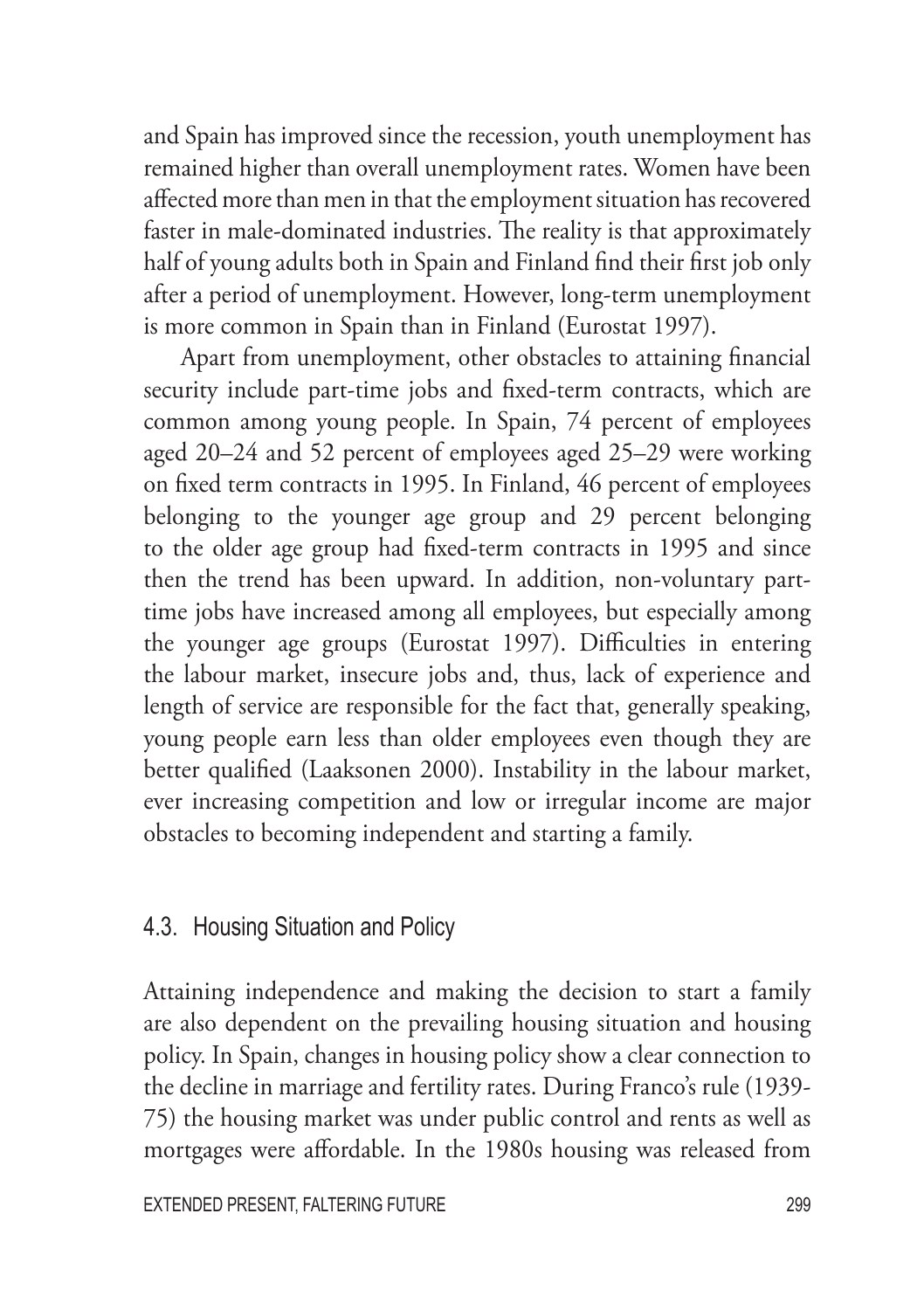and Spain has improved since the recession, youth unemployment has remained higher than overall unemployment rates. Women have been affected more than men in that the employment situation has recovered faster in male-dominated industries. The reality is that approximately half of young adults both in Spain and Finland find their first job only after a period of unemployment. However, long-term unemployment is more common in Spain than in Finland (Eurostat 1997).

Apart from unemployment, other obstacles to attaining financial security include part-time jobs and fixed-term contracts, which are common among young people. In Spain, 74 percent of employees aged 20–24 and 52 percent of employees aged 25–29 were working on fixed term contracts in 1995. In Finland, 46 percent of employees belonging to the younger age group and 29 percent belonging to the older age group had fixed-term contracts in 1995 and since then the trend has been upward. In addition, non-voluntary part-time jobs have increased among all employees, but especially among the younger age groups (Eurostat 1997). Difficulties in entering the labour market, insecure jobs and, thus, lack of experience and length of service are responsible for the fact that, generally speaking, young people earn less than older employees even though they are better qualified (Laaksonen 2000). Instability in the labour market, ever increasing competition and low or irregular income are major obstacles to becoming independent and starting a family.

## 4.3. Housing Situation and Policy

Attaining independence and making the decision to start a family are also dependent on the prevailing housing situation and housing policy. In Spain, changes in housing policy show a clear connection to the decline in marriage and fertility rates. During Franco's rule (1939-75) the housing market was under public control and rents as well as mortgages were affordable. In the 1980s housing was released from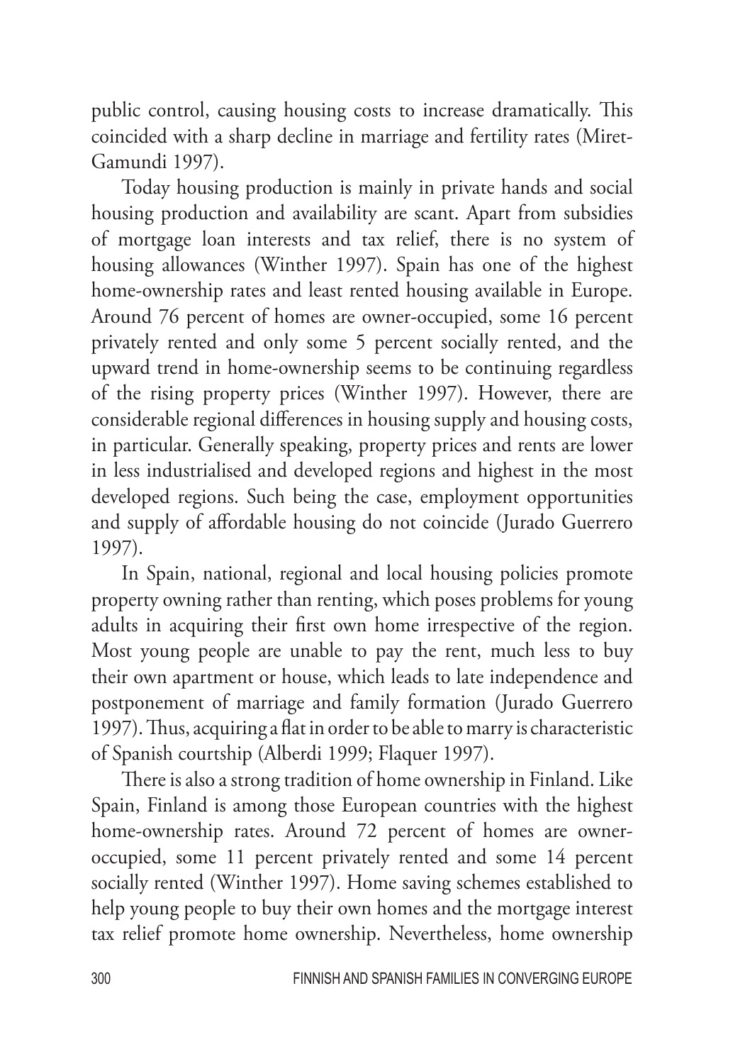public control, causing housing costs to increase dramatically. This coincided with a sharp decline in marriage and fertility rates (Miret-Gamundi 1997).

Today housing production is mainly in private hands and social housing production and availability are scant. Apart from subsidies of mortgage loan interests and tax relief, there is no system of housing allowances (Winther 1997). Spain has one of the highest home-ownership rates and least rented housing available in Europe. Around 76 percent of homes are owner-occupied, some 16 percent privately rented and only some 5 percent socially rented, and the upward trend in home-ownership seems to be continuing regardless of the rising property prices (Winther 1997). However, there are considerable regional differences in housing supply and housing costs, in particular. Generally speaking, property prices and rents are lower in less industrialised and developed regions and highest in the most developed regions. Such being the case, employment opportunities and supply of affordable housing do not coincide (Jurado Guerrero 1997).

In Spain, national, regional and local housing policies promote property owning rather than renting, which poses problems for young adults in acquiring their first own home irrespective of the region. Most young people are unable to pay the rent, much less to buy their own apartment or house, which leads to late independence and postponement of marriage and family formation (Jurado Guerrero 1997). Thus, acquiring a flat in order to be able to marry is characteristic of Spanish courtship (Alberdi 1999; Flaquer 1997).

There is also a strong tradition of home ownership in Finland. Like Spain, Finland is among those European countries with the highest home-ownership rates. Around 72 percent of homes are owner-occupied, some 11 percent privately rented and some 14 percent socially rented (Winther 1997). Home saving schemes established to help young people to buy their own homes and the mortgage interest tax relief promote home ownership. Nevertheless, home ownership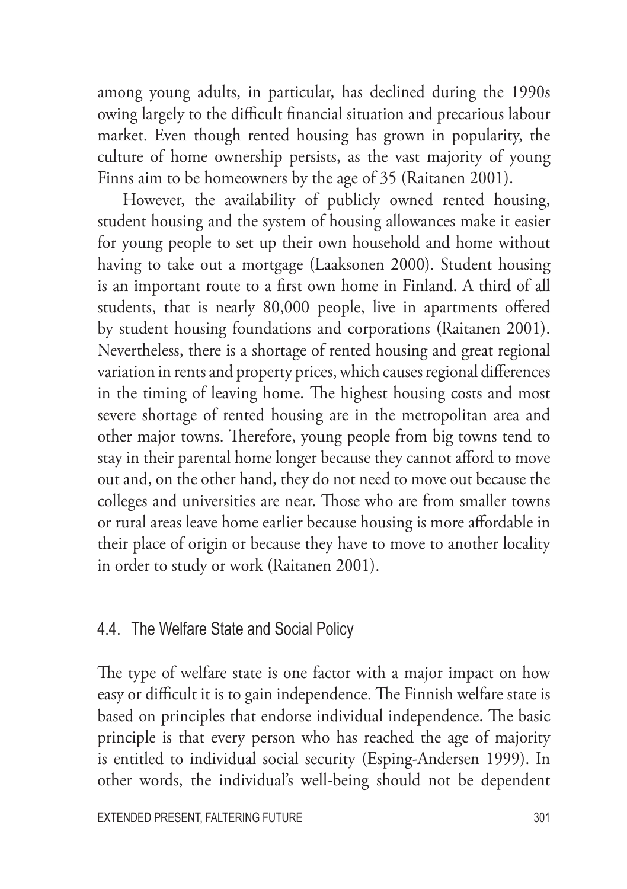among young adults, in particular, has declined during the 1990s owing largely to the difficult financial situation and precarious labour market. Even though rented housing has grown in popularity, the culture of home ownership persists, as the vast majority of young Finns aim to be homeowners by the age of 35 (Raitanen 2001).

However, the availability of publicly owned rented housing, student housing and the system of housing allowances make it easier for young people to set up their own household and home without having to take out a mortgage (Laaksonen 2000). Student housing is an important route to a first own home in Finland. A third of all students, that is nearly 80,000 people, live in apartments offered by student housing foundations and corporations (Raitanen 2001). Nevertheless, there is a shortage of rented housing and great regional variation in rents and property prices, which causes regional differences in the timing of leaving home. The highest housing costs and most severe shortage of rented housing are in the metropolitan area and other major towns. Therefore, young people from big towns tend to stay in their parental home longer because they cannot afford to move out and, on the other hand, they do not need to move out because the colleges and universities are near. Those who are from smaller towns or rural areas leave home earlier because housing is more affordable in their place of origin or because they have to move to another locality in order to study or work (Raitanen 2001).

## 4.4. The Welfare State and Social Policy

The type of welfare state is one factor with a major impact on how easy or difficult it is to gain independence. The Finnish welfare state is based on principles that endorse individual independence. The basic principle is that every person who has reached the age of majority is entitled to individual social security (Esping-Andersen 1999). In other words, the individual's well-being should not be dependent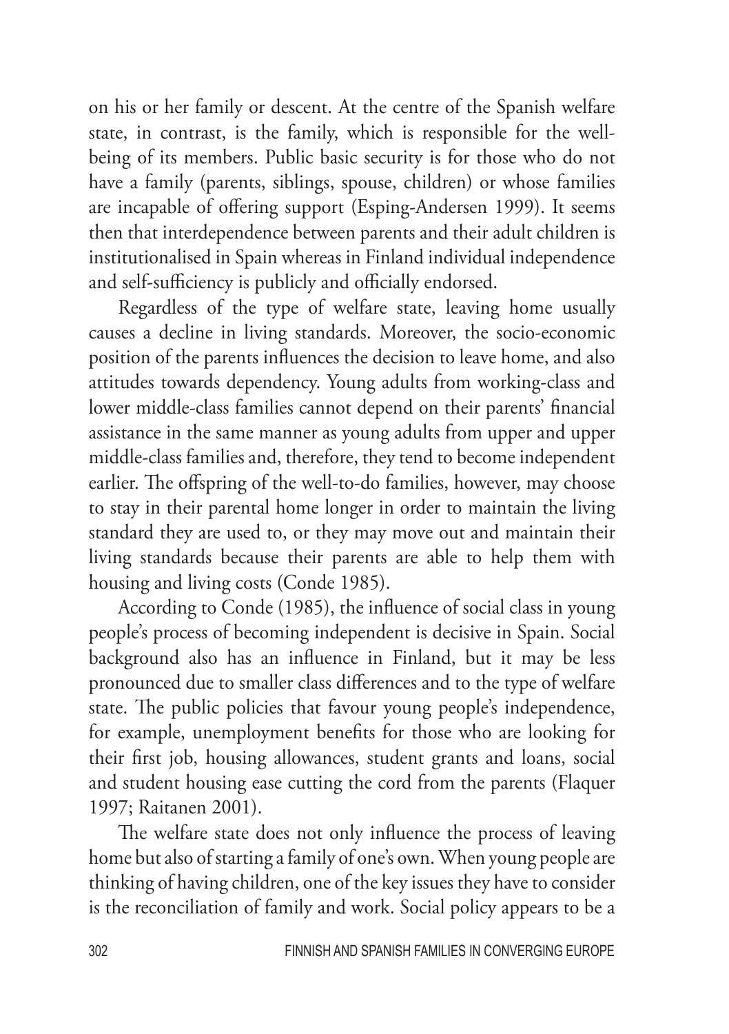on his or her family or descent. At the centre of the Spanish welfare state, in contrast, is the family, which is responsible for the well-being of its members. Public basic security is for those who do not have a family (parents, siblings, spouse, children) or whose families are incapable of offering support (Esping-Andersen 1999). It seems then that interdependence between parents and their adult children is institutionalised in Spain whereas in Finland individual independence and self-sufficiency is publicly and officially endorsed.

Regardless of the type of welfare state, leaving home usually causes a decline in living standards. Moreover, the socio-economic position of the parents influences the decision to leave home, and also attitudes towards dependency. Young adults from working-class and lower middle-class families cannot depend on their parents' financial assistance in the same manner as young adults from upper and upper middle-class families and, therefore, they tend to become independent earlier. The offspring of the well-to-do families, however, may choose to stay in their parental home longer in order to maintain the living standard they are used to, or they may move out and maintain their living standards because their parents are able to help them with housing and living costs (Conde 1985).

According to Conde (1985), the influence of social class in young people's process of becoming independent is decisive in Spain. Social background also has an influence in Finland, but it may be less pronounced due to smaller class differences and to the type of welfare state. The public policies that favour young people's independence, for example, unemployment benefits for those who are looking for their first job, housing allowances, student grants and loans, social and student housing ease cutting the cord from the parents (Flaquer 1997; Raitanen 2001).

The welfare state does not only influence the process of leaving home but also of starting a family of one's own. When young people are thinking of having children, one of the key issues they have to consider is the reconciliation of family and work. Social policy appears to be a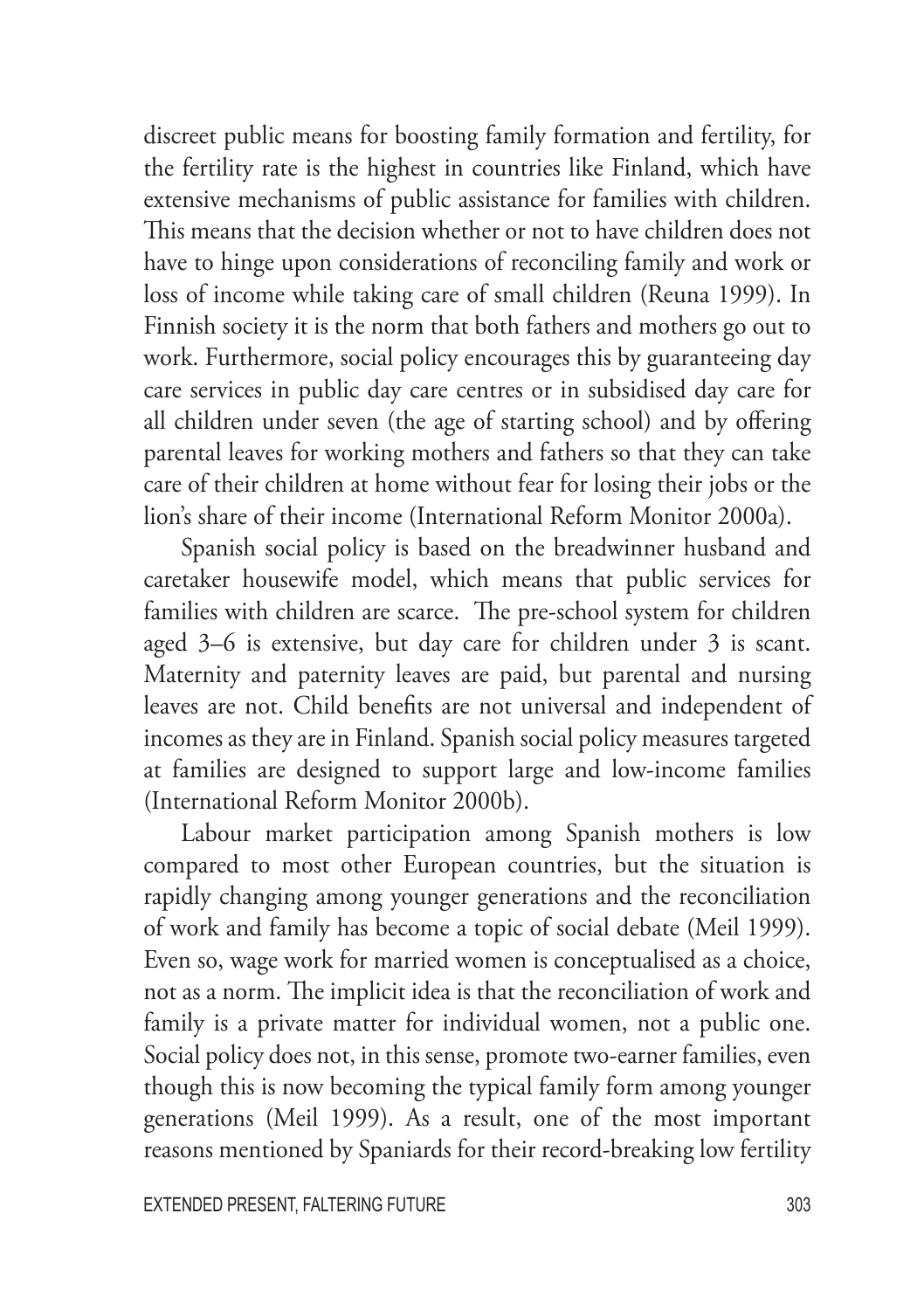discreet public means for boosting family formation and fertility, for the fertility rate is the highest in countries like Finland, which have extensive mechanisms of public assistance for families with children. This means that the decision whether or not to have children does not have to hinge upon considerations of reconciling family and work or loss of income while taking care of small children (Reuna 1999). In Finnish society it is the norm that both fathers and mothers go out to work. Furthermore, social policy encourages this by guaranteeing day care services in public day care centres or in subsidised day care for all children under seven (the age of starting school) and by offering parental leaves for working mothers and fathers so that they can take care of their children at home without fear for losing their jobs or the lion's share of their income (International Reform Monitor 2000a).

Spanish social policy is based on the breadwinner husband and caretaker housewife model, which means that public services for families with children are scarce. The pre-school system for children aged 3–6 is extensive, but day care for children under 3 is scant. Maternity and paternity leaves are paid, but parental and nursing leaves are not. Child benefits are not universal and independent of incomes as they are in Finland. Spanish social policy measures targeted at families are designed to support large and low-income families (International Reform Monitor 2000b).

Labour market participation among Spanish mothers is low compared to most other European countries, but the situation is rapidly changing among younger generations and the reconciliation of work and family has become a topic of social debate (Meil 1999). Even so, wage work for married women is conceptualised as a choice, not as a norm. The implicit idea is that the reconciliation of work and family is a private matter for individual women, not a public one. Social policy does not, in this sense, promote two-earner families, even though this is now becoming the typical family form among younger generations (Meil 1999). As a result, one of the most important reasons mentioned by Spaniards for their record-breaking low fertility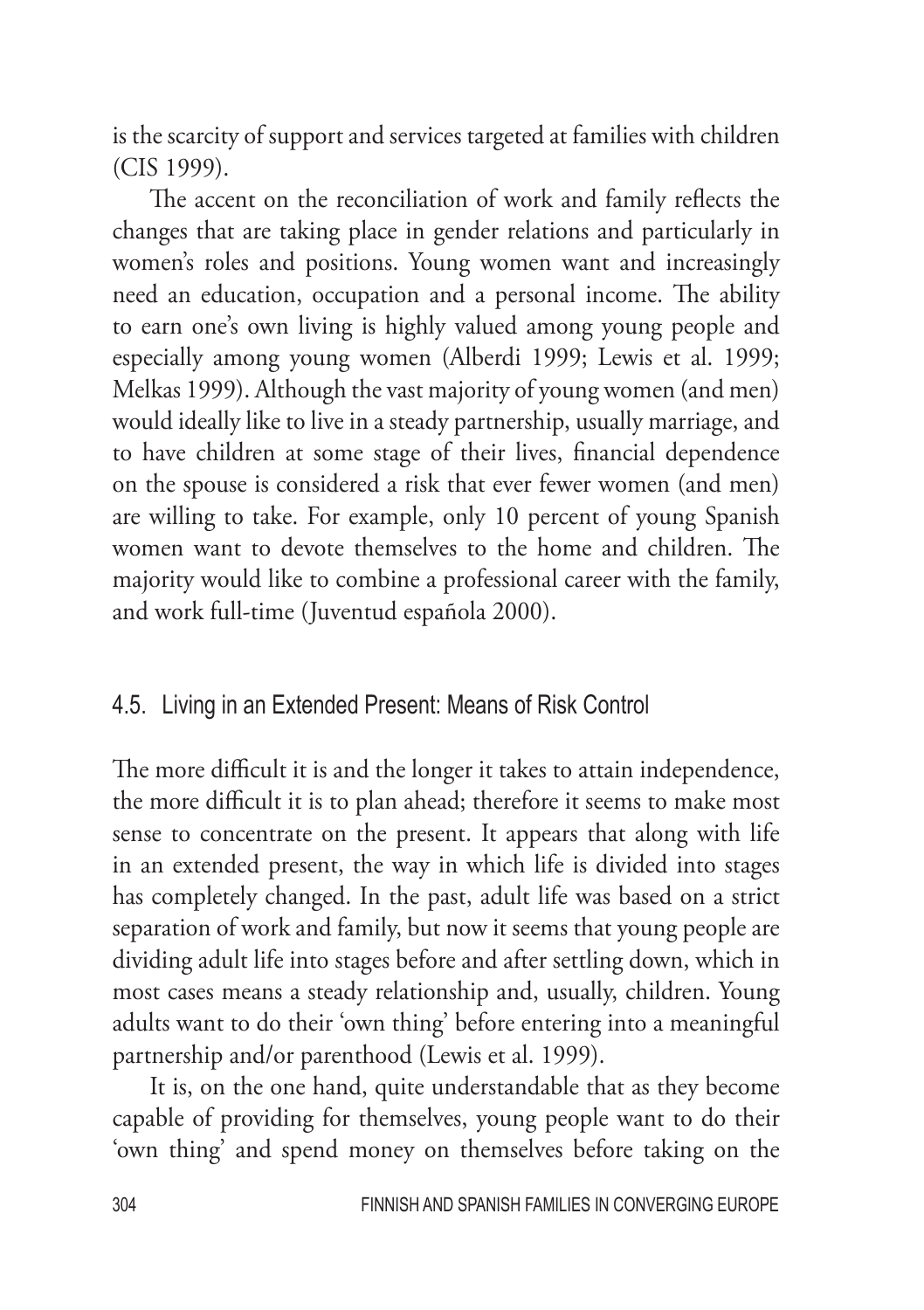is the scarcity of support and services targeted at families with children (CIS 1999).

The accent on the reconciliation of work and family reflects the changes that are taking place in gender relations and particularly in women's roles and positions. Young women want and increasingly need an education, occupation and a personal income. The ability to earn one's own living is highly valued among young people and especially among young women (Alberdi 1999; Lewis et al. 1999; Melkas 1999). Although the vast majority of young women (and men) would ideally like to live in a steady partnership, usually marriage, and to have children at some stage of their lives, financial dependence on the spouse is considered a risk that ever fewer women (and men) are willing to take. For example, only 10 percent of young Spanish women want to devote themselves to the home and children. The majority would like to combine a professional career with the family, and work full-time (Juventud española 2000).

## 4.5. Living in an Extended Present: Means of Risk Control

The more difficult it is and the longer it takes to attain independence, the more difficult it is to plan ahead; therefore it seems to make most sense to concentrate on the present. It appears that along with life in an extended present, the way in which life is divided into stages has completely changed. In the past, adult life was based on a strict separation of work and family, but now it seems that young people are dividing adult life into stages before and after settling down, which in most cases means a steady relationship and, usually, children. Young adults want to do their 'own thing' before entering into a meaningful partnership and/or parenthood (Lewis et al. 1999).

It is, on the one hand, quite understandable that as they become capable of providing for themselves, young people want to do their 'own thing' and spend money on themselves before taking on the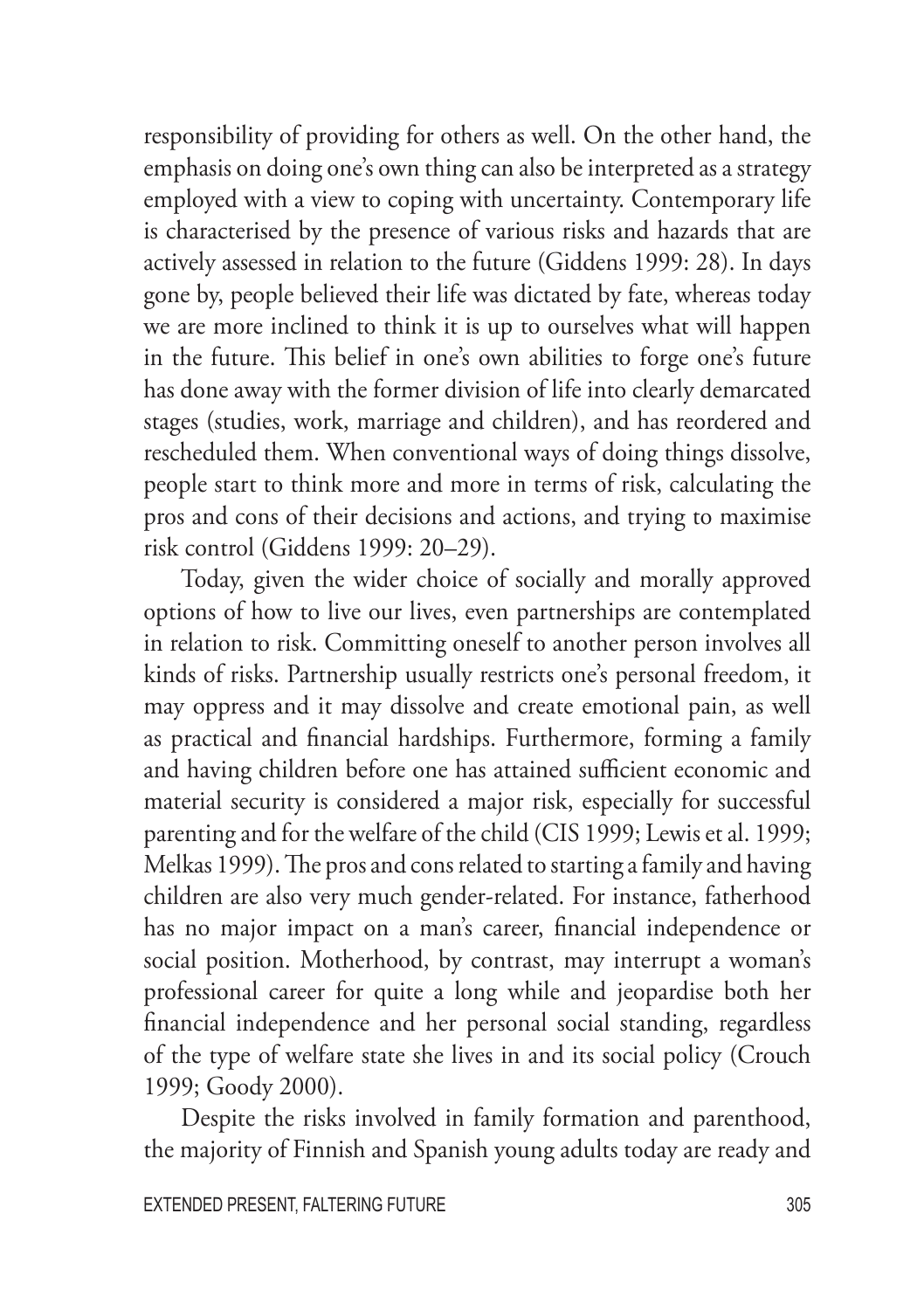responsibility of providing for others as well. On the other hand, the emphasis on doing one's own thing can also be interpreted as a strategy employed with a view to coping with uncertainty. Contemporary life is characterised by the presence of various risks and hazards that are actively assessed in relation to the future (Giddens 1999: 28). In days gone by, people believed their life was dictated by fate, whereas today we are more inclined to think it is up to ourselves what will happen in the future. This belief in one's own abilities to forge one's future has done away with the former division of life into clearly demarcated stages (studies, work, marriage and children), and has reordered and rescheduled them. When conventional ways of doing things dissolve, people start to think more and more in terms of risk, calculating the pros and cons of their decisions and actions, and trying to maximise risk control (Giddens 1999: 20–29).

Today, given the wider choice of socially and morally approved options of how to live our lives, even partnerships are contemplated in relation to risk. Committing oneself to another person involves all kinds of risks. Partnership usually restricts one's personal freedom, it may oppress and it may dissolve and create emotional pain, as well as practical and financial hardships. Furthermore, forming a family and having children before one has attained sufficient economic and material security is considered a major risk, especially for successful parenting and for the welfare of the child (CIS 1999; Lewis et al. 1999; Melkas 1999). The pros and cons related to starting a family and having children are also very much gender-related. For instance, fatherhood has no major impact on a man's career, financial independence or social position. Motherhood, by contrast, may interrupt a woman's professional career for quite a long while and jeopardise both her financial independence and her personal social standing, regardless of the type of welfare state she lives in and its social policy (Crouch 1999; Goody 2000).

Despite the risks involved in family formation and parenthood, the majority of Finnish and Spanish young adults today are ready and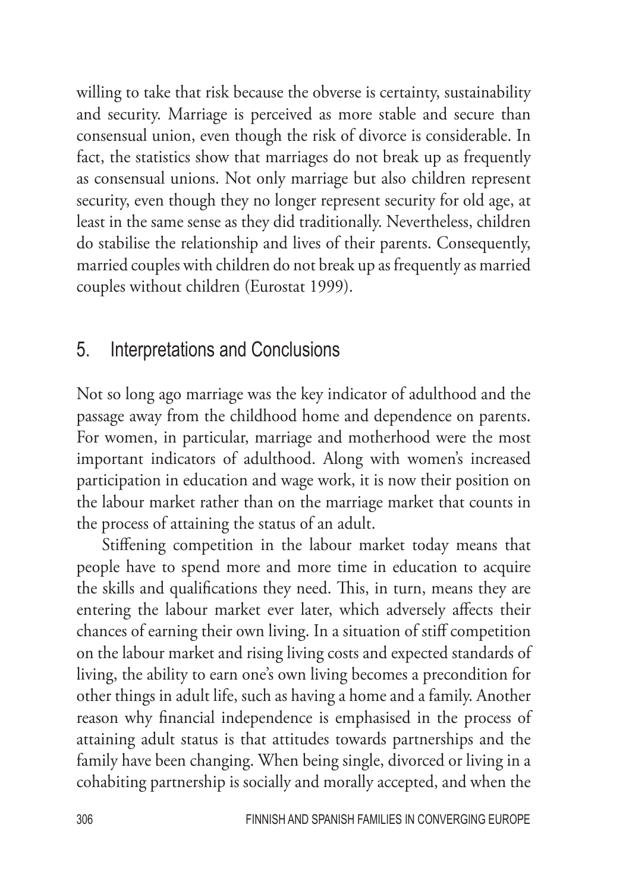willing to take that risk because the obverse is certainty, sustainability and security. Marriage is perceived as more stable and secure than consensual union, even though the risk of divorce is considerable. In fact, the statistics show that marriages do not break up as frequently as consensual unions. Not only marriage but also children represent security, even though they no longer represent security for old age, at least in the same sense as they did traditionally. Nevertheless, children do stabilise the relationship and lives of their parents. Consequently, married couples with children do not break up as frequently as married couples without children (Eurostat 1999).

## 5. Interpretations and Conclusions

Not so long ago marriage was the key indicator of adulthood and the passage away from the childhood home and dependence on parents. For women, in particular, marriage and motherhood were the most important indicators of adulthood. Along with women's increased participation in education and wage work, it is now their position on the labour market rather than on the marriage market that counts in the process of attaining the status of an adult.

Stiffening competition in the labour market today means that people have to spend more and more time in education to acquire the skills and qualifications they need. This, in turn, means they are entering the labour market ever later, which adversely affects their chances of earning their own living. In a situation of stiff competition on the labour market and rising living costs and expected standards of living, the ability to earn one's own living becomes a precondition for other things in adult life, such as having a home and a family. Another reason why financial independence is emphasised in the process of attaining adult status is that attitudes towards partnerships and the family have been changing. When being single, divorced or living in a cohabiting partnership is socially and morally accepted, and when the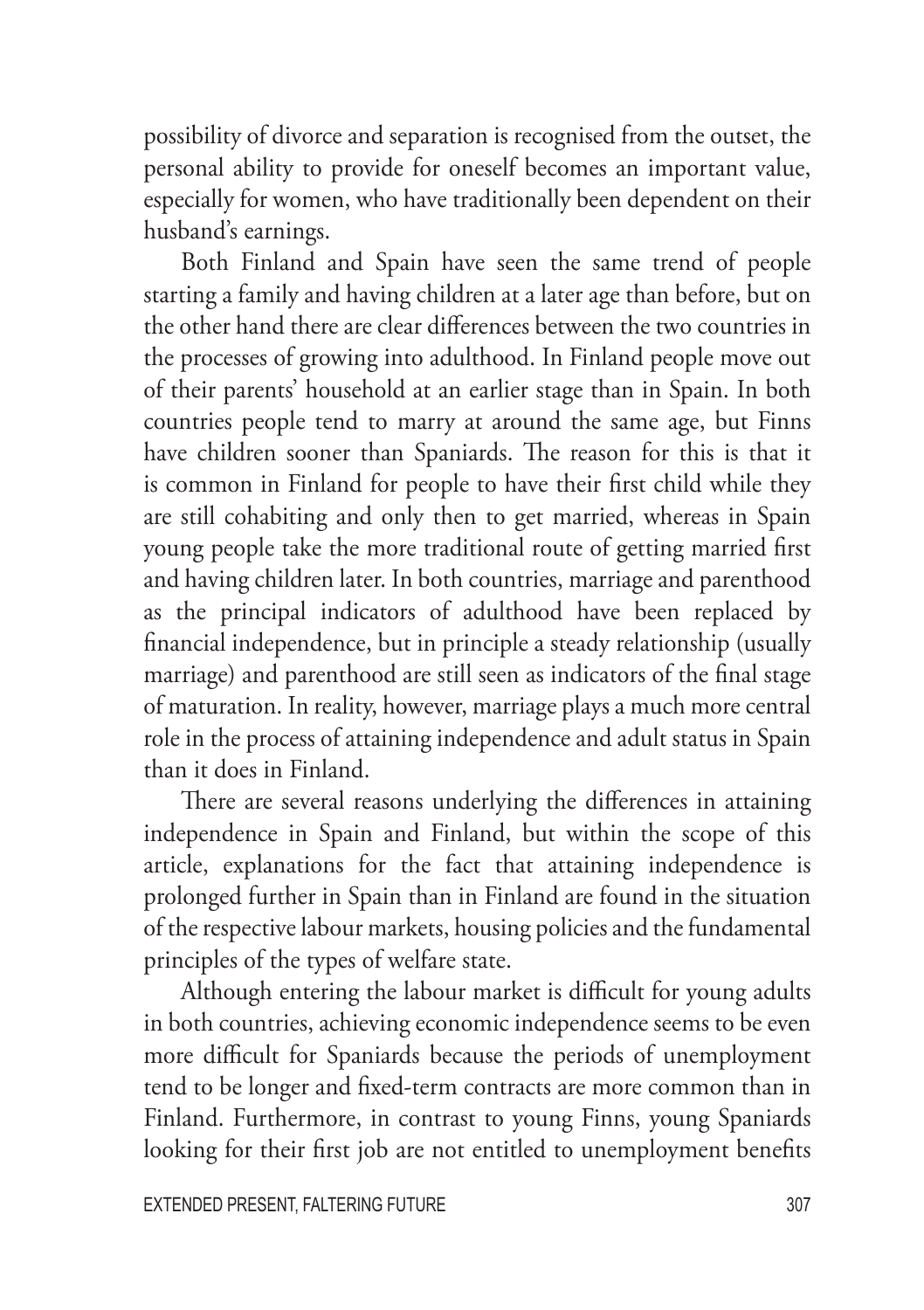possibility of divorce and separation is recognised from the outset, the personal ability to provide for oneself becomes an important value, especially for women, who have traditionally been dependent on their husband's earnings.

Both Finland and Spain have seen the same trend of people starting a family and having children at a later age than before, but on the other hand there are clear differences between the two countries in the processes of growing into adulthood. In Finland people move out of their parents' household at an earlier stage than in Spain. In both countries people tend to marry at around the same age, but Finns have children sooner than Spaniards. The reason for this is that it is common in Finland for people to have their first child while they are still cohabiting and only then to get married, whereas in Spain young people take the more traditional route of getting married first and having children later. In both countries, marriage and parenthood as the principal indicators of adulthood have been replaced by financial independence, but in principle a steady relationship (usually marriage) and parenthood are still seen as indicators of the final stage of maturation. In reality, however, marriage plays a much more central role in the process of attaining independence and adult status in Spain than it does in Finland.

There are several reasons underlying the differences in attaining independence in Spain and Finland, but within the scope of this article, explanations for the fact that attaining independence is prolonged further in Spain than in Finland are found in the situation of the respective labour markets, housing policies and the fundamental principles of the types of welfare state.

Although entering the labour market is difficult for young adults in both countries, achieving economic independence seems to be even more difficult for Spaniards because the periods of unemployment tend to be longer and fixed-term contracts are more common than in Finland. Furthermore, in contrast to young Finns, young Spaniards looking for their first job are not entitled to unemployment benefits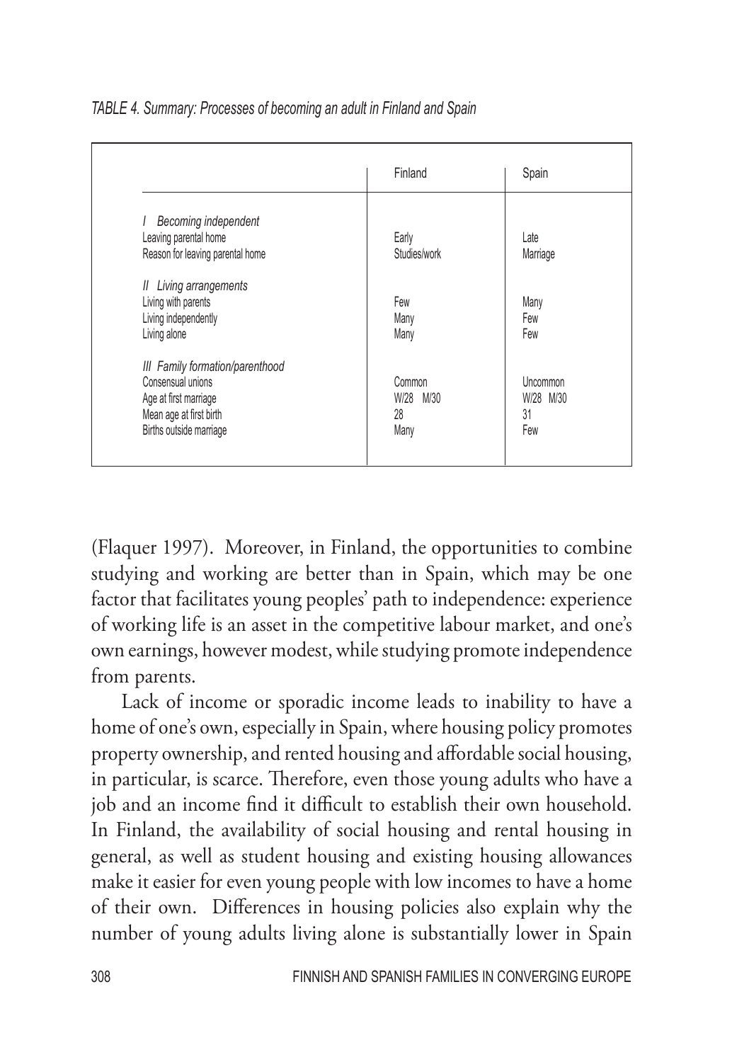*TABLE 4. Summary: Processes of becoming an adult in Finland and Spain*

| | Finland | Spain |
|---|---|---|
| *I Becoming independent* | | |
| Leaving parental home | Early | Late |
| Reason for leaving parental home | Studies/work | Marriage |
| *II Living arrangements* | | |
| Living with parents | Few | Many |
| Living independently | Many | Few |
| Living alone | Many | Few |
| *III Family formation/parenthood* | | |
| Consensual unions | Common | Uncommon |
| Age at first marriage | W/28 M/30 | W/28 M/30 |
| Mean age at first birth | 28 | 31 |
| Births outside marriage | Many | Few |

(Flaquer 1997). Moreover, in Finland, the opportunities to combine studying and working are better than in Spain, which may be one factor that facilitates young peoples' path to independence: experience of working life is an asset in the competitive labour market, and one's own earnings, however modest, while studying promote independence from parents.

Lack of income or sporadic income leads to inability to have a home of one's own, especially in Spain, where housing policy promotes property ownership, and rented housing and affordable social housing, in particular, is scarce. Therefore, even those young adults who have a job and an income find it difficult to establish their own household. In Finland, the availability of social housing and rental housing in general, as well as student housing and existing housing allowances make it easier for even young people with low incomes to have a home of their own. Differences in housing policies also explain why the number of young adults living alone is substantially lower in Spain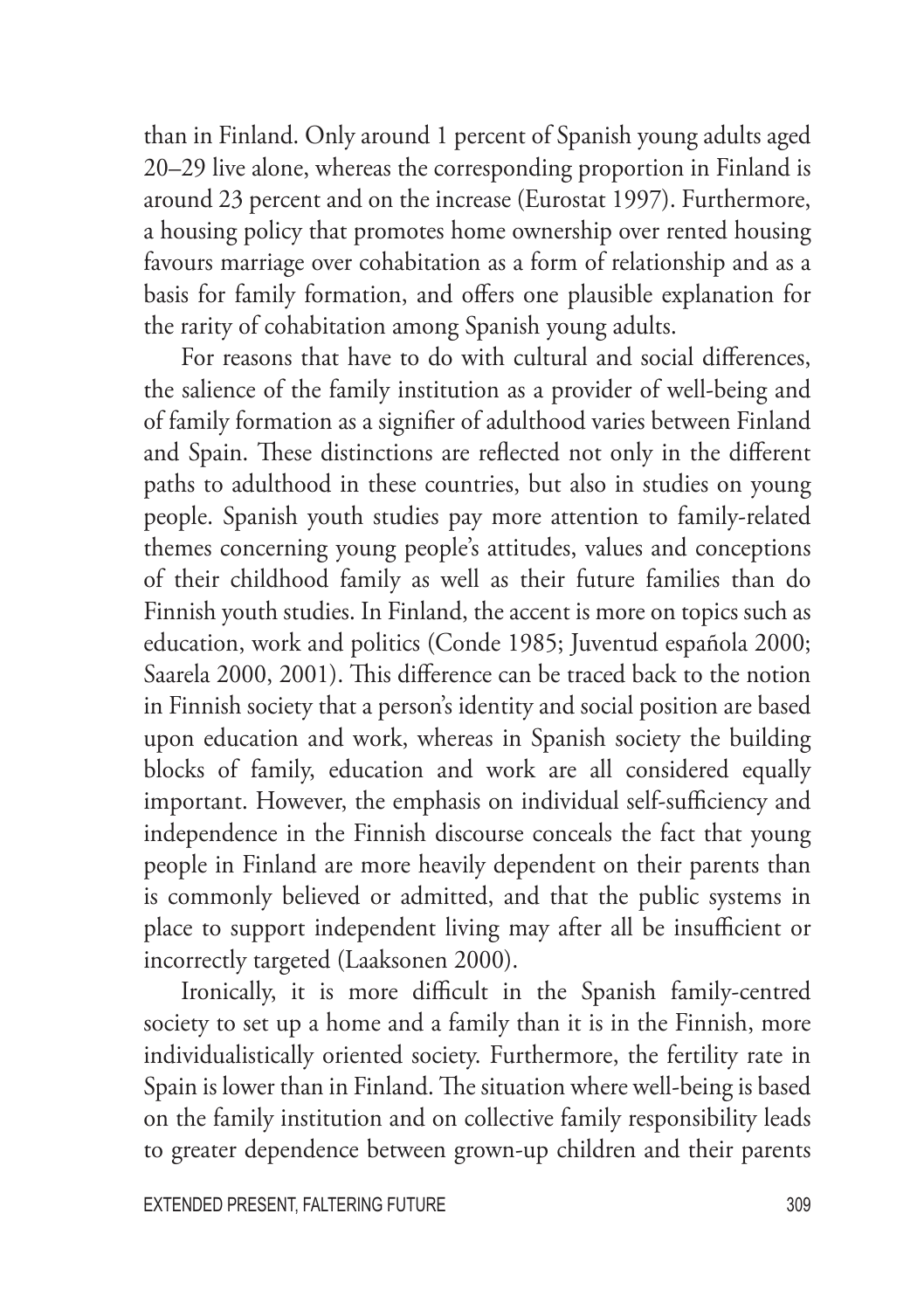than in Finland. Only around 1 percent of Spanish young adults aged 20–29 live alone, whereas the corresponding proportion in Finland is around 23 percent and on the increase (Eurostat 1997). Furthermore, a housing policy that promotes home ownership over rented housing favours marriage over cohabitation as a form of relationship and as a basis for family formation, and offers one plausible explanation for the rarity of cohabitation among Spanish young adults.

For reasons that have to do with cultural and social differences, the salience of the family institution as a provider of well-being and of family formation as a signifier of adulthood varies between Finland and Spain. These distinctions are reflected not only in the different paths to adulthood in these countries, but also in studies on young people. Spanish youth studies pay more attention to family-related themes concerning young people's attitudes, values and conceptions of their childhood family as well as their future families than do Finnish youth studies. In Finland, the accent is more on topics such as education, work and politics (Conde 1985; Juventud española 2000; Saarela 2000, 2001). This difference can be traced back to the notion in Finnish society that a person's identity and social position are based upon education and work, whereas in Spanish society the building blocks of family, education and work are all considered equally important. However, the emphasis on individual self-sufficiency and independence in the Finnish discourse conceals the fact that young people in Finland are more heavily dependent on their parents than is commonly believed or admitted, and that the public systems in place to support independent living may after all be insufficient or incorrectly targeted (Laaksonen 2000).

Ironically, it is more difficult in the Spanish family-centred society to set up a home and a family than it is in the Finnish, more individualistically oriented society. Furthermore, the fertility rate in Spain is lower than in Finland. The situation where well-being is based on the family institution and on collective family responsibility leads to greater dependence between grown-up children and their parents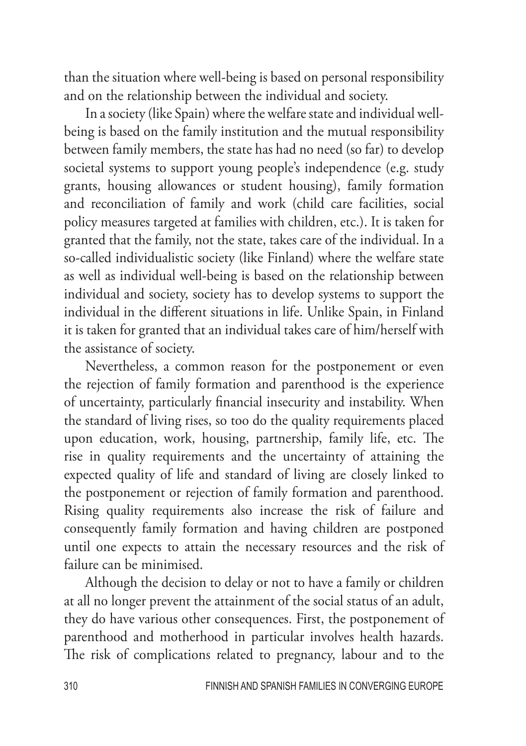than the situation where well-being is based on personal responsibility and on the relationship between the individual and society.

In a society (like Spain) where the welfare state and individual well-being is based on the family institution and the mutual responsibility between family members, the state has had no need (so far) to develop societal systems to support young people's independence (e.g. study grants, housing allowances or student housing), family formation and reconciliation of family and work (child care facilities, social policy measures targeted at families with children, etc.). It is taken for granted that the family, not the state, takes care of the individual. In a so-called individualistic society (like Finland) where the welfare state as well as individual well-being is based on the relationship between individual and society, society has to develop systems to support the individual in the different situations in life. Unlike Spain, in Finland it is taken for granted that an individual takes care of him/herself with the assistance of society.

Nevertheless, a common reason for the postponement or even the rejection of family formation and parenthood is the experience of uncertainty, particularly financial insecurity and instability. When the standard of living rises, so too do the quality requirements placed upon education, work, housing, partnership, family life, etc. The rise in quality requirements and the uncertainty of attaining the expected quality of life and standard of living are closely linked to the postponement or rejection of family formation and parenthood. Rising quality requirements also increase the risk of failure and consequently family formation and having children are postponed until one expects to attain the necessary resources and the risk of failure can be minimised.

Although the decision to delay or not to have a family or children at all no longer prevent the attainment of the social status of an adult, they do have various other consequences. First, the postponement of parenthood and motherhood in particular involves health hazards. The risk of complications related to pregnancy, labour and to the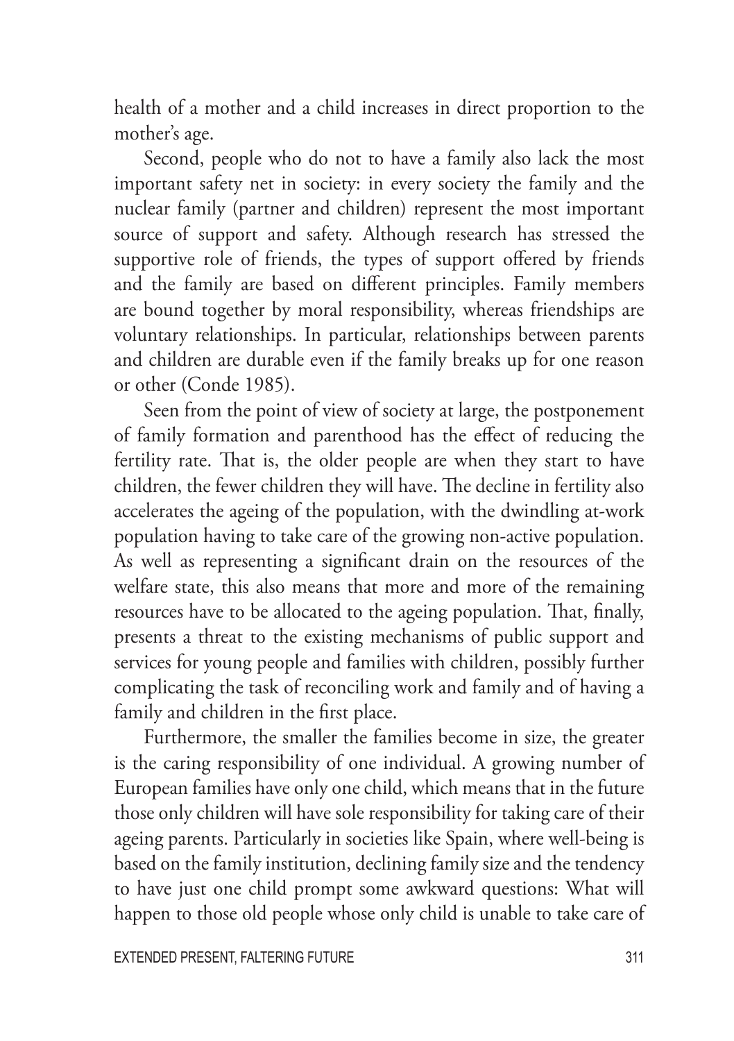health of a mother and a child increases in direct proportion to the mother's age.

Second, people who do not to have a family also lack the most important safety net in society: in every society the family and the nuclear family (partner and children) represent the most important source of support and safety. Although research has stressed the supportive role of friends, the types of support offered by friends and the family are based on different principles. Family members are bound together by moral responsibility, whereas friendships are voluntary relationships. In particular, relationships between parents and children are durable even if the family breaks up for one reason or other (Conde 1985).

Seen from the point of view of society at large, the postponement of family formation and parenthood has the effect of reducing the fertility rate. That is, the older people are when they start to have children, the fewer children they will have. The decline in fertility also accelerates the ageing of the population, with the dwindling at-work population having to take care of the growing non-active population. As well as representing a significant drain on the resources of the welfare state, this also means that more and more of the remaining resources have to be allocated to the ageing population. That, finally, presents a threat to the existing mechanisms of public support and services for young people and families with children, possibly further complicating the task of reconciling work and family and of having a family and children in the first place.

Furthermore, the smaller the families become in size, the greater is the caring responsibility of one individual. A growing number of European families have only one child, which means that in the future those only children will have sole responsibility for taking care of their ageing parents. Particularly in societies like Spain, where well-being is based on the family institution, declining family size and the tendency to have just one child prompt some awkward questions: What will happen to those old people whose only child is unable to take care of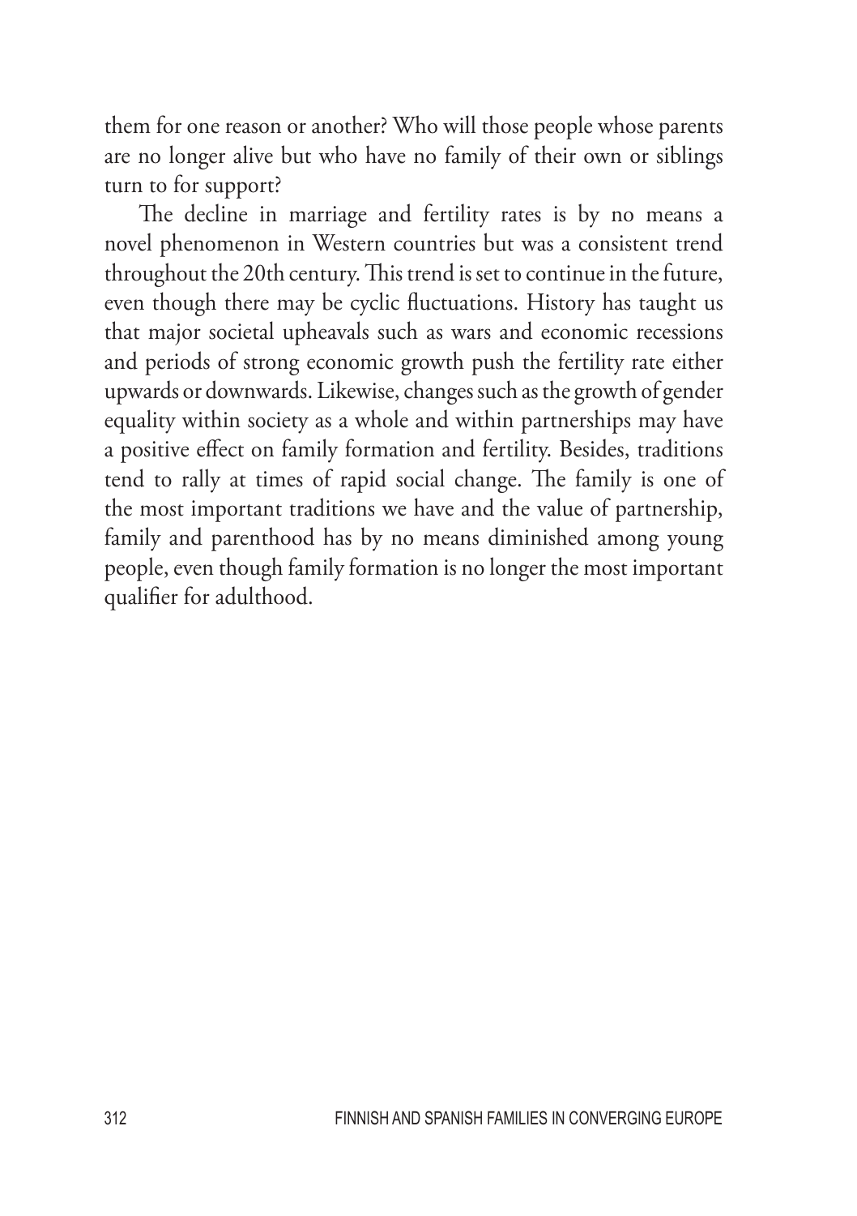them for one reason or another? Who will those people whose parents are no longer alive but who have no family of their own or siblings turn to for support?

The decline in marriage and fertility rates is by no means a novel phenomenon in Western countries but was a consistent trend throughout the 20th century. This trend is set to continue in the future, even though there may be cyclic fluctuations. History has taught us that major societal upheavals such as wars and economic recessions and periods of strong economic growth push the fertility rate either upwards or downwards. Likewise, changes such as the growth of gender equality within society as a whole and within partnerships may have a positive effect on family formation and fertility. Besides, traditions tend to rally at times of rapid social change. The family is one of the most important traditions we have and the value of partnership, family and parenthood has by no means diminished among young people, even though family formation is no longer the most important qualifier for adulthood.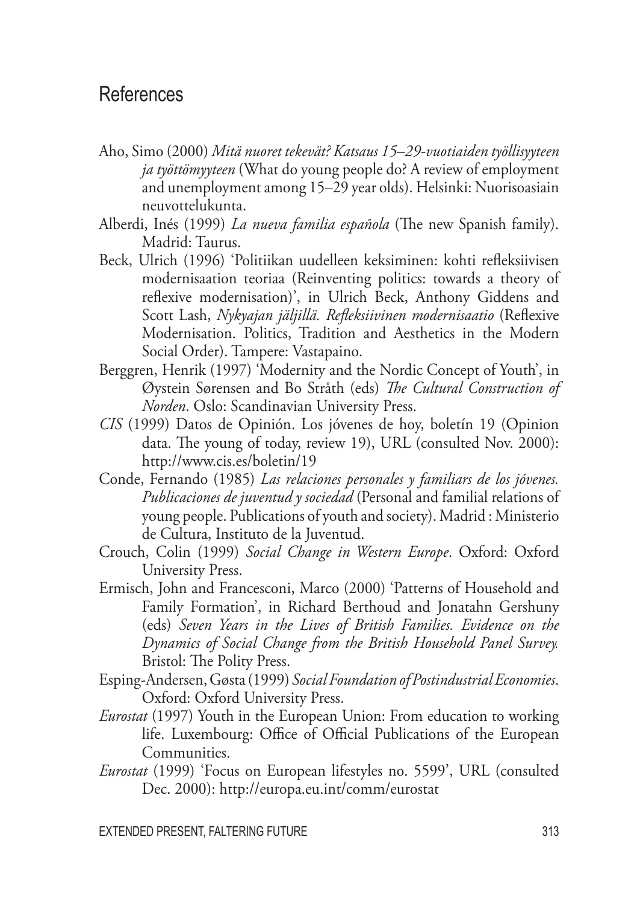## References

Aho, Simo (2000) *Mitä nuoret tekevät? Katsaus 15–29-vuotiaiden työllisyyteen ja työttömyyteen* (What do young people do? A review of employment and unemployment among 15–29 year olds). Helsinki: Nuorisoasiain neuvottelukunta.

Alberdi, Inés (1999) *La nueva familia española* (The new Spanish family). Madrid: Taurus.

Beck, Ulrich (1996) 'Politiikan uudelleen keksiminen: kohti refleksiivisen modernisaation teoriaa (Reinventing politics: towards a theory of reflexive modernisation)', in Ulrich Beck, Anthony Giddens and Scott Lash, *Nykyajan jäljillä. Refleksiivinen modernisaatio* (Reflexive Modernisation. Politics, Tradition and Aesthetics in the Modern Social Order). Tampere: Vastapaino.

Berggren, Henrik (1997) 'Modernity and the Nordic Concept of Youth', in Øystein Sørensen and Bo Stråth (eds) *The Cultural Construction of Norden*. Oslo: Scandinavian University Press.

*CIS* (1999) Datos de Opinión. Los jóvenes de hoy, boletín 19 (Opinion data. The young of today, review 19), URL (consulted Nov. 2000): http://www.cis.es/boletin/19

Conde, Fernando (1985) *Las relaciones personales y familiars de los jóvenes. Publicaciones de juventud y sociedad* (Personal and familial relations of young people. Publications of youth and society). Madrid : Ministerio de Cultura, Instituto de la Juventud.

Crouch, Colin (1999) *Social Change in Western Europe*. Oxford: Oxford University Press.

Ermisch, John and Francesconi, Marco (2000) 'Patterns of Household and Family Formation', in Richard Berthoud and Jonatahn Gershuny (eds) *Seven Years in the Lives of British Families. Evidence on the Dynamics of Social Change from the British Household Panel Survey.* Bristol: The Polity Press.

Esping-Andersen, Gøsta (1999) *Social Foundation of Postindustrial Economies*. Oxford: Oxford University Press.

*Eurostat* (1997) Youth in the European Union: From education to working life. Luxembourg: Office of Official Publications of the European Communities.

*Eurostat* (1999) 'Focus on European lifestyles no. 5599', URL (consulted Dec. 2000): http://europa.eu.int/comm/eurostat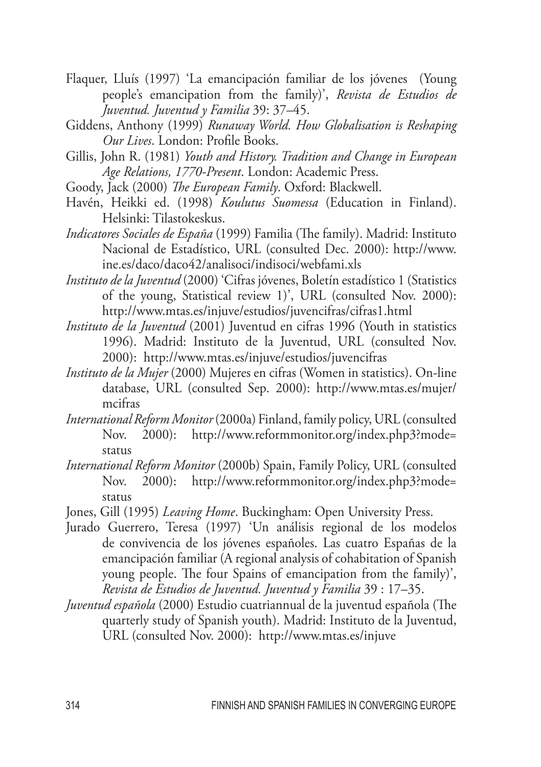Flaquer, Lluís (1997) 'La emancipación familiar de los jóvenes (Young people's emancipation from the family)', *Revista de Estudios de Juventud. Juventud y Familia* 39: 37–45.

Giddens, Anthony (1999) *Runaway World. How Globalisation is Reshaping Our Lives*. London: Profile Books.

Gillis, John R. (1981) *Youth and History. Tradition and Change in European Age Relations, 1770-Present*. London: Academic Press.

Goody, Jack (2000) *The European Family*. Oxford: Blackwell.

Havén, Heikki ed. (1998) *Koulutus Suomessa* (Education in Finland). Helsinki: Tilastokeskus.

*Indicatores Sociales de España* (1999) Familia (The family). Madrid: Instituto Nacional de Estadístico, URL (consulted Dec. 2000): http://www.ine.es/daco/daco42/analisoci/indisoci/webfami.xls

*Instituto de la Juventud* (2000) 'Cifras jóvenes, Boletín estadístico 1 (Statistics of the young, Statistical review 1)', URL (consulted Nov. 2000): http://www.mtas.es/injuve/estudios/juvencifras/cifras1.html

*Instituto de la Juventud* (2001) Juventud en cifras 1996 (Youth in statistics 1996). Madrid: Instituto de la Juventud, URL (consulted Nov. 2000): http://www.mtas.es/injuve/estudios/juvencifras

*Instituto de la Mujer* (2000) Mujeres en cifras (Women in statistics). On-line database, URL (consulted Sep. 2000): http://www.mtas.es/mujer/mcifras

*International Reform Monitor* (2000a) Finland, family policy, URL (consulted Nov. 2000): http://www.reformmonitor.org/index.php3?mode=status

*International Reform Monitor* (2000b) Spain, Family Policy, URL (consulted Nov. 2000): http://www.reformmonitor.org/index.php3?mode=status

Jones, Gill (1995) *Leaving Home*. Buckingham: Open University Press.

Jurado Guerrero, Teresa (1997) 'Un análisis regional de los modelos de convivencia de los jóvenes españoles. Las cuatro Españas de la emancipación familiar (A regional analysis of cohabitation of Spanish young people. The four Spains of emancipation from the family)', *Revista de Estudios de Juventud. Juventud y Familia* 39 : 17–35.

*Juventud española* (2000) Estudio cuatriannual de la juventud española (The quarterly study of Spanish youth). Madrid: Instituto de la Juventud, URL (consulted Nov. 2000): http://www.mtas.es/injuve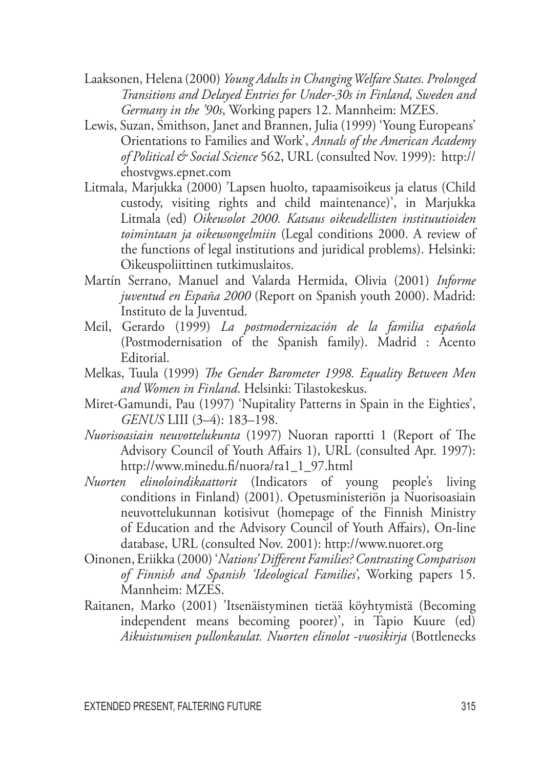Laaksonen, Helena (2000) *Young Adults in Changing Welfare States. Prolonged Transitions and Delayed Entries for Under-30s in Finland, Sweden and Germany in the '90s*, Working papers 12. Mannheim: MZES.

Lewis, Suzan, Smithson, Janet and Brannen, Julia (1999) 'Young Europeans' Orientations to Families and Work', *Annals of the American Academy of Political & Social Science* 562, URL (consulted Nov. 1999): http://ehostvgws.epnet.com

Litmala, Marjukka (2000) 'Lapsen huolto, tapaamisoikeus ja elatus (Child custody, visiting rights and child maintenance)', in Marjukka Litmala (ed) *Oikeusolot 2000. Katsaus oikeudellisten instituutioiden toimintaan ja oikeusongelmiin* (Legal conditions 2000. A review of the functions of legal institutions and juridical problems). Helsinki: Oikeuspoliittinen tutkimuslaitos.

Martín Serrano, Manuel and Valarda Hermida, Olivia (2001) *Informe juventud en España 2000* (Report on Spanish youth 2000). Madrid: Instituto de la Juventud.

Meil, Gerardo (1999) *La postmodernización de la familia española* (Postmodernisation of the Spanish family). Madrid : Acento Editorial.

Melkas, Tuula (1999) *The Gender Barometer 1998. Equality Between Men and Women in Finland*. Helsinki: Tilastokeskus.

Miret-Gamundi, Pau (1997) 'Nupitality Patterns in Spain in the Eighties', *GENUS* LIII (3–4): 183–198.

*Nuorisoasiain neuvottelukunta* (1997) Nuoran raportti 1 (Report of The Advisory Council of Youth Affairs 1), URL (consulted Apr. 1997): http://www.minedu.fi/nuora/ra1_1_97.html

*Nuorten elinoloindikaattorit* (Indicators of young people's living conditions in Finland) (2001). Opetusministeriön ja Nuorisoasiain neuvottelukunnan kotisivut (homepage of the Finnish Ministry of Education and the Advisory Council of Youth Affairs), On-line database, URL (consulted Nov. 2001): http://www.nuoret.org

Oinonen, Eriikka (2000) '*Nations' Different Families? Contrasting Comparison of Finnish and Spanish 'Ideological Families*', Working papers 15. Mannheim: MZES.

Raitanen, Marko (2001) 'Itsenäistyminen tietää köyhtymistä (Becoming independent means becoming poorer)', in Tapio Kuure (ed) *Aikuistumisen pullonkaulat. Nuorten elinolot -vuosikirja* (Bottlenecks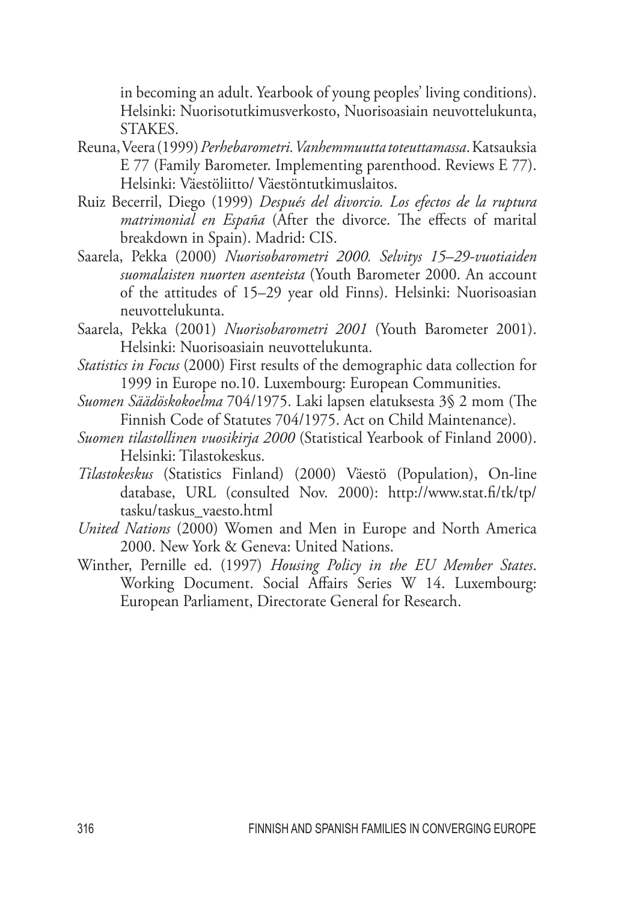in becoming an adult. Yearbook of young peoples' living conditions). Helsinki: Nuorisotutkimusverkosto, Nuorisoasiain neuvottelukunta, STAKES.

Reuna, Veera (1999) *Perhebarometri. Vanhemmuutta toteuttamassa*. Katsauksia E 77 (Family Barometer. Implementing parenthood. Reviews E 77). Helsinki: Väestöliitto/ Väestöntutkimuslaitos.

Ruiz Becerril, Diego (1999) *Después del divorcio. Los efectos de la ruptura matrimonial en España* (After the divorce. The effects of marital breakdown in Spain). Madrid: CIS.

Saarela, Pekka (2000) *Nuorisobarometri 2000. Selvitys 15–29-vuotiaiden suomalaisten nuorten asenteista* (Youth Barometer 2000. An account of the attitudes of 15–29 year old Finns). Helsinki: Nuorisoasian neuvottelukunta.

Saarela, Pekka (2001) *Nuorisobarometri 2001* (Youth Barometer 2001). Helsinki: Nuorisoasiain neuvottelukunta.

*Statistics in Focus* (2000) First results of the demographic data collection for 1999 in Europe no.10. Luxembourg: European Communities.

*Suomen Säädöskokoelma* 704/1975. Laki lapsen elatuksesta 3§ 2 mom (The Finnish Code of Statutes 704/1975. Act on Child Maintenance).

*Suomen tilastollinen vuosikirja 2000* (Statistical Yearbook of Finland 2000). Helsinki: Tilastokeskus.

*Tilastokeskus* (Statistics Finland) (2000) Väestö (Population), On-line database, URL (consulted Nov. 2000): http://www.stat.fi/tk/tp/tasku/taskus_vaesto.html

*United Nations* (2000) Women and Men in Europe and North America 2000. New York & Geneva: United Nations.

Winther, Pernille ed. (1997) *Housing Policy in the EU Member States*. Working Document. Social Affairs Series W 14. Luxembourg: European Parliament, Directorate General for Research.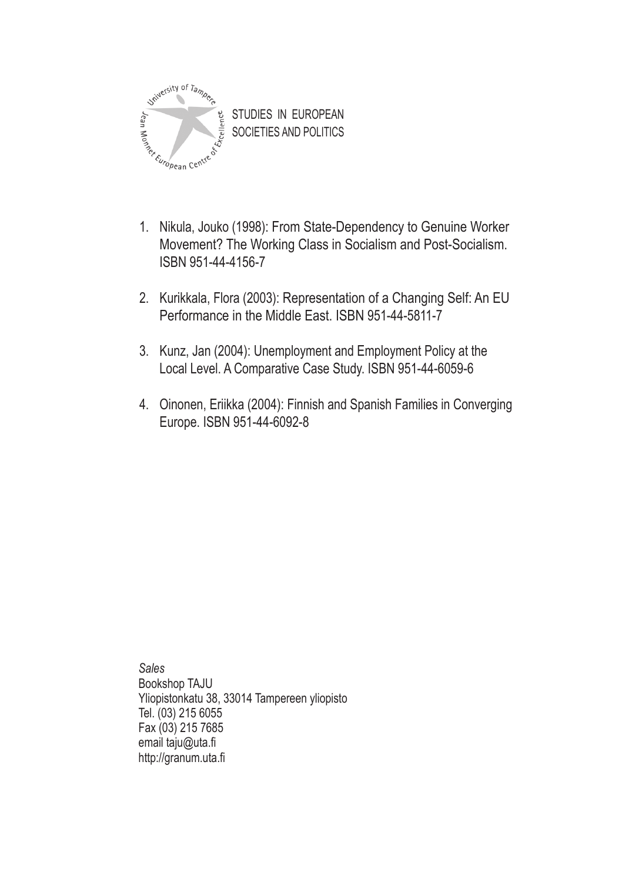STUDIES IN EUROPEAN SOCIETIES AND POLITICS

1. Nikula, Jouko (1998): From State-Dependency to Genuine Worker Movement? The Working Class in Socialism and Post-Socialism. ISBN 951-44-4156-7

2. Kurikkala, Flora (2003): Representation of a Changing Self: An EU Performance in the Middle East. ISBN 951-44-5811-7

3. Kunz, Jan (2004): Unemployment and Employment Policy at the Local Level. A Comparative Case Study. ISBN 951-44-6059-6

4. Oinonen, Eriikka (2004): Finnish and Spanish Families in Converging Europe. ISBN 951-44-6092-8

*Sales*
Bookshop TAJU
Yliopistonkatu 38, 33014 Tampereen yliopisto
Tel. (03) 215 6055
Fax (03) 215 7685
email taju@uta.fi
http://granum.uta.fi